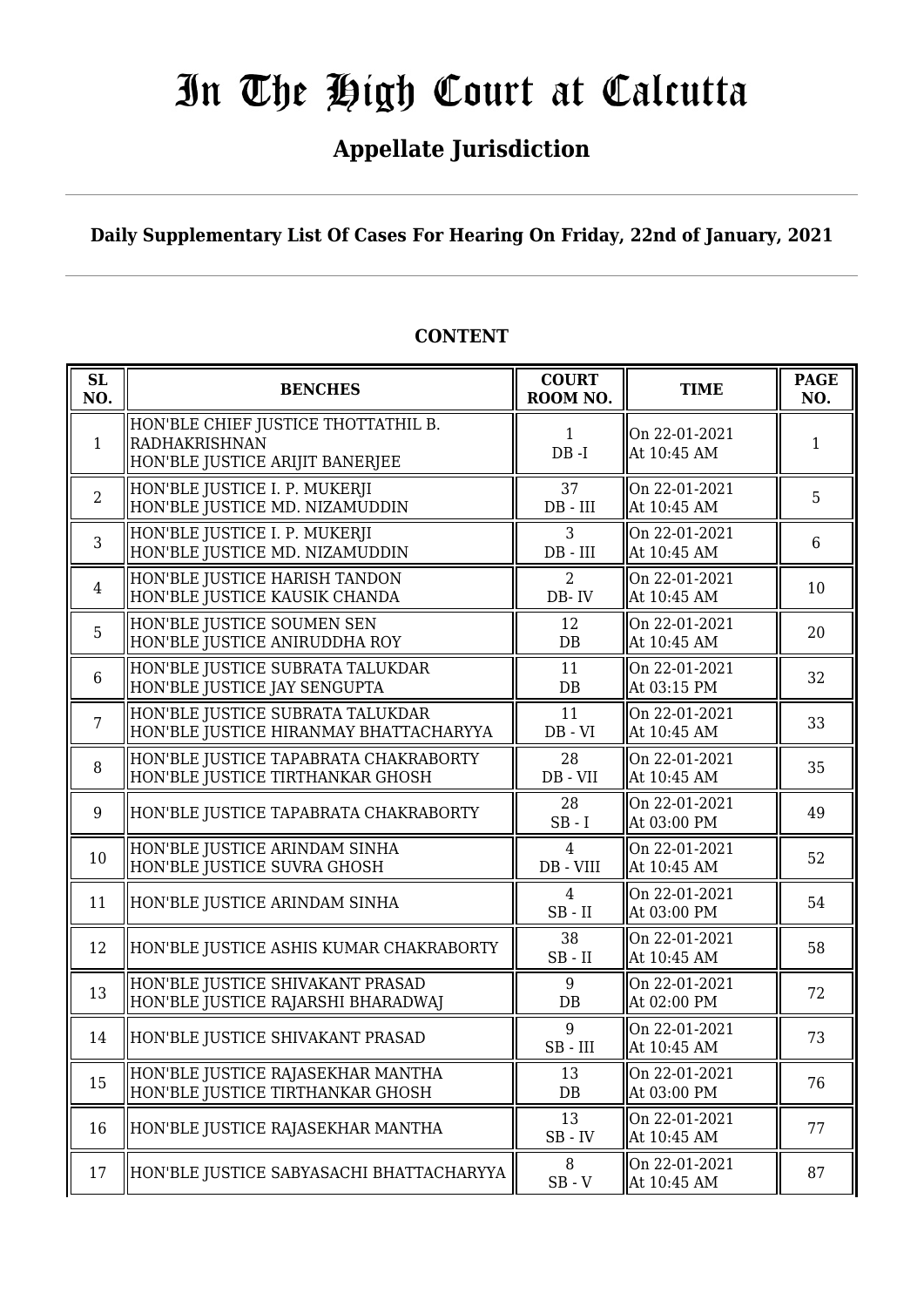# In The High Court at Calcutta

## Appellate Jurisdiction

**Daily Supplementary List Of Cases For Hearing On Friday, 22nd of January, 2021**

**CONTENT**

| SL NO. | BENCHES | COURT ROOM NO. | TIME | PAGE NO. |
|---|---|---|---|---|
| 1 | HON'BLE CHIEF JUSTICE THOTTATHIL B. RADHAKRISHNAN<br>HON'BLE JUSTICE ARIJIT BANERJEE | 1<br>DB -I | On 22-01-2021<br>At 10:45 AM | 1 |
| 2 | HON'BLE JUSTICE I. P. MUKERJI<br>HON'BLE JUSTICE MD. NIZAMUDDIN | 37<br>DB - III | On 22-01-2021<br>At 10:45 AM | 5 |
| 3 | HON'BLE JUSTICE I. P. MUKERJI<br>HON'BLE JUSTICE MD. NIZAMUDDIN | 3<br>DB - III | On 22-01-2021<br>At 10:45 AM | 6 |
| 4 | HON'BLE JUSTICE HARISH TANDON<br>HON'BLE JUSTICE KAUSIK CHANDA | 2<br>DB- IV | On 22-01-2021<br>At 10:45 AM | 10 |
| 5 | HON'BLE JUSTICE SOUMEN SEN<br>HON'BLE JUSTICE ANIRUDDHA ROY | 12<br>DB | On 22-01-2021<br>At 10:45 AM | 20 |
| 6 | HON'BLE JUSTICE SUBRATA TALUKDAR<br>HON'BLE JUSTICE JAY SENGUPTA | 11<br>DB | On 22-01-2021<br>At 03:15 PM | 32 |
| 7 | HON'BLE JUSTICE SUBRATA TALUKDAR<br>HON'BLE JUSTICE HIRANMAY BHATTACHARYYA | 11<br>DB - VI | On 22-01-2021<br>At 10:45 AM | 33 |
| 8 | HON'BLE JUSTICE TAPABRATA CHAKRABORTY<br>HON'BLE JUSTICE TIRTHANKAR GHOSH | 28<br>DB - VII | On 22-01-2021<br>At 10:45 AM | 35 |
| 9 | HON'BLE JUSTICE TAPABRATA CHAKRABORTY | 28<br>SB - I | On 22-01-2021<br>At 03:00 PM | 49 |
| 10 | HON'BLE JUSTICE ARINDAM SINHA<br>HON'BLE JUSTICE SUVRA GHOSH | 4<br>DB - VIII | On 22-01-2021<br>At 10:45 AM | 52 |
| 11 | HON'BLE JUSTICE ARINDAM SINHA | 4<br>SB - II | On 22-01-2021<br>At 03:00 PM | 54 |
| 12 | HON'BLE JUSTICE ASHIS KUMAR CHAKRABORTY | 38<br>SB - II | On 22-01-2021<br>At 10:45 AM | 58 |
| 13 | HON'BLE JUSTICE SHIVAKANT PRASAD<br>HON'BLE JUSTICE RAJARSHI BHARADWAJ | 9<br>DB | On 22-01-2021<br>At 02:00 PM | 72 |
| 14 | HON'BLE JUSTICE SHIVAKANT PRASAD | 9<br>SB - III | On 22-01-2021<br>At 10:45 AM | 73 |
| 15 | HON'BLE JUSTICE RAJASEKHAR MANTHA<br>HON'BLE JUSTICE TIRTHANKAR GHOSH | 13<br>DB | On 22-01-2021<br>At 03:00 PM | 76 |
| 16 | HON'BLE JUSTICE RAJASEKHAR MANTHA | 13<br>SB - IV | On 22-01-2021<br>At 10:45 AM | 77 |
| 17 | HON'BLE JUSTICE SABYASACHI BHATTACHARYYA | 8<br>SB - V | On 22-01-2021<br>At 10:45 AM | 87 |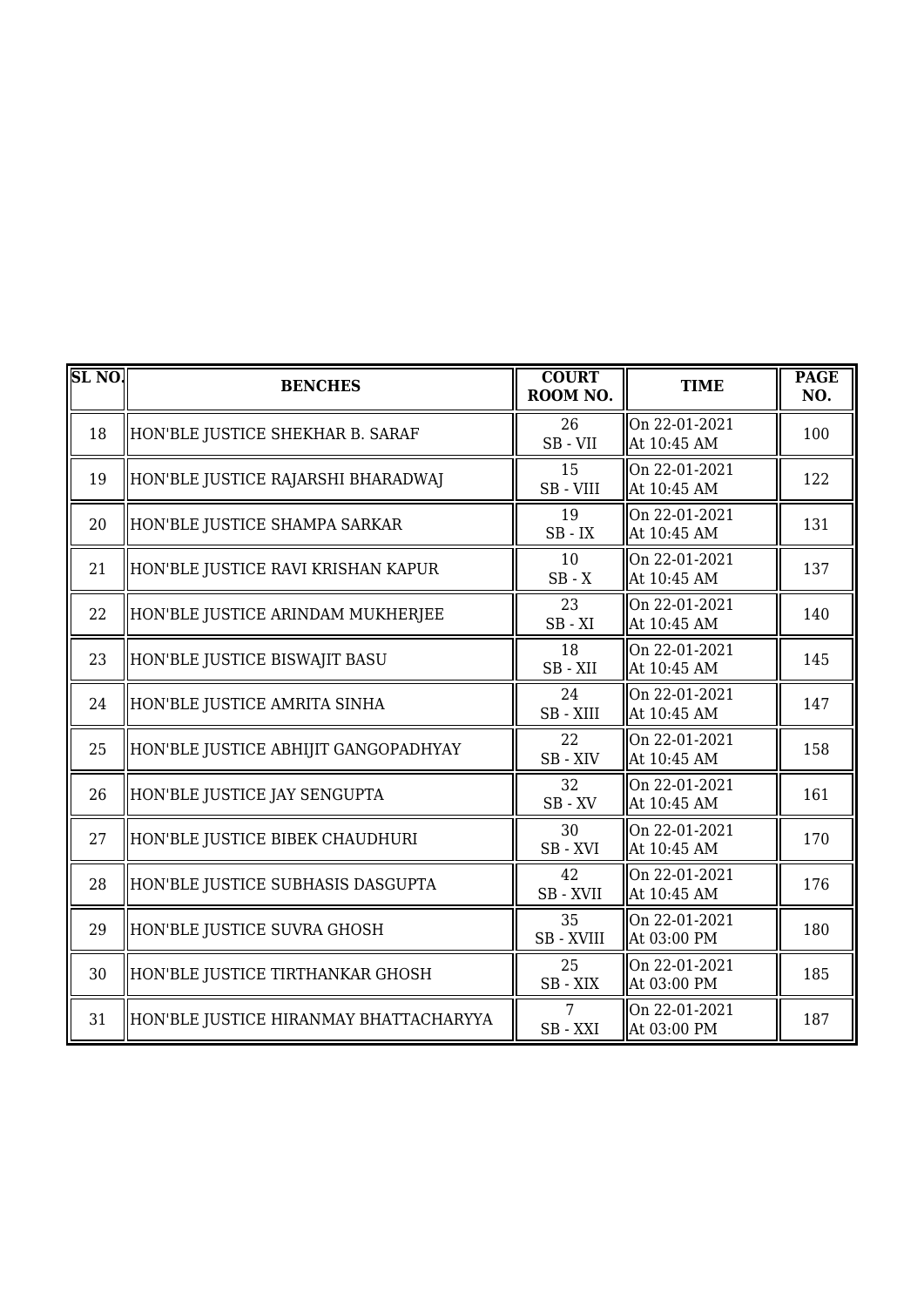| SL NO. | BENCHES | COURT ROOM NO. | TIME | PAGE NO. |
|---|---|---|---|---|
| 18 | HON'BLE JUSTICE SHEKHAR B. SARAF | 26<br>SB - VII | On 22-01-2021<br>At 10:45 AM | 100 |
| 19 | HON'BLE JUSTICE RAJARSHI BHARADWAJ | 15<br>SB - VIII | On 22-01-2021<br>At 10:45 AM | 122 |
| 20 | HON'BLE JUSTICE SHAMPA SARKAR | 19<br>SB - IX | On 22-01-2021<br>At 10:45 AM | 131 |
| 21 | HON'BLE JUSTICE RAVI KRISHAN KAPUR | 10<br>SB - X | On 22-01-2021<br>At 10:45 AM | 137 |
| 22 | HON'BLE JUSTICE ARINDAM MUKHERJEE | 23<br>SB - XI | On 22-01-2021<br>At 10:45 AM | 140 |
| 23 | HON'BLE JUSTICE BISWAJIT BASU | 18<br>SB - XII | On 22-01-2021<br>At 10:45 AM | 145 |
| 24 | HON'BLE JUSTICE AMRITA SINHA | 24<br>SB - XIII | On 22-01-2021<br>At 10:45 AM | 147 |
| 25 | HON'BLE JUSTICE ABHIJIT GANGOPADHYAY | 22<br>SB - XIV | On 22-01-2021<br>At 10:45 AM | 158 |
| 26 | HON'BLE JUSTICE JAY SENGUPTA | 32<br>SB - XV | On 22-01-2021<br>At 10:45 AM | 161 |
| 27 | HON'BLE JUSTICE BIBEK CHAUDHURI | 30<br>SB - XVI | On 22-01-2021<br>At 10:45 AM | 170 |
| 28 | HON'BLE JUSTICE SUBHASIS DASGUPTA | 42<br>SB - XVII | On 22-01-2021<br>At 10:45 AM | 176 |
| 29 | HON'BLE JUSTICE SUVRA GHOSH | 35<br>SB - XVIII | On 22-01-2021<br>At 03:00 PM | 180 |
| 30 | HON'BLE JUSTICE TIRTHANKAR GHOSH | 25<br>SB - XIX | On 22-01-2021<br>At 03:00 PM | 185 |
| 31 | HON'BLE JUSTICE HIRANMAY BHATTACHARYYA | 7<br>SB - XXI | On 22-01-2021<br>At 03:00 PM | 187 |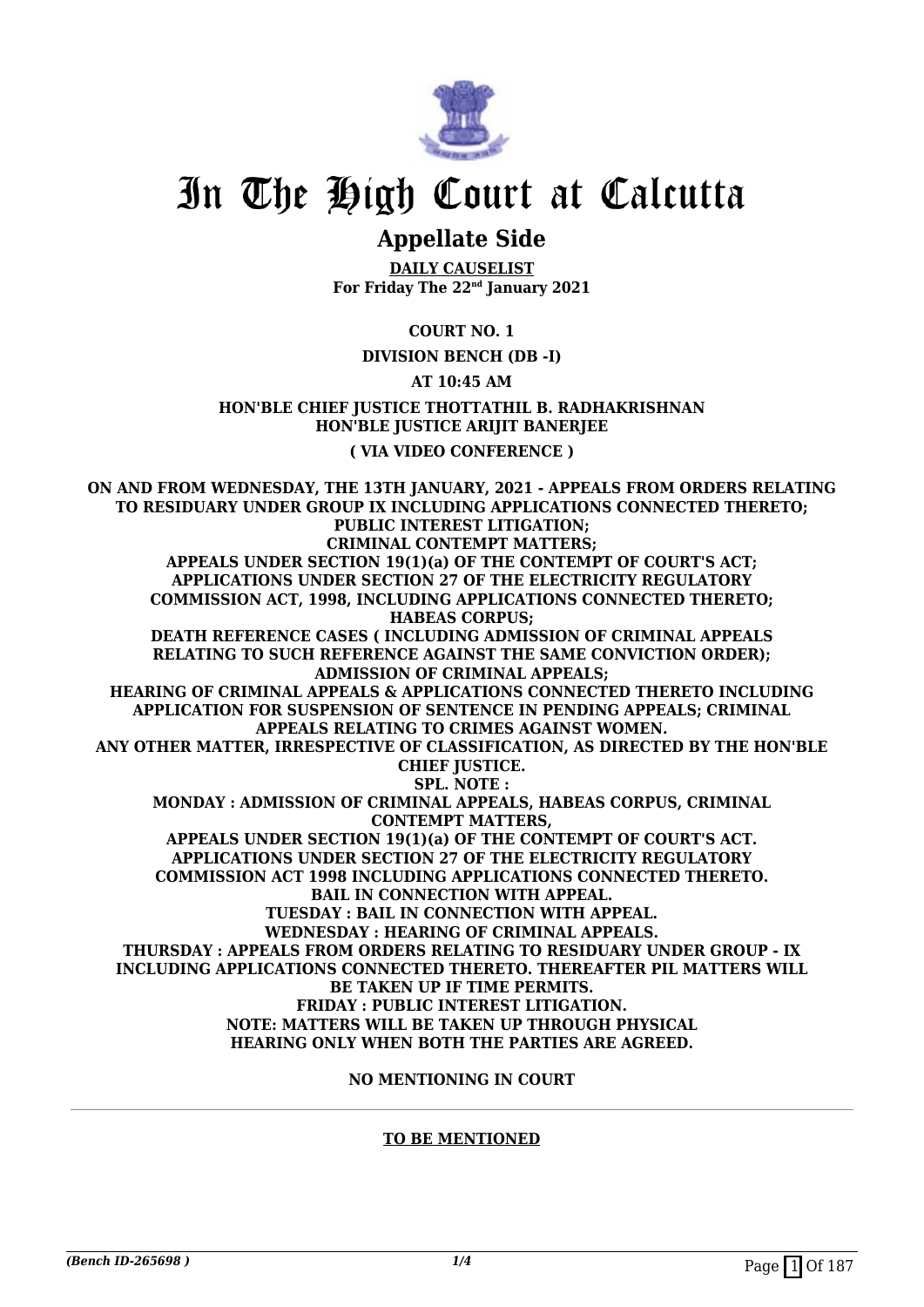# In The High Court at Calcutta

## Appellate Side

**DAILY CAUSELIST**
**For Friday The 22nd January 2021**

**COURT NO. 1**

**DIVISION BENCH (DB -I)**

**AT 10:45 AM**

**HON'BLE CHIEF JUSTICE THOTTATHIL B. RADHAKRISHNAN**
**HON'BLE JUSTICE ARIJIT BANERJEE**

**( VIA VIDEO CONFERENCE )**

**ON AND FROM WEDNESDAY, THE 13TH JANUARY, 2021 - APPEALS FROM ORDERS RELATING TO RESIDUARY UNDER GROUP IX INCLUDING APPLICATIONS CONNECTED THERETO; PUBLIC INTEREST LITIGATION; CRIMINAL CONTEMPT MATTERS; APPEALS UNDER SECTION 19(1)(a) OF THE CONTEMPT OF COURT'S ACT; APPLICATIONS UNDER SECTION 27 OF THE ELECTRICITY REGULATORY COMMISSION ACT, 1998, INCLUDING APPLICATIONS CONNECTED THERETO; HABEAS CORPUS; DEATH REFERENCE CASES ( INCLUDING ADMISSION OF CRIMINAL APPEALS RELATING TO SUCH REFERENCE AGAINST THE SAME CONVICTION ORDER); ADMISSION OF CRIMINAL APPEALS; HEARING OF CRIMINAL APPEALS & APPLICATIONS CONNECTED THERETO INCLUDING APPLICATION FOR SUSPENSION OF SENTENCE IN PENDING APPEALS; CRIMINAL APPEALS RELATING TO CRIMES AGAINST WOMEN. ANY OTHER MATTER, IRRESPECTIVE OF CLASSIFICATION, AS DIRECTED BY THE HON'BLE CHIEF JUSTICE.**

**SPL. NOTE :**

**MONDAY : ADMISSION OF CRIMINAL APPEALS, HABEAS CORPUS, CRIMINAL CONTEMPT MATTERS, APPEALS UNDER SECTION 19(1)(a) OF THE CONTEMPT OF COURT'S ACT. APPLICATIONS UNDER SECTION 27 OF THE ELECTRICITY REGULATORY COMMISSION ACT 1998 INCLUDING APPLICATIONS CONNECTED THERETO. BAIL IN CONNECTION WITH APPEAL.**

**TUESDAY : BAIL IN CONNECTION WITH APPEAL.**

**WEDNESDAY : HEARING OF CRIMINAL APPEALS.**

**THURSDAY : APPEALS FROM ORDERS RELATING TO RESIDUARY UNDER GROUP - IX INCLUDING APPLICATIONS CONNECTED THERETO. THEREAFTER PIL MATTERS WILL BE TAKEN UP IF TIME PERMITS.**

**FRIDAY : PUBLIC INTEREST LITIGATION.**

**NOTE: MATTERS WILL BE TAKEN UP THROUGH PHYSICAL HEARING ONLY WHEN BOTH THE PARTIES ARE AGREED.**

**NO MENTIONING IN COURT**

---

**TO BE MENTIONED**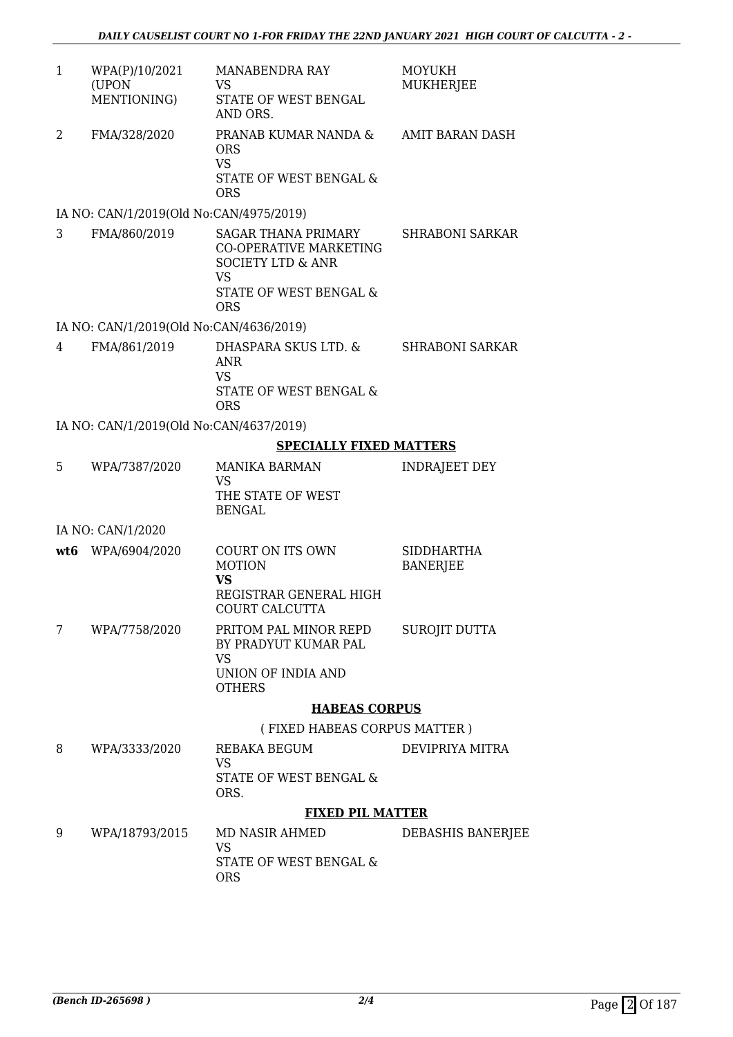| | | | |
|---|---|---|---|
| 1 | WPA(P)/10/2021 (UPON MENTIONING) | MANABENDRA RAY<br>VS<br>STATE OF WEST BENGAL AND ORS. | MOYUKH MUKHERJEE |
| 2 | FMA/328/2020 | PRANAB KUMAR NANDA & ORS<br>VS<br>STATE OF WEST BENGAL & ORS | AMIT BARAN DASH |
| | IA NO: CAN/1/2019(Old No:CAN/4975/2019) | | |
| 3 | FMA/860/2019 | SAGAR THANA PRIMARY CO-OPERATIVE MARKETING SOCIETY LTD & ANR<br>VS<br>STATE OF WEST BENGAL & ORS | SHRABONI SARKAR |
| | IA NO: CAN/1/2019(Old No:CAN/4636/2019) | | |
| 4 | FMA/861/2019 | DHASPARA SKUS LTD. & ANR<br>VS<br>STATE OF WEST BENGAL & ORS | SHRABONI SARKAR |
| | IA NO: CAN/1/2019(Old No:CAN/4637/2019) | | |

**SPECIALLY FIXED MATTERS**

| | | | |
|---|---|---|---|
| 5 | WPA/7387/2020 | MANIKA BARMAN<br>VS<br>THE STATE OF WEST BENGAL | INDRAJEET DEY |
| | IA NO: CAN/1/2020 | | |
| **wt6** | WPA/6904/2020 | COURT ON ITS OWN MOTION<br>**VS**<br>REGISTRAR GENERAL HIGH COURT CALCUTTA | SIDDHARTHA BANERJEE |
| 7 | WPA/7758/2020 | PRITOM PAL MINOR REPD BY PRADYUT KUMAR PAL<br>VS<br>UNION OF INDIA AND OTHERS | SUROJIT DUTTA |

**HABEAS CORPUS**

( FIXED HABEAS CORPUS MATTER )

| | | | |
|---|---|---|---|
| 8 | WPA/3333/2020 | REBAKA BEGUM<br>VS<br>STATE OF WEST BENGAL & ORS. | DEVIPRIYA MITRA |

**FIXED PIL MATTER**

| | | | |
|---|---|---|---|
| 9 | WPA/18793/2015 | MD NASIR AHMED<br>VS<br>STATE OF WEST BENGAL & ORS | DEBASHIS BANERJEE |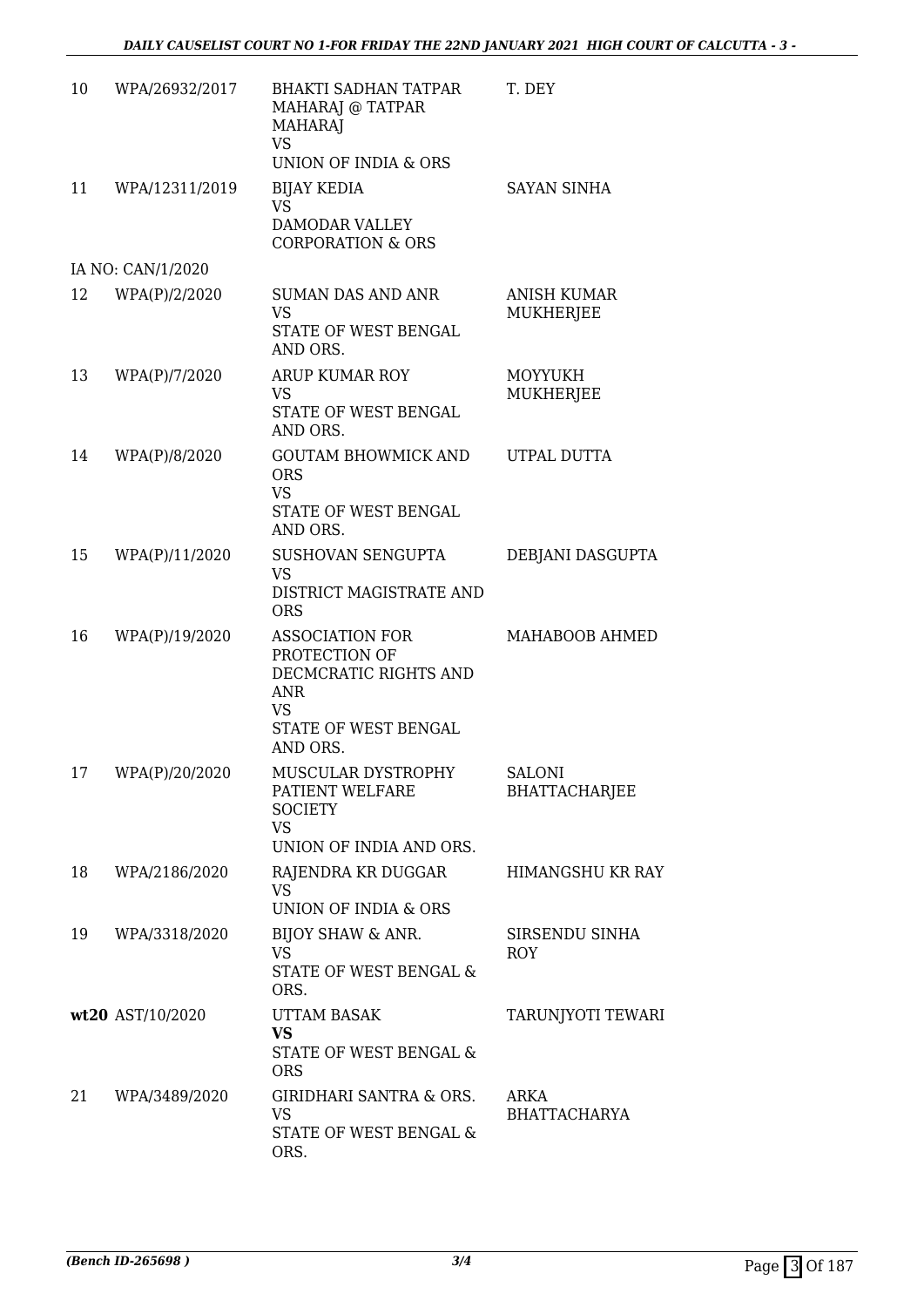| | | | |
|---|---|---|---|
| 10 | WPA/26932/2017 | BHAKTI SADHAN TATPAR MAHARAJ @ TATPAR MAHARAJ<br>VS<br>UNION OF INDIA & ORS | T. DEY |
| 11 | WPA/12311/2019 | BIJAY KEDIA<br>VS<br>DAMODAR VALLEY CORPORATION & ORS | SAYAN SINHA |
| | IA NO: CAN/1/2020 | | |
| 12 | WPA(P)/2/2020 | SUMAN DAS AND ANR<br>VS<br>STATE OF WEST BENGAL AND ORS. | ANISH KUMAR MUKHERJEE |
| 13 | WPA(P)/7/2020 | ARUP KUMAR ROY<br>VS<br>STATE OF WEST BENGAL AND ORS. | MOYYUKH MUKHERJEE |
| 14 | WPA(P)/8/2020 | GOUTAM BHOWMICK AND ORS<br>VS<br>STATE OF WEST BENGAL AND ORS. | UTPAL DUTTA |
| 15 | WPA(P)/11/2020 | SUSHOVAN SENGUPTA<br>VS<br>DISTRICT MAGISTRATE AND ORS | DEBJANI DASGUPTA |
| 16 | WPA(P)/19/2020 | ASSOCIATION FOR PROTECTION OF DECMCRATIC RIGHTS AND ANR<br>VS<br>STATE OF WEST BENGAL AND ORS. | MAHABOOB AHMED |
| 17 | WPA(P)/20/2020 | MUSCULAR DYSTROPHY PATIENT WELFARE SOCIETY<br>VS<br>UNION OF INDIA AND ORS. | SALONI BHATTACHARJEE |
| 18 | WPA/2186/2020 | RAJENDRA KR DUGGAR<br>VS<br>UNION OF INDIA & ORS | HIMANGSHU KR RAY |
| 19 | WPA/3318/2020 | BIJOY SHAW & ANR.<br>VS<br>STATE OF WEST BENGAL & ORS. | SIRSENDU SINHA ROY |
| **wt20** | AST/10/2020 | UTTAM BASAK<br>**VS**<br>STATE OF WEST BENGAL & ORS | TARUNJYOTI TEWARI |
| 21 | WPA/3489/2020 | GIRIDHARI SANTRA & ORS.<br>VS<br>STATE OF WEST BENGAL & ORS. | ARKA BHATTACHARYA |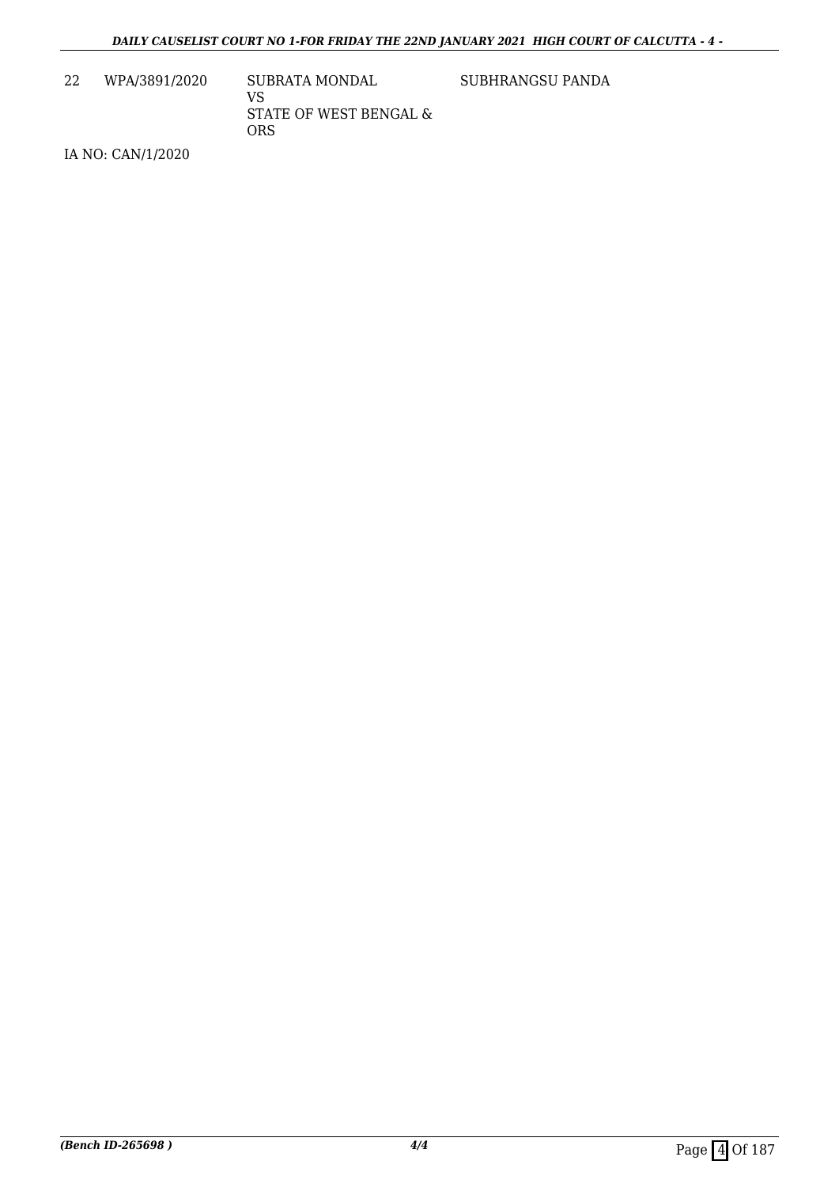| 22 | WPA/3891/2020 | SUBRATA MONDAL<br>VS<br>STATE OF WEST BENGAL & ORS | SUBHRANGSU PANDA |
|---|---|---|---|

IA NO: CAN/1/2020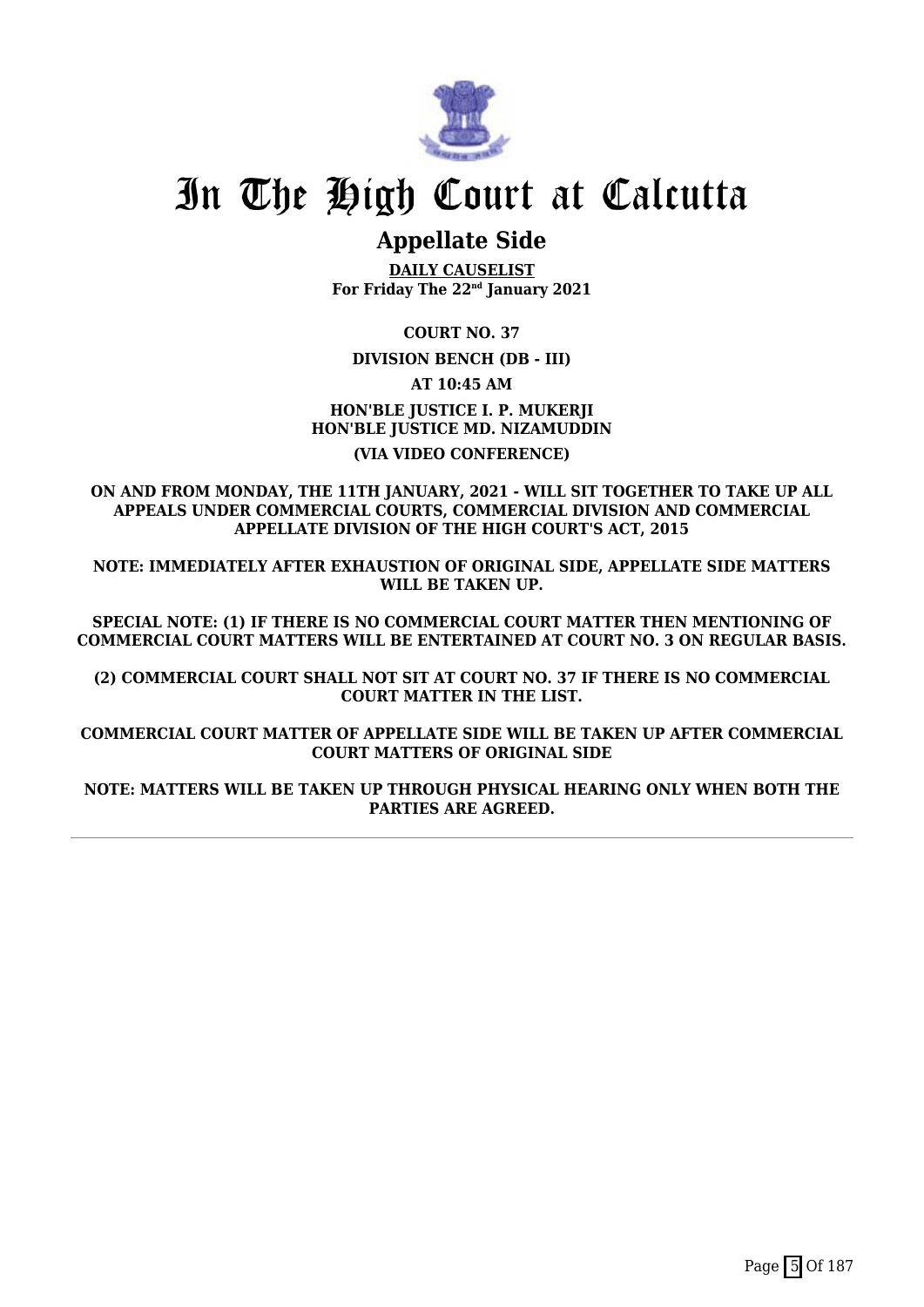# In The High Court at Calcutta

## Appellate Side

**DAILY CAUSELIST**
**For Friday The 22nd January 2021**

**COURT NO. 37**

**DIVISION BENCH (DB - III)**

**AT 10:45 AM**

**HON'BLE JUSTICE I. P. MUKERJI**
**HON'BLE JUSTICE MD. NIZAMUDDIN**

**(VIA VIDEO CONFERENCE)**

**ON AND FROM MONDAY, THE 11TH JANUARY, 2021 - WILL SIT TOGETHER TO TAKE UP ALL APPEALS UNDER COMMERCIAL COURTS, COMMERCIAL DIVISION AND COMMERCIAL APPELLATE DIVISION OF THE HIGH COURT'S ACT, 2015**

**NOTE: IMMEDIATELY AFTER EXHAUSTION OF ORIGINAL SIDE, APPELLATE SIDE MATTERS WILL BE TAKEN UP.**

**SPECIAL NOTE: (1) IF THERE IS NO COMMERCIAL COURT MATTER THEN MENTIONING OF COMMERCIAL COURT MATTERS WILL BE ENTERTAINED AT COURT NO. 3 ON REGULAR BASIS.**

**(2) COMMERCIAL COURT SHALL NOT SIT AT COURT NO. 37 IF THERE IS NO COMMERCIAL COURT MATTER IN THE LIST.**

**COMMERCIAL COURT MATTER OF APPELLATE SIDE WILL BE TAKEN UP AFTER COMMERCIAL COURT MATTERS OF ORIGINAL SIDE**

**NOTE: MATTERS WILL BE TAKEN UP THROUGH PHYSICAL HEARING ONLY WHEN BOTH THE PARTIES ARE AGREED.**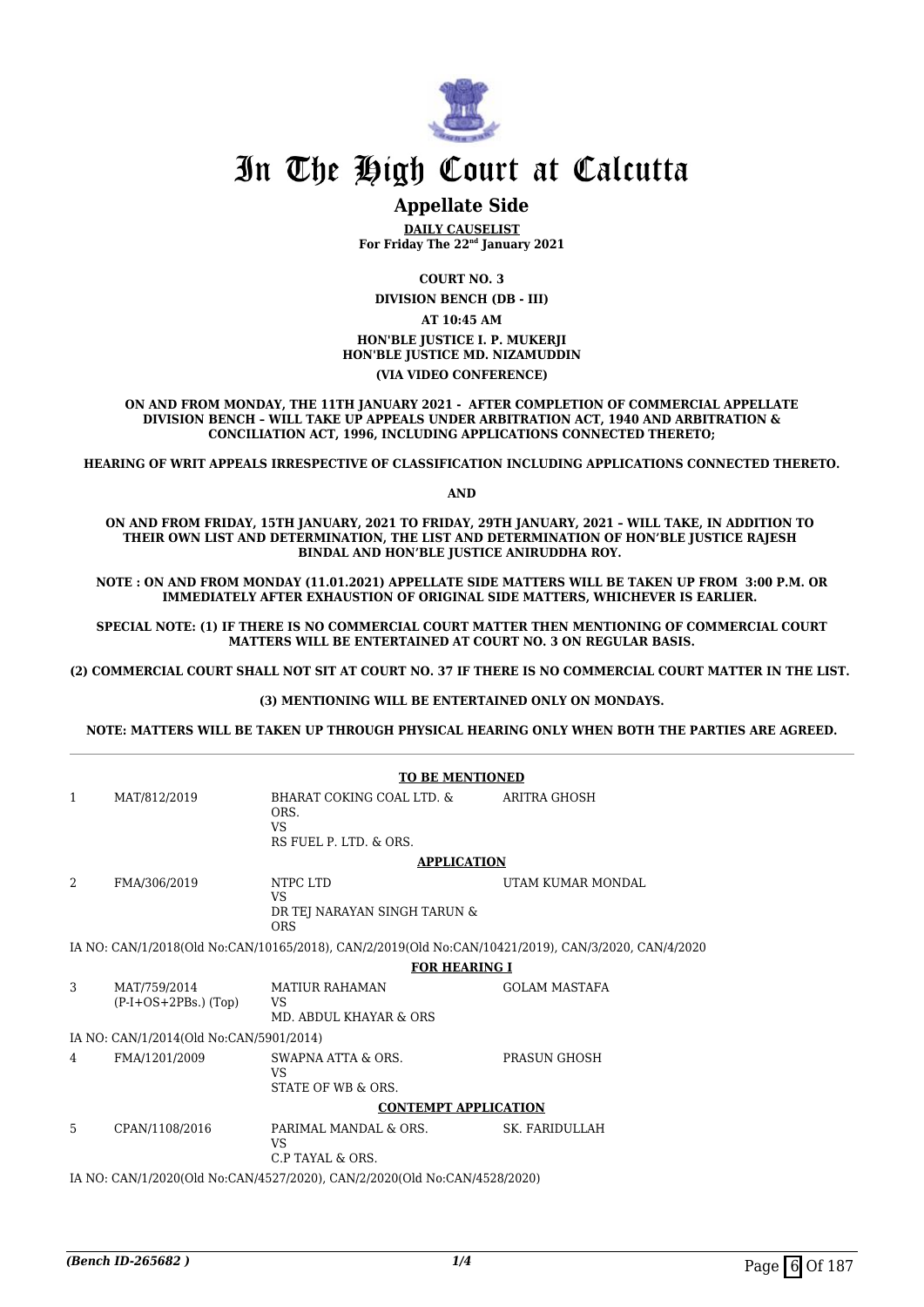# In The High Court at Calcutta

## Appellate Side

**DAILY CAUSELIST**
**For Friday The 22nd January 2021**

**COURT NO. 3**

**DIVISION BENCH (DB - III)**

**AT 10:45 AM**

**HON'BLE JUSTICE I. P. MUKERJI**
**HON'BLE JUSTICE MD. NIZAMUDDIN**

**(VIA VIDEO CONFERENCE)**

**ON AND FROM MONDAY, THE 11TH JANUARY 2021 - AFTER COMPLETION OF COMMERCIAL APPELLATE DIVISION BENCH – WILL TAKE UP APPEALS UNDER ARBITRATION ACT, 1940 AND ARBITRATION & CONCILIATION ACT, 1996, INCLUDING APPLICATIONS CONNECTED THERETO;**

**HEARING OF WRIT APPEALS IRRESPECTIVE OF CLASSIFICATION INCLUDING APPLICATIONS CONNECTED THERETO.**

**AND**

**ON AND FROM FRIDAY, 15TH JANUARY, 2021 TO FRIDAY, 29TH JANUARY, 2021 – WILL TAKE, IN ADDITION TO THEIR OWN LIST AND DETERMINATION, THE LIST AND DETERMINATION OF HON'BLE JUSTICE RAJESH BINDAL AND HON'BLE JUSTICE ANIRUDDHA ROY.**

**NOTE : ON AND FROM MONDAY (11.01.2021) APPELLATE SIDE MATTERS WILL BE TAKEN UP FROM 3:00 P.M. OR IMMEDIATELY AFTER EXHAUSTION OF ORIGINAL SIDE MATTERS, WHICHEVER IS EARLIER.**

**SPECIAL NOTE: (1) IF THERE IS NO COMMERCIAL COURT MATTER THEN MENTIONING OF COMMERCIAL COURT MATTERS WILL BE ENTERTAINED AT COURT NO. 3 ON REGULAR BASIS.**

**(2) COMMERCIAL COURT SHALL NOT SIT AT COURT NO. 37 IF THERE IS NO COMMERCIAL COURT MATTER IN THE LIST.**

**(3) MENTIONING WILL BE ENTERTAINED ONLY ON MONDAYS.**

**NOTE: MATTERS WILL BE TAKEN UP THROUGH PHYSICAL HEARING ONLY WHEN BOTH THE PARTIES ARE AGREED.**

**TO BE MENTIONED**

| | | | |
|---|---|---|---|
| 1 | MAT/812/2019 | BHARAT COKING COAL LTD. & ORS.<br>VS<br>RS FUEL P. LTD. & ORS. | ARITRA GHOSH |

**APPLICATION**

| | | | |
|---|---|---|---|
| 2 | FMA/306/2019 | NTPC LTD<br>VS<br>DR TEJ NARAYAN SINGH TARUN & ORS | UTAM KUMAR MONDAL |

IA NO: CAN/1/2018(Old No:CAN/10165/2018), CAN/2/2019(Old No:CAN/10421/2019), CAN/3/2020, CAN/4/2020

**FOR HEARING I**

| | | | |
|---|---|---|---|
| 3 | MAT/759/2014<br>(P-I+OS+2PBs.) (Top) | MATIUR RAHAMAN<br>VS<br>MD. ABDUL KHAYAR & ORS | GOLAM MASTAFA |

IA NO: CAN/1/2014(Old No:CAN/5901/2014)

| | | | |
|---|---|---|---|
| 4 | FMA/1201/2009 | SWAPNA ATTA & ORS.<br>VS<br>STATE OF WB & ORS. | PRASUN GHOSH |

**CONTEMPT APPLICATION**

| | | | |
|---|---|---|---|
| 5 | CPAN/1108/2016 | PARIMAL MANDAL & ORS.<br>VS<br>C.P TAYAL & ORS. | SK. FARIDULLAH |

IA NO: CAN/1/2020(Old No:CAN/4527/2020), CAN/2/2020(Old No:CAN/4528/2020)

*(Bench ID-265682 )*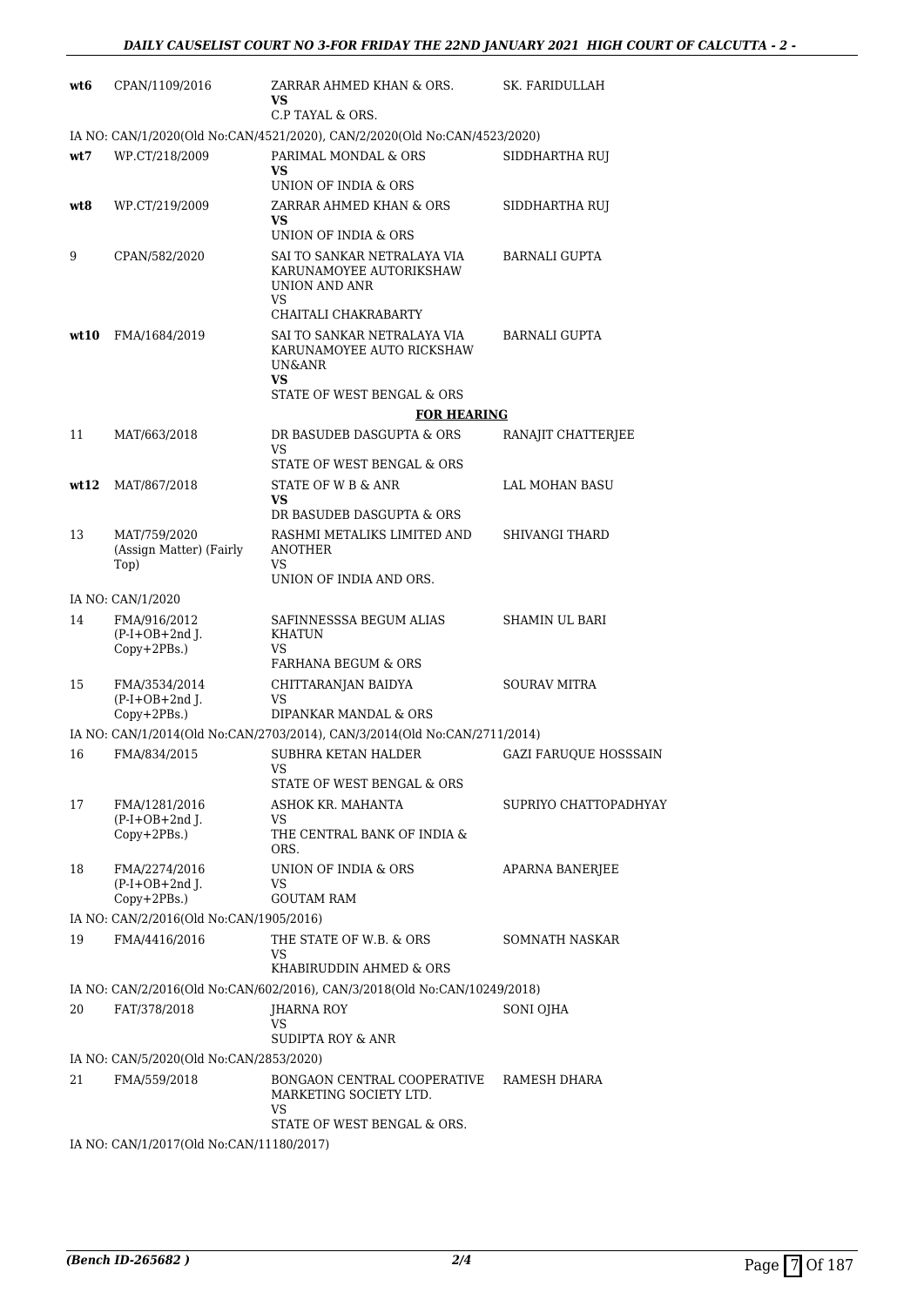| | | | |
|---|---|---|---|
| wt6 | CPAN/1109/2016 | ZARRAR AHMED KHAN & ORS.<br>**VS**<br>C.P TAYAL & ORS. | SK. FARIDULLAH |
| | IA NO: CAN/1/2020(Old No:CAN/4521/2020), CAN/2/2020(Old No:CAN/4523/2020) | | |
| wt7 | WP.CT/218/2009 | PARIMAL MONDAL & ORS<br>**VS**<br>UNION OF INDIA & ORS | SIDDHARTHA RUJ |
| wt8 | WP.CT/219/2009 | ZARRAR AHMED KHAN & ORS<br>**VS**<br>UNION OF INDIA & ORS | SIDDHARTHA RUJ |
| 9 | CPAN/582/2020 | SAI TO SANKAR NETRALAYA VIA KARUNAMOYEE AUTORIKSHAW UNION AND ANR<br>VS<br>CHAITALI CHAKRABARTY | BARNALI GUPTA |
| wt10 | FMA/1684/2019 | SAI TO SANKAR NETRALAYA VIA KARUNAMOYEE AUTO RICKSHAW UN&ANR<br>**VS**<br>STATE OF WEST BENGAL & ORS | BARNALI GUPTA |
| | | **FOR HEARING** | |
| 11 | MAT/663/2018 | DR BASUDEB DASGUPTA & ORS<br>VS<br>STATE OF WEST BENGAL & ORS | RANAJIT CHATTERJEE |
| wt12 | MAT/867/2018 | STATE OF W B & ANR<br>**VS**<br>DR BASUDEB DASGUPTA & ORS | LAL MOHAN BASU |
| 13 | MAT/759/2020<br>(Assign Matter) (Fairly Top) | RASHMI METALIKS LIMITED AND ANOTHER<br>VS<br>UNION OF INDIA AND ORS. | SHIVANGI THARD |
| | IA NO: CAN/1/2020 | | |
| 14 | FMA/916/2012<br>(P-I+OB+2nd J. Copy+2PBs.) | SAFINNESSSA BEGUM ALIAS KHATUN<br>VS<br>FARHANA BEGUM & ORS | SHAMIN UL BARI |
| 15 | FMA/3534/2014<br>(P-I+OB+2nd J. Copy+2PBs.) | CHITTARANJAN BAIDYA<br>VS<br>DIPANKAR MANDAL & ORS | SOURAV MITRA |
| | IA NO: CAN/1/2014(Old No:CAN/2703/2014), CAN/3/2014(Old No:CAN/2711/2014) | | |
| 16 | FMA/834/2015 | SUBHRA KETAN HALDER<br>VS<br>STATE OF WEST BENGAL & ORS | GAZI FARUQUE HOSSSAIN |
| 17 | FMA/1281/2016<br>(P-I+OB+2nd J. Copy+2PBs.) | ASHOK KR. MAHANTA<br>VS<br>THE CENTRAL BANK OF INDIA & ORS. | SUPRIYO CHATTOPADHYAY |
| 18 | FMA/2274/2016<br>(P-I+OB+2nd J. Copy+2PBs.) | UNION OF INDIA & ORS<br>VS<br>GOUTAM RAM | APARNA BANERJEE |
| | IA NO: CAN/2/2016(Old No:CAN/1905/2016) | | |
| 19 | FMA/4416/2016 | THE STATE OF W.B. & ORS<br>VS<br>KHABIRUDDIN AHMED & ORS | SOMNATH NASKAR |
| | IA NO: CAN/2/2016(Old No:CAN/602/2016), CAN/3/2018(Old No:CAN/10249/2018) | | |
| 20 | FAT/378/2018 | JHARNA ROY<br>VS<br>SUDIPTA ROY & ANR | SONI OJHA |
| | IA NO: CAN/5/2020(Old No:CAN/2853/2020) | | |
| 21 | FMA/559/2018 | BONGAON CENTRAL COOPERATIVE MARKETING SOCIETY LTD.<br>VS<br>STATE OF WEST BENGAL & ORS. | RAMESH DHARA |
| | IA NO: CAN/1/2017(Old No:CAN/11180/2017) | | |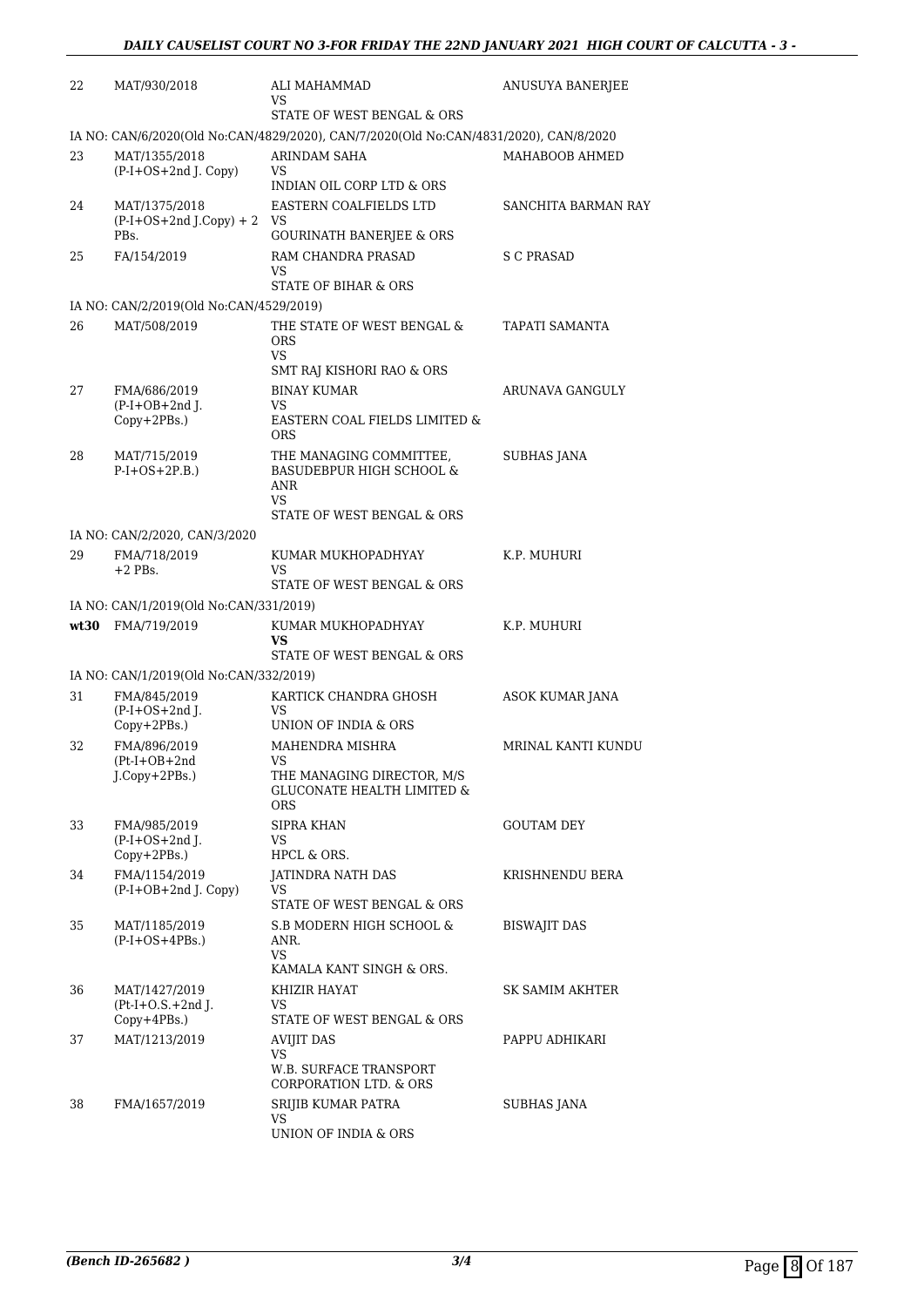| | | | |
|---|---|---|---|
| 22 | MAT/930/2018 | ALI MAHAMMAD<br>VS<br>STATE OF WEST BENGAL & ORS | ANUSUYA BANERJEE |
| | IA NO: CAN/6/2020(Old No:CAN/4829/2020), CAN/7/2020(Old No:CAN/4831/2020), CAN/8/2020 | | |
| 23 | MAT/1355/2018<br>(P-I+OS+2nd J. Copy) | ARINDAM SAHA<br>VS<br>INDIAN OIL CORP LTD & ORS | MAHABOOB AHMED |
| 24 | MAT/1375/2018<br>(P-I+OS+2nd J.Copy) + 2 PBs. | EASTERN COALFIELDS LTD<br>VS<br>GOURINATH BANERJEE & ORS | SANCHITA BARMAN RAY |
| 25 | FA/154/2019 | RAM CHANDRA PRASAD<br>VS<br>STATE OF BIHAR & ORS | S C PRASAD |
| | IA NO: CAN/2/2019(Old No:CAN/4529/2019) | | |
| 26 | MAT/508/2019 | THE STATE OF WEST BENGAL & ORS<br>VS<br>SMT RAJ KISHORI RAO & ORS | TAPATI SAMANTA |
| 27 | FMA/686/2019<br>(P-I+OB+2nd J. Copy+2PBs.) | BINAY KUMAR<br>VS<br>EASTERN COAL FIELDS LIMITED & ORS | ARUNAVA GANGULY |
| 28 | MAT/715/2019<br>P-I+OS+2P.B.) | THE MANAGING COMMITTEE, BASUDEBPUR HIGH SCHOOL & ANR<br>VS<br>STATE OF WEST BENGAL & ORS | SUBHAS JANA |
| | IA NO: CAN/2/2020, CAN/3/2020 | | |
| 29 | FMA/718/2019<br>+2 PBs. | KUMAR MUKHOPADHYAY<br>VS<br>STATE OF WEST BENGAL & ORS | K.P. MUHURI |
| | IA NO: CAN/1/2019(Old No:CAN/331/2019) | | |
| **wt30** | FMA/719/2019 | KUMAR MUKHOPADHYAY<br>**VS**<br>STATE OF WEST BENGAL & ORS | K.P. MUHURI |
| | IA NO: CAN/1/2019(Old No:CAN/332/2019) | | |
| 31 | FMA/845/2019<br>(P-I+OS+2nd J. Copy+2PBs.) | KARTICK CHANDRA GHOSH<br>VS<br>UNION OF INDIA & ORS | ASOK KUMAR JANA |
| 32 | FMA/896/2019<br>(Pt-I+OB+2nd J.Copy+2PBs.) | MAHENDRA MISHRA<br>VS<br>THE MANAGING DIRECTOR, M/S GLUCONATE HEALTH LIMITED & ORS | MRINAL KANTI KUNDU |
| 33 | FMA/985/2019<br>(P-I+OS+2nd J. Copy+2PBs.) | SIPRA KHAN<br>VS<br>HPCL & ORS. | GOUTAM DEY |
| 34 | FMA/1154/2019<br>(P-I+OB+2nd J. Copy) | JATINDRA NATH DAS<br>VS<br>STATE OF WEST BENGAL & ORS | KRISHNENDU BERA |
| 35 | MAT/1185/2019<br>(P-I+OS+4PBs.) | S.B MODERN HIGH SCHOOL & ANR.<br>VS<br>KAMALA KANT SINGH & ORS. | BISWAJIT DAS |
| 36 | MAT/1427/2019<br>(Pt-I+O.S.+2nd J. Copy+4PBs.) | KHIZIR HAYAT<br>VS<br>STATE OF WEST BENGAL & ORS | SK SAMIM AKHTER |
| 37 | MAT/1213/2019 | AVIJIT DAS<br>VS<br>W.B. SURFACE TRANSPORT CORPORATION LTD. & ORS | PAPPU ADHIKARI |
| 38 | FMA/1657/2019 | SRIJIB KUMAR PATRA<br>VS<br>UNION OF INDIA & ORS | SUBHAS JANA |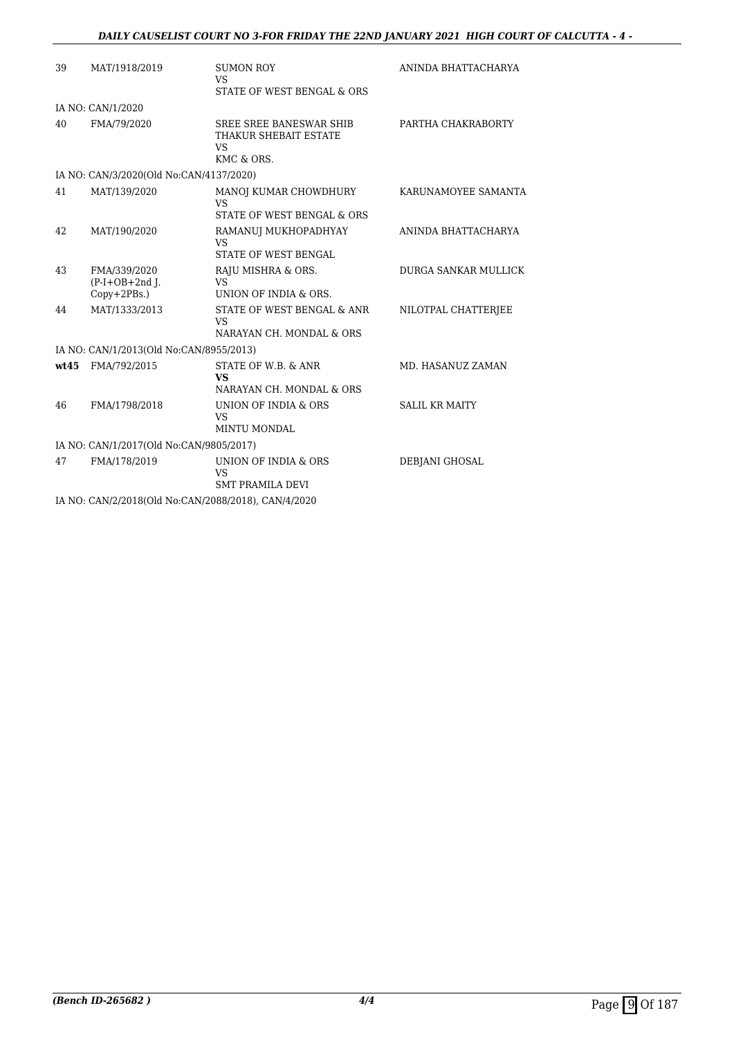| | | | |
|---|---|---|---|
| 39 | MAT/1918/2019 | SUMON ROY<br>VS<br>STATE OF WEST BENGAL & ORS | ANINDA BHATTACHARYA |
| IA NO: CAN/1/2020 | | | |
| 40 | FMA/79/2020 | SREE SREE BANESWAR SHIB THAKUR SHEBAIT ESTATE<br>VS<br>KMC & ORS. | PARTHA CHAKRABORTY |
| IA NO: CAN/3/2020(Old No:CAN/4137/2020) | | | |
| 41 | MAT/139/2020 | MANOJ KUMAR CHOWDHURY<br>VS<br>STATE OF WEST BENGAL & ORS | KARUNAMOYEE SAMANTA |
| 42 | MAT/190/2020 | RAMANUJ MUKHOPADHYAY<br>VS<br>STATE OF WEST BENGAL | ANINDA BHATTACHARYA |
| 43 | FMA/339/2020<br>(P-I+OB+2nd J. Copy+2PBs.) | RAJU MISHRA & ORS.<br>VS<br>UNION OF INDIA & ORS. | DURGA SANKAR MULLICK |
| 44 | MAT/1333/2013 | STATE OF WEST BENGAL & ANR<br>VS<br>NARAYAN CH. MONDAL & ORS | NILOTPAL CHATTERJEE |
| IA NO: CAN/1/2013(Old No:CAN/8955/2013) | | | |
| **wt45** | FMA/792/2015 | STATE OF W.B. & ANR<br>**VS**<br>NARAYAN CH. MONDAL & ORS | MD. HASANUZ ZAMAN |
| 46 | FMA/1798/2018 | UNION OF INDIA & ORS<br>VS<br>MINTU MONDAL | SALIL KR MAITY |
| IA NO: CAN/1/2017(Old No:CAN/9805/2017) | | | |
| 47 | FMA/178/2019 | UNION OF INDIA & ORS<br>VS<br>SMT PRAMILA DEVI | DEBJANI GHOSAL |
| IA NO: CAN/2/2018(Old No:CAN/2088/2018), CAN/4/2020 | | | |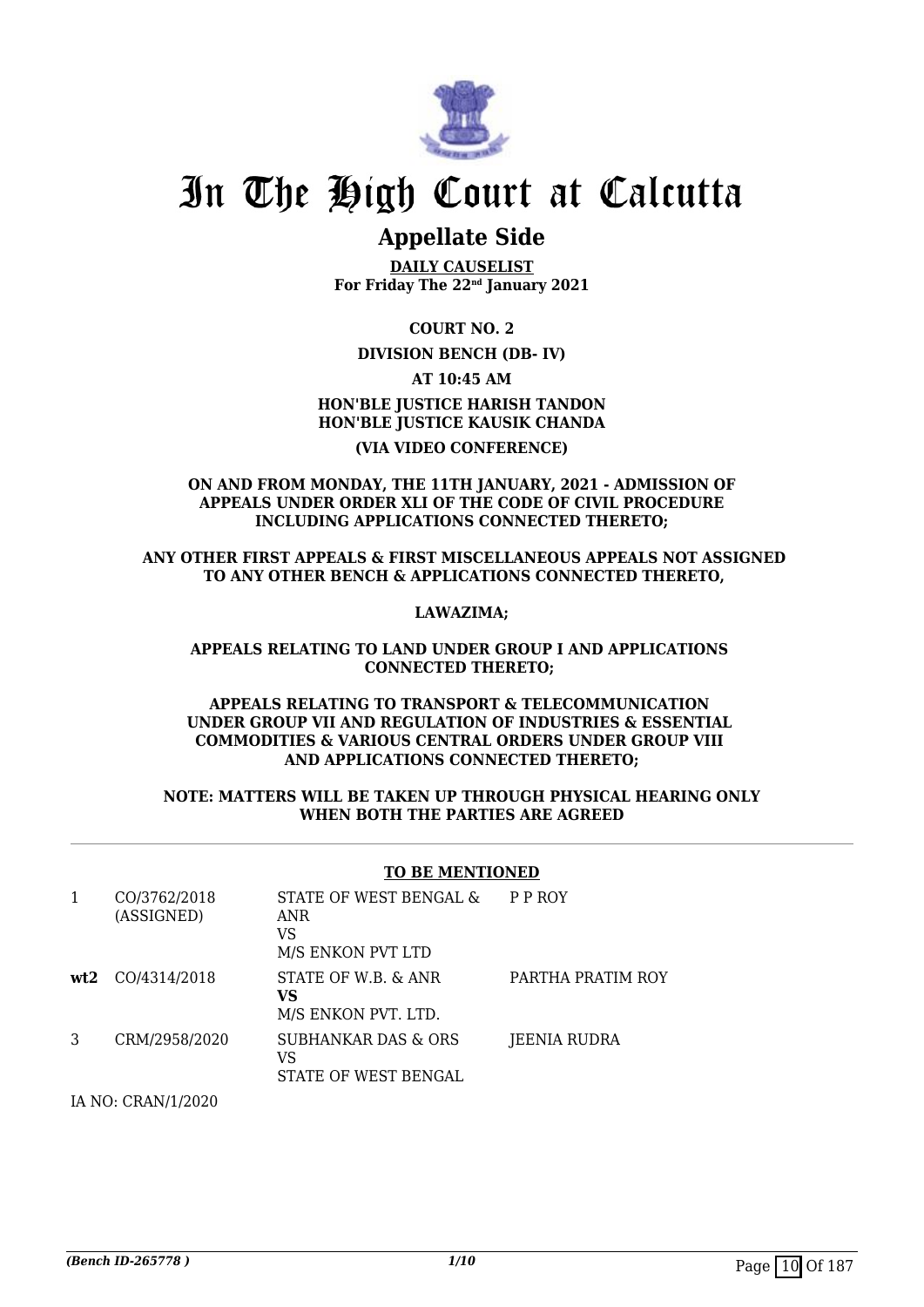# In The High Court at Calcutta

## Appellate Side

**DAILY CAUSELIST**
**For Friday The 22nd January 2021**

**COURT NO. 2**

**DIVISION BENCH (DB- IV)**

**AT 10:45 AM**

**HON'BLE JUSTICE HARISH TANDON**
**HON'BLE JUSTICE KAUSIK CHANDA**

**(VIA VIDEO CONFERENCE)**

**ON AND FROM MONDAY, THE 11TH JANUARY, 2021 - ADMISSION OF APPEALS UNDER ORDER XLI OF THE CODE OF CIVIL PROCEDURE INCLUDING APPLICATIONS CONNECTED THERETO;**

**ANY OTHER FIRST APPEALS & FIRST MISCELLANEOUS APPEALS NOT ASSIGNED TO ANY OTHER BENCH & APPLICATIONS CONNECTED THERETO,**

**LAWAZIMA;**

**APPEALS RELATING TO LAND UNDER GROUP I AND APPLICATIONS CONNECTED THERETO;**

**APPEALS RELATING TO TRANSPORT & TELECOMMUNICATION UNDER GROUP VII AND REGULATION OF INDUSTRIES & ESSENTIAL COMMODITIES & VARIOUS CENTRAL ORDERS UNDER GROUP VIII AND APPLICATIONS CONNECTED THERETO;**

**NOTE: MATTERS WILL BE TAKEN UP THROUGH PHYSICAL HEARING ONLY WHEN BOTH THE PARTIES ARE AGREED**

**TO BE MENTIONED**

| | | | |
|---|---|---|---|
| 1 | CO/3762/2018 (ASSIGNED) | STATE OF WEST BENGAL & ANR<br>VS<br>M/S ENKON PVT LTD | P P ROY |
| **wt2** | CO/4314/2018 | STATE OF W.B. & ANR<br>**VS**<br>M/S ENKON PVT. LTD. | PARTHA PRATIM ROY |
| 3 | CRM/2958/2020 | SUBHANKAR DAS & ORS<br>VS<br>STATE OF WEST BENGAL | JEENIA RUDRA |

IA NO: CRAN/1/2020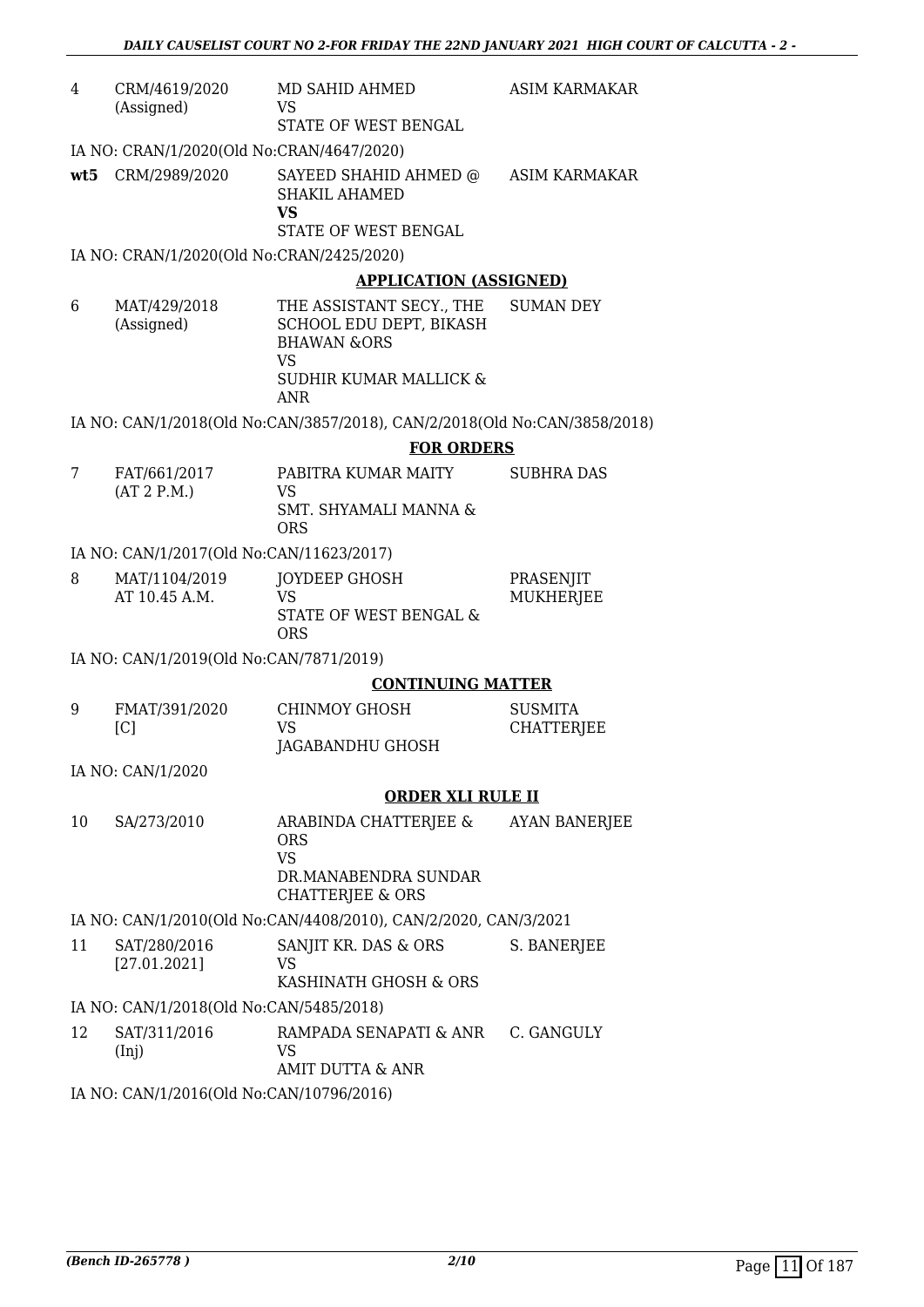| | | | |
|---|---|---|---|
| 4 | CRM/4619/2020 (Assigned) | MD SAHID AHMED<br>VS<br>STATE OF WEST BENGAL | ASIM KARMAKAR |

IA NO: CRAN/1/2020(Old No:CRAN/4647/2020)

| | | | |
|---|---|---|---|
| **wt5** | CRM/2989/2020 | SAYEED SHAHID AHMED @ SHAKIL AHAMED<br>**VS**<br>STATE OF WEST BENGAL | ASIM KARMAKAR |

IA NO: CRAN/1/2020(Old No:CRAN/2425/2020)

**APPLICATION (ASSIGNED)**

| | | | |
|---|---|---|---|
| 6 | MAT/429/2018 (Assigned) | THE ASSISTANT SECY., THE SCHOOL EDU DEPT, BIKASH BHAWAN &ORS<br>VS<br>SUDHIR KUMAR MALLICK & ANR | SUMAN DEY |

IA NO: CAN/1/2018(Old No:CAN/3857/2018), CAN/2/2018(Old No:CAN/3858/2018)

**FOR ORDERS**

| | | | |
|---|---|---|---|
| 7 | FAT/661/2017 (AT 2 P.M.) | PABITRA KUMAR MAITY<br>VS<br>SMT. SHYAMALI MANNA & ORS | SUBHRA DAS |

IA NO: CAN/1/2017(Old No:CAN/11623/2017)

| | | | |
|---|---|---|---|
| 8 | MAT/1104/2019 AT 10.45 A.M. | JOYDEEP GHOSH<br>VS<br>STATE OF WEST BENGAL & ORS | PRASENJIT MUKHERJEE |

IA NO: CAN/1/2019(Old No:CAN/7871/2019)

**CONTINUING MATTER**

| | | | |
|---|---|---|---|
| 9 | FMAT/391/2020 [C] | CHINMOY GHOSH<br>VS<br>JAGABANDHU GHOSH | SUSMITA CHATTERJEE |

IA NO: CAN/1/2020

**ORDER XLI RULE II**

| | | | |
|---|---|---|---|
| 10 | SA/273/2010 | ARABINDA CHATTERJEE & ORS<br>VS<br>DR.MANABENDRA SUNDAR CHATTERJEE & ORS | AYAN BANERJEE |

IA NO: CAN/1/2010(Old No:CAN/4408/2010), CAN/2/2020, CAN/3/2021

| | | | |
|---|---|---|---|
| 11 | SAT/280/2016 [27.01.2021] | SANJIT KR. DAS & ORS<br>VS<br>KASHINATH GHOSH & ORS | S. BANERJEE |

IA NO: CAN/1/2018(Old No:CAN/5485/2018)

| | | | |
|---|---|---|---|
| 12 | SAT/311/2016 (Inj) | RAMPADA SENAPATI & ANR<br>VS<br>AMIT DUTTA & ANR | C. GANGULY |

IA NO: CAN/1/2016(Old No:CAN/10796/2016)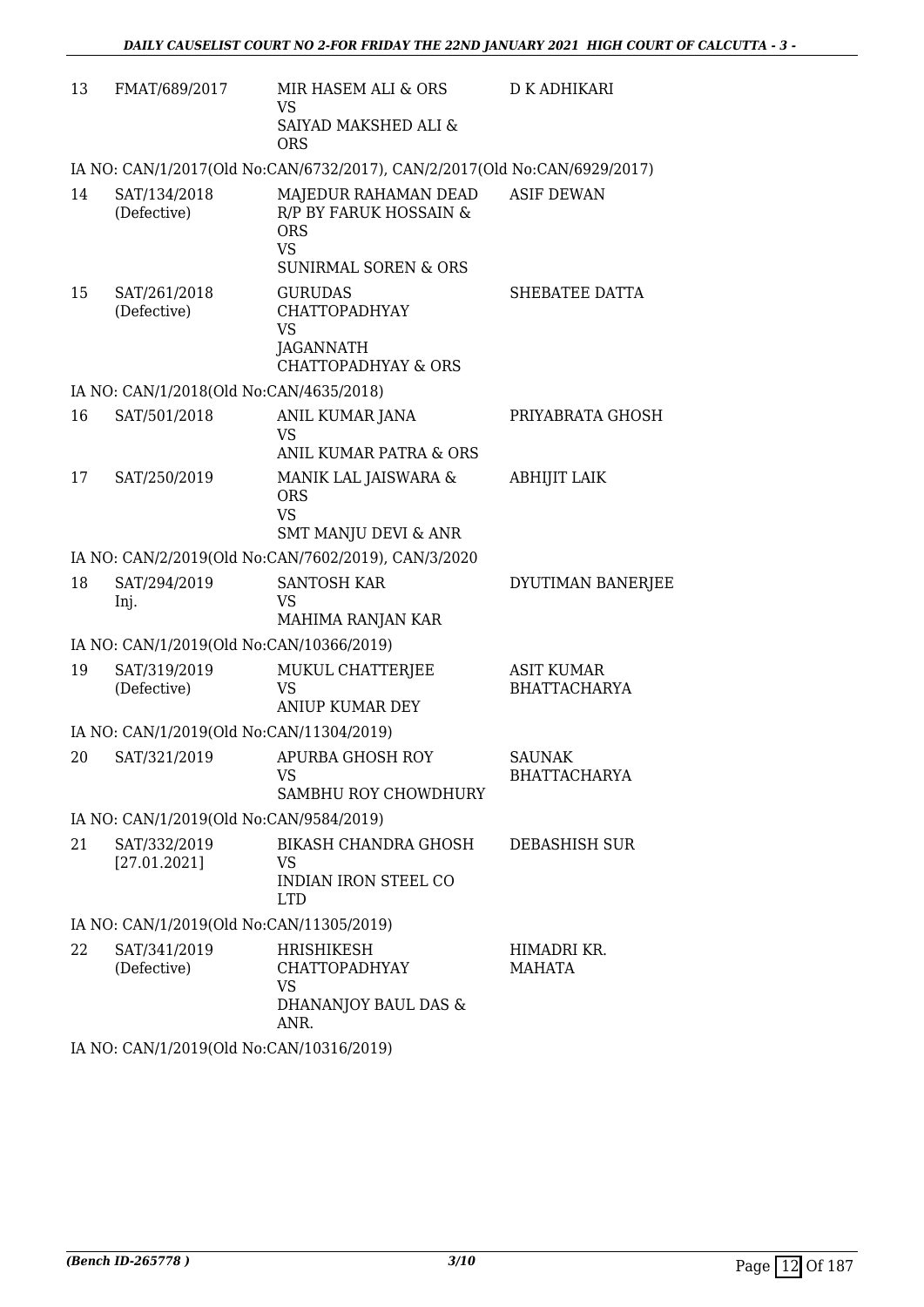| 13 | FMAT/689/2017 | MIR HASEM ALI & ORS<br>VS<br>SAIYAD MAKSHED ALI & ORS | D K ADHIKARI |
|---|---|---|---|
| | IA NO: CAN/1/2017(Old No:CAN/6732/2017), CAN/2/2017(Old No:CAN/6929/2017) | | |
| 14 | SAT/134/2018<br>(Defective) | MAJEDUR RAHAMAN DEAD R/P BY FARUK HOSSAIN & ORS<br>VS<br>SUNIRMAL SOREN & ORS | ASIF DEWAN |
| 15 | SAT/261/2018<br>(Defective) | GURUDAS CHATTOPADHYAY<br>VS<br>JAGANNATH CHATTOPADHYAY & ORS | SHEBATEE DATTA |
| | IA NO: CAN/1/2018(Old No:CAN/4635/2018) | | |
| 16 | SAT/501/2018 | ANIL KUMAR JANA<br>VS<br>ANIL KUMAR PATRA & ORS | PRIYABRATA GHOSH |
| 17 | SAT/250/2019 | MANIK LAL JAISWARA & ORS<br>VS<br>SMT MANJU DEVI & ANR | ABHIJIT LAIK |
| | IA NO: CAN/2/2019(Old No:CAN/7602/2019), CAN/3/2020 | | |
| 18 | SAT/294/2019<br>Inj. | SANTOSH KAR<br>VS<br>MAHIMA RANJAN KAR | DYUTIMAN BANERJEE |
| | IA NO: CAN/1/2019(Old No:CAN/10366/2019) | | |
| 19 | SAT/319/2019<br>(Defective) | MUKUL CHATTERJEE<br>VS<br>ANIUP KUMAR DEY | ASIT KUMAR BHATTACHARYA |
| | IA NO: CAN/1/2019(Old No:CAN/11304/2019) | | |
| 20 | SAT/321/2019 | APURBA GHOSH ROY<br>VS<br>SAMBHU ROY CHOWDHURY | SAUNAK BHATTACHARYA |
| | IA NO: CAN/1/2019(Old No:CAN/9584/2019) | | |
| 21 | SAT/332/2019<br>[27.01.2021] | BIKASH CHANDRA GHOSH<br>VS<br>INDIAN IRON STEEL CO LTD | DEBASHISH SUR |
| | IA NO: CAN/1/2019(Old No:CAN/11305/2019) | | |
| 22 | SAT/341/2019<br>(Defective) | HRISHIKESH CHATTOPADHYAY<br>VS<br>DHANANJOY BAUL DAS & ANR. | HIMADRI KR. MAHATA |
| | IA NO: CAN/1/2019(Old No:CAN/10316/2019) | | |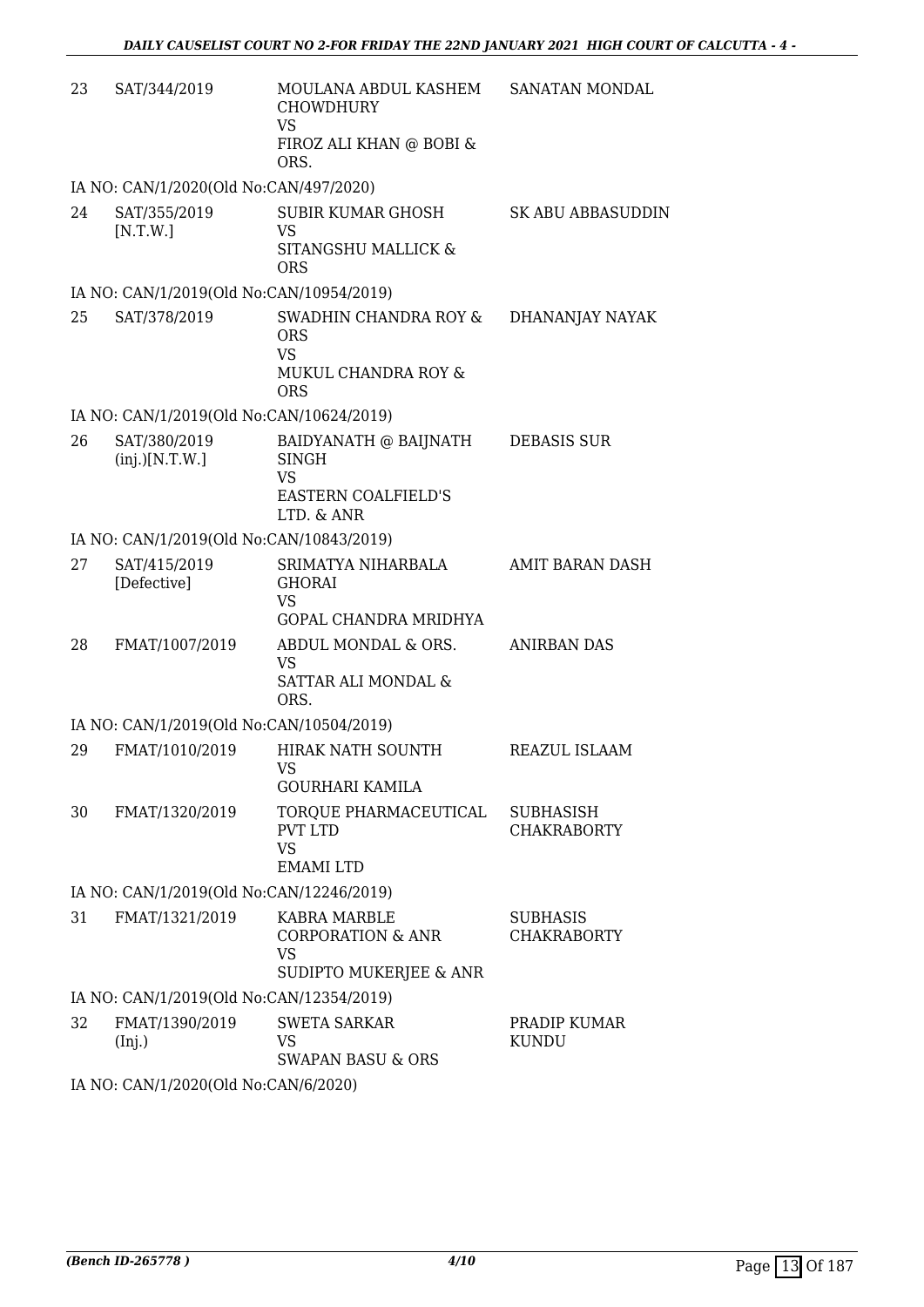| | | | |
|---|---|---|---|
| 23 | SAT/344/2019 | MOULANA ABDUL KASHEM CHOWDHURY<br>VS<br>FIROZ ALI KHAN @ BOBI & ORS. | SANATAN MONDAL |
| | IA NO: CAN/1/2020(Old No:CAN/497/2020) | | |
| 24 | SAT/355/2019<br>[N.T.W.] | SUBIR KUMAR GHOSH<br>VS<br>SITANGSHU MALLICK & ORS | SK ABU ABBASUDDIN |
| | IA NO: CAN/1/2019(Old No:CAN/10954/2019) | | |
| 25 | SAT/378/2019 | SWADHIN CHANDRA ROY & ORS<br>VS<br>MUKUL CHANDRA ROY & ORS | DHANANJAY NAYAK |
| | IA NO: CAN/1/2019(Old No:CAN/10624/2019) | | |
| 26 | SAT/380/2019<br>(inj.)[N.T.W.] | BAIDYANATH @ BAIJNATH SINGH<br>VS<br>EASTERN COALFIELD'S LTD. & ANR | DEBASIS SUR |
| | IA NO: CAN/1/2019(Old No:CAN/10843/2019) | | |
| 27 | SAT/415/2019<br>[Defective] | SRIMATYA NIHARBALA GHORAI<br>VS<br>GOPAL CHANDRA MRIDHYA | AMIT BARAN DASH |
| 28 | FMAT/1007/2019 | ABDUL MONDAL & ORS.<br>VS<br>SATTAR ALI MONDAL & ORS. | ANIRBAN DAS |
| | IA NO: CAN/1/2019(Old No:CAN/10504/2019) | | |
| 29 | FMAT/1010/2019 | HIRAK NATH SOUNTH<br>VS<br>GOURHARI KAMILA | REAZUL ISLAAM |
| 30 | FMAT/1320/2019 | TORQUE PHARMACEUTICAL PVT LTD<br>VS<br>EMAMI LTD | SUBHASISH CHAKRABORTY |
| | IA NO: CAN/1/2019(Old No:CAN/12246/2019) | | |
| 31 | FMAT/1321/2019 | KABRA MARBLE CORPORATION & ANR<br>VS<br>SUDIPTO MUKERJEE & ANR | SUBHASIS CHAKRABORTY |
| | IA NO: CAN/1/2019(Old No:CAN/12354/2019) | | |
| 32 | FMAT/1390/2019<br>(Inj.) | SWETA SARKAR<br>VS<br>SWAPAN BASU & ORS | PRADIP KUMAR KUNDU |
| | IA NO: CAN/1/2020(Old No:CAN/6/2020) | | |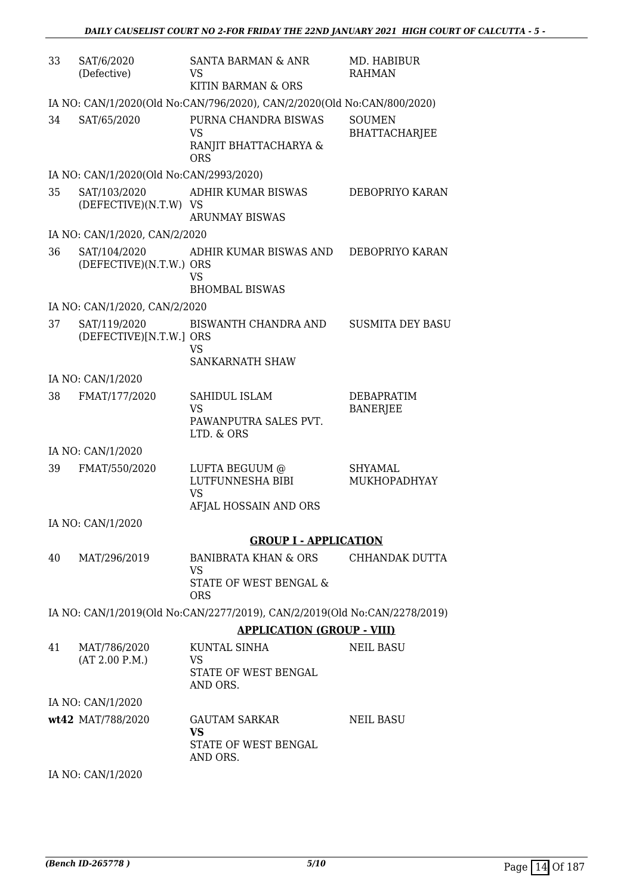| | | | |
|---|---|---|---|
| 33 | SAT/6/2020 (Defective) | SANTA BARMAN & ANR VS KITIN BARMAN & ORS | MD. HABIBUR RAHMAN |

IA NO: CAN/1/2020(Old No:CAN/796/2020), CAN/2/2020(Old No:CAN/800/2020)

| | | | |
|---|---|---|---|
| 34 | SAT/65/2020 | PURNA CHANDRA BISWAS VS RANJIT BHATTACHARYA & ORS | SOUMEN BHATTACHARJEE |

IA NO: CAN/1/2020(Old No:CAN/2993/2020)

| | | | |
|---|---|---|---|
| 35 | SAT/103/2020 (DEFECTIVE)(N.T.W) | ADHIR KUMAR BISWAS VS ARUNMAY BISWAS | DEBOPRIYO KARAN |

IA NO: CAN/1/2020, CAN/2/2020

| | | | |
|---|---|---|---|
| 36 | SAT/104/2020 (DEFECTIVE)(N.T.W.) | ADHIR KUMAR BISWAS AND ORS VS BHOMBAL BISWAS | DEBOPRIYO KARAN |

IA NO: CAN/1/2020, CAN/2/2020

| | | | |
|---|---|---|---|
| 37 | SAT/119/2020 (DEFECTIVE)[N.T.W.] | BISWANTH CHANDRA AND ORS VS SANKARNATH SHAW | SUSMITA DEY BASU |

IA NO: CAN/1/2020

| | | | |
|---|---|---|---|
| 38 | FMAT/177/2020 | SAHIDUL ISLAM VS PAWANPUTRA SALES PVT. LTD. & ORS | DEBAPRATIM BANERJEE |

IA NO: CAN/1/2020

| | | | |
|---|---|---|---|
| 39 | FMAT/550/2020 | LUFTA BEGUUM @ LUTFUNNESHA BIBI VS AFJAL HOSSAIN AND ORS | SHYAMAL MUKHOPADHYAY |

IA NO: CAN/1/2020

**GROUP I - APPLICATION**

| | | | |
|---|---|---|---|
| 40 | MAT/296/2019 | BANIBRATA KHAN & ORS VS STATE OF WEST BENGAL & ORS | CHHANDAK DUTTA |

IA NO: CAN/1/2019(Old No:CAN/2277/2019), CAN/2/2019(Old No:CAN/2278/2019)

**APPLICATION (GROUP - VIII)**

| | | | |
|---|---|---|---|
| 41 | MAT/786/2020 (AT 2.00 P.M.) | KUNTAL SINHA VS STATE OF WEST BENGAL AND ORS. | NEIL BASU |

IA NO: CAN/1/2020

| | | | |
|---|---|---|---|
| **wt42** | MAT/788/2020 | GAUTAM SARKAR **VS** STATE OF WEST BENGAL AND ORS. | NEIL BASU |

IA NO: CAN/1/2020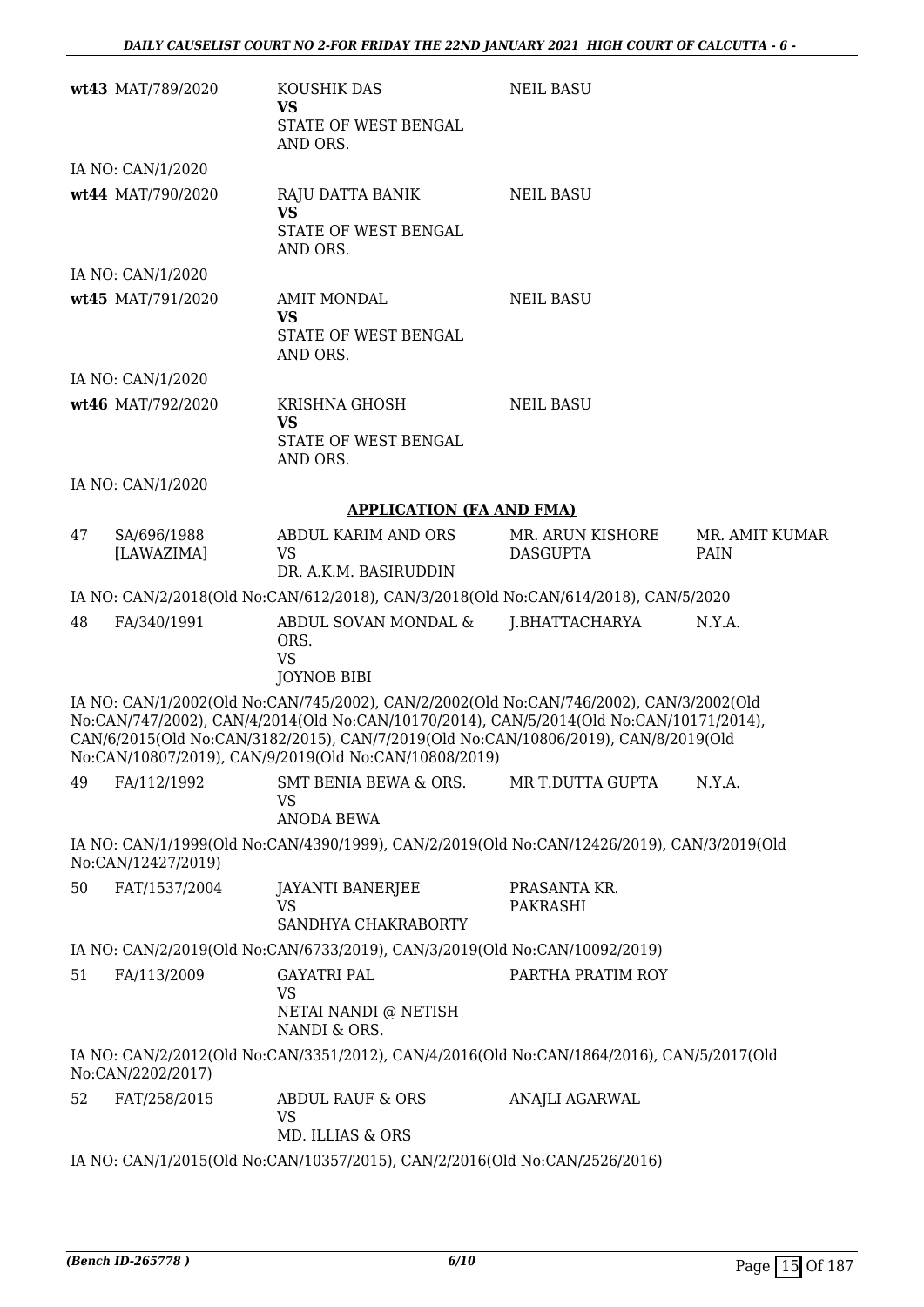| | | | | |
|---|---|---|---|---|
| **wt43** | MAT/789/2020 | KOUSHIK DAS<br>**VS**<br>STATE OF WEST BENGAL AND ORS. | NEIL BASU | |

IA NO: CAN/1/2020

| | | | | |
|---|---|---|---|---|
| **wt44** | MAT/790/2020 | RAJU DATTA BANIK<br>**VS**<br>STATE OF WEST BENGAL AND ORS. | NEIL BASU | |

IA NO: CAN/1/2020

| | | | | |
|---|---|---|---|---|
| **wt45** | MAT/791/2020 | AMIT MONDAL<br>**VS**<br>STATE OF WEST BENGAL AND ORS. | NEIL BASU | |

IA NO: CAN/1/2020

| | | | | |
|---|---|---|---|---|
| **wt46** | MAT/792/2020 | KRISHNA GHOSH<br>**VS**<br>STATE OF WEST BENGAL AND ORS. | NEIL BASU | |

IA NO: CAN/1/2020

## APPLICATION (FA AND FMA)

| | | | | |
|---|---|---|---|---|
| 47 | SA/696/1988 [LAWAZIMA] | ABDUL KARIM AND ORS<br>VS<br>DR. A.K.M. BASIRUDDIN | MR. ARUN KISHORE DASGUPTA | MR. AMIT KUMAR PAIN |

IA NO: CAN/2/2018(Old No:CAN/612/2018), CAN/3/2018(Old No:CAN/614/2018), CAN/5/2020

| | | | | |
|---|---|---|---|---|
| 48 | FA/340/1991 | ABDUL SOVAN MONDAL & ORS.<br>VS<br>JOYNOB BIBI | J.BHATTACHARYA | N.Y.A. |

IA NO: CAN/1/2002(Old No:CAN/745/2002), CAN/2/2002(Old No:CAN/746/2002), CAN/3/2002(Old No:CAN/747/2002), CAN/4/2014(Old No:CAN/10170/2014), CAN/5/2014(Old No:CAN/10171/2014), CAN/6/2015(Old No:CAN/3182/2015), CAN/7/2019(Old No:CAN/10806/2019), CAN/8/2019(Old No:CAN/10807/2019), CAN/9/2019(Old No:CAN/10808/2019)

| | | | | |
|---|---|---|---|---|
| 49 | FA/112/1992 | SMT BENIA BEWA & ORS.<br>VS<br>ANODA BEWA | MR T.DUTTA GUPTA | N.Y.A. |

IA NO: CAN/1/1999(Old No:CAN/4390/1999), CAN/2/2019(Old No:CAN/12426/2019), CAN/3/2019(Old No:CAN/12427/2019)

| | | | | |
|---|---|---|---|---|
| 50 | FAT/1537/2004 | JAYANTI BANERJEE<br>VS<br>SANDHYA CHAKRABORTY | PRASANTA KR. PAKRASHI | |

IA NO: CAN/2/2019(Old No:CAN/6733/2019), CAN/3/2019(Old No:CAN/10092/2019)

| | | | | |
|---|---|---|---|---|
| 51 | FA/113/2009 | GAYATRI PAL<br>VS<br>NETAI NANDI @ NETISH NANDI & ORS. | PARTHA PRATIM ROY | |

IA NO: CAN/2/2012(Old No:CAN/3351/2012), CAN/4/2016(Old No:CAN/1864/2016), CAN/5/2017(Old No:CAN/2202/2017)

| | | | | |
|---|---|---|---|---|
| 52 | FAT/258/2015 | ABDUL RAUF & ORS<br>VS<br>MD. ILLIAS & ORS | ANAJLI AGARWAL | |

IA NO: CAN/1/2015(Old No:CAN/10357/2015), CAN/2/2016(Old No:CAN/2526/2016)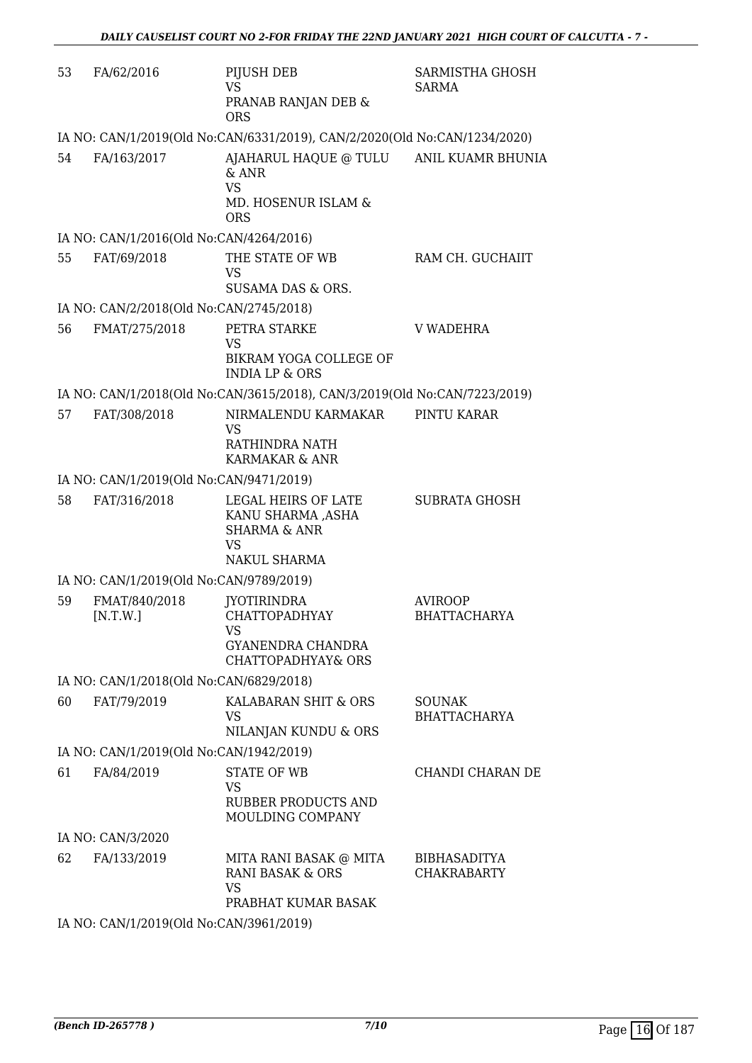| | | | |
|---|---|---|---|
| 53 | FA/62/2016 | PIJUSH DEB<br>VS<br>PRANAB RANJAN DEB & ORS | SARMISTHA GHOSH SARMA |
| | IA NO: CAN/1/2019(Old No:CAN/6331/2019), CAN/2/2020(Old No:CAN/1234/2020) | | |
| 54 | FA/163/2017 | AJAHARUL HAQUE @ TULU & ANR<br>VS<br>MD. HOSENUR ISLAM & ORS | ANIL KUAMR BHUNIA |
| | IA NO: CAN/1/2016(Old No:CAN/4264/2016) | | |
| 55 | FAT/69/2018 | THE STATE OF WB<br>VS<br>SUSAMA DAS & ORS. | RAM CH. GUCHAIIT |
| | IA NO: CAN/2/2018(Old No:CAN/2745/2018) | | |
| 56 | FMAT/275/2018 | PETRA STARKE<br>VS<br>BIKRAM YOGA COLLEGE OF INDIA LP & ORS | V WADEHRA |
| | IA NO: CAN/1/2018(Old No:CAN/3615/2018), CAN/3/2019(Old No:CAN/7223/2019) | | |
| 57 | FAT/308/2018 | NIRMALENDU KARMAKAR<br>VS<br>RATHINDRA NATH KARMAKAR & ANR | PINTU KARAR |
| | IA NO: CAN/1/2019(Old No:CAN/9471/2019) | | |
| 58 | FAT/316/2018 | LEGAL HEIRS OF LATE KANU SHARMA ,ASHA SHARMA & ANR<br>VS<br>NAKUL SHARMA | SUBRATA GHOSH |
| | IA NO: CAN/1/2019(Old No:CAN/9789/2019) | | |
| 59 | FMAT/840/2018 [N.T.W.] | JYOTIRINDRA CHATTOPADHYAY<br>VS<br>GYANENDRA CHANDRA CHATTOPADHYAY& ORS | AVIROOP BHATTACHARYA |
| | IA NO: CAN/1/2018(Old No:CAN/6829/2018) | | |
| 60 | FAT/79/2019 | KALABARAN SHIT & ORS<br>VS<br>NILANJAN KUNDU & ORS | SOUNAK BHATTACHARYA |
| | IA NO: CAN/1/2019(Old No:CAN/1942/2019) | | |
| 61 | FA/84/2019 | STATE OF WB<br>VS<br>RUBBER PRODUCTS AND MOULDING COMPANY | CHANDI CHARAN DE |
| | IA NO: CAN/3/2020 | | |
| 62 | FA/133/2019 | MITA RANI BASAK @ MITA RANI BASAK & ORS<br>VS<br>PRABHAT KUMAR BASAK | BIBHASADITYA CHAKRABARTY |
| | IA NO: CAN/1/2019(Old No:CAN/3961/2019) | | |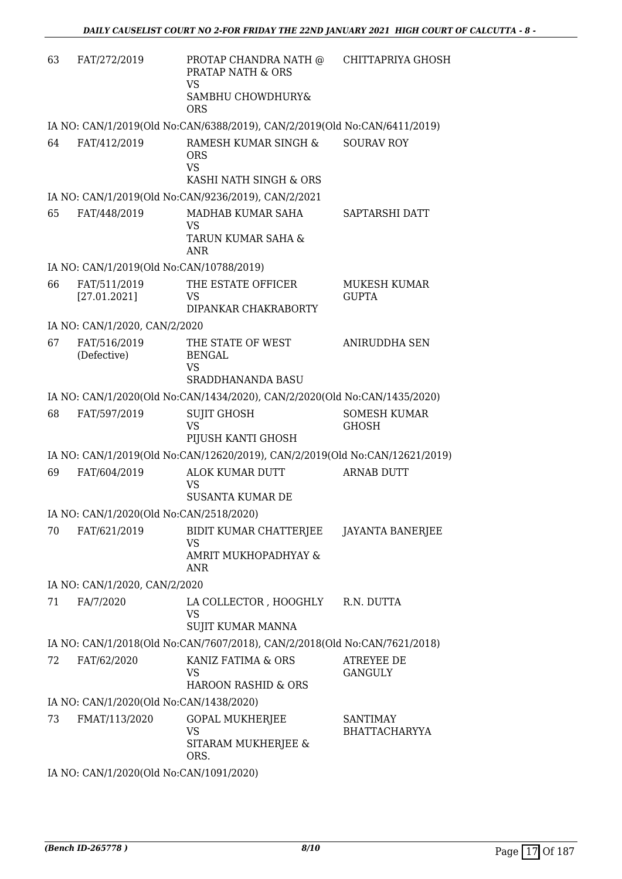| | | | |
|---|---|---|---|
| 63 | FAT/272/2019 | PROTAP CHANDRA NATH @ PRATAP NATH & ORS<br>VS<br>SAMBHU CHOWDHURY& ORS | CHITTAPRIYA GHOSH |
| IA NO: CAN/1/2019(Old No:CAN/6388/2019), CAN/2/2019(Old No:CAN/6411/2019) | | | |
| 64 | FAT/412/2019 | RAMESH KUMAR SINGH & ORS<br>VS<br>KASHI NATH SINGH & ORS | SOURAV ROY |
| IA NO: CAN/1/2019(Old No:CAN/9236/2019), CAN/2/2021 | | | |
| 65 | FAT/448/2019 | MADHAB KUMAR SAHA<br>VS<br>TARUN KUMAR SAHA & ANR | SAPTARSHI DATT |
| IA NO: CAN/1/2019(Old No:CAN/10788/2019) | | | |
| 66 | FAT/511/2019<br>[27.01.2021] | THE ESTATE OFFICER<br>VS<br>DIPANKAR CHAKRABORTY | MUKESH KUMAR GUPTA |
| IA NO: CAN/1/2020, CAN/2/2020 | | | |
| 67 | FAT/516/2019<br>(Defective) | THE STATE OF WEST BENGAL<br>VS<br>SRADDHANANDA BASU | ANIRUDDHA SEN |
| IA NO: CAN/1/2020(Old No:CAN/1434/2020), CAN/2/2020(Old No:CAN/1435/2020) | | | |
| 68 | FAT/597/2019 | SUJIT GHOSH<br>VS<br>PIJUSH KANTI GHOSH | SOMESH KUMAR GHOSH |
| IA NO: CAN/1/2019(Old No:CAN/12620/2019), CAN/2/2019(Old No:CAN/12621/2019) | | | |
| 69 | FAT/604/2019 | ALOK KUMAR DUTT<br>VS<br>SUSANTA KUMAR DE | ARNAB DUTT |
| IA NO: CAN/1/2020(Old No:CAN/2518/2020) | | | |
| 70 | FAT/621/2019 | BIDIT KUMAR CHATTERJEE<br>VS<br>AMRIT MUKHOPADHYAY & ANR | JAYANTA BANERJEE |
| IA NO: CAN/1/2020, CAN/2/2020 | | | |
| 71 | FA/7/2020 | LA COLLECTOR , HOOGHLY<br>VS<br>SUJIT KUMAR MANNA | R.N. DUTTA |
| IA NO: CAN/1/2018(Old No:CAN/7607/2018), CAN/2/2018(Old No:CAN/7621/2018) | | | |
| 72 | FAT/62/2020 | KANIZ FATIMA & ORS<br>VS<br>HAROON RASHID & ORS | ATREYEE DE GANGULY |
| IA NO: CAN/1/2020(Old No:CAN/1438/2020) | | | |
| 73 | FMAT/113/2020 | GOPAL MUKHERJEE<br>VS<br>SITARAM MUKHERJEE & ORS. | SANTIMAY BHATTACHARYYA |
| IA NO: CAN/1/2020(Old No:CAN/1091/2020) | | | |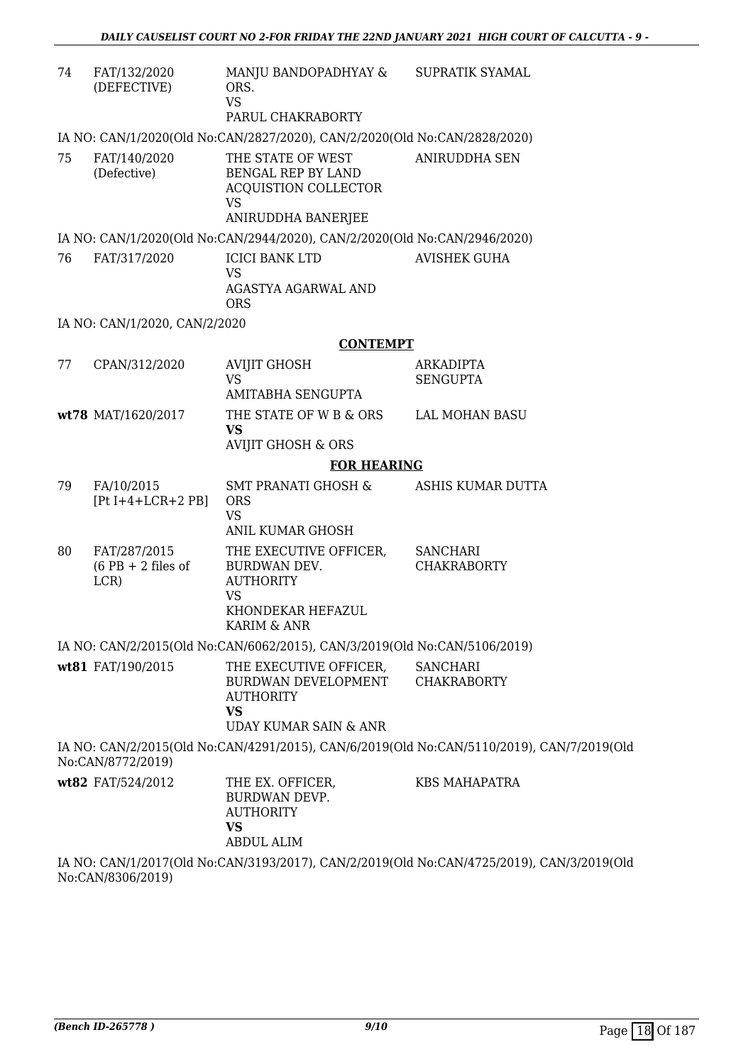| | | | |
|---|---|---|---|
| 74 | FAT/132/2020 (DEFECTIVE) | MANJU BANDOPADHYAY & ORS.<br>VS<br>PARUL CHAKRABORTY | SUPRATIK SYAMAL |

IA NO: CAN/1/2020(Old No:CAN/2827/2020), CAN/2/2020(Old No:CAN/2828/2020)

| | | | |
|---|---|---|---|
| 75 | FAT/140/2020 (Defective) | THE STATE OF WEST BENGAL REP BY LAND ACQUISTION COLLECTOR<br>VS<br>ANIRUDDHA BANERJEE | ANIRUDDHA SEN |

IA NO: CAN/1/2020(Old No:CAN/2944/2020), CAN/2/2020(Old No:CAN/2946/2020)

| | | | |
|---|---|---|---|
| 76 | FAT/317/2020 | ICICI BANK LTD<br>VS<br>AGASTYA AGARWAL AND ORS | AVISHEK GUHA |

IA NO: CAN/1/2020, CAN/2/2020

**CONTEMPT**

| | | | |
|---|---|---|---|
| 77 | CPAN/312/2020 | AVIJIT GHOSH<br>VS<br>AMITABHA SENGUPTA | ARKADIPTA SENGUPTA |
| **wt78** | MAT/1620/2017 | THE STATE OF W B & ORS<br>**VS**<br>AVIJIT GHOSH & ORS | LAL MOHAN BASU |

**FOR HEARING**

| | | | |
|---|---|---|---|
| 79 | FA/10/2015 [Pt I+4+LCR+2 PB] | SMT PRANATI GHOSH & ORS<br>VS<br>ANIL KUMAR GHOSH | ASHIS KUMAR DUTTA |
| 80 | FAT/287/2015 (6 PB + 2 files of LCR) | THE EXECUTIVE OFFICER, BURDWAN DEV. AUTHORITY<br>VS<br>KHONDEKAR HEFAZUL KARIM & ANR | SANCHARI CHAKRABORTY |

IA NO: CAN/2/2015(Old No:CAN/6062/2015), CAN/3/2019(Old No:CAN/5106/2019)

| | | | |
|---|---|---|---|
| **wt81** | FAT/190/2015 | THE EXECUTIVE OFFICER, BURDWAN DEVELOPMENT AUTHORITY<br>**VS**<br>UDAY KUMAR SAIN & ANR | SANCHARI CHAKRABORTY |

IA NO: CAN/2/2015(Old No:CAN/4291/2015), CAN/6/2019(Old No:CAN/5110/2019), CAN/7/2019(Old No:CAN/8772/2019)

| | | | |
|---|---|---|---|
| **wt82** | FAT/524/2012 | THE EX. OFFICER, BURDWAN DEVP. AUTHORITY<br>**VS**<br>ABDUL ALIM | KBS MAHAPATRA |

IA NO: CAN/1/2017(Old No:CAN/3193/2017), CAN/2/2019(Old No:CAN/4725/2019), CAN/3/2019(Old No:CAN/8306/2019)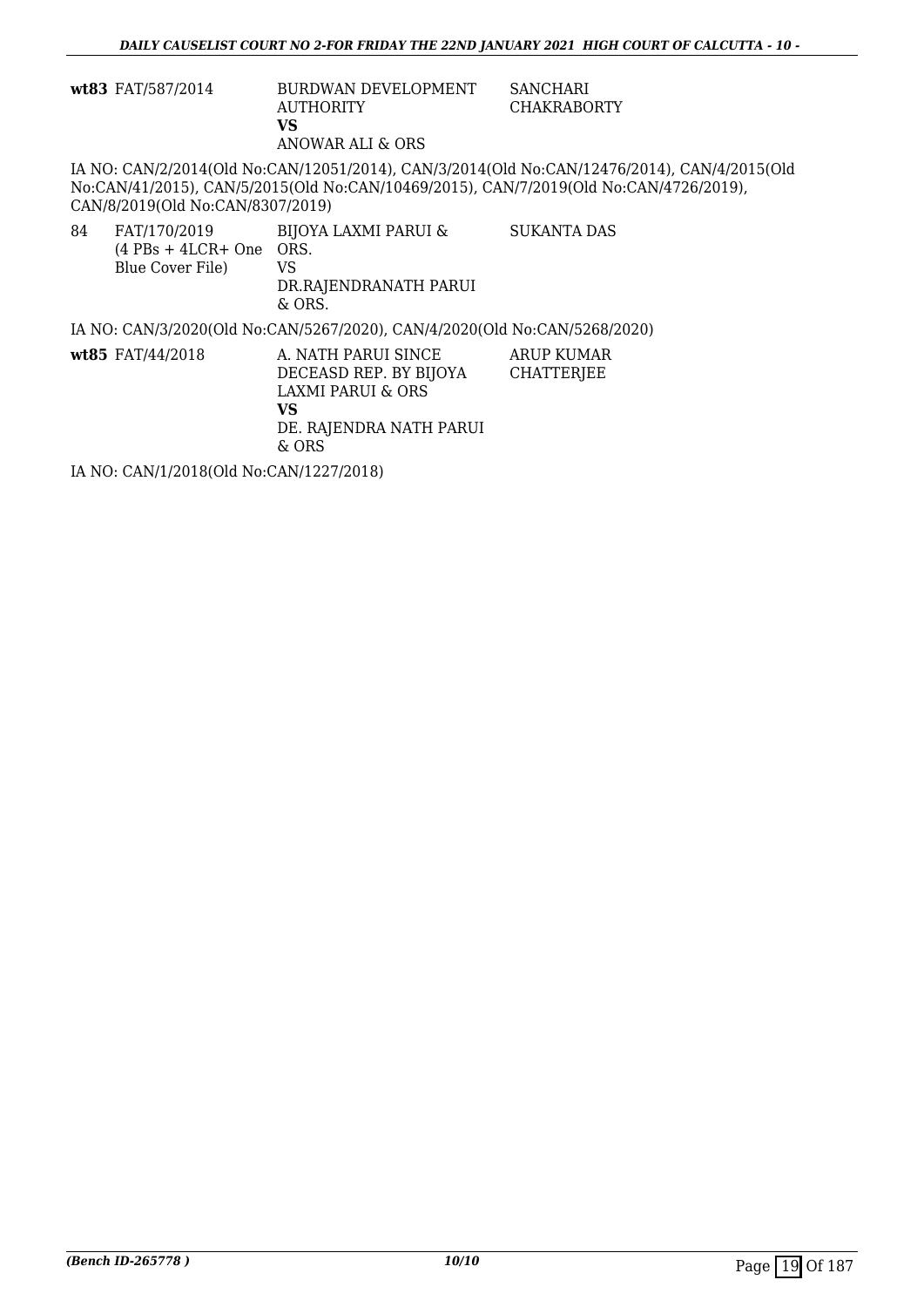**wt83** FAT/587/2014 BURDWAN DEVELOPMENT AUTHORITY **VS** ANOWAR ALI & ORS SANCHARI CHAKRABORTY

IA NO: CAN/2/2014(Old No:CAN/12051/2014), CAN/3/2014(Old No:CAN/12476/2014), CAN/4/2015(Old No:CAN/41/2015), CAN/5/2015(Old No:CAN/10469/2015), CAN/7/2019(Old No:CAN/4726/2019), CAN/8/2019(Old No:CAN/8307/2019)

84 FAT/170/2019 (4 PBs + 4LCR+ One Blue Cover File) BIJOYA LAXMI PARUI & ORS. VS DR.RAJENDRANATH PARUI & ORS. SUKANTA DAS

IA NO: CAN/3/2020(Old No:CAN/5267/2020), CAN/4/2020(Old No:CAN/5268/2020)

**wt85** FAT/44/2018 A. NATH PARUI SINCE DECEASD REP. BY BIJOYA LAXMI PARUI & ORS **VS** DE. RAJENDRA NATH PARUI & ORS ARUP KUMAR CHATTERJEE

IA NO: CAN/1/2018(Old No:CAN/1227/2018)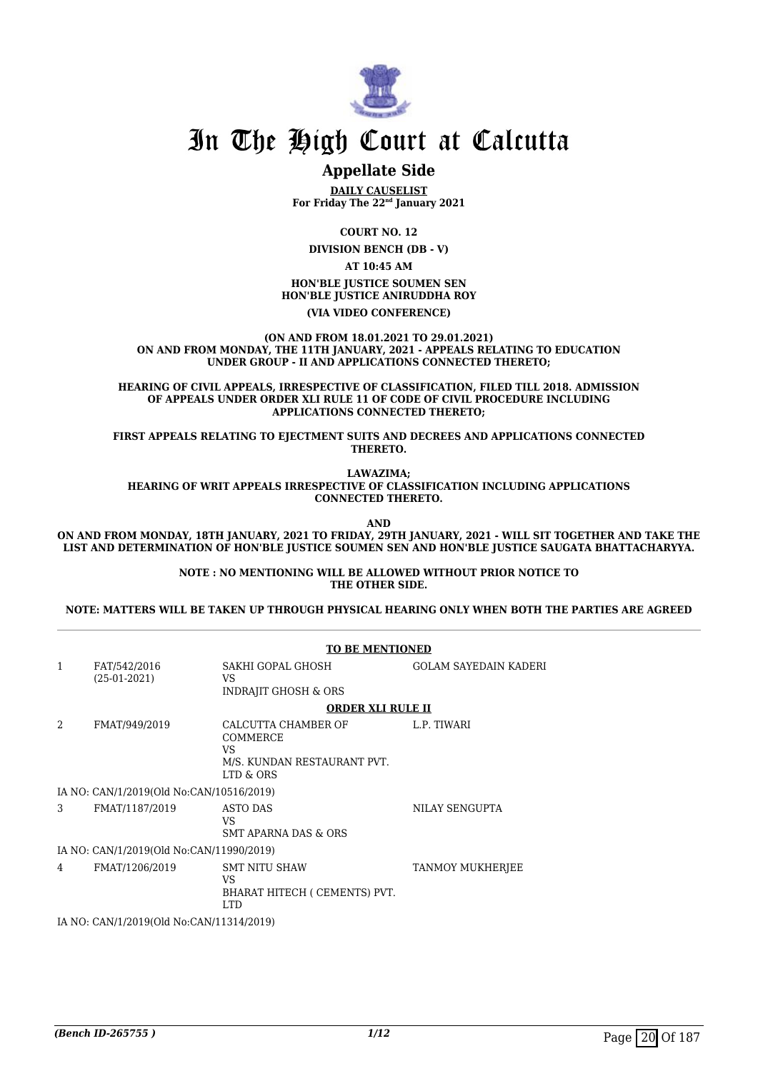# In The High Court at Calcutta

## Appellate Side

**DAILY CAUSELIST**
**For Friday The 22nd January 2021**

**COURT NO. 12**

**DIVISION BENCH (DB - V)**

**AT 10:45 AM**

**HON'BLE JUSTICE SOUMEN SEN**
**HON'BLE JUSTICE ANIRUDDHA ROY**

**(VIA VIDEO CONFERENCE)**

**(ON AND FROM 18.01.2021 TO 29.01.2021)**
**ON AND FROM MONDAY, THE 11TH JANUARY, 2021 - APPEALS RELATING TO EDUCATION UNDER GROUP - II AND APPLICATIONS CONNECTED THERETO;**

**HEARING OF CIVIL APPEALS, IRRESPECTIVE OF CLASSIFICATION, FILED TILL 2018. ADMISSION OF APPEALS UNDER ORDER XLI RULE 11 OF CODE OF CIVIL PROCEDURE INCLUDING APPLICATIONS CONNECTED THERETO;**

**FIRST APPEALS RELATING TO EJECTMENT SUITS AND DECREES AND APPLICATIONS CONNECTED THERETO.**

**LAWAZIMA;**
**HEARING OF WRIT APPEALS IRRESPECTIVE OF CLASSIFICATION INCLUDING APPLICATIONS CONNECTED THERETO.**

**AND**
**ON AND FROM MONDAY, 18TH JANUARY, 2021 TO FRIDAY, 29TH JANUARY, 2021 - WILL SIT TOGETHER AND TAKE THE LIST AND DETERMINATION OF HON'BLE JUSTICE SOUMEN SEN AND HON'BLE JUSTICE SAUGATA BHATTACHARYYA.**

**NOTE : NO MENTIONING WILL BE ALLOWED WITHOUT PRIOR NOTICE TO THE OTHER SIDE.**

**NOTE: MATTERS WILL BE TAKEN UP THROUGH PHYSICAL HEARING ONLY WHEN BOTH THE PARTIES ARE AGREED**

**TO BE MENTIONED**

| | | | |
|---|---|---|---|
| 1 | FAT/542/2016<br>(25-01-2021) | SAKHI GOPAL GHOSH<br>VS<br>INDRAJIT GHOSH & ORS | GOLAM SAYEDAIN KADERI |

**ORDER XLI RULE II**

| | | | |
|---|---|---|---|
| 2 | FMAT/949/2019 | CALCUTTA CHAMBER OF COMMERCE<br>VS<br>M/S. KUNDAN RESTAURANT PVT. LTD & ORS | L.P. TIWARI |
| | IA NO: CAN/1/2019(Old No:CAN/10516/2019) | | |
| 3 | FMAT/1187/2019 | ASTO DAS<br>VS<br>SMT APARNA DAS & ORS | NILAY SENGUPTA |
| | IA NO: CAN/1/2019(Old No:CAN/11990/2019) | | |
| 4 | FMAT/1206/2019 | SMT NITU SHAW<br>VS<br>BHARAT HITECH ( CEMENTS) PVT. LTD | TANMOY MUKHERJEE |
| | IA NO: CAN/1/2019(Old No:CAN/11314/2019) | | |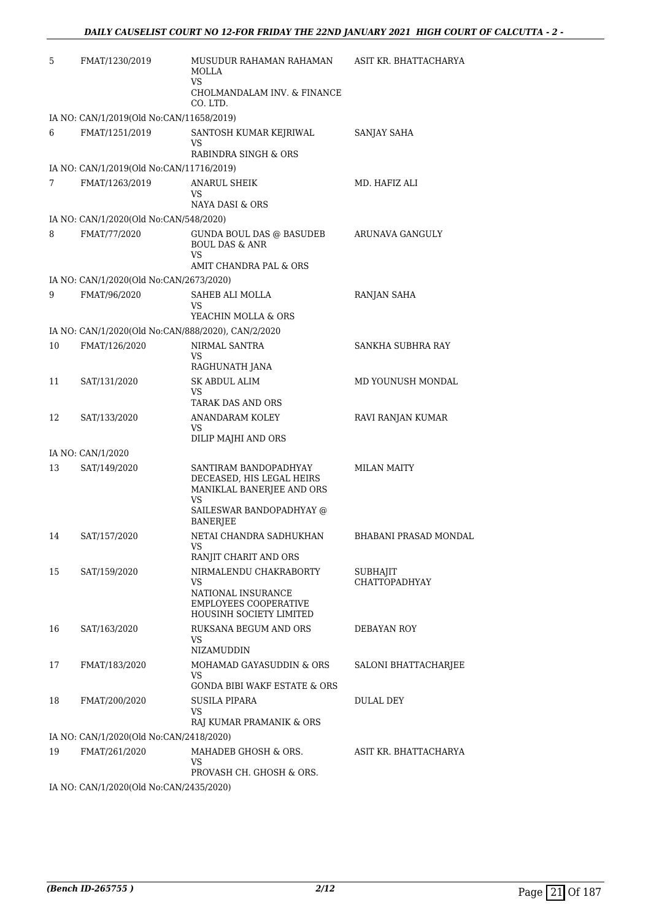| | | | |
|---|---|---|---|
| 5 | FMAT/1230/2019 | MUSUDUR RAHAMAN RAHAMAN MOLLA<br>VS<br>CHOLMANDALAM INV. & FINANCE CO. LTD. | ASIT KR. BHATTACHARYA |
| IA NO: CAN/1/2019(Old No:CAN/11658/2019) | | | |
| 6 | FMAT/1251/2019 | SANTOSH KUMAR KEJRIWAL<br>VS<br>RABINDRA SINGH & ORS | SANJAY SAHA |
| IA NO: CAN/1/2019(Old No:CAN/11716/2019) | | | |
| 7 | FMAT/1263/2019 | ANARUL SHEIK<br>VS<br>NAYA DASI & ORS | MD. HAFIZ ALI |
| IA NO: CAN/1/2020(Old No:CAN/548/2020) | | | |
| 8 | FMAT/77/2020 | GUNDA BOUL DAS @ BASUDEB BOUL DAS & ANR<br>VS<br>AMIT CHANDRA PAL & ORS | ARUNAVA GANGULY |
| IA NO: CAN/1/2020(Old No:CAN/2673/2020) | | | |
| 9 | FMAT/96/2020 | SAHEB ALI MOLLA<br>VS<br>YEACHIN MOLLA & ORS | RANJAN SAHA |
| IA NO: CAN/1/2020(Old No:CAN/888/2020), CAN/2/2020 | | | |
| 10 | FMAT/126/2020 | NIRMAL SANTRA<br>VS<br>RAGHUNATH JANA | SANKHA SUBHRA RAY |
| 11 | SAT/131/2020 | SK ABDUL ALIM<br>VS<br>TARAK DAS AND ORS | MD YOUNUSH MONDAL |
| 12 | SAT/133/2020 | ANANDARAM KOLEY<br>VS<br>DILIP MAJHI AND ORS | RAVI RANJAN KUMAR |
| IA NO: CAN/1/2020 | | | |
| 13 | SAT/149/2020 | SANTIRAM BANDOPADHYAY DECEASED, HIS LEGAL HEIRS MANIKLAL BANERJEE AND ORS<br>VS<br>SAILESWAR BANDOPADHYAY @ BANERJEE | MILAN MAITY |
| 14 | SAT/157/2020 | NETAI CHANDRA SADHUKHAN<br>VS<br>RANJIT CHARIT AND ORS | BHABANI PRASAD MONDAL |
| 15 | SAT/159/2020 | NIRMALENDU CHAKRABORTY<br>VS<br>NATIONAL INSURANCE EMPLOYEES COOPERATIVE HOUSINH SOCIETY LIMITED | SUBHAJIT CHATTOPADHYAY |
| 16 | SAT/163/2020 | RUKSANA BEGUM AND ORS<br>VS<br>NIZAMUDDIN | DEBAYAN ROY |
| 17 | FMAT/183/2020 | MOHAMAD GAYASUDDIN & ORS<br>VS<br>GONDA BIBI WAKF ESTATE & ORS | SALONI BHATTACHARJEE |
| 18 | FMAT/200/2020 | SUSILA PIPARA<br>VS<br>RAJ KUMAR PRAMANIK & ORS | DULAL DEY |
| IA NO: CAN/1/2020(Old No:CAN/2418/2020) | | | |
| 19 | FMAT/261/2020 | MAHADEB GHOSH & ORS.<br>VS<br>PROVASH CH. GHOSH & ORS. | ASIT KR. BHATTACHARYA |
| IA NO: CAN/1/2020(Old No:CAN/2435/2020) | | | |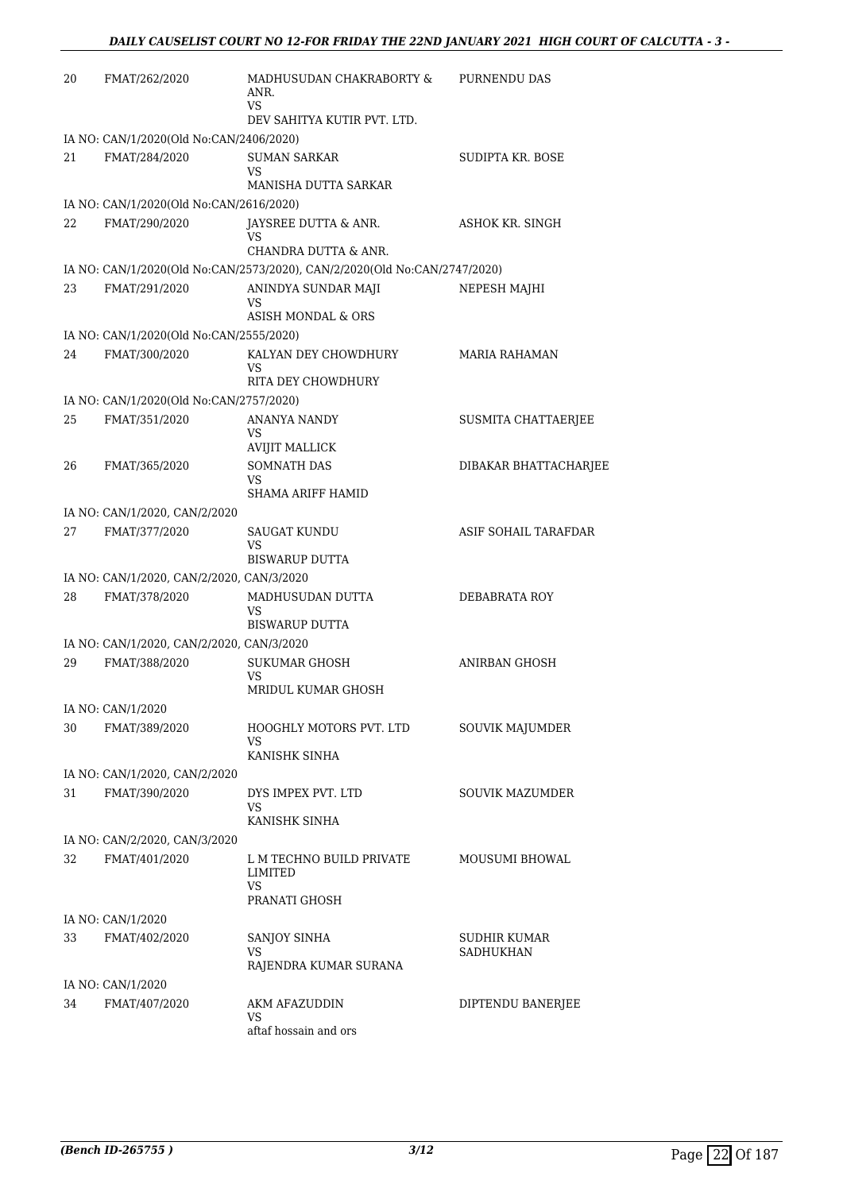| | | | |
|---|---|---|---|
| 20 | FMAT/262/2020 | MADHUSUDAN CHAKRABORTY & ANR.<br>VS<br>DEV SAHITYA KUTIR PVT. LTD. | PURNENDU DAS |
| | IA NO: CAN/1/2020(Old No:CAN/2406/2020) | | |
| 21 | FMAT/284/2020 | SUMAN SARKAR<br>VS<br>MANISHA DUTTA SARKAR | SUDIPTA KR. BOSE |
| | IA NO: CAN/1/2020(Old No:CAN/2616/2020) | | |
| 22 | FMAT/290/2020 | JAYSREE DUTTA & ANR.<br>VS<br>CHANDRA DUTTA & ANR. | ASHOK KR. SINGH |
| | IA NO: CAN/1/2020(Old No:CAN/2573/2020), CAN/2/2020(Old No:CAN/2747/2020) | | |
| 23 | FMAT/291/2020 | ANINDYA SUNDAR MAJI<br>VS<br>ASISH MONDAL & ORS | NEPESH MAJHI |
| | IA NO: CAN/1/2020(Old No:CAN/2555/2020) | | |
| 24 | FMAT/300/2020 | KALYAN DEY CHOWDHURY<br>VS<br>RITA DEY CHOWDHURY | MARIA RAHAMAN |
| | IA NO: CAN/1/2020(Old No:CAN/2757/2020) | | |
| 25 | FMAT/351/2020 | ANANYA NANDY<br>VS<br>AVIJIT MALLICK | SUSMITA CHATTAERJEE |
| 26 | FMAT/365/2020 | SOMNATH DAS<br>VS<br>SHAMA ARIFF HAMID | DIBAKAR BHATTACHARJEE |
| | IA NO: CAN/1/2020, CAN/2/2020 | | |
| 27 | FMAT/377/2020 | SAUGAT KUNDU<br>VS<br>BISWARUP DUTTA | ASIF SOHAIL TARAFDAR |
| | IA NO: CAN/1/2020, CAN/2/2020, CAN/3/2020 | | |
| 28 | FMAT/378/2020 | MADHUSUDAN DUTTA<br>VS<br>BISWARUP DUTTA | DEBABRATA ROY |
| | IA NO: CAN/1/2020, CAN/2/2020, CAN/3/2020 | | |
| 29 | FMAT/388/2020 | SUKUMAR GHOSH<br>VS<br>MRIDUL KUMAR GHOSH | ANIRBAN GHOSH |
| | IA NO: CAN/1/2020 | | |
| 30 | FMAT/389/2020 | HOOGHLY MOTORS PVT. LTD<br>VS<br>KANISHK SINHA | SOUVIK MAJUMDER |
| | IA NO: CAN/1/2020, CAN/2/2020 | | |
| 31 | FMAT/390/2020 | DYS IMPEX PVT. LTD<br>VS<br>KANISHK SINHA | SOUVIK MAZUMDER |
| | IA NO: CAN/2/2020, CAN/3/2020 | | |
| 32 | FMAT/401/2020 | L M TECHNO BUILD PRIVATE LIMITED<br>VS<br>PRANATI GHOSH | MOUSUMI BHOWAL |
| | IA NO: CAN/1/2020 | | |
| 33 | FMAT/402/2020 | SANJOY SINHA<br>VS<br>RAJENDRA KUMAR SURANA | SUDHIR KUMAR SADHUKHAN |
| | IA NO: CAN/1/2020 | | |
| 34 | FMAT/407/2020 | AKM AFAZUDDIN<br>VS<br>aftaf hossain and ors | DIPTENDU BANERJEE |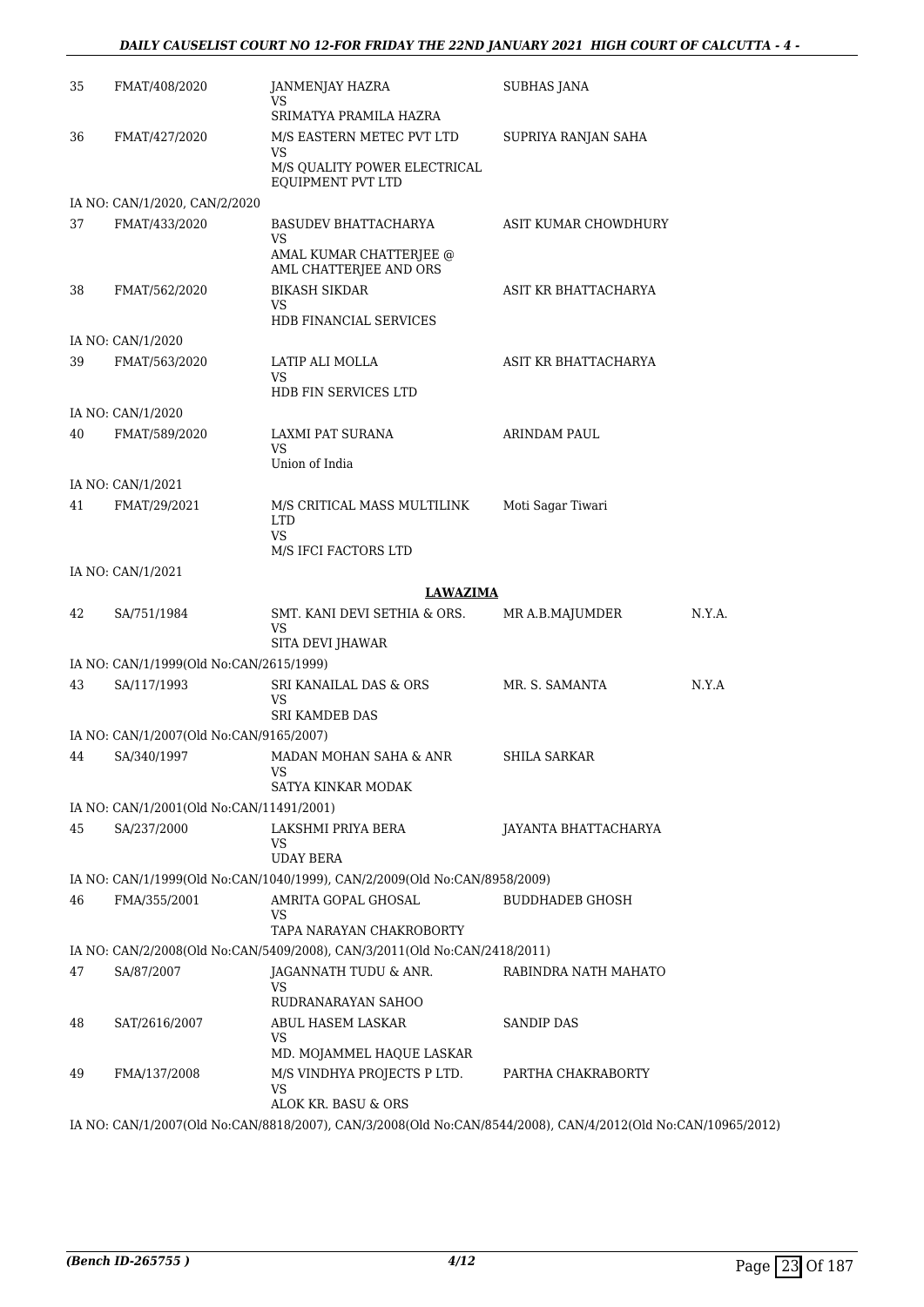| | | | | |
|---|---|---|---|---|
| 35 | FMAT/408/2020 | JANMENJAY HAZRA<br>VS<br>SRIMATYA PRAMILA HAZRA | SUBHAS JANA | |
| 36 | FMAT/427/2020 | M/S EASTERN METEC PVT LTD<br>VS<br>M/S QUALITY POWER ELECTRICAL EQUIPMENT PVT LTD | SUPRIYA RANJAN SAHA | |
| IA NO: CAN/1/2020, CAN/2/2020 | | | | |
| 37 | FMAT/433/2020 | BASUDEV BHATTACHARYA<br>VS<br>AMAL KUMAR CHATTERJEE @ AML CHATTERJEE AND ORS | ASIT KUMAR CHOWDHURY | |
| 38 | FMAT/562/2020 | BIKASH SIKDAR<br>VS<br>HDB FINANCIAL SERVICES | ASIT KR BHATTACHARYA | |
| IA NO: CAN/1/2020 | | | | |
| 39 | FMAT/563/2020 | LATIP ALI MOLLA<br>VS<br>HDB FIN SERVICES LTD | ASIT KR BHATTACHARYA | |
| IA NO: CAN/1/2020 | | | | |
| 40 | FMAT/589/2020 | LAXMI PAT SURANA<br>VS<br>Union of India | ARINDAM PAUL | |
| IA NO: CAN/1/2021 | | | | |
| 41 | FMAT/29/2021 | M/S CRITICAL MASS MULTILINK LTD<br>VS<br>M/S IFCI FACTORS LTD | Moti Sagar Tiwari | |
| IA NO: CAN/1/2021 | | | | |

**LAWAZIMA**

| | | | | |
|---|---|---|---|---|
| 42 | SA/751/1984 | SMT. KANI DEVI SETHIA & ORS.<br>VS<br>SITA DEVI JHAWAR | MR A.B.MAJUMDER | N.Y.A. |
| IA NO: CAN/1/1999(Old No:CAN/2615/1999) | | | | |
| 43 | SA/117/1993 | SRI KANAILAL DAS & ORS<br>VS<br>SRI KAMDEB DAS | MR. S. SAMANTA | N.Y.A |
| IA NO: CAN/1/2007(Old No:CAN/9165/2007) | | | | |
| 44 | SA/340/1997 | MADAN MOHAN SAHA & ANR<br>VS<br>SATYA KINKAR MODAK | SHILA SARKAR | |
| IA NO: CAN/1/2001(Old No:CAN/11491/2001) | | | | |
| 45 | SA/237/2000 | LAKSHMI PRIYA BERA<br>VS<br>UDAY BERA | JAYANTA BHATTACHARYA | |
| IA NO: CAN/1/1999(Old No:CAN/1040/1999), CAN/2/2009(Old No:CAN/8958/2009) | | | | |
| 46 | FMA/355/2001 | AMRITA GOPAL GHOSAL<br>VS<br>TAPA NARAYAN CHAKROBORTY | BUDDHADEB GHOSH | |
| IA NO: CAN/2/2008(Old No:CAN/5409/2008), CAN/3/2011(Old No:CAN/2418/2011) | | | | |
| 47 | SA/87/2007 | JAGANNATH TUDU & ANR.<br>VS<br>RUDRANARAYAN SAHOO | RABINDRA NATH MAHATO | |
| 48 | SAT/2616/2007 | ABUL HASEM LASKAR<br>VS<br>MD. MOJAMMEL HAQUE LASKAR | SANDIP DAS | |
| 49 | FMA/137/2008 | M/S VINDHYA PROJECTS P LTD.<br>VS<br>ALOK KR. BASU & ORS | PARTHA CHAKRABORTY | |
| IA NO: CAN/1/2007(Old No:CAN/8818/2007), CAN/3/2008(Old No:CAN/8544/2008), CAN/4/2012(Old No:CAN/10965/2012) | | | | |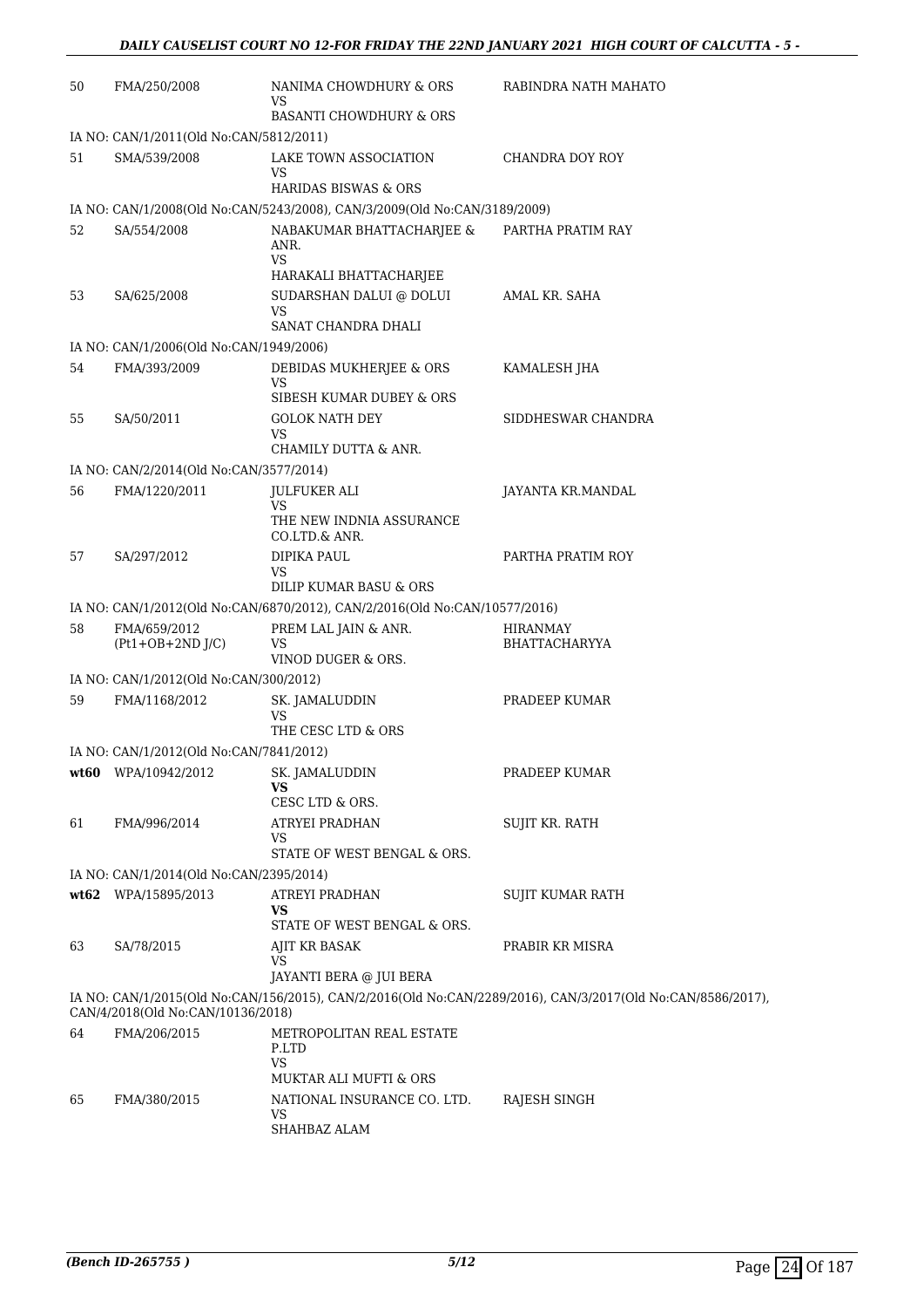| | | | |
|---|---|---|---|
| 50 | FMA/250/2008 | NANIMA CHOWDHURY & ORS<br>VS<br>BASANTI CHOWDHURY & ORS | RABINDRA NATH MAHATO |
| | IA NO: CAN/1/2011(Old No:CAN/5812/2011) | | |
| 51 | SMA/539/2008 | LAKE TOWN ASSOCIATION<br>VS<br>HARIDAS BISWAS & ORS | CHANDRA DOY ROY |
| | IA NO: CAN/1/2008(Old No:CAN/5243/2008), CAN/3/2009(Old No:CAN/3189/2009) | | |
| 52 | SA/554/2008 | NABAKUMAR BHATTACHARJEE & ANR.<br>VS<br>HARAKALI BHATTACHARJEE | PARTHA PRATIM RAY |
| 53 | SA/625/2008 | SUDARSHAN DALUI @ DOLUI<br>VS<br>SANAT CHANDRA DHALI | AMAL KR. SAHA |
| | IA NO: CAN/1/2006(Old No:CAN/1949/2006) | | |
| 54 | FMA/393/2009 | DEBIDAS MUKHERJEE & ORS<br>VS<br>SIBESH KUMAR DUBEY & ORS | KAMALESH JHA |
| 55 | SA/50/2011 | GOLOK NATH DEY<br>VS<br>CHAMILY DUTTA & ANR. | SIDDHESWAR CHANDRA |
| | IA NO: CAN/2/2014(Old No:CAN/3577/2014) | | |
| 56 | FMA/1220/2011 | JULFUKER ALI<br>VS<br>THE NEW INDNIA ASSURANCE CO.LTD.& ANR. | JAYANTA KR.MANDAL |
| 57 | SA/297/2012 | DIPIKA PAUL<br>VS<br>DILIP KUMAR BASU & ORS | PARTHA PRATIM ROY |
| | IA NO: CAN/1/2012(Old No:CAN/6870/2012), CAN/2/2016(Old No:CAN/10577/2016) | | |
| 58 | FMA/659/2012<br>(Pt1+OB+2ND J/C) | PREM LAL JAIN & ANR.<br>VS<br>VINOD DUGER & ORS. | HIRANMAY BHATTACHARYYA |
| | IA NO: CAN/1/2012(Old No:CAN/300/2012) | | |
| 59 | FMA/1168/2012 | SK. JAMALUDDIN<br>VS<br>THE CESC LTD & ORS | PRADEEP KUMAR |
| | IA NO: CAN/1/2012(Old No:CAN/7841/2012) | | |
| **wt60** | WPA/10942/2012 | SK. JAMALUDDIN<br>**VS**<br>CESC LTD & ORS. | PRADEEP KUMAR |
| 61 | FMA/996/2014 | ATRYEI PRADHAN<br>VS<br>STATE OF WEST BENGAL & ORS. | SUJIT KR. RATH |
| | IA NO: CAN/1/2014(Old No:CAN/2395/2014) | | |
| **wt62** | WPA/15895/2013 | ATREYI PRADHAN<br>**VS**<br>STATE OF WEST BENGAL & ORS. | SUJIT KUMAR RATH |
| 63 | SA/78/2015 | AJIT KR BASAK<br>VS<br>JAYANTI BERA @ JUI BERA | PRABIR KR MISRA |
| | IA NO: CAN/1/2015(Old No:CAN/156/2015), CAN/2/2016(Old No:CAN/2289/2016), CAN/3/2017(Old No:CAN/8586/2017), CAN/4/2018(Old No:CAN/10136/2018) | | |
| 64 | FMA/206/2015 | METROPOLITAN REAL ESTATE P.LTD<br>VS<br>MUKTAR ALI MUFTI & ORS | |
| 65 | FMA/380/2015 | NATIONAL INSURANCE CO. LTD.<br>VS<br>SHAHBAZ ALAM | RAJESH SINGH |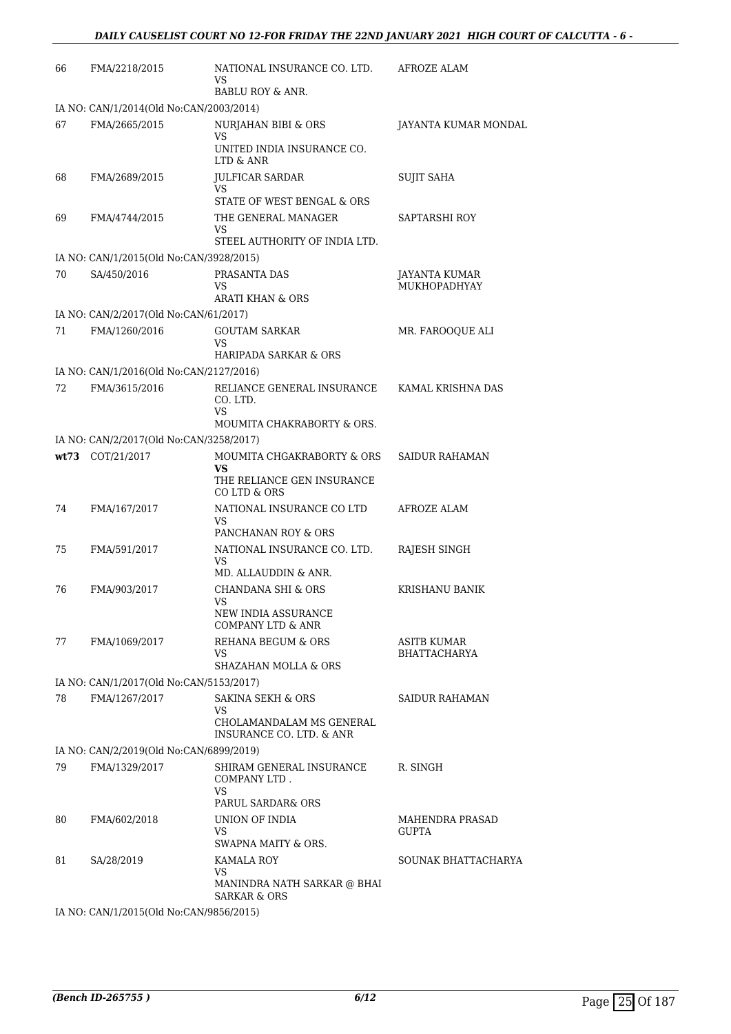| | | | |
|---|---|---|---|
| 66 | FMA/2218/2015 | NATIONAL INSURANCE CO. LTD.<br>VS<br>BABLU ROY & ANR. | AFROZE ALAM |
| IA NO: CAN/1/2014(Old No:CAN/2003/2014) | | | |
| 67 | FMA/2665/2015 | NURJAHAN BIBI & ORS<br>VS<br>UNITED INDIA INSURANCE CO. LTD & ANR | JAYANTA KUMAR MONDAL |
| 68 | FMA/2689/2015 | JULFICAR SARDAR<br>VS<br>STATE OF WEST BENGAL & ORS | SUJIT SAHA |
| 69 | FMA/4744/2015 | THE GENERAL MANAGER<br>VS<br>STEEL AUTHORITY OF INDIA LTD. | SAPTARSHI ROY |
| IA NO: CAN/1/2015(Old No:CAN/3928/2015) | | | |
| 70 | SA/450/2016 | PRASANTA DAS<br>VS<br>ARATI KHAN & ORS | JAYANTA KUMAR MUKHOPADHYAY |
| IA NO: CAN/2/2017(Old No:CAN/61/2017) | | | |
| 71 | FMA/1260/2016 | GOUTAM SARKAR<br>VS<br>HARIPADA SARKAR & ORS | MR. FAROOQUE ALI |
| IA NO: CAN/1/2016(Old No:CAN/2127/2016) | | | |
| 72 | FMA/3615/2016 | RELIANCE GENERAL INSURANCE CO. LTD.<br>VS<br>MOUMITA CHAKRABORTY & ORS. | KAMAL KRISHNA DAS |
| IA NO: CAN/2/2017(Old No:CAN/3258/2017) | | | |
| **wt73** | COT/21/2017 | MOUMITA CHGAKRABORTY & ORS<br>**VS**<br>THE RELIANCE GEN INSURANCE CO LTD & ORS | SAIDUR RAHAMAN |
| 74 | FMA/167/2017 | NATIONAL INSURANCE CO LTD<br>VS<br>PANCHANAN ROY & ORS | AFROZE ALAM |
| 75 | FMA/591/2017 | NATIONAL INSURANCE CO. LTD.<br>VS<br>MD. ALLAUDDIN & ANR. | RAJESH SINGH |
| 76 | FMA/903/2017 | CHANDANA SHI & ORS<br>VS<br>NEW INDIA ASSURANCE COMPANY LTD & ANR | KRISHANU BANIK |
| 77 | FMA/1069/2017 | REHANA BEGUM & ORS<br>VS<br>SHAZAHAN MOLLA & ORS | ASITB KUMAR BHATTACHARYA |
| IA NO: CAN/1/2017(Old No:CAN/5153/2017) | | | |
| 78 | FMA/1267/2017 | SAKINA SEKH & ORS<br>VS<br>CHOLAMANDALAM MS GENERAL INSURANCE CO. LTD. & ANR | SAIDUR RAHAMAN |
| IA NO: CAN/2/2019(Old No:CAN/6899/2019) | | | |
| 79 | FMA/1329/2017 | SHIRAM GENERAL INSURANCE COMPANY LTD .<br>VS<br>PARUL SARDAR& ORS | R. SINGH |
| 80 | FMA/602/2018 | UNION OF INDIA<br>VS<br>SWAPNA MAITY & ORS. | MAHENDRA PRASAD GUPTA |
| 81 | SA/28/2019 | KAMALA ROY<br>VS<br>MANINDRA NATH SARKAR @ BHAI SARKAR & ORS | SOUNAK BHATTACHARYA |
| IA NO: CAN/1/2015(Old No:CAN/9856/2015) | | | |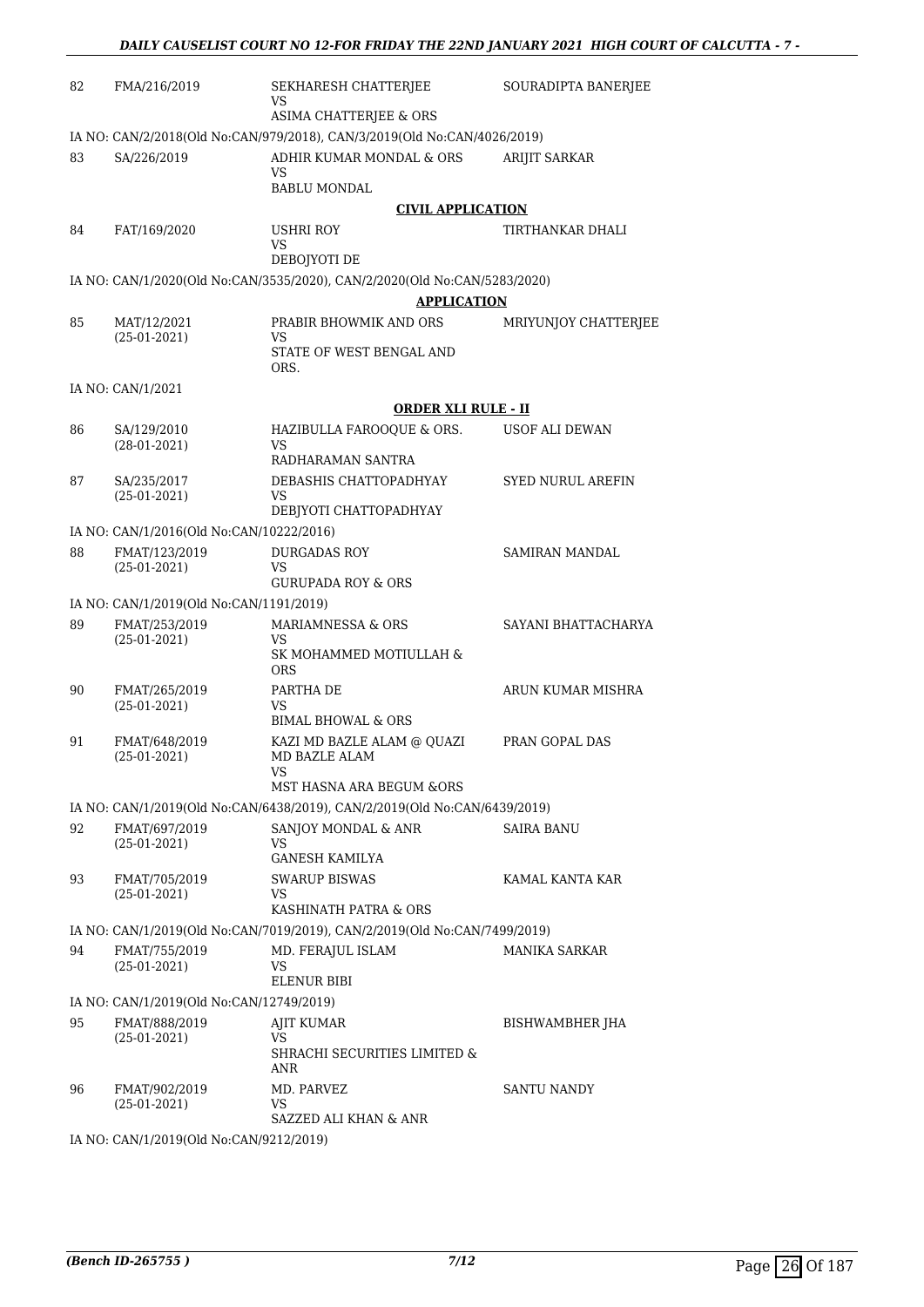| | | | |
|---|---|---|---|
| 82 | FMA/216/2019 | SEKHARESH CHATTERJEE<br>VS<br>ASIMA CHATTERJEE & ORS | SOURADIPTA BANERJEE |

IA NO: CAN/2/2018(Old No:CAN/979/2018), CAN/3/2019(Old No:CAN/4026/2019)

| | | | |
|---|---|---|---|
| 83 | SA/226/2019 | ADHIR KUMAR MONDAL & ORS<br>VS<br>BABLU MONDAL | ARIJIT SARKAR |

**CIVIL APPLICATION**

| | | | |
|---|---|---|---|
| 84 | FAT/169/2020 | USHRI ROY<br>VS<br>DEBOJYOTI DE | TIRTHANKAR DHALI |

IA NO: CAN/1/2020(Old No:CAN/3535/2020), CAN/2/2020(Old No:CAN/5283/2020)

**APPLICATION**

| | | | |
|---|---|---|---|
| 85 | MAT/12/2021<br>(25-01-2021) | PRABIR BHOWMIK AND ORS<br>VS<br>STATE OF WEST BENGAL AND ORS. | MRIYUNJOY CHATTERJEE |

IA NO: CAN/1/2021

**ORDER XLI RULE - II**

| | | | |
|---|---|---|---|
| 86 | SA/129/2010<br>(28-01-2021) | HAZIBULLA FAROOQUE & ORS.<br>VS<br>RADHARAMAN SANTRA | USOF ALI DEWAN |
| 87 | SA/235/2017<br>(25-01-2021) | DEBASHIS CHATTOPADHYAY<br>VS<br>DEBJYOTI CHATTOPADHYAY | SYED NURUL AREFIN |

IA NO: CAN/1/2016(Old No:CAN/10222/2016)

| | | | |
|---|---|---|---|
| 88 | FMAT/123/2019<br>(25-01-2021) | DURGADAS ROY<br>VS<br>GURUPADA ROY & ORS | SAMIRAN MANDAL |

IA NO: CAN/1/2019(Old No:CAN/1191/2019)

| | | | |
|---|---|---|---|
| 89 | FMAT/253/2019<br>(25-01-2021) | MARIAMNESSA & ORS<br>VS<br>SK MOHAMMED MOTIULLAH & ORS | SAYANI BHATTACHARYA |
| 90 | FMAT/265/2019<br>(25-01-2021) | PARTHA DE<br>VS<br>BIMAL BHOWAL & ORS | ARUN KUMAR MISHRA |
| 91 | FMAT/648/2019<br>(25-01-2021) | KAZI MD BAZLE ALAM @ QUAZI MD BAZLE ALAM<br>VS<br>MST HASNA ARA BEGUM &ORS | PRAN GOPAL DAS |

IA NO: CAN/1/2019(Old No:CAN/6438/2019), CAN/2/2019(Old No:CAN/6439/2019)

| | | | |
|---|---|---|---|
| 92 | FMAT/697/2019<br>(25-01-2021) | SANJOY MONDAL & ANR<br>VS<br>GANESH KAMILYA | SAIRA BANU |
| 93 | FMAT/705/2019<br>(25-01-2021) | SWARUP BISWAS<br>VS<br>KASHINATH PATRA & ORS | KAMAL KANTA KAR |

IA NO: CAN/1/2019(Old No:CAN/7019/2019), CAN/2/2019(Old No:CAN/7499/2019)

| | | | |
|---|---|---|---|
| 94 | FMAT/755/2019<br>(25-01-2021) | MD. FERAJUL ISLAM<br>VS<br>ELENUR BIBI | MANIKA SARKAR |

IA NO: CAN/1/2019(Old No:CAN/12749/2019)

| | | | |
|---|---|---|---|
| 95 | FMAT/888/2019<br>(25-01-2021) | AJIT KUMAR<br>VS<br>SHRACHI SECURITIES LIMITED & ANR | BISHWAMBHER JHA |
| 96 | FMAT/902/2019<br>(25-01-2021) | MD. PARVEZ<br>VS<br>SAZZED ALI KHAN & ANR | SANTU NANDY |

IA NO: CAN/1/2019(Old No:CAN/9212/2019)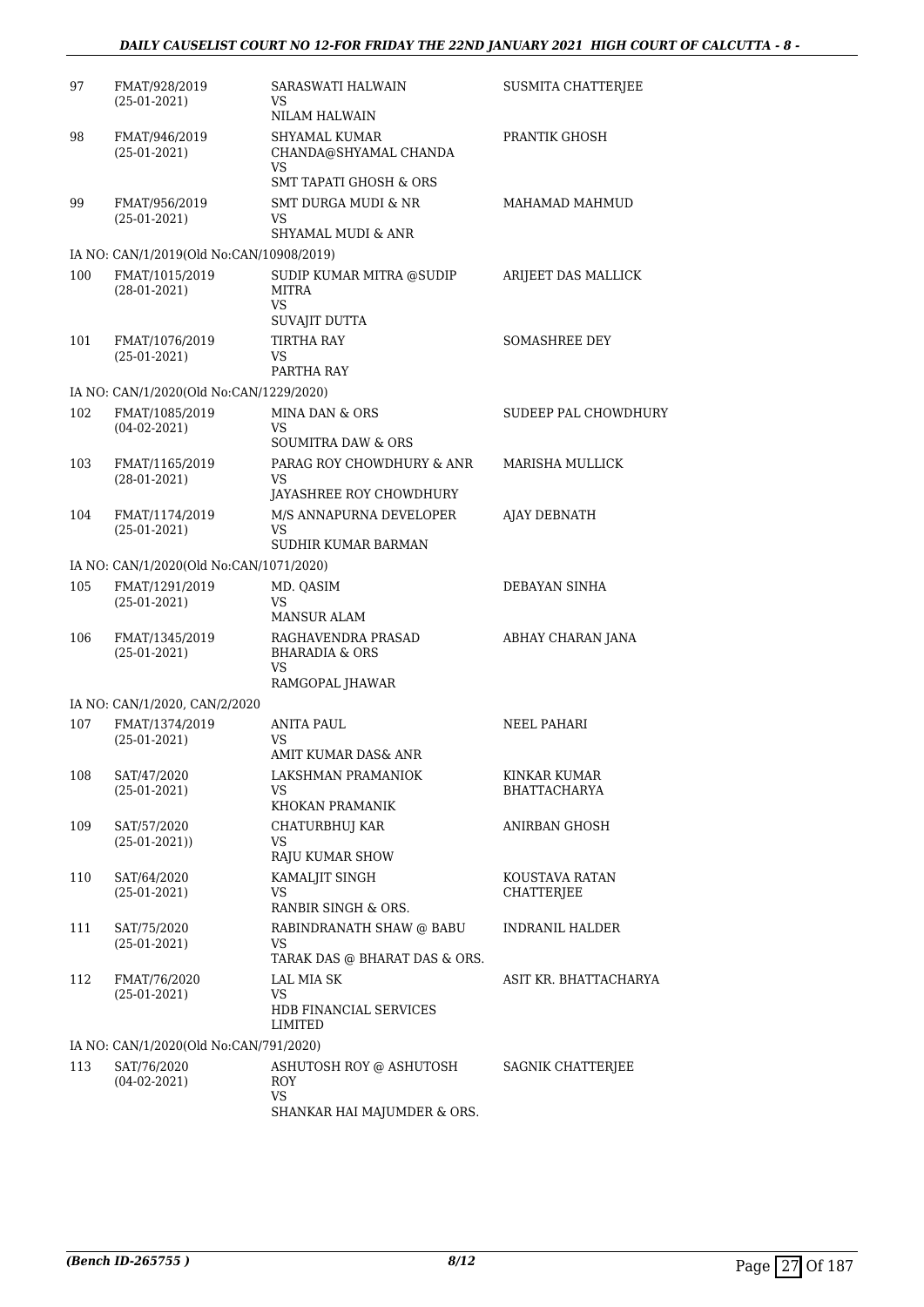| | | | |
|---|---|---|---|
| 97 | FMAT/928/2019<br>(25-01-2021) | SARASWATI HALWAIN<br>VS<br>NILAM HALWAIN | SUSMITA CHATTERJEE |
| 98 | FMAT/946/2019<br>(25-01-2021) | SHYAMAL KUMAR CHANDA@SHYAMAL CHANDA<br>VS<br>SMT TAPATI GHOSH & ORS | PRANTIK GHOSH |
| 99 | FMAT/956/2019<br>(25-01-2021) | SMT DURGA MUDI & NR<br>VS<br>SHYAMAL MUDI & ANR | MAHAMAD MAHMUD |
| | IA NO: CAN/1/2019(Old No:CAN/10908/2019) | | |
| 100 | FMAT/1015/2019<br>(28-01-2021) | SUDIP KUMAR MITRA @SUDIP MITRA<br>VS<br>SUVAJIT DUTTA | ARIJEET DAS MALLICK |
| 101 | FMAT/1076/2019<br>(25-01-2021) | TIRTHA RAY<br>VS<br>PARTHA RAY | SOMASHREE DEY |
| | IA NO: CAN/1/2020(Old No:CAN/1229/2020) | | |
| 102 | FMAT/1085/2019<br>(04-02-2021) | MINA DAN & ORS<br>VS<br>SOUMITRA DAW & ORS | SUDEEP PAL CHOWDHURY |
| 103 | FMAT/1165/2019<br>(28-01-2021) | PARAG ROY CHOWDHURY & ANR<br>VS<br>JAYASHREE ROY CHOWDHURY | MARISHA MULLICK |
| 104 | FMAT/1174/2019<br>(25-01-2021) | M/S ANNAPURNA DEVELOPER<br>VS<br>SUDHIR KUMAR BARMAN | AJAY DEBNATH |
| | IA NO: CAN/1/2020(Old No:CAN/1071/2020) | | |
| 105 | FMAT/1291/2019<br>(25-01-2021) | MD. QASIM<br>VS<br>MANSUR ALAM | DEBAYAN SINHA |
| 106 | FMAT/1345/2019<br>(25-01-2021) | RAGHAVENDRA PRASAD BHARADIA & ORS<br>VS<br>RAMGOPAL JHAWAR | ABHAY CHARAN JANA |
| | IA NO: CAN/1/2020, CAN/2/2020 | | |
| 107 | FMAT/1374/2019<br>(25-01-2021) | ANITA PAUL<br>VS<br>AMIT KUMAR DAS& ANR | NEEL PAHARI |
| 108 | SAT/47/2020<br>(25-01-2021) | LAKSHMAN PRAMANIOK<br>VS<br>KHOKAN PRAMANIK | KINKAR KUMAR BHATTACHARYA |
| 109 | SAT/57/2020<br>(25-01-2021)) | CHATURBHUJ KAR<br>VS<br>RAJU KUMAR SHOW | ANIRBAN GHOSH |
| 110 | SAT/64/2020<br>(25-01-2021) | KAMALJIT SINGH<br>VS<br>RANBIR SINGH & ORS. | KOUSTAVA RATAN CHATTERJEE |
| 111 | SAT/75/2020<br>(25-01-2021) | RABINDRANATH SHAW @ BABU<br>VS<br>TARAK DAS @ BHARAT DAS & ORS. | INDRANIL HALDER |
| 112 | FMAT/76/2020<br>(25-01-2021) | LAL MIA SK<br>VS<br>HDB FINANCIAL SERVICES LIMITED | ASIT KR. BHATTACHARYA |
| | IA NO: CAN/1/2020(Old No:CAN/791/2020) | | |
| 113 | SAT/76/2020<br>(04-02-2021) | ASHUTOSH ROY @ ASHUTOSH ROY<br>VS<br>SHANKAR HAI MAJUMDER & ORS. | SAGNIK CHATTERJEE |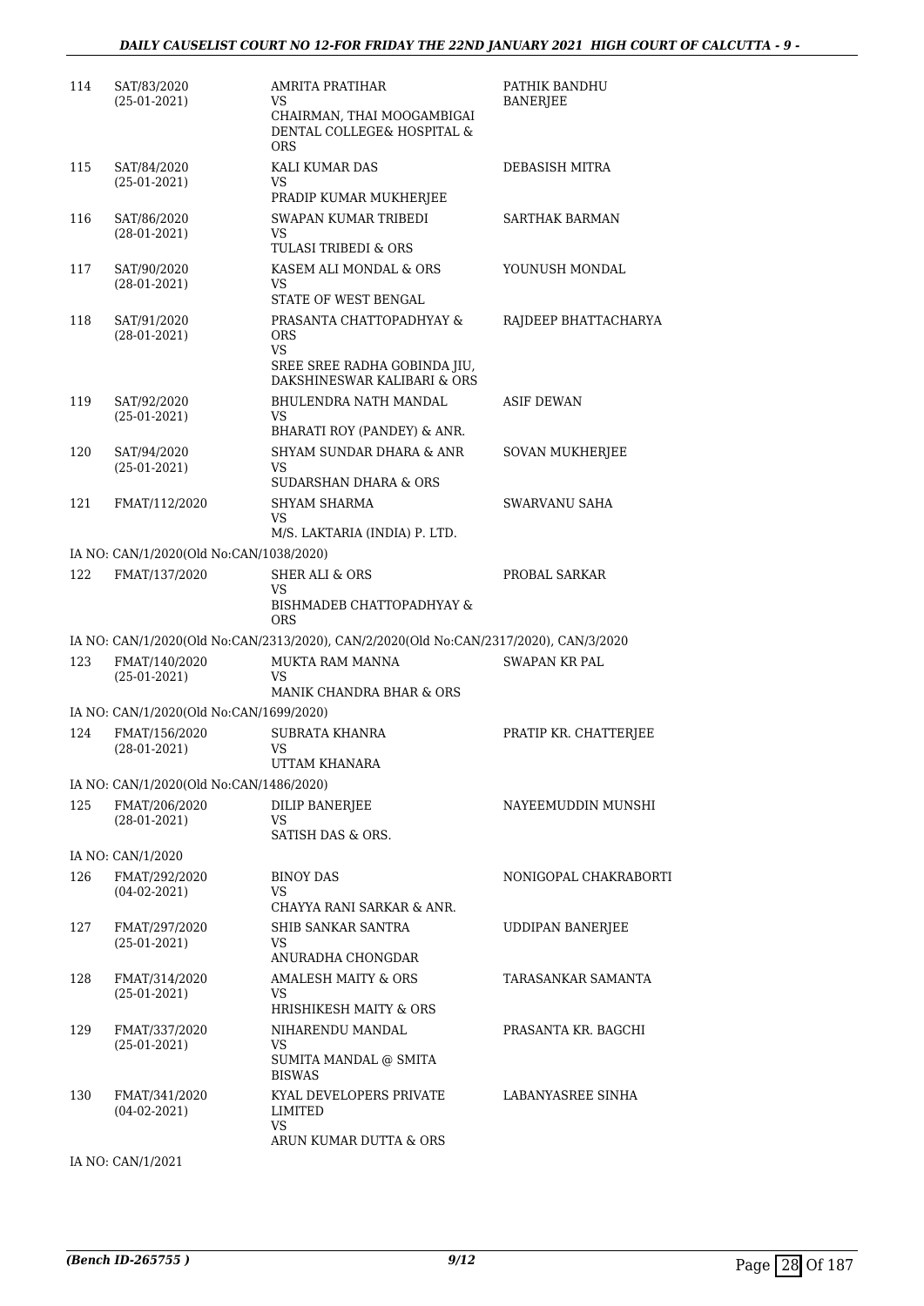| | | | |
|---|---|---|---|
| 114 | SAT/83/2020 (25-01-2021) | AMRITA PRATIHAR VS CHAIRMAN, THAI MOOGAMBIGAI DENTAL COLLEGE& HOSPITAL & ORS | PATHIK BANDHU BANERJEE |
| 115 | SAT/84/2020 (25-01-2021) | KALI KUMAR DAS VS PRADIP KUMAR MUKHERJEE | DEBASISH MITRA |
| 116 | SAT/86/2020 (28-01-2021) | SWAPAN KUMAR TRIBEDI VS TULASI TRIBEDI & ORS | SARTHAK BARMAN |
| 117 | SAT/90/2020 (28-01-2021) | KASEM ALI MONDAL & ORS VS STATE OF WEST BENGAL | YOUNUSH MONDAL |
| 118 | SAT/91/2020 (28-01-2021) | PRASANTA CHATTOPADHYAY & ORS VS SREE SREE RADHA GOBINDA JIU, DAKSHINESWAR KALIBARI & ORS | RAJDEEP BHATTACHARYA |
| 119 | SAT/92/2020 (25-01-2021) | BHULENDRA NATH MANDAL VS BHARATI ROY (PANDEY) & ANR. | ASIF DEWAN |
| 120 | SAT/94/2020 (25-01-2021) | SHYAM SUNDAR DHARA & ANR VS SUDARSHAN DHARA & ORS | SOVAN MUKHERJEE |
| 121 | FMAT/112/2020 | SHYAM SHARMA VS M/S. LAKTARIA (INDIA) P. LTD. | SWARVANU SAHA |
| | IA NO: CAN/1/2020(Old No:CAN/1038/2020) | | |
| 122 | FMAT/137/2020 | SHER ALI & ORS VS BISHMADEB CHATTOPADHYAY & ORS | PROBAL SARKAR |
| | IA NO: CAN/1/2020(Old No:CAN/2313/2020), CAN/2/2020(Old No:CAN/2317/2020), CAN/3/2020 | | |
| 123 | FMAT/140/2020 (25-01-2021) | MUKTA RAM MANNA VS MANIK CHANDRA BHAR & ORS | SWAPAN KR PAL |
| | IA NO: CAN/1/2020(Old No:CAN/1699/2020) | | |
| 124 | FMAT/156/2020 (28-01-2021) | SUBRATA KHANRA VS UTTAM KHANARA | PRATIP KR. CHATTERJEE |
| | IA NO: CAN/1/2020(Old No:CAN/1486/2020) | | |
| 125 | FMAT/206/2020 (28-01-2021) | DILIP BANERJEE VS SATISH DAS & ORS. | NAYEEMUDDIN MUNSHI |
| | IA NO: CAN/1/2020 | | |
| 126 | FMAT/292/2020 (04-02-2021) | BINOY DAS VS CHAYYA RANI SARKAR & ANR. | NONIGOPAL CHAKRABORTI |
| 127 | FMAT/297/2020 (25-01-2021) | SHIB SANKAR SANTRA VS ANURADHA CHONGDAR | UDDIPAN BANERJEE |
| 128 | FMAT/314/2020 (25-01-2021) | AMALESH MAITY & ORS VS HRISHIKESH MAITY & ORS | TARASANKAR SAMANTA |
| 129 | FMAT/337/2020 (25-01-2021) | NIHARENDU MANDAL VS SUMITA MANDAL @ SMITA BISWAS | PRASANTA KR. BAGCHI |
| 130 | FMAT/341/2020 (04-02-2021) | KYAL DEVELOPERS PRIVATE LIMITED VS ARUN KUMAR DUTTA & ORS | LABANYASREE SINHA |
| | IA NO: CAN/1/2021 | | |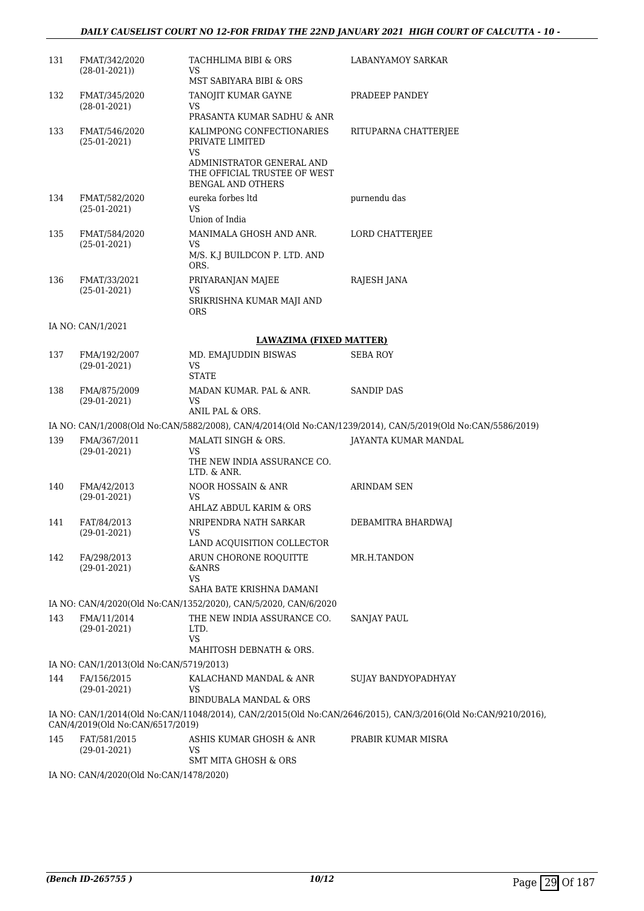| | | | |
|---|---|---|---|
| 131 | FMAT/342/2020<br>(28-01-2021)) | TACHHLIMA BIBI & ORS<br>VS<br>MST SABIYARA BIBI & ORS | LABANYAMOY SARKAR |
| 132 | FMAT/345/2020<br>(28-01-2021) | TANOJIT KUMAR GAYNE<br>VS<br>PRASANTA KUMAR SADHU & ANR | PRADEEP PANDEY |
| 133 | FMAT/546/2020<br>(25-01-2021) | KALIMPONG CONFECTIONARIES PRIVATE LIMITED<br>VS<br>ADMINISTRATOR GENERAL AND THE OFFICIAL TRUSTEE OF WEST BENGAL AND OTHERS | RITUPARNA CHATTERJEE |
| 134 | FMAT/582/2020<br>(25-01-2021) | eureka forbes ltd<br>VS<br>Union of India | purnendu das |
| 135 | FMAT/584/2020<br>(25-01-2021) | MANIMALA GHOSH AND ANR.<br>VS<br>M/S. K.J BUILDCON P. LTD. AND ORS. | LORD CHATTERJEE |
| 136 | FMAT/33/2021<br>(25-01-2021) | PRIYARANJAN MAJEE<br>VS<br>SRIKRISHNA KUMAR MAJI AND ORS | RAJESH JANA |

IA NO: CAN/1/2021

**LAWAZIMA (FIXED MATTER)**

| | | | |
|---|---|---|---|
| 137 | FMA/192/2007<br>(29-01-2021) | MD. EMAJUDDIN BISWAS<br>VS<br>STATE | SEBA ROY |
| 138 | FMA/875/2009<br>(29-01-2021) | MADAN KUMAR. PAL & ANR.<br>VS<br>ANIL PAL & ORS. | SANDIP DAS |

IA NO: CAN/1/2008(Old No:CAN/5882/2008), CAN/4/2014(Old No:CAN/1239/2014), CAN/5/2019(Old No:CAN/5586/2019)

| | | | |
|---|---|---|---|
| 139 | FMA/367/2011<br>(29-01-2021) | MALATI SINGH & ORS.<br>VS<br>THE NEW INDIA ASSURANCE CO. LTD. & ANR. | JAYANTA KUMAR MANDAL |
| 140 | FMA/42/2013<br>(29-01-2021) | NOOR HOSSAIN & ANR<br>VS<br>AHLAZ ABDUL KARIM & ORS | ARINDAM SEN |
| 141 | FAT/84/2013<br>(29-01-2021) | NRIPENDRA NATH SARKAR<br>VS<br>LAND ACQUISITION COLLECTOR | DEBAMITRA BHARDWAJ |
| 142 | FA/298/2013<br>(29-01-2021) | ARUN CHORONE ROQUITTE &ANRS<br>VS<br>SAHA BATE KRISHNA DAMANI | MR.H.TANDON |

IA NO: CAN/4/2020(Old No:CAN/1352/2020), CAN/5/2020, CAN/6/2020

| | | | |
|---|---|---|---|
| 143 | FMA/11/2014<br>(29-01-2021) | THE NEW INDIA ASSURANCE CO. LTD.<br>VS<br>MAHITOSH DEBNATH & ORS. | SANJAY PAUL |

IA NO: CAN/1/2013(Old No:CAN/5719/2013)

| | | | |
|---|---|---|---|
| 144 | FA/156/2015<br>(29-01-2021) | KALACHAND MANDAL & ANR<br>VS<br>BINDUBALA MANDAL & ORS | SUJAY BANDYOPADHYAY |

IA NO: CAN/1/2014(Old No:CAN/11048/2014), CAN/2/2015(Old No:CAN/2646/2015), CAN/3/2016(Old No:CAN/9210/2016), CAN/4/2019(Old No:CAN/6517/2019)

| | | | |
|---|---|---|---|
| 145 | FAT/581/2015<br>(29-01-2021) | ASHIS KUMAR GHOSH & ANR<br>VS<br>SMT MITA GHOSH & ORS | PRABIR KUMAR MISRA |

IA NO: CAN/4/2020(Old No:CAN/1478/2020)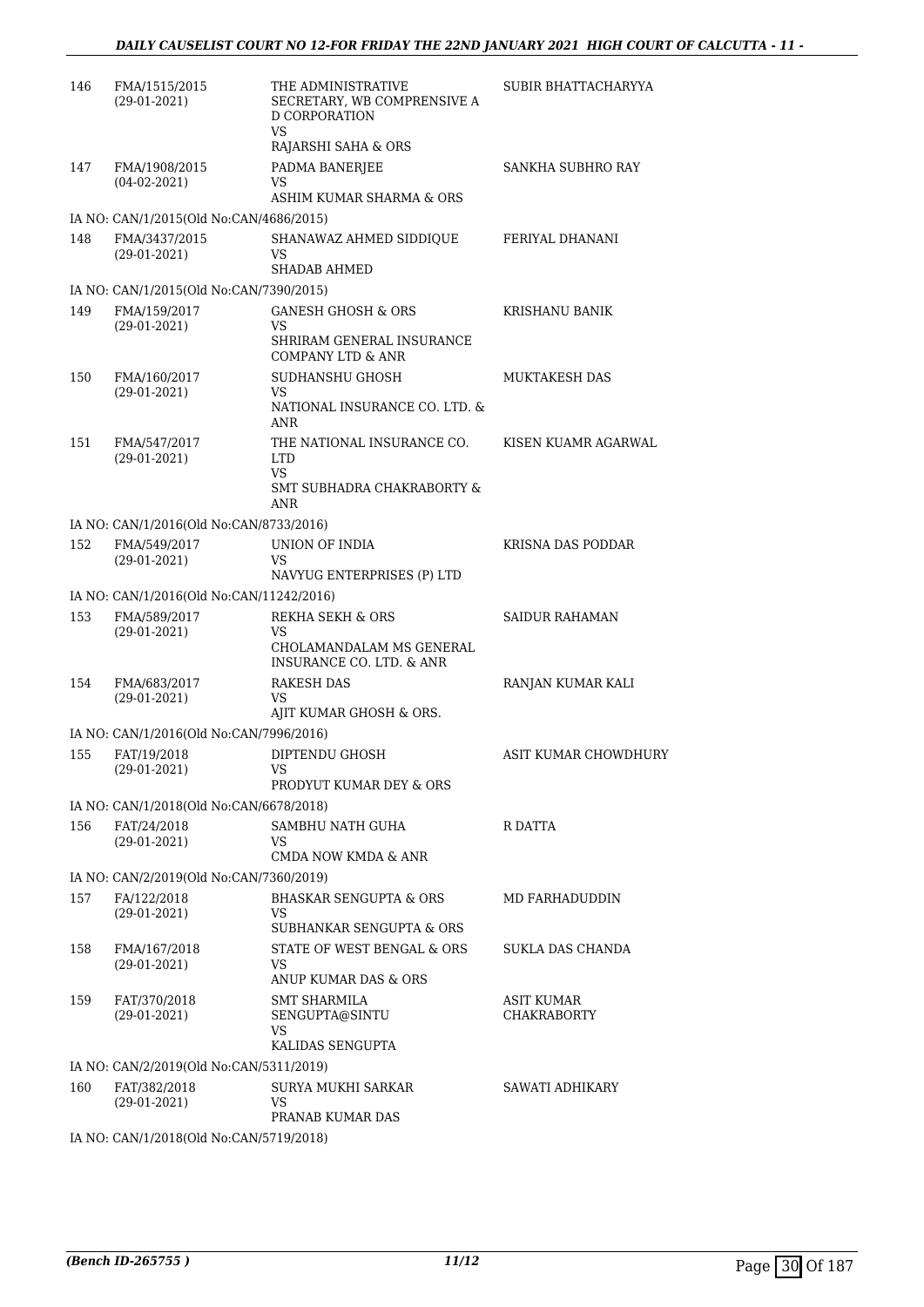| | | | |
|---|---|---|---|
| 146 | FMA/1515/2015<br>(29-01-2021) | THE ADMINISTRATIVE SECRETARY, WB COMPRENSIVE A D CORPORATION<br>VS<br>RAJARSHI SAHA & ORS | SUBIR BHATTACHARYYA |
| 147 | FMA/1908/2015<br>(04-02-2021) | PADMA BANERJEE<br>VS<br>ASHIM KUMAR SHARMA & ORS | SANKHA SUBHRO RAY |
| | IA NO: CAN/1/2015(Old No:CAN/4686/2015) | | |
| 148 | FMA/3437/2015<br>(29-01-2021) | SHANAWAZ AHMED SIDDIQUE<br>VS<br>SHADAB AHMED | FERIYAL DHANANI |
| | IA NO: CAN/1/2015(Old No:CAN/7390/2015) | | |
| 149 | FMA/159/2017<br>(29-01-2021) | GANESH GHOSH & ORS<br>VS<br>SHRIRAM GENERAL INSURANCE COMPANY LTD & ANR | KRISHANU BANIK |
| 150 | FMA/160/2017<br>(29-01-2021) | SUDHANSHU GHOSH<br>VS<br>NATIONAL INSURANCE CO. LTD. & ANR | MUKTAKESH DAS |
| 151 | FMA/547/2017<br>(29-01-2021) | THE NATIONAL INSURANCE CO. LTD<br>VS<br>SMT SUBHADRA CHAKRABORTY & ANR | KISEN KUAMR AGARWAL |
| | IA NO: CAN/1/2016(Old No:CAN/8733/2016) | | |
| 152 | FMA/549/2017<br>(29-01-2021) | UNION OF INDIA<br>VS<br>NAVYUG ENTERPRISES (P) LTD | KRISNA DAS PODDAR |
| | IA NO: CAN/1/2016(Old No:CAN/11242/2016) | | |
| 153 | FMA/589/2017<br>(29-01-2021) | REKHA SEKH & ORS<br>VS<br>CHOLAMANDALAM MS GENERAL INSURANCE CO. LTD. & ANR | SAIDUR RAHAMAN |
| 154 | FMA/683/2017<br>(29-01-2021) | RAKESH DAS<br>VS<br>AJIT KUMAR GHOSH & ORS. | RANJAN KUMAR KALI |
| | IA NO: CAN/1/2016(Old No:CAN/7996/2016) | | |
| 155 | FAT/19/2018<br>(29-01-2021) | DIPTENDU GHOSH<br>VS<br>PRODYUT KUMAR DEY & ORS | ASIT KUMAR CHOWDHURY |
| | IA NO: CAN/1/2018(Old No:CAN/6678/2018) | | |
| 156 | FAT/24/2018<br>(29-01-2021) | SAMBHU NATH GUHA<br>VS<br>CMDA NOW KMDA & ANR | R DATTA |
| | IA NO: CAN/2/2019(Old No:CAN/7360/2019) | | |
| 157 | FA/122/2018<br>(29-01-2021) | BHASKAR SENGUPTA & ORS<br>VS<br>SUBHANKAR SENGUPTA & ORS | MD FARHADUDDIN |
| 158 | FMA/167/2018<br>(29-01-2021) | STATE OF WEST BENGAL & ORS<br>VS<br>ANUP KUMAR DAS & ORS | SUKLA DAS CHANDA |
| 159 | FAT/370/2018<br>(29-01-2021) | SMT SHARMILA SENGUPTA@SINTU<br>VS<br>KALIDAS SENGUPTA | ASIT KUMAR CHAKRABORTY |
| | IA NO: CAN/2/2019(Old No:CAN/5311/2019) | | |
| 160 | FAT/382/2018<br>(29-01-2021) | SURYA MUKHI SARKAR<br>VS<br>PRANAB KUMAR DAS | SAWATI ADHIKARY |
| | IA NO: CAN/1/2018(Old No:CAN/5719/2018) | | |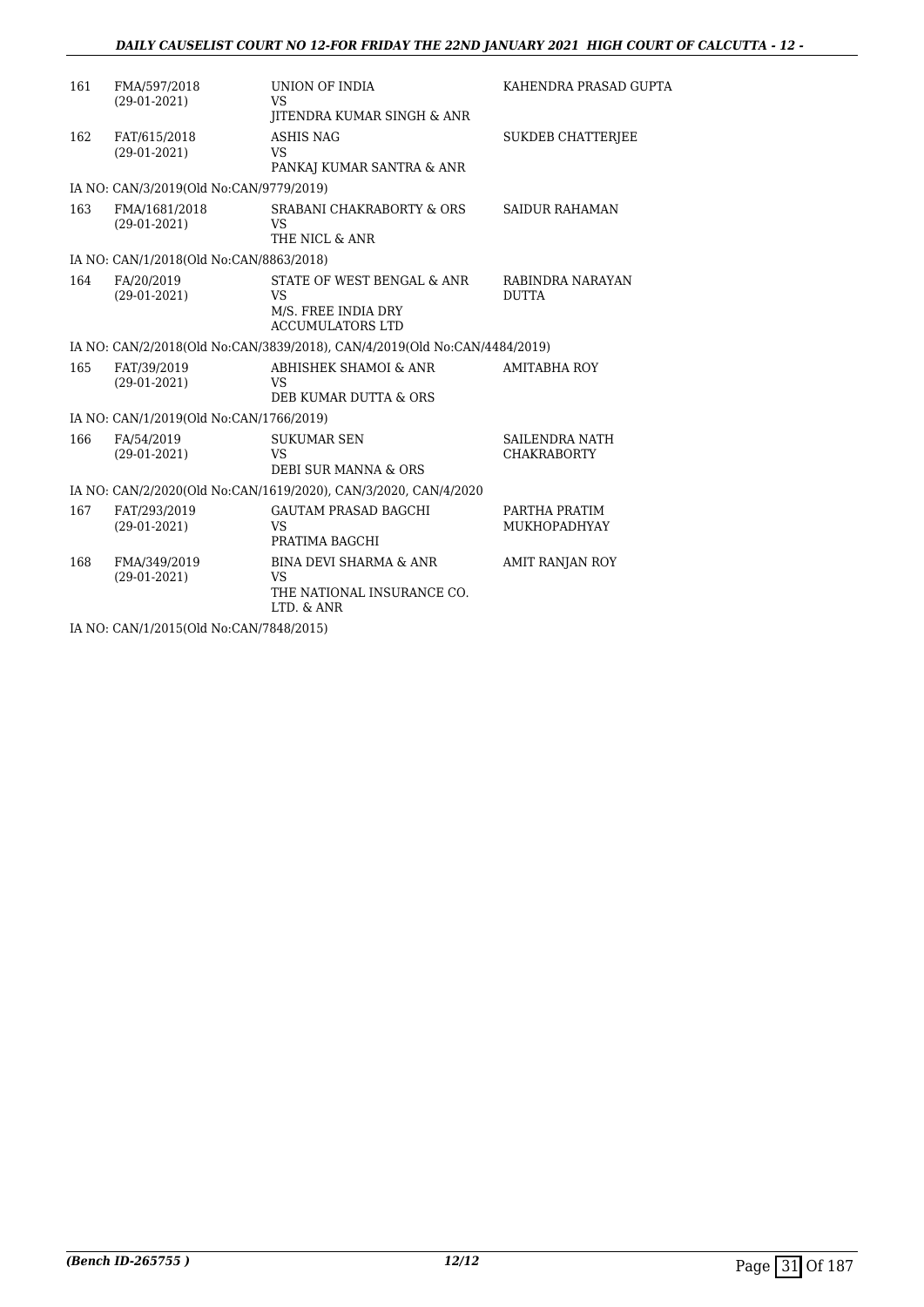| | | | |
|---|---|---|---|
| 161 | FMA/597/2018<br>(29-01-2021) | UNION OF INDIA<br>VS<br>JITENDRA KUMAR SINGH & ANR | KAHENDRA PRASAD GUPTA |
| 162 | FAT/615/2018<br>(29-01-2021) | ASHIS NAG<br>VS<br>PANKAJ KUMAR SANTRA & ANR | SUKDEB CHATTERJEE |
| IA NO: CAN/3/2019(Old No:CAN/9779/2019) | | | |
| 163 | FMA/1681/2018<br>(29-01-2021) | SRABANI CHAKRABORTY & ORS<br>VS<br>THE NICL & ANR | SAIDUR RAHAMAN |
| IA NO: CAN/1/2018(Old No:CAN/8863/2018) | | | |
| 164 | FA/20/2019<br>(29-01-2021) | STATE OF WEST BENGAL & ANR<br>VS<br>M/S. FREE INDIA DRY ACCUMULATORS LTD | RABINDRA NARAYAN DUTTA |
| IA NO: CAN/2/2018(Old No:CAN/3839/2018), CAN/4/2019(Old No:CAN/4484/2019) | | | |
| 165 | FAT/39/2019<br>(29-01-2021) | ABHISHEK SHAMOI & ANR<br>VS<br>DEB KUMAR DUTTA & ORS | AMITABHA ROY |
| IA NO: CAN/1/2019(Old No:CAN/1766/2019) | | | |
| 166 | FA/54/2019<br>(29-01-2021) | SUKUMAR SEN<br>VS<br>DEBI SUR MANNA & ORS | SAILENDRA NATH CHAKRABORTY |
| IA NO: CAN/2/2020(Old No:CAN/1619/2020), CAN/3/2020, CAN/4/2020 | | | |
| 167 | FAT/293/2019<br>(29-01-2021) | GAUTAM PRASAD BAGCHI<br>VS<br>PRATIMA BAGCHI | PARTHA PRATIM MUKHOPADHYAY |
| 168 | FMA/349/2019<br>(29-01-2021) | BINA DEVI SHARMA & ANR<br>VS<br>THE NATIONAL INSURANCE CO. LTD. & ANR | AMIT RANJAN ROY |
| IA NO: CAN/1/2015(Old No:CAN/7848/2015) | | | |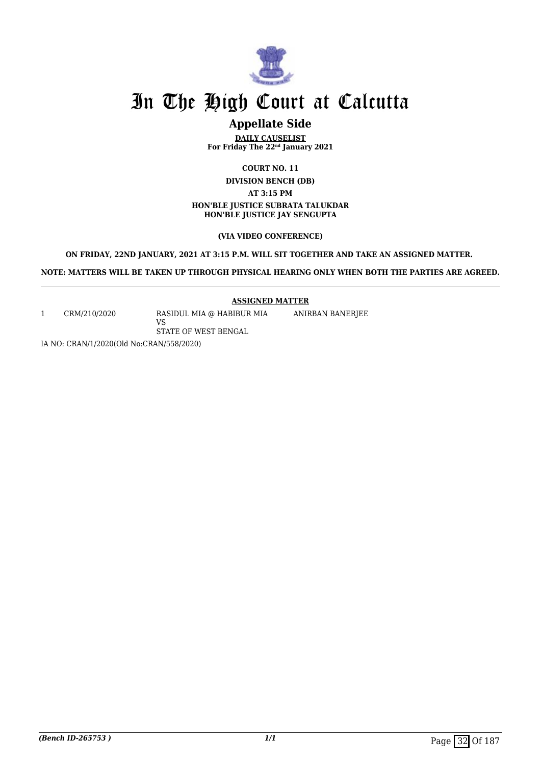# In The High Court at Calcutta

## Appellate Side

**DAILY CAUSELIST**
**For Friday The 22nd January 2021**

**COURT NO. 11**

**DIVISION BENCH (DB)**

**AT 3:15 PM**

**HON'BLE JUSTICE SUBRATA TALUKDAR**
**HON'BLE JUSTICE JAY SENGUPTA**

**(VIA VIDEO CONFERENCE)**

**ON FRIDAY, 22ND JANUARY, 2021 AT 3:15 P.M. WILL SIT TOGETHER AND TAKE AN ASSIGNED MATTER.**

**NOTE: MATTERS WILL BE TAKEN UP THROUGH PHYSICAL HEARING ONLY WHEN BOTH THE PARTIES ARE AGREED.**

**ASSIGNED MATTER**

| | | | |
|---|---|---|---|
| 1 | CRM/210/2020 | RASIDUL MIA @ HABIBUR MIA<br>VS<br>STATE OF WEST BENGAL | ANIRBAN BANERJEE |

IA NO: CRAN/1/2020(Old No:CRAN/558/2020)

*(Bench ID-265753 )*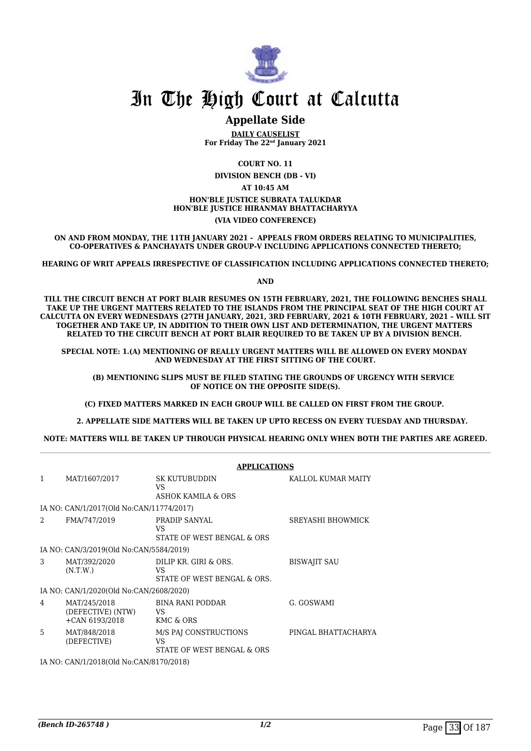# In The High Court at Calcutta

## Appellate Side

**DAILY CAUSELIST**
**For Friday The 22nd January 2021**

**COURT NO. 11**

**DIVISION BENCH (DB - VI)**

**AT 10:45 AM**

**HON'BLE JUSTICE SUBRATA TALUKDAR**
**HON'BLE JUSTICE HIRANMAY BHATTACHARYYA**

**(VIA VIDEO CONFERENCE)**

**ON AND FROM MONDAY, THE 11TH JANUARY 2021 - APPEALS FROM ORDERS RELATING TO MUNICIPALITIES, CO-OPERATIVES & PANCHAYATS UNDER GROUP-V INCLUDING APPLICATIONS CONNECTED THERETO;**

**HEARING OF WRIT APPEALS IRRESPECTIVE OF CLASSIFICATION INCLUDING APPLICATIONS CONNECTED THERETO;**

**AND**

**TILL THE CIRCUIT BENCH AT PORT BLAIR RESUMES ON 15TH FEBRUARY, 2021, THE FOLLOWING BENCHES SHALL TAKE UP THE URGENT MATTERS RELATED TO THE ISLANDS FROM THE PRINCIPAL SEAT OF THE HIGH COURT AT CALCUTTA ON EVERY WEDNESDAYS (27TH JANUARY, 2021, 3RD FEBRUARY, 2021 & 10TH FEBRUARY, 2021 – WILL SIT TOGETHER AND TAKE UP, IN ADDITION TO THEIR OWN LIST AND DETERMINATION, THE URGENT MATTERS RELATED TO THE CIRCUIT BENCH AT PORT BLAIR REQUIRED TO BE TAKEN UP BY A DIVISION BENCH.**

**SPECIAL NOTE: 1.(A) MENTIONING OF REALLY URGENT MATTERS WILL BE ALLOWED ON EVERY MONDAY AND WEDNESDAY AT THE FIRST SITTING OF THE COURT.**

**(B) MENTIONING SLIPS MUST BE FILED STATING THE GROUNDS OF URGENCY WITH SERVICE OF NOTICE ON THE OPPOSITE SIDE(S).**

**(C) FIXED MATTERS MARKED IN EACH GROUP WILL BE CALLED ON FIRST FROM THE GROUP.**

**2. APPELLATE SIDE MATTERS WILL BE TAKEN UP UPTO RECESS ON EVERY TUESDAY AND THURSDAY.**

**NOTE: MATTERS WILL BE TAKEN UP THROUGH PHYSICAL HEARING ONLY WHEN BOTH THE PARTIES ARE AGREED.**

### APPLICATIONS

| | | | |
|---|---|---|---|
| 1 | MAT/1607/2017 | SK KUTUBUDDIN VS ASHOK KAMILA & ORS | KALLOL KUMAR MAITY |
| | IA NO: CAN/1/2017(Old No:CAN/11774/2017) | | |
| 2 | FMA/747/2019 | PRADIP SANYAL VS STATE OF WEST BENGAL & ORS | SREYASHI BHOWMICK |
| | IA NO: CAN/3/2019(Old No:CAN/5584/2019) | | |
| 3 | MAT/392/2020 (N.T.W.) | DILIP KR. GIRI & ORS. VS STATE OF WEST BENGAL & ORS. | BISWAJIT SAU |
| | IA NO: CAN/1/2020(Old No:CAN/2608/2020) | | |
| 4 | MAT/245/2018 (DEFECTIVE) (NTW) +CAN 6193/2018 | BINA RANI PODDAR VS KMC & ORS | G. GOSWAMI |
| 5 | MAT/848/2018 (DEFECTIVE) | M/S PAJ CONSTRUCTIONS VS STATE OF WEST BENGAL & ORS | PINGAL BHATTACHARYA |
| | IA NO: CAN/1/2018(Old No:CAN/8170/2018) | | |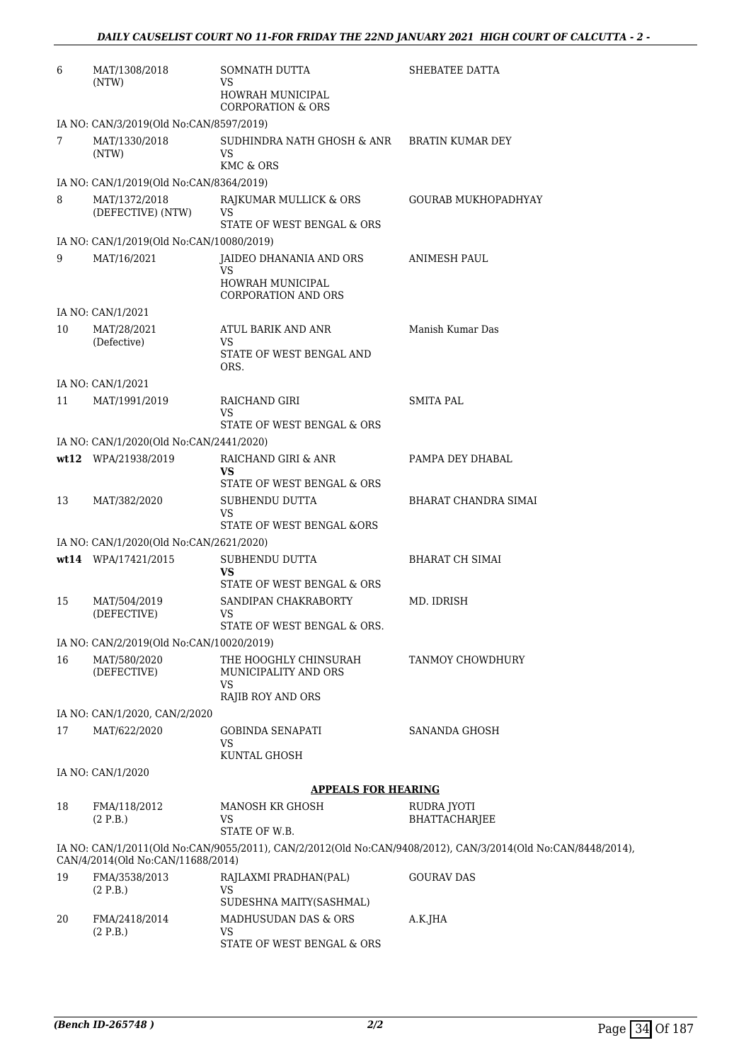| | | | |
|---|---|---|---|
| 6 | MAT/1308/2018 (NTW) | SOMNATH DUTTA VS HOWRAH MUNICIPAL CORPORATION & ORS | SHEBATEE DATTA |
| | IA NO: CAN/3/2019(Old No:CAN/8597/2019) | | |
| 7 | MAT/1330/2018 (NTW) | SUDHINDRA NATH GHOSH & ANR VS KMC & ORS | BRATIN KUMAR DEY |
| | IA NO: CAN/1/2019(Old No:CAN/8364/2019) | | |
| 8 | MAT/1372/2018 (DEFECTIVE) (NTW) | RAJKUMAR MULLICK & ORS VS STATE OF WEST BENGAL & ORS | GOURAB MUKHOPADHYAY |
| | IA NO: CAN/1/2019(Old No:CAN/10080/2019) | | |
| 9 | MAT/16/2021 | JAIDEO DHANANIA AND ORS VS HOWRAH MUNICIPAL CORPORATION AND ORS | ANIMESH PAUL |
| | IA NO: CAN/1/2021 | | |
| 10 | MAT/28/2021 (Defective) | ATUL BARIK AND ANR VS STATE OF WEST BENGAL AND ORS. | Manish Kumar Das |
| | IA NO: CAN/1/2021 | | |
| 11 | MAT/1991/2019 | RAICHAND GIRI VS STATE OF WEST BENGAL & ORS | SMITA PAL |
| | IA NO: CAN/1/2020(Old No:CAN/2441/2020) | | |
| **wt12** | WPA/21938/2019 | RAICHAND GIRI & ANR **VS** STATE OF WEST BENGAL & ORS | PAMPA DEY DHABAL |
| 13 | MAT/382/2020 | SUBHENDU DUTTA VS STATE OF WEST BENGAL &ORS | BHARAT CHANDRA SIMAI |
| | IA NO: CAN/1/2020(Old No:CAN/2621/2020) | | |
| **wt14** | WPA/17421/2015 | SUBHENDU DUTTA **VS** STATE OF WEST BENGAL & ORS | BHARAT CH SIMAI |
| 15 | MAT/504/2019 (DEFECTIVE) | SANDIPAN CHAKRABORTY VS STATE OF WEST BENGAL & ORS. | MD. IDRISH |
| | IA NO: CAN/2/2019(Old No:CAN/10020/2019) | | |
| 16 | MAT/580/2020 (DEFECTIVE) | THE HOOGHLY CHINSURAH MUNICIPALITY AND ORS VS RAJIB ROY AND ORS | TANMOY CHOWDHURY |
| | IA NO: CAN/1/2020, CAN/2/2020 | | |
| 17 | MAT/622/2020 | GOBINDA SENAPATI VS KUNTAL GHOSH | SANANDA GHOSH |
| | IA NO: CAN/1/2020 | | |

**APPEALS FOR HEARING**

| | | | |
|---|---|---|---|
| 18 | FMA/118/2012 (2 P.B.) | MANOSH KR GHOSH VS STATE OF W.B. | RUDRA JYOTI BHATTACHARJEE |
| | IA NO: CAN/1/2011(Old No:CAN/9055/2011), CAN/2/2012(Old No:CAN/9408/2012), CAN/3/2014(Old No:CAN/8448/2014), CAN/4/2014(Old No:CAN/11688/2014) | | |
| 19 | FMA/3538/2013 (2 P.B.) | RAJLAXMI PRADHAN(PAL) VS SUDESHNA MAITY(SASHMAL) | GOURAV DAS |
| 20 | FMA/2418/2014 (2 P.B.) | MADHUSUDAN DAS & ORS VS STATE OF WEST BENGAL & ORS | A.K.JHA |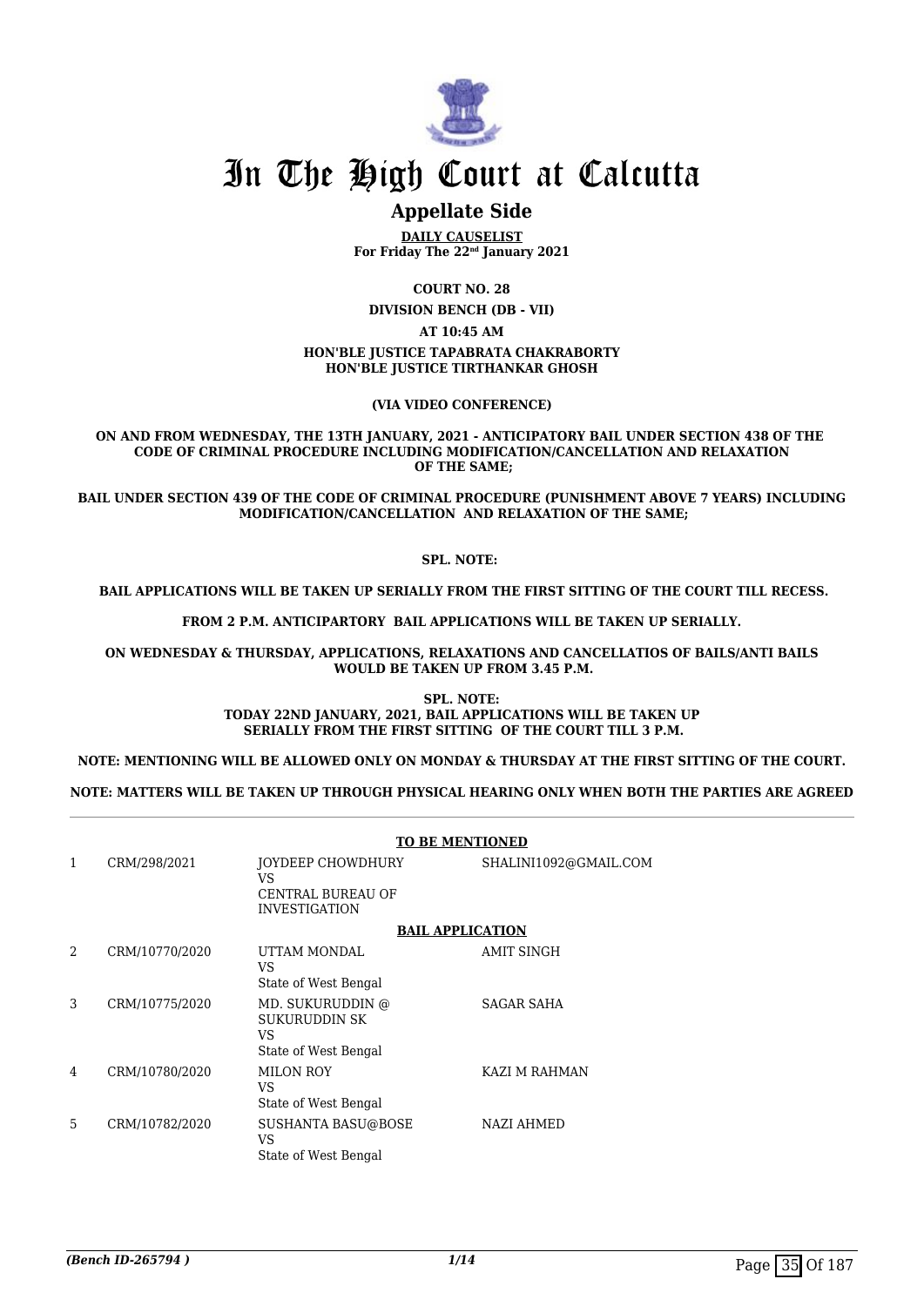# In The High Court at Calcutta

## Appellate Side

**DAILY CAUSELIST**
**For Friday The 22nd January 2021**

**COURT NO. 28**

**DIVISION BENCH (DB - VII)**

**AT 10:45 AM**

**HON'BLE JUSTICE TAPABRATA CHAKRABORTY**
**HON'BLE JUSTICE TIRTHANKAR GHOSH**

**(VIA VIDEO CONFERENCE)**

**ON AND FROM WEDNESDAY, THE 13TH JANUARY, 2021 - ANTICIPATORY BAIL UNDER SECTION 438 OF THE CODE OF CRIMINAL PROCEDURE INCLUDING MODIFICATION/CANCELLATION AND RELAXATION OF THE SAME;**

**BAIL UNDER SECTION 439 OF THE CODE OF CRIMINAL PROCEDURE (PUNISHMENT ABOVE 7 YEARS) INCLUDING MODIFICATION/CANCELLATION AND RELAXATION OF THE SAME;**

**SPL. NOTE:**

**BAIL APPLICATIONS WILL BE TAKEN UP SERIALLY FROM THE FIRST SITTING OF THE COURT TILL RECESS.**

**FROM 2 P.M. ANTICIPARTORY BAIL APPLICATIONS WILL BE TAKEN UP SERIALLY.**

**ON WEDNESDAY & THURSDAY, APPLICATIONS, RELAXATIONS AND CANCELLATIOS OF BAILS/ANTI BAILS WOULD BE TAKEN UP FROM 3.45 P.M.**

**SPL. NOTE:**
**TODAY 22ND JANUARY, 2021, BAIL APPLICATIONS WILL BE TAKEN UP SERIALLY FROM THE FIRST SITTING OF THE COURT TILL 3 P.M.**

**NOTE: MENTIONING WILL BE ALLOWED ONLY ON MONDAY & THURSDAY AT THE FIRST SITTING OF THE COURT.**

**NOTE: MATTERS WILL BE TAKEN UP THROUGH PHYSICAL HEARING ONLY WHEN BOTH THE PARTIES ARE AGREED**

**TO BE MENTIONED**

| | | | |
|---|---|---|---|
| 1 | CRM/298/2021 | JOYDEEP CHOWDHURY VS CENTRAL BUREAU OF INVESTIGATION | SHALINI1092@GMAIL.COM |

**BAIL APPLICATION**

| | | | |
|---|---|---|---|
| 2 | CRM/10770/2020 | UTTAM MONDAL VS State of West Bengal | AMIT SINGH |
| 3 | CRM/10775/2020 | MD. SUKURUDDIN @ SUKURUDDIN SK VS State of West Bengal | SAGAR SAHA |
| 4 | CRM/10780/2020 | MILON ROY VS State of West Bengal | KAZI M RAHMAN |
| 5 | CRM/10782/2020 | SUSHANTA BASU@BOSE VS State of West Bengal | NAZI AHMED |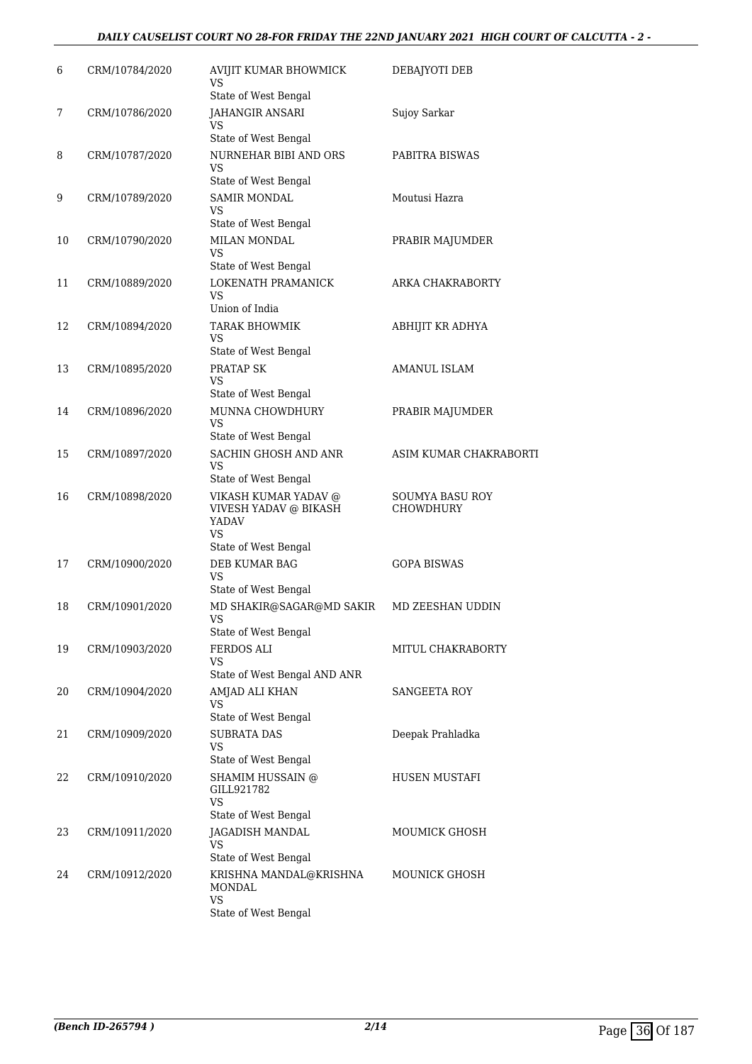| | | | |
|---|---|---|---|
| 6 | CRM/10784/2020 | AVIJIT KUMAR BHOWMICK<br>VS<br>State of West Bengal | DEBAJYOTI DEB |
| 7 | CRM/10786/2020 | JAHANGIR ANSARI<br>VS<br>State of West Bengal | Sujoy Sarkar |
| 8 | CRM/10787/2020 | NURNEHAR BIBI AND ORS<br>VS<br>State of West Bengal | PABITRA BISWAS |
| 9 | CRM/10789/2020 | SAMIR MONDAL<br>VS<br>State of West Bengal | Moutusi Hazra |
| 10 | CRM/10790/2020 | MILAN MONDAL<br>VS<br>State of West Bengal | PRABIR MAJUMDER |
| 11 | CRM/10889/2020 | LOKENATH PRAMANICK<br>VS<br>Union of India | ARKA CHAKRABORTY |
| 12 | CRM/10894/2020 | TARAK BHOWMIK<br>VS<br>State of West Bengal | ABHIJIT KR ADHYA |
| 13 | CRM/10895/2020 | PRATAP SK<br>VS<br>State of West Bengal | AMANUL ISLAM |
| 14 | CRM/10896/2020 | MUNNA CHOWDHURY<br>VS<br>State of West Bengal | PRABIR MAJUMDER |
| 15 | CRM/10897/2020 | SACHIN GHOSH AND ANR<br>VS<br>State of West Bengal | ASIM KUMAR CHAKRABORTI |
| 16 | CRM/10898/2020 | VIKASH KUMAR YADAV @ VIVESH YADAV @ BIKASH YADAV<br>VS<br>State of West Bengal | SOUMYA BASU ROY CHOWDHURY |
| 17 | CRM/10900/2020 | DEB KUMAR BAG<br>VS<br>State of West Bengal | GOPA BISWAS |
| 18 | CRM/10901/2020 | MD SHAKIR@SAGAR@MD SAKIR<br>VS<br>State of West Bengal | MD ZEESHAN UDDIN |
| 19 | CRM/10903/2020 | FERDOS ALI<br>VS<br>State of West Bengal AND ANR | MITUL CHAKRABORTY |
| 20 | CRM/10904/2020 | AMJAD ALI KHAN<br>VS<br>State of West Bengal | SANGEETA ROY |
| 21 | CRM/10909/2020 | SUBRATA DAS<br>VS<br>State of West Bengal | Deepak Prahladka |
| 22 | CRM/10910/2020 | SHAMIM HUSSAIN @ GILL921782<br>VS<br>State of West Bengal | HUSEN MUSTAFI |
| 23 | CRM/10911/2020 | JAGADISH MANDAL<br>VS<br>State of West Bengal | MOUMICK GHOSH |
| 24 | CRM/10912/2020 | KRISHNA MANDAL@KRISHNA MONDAL<br>VS<br>State of West Bengal | MOUNICK GHOSH |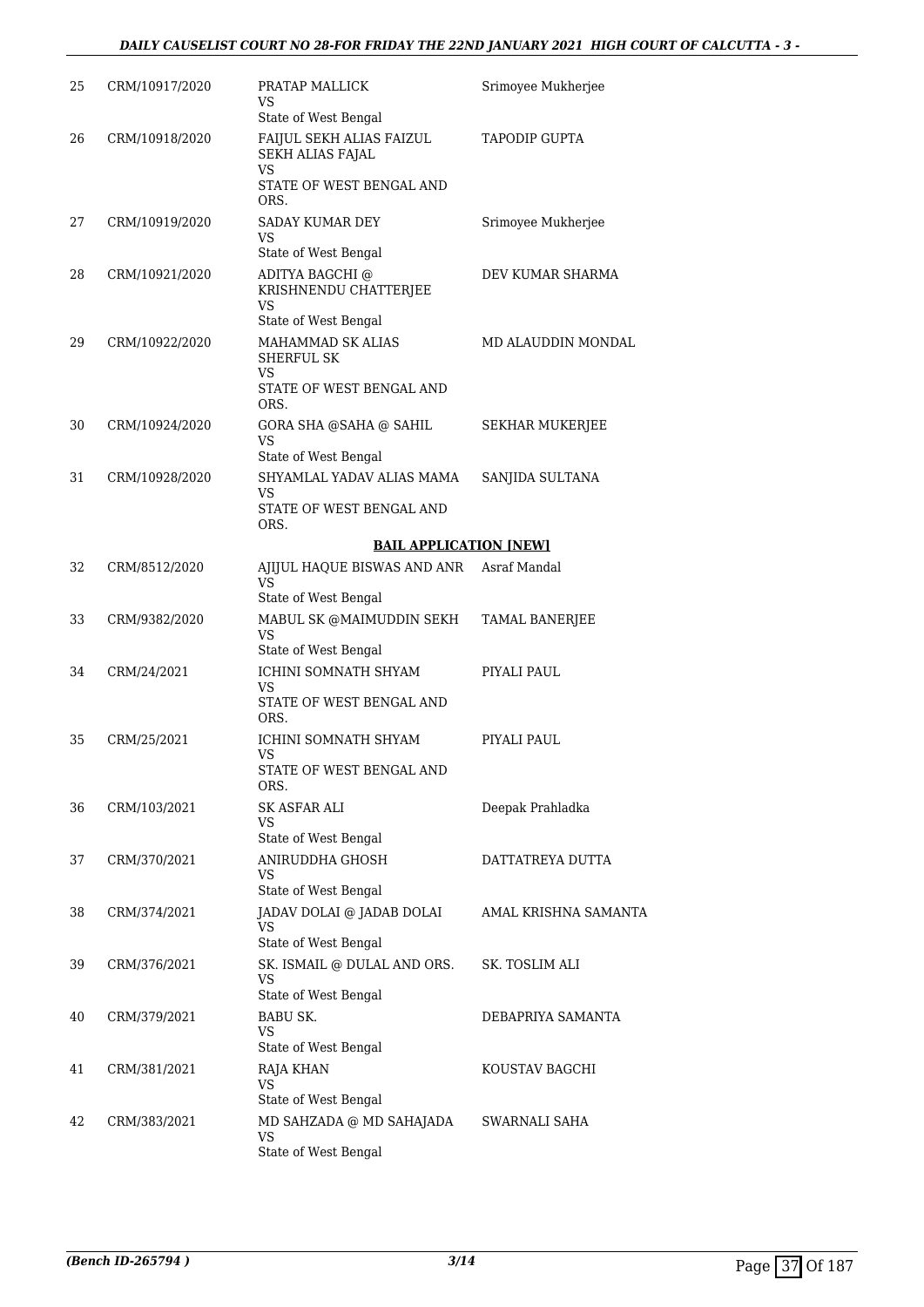| | | | |
|---|---|---|---|
| 25 | CRM/10917/2020 | PRATAP MALLICK<br>VS<br>State of West Bengal | Srimoyee Mukherjee |
| 26 | CRM/10918/2020 | FAIJUL SEKH ALIAS FAIZUL SEKH ALIAS FAJAL<br>VS<br>STATE OF WEST BENGAL AND ORS. | TAPODIP GUPTA |
| 27 | CRM/10919/2020 | SADAY KUMAR DEY<br>VS<br>State of West Bengal | Srimoyee Mukherjee |
| 28 | CRM/10921/2020 | ADITYA BAGCHI @ KRISHNENDU CHATTERJEE<br>VS<br>State of West Bengal | DEV KUMAR SHARMA |
| 29 | CRM/10922/2020 | MAHAMMAD SK ALIAS SHERFUL SK<br>VS<br>STATE OF WEST BENGAL AND ORS. | MD ALAUDDIN MONDAL |
| 30 | CRM/10924/2020 | GORA SHA @SAHA @ SAHIL<br>VS<br>State of West Bengal | SEKHAR MUKERJEE |
| 31 | CRM/10928/2020 | SHYAMLAL YADAV ALIAS MAMA<br>VS<br>STATE OF WEST BENGAL AND ORS. | SANJIDA SULTANA |

**BAIL APPLICATION [NEW]**

| | | | |
|---|---|---|---|
| 32 | CRM/8512/2020 | AJIJUL HAQUE BISWAS AND ANR<br>VS<br>State of West Bengal | Asraf Mandal |
| 33 | CRM/9382/2020 | MABUL SK @MAIMUDDIN SEKH<br>VS<br>State of West Bengal | TAMAL BANERJEE |
| 34 | CRM/24/2021 | ICHINI SOMNATH SHYAM<br>VS<br>STATE OF WEST BENGAL AND ORS. | PIYALI PAUL |
| 35 | CRM/25/2021 | ICHINI SOMNATH SHYAM<br>VS<br>STATE OF WEST BENGAL AND ORS. | PIYALI PAUL |
| 36 | CRM/103/2021 | SK ASFAR ALI<br>VS<br>State of West Bengal | Deepak Prahladka |
| 37 | CRM/370/2021 | ANIRUDDHA GHOSH<br>VS<br>State of West Bengal | DATTATREYA DUTTA |
| 38 | CRM/374/2021 | JADAV DOLAI @ JADAB DOLAI<br>VS<br>State of West Bengal | AMAL KRISHNA SAMANTA |
| 39 | CRM/376/2021 | SK. ISMAIL @ DULAL AND ORS.<br>VS<br>State of West Bengal | SK. TOSLIM ALI |
| 40 | CRM/379/2021 | BABU SK.<br>VS<br>State of West Bengal | DEBAPRIYA SAMANTA |
| 41 | CRM/381/2021 | RAJA KHAN<br>VS<br>State of West Bengal | KOUSTAV BAGCHI |
| 42 | CRM/383/2021 | MD SAHZADA @ MD SAHAJADA<br>VS<br>State of West Bengal | SWARNALI SAHA |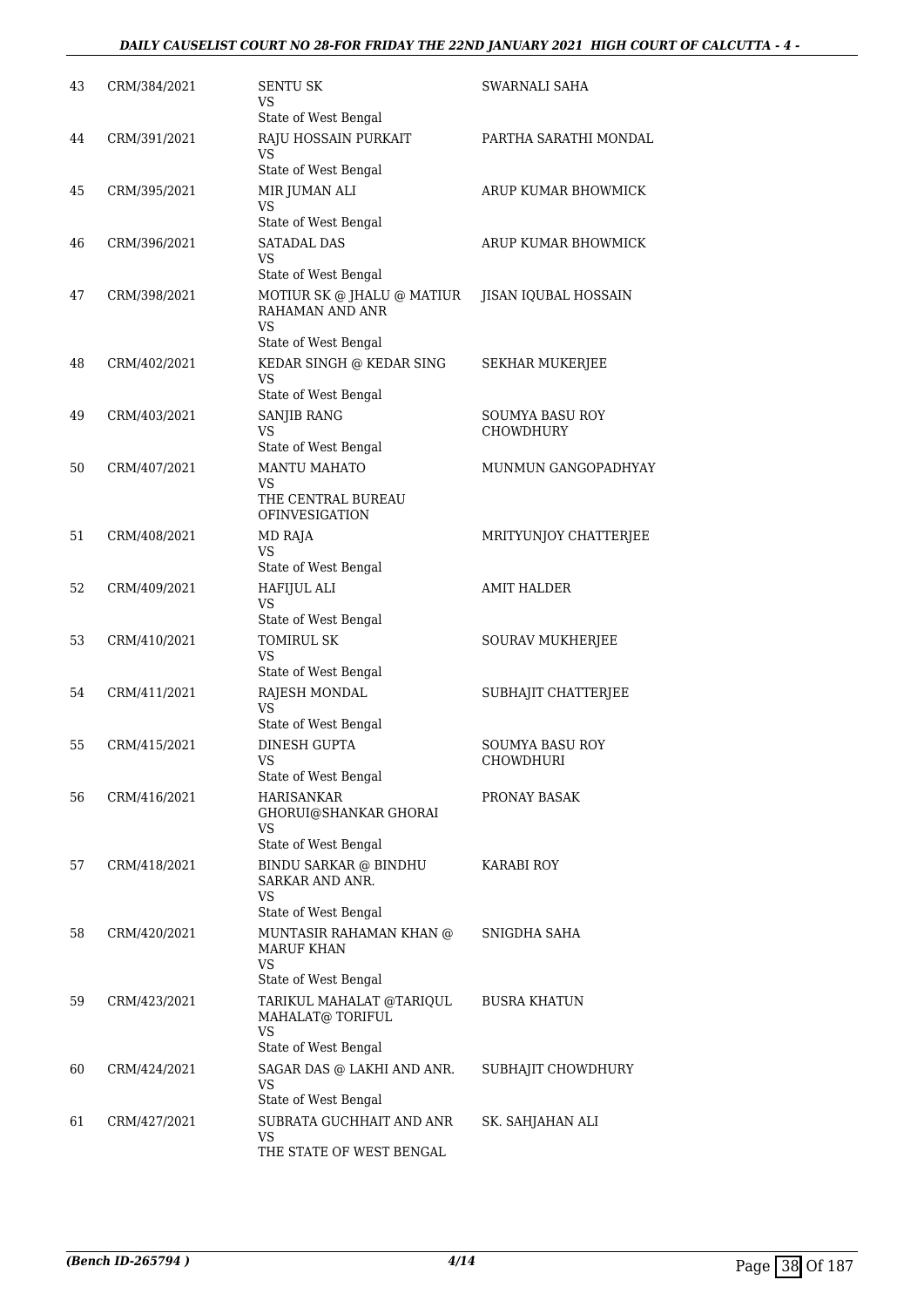| | | | |
|---|---|---|---|
| 43 | CRM/384/2021 | SENTU SK<br>VS<br>State of West Bengal | SWARNALI SAHA |
| 44 | CRM/391/2021 | RAJU HOSSAIN PURKAIT<br>VS<br>State of West Bengal | PARTHA SARATHI MONDAL |
| 45 | CRM/395/2021 | MIR JUMAN ALI<br>VS<br>State of West Bengal | ARUP KUMAR BHOWMICK |
| 46 | CRM/396/2021 | SATADAL DAS<br>VS<br>State of West Bengal | ARUP KUMAR BHOWMICK |
| 47 | CRM/398/2021 | MOTIUR SK @ JHALU @ MATIUR RAHAMAN AND ANR<br>VS<br>State of West Bengal | JISAN IQUBAL HOSSAIN |
| 48 | CRM/402/2021 | KEDAR SINGH @ KEDAR SING<br>VS<br>State of West Bengal | SEKHAR MUKERJEE |
| 49 | CRM/403/2021 | SANJIB RANG<br>VS<br>State of West Bengal | SOUMYA BASU ROY CHOWDHURY |
| 50 | CRM/407/2021 | MANTU MAHATO<br>VS<br>THE CENTRAL BUREAU OFINVESIGATION | MUNMUN GANGOPADHYAY |
| 51 | CRM/408/2021 | MD RAJA<br>VS<br>State of West Bengal | MRITYUNJOY CHATTERJEE |
| 52 | CRM/409/2021 | HAFIJUL ALI<br>VS<br>State of West Bengal | AMIT HALDER |
| 53 | CRM/410/2021 | TOMIRUL SK<br>VS<br>State of West Bengal | SOURAV MUKHERJEE |
| 54 | CRM/411/2021 | RAJESH MONDAL<br>VS<br>State of West Bengal | SUBHAJIT CHATTERJEE |
| 55 | CRM/415/2021 | DINESH GUPTA<br>VS<br>State of West Bengal | SOUMYA BASU ROY CHOWDHURI |
| 56 | CRM/416/2021 | HARISANKAR GHORUI@SHANKAR GHORAI<br>VS<br>State of West Bengal | PRONAY BASAK |
| 57 | CRM/418/2021 | BINDU SARKAR @ BINDHU SARKAR AND ANR.<br>VS<br>State of West Bengal | KARABI ROY |
| 58 | CRM/420/2021 | MUNTASIR RAHAMAN KHAN @ MARUF KHAN<br>VS<br>State of West Bengal | SNIGDHA SAHA |
| 59 | CRM/423/2021 | TARIKUL MAHALAT @TARIQUL MAHALAT@ TORIFUL<br>VS<br>State of West Bengal | BUSRA KHATUN |
| 60 | CRM/424/2021 | SAGAR DAS @ LAKHI AND ANR.<br>VS<br>State of West Bengal | SUBHAJIT CHOWDHURY |
| 61 | CRM/427/2021 | SUBRATA GUCHHAIT AND ANR<br>VS<br>THE STATE OF WEST BENGAL | SK. SAHJAHAN ALI |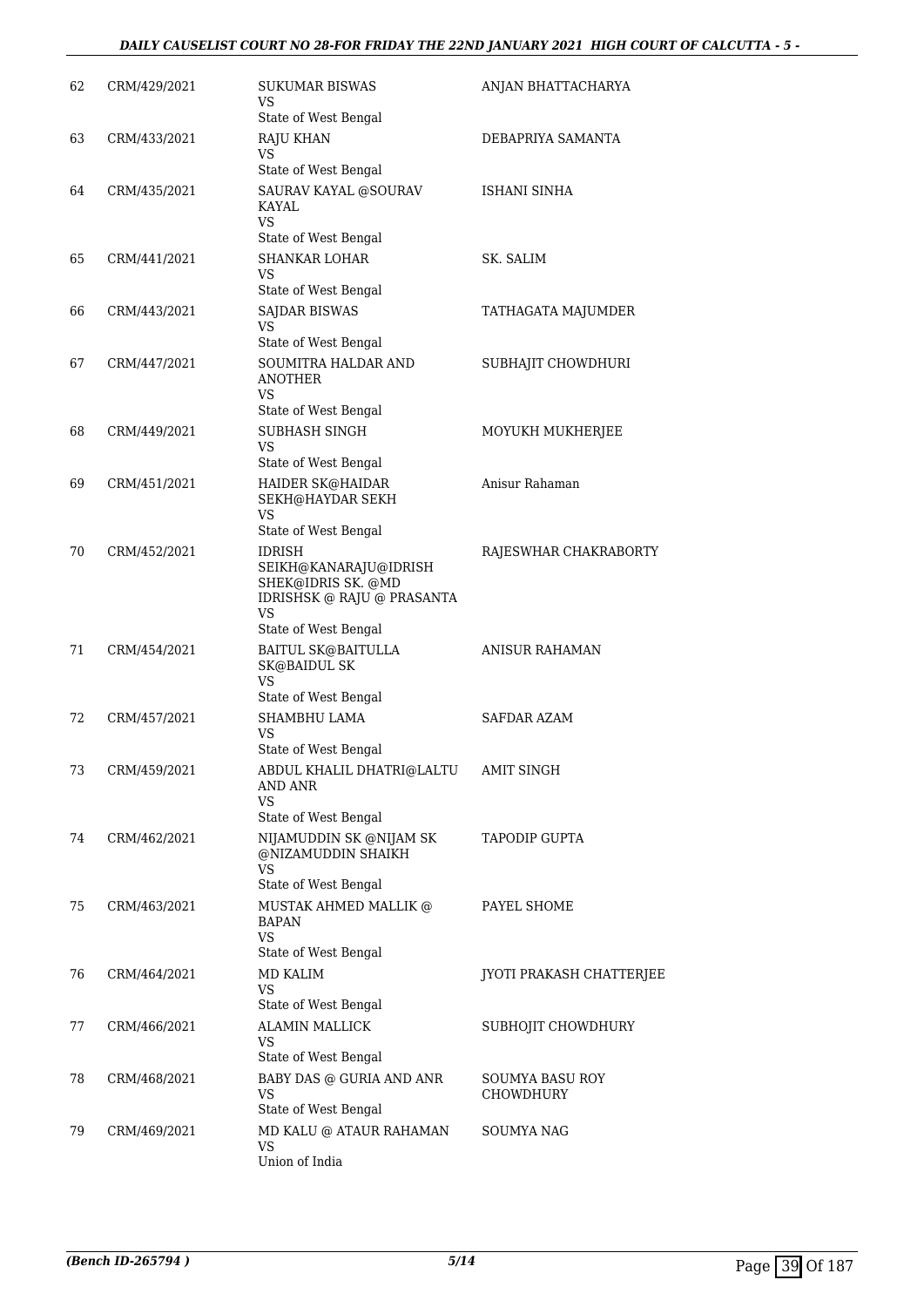| | | | |
|---|---|---|---|
| 62 | CRM/429/2021 | SUKUMAR BISWAS<br>VS<br>State of West Bengal | ANJAN BHATTACHARYA |
| 63 | CRM/433/2021 | RAJU KHAN<br>VS<br>State of West Bengal | DEBAPRIYA SAMANTA |
| 64 | CRM/435/2021 | SAURAV KAYAL @SOURAV KAYAL<br>VS<br>State of West Bengal | ISHANI SINHA |
| 65 | CRM/441/2021 | SHANKAR LOHAR<br>VS<br>State of West Bengal | SK. SALIM |
| 66 | CRM/443/2021 | SAJDAR BISWAS<br>VS<br>State of West Bengal | TATHAGATA MAJUMDER |
| 67 | CRM/447/2021 | SOUMITRA HALDAR AND ANOTHER<br>VS<br>State of West Bengal | SUBHAJIT CHOWDHURI |
| 68 | CRM/449/2021 | SUBHASH SINGH<br>VS<br>State of West Bengal | MOYUKH MUKHERJEE |
| 69 | CRM/451/2021 | HAIDER SK@HAIDAR SEKH@HAYDAR SEKH<br>VS<br>State of West Bengal | Anisur Rahaman |
| 70 | CRM/452/2021 | IDRISH SEIKH@KANARAJU@IDRISH SHEK@IDRIS SK. @MD IDRISHSK @ RAJU @ PRASANTA<br>VS<br>State of West Bengal | RAJESWHAR CHAKRABORTY |
| 71 | CRM/454/2021 | BAITUL SK@BAITULLA SK@BAIDUL SK<br>VS<br>State of West Bengal | ANISUR RAHAMAN |
| 72 | CRM/457/2021 | SHAMBHU LAMA<br>VS<br>State of West Bengal | SAFDAR AZAM |
| 73 | CRM/459/2021 | ABDUL KHALIL DHATRI@LALTU AND ANR<br>VS<br>State of West Bengal | AMIT SINGH |
| 74 | CRM/462/2021 | NIJAMUDDIN SK @NIJAM SK @NIZAMUDDIN SHAIKH<br>VS<br>State of West Bengal | TAPODIP GUPTA |
| 75 | CRM/463/2021 | MUSTAK AHMED MALLIK @ BAPAN<br>VS<br>State of West Bengal | PAYEL SHOME |
| 76 | CRM/464/2021 | MD KALIM<br>VS<br>State of West Bengal | JYOTI PRAKASH CHATTERJEE |
| 77 | CRM/466/2021 | ALAMIN MALLICK<br>VS<br>State of West Bengal | SUBHOJIT CHOWDHURY |
| 78 | CRM/468/2021 | BABY DAS @ GURIA AND ANR<br>VS<br>State of West Bengal | SOUMYA BASU ROY CHOWDHURY |
| 79 | CRM/469/2021 | MD KALU @ ATAUR RAHAMAN<br>VS<br>Union of India | SOUMYA NAG |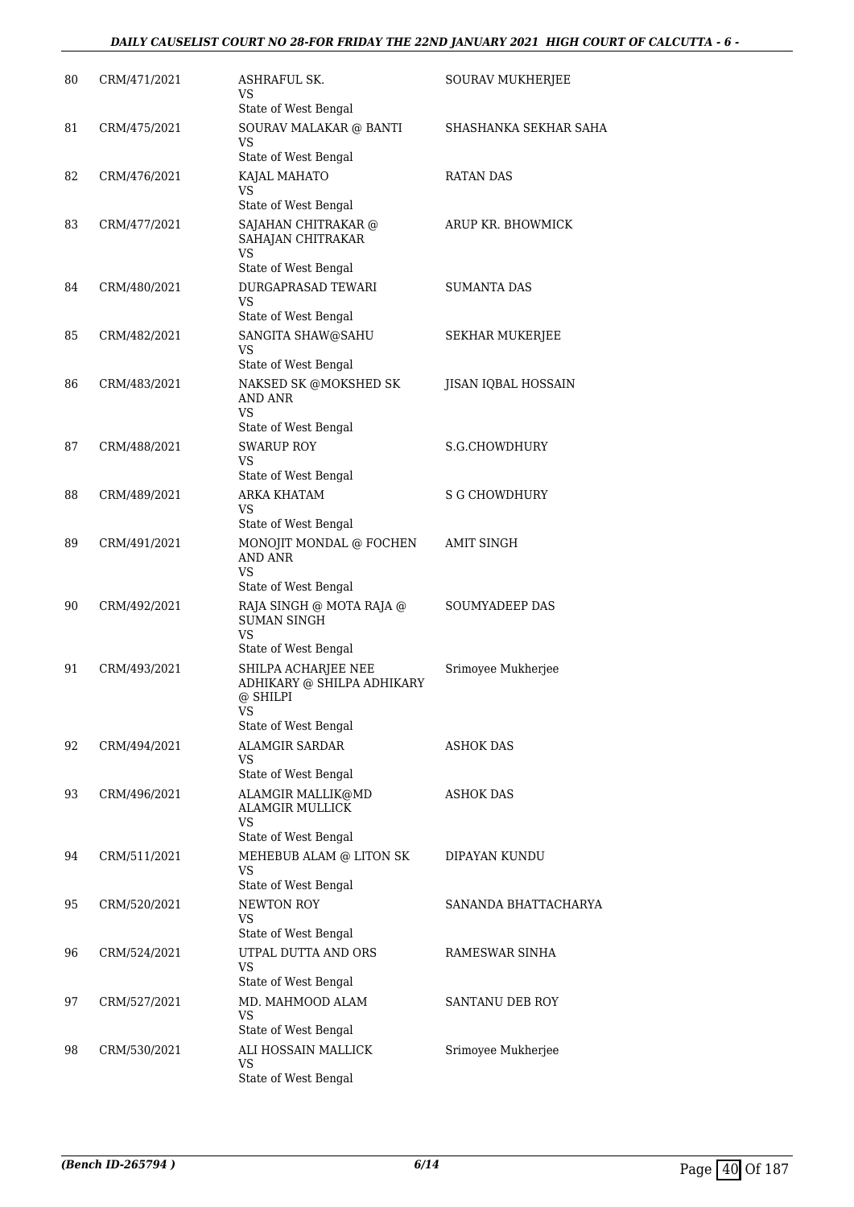| | | | |
|---|---|---|---|
| 80 | CRM/471/2021 | ASHRAFUL SK.<br>VS<br>State of West Bengal | SOURAV MUKHERJEE |
| 81 | CRM/475/2021 | SOURAV MALAKAR @ BANTI<br>VS<br>State of West Bengal | SHASHANKA SEKHAR SAHA |
| 82 | CRM/476/2021 | KAJAL MAHATO<br>VS<br>State of West Bengal | RATAN DAS |
| 83 | CRM/477/2021 | SAJAHAN CHITRAKAR @ SAHAJAN CHITRAKAR<br>VS<br>State of West Bengal | ARUP KR. BHOWMICK |
| 84 | CRM/480/2021 | DURGAPRASAD TEWARI<br>VS<br>State of West Bengal | SUMANTA DAS |
| 85 | CRM/482/2021 | SANGITA SHAW@SAHU<br>VS<br>State of West Bengal | SEKHAR MUKERJEE |
| 86 | CRM/483/2021 | NAKSED SK @MOKSHED SK AND ANR<br>VS<br>State of West Bengal | JISAN IQBAL HOSSAIN |
| 87 | CRM/488/2021 | SWARUP ROY<br>VS<br>State of West Bengal | S.G.CHOWDHURY |
| 88 | CRM/489/2021 | ARKA KHATAM<br>VS<br>State of West Bengal | S G CHOWDHURY |
| 89 | CRM/491/2021 | MONOJIT MONDAL @ FOCHEN AND ANR<br>VS<br>State of West Bengal | AMIT SINGH |
| 90 | CRM/492/2021 | RAJA SINGH @ MOTA RAJA @ SUMAN SINGH<br>VS<br>State of West Bengal | SOUMYADEEP DAS |
| 91 | CRM/493/2021 | SHILPA ACHARJEE NEE ADHIKARY @ SHILPA ADHIKARY @ SHILPI<br>VS<br>State of West Bengal | Srimoyee Mukherjee |
| 92 | CRM/494/2021 | ALAMGIR SARDAR<br>VS<br>State of West Bengal | ASHOK DAS |
| 93 | CRM/496/2021 | ALAMGIR MALLIK@MD ALAMGIR MULLICK<br>VS<br>State of West Bengal | ASHOK DAS |
| 94 | CRM/511/2021 | MEHEBUB ALAM @ LITON SK<br>VS<br>State of West Bengal | DIPAYAN KUNDU |
| 95 | CRM/520/2021 | NEWTON ROY<br>VS<br>State of West Bengal | SANANDA BHATTACHARYA |
| 96 | CRM/524/2021 | UTPAL DUTTA AND ORS<br>VS<br>State of West Bengal | RAMESWAR SINHA |
| 97 | CRM/527/2021 | MD. MAHMOOD ALAM<br>VS<br>State of West Bengal | SANTANU DEB ROY |
| 98 | CRM/530/2021 | ALI HOSSAIN MALLICK<br>VS<br>State of West Bengal | Srimoyee Mukherjee |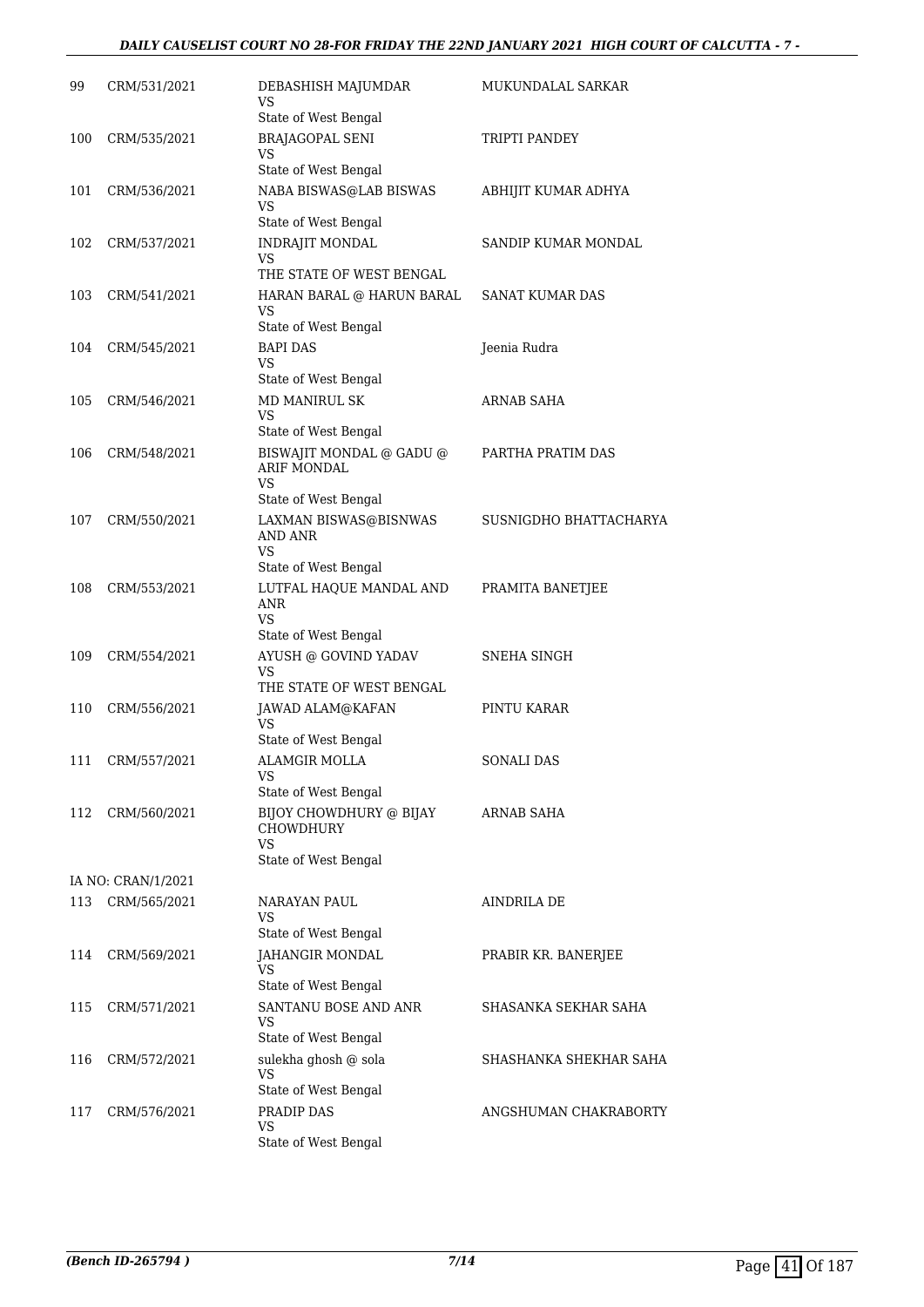| | | | |
|---|---|---|---|
| 99 | CRM/531/2021 | DEBASHISH MAJUMDAR<br>VS<br>State of West Bengal | MUKUNDALAL SARKAR |
| 100 | CRM/535/2021 | BRAJAGOPAL SENI<br>VS<br>State of West Bengal | TRIPTI PANDEY |
| 101 | CRM/536/2021 | NABA BISWAS@LAB BISWAS<br>VS<br>State of West Bengal | ABHIJIT KUMAR ADHYA |
| 102 | CRM/537/2021 | INDRAJIT MONDAL<br>VS<br>THE STATE OF WEST BENGAL | SANDIP KUMAR MONDAL |
| 103 | CRM/541/2021 | HARAN BARAL @ HARUN BARAL<br>VS<br>State of West Bengal | SANAT KUMAR DAS |
| 104 | CRM/545/2021 | BAPI DAS<br>VS<br>State of West Bengal | Jeenia Rudra |
| 105 | CRM/546/2021 | MD MANIRUL SK<br>VS<br>State of West Bengal | ARNAB SAHA |
| 106 | CRM/548/2021 | BISWAJIT MONDAL @ GADU @ ARIF MONDAL<br>VS<br>State of West Bengal | PARTHA PRATIM DAS |
| 107 | CRM/550/2021 | LAXMAN BISWAS@BISNWAS AND ANR<br>VS<br>State of West Bengal | SUSNIGDHO BHATTACHARYA |
| 108 | CRM/553/2021 | LUTFAL HAQUE MANDAL AND ANR<br>VS<br>State of West Bengal | PRAMITA BANETJEE |
| 109 | CRM/554/2021 | AYUSH @ GOVIND YADAV<br>VS<br>THE STATE OF WEST BENGAL | SNEHA SINGH |
| 110 | CRM/556/2021 | JAWAD ALAM@KAFAN<br>VS<br>State of West Bengal | PINTU KARAR |
| 111 | CRM/557/2021 | ALAMGIR MOLLA<br>VS<br>State of West Bengal | SONALI DAS |
| 112 | CRM/560/2021 | BIJOY CHOWDHURY @ BIJAY CHOWDHURY<br>VS<br>State of West Bengal | ARNAB SAHA |
| | IA NO: CRAN/1/2021 | | |
| 113 | CRM/565/2021 | NARAYAN PAUL<br>VS<br>State of West Bengal | AINDRILA DE |
| 114 | CRM/569/2021 | JAHANGIR MONDAL<br>VS<br>State of West Bengal | PRABIR KR. BANERJEE |
| 115 | CRM/571/2021 | SANTANU BOSE AND ANR<br>VS<br>State of West Bengal | SHASANKA SEKHAR SAHA |
| 116 | CRM/572/2021 | sulekha ghosh @ sola<br>VS<br>State of West Bengal | SHASHANKA SHEKHAR SAHA |
| 117 | CRM/576/2021 | PRADIP DAS<br>VS<br>State of West Bengal | ANGSHUMAN CHAKRABORTY |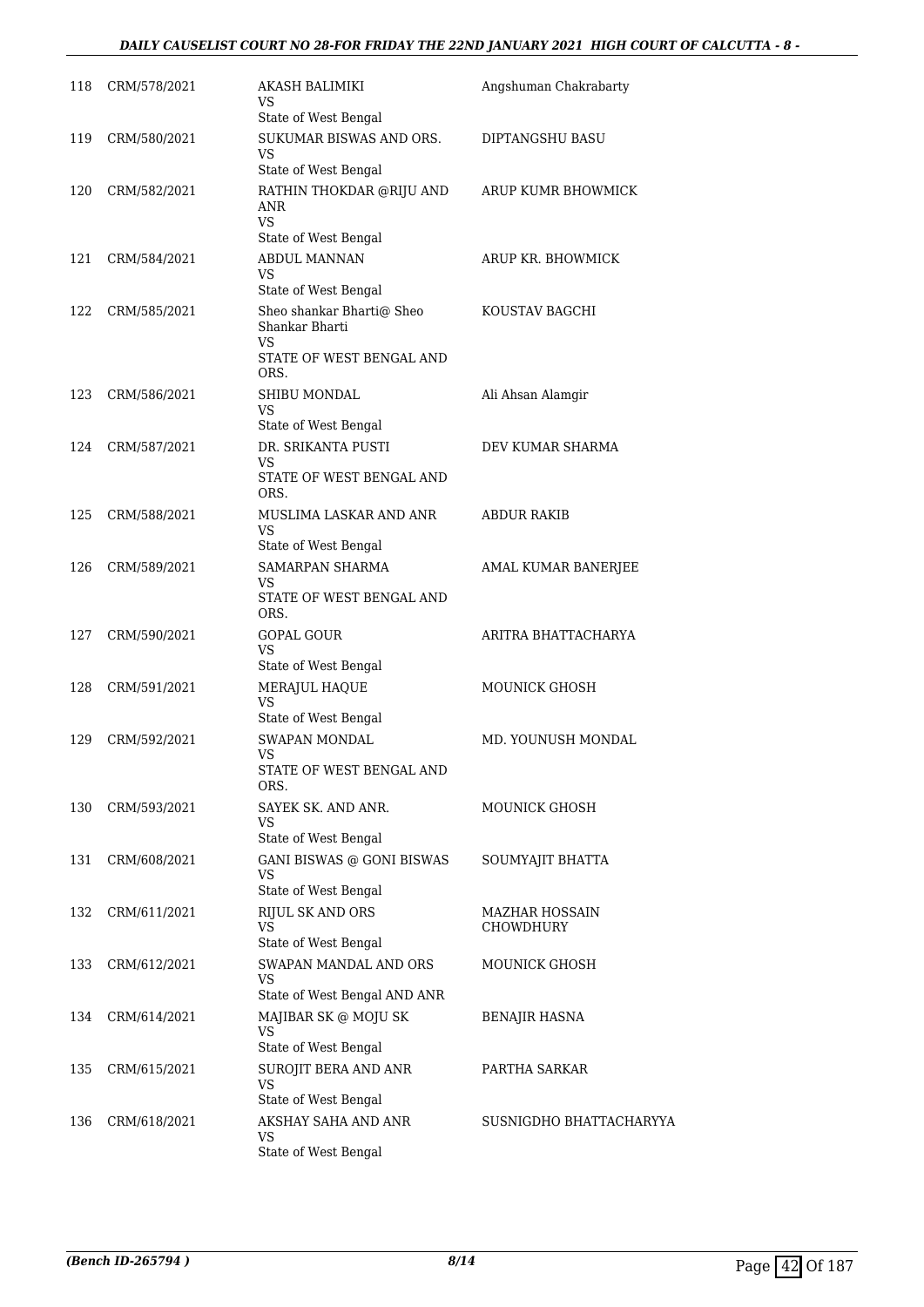| 118 | CRM/578/2021 | AKASH BALIMIKI<br>VS<br>State of West Bengal | Angshuman Chakrabarty |
|---|---|---|---|
| 119 | CRM/580/2021 | SUKUMAR BISWAS AND ORS.<br>VS<br>State of West Bengal | DIPTANGSHU BASU |
| 120 | CRM/582/2021 | RATHIN THOKDAR @RIJU AND ANR<br>VS<br>State of West Bengal | ARUP KUMR BHOWMICK |
| 121 | CRM/584/2021 | ABDUL MANNAN<br>VS<br>State of West Bengal | ARUP KR. BHOWMICK |
| 122 | CRM/585/2021 | Sheo shankar Bharti@ Sheo Shankar Bharti<br>VS<br>STATE OF WEST BENGAL AND ORS. | KOUSTAV BAGCHI |
| 123 | CRM/586/2021 | SHIBU MONDAL<br>VS<br>State of West Bengal | Ali Ahsan Alamgir |
| 124 | CRM/587/2021 | DR. SRIKANTA PUSTI<br>VS<br>STATE OF WEST BENGAL AND ORS. | DEV KUMAR SHARMA |
| 125 | CRM/588/2021 | MUSLIMA LASKAR AND ANR<br>VS<br>State of West Bengal | ABDUR RAKIB |
| 126 | CRM/589/2021 | SAMARPAN SHARMA<br>VS<br>STATE OF WEST BENGAL AND ORS. | AMAL KUMAR BANERJEE |
| 127 | CRM/590/2021 | GOPAL GOUR<br>VS<br>State of West Bengal | ARITRA BHATTACHARYA |
| 128 | CRM/591/2021 | MERAJUL HAQUE<br>VS<br>State of West Bengal | MOUNICK GHOSH |
| 129 | CRM/592/2021 | SWAPAN MONDAL<br>VS<br>STATE OF WEST BENGAL AND ORS. | MD. YOUNUSH MONDAL |
| 130 | CRM/593/2021 | SAYEK SK. AND ANR.<br>VS<br>State of West Bengal | MOUNICK GHOSH |
| 131 | CRM/608/2021 | GANI BISWAS @ GONI BISWAS<br>VS<br>State of West Bengal | SOUMYAJIT BHATTA |
| 132 | CRM/611/2021 | RIJUL SK AND ORS<br>VS<br>State of West Bengal | MAZHAR HOSSAIN CHOWDHURY |
| 133 | CRM/612/2021 | SWAPAN MANDAL AND ORS<br>VS<br>State of West Bengal AND ANR | MOUNICK GHOSH |
| 134 | CRM/614/2021 | MAJIBAR SK @ MOJU SK<br>VS<br>State of West Bengal | BENAJIR HASNA |
| 135 | CRM/615/2021 | SUROJIT BERA AND ANR<br>VS<br>State of West Bengal | PARTHA SARKAR |
| 136 | CRM/618/2021 | AKSHAY SAHA AND ANR<br>VS<br>State of West Bengal | SUSNIGDHO BHATTACHARYYA |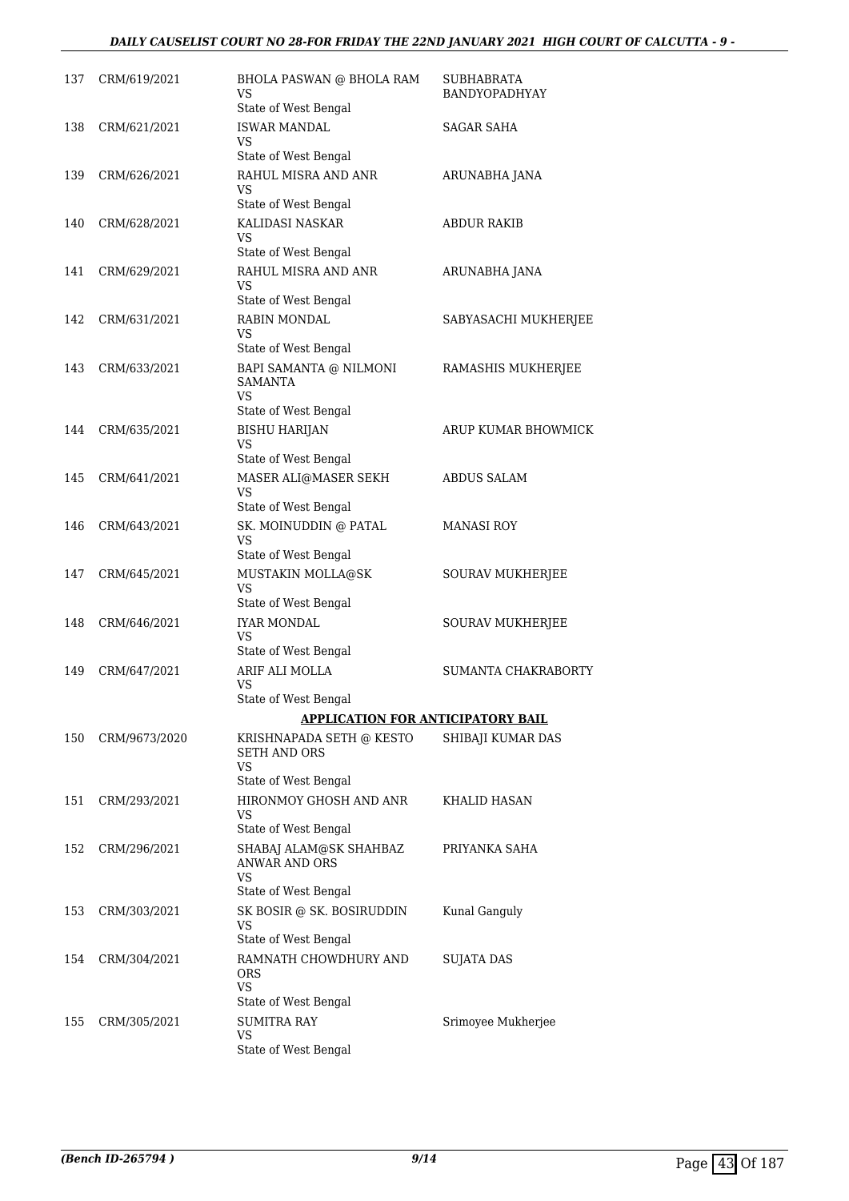| | | | |
|---|---|---|---|
| 137 | CRM/619/2021 | BHOLA PASWAN @ BHOLA RAM<br>VS<br>State of West Bengal | SUBHABRATA BANDYOPADHYAY |
| 138 | CRM/621/2021 | ISWAR MANDAL<br>VS<br>State of West Bengal | SAGAR SAHA |
| 139 | CRM/626/2021 | RAHUL MISRA AND ANR<br>VS<br>State of West Bengal | ARUNABHA JANA |
| 140 | CRM/628/2021 | KALIDASI NASKAR<br>VS<br>State of West Bengal | ABDUR RAKIB |
| 141 | CRM/629/2021 | RAHUL MISRA AND ANR<br>VS<br>State of West Bengal | ARUNABHA JANA |
| 142 | CRM/631/2021 | RABIN MONDAL<br>VS<br>State of West Bengal | SABYASACHI MUKHERJEE |
| 143 | CRM/633/2021 | BAPI SAMANTA @ NILMONI SAMANTA<br>VS<br>State of West Bengal | RAMASHIS MUKHERJEE |
| 144 | CRM/635/2021 | BISHU HARIJAN<br>VS<br>State of West Bengal | ARUP KUMAR BHOWMICK |
| 145 | CRM/641/2021 | MASER ALI@MASER SEKH<br>VS<br>State of West Bengal | ABDUS SALAM |
| 146 | CRM/643/2021 | SK. MOINUDDIN @ PATAL<br>VS<br>State of West Bengal | MANASI ROY |
| 147 | CRM/645/2021 | MUSTAKIN MOLLA@SK<br>VS<br>State of West Bengal | SOURAV MUKHERJEE |
| 148 | CRM/646/2021 | IYAR MONDAL<br>VS<br>State of West Bengal | SOURAV MUKHERJEE |
| 149 | CRM/647/2021 | ARIF ALI MOLLA<br>VS<br>State of West Bengal | SUMANTA CHAKRABORTY |

**APPLICATION FOR ANTICIPATORY BAIL**

| | | | |
|---|---|---|---|
| 150 | CRM/9673/2020 | KRISHNAPADA SETH @ KESTO SETH AND ORS<br>VS<br>State of West Bengal | SHIBAJI KUMAR DAS |
| 151 | CRM/293/2021 | HIRONMOY GHOSH AND ANR<br>VS<br>State of West Bengal | KHALID HASAN |
| 152 | CRM/296/2021 | SHABAJ ALAM@SK SHAHBAZ ANWAR AND ORS<br>VS<br>State of West Bengal | PRIYANKA SAHA |
| 153 | CRM/303/2021 | SK BOSIR @ SK. BOSIRUDDIN<br>VS<br>State of West Bengal | Kunal Ganguly |
| 154 | CRM/304/2021 | RAMNATH CHOWDHURY AND ORS<br>VS<br>State of West Bengal | SUJATA DAS |
| 155 | CRM/305/2021 | SUMITRA RAY<br>VS<br>State of West Bengal | Srimoyee Mukherjee |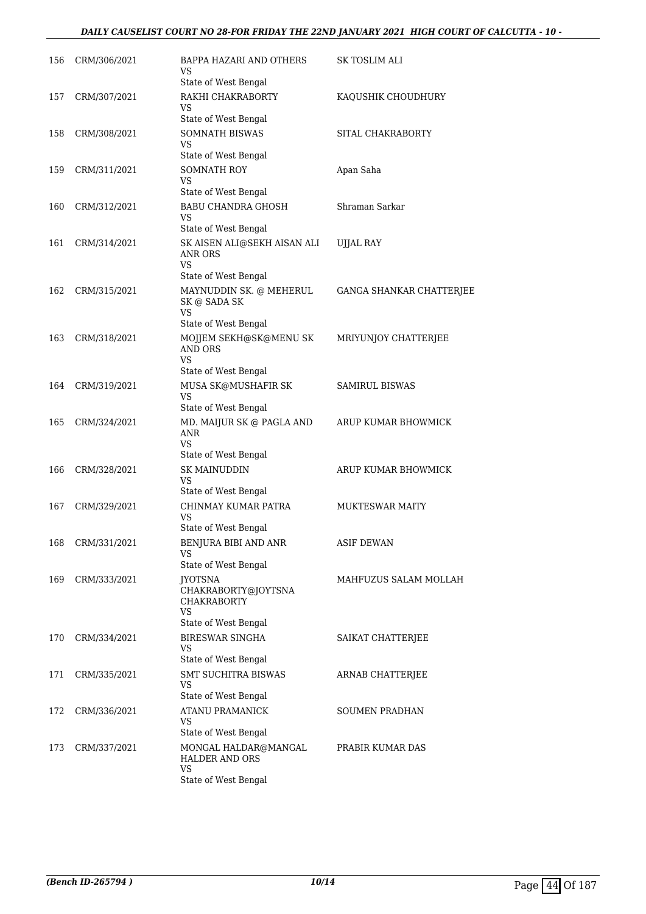| | | | |
|---|---|---|---|
| 156 | CRM/306/2021 | BAPPA HAZARI AND OTHERS<br>VS<br>State of West Bengal | SK TOSLIM ALI |
| 157 | CRM/307/2021 | RAKHI CHAKRABORTY<br>VS<br>State of West Bengal | KAQUSHIK CHOUDHURY |
| 158 | CRM/308/2021 | SOMNATH BISWAS<br>VS<br>State of West Bengal | SITAL CHAKRABORTY |
| 159 | CRM/311/2021 | SOMNATH ROY<br>VS<br>State of West Bengal | Apan Saha |
| 160 | CRM/312/2021 | BABU CHANDRA GHOSH<br>VS<br>State of West Bengal | Shraman Sarkar |
| 161 | CRM/314/2021 | SK AISEN ALI@SEKH AISAN ALI ANR ORS<br>VS<br>State of West Bengal | UJJAL RAY |
| 162 | CRM/315/2021 | MAYNUDDIN SK. @ MEHERUL SK @ SADA SK<br>VS<br>State of West Bengal | GANGA SHANKAR CHATTERJEE |
| 163 | CRM/318/2021 | MOJJEM SEKH@SK@MENU SK AND ORS<br>VS<br>State of West Bengal | MRIYUNJOY CHATTERJEE |
| 164 | CRM/319/2021 | MUSA SK@MUSHAFIR SK<br>VS<br>State of West Bengal | SAMIRUL BISWAS |
| 165 | CRM/324/2021 | MD. MAIJUR SK @ PAGLA AND ANR<br>VS<br>State of West Bengal | ARUP KUMAR BHOWMICK |
| 166 | CRM/328/2021 | SK MAINUDDIN<br>VS<br>State of West Bengal | ARUP KUMAR BHOWMICK |
| 167 | CRM/329/2021 | CHINMAY KUMAR PATRA<br>VS<br>State of West Bengal | MUKTESWAR MAITY |
| 168 | CRM/331/2021 | BENJURA BIBI AND ANR<br>VS<br>State of West Bengal | ASIF DEWAN |
| 169 | CRM/333/2021 | JYOTSNA CHAKRABORTY@JOYTSNA CHAKRABORTY<br>VS<br>State of West Bengal | MAHFUZUS SALAM MOLLAH |
| 170 | CRM/334/2021 | BIRESWAR SINGHA<br>VS<br>State of West Bengal | SAIKAT CHATTERJEE |
| 171 | CRM/335/2021 | SMT SUCHITRA BISWAS<br>VS<br>State of West Bengal | ARNAB CHATTERJEE |
| 172 | CRM/336/2021 | ATANU PRAMANICK<br>VS<br>State of West Bengal | SOUMEN PRADHAN |
| 173 | CRM/337/2021 | MONGAL HALDAR@MANGAL HALDER AND ORS<br>VS<br>State of West Bengal | PRABIR KUMAR DAS |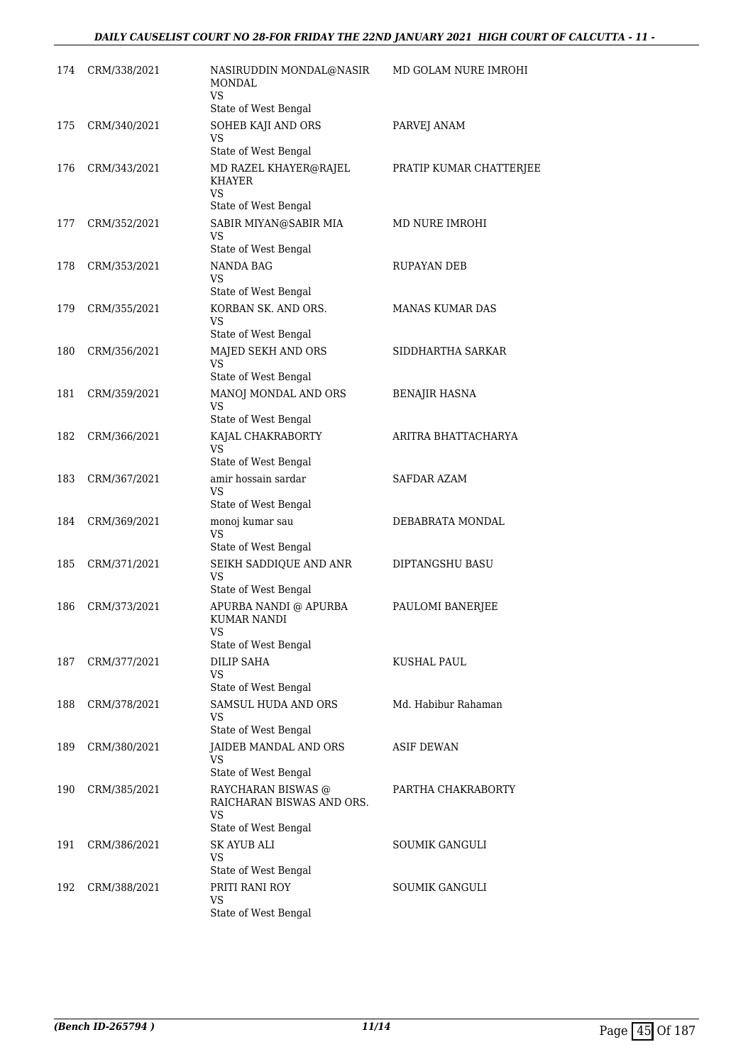| | | | |
|---|---|---|---|
| 174 | CRM/338/2021 | NASIRUDDIN MONDAL@NASIR MONDAL<br>VS<br>State of West Bengal | MD GOLAM NURE IMROHI |
| 175 | CRM/340/2021 | SOHEB KAJI AND ORS<br>VS<br>State of West Bengal | PARVEJ ANAM |
| 176 | CRM/343/2021 | MD RAZEL KHAYER@RAJEL KHAYER<br>VS<br>State of West Bengal | PRATIP KUMAR CHATTERJEE |
| 177 | CRM/352/2021 | SABIR MIYAN@SABIR MIA<br>VS<br>State of West Bengal | MD NURE IMROHI |
| 178 | CRM/353/2021 | NANDA BAG<br>VS<br>State of West Bengal | RUPAYAN DEB |
| 179 | CRM/355/2021 | KORBAN SK. AND ORS.<br>VS<br>State of West Bengal | MANAS KUMAR DAS |
| 180 | CRM/356/2021 | MAJED SEKH AND ORS<br>VS<br>State of West Bengal | SIDDHARTHA SARKAR |
| 181 | CRM/359/2021 | MANOJ MONDAL AND ORS<br>VS<br>State of West Bengal | BENAJIR HASNA |
| 182 | CRM/366/2021 | KAJAL CHAKRABORTY<br>VS<br>State of West Bengal | ARITRA BHATTACHARYA |
| 183 | CRM/367/2021 | amir hossain sardar<br>VS<br>State of West Bengal | SAFDAR AZAM |
| 184 | CRM/369/2021 | monoj kumar sau<br>VS<br>State of West Bengal | DEBABRATA MONDAL |
| 185 | CRM/371/2021 | SEIKH SADDIQUE AND ANR<br>VS<br>State of West Bengal | DIPTANGSHU BASU |
| 186 | CRM/373/2021 | APURBA NANDI @ APURBA KUMAR NANDI<br>VS<br>State of West Bengal | PAULOMI BANERJEE |
| 187 | CRM/377/2021 | DILIP SAHA<br>VS<br>State of West Bengal | KUSHAL PAUL |
| 188 | CRM/378/2021 | SAMSUL HUDA AND ORS<br>VS<br>State of West Bengal | Md. Habibur Rahaman |
| 189 | CRM/380/2021 | JAIDEB MANDAL AND ORS<br>VS<br>State of West Bengal | ASIF DEWAN |
| 190 | CRM/385/2021 | RAYCHARAN BISWAS @ RAICHARAN BISWAS AND ORS.<br>VS<br>State of West Bengal | PARTHA CHAKRABORTY |
| 191 | CRM/386/2021 | SK AYUB ALI<br>VS<br>State of West Bengal | SOUMIK GANGULI |
| 192 | CRM/388/2021 | PRITI RANI ROY<br>VS<br>State of West Bengal | SOUMIK GANGULI |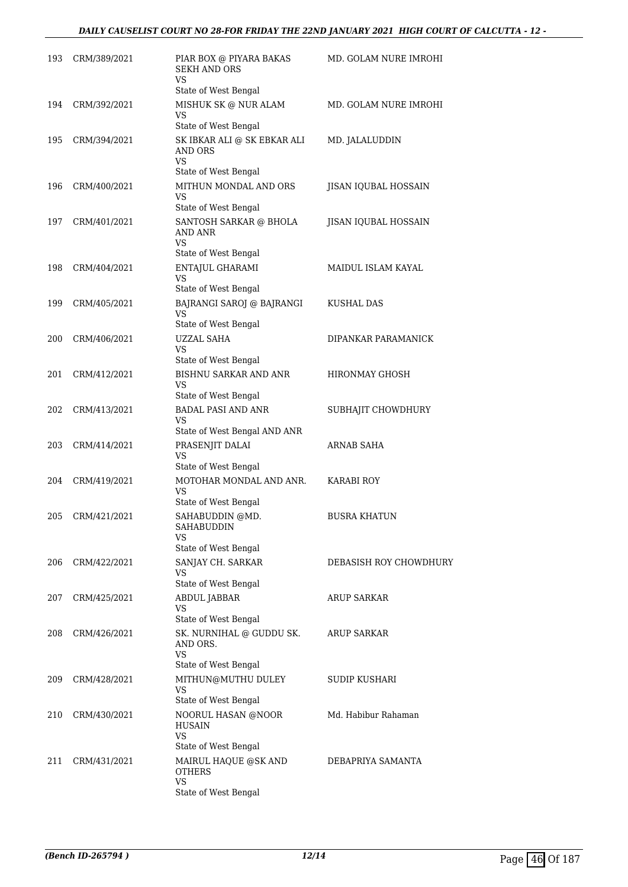| | | | |
|---|---|---|---|
| 193 | CRM/389/2021 | PIAR BOX @ PIYARA BAKAS SEKH AND ORS<br>VS<br>State of West Bengal | MD. GOLAM NURE IMROHI |
| 194 | CRM/392/2021 | MISHUK SK @ NUR ALAM<br>VS<br>State of West Bengal | MD. GOLAM NURE IMROHI |
| 195 | CRM/394/2021 | SK IBKAR ALI @ SK EBKAR ALI AND ORS<br>VS<br>State of West Bengal | MD. JALALUDDIN |
| 196 | CRM/400/2021 | MITHUN MONDAL AND ORS<br>VS<br>State of West Bengal | JISAN IQUBAL HOSSAIN |
| 197 | CRM/401/2021 | SANTOSH SARKAR @ BHOLA AND ANR<br>VS<br>State of West Bengal | JISAN IQUBAL HOSSAIN |
| 198 | CRM/404/2021 | ENTAJUL GHARAMI<br>VS<br>State of West Bengal | MAIDUL ISLAM KAYAL |
| 199 | CRM/405/2021 | BAJRANGI SAROJ @ BAJRANGI<br>VS<br>State of West Bengal | KUSHAL DAS |
| 200 | CRM/406/2021 | UZZAL SAHA<br>VS<br>State of West Bengal | DIPANKAR PARAMANICK |
| 201 | CRM/412/2021 | BISHNU SARKAR AND ANR<br>VS<br>State of West Bengal | HIRONMAY GHOSH |
| 202 | CRM/413/2021 | BADAL PASI AND ANR<br>VS<br>State of West Bengal AND ANR | SUBHAJIT CHOWDHURY |
| 203 | CRM/414/2021 | PRASENJIT DALAI<br>VS<br>State of West Bengal | ARNAB SAHA |
| 204 | CRM/419/2021 | MOTOHAR MONDAL AND ANR.<br>VS<br>State of West Bengal | KARABI ROY |
| 205 | CRM/421/2021 | SAHABUDDIN @MD. SAHABUDDIN<br>VS<br>State of West Bengal | BUSRA KHATUN |
| 206 | CRM/422/2021 | SANJAY CH. SARKAR<br>VS<br>State of West Bengal | DEBASISH ROY CHOWDHURY |
| 207 | CRM/425/2021 | ABDUL JABBAR<br>VS<br>State of West Bengal | ARUP SARKAR |
| 208 | CRM/426/2021 | SK. NURNIHAL @ GUDDU SK. AND ORS.<br>VS<br>State of West Bengal | ARUP SARKAR |
| 209 | CRM/428/2021 | MITHUN@MUTHU DULEY<br>VS<br>State of West Bengal | SUDIP KUSHARI |
| 210 | CRM/430/2021 | NOORUL HASAN @NOOR HUSAIN<br>VS<br>State of West Bengal | Md. Habibur Rahaman |
| 211 | CRM/431/2021 | MAIRUL HAQUE @SK AND OTHERS<br>VS<br>State of West Bengal | DEBAPRIYA SAMANTA |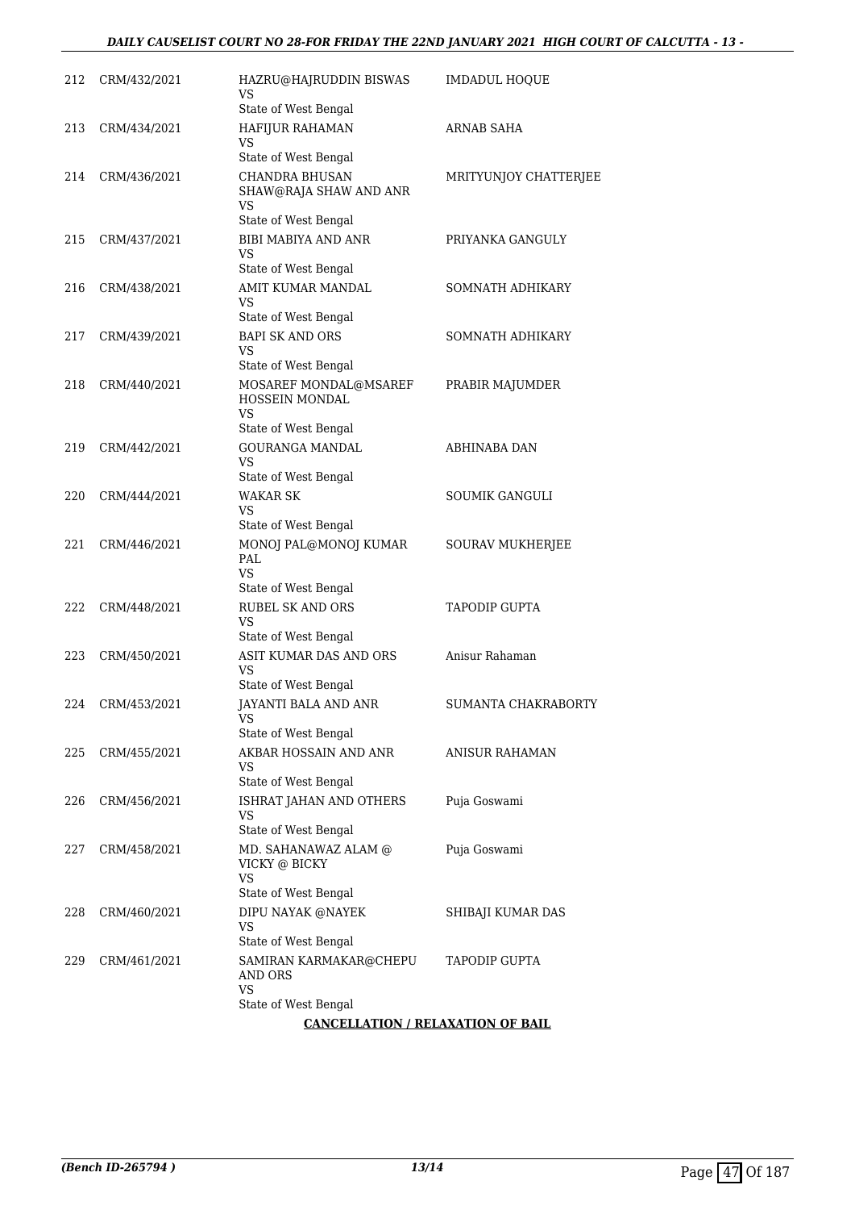| | | | |
|---|---|---|---|
| 212 | CRM/432/2021 | HAZRU@HAJRUDDIN BISWAS<br>VS<br>State of West Bengal | IMDADUL HOQUE |
| 213 | CRM/434/2021 | HAFIJUR RAHAMAN<br>VS<br>State of West Bengal | ARNAB SAHA |
| 214 | CRM/436/2021 | CHANDRA BHUSAN SHAW@RAJA SHAW AND ANR<br>VS<br>State of West Bengal | MRITYUNJOY CHATTERJEE |
| 215 | CRM/437/2021 | BIBI MABIYA AND ANR<br>VS<br>State of West Bengal | PRIYANKA GANGULY |
| 216 | CRM/438/2021 | AMIT KUMAR MANDAL<br>VS<br>State of West Bengal | SOMNATH ADHIKARY |
| 217 | CRM/439/2021 | BAPI SK AND ORS<br>VS<br>State of West Bengal | SOMNATH ADHIKARY |
| 218 | CRM/440/2021 | MOSAREF MONDAL@MSAREF HOSSEIN MONDAL<br>VS<br>State of West Bengal | PRABIR MAJUMDER |
| 219 | CRM/442/2021 | GOURANGA MANDAL<br>VS<br>State of West Bengal | ABHINABA DAN |
| 220 | CRM/444/2021 | WAKAR SK<br>VS<br>State of West Bengal | SOUMIK GANGULI |
| 221 | CRM/446/2021 | MONOJ PAL@MONOJ KUMAR PAL<br>VS<br>State of West Bengal | SOURAV MUKHERJEE |
| 222 | CRM/448/2021 | RUBEL SK AND ORS<br>VS<br>State of West Bengal | TAPODIP GUPTA |
| 223 | CRM/450/2021 | ASIT KUMAR DAS AND ORS<br>VS<br>State of West Bengal | Anisur Rahaman |
| 224 | CRM/453/2021 | JAYANTI BALA AND ANR<br>VS<br>State of West Bengal | SUMANTA CHAKRABORTY |
| 225 | CRM/455/2021 | AKBAR HOSSAIN AND ANR<br>VS<br>State of West Bengal | ANISUR RAHAMAN |
| 226 | CRM/456/2021 | ISHRAT JAHAN AND OTHERS<br>VS<br>State of West Bengal | Puja Goswami |
| 227 | CRM/458/2021 | MD. SAHANAWAZ ALAM @ VICKY @ BICKY<br>VS<br>State of West Bengal | Puja Goswami |
| 228 | CRM/460/2021 | DIPU NAYAK @NAYEK<br>VS<br>State of West Bengal | SHIBAJI KUMAR DAS |
| 229 | CRM/461/2021 | SAMIRAN KARMAKAR@CHEPU AND ORS<br>VS<br>State of West Bengal | TAPODIP GUPTA |

**CANCELLATION / RELAXATION OF BAIL**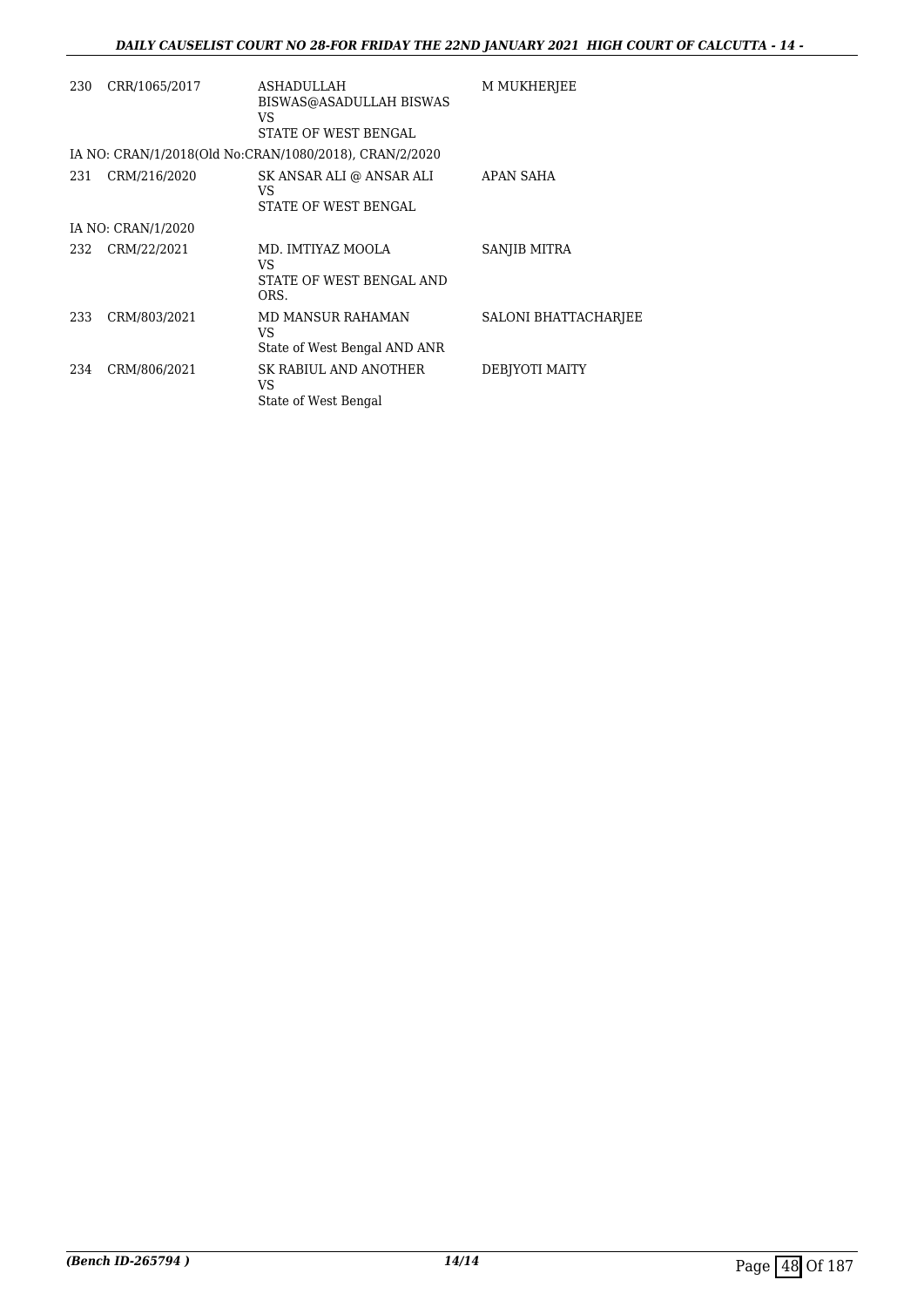| | | | |
|---|---|---|---|
| 230 | CRR/1065/2017 | ASHADULLAH BISWAS@ASADULLAH BISWAS VS STATE OF WEST BENGAL | M MUKHERJEE |
| IA NO: CRAN/1/2018(Old No:CRAN/1080/2018), CRAN/2/2020 | | | |
| 231 | CRM/216/2020 | SK ANSAR ALI @ ANSAR ALI VS STATE OF WEST BENGAL | APAN SAHA |
| IA NO: CRAN/1/2020 | | | |
| 232 | CRM/22/2021 | MD. IMTIYAZ MOOLA VS STATE OF WEST BENGAL AND ORS. | SANJIB MITRA |
| 233 | CRM/803/2021 | MD MANSUR RAHAMAN VS State of West Bengal AND ANR | SALONI BHATTACHARJEE |
| 234 | CRM/806/2021 | SK RABIUL AND ANOTHER VS State of West Bengal | DEBJYOTI MAITY |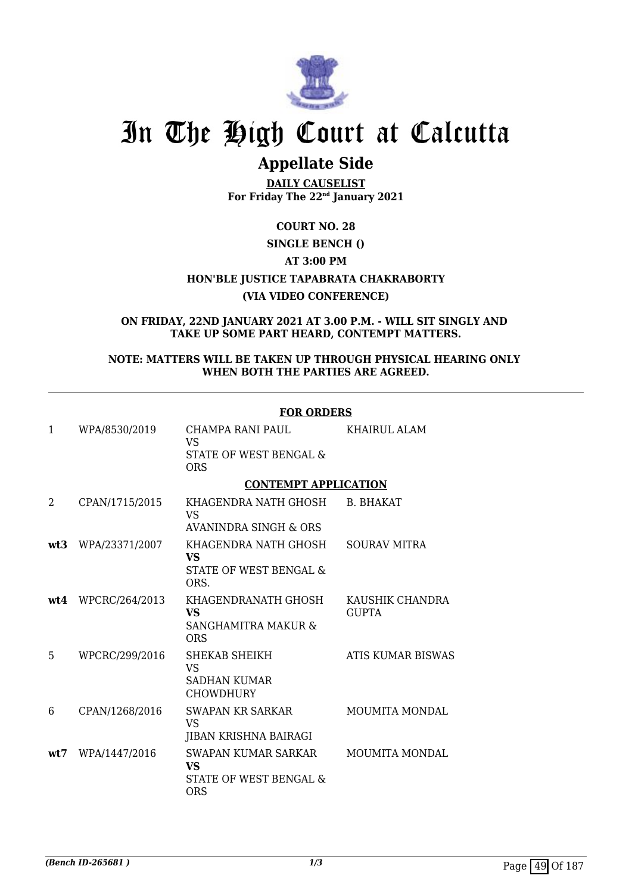# In The High Court at Calcutta

## Appellate Side

**DAILY CAUSELIST**
**For Friday The 22nd January 2021**

**COURT NO. 28**

**SINGLE BENCH ()**

**AT 3:00 PM**

**HON'BLE JUSTICE TAPABRATA CHAKRABORTY**

**(VIA VIDEO CONFERENCE)**

**ON FRIDAY, 22ND JANUARY 2021 AT 3.00 P.M. - WILL SIT SINGLY AND TAKE UP SOME PART HEARD, CONTEMPT MATTERS.**

**NOTE: MATTERS WILL BE TAKEN UP THROUGH PHYSICAL HEARING ONLY WHEN BOTH THE PARTIES ARE AGREED.**

**FOR ORDERS**

| | | | |
|---|---|---|---|
| 1 | WPA/8530/2019 | CHAMPA RANI PAUL VS STATE OF WEST BENGAL & ORS | KHAIRUL ALAM |

**CONTEMPT APPLICATION**

| | | | |
|---|---|---|---|
| 2 | CPAN/1715/2015 | KHAGENDRA NATH GHOSH VS AVANINDRA SINGH & ORS | B. BHAKAT |
| **wt3** | WPA/23371/2007 | KHAGENDRA NATH GHOSH **VS** STATE OF WEST BENGAL & ORS. | SOURAV MITRA |
| **wt4** | WPCRC/264/2013 | KHAGENDRANATH GHOSH **VS** SANGHAMITRA MAKUR & ORS | KAUSHIK CHANDRA GUPTA |
| 5 | WPCRC/299/2016 | SHEKAB SHEIKH VS SADHAN KUMAR CHOWDHURY | ATIS KUMAR BISWAS |
| 6 | CPAN/1268/2016 | SWAPAN KR SARKAR VS JIBAN KRISHNA BAIRAGI | MOUMITA MONDAL |
| **wt7** | WPA/1447/2016 | SWAPAN KUMAR SARKAR **VS** STATE OF WEST BENGAL & ORS | MOUMITA MONDAL |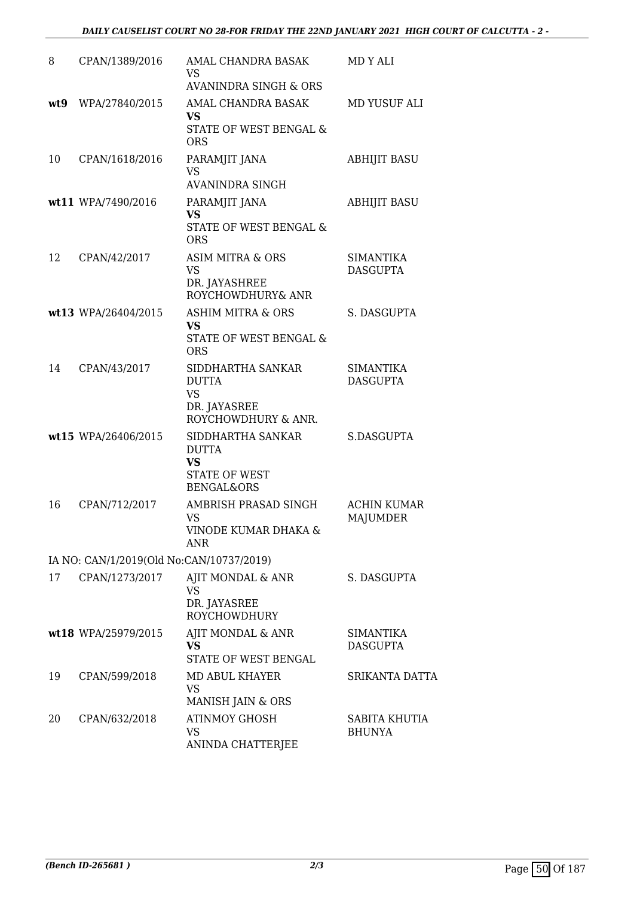| | | | |
|---|---|---|---|
| 8 | CPAN/1389/2016 | AMAL CHANDRA BASAK<br>VS<br>AVANINDRA SINGH & ORS | MD Y ALI |
| **wt9** | WPA/27840/2015 | AMAL CHANDRA BASAK<br>**VS**<br>STATE OF WEST BENGAL & ORS | MD YUSUF ALI |
| 10 | CPAN/1618/2016 | PARAMJIT JANA<br>VS<br>AVANINDRA SINGH | ABHIJIT BASU |
| **wt11** | WPA/7490/2016 | PARAMJIT JANA<br>**VS**<br>STATE OF WEST BENGAL & ORS | ABHIJIT BASU |
| 12 | CPAN/42/2017 | ASIM MITRA & ORS<br>VS<br>DR. JAYASHREE ROYCHOWDHURY& ANR | SIMANTIKA DASGUPTA |
| **wt13** | WPA/26404/2015 | ASHIM MITRA & ORS<br>**VS**<br>STATE OF WEST BENGAL & ORS | S. DASGUPTA |
| 14 | CPAN/43/2017 | SIDDHARTHA SANKAR DUTTA<br>VS<br>DR. JAYASREE ROYCHOWDHURY & ANR. | SIMANTIKA DASGUPTA |
| **wt15** | WPA/26406/2015 | SIDDHARTHA SANKAR DUTTA<br>**VS**<br>STATE OF WEST BENGAL&ORS | S.DASGUPTA |
| 16 | CPAN/712/2017 | AMBRISH PRASAD SINGH<br>VS<br>VINODE KUMAR DHAKA & ANR | ACHIN KUMAR MAJUMDER |
| | IA NO: CAN/1/2019(Old No:CAN/10737/2019) | | |
| 17 | CPAN/1273/2017 | AJIT MONDAL & ANR<br>VS<br>DR. JAYASREE ROYCHOWDHURY | S. DASGUPTA |
| **wt18** | WPA/25979/2015 | AJIT MONDAL & ANR<br>**VS**<br>STATE OF WEST BENGAL | SIMANTIKA DASGUPTA |
| 19 | CPAN/599/2018 | MD ABUL KHAYER<br>VS<br>MANISH JAIN & ORS | SRIKANTA DATTA |
| 20 | CPAN/632/2018 | ATINMOY GHOSH<br>VS<br>ANINDA CHATTERJEE | SABITA KHUTIA BHUNYA |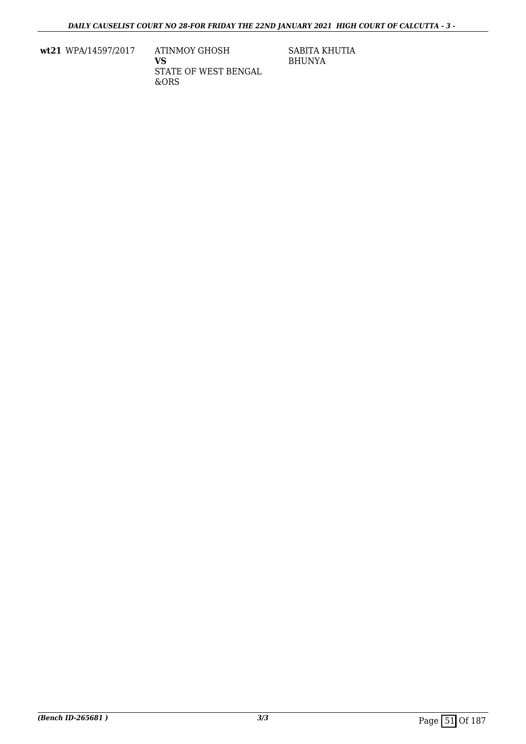| | | | |
|---|---|---|---|
| **wt21** | WPA/14597/2017 | ATINMOY GHOSH<br>**VS**<br>STATE OF WEST BENGAL &ORS | SABITA KHUTIA BHUNYA |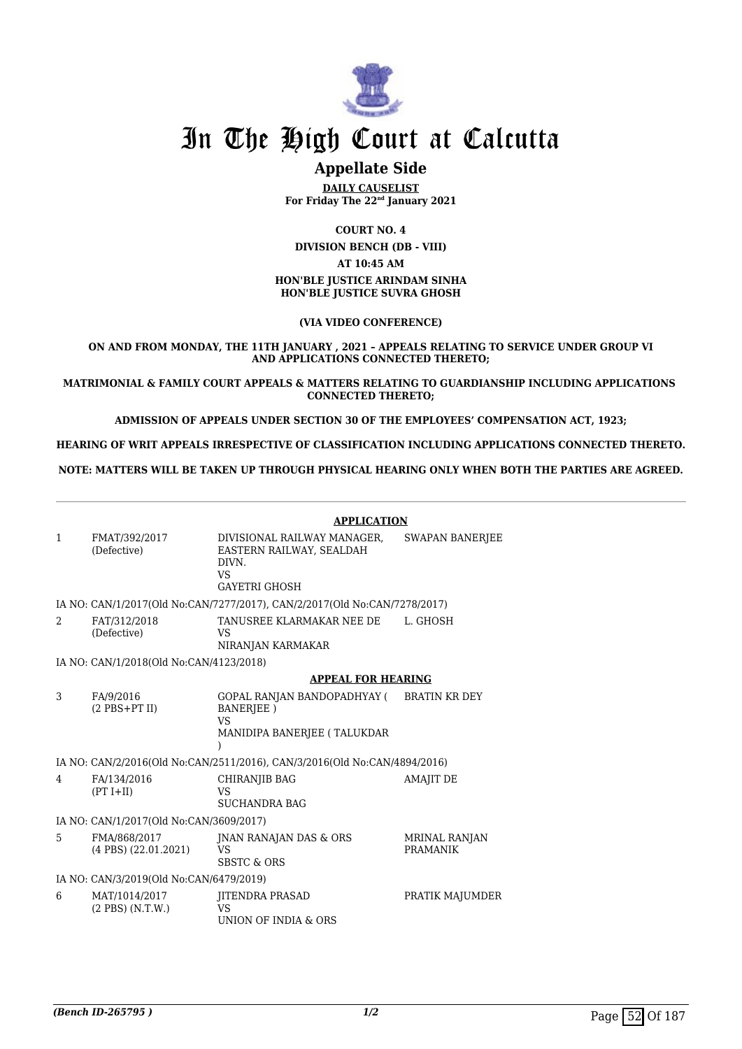# In The High Court at Calcutta

## Appellate Side

**DAILY CAUSELIST**
**For Friday The 22nd January 2021**

**COURT NO. 4**

**DIVISION BENCH (DB - VIII)**

**AT 10:45 AM**

**HON'BLE JUSTICE ARINDAM SINHA**
**HON'BLE JUSTICE SUVRA GHOSH**

**(VIA VIDEO CONFERENCE)**

**ON AND FROM MONDAY, THE 11TH JANUARY , 2021 – APPEALS RELATING TO SERVICE UNDER GROUP VI AND APPLICATIONS CONNECTED THERETO;**

**MATRIMONIAL & FAMILY COURT APPEALS & MATTERS RELATING TO GUARDIANSHIP INCLUDING APPLICATIONS CONNECTED THERETO;**

**ADMISSION OF APPEALS UNDER SECTION 30 OF THE EMPLOYEES' COMPENSATION ACT, 1923;**

**HEARING OF WRIT APPEALS IRRESPECTIVE OF CLASSIFICATION INCLUDING APPLICATIONS CONNECTED THERETO.**

**NOTE: MATTERS WILL BE TAKEN UP THROUGH PHYSICAL HEARING ONLY WHEN BOTH THE PARTIES ARE AGREED.**

**APPLICATION**

| | | | |
|---|---|---|---|
| 1 | FMAT/392/2017 (Defective) | DIVISIONAL RAILWAY MANAGER, EASTERN RAILWAY, SEALDAH DIVN. VS GAYETRI GHOSH | SWAPAN BANERJEE |
| | IA NO: CAN/1/2017(Old No:CAN/7277/2017), CAN/2/2017(Old No:CAN/7278/2017) | | |
| 2 | FAT/312/2018 (Defective) | TANUSREE KLARMAKAR NEE DE VS NIRANJAN KARMAKAR | L. GHOSH |
| | IA NO: CAN/1/2018(Old No:CAN/4123/2018) | | |

**APPEAL FOR HEARING**

| | | | |
|---|---|---|---|
| 3 | FA/9/2016 (2 PBS+PT II) | GOPAL RANJAN BANDOPADHYAY ( BANERJEE ) VS MANIDIPA BANERJEE ( TALUKDAR ) | BRATIN KR DEY |
| | IA NO: CAN/2/2016(Old No:CAN/2511/2016), CAN/3/2016(Old No:CAN/4894/2016) | | |
| 4 | FA/134/2016 (PT I+II) | CHIRANJIB BAG VS SUCHANDRA BAG | AMAJIT DE |
| | IA NO: CAN/1/2017(Old No:CAN/3609/2017) | | |
| 5 | FMA/868/2017 (4 PBS) (22.01.2021) | JNAN RANAJAN DAS & ORS VS SBSTC & ORS | MRINAL RANJAN PRAMANIK |
| | IA NO: CAN/3/2019(Old No:CAN/6479/2019) | | |
| 6 | MAT/1014/2017 (2 PBS) (N.T.W.) | JITENDRA PRASAD VS UNION OF INDIA & ORS | PRATIK MAJUMDER |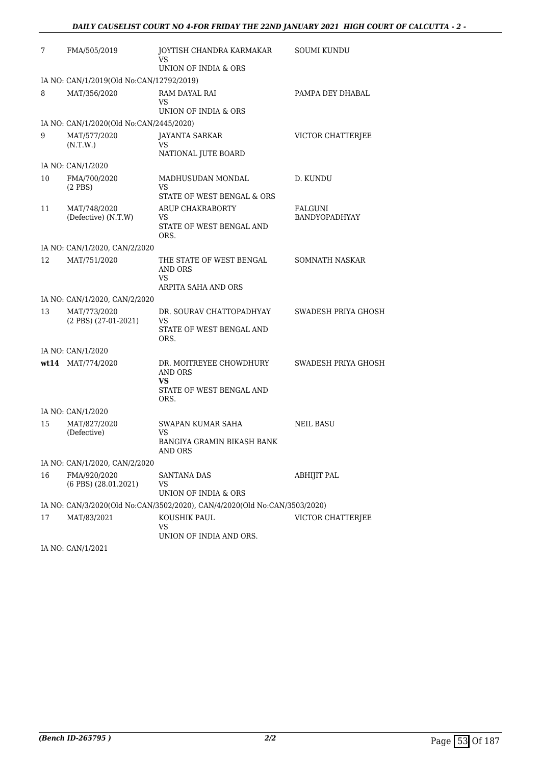| | | | |
|---|---|---|---|
| 7 | FMA/505/2019 | JOYTISH CHANDRA KARMAKAR<br>VS<br>UNION OF INDIA & ORS | SOUMI KUNDU |
| | IA NO: CAN/1/2019(Old No:CAN/12792/2019) | | |
| 8 | MAT/356/2020 | RAM DAYAL RAI<br>VS<br>UNION OF INDIA & ORS | PAMPA DEY DHABAL |
| | IA NO: CAN/1/2020(Old No:CAN/2445/2020) | | |
| 9 | MAT/577/2020<br>(N.T.W.) | JAYANTA SARKAR<br>VS<br>NATIONAL JUTE BOARD | VICTOR CHATTERJEE |
| | IA NO: CAN/1/2020 | | |
| 10 | FMA/700/2020<br>(2 PBS) | MADHUSUDAN MONDAL<br>VS<br>STATE OF WEST BENGAL & ORS | D. KUNDU |
| 11 | MAT/748/2020<br>(Defective) (N.T.W) | ARUP CHAKRABORTY<br>VS<br>STATE OF WEST BENGAL AND ORS. | FALGUNI BANDYOPADHYAY |
| | IA NO: CAN/1/2020, CAN/2/2020 | | |
| 12 | MAT/751/2020 | THE STATE OF WEST BENGAL AND ORS<br>VS<br>ARPITA SAHA AND ORS | SOMNATH NASKAR |
| | IA NO: CAN/1/2020, CAN/2/2020 | | |
| 13 | MAT/773/2020<br>(2 PBS) (27-01-2021) | DR. SOURAV CHATTOPADHYAY<br>VS<br>STATE OF WEST BENGAL AND ORS. | SWADESH PRIYA GHOSH |
| | IA NO: CAN/1/2020 | | |
| **wt14** | MAT/774/2020 | DR. MOITREYEE CHOWDHURY AND ORS<br>**VS**<br>STATE OF WEST BENGAL AND ORS. | SWADESH PRIYA GHOSH |
| | IA NO: CAN/1/2020 | | |
| 15 | MAT/827/2020<br>(Defective) | SWAPAN KUMAR SAHA<br>VS<br>BANGIYA GRAMIN BIKASH BANK AND ORS | NEIL BASU |
| | IA NO: CAN/1/2020, CAN/2/2020 | | |
| 16 | FMA/920/2020<br>(6 PBS) (28.01.2021) | SANTANA DAS<br>VS<br>UNION OF INDIA & ORS | ABHIJIT PAL |
| | IA NO: CAN/3/2020(Old No:CAN/3502/2020), CAN/4/2020(Old No:CAN/3503/2020) | | |
| 17 | MAT/83/2021 | KOUSHIK PAUL<br>VS<br>UNION OF INDIA AND ORS. | VICTOR CHATTERJEE |
| | IA NO: CAN/1/2021 | | |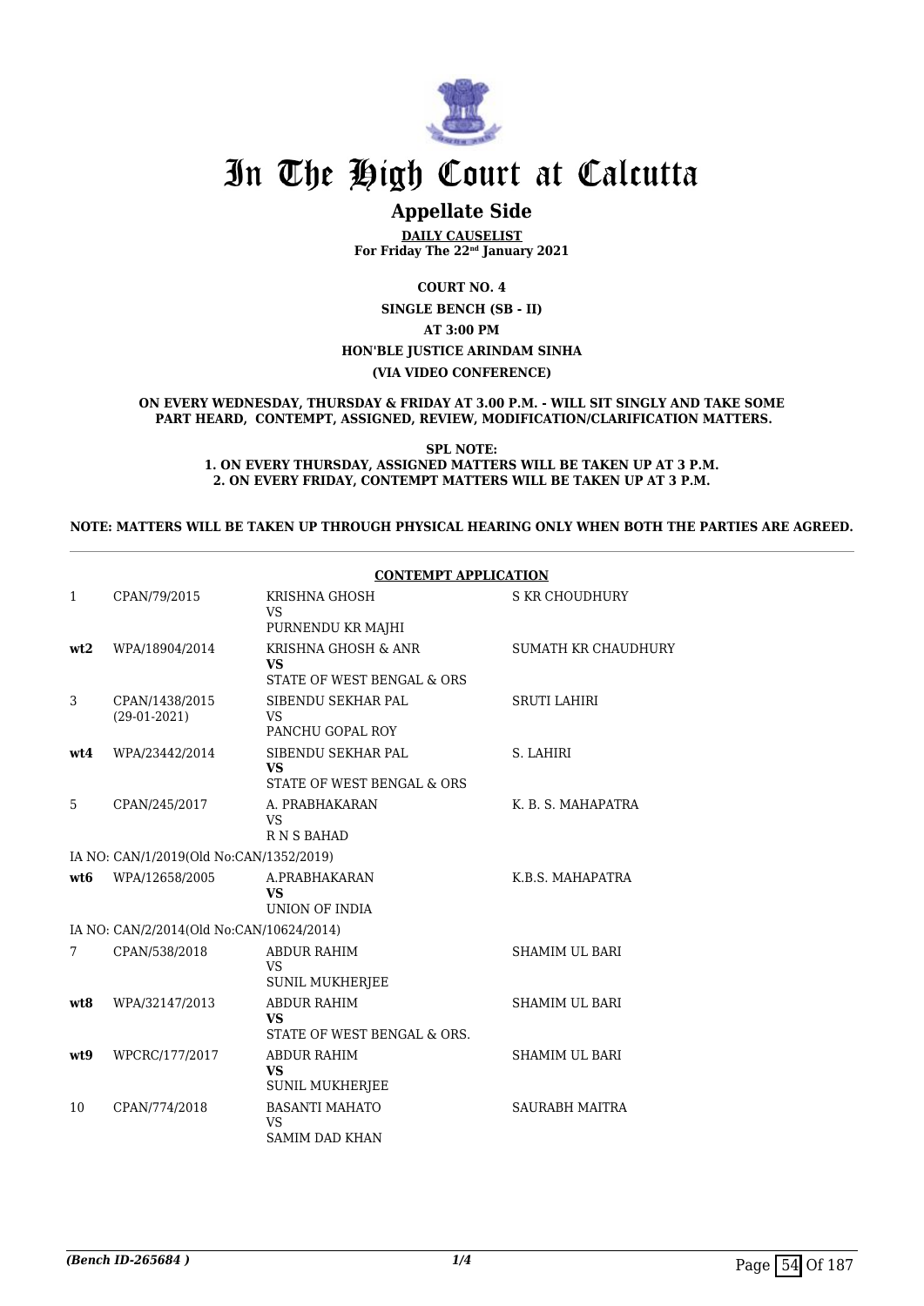# In The High Court at Calcutta

## Appellate Side

**DAILY CAUSELIST**
**For Friday The 22nd January 2021**

**COURT NO. 4**

**SINGLE BENCH (SB - II)**

**AT 3:00 PM**

**HON'BLE JUSTICE ARINDAM SINHA**

**(VIA VIDEO CONFERENCE)**

**ON EVERY WEDNESDAY, THURSDAY & FRIDAY AT 3.00 P.M. - WILL SIT SINGLY AND TAKE SOME PART HEARD, CONTEMPT, ASSIGNED, REVIEW, MODIFICATION/CLARIFICATION MATTERS.**

**SPL NOTE:**
**1. ON EVERY THURSDAY, ASSIGNED MATTERS WILL BE TAKEN UP AT 3 P.M.**
**2. ON EVERY FRIDAY, CONTEMPT MATTERS WILL BE TAKEN UP AT 3 P.M.**

**NOTE: MATTERS WILL BE TAKEN UP THROUGH PHYSICAL HEARING ONLY WHEN BOTH THE PARTIES ARE AGREED.**

**CONTEMPT APPLICATION**

| | | | |
|---|---|---|---|
| 1 | CPAN/79/2015 | KRISHNA GHOSH<br>VS<br>PURNENDU KR MAJHI | S KR CHOUDHURY |
| **wt2** | WPA/18904/2014 | KRISHNA GHOSH & ANR<br>**VS**<br>STATE OF WEST BENGAL & ORS | SUMATH KR CHAUDHURY |
| 3 | CPAN/1438/2015<br>(29-01-2021) | SIBENDU SEKHAR PAL<br>VS<br>PANCHU GOPAL ROY | SRUTI LAHIRI |
| **wt4** | WPA/23442/2014 | SIBENDU SEKHAR PAL<br>**VS**<br>STATE OF WEST BENGAL & ORS | S. LAHIRI |
| 5 | CPAN/245/2017 | A. PRABHAKARAN<br>VS<br>R N S BAHAD | K. B. S. MAHAPATRA |
| | IA NO: CAN/1/2019(Old No:CAN/1352/2019) | | |
| **wt6** | WPA/12658/2005 | A.PRABHAKARAN<br>**VS**<br>UNION OF INDIA | K.B.S. MAHAPATRA |
| | IA NO: CAN/2/2014(Old No:CAN/10624/2014) | | |
| 7 | CPAN/538/2018 | ABDUR RAHIM<br>VS<br>SUNIL MUKHERJEE | SHAMIM UL BARI |
| **wt8** | WPA/32147/2013 | ABDUR RAHIM<br>**VS**<br>STATE OF WEST BENGAL & ORS. | SHAMIM UL BARI |
| **wt9** | WPCRC/177/2017 | ABDUR RAHIM<br>**VS**<br>SUNIL MUKHERJEE | SHAMIM UL BARI |
| 10 | CPAN/774/2018 | BASANTI MAHATO<br>VS<br>SAMIM DAD KHAN | SAURABH MAITRA |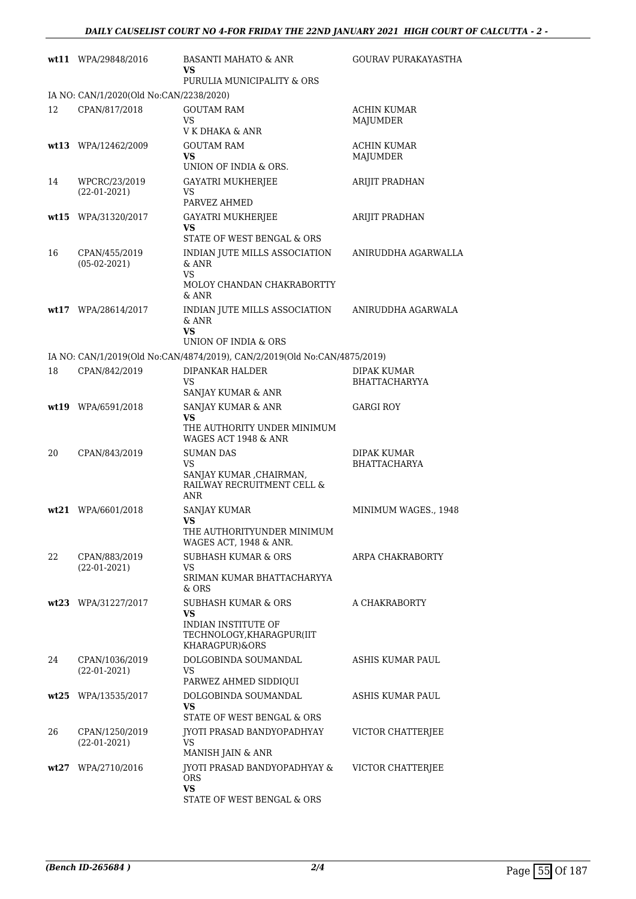| | | | |
|---|---|---|---|
| wt11 | WPA/29848/2016 | BASANTI MAHATO & ANR<br>**VS**<br>PURULIA MUNICIPALITY & ORS | GOURAV PURAKAYASTHA |
| IA NO: CAN/1/2020(Old No:CAN/2238/2020) | | | |
| 12 | CPAN/817/2018 | GOUTAM RAM<br>VS<br>V K DHAKA & ANR | ACHIN KUMAR MAJUMDER |
| wt13 | WPA/12462/2009 | GOUTAM RAM<br>**VS**<br>UNION OF INDIA & ORS. | ACHIN KUMAR MAJUMDER |
| 14 | WPCRC/23/2019<br>(22-01-2021) | GAYATRI MUKHERJEE<br>VS<br>PARVEZ AHMED | ARIJIT PRADHAN |
| wt15 | WPA/31320/2017 | GAYATRI MUKHERJEE<br>**VS**<br>STATE OF WEST BENGAL & ORS | ARIJIT PRADHAN |
| 16 | CPAN/455/2019<br>(05-02-2021) | INDIAN JUTE MILLS ASSOCIATION & ANR<br>VS<br>MOLOY CHANDAN CHAKRABORTTY & ANR | ANIRUDDHA AGARWALLA |
| wt17 | WPA/28614/2017 | INDIAN JUTE MILLS ASSOCIATION & ANR<br>**VS**<br>UNION OF INDIA & ORS | ANIRUDDHA AGARWALA |
| IA NO: CAN/1/2019(Old No:CAN/4874/2019), CAN/2/2019(Old No:CAN/4875/2019) | | | |
| 18 | CPAN/842/2019 | DIPANKAR HALDER<br>VS<br>SANJAY KUMAR & ANR | DIPAK KUMAR BHATTACHARYYA |
| wt19 | WPA/6591/2018 | SANJAY KUMAR & ANR<br>**VS**<br>THE AUTHORITY UNDER MINIMUM WAGES ACT 1948 & ANR | GARGI ROY |
| 20 | CPAN/843/2019 | SUMAN DAS<br>VS<br>SANJAY KUMAR ,CHAIRMAN, RAILWAY RECRUITMENT CELL & ANR | DIPAK KUMAR BHATTACHARYA |
| wt21 | WPA/6601/2018 | SANJAY KUMAR<br>**VS**<br>THE AUTHORITYUNDER MINIMUM WAGES ACT, 1948 & ANR. | MINIMUM WAGES., 1948 |
| 22 | CPAN/883/2019<br>(22-01-2021) | SUBHASH KUMAR & ORS<br>VS<br>SRIMAN KUMAR BHATTACHARYYA & ORS | ARPA CHAKRABORTY |
| wt23 | WPA/31227/2017 | SUBHASH KUMAR & ORS<br>**VS**<br>INDIAN INSTITUTE OF TECHNOLOGY,KHARAGPUR(IIT KHARAGPUR)&ORS | A CHAKRABORTY |
| 24 | CPAN/1036/2019<br>(22-01-2021) | DOLGOBINDA SOUMANDAL<br>VS<br>PARWEZ AHMED SIDDIQUI | ASHIS KUMAR PAUL |
| wt25 | WPA/13535/2017 | DOLGOBINDA SOUMANDAL<br>**VS**<br>STATE OF WEST BENGAL & ORS | ASHIS KUMAR PAUL |
| 26 | CPAN/1250/2019<br>(22-01-2021) | JYOTI PRASAD BANDYOPADHYAY<br>VS<br>MANISH JAIN & ANR | VICTOR CHATTERJEE |
| wt27 | WPA/2710/2016 | JYOTI PRASAD BANDYOPADHYAY & ORS<br>**VS**<br>STATE OF WEST BENGAL & ORS | VICTOR CHATTERJEE |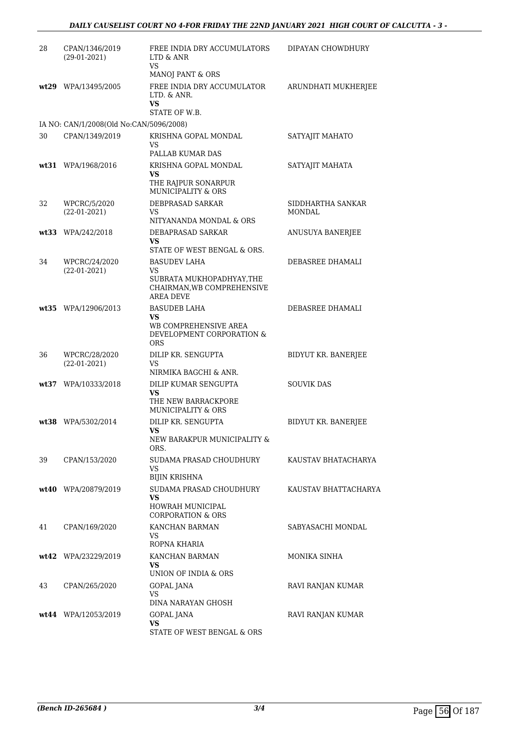| | | | |
|---|---|---|---|
| 28 | CPAN/1346/2019 (29-01-2021) | FREE INDIA DRY ACCUMULATORS LTD & ANR<br>VS<br>MANOJ PANT & ORS | DIPAYAN CHOWDHURY |
| **wt29** | WPA/13495/2005 | FREE INDIA DRY ACCUMULATOR LTD. & ANR.<br>**VS**<br>STATE OF W.B. | ARUNDHATI MUKHERJEE |
| IA NO: CAN/1/2008(Old No:CAN/5096/2008) | | | |
| 30 | CPAN/1349/2019 | KRISHNA GOPAL MONDAL<br>VS<br>PALLAB KUMAR DAS | SATYAJIT MAHATO |
| **wt31** | WPA/1968/2016 | KRISHNA GOPAL MONDAL<br>**VS**<br>THE RAJPUR SONARPUR MUNICIPALITY & ORS | SATYAJIT MAHATA |
| 32 | WPCRC/5/2020 (22-01-2021) | DEBPRASAD SARKAR<br>VS<br>NITYANANDA MONDAL & ORS | SIDDHARTHA SANKAR MONDAL |
| **wt33** | WPA/242/2018 | DEBAPRASAD SARKAR<br>**VS**<br>STATE OF WEST BENGAL & ORS. | ANUSUYA BANERJEE |
| 34 | WPCRC/24/2020 (22-01-2021) | BASUDEV LAHA<br>VS<br>SUBRATA MUKHOPADHYAY,THE CHAIRMAN,WB COMPREHENSIVE AREA DEVE | DEBASREE DHAMALI |
| **wt35** | WPA/12906/2013 | BASUDEB LAHA<br>**VS**<br>WB COMPREHENSIVE AREA DEVELOPMENT CORPORATION & ORS | DEBASREE DHAMALI |
| 36 | WPCRC/28/2020 (22-01-2021) | DILIP KR. SENGUPTA<br>VS<br>NIRMIKA BAGCHI & ANR. | BIDYUT KR. BANERJEE |
| **wt37** | WPA/10333/2018 | DILIP KUMAR SENGUPTA<br>**VS**<br>THE NEW BARRACKPORE MUNICIPALITY & ORS | SOUVIK DAS |
| **wt38** | WPA/5302/2014 | DILIP KR. SENGUPTA<br>**VS**<br>NEW BARAKPUR MUNICIPALITY & ORS. | BIDYUT KR. BANERJEE |
| 39 | CPAN/153/2020 | SUDAMA PRASAD CHOUDHURY<br>VS<br>BIJIN KRISHNA | KAUSTAV BHATACHARYA |
| **wt40** | WPA/20879/2019 | SUDAMA PRASAD CHOUDHURY<br>**VS**<br>HOWRAH MUNICIPAL CORPORATION & ORS | KAUSTAV BHATTACHARYA |
| 41 | CPAN/169/2020 | KANCHAN BARMAN<br>VS<br>ROPNA KHARIA | SABYASACHI MONDAL |
| **wt42** | WPA/23229/2019 | KANCHAN BARMAN<br>**VS**<br>UNION OF INDIA & ORS | MONIKA SINHA |
| 43 | CPAN/265/2020 | GOPAL JANA<br>VS<br>DINA NARAYAN GHOSH | RAVI RANJAN KUMAR |
| **wt44** | WPA/12053/2019 | GOPAL JANA<br>**VS**<br>STATE OF WEST BENGAL & ORS | RAVI RANJAN KUMAR |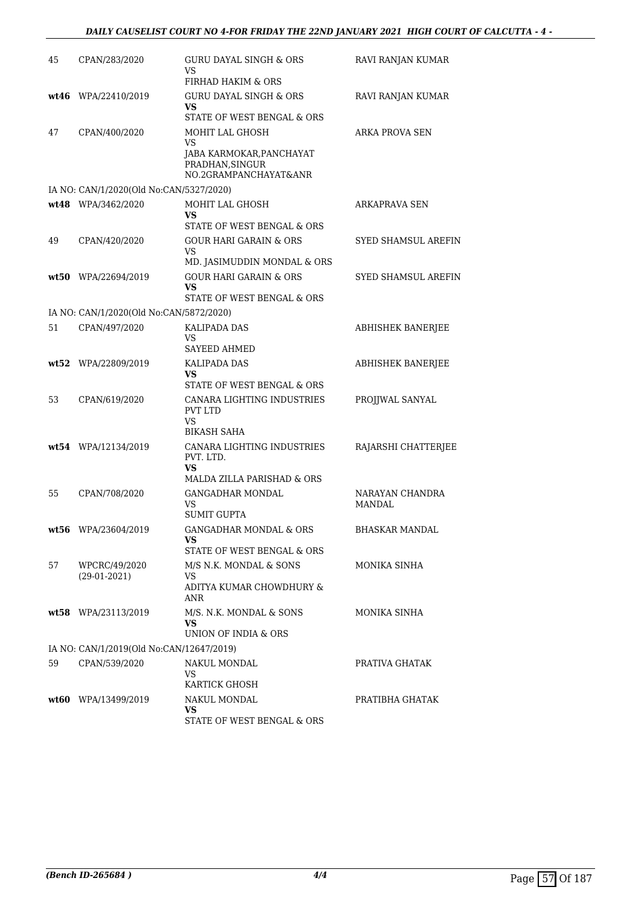| | | | |
|---|---|---|---|
| 45 | CPAN/283/2020 | GURU DAYAL SINGH & ORS<br>VS<br>FIRHAD HAKIM & ORS | RAVI RANJAN KUMAR |
| **wt46** | WPA/22410/2019 | GURU DAYAL SINGH & ORS<br>**VS**<br>STATE OF WEST BENGAL & ORS | RAVI RANJAN KUMAR |
| 47 | CPAN/400/2020 | MOHIT LAL GHOSH<br>VS<br>JABA KARMOKAR,PANCHAYAT PRADHAN,SINGUR NO.2GRAMPANCHAYAT&ANR | ARKA PROVA SEN |
| | IA NO: CAN/1/2020(Old No:CAN/5327/2020) | | |
| **wt48** | WPA/3462/2020 | MOHIT LAL GHOSH<br>**VS**<br>STATE OF WEST BENGAL & ORS | ARKAPRAVA SEN |
| 49 | CPAN/420/2020 | GOUR HARI GARAIN & ORS<br>VS<br>MD. JASIMUDDIN MONDAL & ORS | SYED SHAMSUL AREFIN |
| **wt50** | WPA/22694/2019 | GOUR HARI GARAIN & ORS<br>**VS**<br>STATE OF WEST BENGAL & ORS | SYED SHAMSUL AREFIN |
| | IA NO: CAN/1/2020(Old No:CAN/5872/2020) | | |
| 51 | CPAN/497/2020 | KALIPADA DAS<br>VS<br>SAYEED AHMED | ABHISHEK BANERJEE |
| **wt52** | WPA/22809/2019 | KALIPADA DAS<br>**VS**<br>STATE OF WEST BENGAL & ORS | ABHISHEK BANERJEE |
| 53 | CPAN/619/2020 | CANARA LIGHTING INDUSTRIES PVT LTD<br>VS<br>BIKASH SAHA | PROJJWAL SANYAL |
| **wt54** | WPA/12134/2019 | CANARA LIGHTING INDUSTRIES PVT. LTD.<br>**VS**<br>MALDA ZILLA PARISHAD & ORS | RAJARSHI CHATTERJEE |
| 55 | CPAN/708/2020 | GANGADHAR MONDAL<br>VS<br>SUMIT GUPTA | NARAYAN CHANDRA MANDAL |
| **wt56** | WPA/23604/2019 | GANGADHAR MONDAL & ORS<br>**VS**<br>STATE OF WEST BENGAL & ORS | BHASKAR MANDAL |
| 57 | WPCRC/49/2020<br>(29-01-2021) | M/S N.K. MONDAL & SONS<br>VS<br>ADITYA KUMAR CHOWDHURY & ANR | MONIKA SINHA |
| **wt58** | WPA/23113/2019 | M/S. N.K. MONDAL & SONS<br>**VS**<br>UNION OF INDIA & ORS | MONIKA SINHA |
| | IA NO: CAN/1/2019(Old No:CAN/12647/2019) | | |
| 59 | CPAN/539/2020 | NAKUL MONDAL<br>VS<br>KARTICK GHOSH | PRATIVA GHATAK |
| **wt60** | WPA/13499/2019 | NAKUL MONDAL<br>**VS**<br>STATE OF WEST BENGAL & ORS | PRATIBHA GHATAK |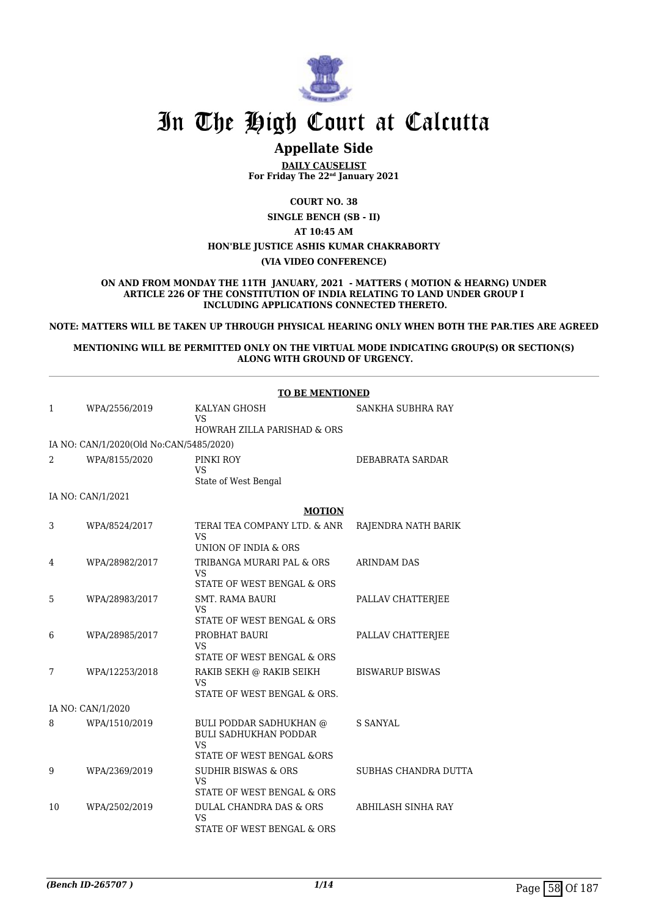# In The High Court at Calcutta

## Appellate Side

**DAILY CAUSELIST**
**For Friday The 22nd January 2021**

**COURT NO. 38**

**SINGLE BENCH (SB - II)**

**AT 10:45 AM**

**HON'BLE JUSTICE ASHIS KUMAR CHAKRABORTY**

**(VIA VIDEO CONFERENCE)**

**ON AND FROM MONDAY THE 11TH JANUARY, 2021 - MATTERS ( MOTION & HEARNG) UNDER ARTICLE 226 OF THE CONSTITUTION OF INDIA RELATING TO LAND UNDER GROUP I INCLUDING APPLICATIONS CONNECTED THERETO.**

**NOTE: MATTERS WILL BE TAKEN UP THROUGH PHYSICAL HEARING ONLY WHEN BOTH THE PAR.TIES ARE AGREED**

**MENTIONING WILL BE PERMITTED ONLY ON THE VIRTUAL MODE INDICATING GROUP(S) OR SECTION(S) ALONG WITH GROUND OF URGENCY.**

**TO BE MENTIONED**

| | | | |
|---|---|---|---|
| 1 | WPA/2556/2019 | KALYAN GHOSH<br>VS<br>HOWRAH ZILLA PARISHAD & ORS | SANKHA SUBHRA RAY |
| | IA NO: CAN/1/2020(Old No:CAN/5485/2020) | | |
| 2 | WPA/8155/2020 | PINKI ROY<br>VS<br>State of West Bengal | DEBABRATA SARDAR |
| | IA NO: CAN/1/2021 | | |

**MOTION**

| | | | |
|---|---|---|---|
| 3 | WPA/8524/2017 | TERAI TEA COMPANY LTD. & ANR<br>VS<br>UNION OF INDIA & ORS | RAJENDRA NATH BARIK |
| 4 | WPA/28982/2017 | TRIBANGA MURARI PAL & ORS<br>VS<br>STATE OF WEST BENGAL & ORS | ARINDAM DAS |
| 5 | WPA/28983/2017 | SMT. RAMA BAURI<br>VS<br>STATE OF WEST BENGAL & ORS | PALLAV CHATTERJEE |
| 6 | WPA/28985/2017 | PROBHAT BAURI<br>VS<br>STATE OF WEST BENGAL & ORS | PALLAV CHATTERJEE |
| 7 | WPA/12253/2018 | RAKIB SEKH @ RAKIB SEIKH<br>VS<br>STATE OF WEST BENGAL & ORS. | BISWARUP BISWAS |
| | IA NO: CAN/1/2020 | | |
| 8 | WPA/1510/2019 | BULI PODDAR SADHUKHAN @ BULI SADHUKHAN PODDAR<br>VS<br>STATE OF WEST BENGAL &ORS | S SANYAL |
| 9 | WPA/2369/2019 | SUDHIR BISWAS & ORS<br>VS<br>STATE OF WEST BENGAL & ORS | SUBHAS CHANDRA DUTTA |
| 10 | WPA/2502/2019 | DULAL CHANDRA DAS & ORS<br>VS<br>STATE OF WEST BENGAL & ORS | ABHILASH SINHA RAY |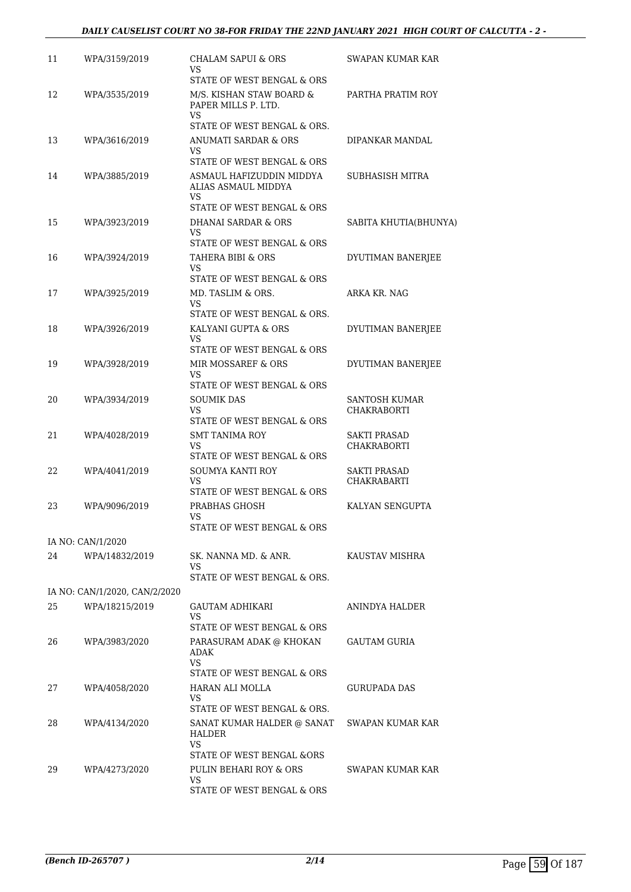| | | | |
|---|---|---|---|
| 11 | WPA/3159/2019 | CHALAM SAPUI & ORS<br>VS<br>STATE OF WEST BENGAL & ORS | SWAPAN KUMAR KAR |
| 12 | WPA/3535/2019 | M/S. KISHAN STAW BOARD & PAPER MILLS P. LTD.<br>VS<br>STATE OF WEST BENGAL & ORS. | PARTHA PRATIM ROY |
| 13 | WPA/3616/2019 | ANUMATI SARDAR & ORS<br>VS<br>STATE OF WEST BENGAL & ORS | DIPANKAR MANDAL |
| 14 | WPA/3885/2019 | ASMAUL HAFIZUDDIN MIDDYA ALIAS ASMAUL MIDDYA<br>VS<br>STATE OF WEST BENGAL & ORS | SUBHASISH MITRA |
| 15 | WPA/3923/2019 | DHANAI SARDAR & ORS<br>VS<br>STATE OF WEST BENGAL & ORS | SABITA KHUTIA(BHUNYA) |
| 16 | WPA/3924/2019 | TAHERA BIBI & ORS<br>VS<br>STATE OF WEST BENGAL & ORS | DYUTIMAN BANERJEE |
| 17 | WPA/3925/2019 | MD. TASLIM & ORS.<br>VS<br>STATE OF WEST BENGAL & ORS. | ARKA KR. NAG |
| 18 | WPA/3926/2019 | KALYANI GUPTA & ORS<br>VS<br>STATE OF WEST BENGAL & ORS | DYUTIMAN BANERJEE |
| 19 | WPA/3928/2019 | MIR MOSSAREF & ORS<br>VS<br>STATE OF WEST BENGAL & ORS | DYUTIMAN BANERJEE |
| 20 | WPA/3934/2019 | SOUMIK DAS<br>VS<br>STATE OF WEST BENGAL & ORS | SANTOSH KUMAR CHAKRABORTI |
| 21 | WPA/4028/2019 | SMT TANIMA ROY<br>VS<br>STATE OF WEST BENGAL & ORS | SAKTI PRASAD CHAKRABORTI |
| 22 | WPA/4041/2019 | SOUMYA KANTI ROY<br>VS<br>STATE OF WEST BENGAL & ORS | SAKTI PRASAD CHAKRABARTI |
| 23 | WPA/9096/2019 | PRABHAS GHOSH<br>VS<br>STATE OF WEST BENGAL & ORS | KALYAN SENGUPTA |
| | IA NO: CAN/1/2020 | | |
| 24 | WPA/14832/2019 | SK. NANNA MD. & ANR.<br>VS<br>STATE OF WEST BENGAL & ORS. | KAUSTAV MISHRA |
| | IA NO: CAN/1/2020, CAN/2/2020 | | |
| 25 | WPA/18215/2019 | GAUTAM ADHIKARI<br>VS<br>STATE OF WEST BENGAL & ORS | ANINDYA HALDER |
| 26 | WPA/3983/2020 | PARASURAM ADAK @ KHOKAN ADAK<br>VS<br>STATE OF WEST BENGAL & ORS | GAUTAM GURIA |
| 27 | WPA/4058/2020 | HARAN ALI MOLLA<br>VS<br>STATE OF WEST BENGAL & ORS. | GURUPADA DAS |
| 28 | WPA/4134/2020 | SANAT KUMAR HALDER @ SANAT HALDER<br>VS<br>STATE OF WEST BENGAL &ORS | SWAPAN KUMAR KAR |
| 29 | WPA/4273/2020 | PULIN BEHARI ROY & ORS<br>VS<br>STATE OF WEST BENGAL & ORS | SWAPAN KUMAR KAR |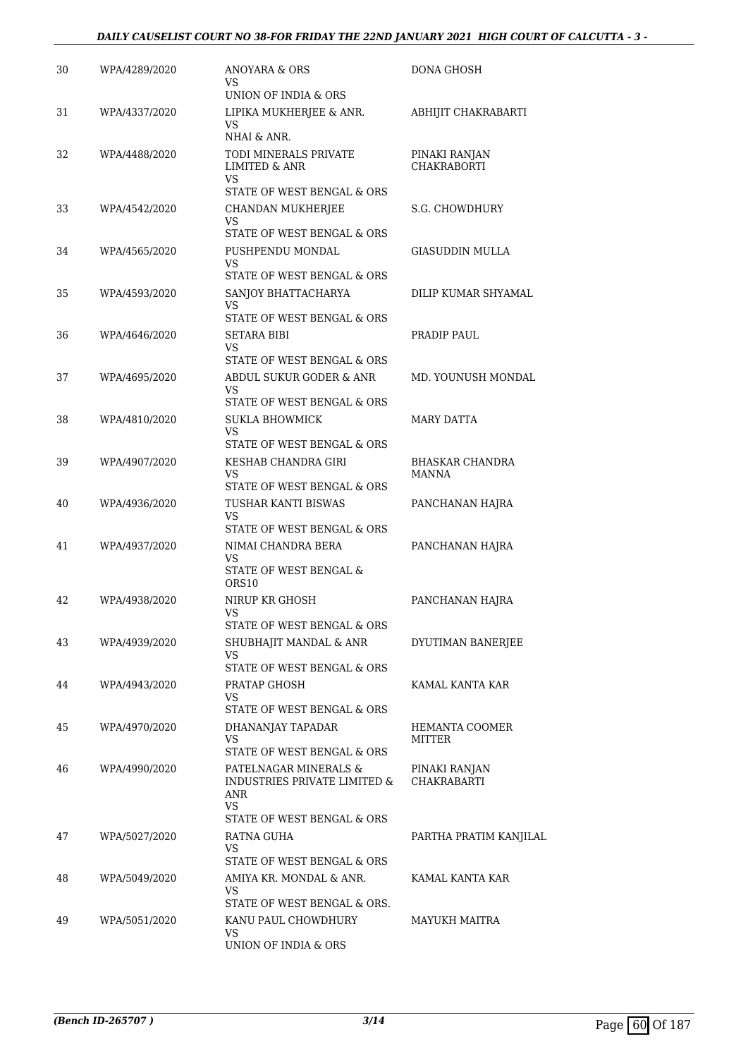| | | | |
|---|---|---|---|
| 30 | WPA/4289/2020 | ANOYARA & ORS<br>VS<br>UNION OF INDIA & ORS | DONA GHOSH |
| 31 | WPA/4337/2020 | LIPIKA MUKHERJEE & ANR.<br>VS<br>NHAI & ANR. | ABHIJIT CHAKRABARTI |
| 32 | WPA/4488/2020 | TODI MINERALS PRIVATE LIMITED & ANR<br>VS<br>STATE OF WEST BENGAL & ORS | PINAKI RANJAN CHAKRABORTI |
| 33 | WPA/4542/2020 | CHANDAN MUKHERJEE<br>VS<br>STATE OF WEST BENGAL & ORS | S.G. CHOWDHURY |
| 34 | WPA/4565/2020 | PUSHPENDU MONDAL<br>VS<br>STATE OF WEST BENGAL & ORS | GIASUDDIN MULLA |
| 35 | WPA/4593/2020 | SANJOY BHATTACHARYA<br>VS<br>STATE OF WEST BENGAL & ORS | DILIP KUMAR SHYAMAL |
| 36 | WPA/4646/2020 | SETARA BIBI<br>VS<br>STATE OF WEST BENGAL & ORS | PRADIP PAUL |
| 37 | WPA/4695/2020 | ABDUL SUKUR GODER & ANR<br>VS<br>STATE OF WEST BENGAL & ORS | MD. YOUNUSH MONDAL |
| 38 | WPA/4810/2020 | SUKLA BHOWMICK<br>VS<br>STATE OF WEST BENGAL & ORS | MARY DATTA |
| 39 | WPA/4907/2020 | KESHAB CHANDRA GIRI<br>VS<br>STATE OF WEST BENGAL & ORS | BHASKAR CHANDRA MANNA |
| 40 | WPA/4936/2020 | TUSHAR KANTI BISWAS<br>VS<br>STATE OF WEST BENGAL & ORS | PANCHANAN HAJRA |
| 41 | WPA/4937/2020 | NIMAI CHANDRA BERA<br>VS<br>STATE OF WEST BENGAL & ORS10 | PANCHANAN HAJRA |
| 42 | WPA/4938/2020 | NIRUP KR GHOSH<br>VS<br>STATE OF WEST BENGAL & ORS | PANCHANAN HAJRA |
| 43 | WPA/4939/2020 | SHUBHAJIT MANDAL & ANR<br>VS<br>STATE OF WEST BENGAL & ORS | DYUTIMAN BANERJEE |
| 44 | WPA/4943/2020 | PRATAP GHOSH<br>VS<br>STATE OF WEST BENGAL & ORS | KAMAL KANTA KAR |
| 45 | WPA/4970/2020 | DHANANJAY TAPADAR<br>VS<br>STATE OF WEST BENGAL & ORS | HEMANTA COOMER MITTER |
| 46 | WPA/4990/2020 | PATELNAGAR MINERALS & INDUSTRIES PRIVATE LIMITED & ANR<br>VS<br>STATE OF WEST BENGAL & ORS | PINAKI RANJAN CHAKRABARTI |
| 47 | WPA/5027/2020 | RATNA GUHA<br>VS<br>STATE OF WEST BENGAL & ORS | PARTHA PRATIM KANJILAL |
| 48 | WPA/5049/2020 | AMIYA KR. MONDAL & ANR.<br>VS<br>STATE OF WEST BENGAL & ORS. | KAMAL KANTA KAR |
| 49 | WPA/5051/2020 | KANU PAUL CHOWDHURY<br>VS<br>UNION OF INDIA & ORS | MAYUKH MAITRA |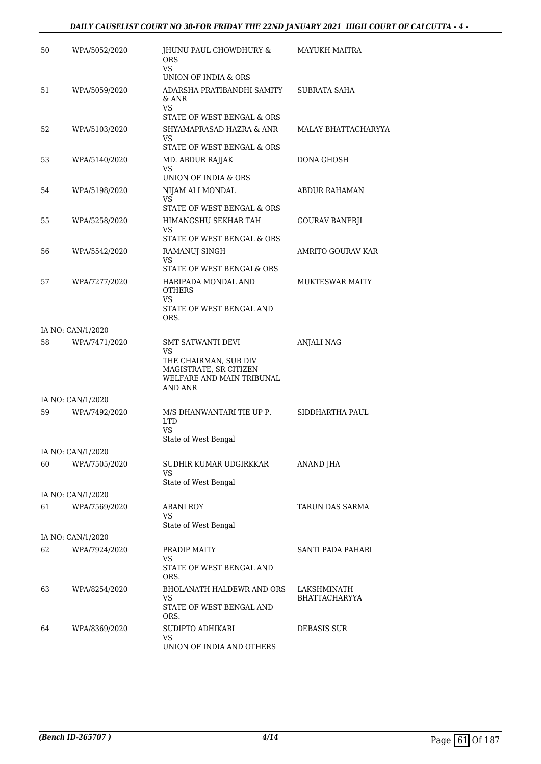| | | | |
|---|---|---|---|
| 50 | WPA/5052/2020 | JHUNU PAUL CHOWDHURY & ORS<br>VS<br>UNION OF INDIA & ORS | MAYUKH MAITRA |
| 51 | WPA/5059/2020 | ADARSHA PRATIBANDHI SAMITY & ANR<br>VS<br>STATE OF WEST BENGAL & ORS | SUBRATA SAHA |
| 52 | WPA/5103/2020 | SHYAMAPRASAD HAZRA & ANR<br>VS<br>STATE OF WEST BENGAL & ORS | MALAY BHATTACHARYYA |
| 53 | WPA/5140/2020 | MD. ABDUR RAJJAK<br>VS<br>UNION OF INDIA & ORS | DONA GHOSH |
| 54 | WPA/5198/2020 | NIJAM ALI MONDAL<br>VS<br>STATE OF WEST BENGAL & ORS | ABDUR RAHAMAN |
| 55 | WPA/5258/2020 | HIMANGSHU SEKHAR TAH<br>VS<br>STATE OF WEST BENGAL & ORS | GOURAV BANERJI |
| 56 | WPA/5542/2020 | RAMANUJ SINGH<br>VS<br>STATE OF WEST BENGAL& ORS | AMRITO GOURAV KAR |
| 57 | WPA/7277/2020 | HARIPADA MONDAL AND OTHERS<br>VS<br>STATE OF WEST BENGAL AND ORS. | MUKTESWAR MAITY |
| IA NO: CAN/1/2020 | | | |
| 58 | WPA/7471/2020 | SMT SATWANTI DEVI<br>VS<br>THE CHAIRMAN, SUB DIV MAGISTRATE, SR CITIZEN WELFARE AND MAIN TRIBUNAL AND ANR | ANJALI NAG |
| IA NO: CAN/1/2020 | | | |
| 59 | WPA/7492/2020 | M/S DHANWANTARI TIE UP P. LTD<br>VS<br>State of West Bengal | SIDDHARTHA PAUL |
| IA NO: CAN/1/2020 | | | |
| 60 | WPA/7505/2020 | SUDHIR KUMAR UDGIRKKAR<br>VS<br>State of West Bengal | ANAND JHA |
| IA NO: CAN/1/2020 | | | |
| 61 | WPA/7569/2020 | ABANI ROY<br>VS<br>State of West Bengal | TARUN DAS SARMA |
| IA NO: CAN/1/2020 | | | |
| 62 | WPA/7924/2020 | PRADIP MAITY<br>VS<br>STATE OF WEST BENGAL AND ORS. | SANTI PADA PAHARI |
| 63 | WPA/8254/2020 | BHOLANATH HALDEWR AND ORS<br>VS<br>STATE OF WEST BENGAL AND ORS. | LAKSHMINATH BHATTACHARYYA |
| 64 | WPA/8369/2020 | SUDIPTO ADHIKARI<br>VS<br>UNION OF INDIA AND OTHERS | DEBASIS SUR |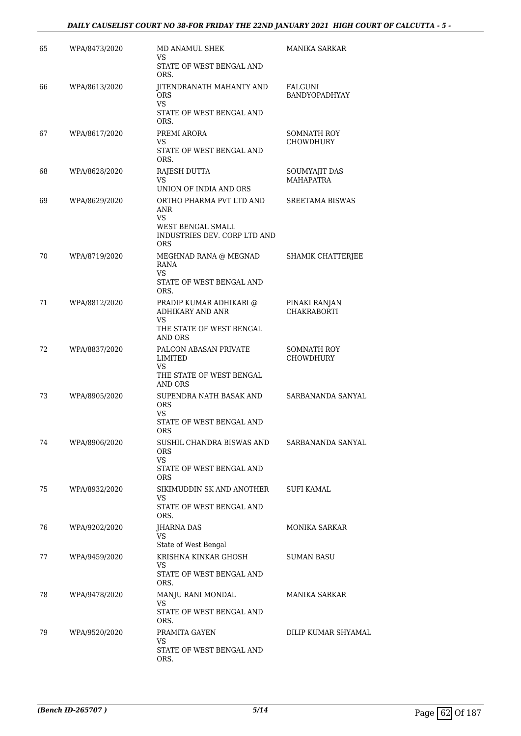| | | | |
|---|---|---|---|
| 65 | WPA/8473/2020 | MD ANAMUL SHEK<br>VS<br>STATE OF WEST BENGAL AND ORS. | MANIKA SARKAR |
| 66 | WPA/8613/2020 | JITENDRANATH MAHANTY AND ORS<br>VS<br>STATE OF WEST BENGAL AND ORS. | FALGUNI BANDYOPADHYAY |
| 67 | WPA/8617/2020 | PREMI ARORA<br>VS<br>STATE OF WEST BENGAL AND ORS. | SOMNATH ROY CHOWDHURY |
| 68 | WPA/8628/2020 | RAJESH DUTTA<br>VS<br>UNION OF INDIA AND ORS | SOUMYAJIT DAS MAHAPATRA |
| 69 | WPA/8629/2020 | ORTHO PHARMA PVT LTD AND ANR<br>VS<br>WEST BENGAL SMALL INDUSTRIES DEV. CORP LTD AND ORS | SREETAMA BISWAS |
| 70 | WPA/8719/2020 | MEGHNAD RANA @ MEGNAD RANA<br>VS<br>STATE OF WEST BENGAL AND ORS. | SHAMIK CHATTERJEE |
| 71 | WPA/8812/2020 | PRADIP KUMAR ADHIKARI @ ADHIKARY AND ANR<br>VS<br>THE STATE OF WEST BENGAL AND ORS | PINAKI RANJAN CHAKRABORTI |
| 72 | WPA/8837/2020 | PALCON ABASAN PRIVATE LIMITED<br>VS<br>THE STATE OF WEST BENGAL AND ORS | SOMNATH ROY CHOWDHURY |
| 73 | WPA/8905/2020 | SUPENDRA NATH BASAK AND ORS<br>VS<br>STATE OF WEST BENGAL AND ORS | SARBANANDA SANYAL |
| 74 | WPA/8906/2020 | SUSHIL CHANDRA BISWAS AND ORS<br>VS<br>STATE OF WEST BENGAL AND ORS | SARBANANDA SANYAL |
| 75 | WPA/8932/2020 | SIKIMUDDIN SK AND ANOTHER<br>VS<br>STATE OF WEST BENGAL AND ORS. | SUFI KAMAL |
| 76 | WPA/9202/2020 | JHARNA DAS<br>VS<br>State of West Bengal | MONIKA SARKAR |
| 77 | WPA/9459/2020 | KRISHNA KINKAR GHOSH<br>VS<br>STATE OF WEST BENGAL AND ORS. | SUMAN BASU |
| 78 | WPA/9478/2020 | MANJU RANI MONDAL<br>VS<br>STATE OF WEST BENGAL AND ORS. | MANIKA SARKAR |
| 79 | WPA/9520/2020 | PRAMITA GAYEN<br>VS<br>STATE OF WEST BENGAL AND ORS. | DILIP KUMAR SHYAMAL |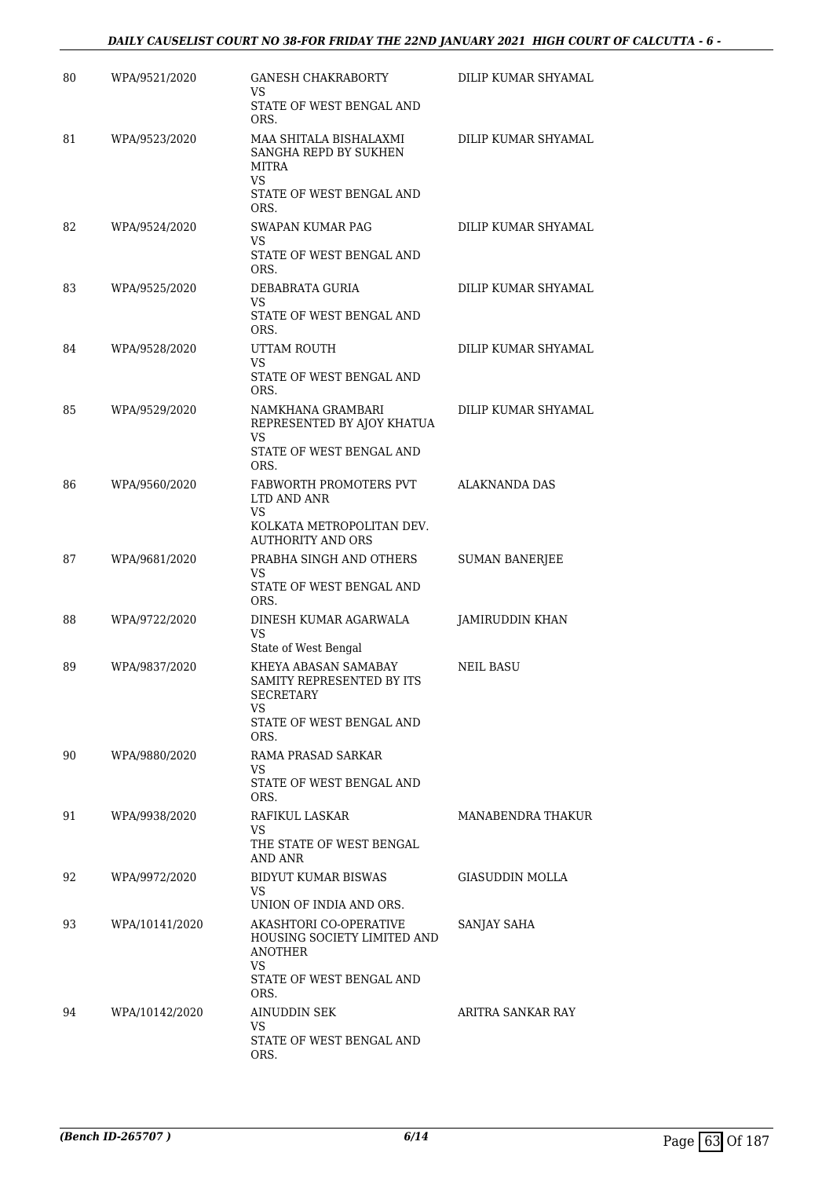| | | | |
|---|---|---|---|
| 80 | WPA/9521/2020 | GANESH CHAKRABORTY<br>VS<br>STATE OF WEST BENGAL AND ORS. | DILIP KUMAR SHYAMAL |
| 81 | WPA/9523/2020 | MAA SHITALA BISHALAXMI SANGHA REPD BY SUKHEN MITRA<br>VS<br>STATE OF WEST BENGAL AND ORS. | DILIP KUMAR SHYAMAL |
| 82 | WPA/9524/2020 | SWAPAN KUMAR PAG<br>VS<br>STATE OF WEST BENGAL AND ORS. | DILIP KUMAR SHYAMAL |
| 83 | WPA/9525/2020 | DEBABRATA GURIA<br>VS<br>STATE OF WEST BENGAL AND ORS. | DILIP KUMAR SHYAMAL |
| 84 | WPA/9528/2020 | UTTAM ROUTH<br>VS<br>STATE OF WEST BENGAL AND ORS. | DILIP KUMAR SHYAMAL |
| 85 | WPA/9529/2020 | NAMKHANA GRAMBARI REPRESENTED BY AJOY KHATUA<br>VS<br>STATE OF WEST BENGAL AND ORS. | DILIP KUMAR SHYAMAL |
| 86 | WPA/9560/2020 | FABWORTH PROMOTERS PVT LTD AND ANR<br>VS<br>KOLKATA METROPOLITAN DEV. AUTHORITY AND ORS | ALAKNANDA DAS |
| 87 | WPA/9681/2020 | PRABHA SINGH AND OTHERS<br>VS<br>STATE OF WEST BENGAL AND ORS. | SUMAN BANERJEE |
| 88 | WPA/9722/2020 | DINESH KUMAR AGARWALA<br>VS<br>State of West Bengal | JAMIRUDDIN KHAN |
| 89 | WPA/9837/2020 | KHEYA ABASAN SAMABAY SAMITY REPRESENTED BY ITS SECRETARY<br>VS<br>STATE OF WEST BENGAL AND ORS. | NEIL BASU |
| 90 | WPA/9880/2020 | RAMA PRASAD SARKAR<br>VS<br>STATE OF WEST BENGAL AND ORS. | |
| 91 | WPA/9938/2020 | RAFIKUL LASKAR<br>VS<br>THE STATE OF WEST BENGAL AND ANR | MANABENDRA THAKUR |
| 92 | WPA/9972/2020 | BIDYUT KUMAR BISWAS<br>VS<br>UNION OF INDIA AND ORS. | GIASUDDIN MOLLA |
| 93 | WPA/10141/2020 | AKASHTORI CO-OPERATIVE HOUSING SOCIETY LIMITED AND ANOTHER<br>VS<br>STATE OF WEST BENGAL AND ORS. | SANJAY SAHA |
| 94 | WPA/10142/2020 | AINUDDIN SEK<br>VS<br>STATE OF WEST BENGAL AND ORS. | ARITRA SANKAR RAY |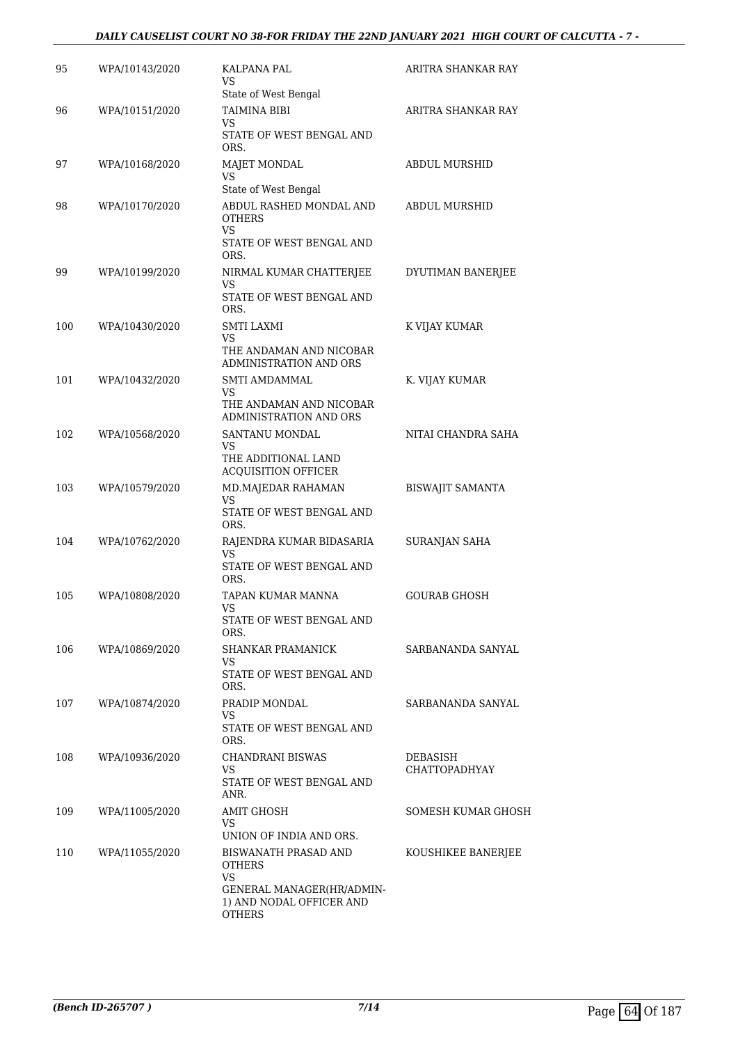| | | | |
|---|---|---|---|
| 95 | WPA/10143/2020 | KALPANA PAL<br>VS<br>State of West Bengal | ARITRA SHANKAR RAY |
| 96 | WPA/10151/2020 | TAIMINA BIBI<br>VS<br>STATE OF WEST BENGAL AND ORS. | ARITRA SHANKAR RAY |
| 97 | WPA/10168/2020 | MAJET MONDAL<br>VS<br>State of West Bengal | ABDUL MURSHID |
| 98 | WPA/10170/2020 | ABDUL RASHED MONDAL AND OTHERS<br>VS<br>STATE OF WEST BENGAL AND ORS. | ABDUL MURSHID |
| 99 | WPA/10199/2020 | NIRMAL KUMAR CHATTERJEE<br>VS<br>STATE OF WEST BENGAL AND ORS. | DYUTIMAN BANERJEE |
| 100 | WPA/10430/2020 | SMTI LAXMI<br>VS<br>THE ANDAMAN AND NICOBAR ADMINISTRATION AND ORS | K VIJAY KUMAR |
| 101 | WPA/10432/2020 | SMTI AMDAMMAL<br>VS<br>THE ANDAMAN AND NICOBAR ADMINISTRATION AND ORS | K. VIJAY KUMAR |
| 102 | WPA/10568/2020 | SANTANU MONDAL<br>VS<br>THE ADDITIONAL LAND ACQUISITION OFFICER | NITAI CHANDRA SAHA |
| 103 | WPA/10579/2020 | MD.MAJEDAR RAHAMAN<br>VS<br>STATE OF WEST BENGAL AND ORS. | BISWAJIT SAMANTA |
| 104 | WPA/10762/2020 | RAJENDRA KUMAR BIDASARIA<br>VS<br>STATE OF WEST BENGAL AND ORS. | SURANJAN SAHA |
| 105 | WPA/10808/2020 | TAPAN KUMAR MANNA<br>VS<br>STATE OF WEST BENGAL AND ORS. | GOURAB GHOSH |
| 106 | WPA/10869/2020 | SHANKAR PRAMANICK<br>VS<br>STATE OF WEST BENGAL AND ORS. | SARBANANDA SANYAL |
| 107 | WPA/10874/2020 | PRADIP MONDAL<br>VS<br>STATE OF WEST BENGAL AND ORS. | SARBANANDA SANYAL |
| 108 | WPA/10936/2020 | CHANDRANI BISWAS<br>VS<br>STATE OF WEST BENGAL AND ANR. | DEBASISH CHATTOPADHYAY |
| 109 | WPA/11005/2020 | AMIT GHOSH<br>VS<br>UNION OF INDIA AND ORS. | SOMESH KUMAR GHOSH |
| 110 | WPA/11055/2020 | BISWANATH PRASAD AND OTHERS<br>VS<br>GENERAL MANAGER(HR/ADMIN-1) AND NODAL OFFICER AND OTHERS | KOUSHIKEE BANERJEE |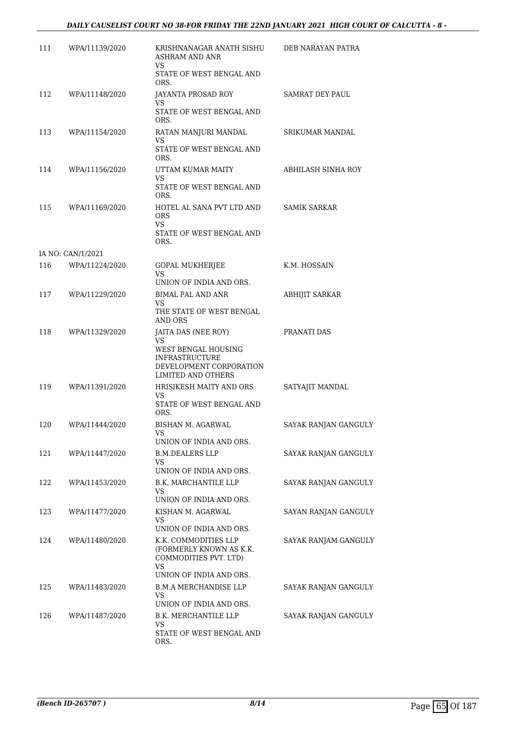| | | | |
|---|---|---|---|
| 111 | WPA/11139/2020 | KRISHNANAGAR ANATH SISHU ASHRAM AND ANR<br>VS<br>STATE OF WEST BENGAL AND ORS. | DEB NARAYAN PATRA |
| 112 | WPA/11148/2020 | JAYANTA PROSAD ROY<br>VS<br>STATE OF WEST BENGAL AND ORS. | SAMRAT DEY PAUL |
| 113 | WPA/11154/2020 | RATAN MANJURI MANDAL<br>VS<br>STATE OF WEST BENGAL AND ORS. | SRIKUMAR MANDAL |
| 114 | WPA/11156/2020 | UTTAM KUMAR MAITY<br>VS<br>STATE OF WEST BENGAL AND ORS. | ABHILASH SINHA ROY |
| 115 | WPA/11169/2020 | HOTEL AL SANA PVT LTD AND ORS<br>VS<br>STATE OF WEST BENGAL AND ORS. | SAMIK SARKAR |
| IA NO: CAN/1/2021 | | | |
| 116 | WPA/11224/2020 | GOPAL MUKHERJEE<br>VS<br>UNION OF INDIA AND ORS. | K.M. HOSSAIN |
| 117 | WPA/11229/2020 | BIMAL PAL AND ANR<br>VS<br>THE STATE OF WEST BENGAL AND ORS | ABHIJIT SARKAR |
| 118 | WPA/11329/2020 | JAITA DAS (NEE ROY)<br>VS<br>WEST BENGAL HOUSING INFRASTRUCTURE DEVELOPMENT CORPORATION LIMITED AND OTHERS | PRANATI DAS |
| 119 | WPA/11391/2020 | HRISIKESH MAITY AND ORS<br>VS<br>STATE OF WEST BENGAL AND ORS. | SATYAJIT MANDAL |
| 120 | WPA/11444/2020 | BISHAN M. AGARWAL<br>VS<br>UNION OF INDIA AND ORS. | SAYAK RANJAN GANGULY |
| 121 | WPA/11447/2020 | B.M.DEALERS LLP<br>VS<br>UNION OF INDIA AND ORS. | SAYAK RANJAN GANGULY |
| 122 | WPA/11453/2020 | B.K. MARCHANTILE LLP<br>VS<br>UNION OF INDIA AND ORS. | SAYAK RANJAN GANGULY |
| 123 | WPA/11477/2020 | KISHAN M. AGARWAL<br>VS<br>UNION OF INDIA AND ORS. | SAYAN RANJAN GANGULY |
| 124 | WPA/11480/2020 | K.K. COMMODITIES LLP (FORMERLY KNOWN AS K.K. COMMODITIES PVT. LTD)<br>VS<br>UNION OF INDIA AND ORS. | SAYAK RANJAM GANGULY |
| 125 | WPA/11483/2020 | B.M.A MERCHANDISE LLP<br>VS<br>UNION OF INDIA AND ORS. | SAYAK RANJAN GANGULY |
| 126 | WPA/11487/2020 | B.K. MERCHANTILE LLP<br>VS<br>STATE OF WEST BENGAL AND ORS. | SAYAK RANJAN GANGULY |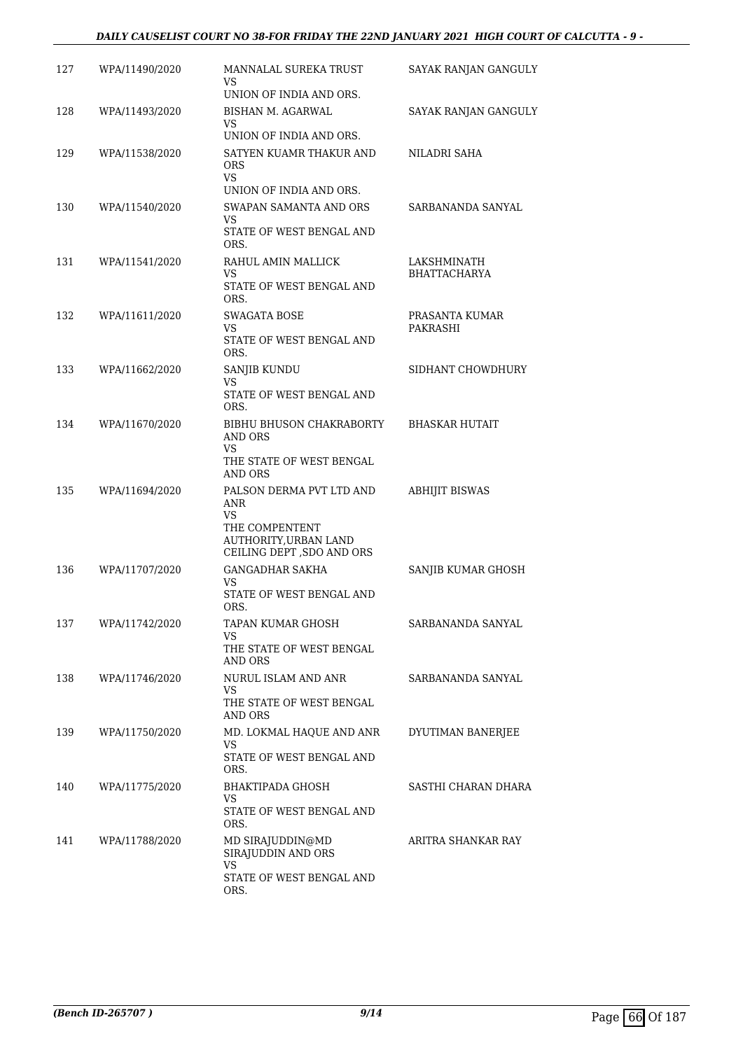| | | | |
|---|---|---|---|
| 127 | WPA/11490/2020 | MANNALAL SUREKA TRUST<br>VS<br>UNION OF INDIA AND ORS. | SAYAK RANJAN GANGULY |
| 128 | WPA/11493/2020 | BISHAN M. AGARWAL<br>VS<br>UNION OF INDIA AND ORS. | SAYAK RANJAN GANGULY |
| 129 | WPA/11538/2020 | SATYEN KUAMR THAKUR AND ORS<br>VS<br>UNION OF INDIA AND ORS. | NILADRI SAHA |
| 130 | WPA/11540/2020 | SWAPAN SAMANTA AND ORS<br>VS<br>STATE OF WEST BENGAL AND ORS. | SARBANANDA SANYAL |
| 131 | WPA/11541/2020 | RAHUL AMIN MALLICK<br>VS<br>STATE OF WEST BENGAL AND ORS. | LAKSHMINATH BHATTACHARYA |
| 132 | WPA/11611/2020 | SWAGATA BOSE<br>VS<br>STATE OF WEST BENGAL AND ORS. | PRASANTA KUMAR PAKRASHI |
| 133 | WPA/11662/2020 | SANJIB KUNDU<br>VS<br>STATE OF WEST BENGAL AND ORS. | SIDHANT CHOWDHURY |
| 134 | WPA/11670/2020 | BIBHU BHUSON CHAKRABORTY AND ORS<br>VS<br>THE STATE OF WEST BENGAL AND ORS | BHASKAR HUTAIT |
| 135 | WPA/11694/2020 | PALSON DERMA PVT LTD AND ANR<br>VS<br>THE COMPENTENT AUTHORITY,URBAN LAND CEILING DEPT ,SDO AND ORS | ABHIJIT BISWAS |
| 136 | WPA/11707/2020 | GANGADHAR SAKHA<br>VS<br>STATE OF WEST BENGAL AND ORS. | SANJIB KUMAR GHOSH |
| 137 | WPA/11742/2020 | TAPAN KUMAR GHOSH<br>VS<br>THE STATE OF WEST BENGAL AND ORS | SARBANANDA SANYAL |
| 138 | WPA/11746/2020 | NURUL ISLAM AND ANR<br>VS<br>THE STATE OF WEST BENGAL AND ORS | SARBANANDA SANYAL |
| 139 | WPA/11750/2020 | MD. LOKMAL HAQUE AND ANR<br>VS<br>STATE OF WEST BENGAL AND ORS. | DYUTIMAN BANERJEE |
| 140 | WPA/11775/2020 | BHAKTIPADA GHOSH<br>VS<br>STATE OF WEST BENGAL AND ORS. | SASTHI CHARAN DHARA |
| 141 | WPA/11788/2020 | MD SIRAJUDDIN@MD SIRAJUDDIN AND ORS<br>VS<br>STATE OF WEST BENGAL AND ORS. | ARITRA SHANKAR RAY |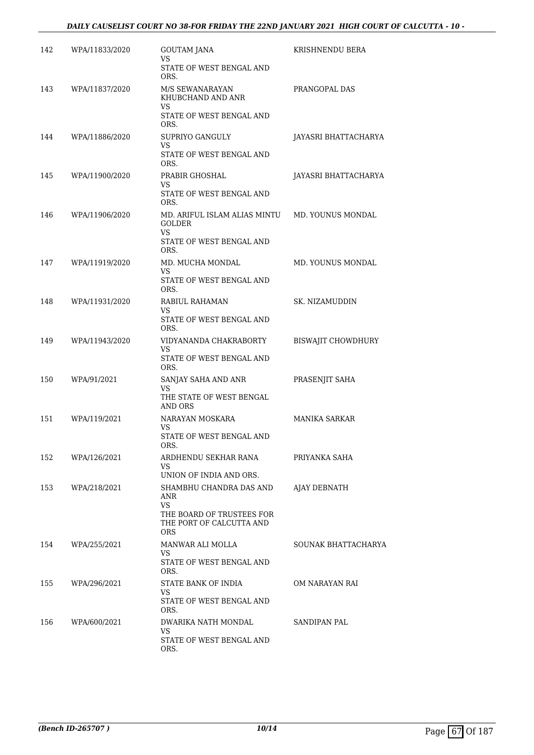| | | | |
|---|---|---|---|
| 142 | WPA/11833/2020 | GOUTAM JANA<br>VS<br>STATE OF WEST BENGAL AND ORS. | KRISHNENDU BERA |
| 143 | WPA/11837/2020 | M/S SEWANARAYAN KHUBCHAND AND ANR<br>VS<br>STATE OF WEST BENGAL AND ORS. | PRANGOPAL DAS |
| 144 | WPA/11886/2020 | SUPRIYO GANGULY<br>VS<br>STATE OF WEST BENGAL AND ORS. | JAYASRI BHATTACHARYA |
| 145 | WPA/11900/2020 | PRABIR GHOSHAL<br>VS<br>STATE OF WEST BENGAL AND ORS. | JAYASRI BHATTACHARYA |
| 146 | WPA/11906/2020 | MD. ARIFUL ISLAM ALIAS MINTU GOLDER<br>VS<br>STATE OF WEST BENGAL AND ORS. | MD. YOUNUS MONDAL |
| 147 | WPA/11919/2020 | MD. MUCHA MONDAL<br>VS<br>STATE OF WEST BENGAL AND ORS. | MD. YOUNUS MONDAL |
| 148 | WPA/11931/2020 | RABIUL RAHAMAN<br>VS<br>STATE OF WEST BENGAL AND ORS. | SK. NIZAMUDDIN |
| 149 | WPA/11943/2020 | VIDYANANDA CHAKRABORTY<br>VS<br>STATE OF WEST BENGAL AND ORS. | BISWAJIT CHOWDHURY |
| 150 | WPA/91/2021 | SANJAY SAHA AND ANR<br>VS<br>THE STATE OF WEST BENGAL AND ORS | PRASENJIT SAHA |
| 151 | WPA/119/2021 | NARAYAN MOSKARA<br>VS<br>STATE OF WEST BENGAL AND ORS. | MANIKA SARKAR |
| 152 | WPA/126/2021 | ARDHENDU SEKHAR RANA<br>VS<br>UNION OF INDIA AND ORS. | PRIYANKA SAHA |
| 153 | WPA/218/2021 | SHAMBHU CHANDRA DAS AND ANR<br>VS<br>THE BOARD OF TRUSTEES FOR THE PORT OF CALCUTTA AND ORS | AJAY DEBNATH |
| 154 | WPA/255/2021 | MANWAR ALI MOLLA<br>VS<br>STATE OF WEST BENGAL AND ORS. | SOUNAK BHATTACHARYA |
| 155 | WPA/296/2021 | STATE BANK OF INDIA<br>VS<br>STATE OF WEST BENGAL AND ORS. | OM NARAYAN RAI |
| 156 | WPA/600/2021 | DWARIKA NATH MONDAL<br>VS<br>STATE OF WEST BENGAL AND ORS. | SANDIPAN PAL |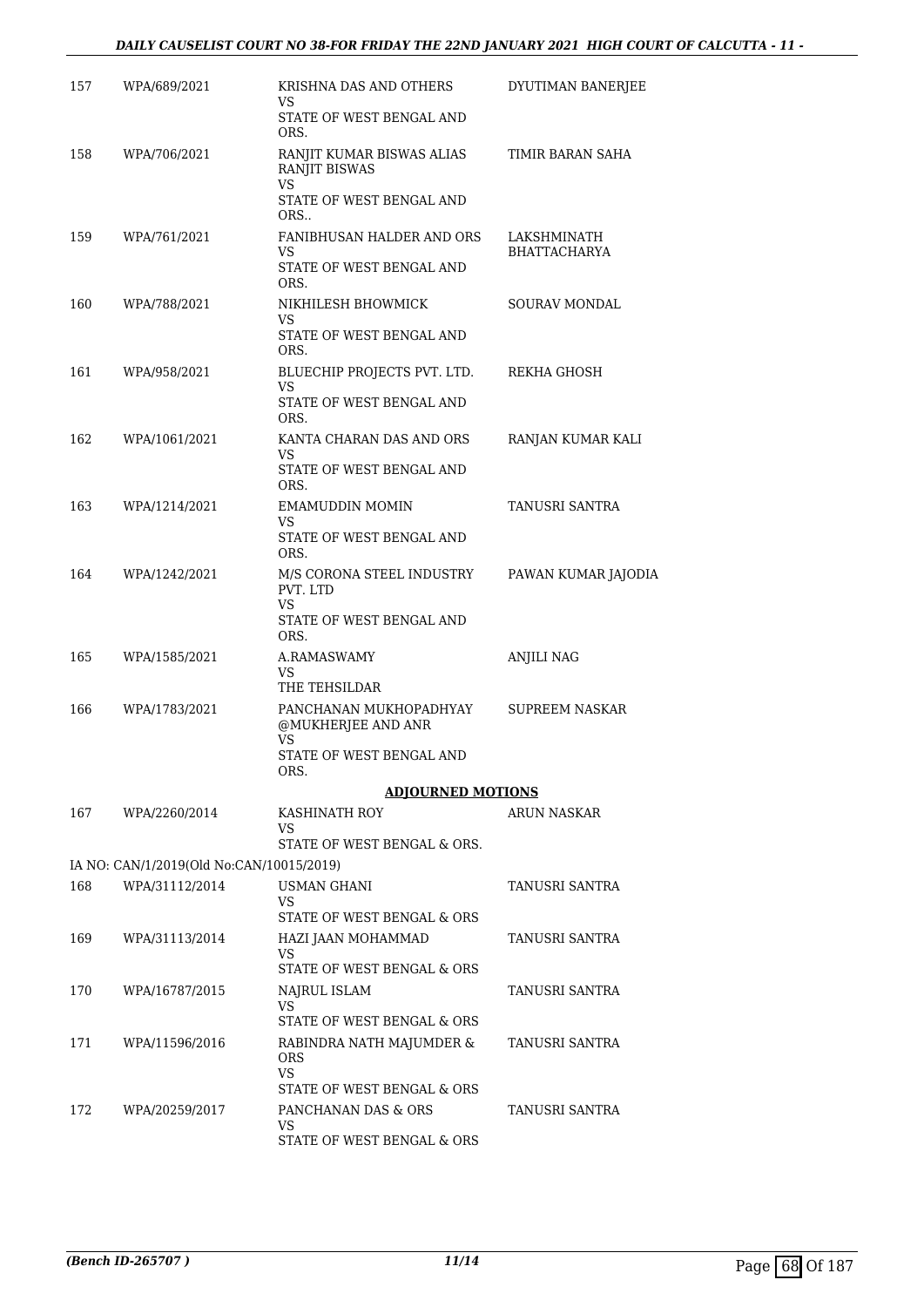| | | | |
|---|---|---|---|
| 157 | WPA/689/2021 | KRISHNA DAS AND OTHERS<br>VS<br>STATE OF WEST BENGAL AND ORS. | DYUTIMAN BANERJEE |
| 158 | WPA/706/2021 | RANJIT KUMAR BISWAS ALIAS RANJIT BISWAS<br>VS<br>STATE OF WEST BENGAL AND ORS.. | TIMIR BARAN SAHA |
| 159 | WPA/761/2021 | FANIBHUSAN HALDER AND ORS<br>VS<br>STATE OF WEST BENGAL AND ORS. | LAKSHMINATH BHATTACHARYA |
| 160 | WPA/788/2021 | NIKHILESH BHOWMICK<br>VS<br>STATE OF WEST BENGAL AND ORS. | SOURAV MONDAL |
| 161 | WPA/958/2021 | BLUECHIP PROJECTS PVT. LTD.<br>VS<br>STATE OF WEST BENGAL AND ORS. | REKHA GHOSH |
| 162 | WPA/1061/2021 | KANTA CHARAN DAS AND ORS<br>VS<br>STATE OF WEST BENGAL AND ORS. | RANJAN KUMAR KALI |
| 163 | WPA/1214/2021 | EMAMUDDIN MOMIN<br>VS<br>STATE OF WEST BENGAL AND ORS. | TANUSRI SANTRA |
| 164 | WPA/1242/2021 | M/S CORONA STEEL INDUSTRY PVT. LTD<br>VS<br>STATE OF WEST BENGAL AND ORS. | PAWAN KUMAR JAJODIA |
| 165 | WPA/1585/2021 | A.RAMASWAMY<br>VS<br>THE TEHSILDAR | ANJILI NAG |
| 166 | WPA/1783/2021 | PANCHANAN MUKHOPADHYAY @MUKHERJEE AND ANR<br>VS<br>STATE OF WEST BENGAL AND ORS. | SUPREEM NASKAR |

**ADJOURNED MOTIONS**

| | | | |
|---|---|---|---|
| 167 | WPA/2260/2014 | KASHINATH ROY<br>VS<br>STATE OF WEST BENGAL & ORS. | ARUN NASKAR |
| | IA NO: CAN/1/2019(Old No:CAN/10015/2019) | | |
| 168 | WPA/31112/2014 | USMAN GHANI<br>VS<br>STATE OF WEST BENGAL & ORS | TANUSRI SANTRA |
| 169 | WPA/31113/2014 | HAZI JAAN MOHAMMAD<br>VS<br>STATE OF WEST BENGAL & ORS | TANUSRI SANTRA |
| 170 | WPA/16787/2015 | NAJRUL ISLAM<br>VS<br>STATE OF WEST BENGAL & ORS | TANUSRI SANTRA |
| 171 | WPA/11596/2016 | RABINDRA NATH MAJUMDER & ORS<br>VS<br>STATE OF WEST BENGAL & ORS | TANUSRI SANTRA |
| 172 | WPA/20259/2017 | PANCHANAN DAS & ORS<br>VS<br>STATE OF WEST BENGAL & ORS | TANUSRI SANTRA |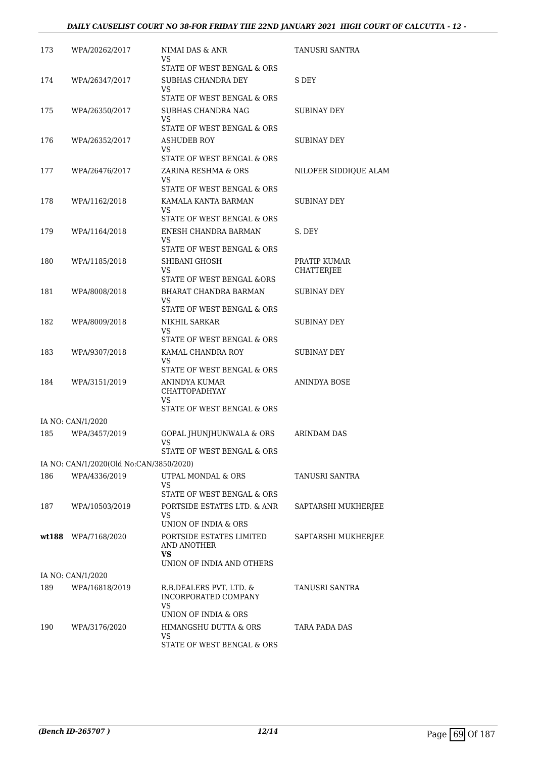| | | | |
|---|---|---|---|
| 173 | WPA/20262/2017 | NIMAI DAS & ANR<br>VS<br>STATE OF WEST BENGAL & ORS | TANUSRI SANTRA |
| 174 | WPA/26347/2017 | SUBHAS CHANDRA DEY<br>VS<br>STATE OF WEST BENGAL & ORS | S DEY |
| 175 | WPA/26350/2017 | SUBHAS CHANDRA NAG<br>VS<br>STATE OF WEST BENGAL & ORS | SUBINAY DEY |
| 176 | WPA/26352/2017 | ASHUDEB ROY<br>VS<br>STATE OF WEST BENGAL & ORS | SUBINAY DEY |
| 177 | WPA/26476/2017 | ZARINA RESHMA & ORS<br>VS<br>STATE OF WEST BENGAL & ORS | NILOFER SIDDIQUE ALAM |
| 178 | WPA/1162/2018 | KAMALA KANTA BARMAN<br>VS<br>STATE OF WEST BENGAL & ORS | SUBINAY DEY |
| 179 | WPA/1164/2018 | ENESH CHANDRA BARMAN<br>VS<br>STATE OF WEST BENGAL & ORS | S. DEY |
| 180 | WPA/1185/2018 | SHIBANI GHOSH<br>VS<br>STATE OF WEST BENGAL &ORS | PRATIP KUMAR CHATTERJEE |
| 181 | WPA/8008/2018 | BHARAT CHANDRA BARMAN<br>VS<br>STATE OF WEST BENGAL & ORS | SUBINAY DEY |
| 182 | WPA/8009/2018 | NIKHIL SARKAR<br>VS<br>STATE OF WEST BENGAL & ORS | SUBINAY DEY |
| 183 | WPA/9307/2018 | KAMAL CHANDRA ROY<br>VS<br>STATE OF WEST BENGAL & ORS | SUBINAY DEY |
| 184 | WPA/3151/2019 | ANINDYA KUMAR CHATTOPADHYAY<br>VS<br>STATE OF WEST BENGAL & ORS | ANINDYA BOSE |
| IA NO: CAN/1/2020 | | | |
| 185 | WPA/3457/2019 | GOPAL JHUNJHUNWALA & ORS<br>VS<br>STATE OF WEST BENGAL & ORS | ARINDAM DAS |
| IA NO: CAN/1/2020(Old No:CAN/3850/2020) | | | |
| 186 | WPA/4336/2019 | UTPAL MONDAL & ORS<br>VS<br>STATE OF WEST BENGAL & ORS | TANUSRI SANTRA |
| 187 | WPA/10503/2019 | PORTSIDE ESTATES LTD. & ANR<br>VS<br>UNION OF INDIA & ORS | SAPTARSHI MUKHERJEE |
| **wt188** | WPA/7168/2020 | PORTSIDE ESTATES LIMITED AND ANOTHER<br>**VS**<br>UNION OF INDIA AND OTHERS | SAPTARSHI MUKHERJEE |
| IA NO: CAN/1/2020 | | | |
| 189 | WPA/16818/2019 | R.B.DEALERS PVT. LTD. & INCORPORATED COMPANY<br>VS<br>UNION OF INDIA & ORS | TANUSRI SANTRA |
| 190 | WPA/3176/2020 | HIMANGSHU DUTTA & ORS<br>VS<br>STATE OF WEST BENGAL & ORS | TARA PADA DAS |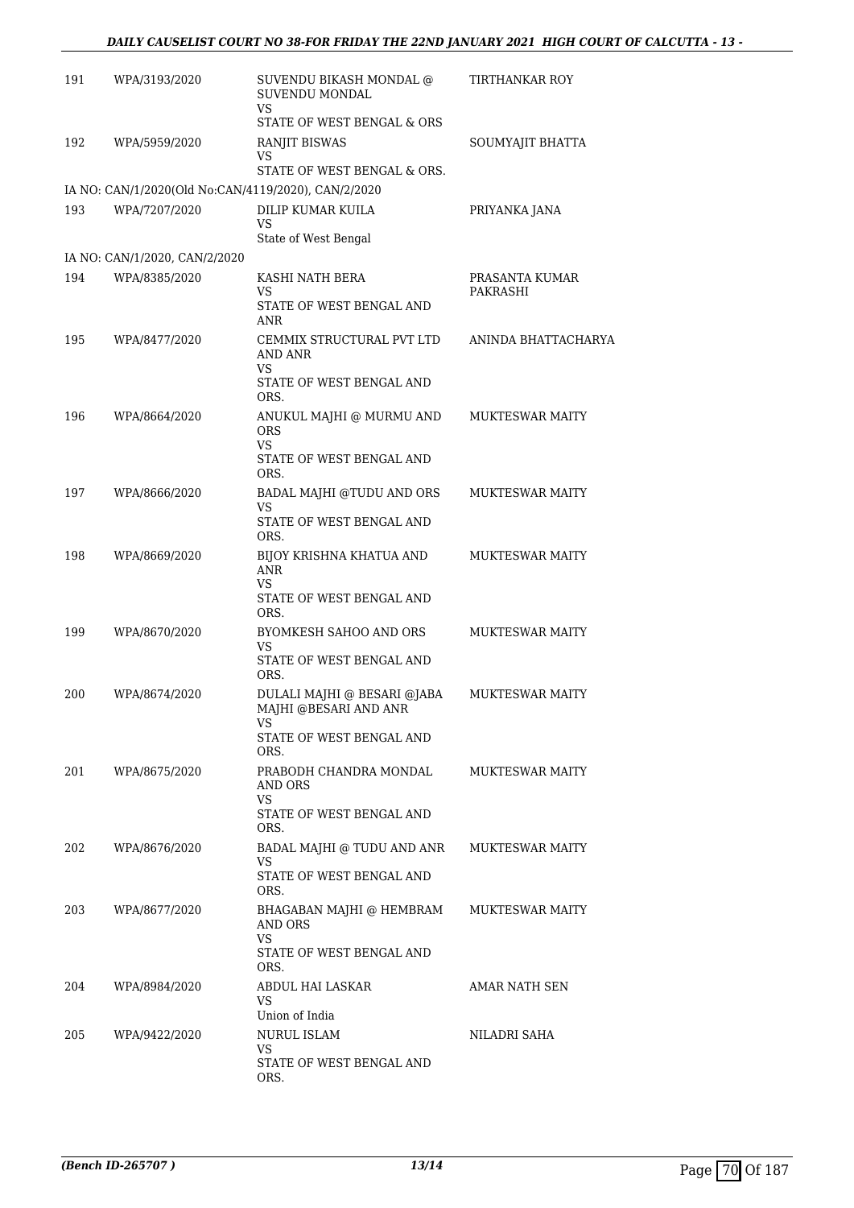| | | | |
|---|---|---|---|
| 191 | WPA/3193/2020 | SUVENDU BIKASH MONDAL @ SUVENDU MONDAL<br>VS<br>STATE OF WEST BENGAL & ORS | TIRTHANKAR ROY |
| 192 | WPA/5959/2020 | RANJIT BISWAS<br>VS<br>STATE OF WEST BENGAL & ORS. | SOUMYAJIT BHATTA |
| | IA NO: CAN/1/2020(Old No:CAN/4119/2020), CAN/2/2020 | | |
| 193 | WPA/7207/2020 | DILIP KUMAR KUILA<br>VS<br>State of West Bengal | PRIYANKA JANA |
| | IA NO: CAN/1/2020, CAN/2/2020 | | |
| 194 | WPA/8385/2020 | KASHI NATH BERA<br>VS<br>STATE OF WEST BENGAL AND ANR | PRASANTA KUMAR PAKRASHI |
| 195 | WPA/8477/2020 | CEMMIX STRUCTURAL PVT LTD AND ANR<br>VS<br>STATE OF WEST BENGAL AND ORS. | ANINDA BHATTACHARYA |
| 196 | WPA/8664/2020 | ANUKUL MAJHI @ MURMU AND ORS<br>VS<br>STATE OF WEST BENGAL AND ORS. | MUKTESWAR MAITY |
| 197 | WPA/8666/2020 | BADAL MAJHI @TUDU AND ORS<br>VS<br>STATE OF WEST BENGAL AND ORS. | MUKTESWAR MAITY |
| 198 | WPA/8669/2020 | BIJOY KRISHNA KHATUA AND ANR<br>VS<br>STATE OF WEST BENGAL AND ORS. | MUKTESWAR MAITY |
| 199 | WPA/8670/2020 | BYOMKESH SAHOO AND ORS<br>VS<br>STATE OF WEST BENGAL AND ORS. | MUKTESWAR MAITY |
| 200 | WPA/8674/2020 | DULALI MAJHI @ BESARI @JABA MAJHI @BESARI AND ANR<br>VS<br>STATE OF WEST BENGAL AND ORS. | MUKTESWAR MAITY |
| 201 | WPA/8675/2020 | PRABODH CHANDRA MONDAL AND ORS<br>VS<br>STATE OF WEST BENGAL AND ORS. | MUKTESWAR MAITY |
| 202 | WPA/8676/2020 | BADAL MAJHI @ TUDU AND ANR<br>VS<br>STATE OF WEST BENGAL AND ORS. | MUKTESWAR MAITY |
| 203 | WPA/8677/2020 | BHAGABAN MAJHI @ HEMBRAM AND ORS<br>VS<br>STATE OF WEST BENGAL AND ORS. | MUKTESWAR MAITY |
| 204 | WPA/8984/2020 | ABDUL HAI LASKAR<br>VS<br>Union of India | AMAR NATH SEN |
| 205 | WPA/9422/2020 | NURUL ISLAM<br>VS<br>STATE OF WEST BENGAL AND ORS. | NILADRI SAHA |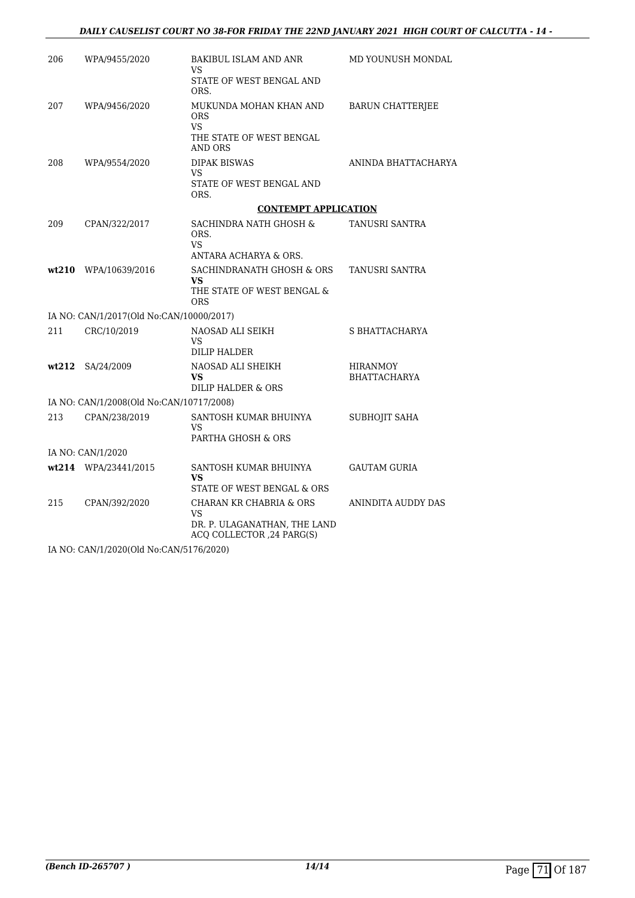| | | | |
|---|---|---|---|
| 206 | WPA/9455/2020 | BAKIBUL ISLAM AND ANR<br>VS<br>STATE OF WEST BENGAL AND ORS. | MD YOUNUSH MONDAL |
| 207 | WPA/9456/2020 | MUKUNDA MOHAN KHAN AND ORS<br>VS<br>THE STATE OF WEST BENGAL AND ORS | BARUN CHATTERJEE |
| 208 | WPA/9554/2020 | DIPAK BISWAS<br>VS<br>STATE OF WEST BENGAL AND ORS. | ANINDA BHATTACHARYA |

**CONTEMPT APPLICATION**

| | | | |
|---|---|---|---|
| 209 | CPAN/322/2017 | SACHINDRA NATH GHOSH & ORS.<br>VS<br>ANTARA ACHARYA & ORS. | TANUSRI SANTRA |
| **wt210** | WPA/10639/2016 | SACHINDRANATH GHOSH & ORS<br>**VS**<br>THE STATE OF WEST BENGAL & ORS | TANUSRI SANTRA |
| IA NO: CAN/1/2017(Old No:CAN/10000/2017) | | | |
| 211 | CRC/10/2019 | NAOSAD ALI SEIKH<br>VS<br>DILIP HALDER | S BHATTACHARYA |
| **wt212** | SA/24/2009 | NAOSAD ALI SHEIKH<br>**VS**<br>DILIP HALDER & ORS | HIRANMOY BHATTACHARYA |
| IA NO: CAN/1/2008(Old No:CAN/10717/2008) | | | |
| 213 | CPAN/238/2019 | SANTOSH KUMAR BHUINYA<br>VS<br>PARTHA GHOSH & ORS | SUBHOJIT SAHA |
| IA NO: CAN/1/2020 | | | |
| **wt214** | WPA/23441/2015 | SANTOSH KUMAR BHUINYA<br>**VS**<br>STATE OF WEST BENGAL & ORS | GAUTAM GURIA |
| 215 | CPAN/392/2020 | CHARAN KR CHABRIA & ORS<br>VS<br>DR. P. ULAGANATHAN, THE LAND ACQ COLLECTOR ,24 PARG(S) | ANINDITA AUDDY DAS |

IA NO: CAN/1/2020(Old No:CAN/5176/2020)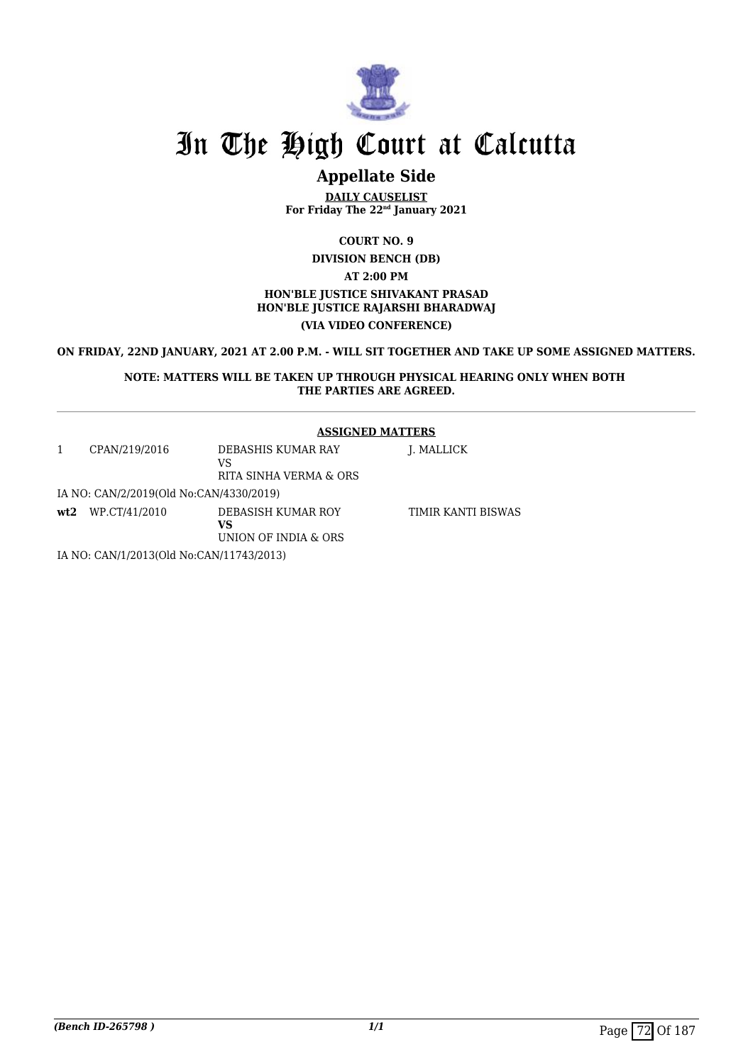# In The High Court at Calcutta

## Appellate Side

**DAILY CAUSELIST**
**For Friday The 22nd January 2021**

**COURT NO. 9**

**DIVISION BENCH (DB)**

**AT 2:00 PM**

**HON'BLE JUSTICE SHIVAKANT PRASAD**
**HON'BLE JUSTICE RAJARSHI BHARADWAJ**

**(VIA VIDEO CONFERENCE)**

**ON FRIDAY, 22ND JANUARY, 2021 AT 2.00 P.M. - WILL SIT TOGETHER AND TAKE UP SOME ASSIGNED MATTERS.**

**NOTE: MATTERS WILL BE TAKEN UP THROUGH PHYSICAL HEARING ONLY WHEN BOTH THE PARTIES ARE AGREED.**

**ASSIGNED MATTERS**

| | | | |
|---|---|---|---|
| 1 | CPAN/219/2016 | DEBASHIS KUMAR RAY<br>VS<br>RITA SINHA VERMA & ORS | J. MALLICK |
| IA NO: CAN/2/2019(Old No:CAN/4330/2019) | | | |
| **wt2** | WP.CT/41/2010 | DEBASISH KUMAR ROY<br>**VS**<br>UNION OF INDIA & ORS | TIMIR KANTI BISWAS |
| IA NO: CAN/1/2013(Old No:CAN/11743/2013) | | | |

*(Bench ID-265798 )*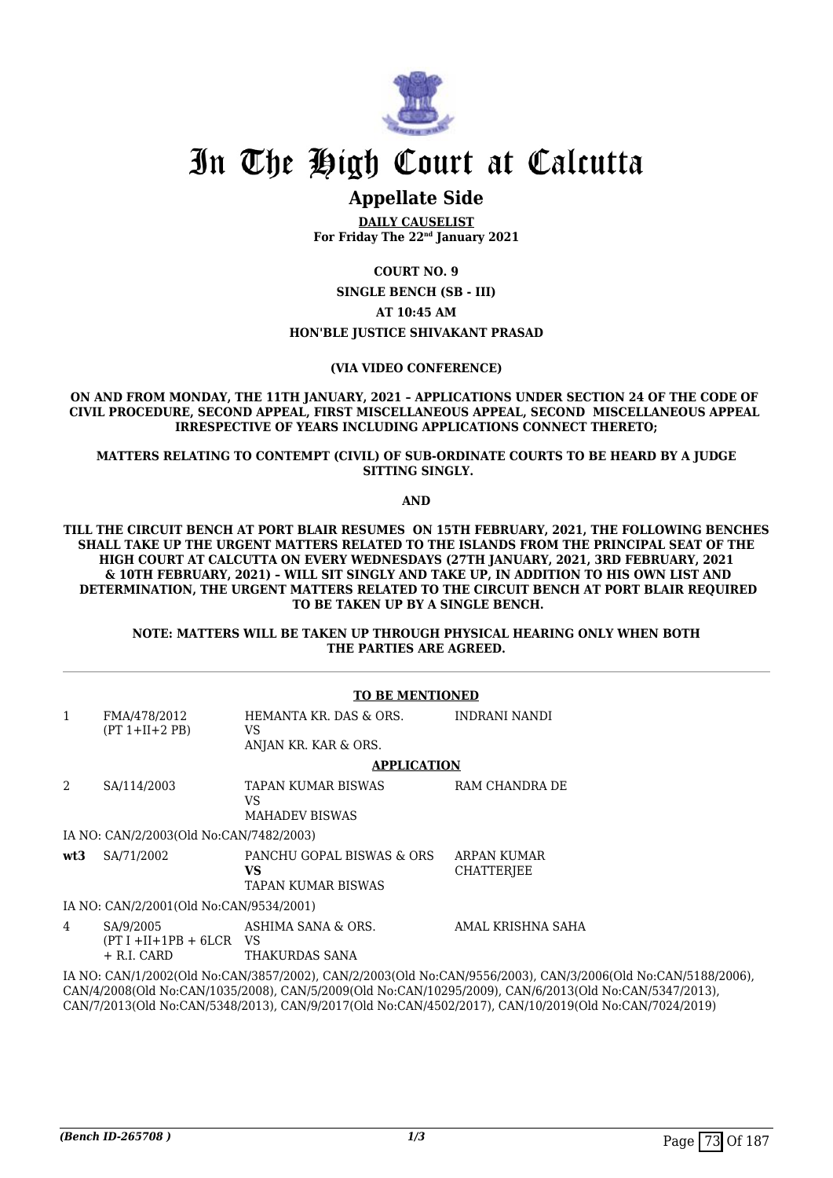# In The High Court at Calcutta

## Appellate Side

**DAILY CAUSELIST**
**For Friday The 22nd January 2021**

**COURT NO. 9**

**SINGLE BENCH (SB - III)**

**AT 10:45 AM**

**HON'BLE JUSTICE SHIVAKANT PRASAD**

**(VIA VIDEO CONFERENCE)**

**ON AND FROM MONDAY, THE 11TH JANUARY, 2021 – APPLICATIONS UNDER SECTION 24 OF THE CODE OF CIVIL PROCEDURE, SECOND APPEAL, FIRST MISCELLANEOUS APPEAL, SECOND MISCELLANEOUS APPEAL IRRESPECTIVE OF YEARS INCLUDING APPLICATIONS CONNECT THERETO;**

**MATTERS RELATING TO CONTEMPT (CIVIL) OF SUB-ORDINATE COURTS TO BE HEARD BY A JUDGE SITTING SINGLY.**

**AND**

**TILL THE CIRCUIT BENCH AT PORT BLAIR RESUMES ON 15TH FEBRUARY, 2021, THE FOLLOWING BENCHES SHALL TAKE UP THE URGENT MATTERS RELATED TO THE ISLANDS FROM THE PRINCIPAL SEAT OF THE HIGH COURT AT CALCUTTA ON EVERY WEDNESDAYS (27TH JANUARY, 2021, 3RD FEBRUARY, 2021 & 10TH FEBRUARY, 2021) – WILL SIT SINGLY AND TAKE UP, IN ADDITION TO HIS OWN LIST AND DETERMINATION, THE URGENT MATTERS RELATED TO THE CIRCUIT BENCH AT PORT BLAIR REQUIRED TO BE TAKEN UP BY A SINGLE BENCH.**

**NOTE: MATTERS WILL BE TAKEN UP THROUGH PHYSICAL HEARING ONLY WHEN BOTH THE PARTIES ARE AGREED.**

**TO BE MENTIONED**

| | | | |
|---|---|---|---|
| 1 | FMA/478/2012 (PT 1+II+2 PB) | HEMANTA KR. DAS & ORS. VS ANJAN KR. KAR & ORS. | INDRANI NANDI |

**APPLICATION**

| | | | |
|---|---|---|---|
| 2 | SA/114/2003 | TAPAN KUMAR BISWAS VS MAHADEV BISWAS | RAM CHANDRA DE |

IA NO: CAN/2/2003(Old No:CAN/7482/2003)

| | | | |
|---|---|---|---|
| **wt3** | SA/71/2002 | PANCHU GOPAL BISWAS & ORS **VS** TAPAN KUMAR BISWAS | ARPAN KUMAR CHATTERJEE |

IA NO: CAN/2/2001(Old No:CAN/9534/2001)

| | | | |
|---|---|---|---|
| 4 | SA/9/2005 (PT I +II+1PB + 6LCR + R.I. CARD | ASHIMA SANA & ORS. VS THAKURDAS SANA | AMAL KRISHNA SAHA |

IA NO: CAN/1/2002(Old No:CAN/3857/2002), CAN/2/2003(Old No:CAN/9556/2003), CAN/3/2006(Old No:CAN/5188/2006), CAN/4/2008(Old No:CAN/1035/2008), CAN/5/2009(Old No:CAN/10295/2009), CAN/6/2013(Old No:CAN/5347/2013), CAN/7/2013(Old No:CAN/5348/2013), CAN/9/2017(Old No:CAN/4502/2017), CAN/10/2019(Old No:CAN/7024/2019)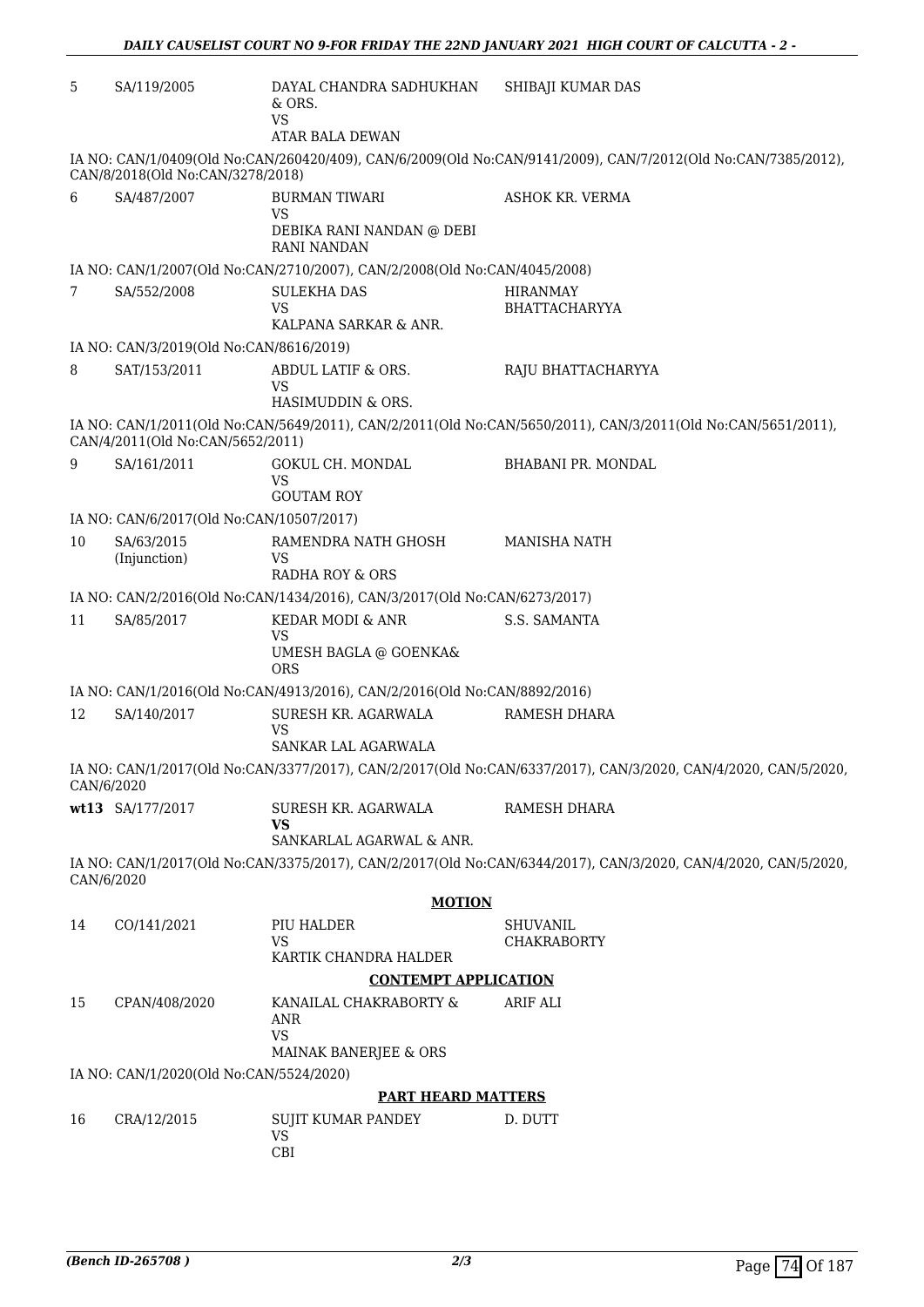| | | | |
|---|---|---|---|
| 5 | SA/119/2005 | DAYAL CHANDRA SADHUKHAN & ORS.<br>VS<br>ATAR BALA DEWAN | SHIBAJI KUMAR DAS |

IA NO: CAN/1/0409(Old No:CAN/260420/409), CAN/6/2009(Old No:CAN/9141/2009), CAN/7/2012(Old No:CAN/7385/2012), CAN/8/2018(Old No:CAN/3278/2018)

| | | | |
|---|---|---|---|
| 6 | SA/487/2007 | BURMAN TIWARI<br>VS<br>DEBIKA RANI NANDAN @ DEBI RANI NANDAN | ASHOK KR. VERMA |

IA NO: CAN/1/2007(Old No:CAN/2710/2007), CAN/2/2008(Old No:CAN/4045/2008)

| | | | |
|---|---|---|---|
| 7 | SA/552/2008 | SULEKHA DAS<br>VS<br>KALPANA SARKAR & ANR. | HIRANMAY BHATTACHARYYA |

IA NO: CAN/3/2019(Old No:CAN/8616/2019)

| | | | |
|---|---|---|---|
| 8 | SAT/153/2011 | ABDUL LATIF & ORS.<br>VS<br>HASIMUDDIN & ORS. | RAJU BHATTACHARYYA |

IA NO: CAN/1/2011(Old No:CAN/5649/2011), CAN/2/2011(Old No:CAN/5650/2011), CAN/3/2011(Old No:CAN/5651/2011), CAN/4/2011(Old No:CAN/5652/2011)

| | | | |
|---|---|---|---|
| 9 | SA/161/2011 | GOKUL CH. MONDAL<br>VS<br>GOUTAM ROY | BHABANI PR. MONDAL |

IA NO: CAN/6/2017(Old No:CAN/10507/2017)

| | | | |
|---|---|---|---|
| 10 | SA/63/2015 (Injunction) | RAMENDRA NATH GHOSH<br>VS<br>RADHA ROY & ORS | MANISHA NATH |

IA NO: CAN/2/2016(Old No:CAN/1434/2016), CAN/3/2017(Old No:CAN/6273/2017)

| | | | |
|---|---|---|---|
| 11 | SA/85/2017 | KEDAR MODI & ANR<br>VS<br>UMESH BAGLA @ GOENKA& ORS | S.S. SAMANTA |

IA NO: CAN/1/2016(Old No:CAN/4913/2016), CAN/2/2016(Old No:CAN/8892/2016)

| | | | |
|---|---|---|---|
| 12 | SA/140/2017 | SURESH KR. AGARWALA<br>VS<br>SANKAR LAL AGARWALA | RAMESH DHARA |

IA NO: CAN/1/2017(Old No:CAN/3377/2017), CAN/2/2017(Old No:CAN/6337/2017), CAN/3/2020, CAN/4/2020, CAN/5/2020, CAN/6/2020

| | | | |
|---|---|---|---|
| **wt13** | SA/177/2017 | SURESH KR. AGARWALA<br>**VS**<br>SANKARLAL AGARWAL & ANR. | RAMESH DHARA |

IA NO: CAN/1/2017(Old No:CAN/3375/2017), CAN/2/2017(Old No:CAN/6344/2017), CAN/3/2020, CAN/4/2020, CAN/5/2020, CAN/6/2020

**MOTION**

| | | | |
|---|---|---|---|
| 14 | CO/141/2021 | PIU HALDER<br>VS<br>KARTIK CHANDRA HALDER | SHUVANIL CHAKRABORTY |

**CONTEMPT APPLICATION**

| | | | |
|---|---|---|---|
| 15 | CPAN/408/2020 | KANAILAL CHAKRABORTY & ANR<br>VS<br>MAINAK BANERJEE & ORS | ARIF ALI |

IA NO: CAN/1/2020(Old No:CAN/5524/2020)

**PART HEARD MATTERS**

| | | | |
|---|---|---|---|
| 16 | CRA/12/2015 | SUJIT KUMAR PANDEY<br>VS<br>CBI | D. DUTT |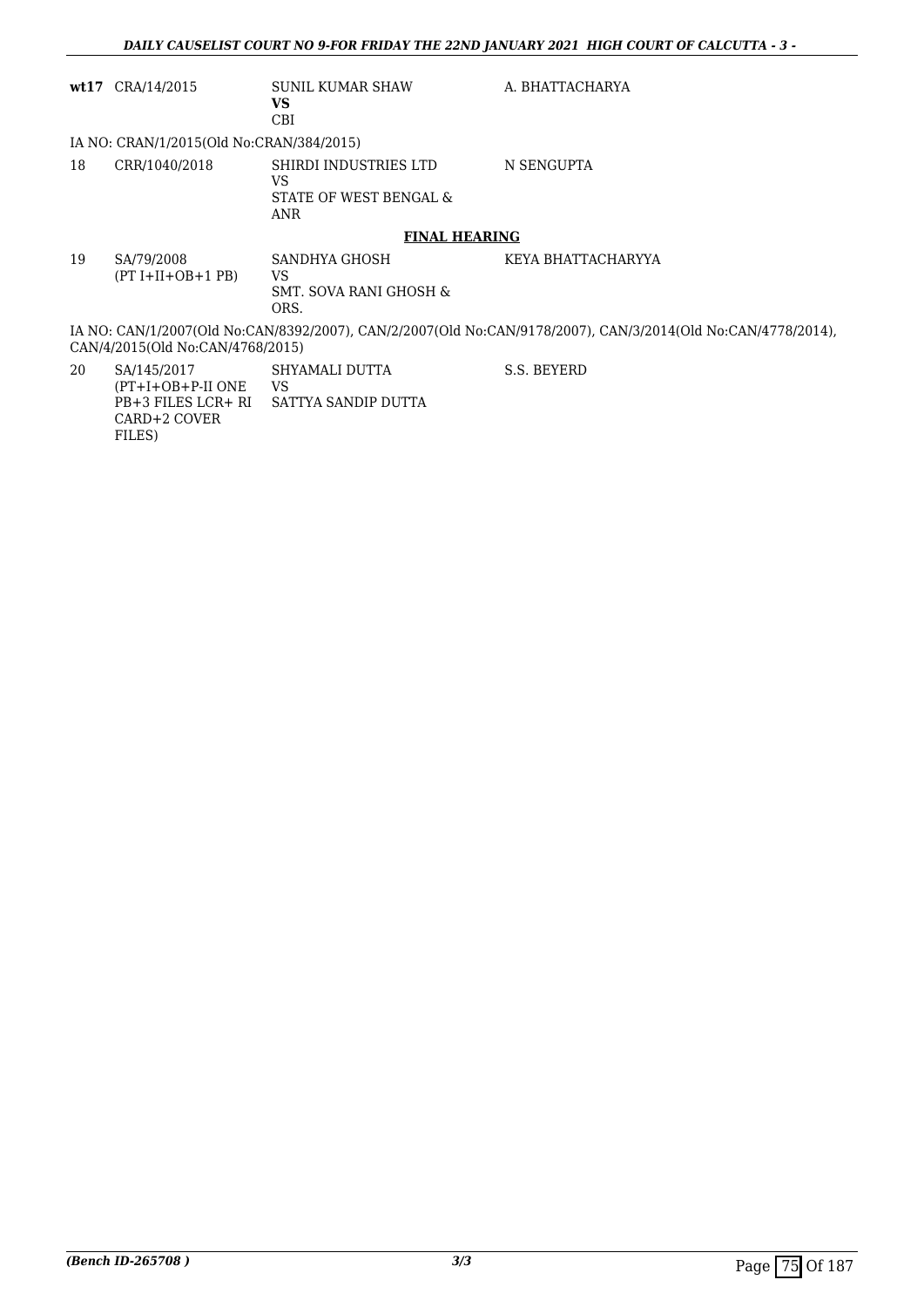| | | | |
|---|---|---|---|
| **wt17** | CRA/14/2015 | SUNIL KUMAR SHAW<br>**VS**<br>CBI | A. BHATTACHARYA |

IA NO: CRAN/1/2015(Old No:CRAN/384/2015)

| | | | |
|---|---|---|---|
| 18 | CRR/1040/2018 | SHIRDI INDUSTRIES LTD<br>VS<br>STATE OF WEST BENGAL & ANR | N SENGUPTA |

**FINAL HEARING**

| | | | |
|---|---|---|---|
| 19 | SA/79/2008<br>(PT I+II+OB+1 PB) | SANDHYA GHOSH<br>VS<br>SMT. SOVA RANI GHOSH & ORS. | KEYA BHATTACHARYYA |

IA NO: CAN/1/2007(Old No:CAN/8392/2007), CAN/2/2007(Old No:CAN/9178/2007), CAN/3/2014(Old No:CAN/4778/2014), CAN/4/2015(Old No:CAN/4768/2015)

| | | | |
|---|---|---|---|
| 20 | SA/145/2017<br>(PT+I+OB+P-II ONE PB+3 FILES LCR+ RI CARD+2 COVER FILES) | SHYAMALI DUTTA<br>VS<br>SATTYA SANDIP DUTTA | S.S. BEYERD |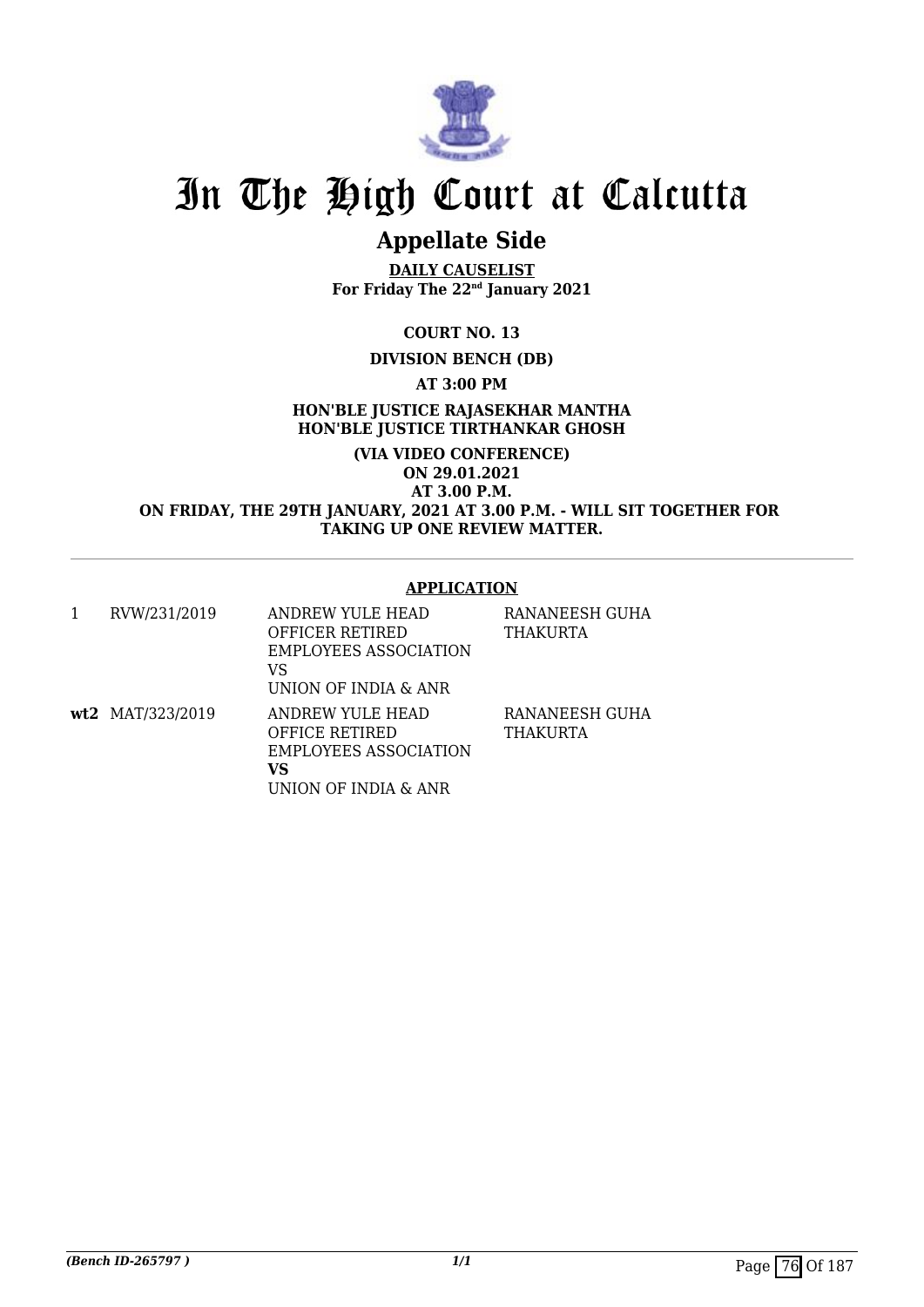# In The High Court at Calcutta

## Appellate Side

**DAILY CAUSELIST**
**For Friday The 22nd January 2021**

**COURT NO. 13**

**DIVISION BENCH (DB)**

**AT 3:00 PM**

**HON'BLE JUSTICE RAJASEKHAR MANTHA**
**HON'BLE JUSTICE TIRTHANKAR GHOSH**

**(VIA VIDEO CONFERENCE)**
**ON 29.01.2021**
**AT 3.00 P.M.**
**ON FRIDAY, THE 29TH JANUARY, 2021 AT 3.00 P.M. - WILL SIT TOGETHER FOR TAKING UP ONE REVIEW MATTER.**

---

**APPLICATION**

| | | | |
|---|---|---|---|
| 1 | RVW/231/2019 | ANDREW YULE HEAD OFFICER RETIRED EMPLOYEES ASSOCIATION<br>VS<br>UNION OF INDIA & ANR | RANANEESH GUHA THAKURTA |
| **wt2** | MAT/323/2019 | ANDREW YULE HEAD OFFICE RETIRED EMPLOYEES ASSOCIATION<br>**VS**<br>UNION OF INDIA & ANR | RANANEESH GUHA THAKURTA |

*(Bench ID-265797 )*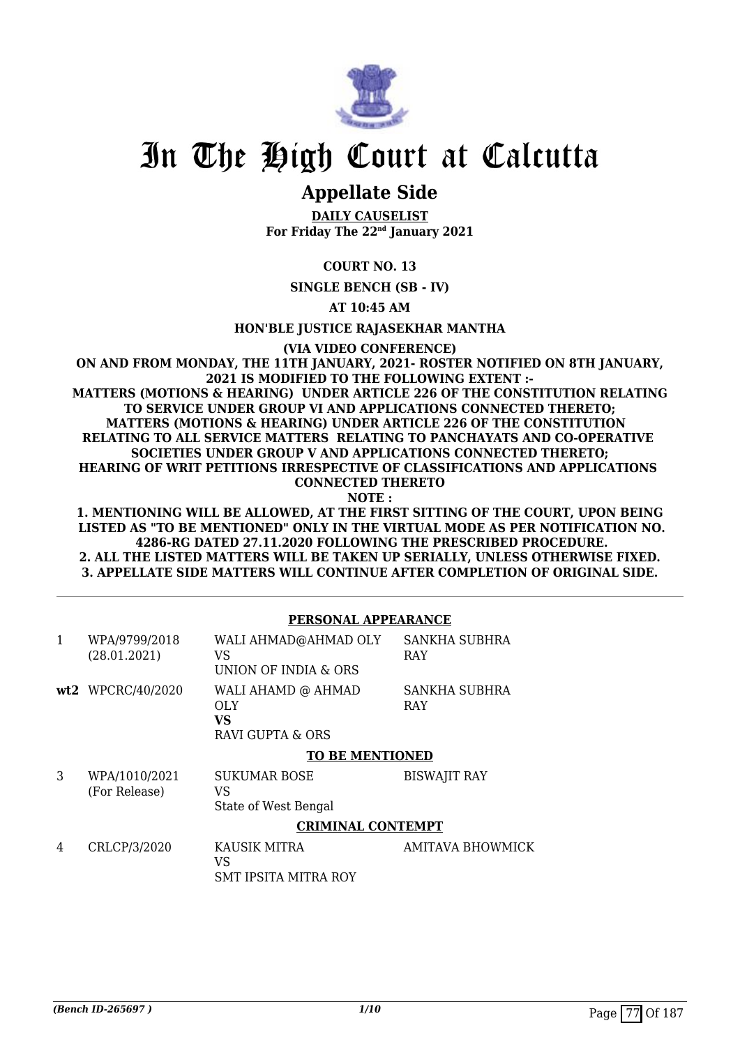# In The High Court at Calcutta

## Appellate Side

**DAILY CAUSELIST**
**For Friday The 22nd January 2021**

**COURT NO. 13**

**SINGLE BENCH (SB - IV)**

**AT 10:45 AM**

**HON'BLE JUSTICE RAJASEKHAR MANTHA**

**(VIA VIDEO CONFERENCE)**

**ON AND FROM MONDAY, THE 11TH JANUARY, 2021- ROSTER NOTIFIED ON 8TH JANUARY, 2021 IS MODIFIED TO THE FOLLOWING EXTENT :-**
**MATTERS (MOTIONS & HEARING) UNDER ARTICLE 226 OF THE CONSTITUTION RELATING TO SERVICE UNDER GROUP VI AND APPLICATIONS CONNECTED THERETO;**
**MATTERS (MOTIONS & HEARING) UNDER ARTICLE 226 OF THE CONSTITUTION RELATING TO ALL SERVICE MATTERS RELATING TO PANCHAYATS AND CO-OPERATIVE SOCIETIES UNDER GROUP V AND APPLICATIONS CONNECTED THERETO;**
**HEARING OF WRIT PETITIONS IRRESPECTIVE OF CLASSIFICATIONS AND APPLICATIONS CONNECTED THERETO**
**NOTE :**
**1. MENTIONING WILL BE ALLOWED, AT THE FIRST SITTING OF THE COURT, UPON BEING LISTED AS "TO BE MENTIONED" ONLY IN THE VIRTUAL MODE AS PER NOTIFICATION NO. 4286-RG DATED 27.11.2020 FOLLOWING THE PRESCRIBED PROCEDURE.**
**2. ALL THE LISTED MATTERS WILL BE TAKEN UP SERIALLY, UNLESS OTHERWISE FIXED.**
**3. APPELLATE SIDE MATTERS WILL CONTINUE AFTER COMPLETION OF ORIGINAL SIDE.**

**PERSONAL APPEARANCE**

| | | | |
|---|---|---|---|
| 1 | WPA/9799/2018 (28.01.2021) | WALI AHMAD@AHMAD OLY VS UNION OF INDIA & ORS | SANKHA SUBHRA RAY |
| **wt2** | WPCRC/40/2020 | WALI AHAMD @ AHMAD OLY **VS** RAVI GUPTA & ORS | SANKHA SUBHRA RAY |

**TO BE MENTIONED**

| | | | |
|---|---|---|---|
| 3 | WPA/1010/2021 (For Release) | SUKUMAR BOSE VS State of West Bengal | BISWAJIT RAY |

**CRIMINAL CONTEMPT**

| | | | |
|---|---|---|---|
| 4 | CRLCP/3/2020 | KAUSIK MITRA VS SMT IPSITA MITRA ROY | AMITAVA BHOWMICK |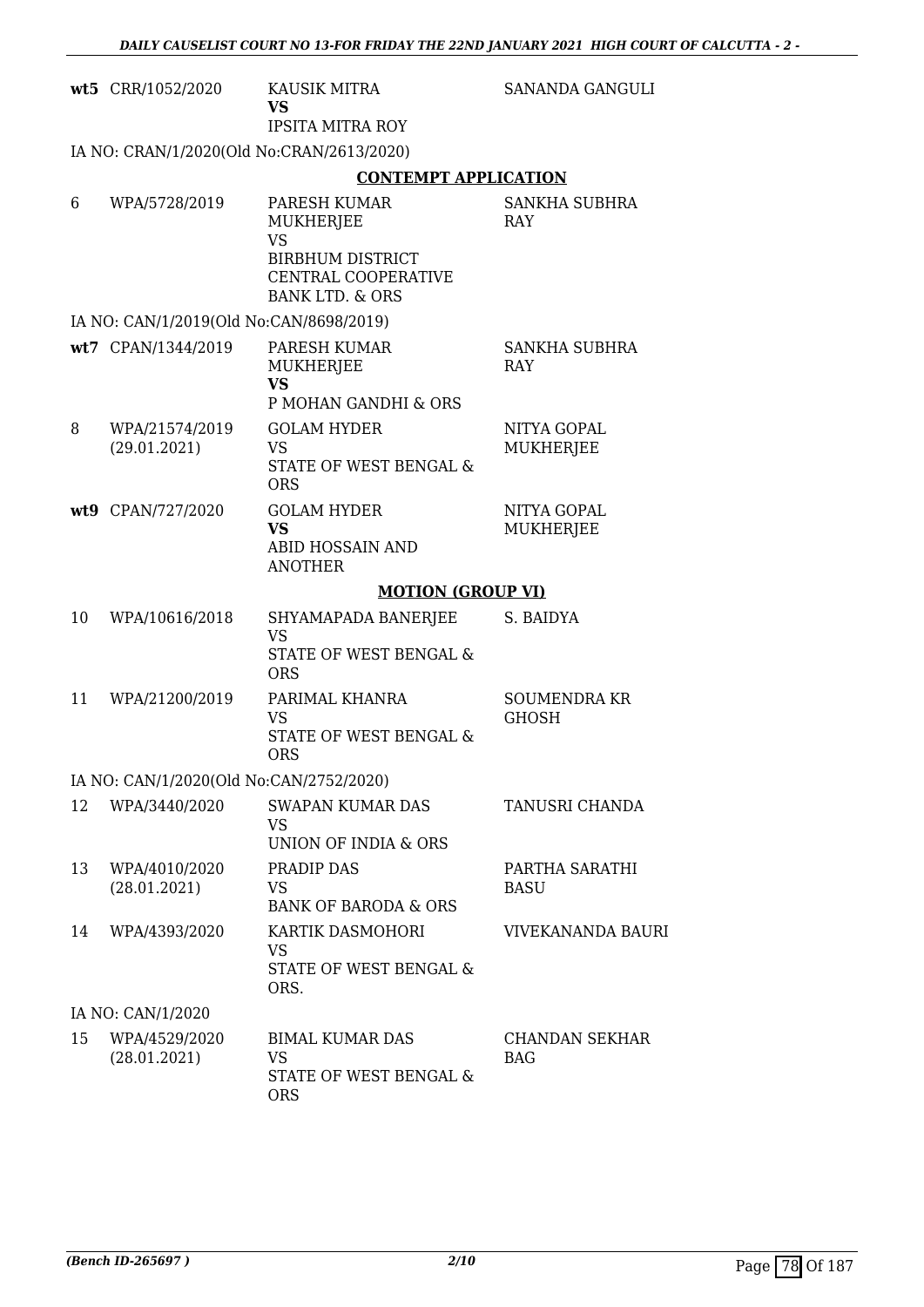| | | | |
|---|---|---|---|
| wt5 | CRR/1052/2020 | KAUSIK MITRA<br>**VS**<br>IPSITA MITRA ROY | SANANDA GANGULI |

IA NO: CRAN/1/2020(Old No:CRAN/2613/2020)

**CONTEMPT APPLICATION**

| | | | |
|---|---|---|---|
| 6 | WPA/5728/2019 | PARESH KUMAR MUKHERJEE<br>VS<br>BIRBHUM DISTRICT CENTRAL COOPERATIVE BANK LTD. & ORS | SANKHA SUBHRA RAY |

IA NO: CAN/1/2019(Old No:CAN/8698/2019)

| | | | |
|---|---|---|---|
| wt7 | CPAN/1344/2019 | PARESH KUMAR MUKHERJEE<br>**VS**<br>P MOHAN GANDHI & ORS | SANKHA SUBHRA RAY |
| 8 | WPA/21574/2019<br>(29.01.2021) | GOLAM HYDER<br>VS<br>STATE OF WEST BENGAL & ORS | NITYA GOPAL MUKHERJEE |
| wt9 | CPAN/727/2020 | GOLAM HYDER<br>**VS**<br>ABID HOSSAIN AND ANOTHER | NITYA GOPAL MUKHERJEE |

**MOTION (GROUP VI)**

| | | | |
|---|---|---|---|
| 10 | WPA/10616/2018 | SHYAMAPADA BANERJEE<br>VS<br>STATE OF WEST BENGAL & ORS | S. BAIDYA |
| 11 | WPA/21200/2019 | PARIMAL KHANRA<br>VS<br>STATE OF WEST BENGAL & ORS | SOUMENDRA KR GHOSH |

IA NO: CAN/1/2020(Old No:CAN/2752/2020)

| | | | |
|---|---|---|---|
| 12 | WPA/3440/2020 | SWAPAN KUMAR DAS<br>VS<br>UNION OF INDIA & ORS | TANUSRI CHANDA |
| 13 | WPA/4010/2020<br>(28.01.2021) | PRADIP DAS<br>VS<br>BANK OF BARODA & ORS | PARTHA SARATHI BASU |
| 14 | WPA/4393/2020 | KARTIK DASMOHORI<br>VS<br>STATE OF WEST BENGAL & ORS. | VIVEKANANDA BAURI |

IA NO: CAN/1/2020

| | | | |
|---|---|---|---|
| 15 | WPA/4529/2020<br>(28.01.2021) | BIMAL KUMAR DAS<br>VS<br>STATE OF WEST BENGAL & ORS | CHANDAN SEKHAR BAG |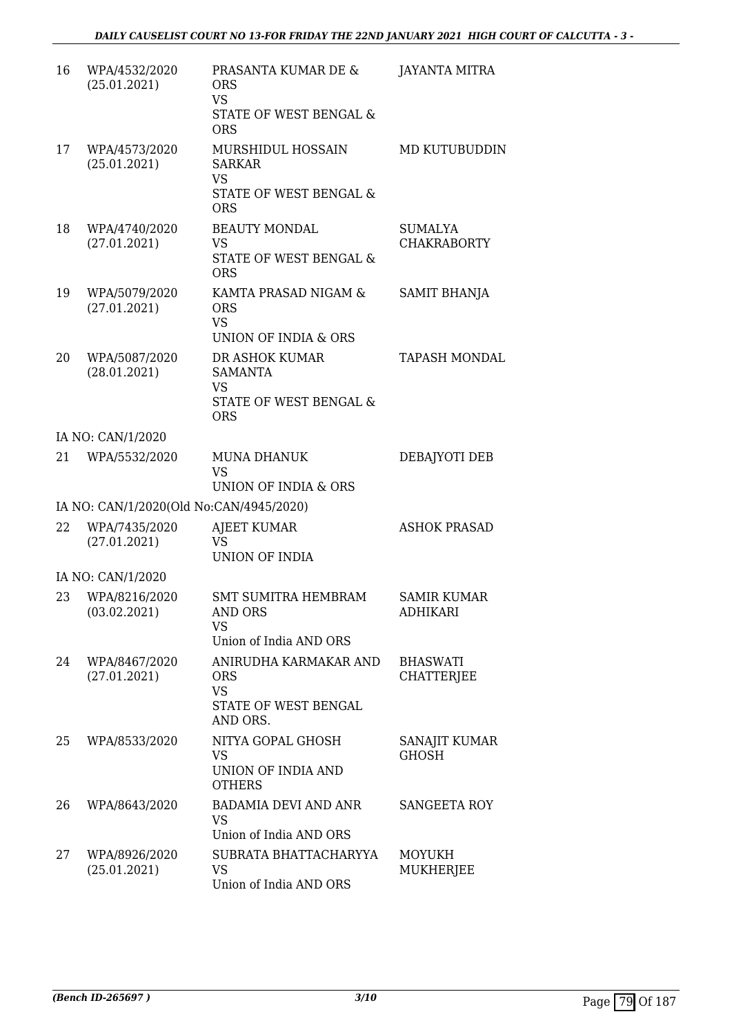| | | | |
|---|---|---|---|
| 16 | WPA/4532/2020 (25.01.2021) | PRASANTA KUMAR DE & ORS VS STATE OF WEST BENGAL & ORS | JAYANTA MITRA |
| 17 | WPA/4573/2020 (25.01.2021) | MURSHIDUL HOSSAIN SARKAR VS STATE OF WEST BENGAL & ORS | MD KUTUBUDDIN |
| 18 | WPA/4740/2020 (27.01.2021) | BEAUTY MONDAL VS STATE OF WEST BENGAL & ORS | SUMALYA CHAKRABORTY |
| 19 | WPA/5079/2020 (27.01.2021) | KAMTA PRASAD NIGAM & ORS VS UNION OF INDIA & ORS | SAMIT BHANJA |
| 20 | WPA/5087/2020 (28.01.2021) | DR ASHOK KUMAR SAMANTA VS STATE OF WEST BENGAL & ORS | TAPASH MONDAL |
| | IA NO: CAN/1/2020 | | |
| 21 | WPA/5532/2020 | MUNA DHANUK VS UNION OF INDIA & ORS | DEBAJYOTI DEB |
| | IA NO: CAN/1/2020(Old No:CAN/4945/2020) | | |
| 22 | WPA/7435/2020 (27.01.2021) | AJEET KUMAR VS UNION OF INDIA | ASHOK PRASAD |
| | IA NO: CAN/1/2020 | | |
| 23 | WPA/8216/2020 (03.02.2021) | SMT SUMITRA HEMBRAM AND ORS VS Union of India AND ORS | SAMIR KUMAR ADHIKARI |
| 24 | WPA/8467/2020 (27.01.2021) | ANIRUDHA KARMAKAR AND ORS VS STATE OF WEST BENGAL AND ORS. | BHASWATI CHATTERJEE |
| 25 | WPA/8533/2020 | NITYA GOPAL GHOSH VS UNION OF INDIA AND OTHERS | SANAJIT KUMAR GHOSH |
| 26 | WPA/8643/2020 | BADAMIA DEVI AND ANR VS Union of India AND ORS | SANGEETA ROY |
| 27 | WPA/8926/2020 (25.01.2021) | SUBRATA BHATTACHARYYA VS Union of India AND ORS | MOYUKH MUKHERJEE |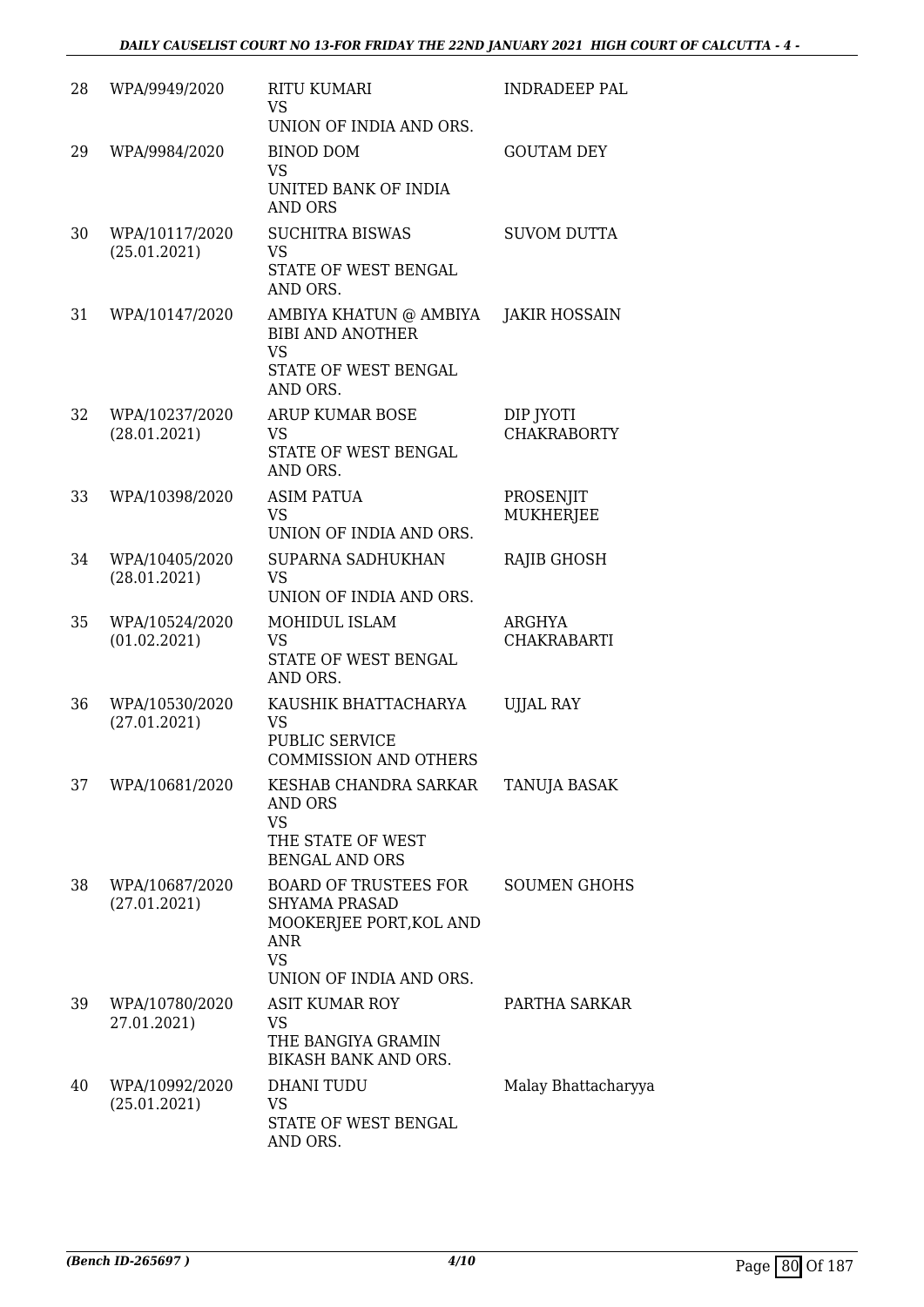| | | | |
|---|---|---|---|
| 28 | WPA/9949/2020 | RITU KUMARI<br>VS<br>UNION OF INDIA AND ORS. | INDRADEEP PAL |
| 29 | WPA/9984/2020 | BINOD DOM<br>VS<br>UNITED BANK OF INDIA AND ORS | GOUTAM DEY |
| 30 | WPA/10117/2020<br>(25.01.2021) | SUCHITRA BISWAS<br>VS<br>STATE OF WEST BENGAL AND ORS. | SUVOM DUTTA |
| 31 | WPA/10147/2020 | AMBIYA KHATUN @ AMBIYA BIBI AND ANOTHER<br>VS<br>STATE OF WEST BENGAL AND ORS. | JAKIR HOSSAIN |
| 32 | WPA/10237/2020<br>(28.01.2021) | ARUP KUMAR BOSE<br>VS<br>STATE OF WEST BENGAL AND ORS. | DIP JYOTI CHAKRABORTY |
| 33 | WPA/10398/2020 | ASIM PATUA<br>VS<br>UNION OF INDIA AND ORS. | PROSENJIT MUKHERJEE |
| 34 | WPA/10405/2020<br>(28.01.2021) | SUPARNA SADHUKHAN<br>VS<br>UNION OF INDIA AND ORS. | RAJIB GHOSH |
| 35 | WPA/10524/2020<br>(01.02.2021) | MOHIDUL ISLAM<br>VS<br>STATE OF WEST BENGAL AND ORS. | ARGHYA CHAKRABARTI |
| 36 | WPA/10530/2020<br>(27.01.2021) | KAUSHIK BHATTACHARYA<br>VS<br>PUBLIC SERVICE COMMISSION AND OTHERS | UJJAL RAY |
| 37 | WPA/10681/2020 | KESHAB CHANDRA SARKAR AND ORS<br>VS<br>THE STATE OF WEST BENGAL AND ORS | TANUJA BASAK |
| 38 | WPA/10687/2020<br>(27.01.2021) | BOARD OF TRUSTEES FOR SHYAMA PRASAD MOOKERJEE PORT,KOL AND ANR<br>VS<br>UNION OF INDIA AND ORS. | SOUMEN GHOHS |
| 39 | WPA/10780/2020<br>27.01.2021) | ASIT KUMAR ROY<br>VS<br>THE BANGIYA GRAMIN BIKASH BANK AND ORS. | PARTHA SARKAR |
| 40 | WPA/10992/2020<br>(25.01.2021) | DHANI TUDU<br>VS<br>STATE OF WEST BENGAL AND ORS. | Malay Bhattacharyya |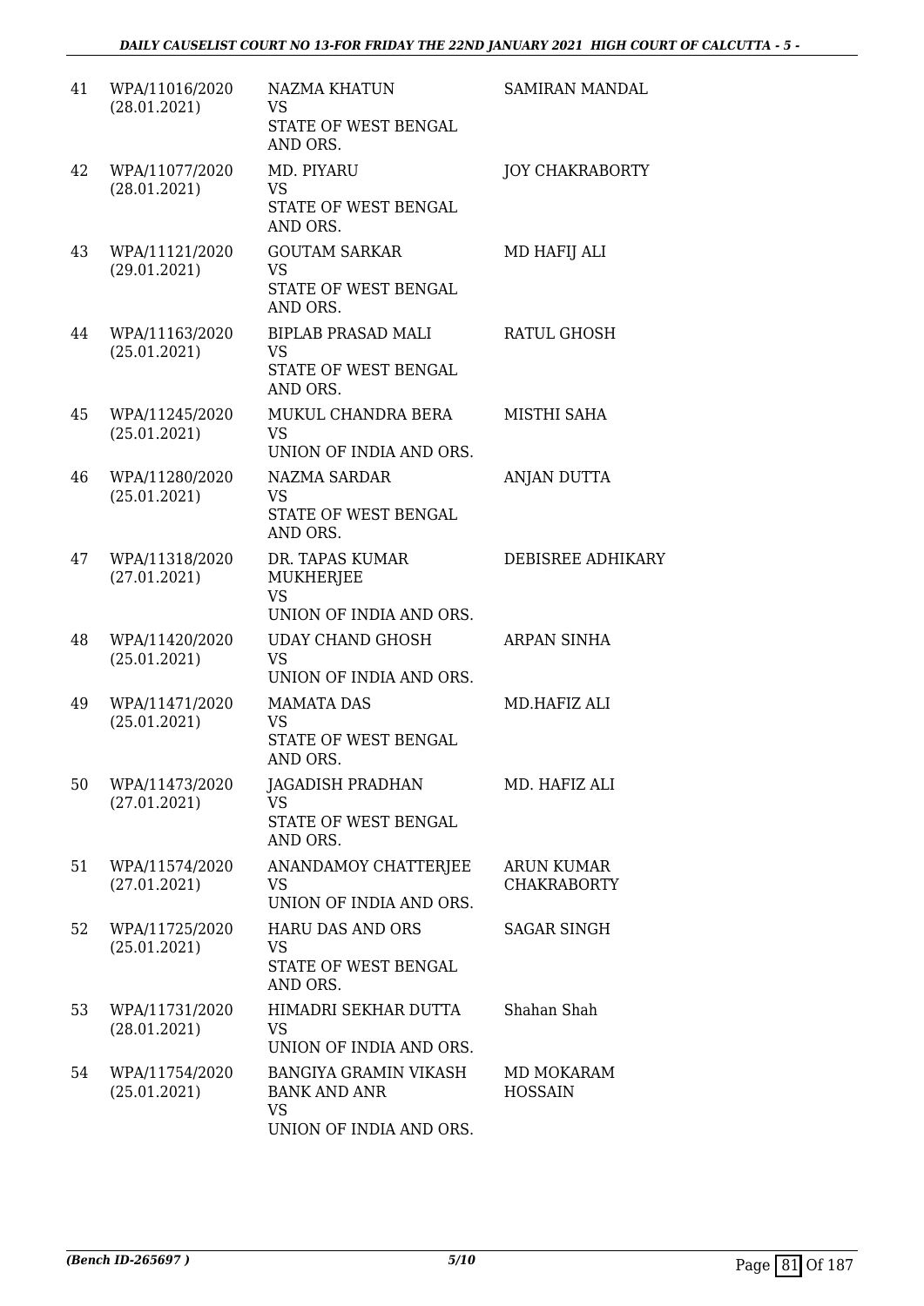| 41 | WPA/11016/2020 (28.01.2021) | NAZMA KHATUN VS STATE OF WEST BENGAL AND ORS. | SAMIRAN MANDAL |
|---|---|---|---|
| 42 | WPA/11077/2020 (28.01.2021) | MD. PIYARU VS STATE OF WEST BENGAL AND ORS. | JOY CHAKRABORTY |
| 43 | WPA/11121/2020 (29.01.2021) | GOUTAM SARKAR VS STATE OF WEST BENGAL AND ORS. | MD HAFIJ ALI |
| 44 | WPA/11163/2020 (25.01.2021) | BIPLAB PRASAD MALI VS STATE OF WEST BENGAL AND ORS. | RATUL GHOSH |
| 45 | WPA/11245/2020 (25.01.2021) | MUKUL CHANDRA BERA VS UNION OF INDIA AND ORS. | MISTHI SAHA |
| 46 | WPA/11280/2020 (25.01.2021) | NAZMA SARDAR VS STATE OF WEST BENGAL AND ORS. | ANJAN DUTTA |
| 47 | WPA/11318/2020 (27.01.2021) | DR. TAPAS KUMAR MUKHERJEE VS UNION OF INDIA AND ORS. | DEBISREE ADHIKARY |
| 48 | WPA/11420/2020 (25.01.2021) | UDAY CHAND GHOSH VS UNION OF INDIA AND ORS. | ARPAN SINHA |
| 49 | WPA/11471/2020 (25.01.2021) | MAMATA DAS VS STATE OF WEST BENGAL AND ORS. | MD.HAFIZ ALI |
| 50 | WPA/11473/2020 (27.01.2021) | JAGADISH PRADHAN VS STATE OF WEST BENGAL AND ORS. | MD. HAFIZ ALI |
| 51 | WPA/11574/2020 (27.01.2021) | ANANDAMOY CHATTERJEE VS UNION OF INDIA AND ORS. | ARUN KUMAR CHAKRABORTY |
| 52 | WPA/11725/2020 (25.01.2021) | HARU DAS AND ORS VS STATE OF WEST BENGAL AND ORS. | SAGAR SINGH |
| 53 | WPA/11731/2020 (28.01.2021) | HIMADRI SEKHAR DUTTA VS UNION OF INDIA AND ORS. | Shahan Shah |
| 54 | WPA/11754/2020 (25.01.2021) | BANGIYA GRAMIN VIKASH BANK AND ANR VS UNION OF INDIA AND ORS. | MD MOKARAM HOSSAIN |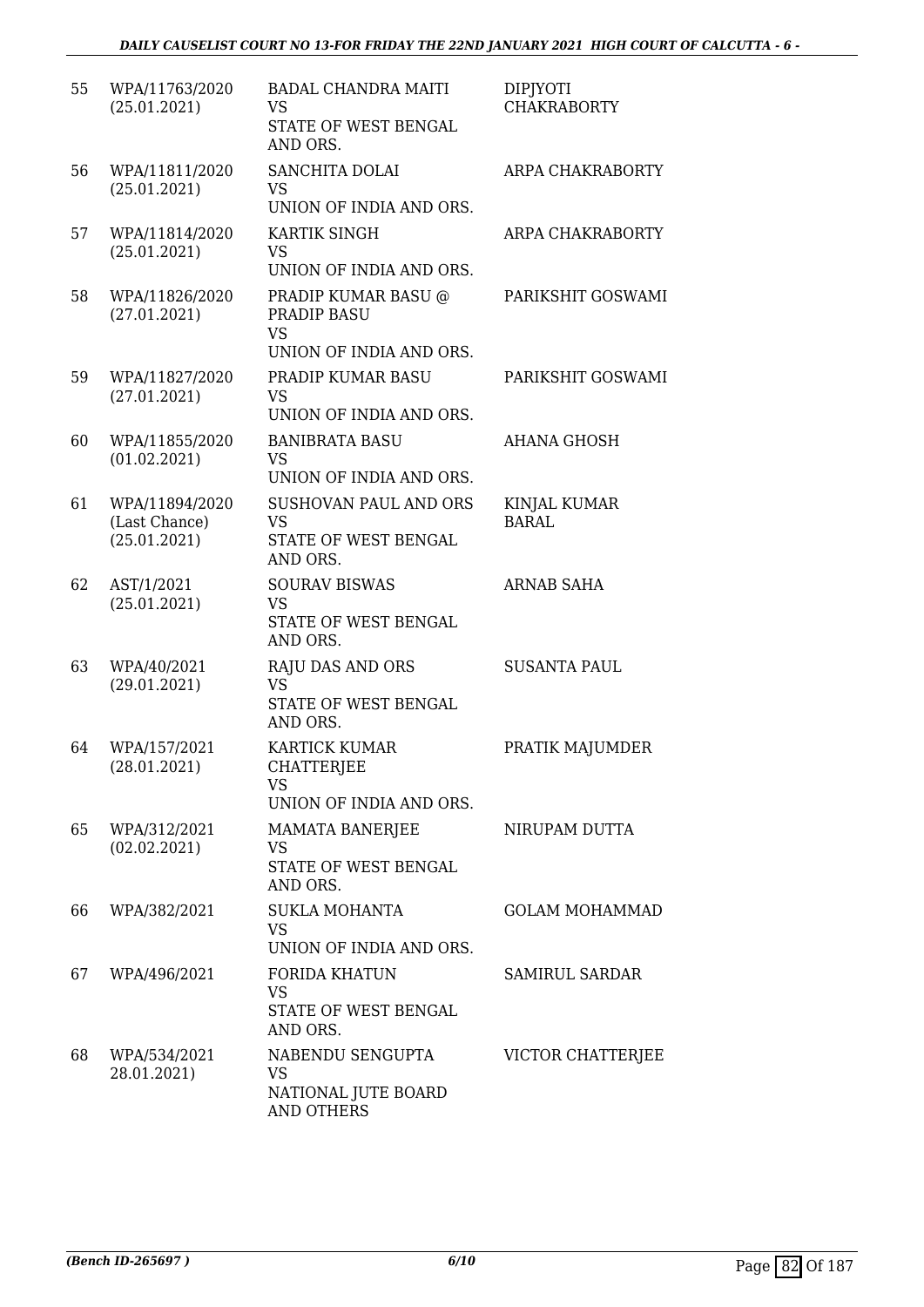| | | | |
|---|---|---|---|
| 55 | WPA/11763/2020 (25.01.2021) | BADAL CHANDRA MAITI VS STATE OF WEST BENGAL AND ORS. | DIPJYOTI CHAKRABORTY |
| 56 | WPA/11811/2020 (25.01.2021) | SANCHITA DOLAI VS UNION OF INDIA AND ORS. | ARPA CHAKRABORTY |
| 57 | WPA/11814/2020 (25.01.2021) | KARTIK SINGH VS UNION OF INDIA AND ORS. | ARPA CHAKRABORTY |
| 58 | WPA/11826/2020 (27.01.2021) | PRADIP KUMAR BASU @ PRADIP BASU VS UNION OF INDIA AND ORS. | PARIKSHIT GOSWAMI |
| 59 | WPA/11827/2020 (27.01.2021) | PRADIP KUMAR BASU VS UNION OF INDIA AND ORS. | PARIKSHIT GOSWAMI |
| 60 | WPA/11855/2020 (01.02.2021) | BANIBRATA BASU VS UNION OF INDIA AND ORS. | AHANA GHOSH |
| 61 | WPA/11894/2020 (Last Chance) (25.01.2021) | SUSHOVAN PAUL AND ORS VS STATE OF WEST BENGAL AND ORS. | KINJAL KUMAR BARAL |
| 62 | AST/1/2021 (25.01.2021) | SOURAV BISWAS VS STATE OF WEST BENGAL AND ORS. | ARNAB SAHA |
| 63 | WPA/40/2021 (29.01.2021) | RAJU DAS AND ORS VS STATE OF WEST BENGAL AND ORS. | SUSANTA PAUL |
| 64 | WPA/157/2021 (28.01.2021) | KARTICK KUMAR CHATTERJEE VS UNION OF INDIA AND ORS. | PRATIK MAJUMDER |
| 65 | WPA/312/2021 (02.02.2021) | MAMATA BANERJEE VS STATE OF WEST BENGAL AND ORS. | NIRUPAM DUTTA |
| 66 | WPA/382/2021 | SUKLA MOHANTA VS UNION OF INDIA AND ORS. | GOLAM MOHAMMAD |
| 67 | WPA/496/2021 | FORIDA KHATUN VS STATE OF WEST BENGAL AND ORS. | SAMIRUL SARDAR |
| 68 | WPA/534/2021 28.01.2021) | NABENDU SENGUPTA VS NATIONAL JUTE BOARD AND OTHERS | VICTOR CHATTERJEE |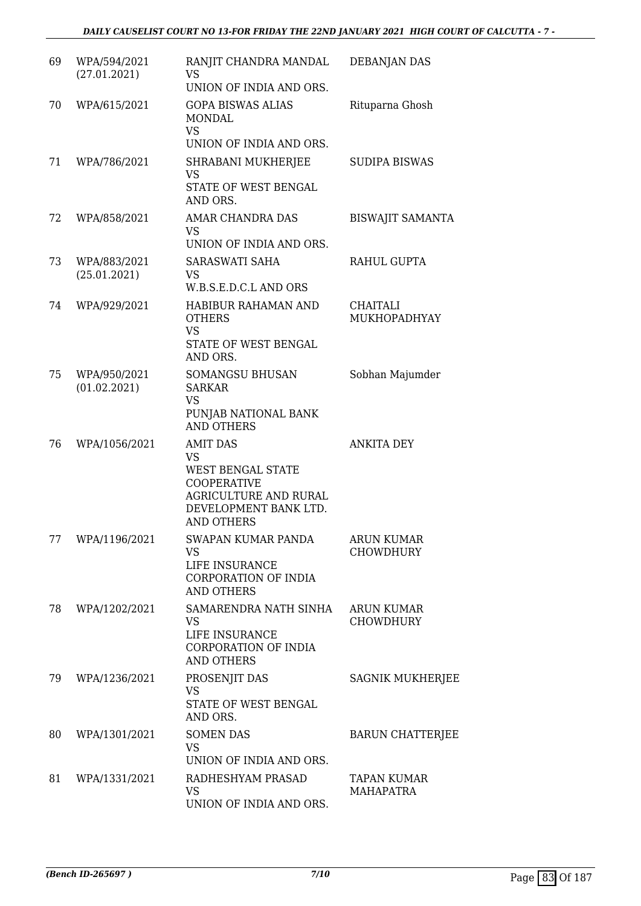| 69 | WPA/594/2021 (27.01.2021) | RANJIT CHANDRA MANDAL VS UNION OF INDIA AND ORS. | DEBANJAN DAS |
|---|---|---|---|
| 70 | WPA/615/2021 | GOPA BISWAS ALIAS MONDAL VS UNION OF INDIA AND ORS. | Rituparna Ghosh |
| 71 | WPA/786/2021 | SHRABANI MUKHERJEE VS STATE OF WEST BENGAL AND ORS. | SUDIPA BISWAS |
| 72 | WPA/858/2021 | AMAR CHANDRA DAS VS UNION OF INDIA AND ORS. | BISWAJIT SAMANTA |
| 73 | WPA/883/2021 (25.01.2021) | SARASWATI SAHA VS W.B.S.E.D.C.L AND ORS | RAHUL GUPTA |
| 74 | WPA/929/2021 | HABIBUR RAHAMAN AND OTHERS VS STATE OF WEST BENGAL AND ORS. | CHAITALI MUKHOPADHYAY |
| 75 | WPA/950/2021 (01.02.2021) | SOMANGSU BHUSAN SARKAR VS PUNJAB NATIONAL BANK AND OTHERS | Sobhan Majumder |
| 76 | WPA/1056/2021 | AMIT DAS VS WEST BENGAL STATE COOPERATIVE AGRICULTURE AND RURAL DEVELOPMENT BANK LTD. AND OTHERS | ANKITA DEY |
| 77 | WPA/1196/2021 | SWAPAN KUMAR PANDA VS LIFE INSURANCE CORPORATION OF INDIA AND OTHERS | ARUN KUMAR CHOWDHURY |
| 78 | WPA/1202/2021 | SAMARENDRA NATH SINHA VS LIFE INSURANCE CORPORATION OF INDIA AND OTHERS | ARUN KUMAR CHOWDHURY |
| 79 | WPA/1236/2021 | PROSENJIT DAS VS STATE OF WEST BENGAL AND ORS. | SAGNIK MUKHERJEE |
| 80 | WPA/1301/2021 | SOMEN DAS VS UNION OF INDIA AND ORS. | BARUN CHATTERJEE |
| 81 | WPA/1331/2021 | RADHESHYAM PRASAD VS UNION OF INDIA AND ORS. | TAPAN KUMAR MAHAPATRA |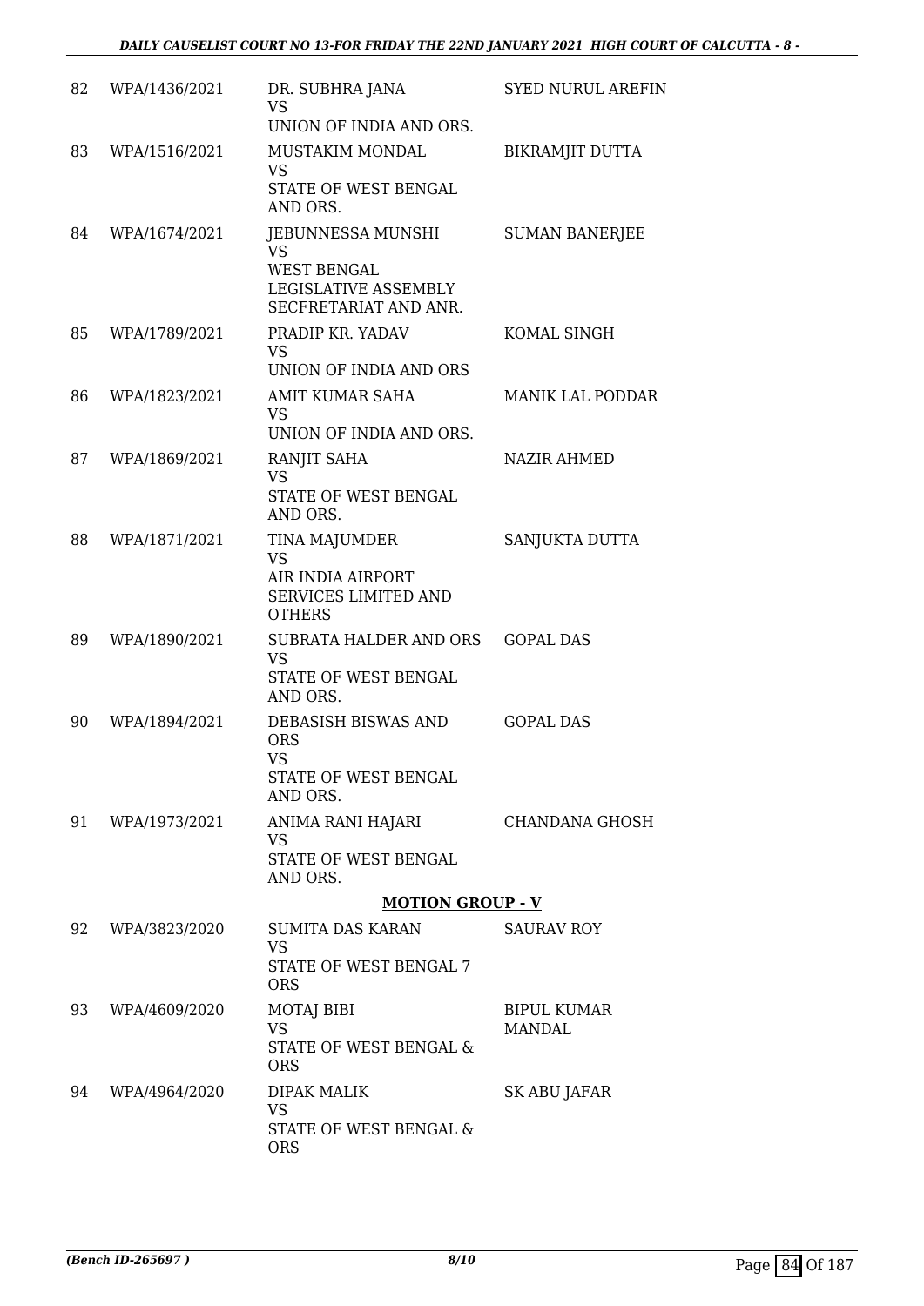| | | | |
|---|---|---|---|
| 82 | WPA/1436/2021 | DR. SUBHRA JANA<br>VS<br>UNION OF INDIA AND ORS. | SYED NURUL AREFIN |
| 83 | WPA/1516/2021 | MUSTAKIM MONDAL<br>VS<br>STATE OF WEST BENGAL AND ORS. | BIKRAMJIT DUTTA |
| 84 | WPA/1674/2021 | JEBUNNESSA MUNSHI<br>VS<br>WEST BENGAL LEGISLATIVE ASSEMBLY SECFRETARIAT AND ANR. | SUMAN BANERJEE |
| 85 | WPA/1789/2021 | PRADIP KR. YADAV<br>VS<br>UNION OF INDIA AND ORS | KOMAL SINGH |
| 86 | WPA/1823/2021 | AMIT KUMAR SAHA<br>VS<br>UNION OF INDIA AND ORS. | MANIK LAL PODDAR |
| 87 | WPA/1869/2021 | RANJIT SAHA<br>VS<br>STATE OF WEST BENGAL AND ORS. | NAZIR AHMED |
| 88 | WPA/1871/2021 | TINA MAJUMDER<br>VS<br>AIR INDIA AIRPORT SERVICES LIMITED AND OTHERS | SANJUKTA DUTTA |
| 89 | WPA/1890/2021 | SUBRATA HALDER AND ORS<br>VS<br>STATE OF WEST BENGAL AND ORS. | GOPAL DAS |
| 90 | WPA/1894/2021 | DEBASISH BISWAS AND ORS<br>VS<br>STATE OF WEST BENGAL AND ORS. | GOPAL DAS |
| 91 | WPA/1973/2021 | ANIMA RANI HAJARI<br>VS<br>STATE OF WEST BENGAL AND ORS. | CHANDANA GHOSH |

## MOTION GROUP - V

| | | | |
|---|---|---|---|
| 92 | WPA/3823/2020 | SUMITA DAS KARAN<br>VS<br>STATE OF WEST BENGAL 7 ORS | SAURAV ROY |
| 93 | WPA/4609/2020 | MOTAJ BIBI<br>VS<br>STATE OF WEST BENGAL & ORS | BIPUL KUMAR MANDAL |
| 94 | WPA/4964/2020 | DIPAK MALIK<br>VS<br>STATE OF WEST BENGAL & ORS | SK ABU JAFAR |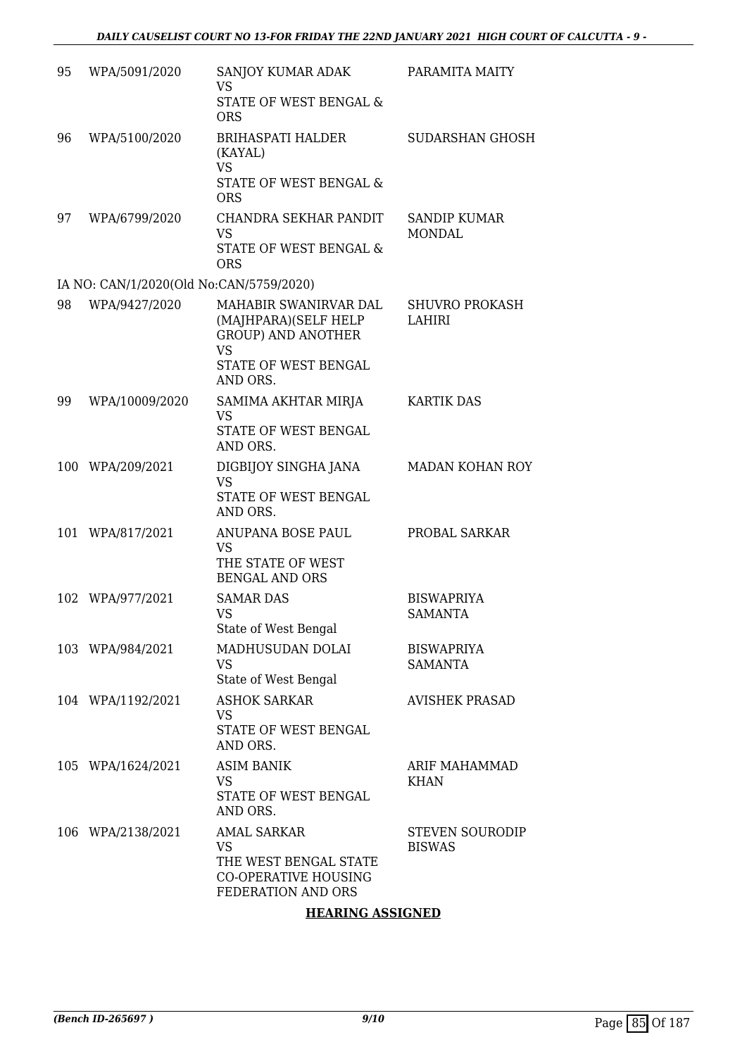| | | | |
|---|---|---|---|
| 95 | WPA/5091/2020 | SANJOY KUMAR ADAK<br>VS<br>STATE OF WEST BENGAL & ORS | PARAMITA MAITY |
| 96 | WPA/5100/2020 | BRIHASPATI HALDER (KAYAL)<br>VS<br>STATE OF WEST BENGAL & ORS | SUDARSHAN GHOSH |
| 97 | WPA/6799/2020 | CHANDRA SEKHAR PANDIT<br>VS<br>STATE OF WEST BENGAL & ORS | SANDIP KUMAR MONDAL |

IA NO: CAN/1/2020(Old No:CAN/5759/2020)

| | | | |
|---|---|---|---|
| 98 | WPA/9427/2020 | MAHABIR SWANIRVAR DAL (MAJHPARA)(SELF HELP GROUP) AND ANOTHER<br>VS<br>STATE OF WEST BENGAL AND ORS. | SHUVRO PROKASH LAHIRI |
| 99 | WPA/10009/2020 | SAMIMA AKHTAR MIRJA<br>VS<br>STATE OF WEST BENGAL AND ORS. | KARTIK DAS |
| 100 | WPA/209/2021 | DIGBIJOY SINGHA JANA<br>VS<br>STATE OF WEST BENGAL AND ORS. | MADAN KOHAN ROY |
| 101 | WPA/817/2021 | ANUPANA BOSE PAUL<br>VS<br>THE STATE OF WEST BENGAL AND ORS | PROBAL SARKAR |
| 102 | WPA/977/2021 | SAMAR DAS<br>VS<br>State of West Bengal | BISWAPRIYA SAMANTA |
| 103 | WPA/984/2021 | MADHUSUDAN DOLAI<br>VS<br>State of West Bengal | BISWAPRIYA SAMANTA |
| 104 | WPA/1192/2021 | ASHOK SARKAR<br>VS<br>STATE OF WEST BENGAL AND ORS. | AVISHEK PRASAD |
| 105 | WPA/1624/2021 | ASIM BANIK<br>VS<br>STATE OF WEST BENGAL AND ORS. | ARIF MAHAMMAD KHAN |
| 106 | WPA/2138/2021 | AMAL SARKAR<br>VS<br>THE WEST BENGAL STATE CO-OPERATIVE HOUSING FEDERATION AND ORS | STEVEN SOURODIP BISWAS |

**HEARING ASSIGNED**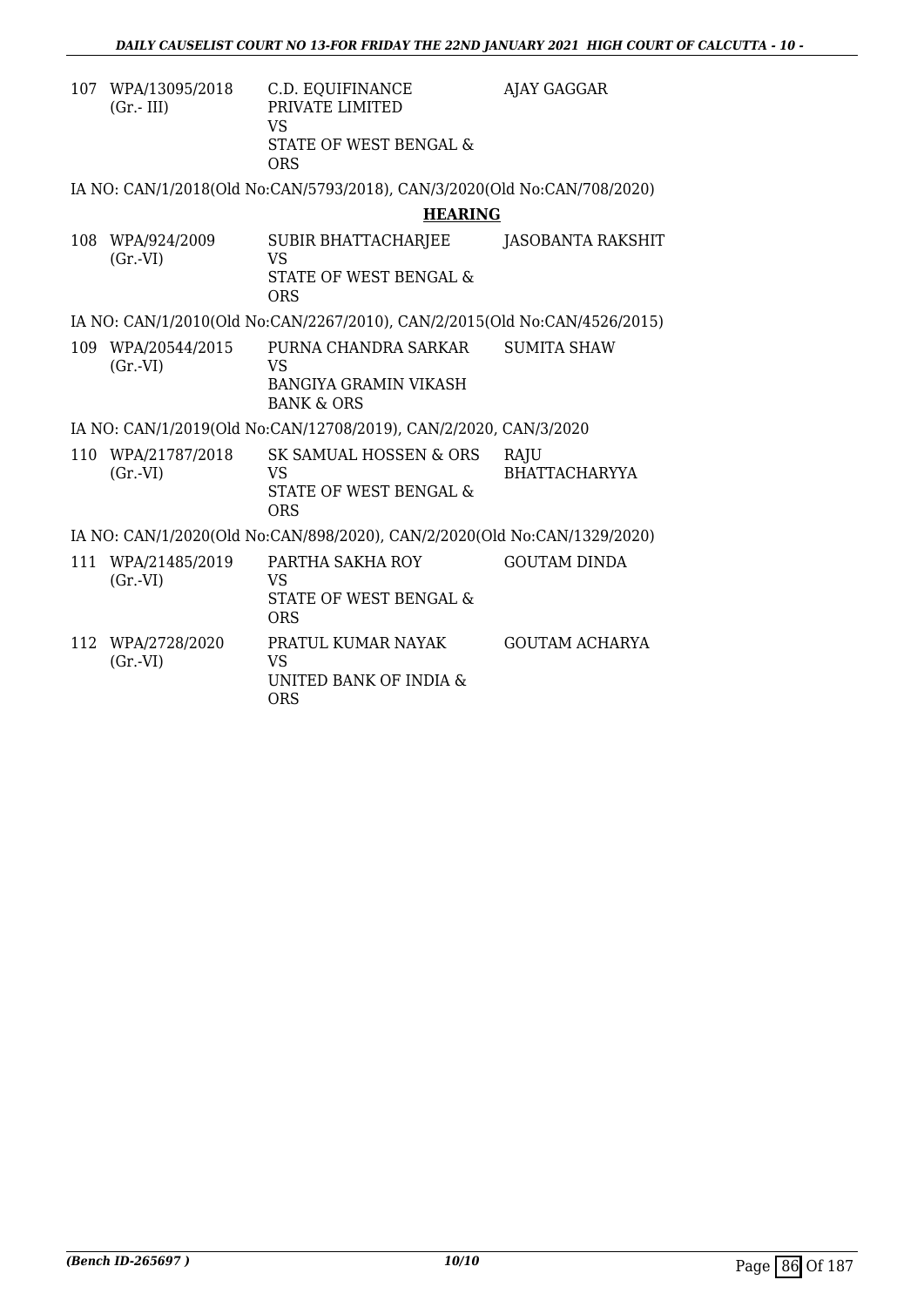| | | | |
|---|---|---|---|
| 107 | WPA/13095/2018 (Gr.- III) | C.D. EQUIFINANCE PRIVATE LIMITED VS STATE OF WEST BENGAL & ORS | AJAY GAGGAR |

IA NO: CAN/1/2018(Old No:CAN/5793/2018), CAN/3/2020(Old No:CAN/708/2020)

**HEARING**

| | | | |
|---|---|---|---|
| 108 | WPA/924/2009 (Gr.-VI) | SUBIR BHATTACHARJEE VS STATE OF WEST BENGAL & ORS | JASOBANTA RAKSHIT |

IA NO: CAN/1/2010(Old No:CAN/2267/2010), CAN/2/2015(Old No:CAN/4526/2015)

| | | | |
|---|---|---|---|
| 109 | WPA/20544/2015 (Gr.-VI) | PURNA CHANDRA SARKAR VS BANGIYA GRAMIN VIKASH BANK & ORS | SUMITA SHAW |

IA NO: CAN/1/2019(Old No:CAN/12708/2019), CAN/2/2020, CAN/3/2020

| | | | |
|---|---|---|---|
| 110 | WPA/21787/2018 (Gr.-VI) | SK SAMUAL HOSSEN & ORS VS STATE OF WEST BENGAL & ORS | RAJU BHATTACHARYYA |

IA NO: CAN/1/2020(Old No:CAN/898/2020), CAN/2/2020(Old No:CAN/1329/2020)

| | | | |
|---|---|---|---|
| 111 | WPA/21485/2019 (Gr.-VI) | PARTHA SAKHA ROY VS STATE OF WEST BENGAL & ORS | GOUTAM DINDA |
| 112 | WPA/2728/2020 (Gr.-VI) | PRATUL KUMAR NAYAK VS UNITED BANK OF INDIA & ORS | GOUTAM ACHARYA |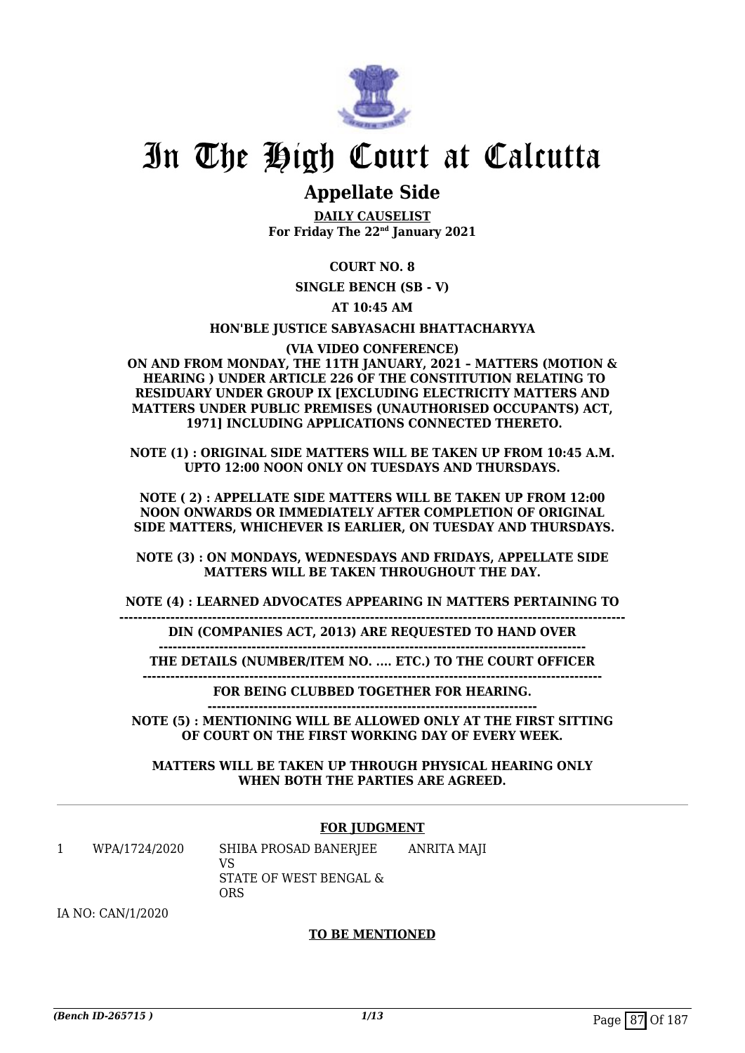# In The High Court at Calcutta

## Appellate Side

**DAILY CAUSELIST**
**For Friday The 22nd January 2021**

**COURT NO. 8**

**SINGLE BENCH (SB - V)**

**AT 10:45 AM**

**HON'BLE JUSTICE SABYASACHI BHATTACHARYYA**

**(VIA VIDEO CONFERENCE)**
**ON AND FROM MONDAY, THE 11TH JANUARY, 2021 – MATTERS (MOTION & HEARING ) UNDER ARTICLE 226 OF THE CONSTITUTION RELATING TO RESIDUARY UNDER GROUP IX [EXCLUDING ELECTRICITY MATTERS AND MATTERS UNDER PUBLIC PREMISES (UNAUTHORISED OCCUPANTS) ACT, 1971] INCLUDING APPLICATIONS CONNECTED THERETO.**

**NOTE (1) : ORIGINAL SIDE MATTERS WILL BE TAKEN UP FROM 10:45 A.M. UPTO 12:00 NOON ONLY ON TUESDAYS AND THURSDAYS.**

**NOTE ( 2) : APPELLATE SIDE MATTERS WILL BE TAKEN UP FROM 12:00 NOON ONWARDS OR IMMEDIATELY AFTER COMPLETION OF ORIGINAL SIDE MATTERS, WHICHEVER IS EARLIER, ON TUESDAY AND THURSDAYS.**

**NOTE (3) : ON MONDAYS, WEDNESDAYS AND FRIDAYS, APPELLATE SIDE MATTERS WILL BE TAKEN THROUGHOUT THE DAY.**

**NOTE (4) : LEARNED ADVOCATES APPEARING IN MATTERS PERTAINING TO DIN (COMPANIES ACT, 2013) ARE REQUESTED TO HAND OVER THE DETAILS (NUMBER/ITEM NO. .... ETC.) TO THE COURT OFFICER FOR BEING CLUBBED TOGETHER FOR HEARING.**

**NOTE (5) : MENTIONING WILL BE ALLOWED ONLY AT THE FIRST SITTING OF COURT ON THE FIRST WORKING DAY OF EVERY WEEK.**

**MATTERS WILL BE TAKEN UP THROUGH PHYSICAL HEARING ONLY WHEN BOTH THE PARTIES ARE AGREED.**

---

**FOR JUDGMENT**

| | | | |
|---|---|---|---|
| 1 | WPA/1724/2020 | SHIBA PROSAD BANERJEE VS STATE OF WEST BENGAL & ORS | ANRITA MAJI |

IA NO: CAN/1/2020

**TO BE MENTIONED**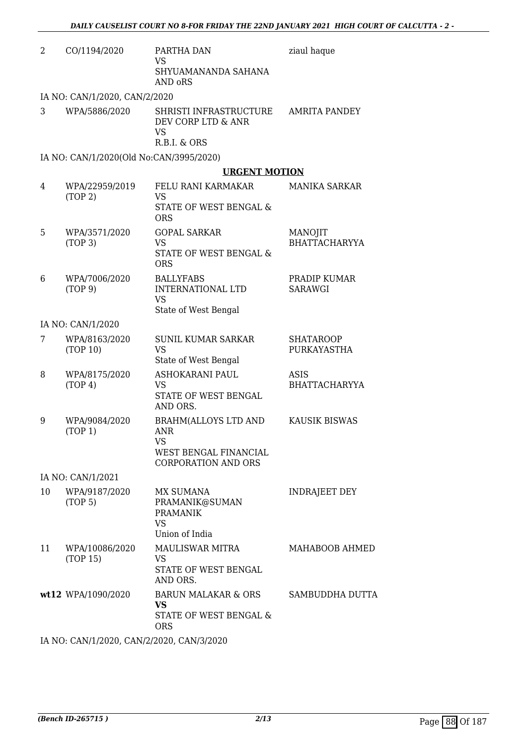| | | | |
|---|---|---|---|
| 2 | CO/1194/2020 | PARTHA DAN<br>VS<br>SHYUAMANANDA SAHANA AND oRS | ziaul haque |

IA NO: CAN/1/2020, CAN/2/2020

| | | | |
|---|---|---|---|
| 3 | WPA/5886/2020 | SHRISTI INFRASTRUCTURE DEV CORP LTD & ANR<br>VS<br>R.B.I. & ORS | AMRITA PANDEY |

IA NO: CAN/1/2020(Old No:CAN/3995/2020)

**URGENT MOTION**

| | | | |
|---|---|---|---|
| 4 | WPA/22959/2019<br>(TOP 2) | FELU RANI KARMAKAR<br>VS<br>STATE OF WEST BENGAL & ORS | MANIKA SARKAR |
| 5 | WPA/3571/2020<br>(TOP 3) | GOPAL SARKAR<br>VS<br>STATE OF WEST BENGAL & ORS | MANOJIT BHATTACHARYYA |
| 6 | WPA/7006/2020<br>(TOP 9) | BALLYFABS INTERNATIONAL LTD<br>VS<br>State of West Bengal | PRADIP KUMAR SARAWGI |

IA NO: CAN/1/2020

| | | | |
|---|---|---|---|
| 7 | WPA/8163/2020<br>(TOP 10) | SUNIL KUMAR SARKAR<br>VS<br>State of West Bengal | SHATAROOP PURKAYASTHA |
| 8 | WPA/8175/2020<br>(TOP 4) | ASHOKARANI PAUL<br>VS<br>STATE OF WEST BENGAL AND ORS. | ASIS BHATTACHARYYA |
| 9 | WPA/9084/2020<br>(TOP 1) | BRAHM(ALLOYS LTD AND ANR<br>VS<br>WEST BENGAL FINANCIAL CORPORATION AND ORS | KAUSIK BISWAS |

IA NO: CAN/1/2021

| | | | |
|---|---|---|---|
| 10 | WPA/9187/2020<br>(TOP 5) | MX SUMANA PRAMANIK@SUMAN PRAMANIK<br>VS<br>Union of India | INDRAJEET DEY |
| 11 | WPA/10086/2020<br>(TOP 15) | MAULISWAR MITRA<br>VS<br>STATE OF WEST BENGAL AND ORS. | MAHABOOB AHMED |
| **wt12** | WPA/1090/2020 | BARUN MALAKAR & ORS<br>**VS**<br>STATE OF WEST BENGAL & ORS | SAMBUDDHA DUTTA |

IA NO: CAN/1/2020, CAN/2/2020, CAN/3/2020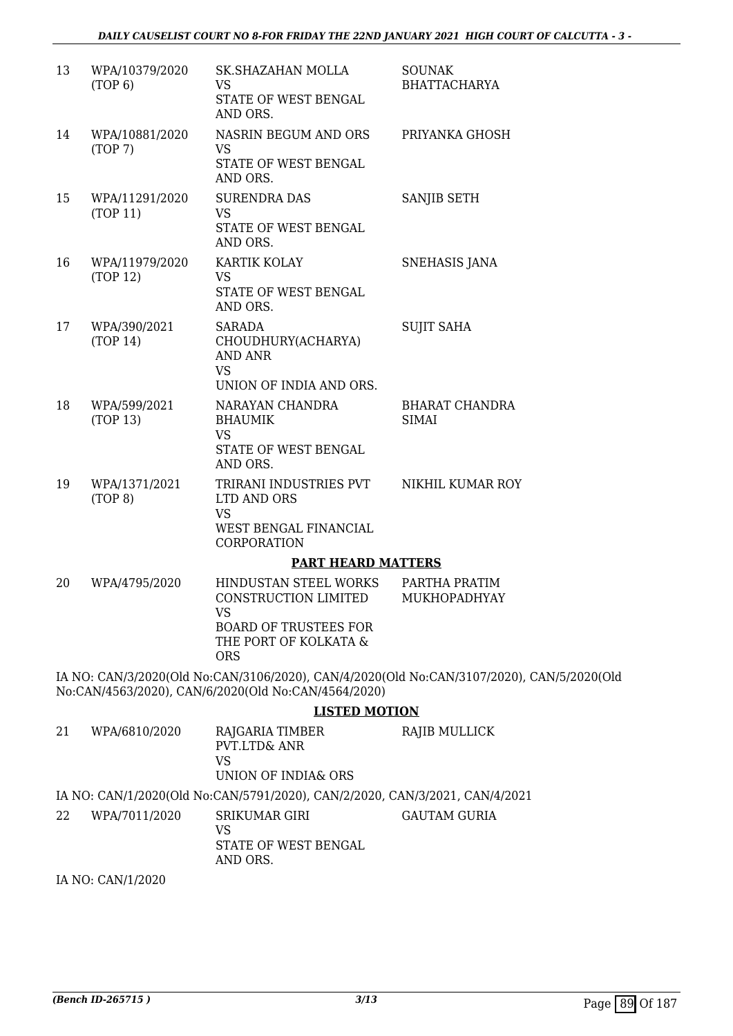| | | | |
|---|---|---|---|
| 13 | WPA/10379/2020 (TOP 6) | SK.SHAZAHAN MOLLA VS STATE OF WEST BENGAL AND ORS. | SOUNAK BHATTACHARYA |
| 14 | WPA/10881/2020 (TOP 7) | NASRIN BEGUM AND ORS VS STATE OF WEST BENGAL AND ORS. | PRIYANKA GHOSH |
| 15 | WPA/11291/2020 (TOP 11) | SURENDRA DAS VS STATE OF WEST BENGAL AND ORS. | SANJIB SETH |
| 16 | WPA/11979/2020 (TOP 12) | KARTIK KOLAY VS STATE OF WEST BENGAL AND ORS. | SNEHASIS JANA |
| 17 | WPA/390/2021 (TOP 14) | SARADA CHOUDHURY(ACHARYA) AND ANR VS UNION OF INDIA AND ORS. | SUJIT SAHA |
| 18 | WPA/599/2021 (TOP 13) | NARAYAN CHANDRA BHAUMIK VS STATE OF WEST BENGAL AND ORS. | BHARAT CHANDRA SIMAI |
| 19 | WPA/1371/2021 (TOP 8) | TRIRANI INDUSTRIES PVT LTD AND ORS VS WEST BENGAL FINANCIAL CORPORATION | NIKHIL KUMAR ROY |

**PART HEARD MATTERS**

| | | | |
|---|---|---|---|
| 20 | WPA/4795/2020 | HINDUSTAN STEEL WORKS CONSTRUCTION LIMITED VS BOARD OF TRUSTEES FOR THE PORT OF KOLKATA & ORS | PARTHA PRATIM MUKHOPADHYAY |

IA NO: CAN/3/2020(Old No:CAN/3106/2020), CAN/4/2020(Old No:CAN/3107/2020), CAN/5/2020(Old No:CAN/4563/2020), CAN/6/2020(Old No:CAN/4564/2020)

**LISTED MOTION**

| | | | |
|---|---|---|---|
| 21 | WPA/6810/2020 | RAJGARIA TIMBER PVT.LTD& ANR VS UNION OF INDIA& ORS | RAJIB MULLICK |

IA NO: CAN/1/2020(Old No:CAN/5791/2020), CAN/2/2020, CAN/3/2021, CAN/4/2021

| | | | |
|---|---|---|---|
| 22 | WPA/7011/2020 | SRIKUMAR GIRI VS STATE OF WEST BENGAL AND ORS. | GAUTAM GURIA |

IA NO: CAN/1/2020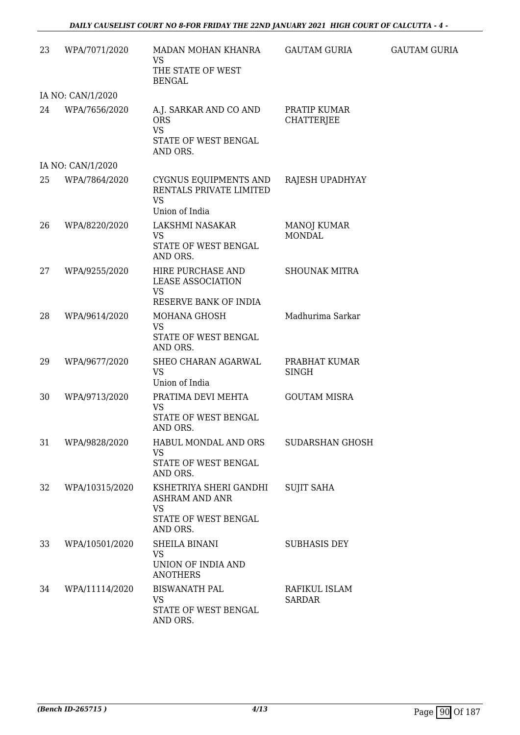| | | | | |
|---|---|---|---|---|
| 23 | WPA/7071/2020 | MADAN MOHAN KHANRA<br>VS<br>THE STATE OF WEST BENGAL | GAUTAM GURIA | GAUTAM GURIA |
| IA NO: CAN/1/2020 | | | | |
| 24 | WPA/7656/2020 | A.J. SARKAR AND CO AND ORS<br>VS<br>STATE OF WEST BENGAL AND ORS. | PRATIP KUMAR CHATTERJEE | |
| IA NO: CAN/1/2020 | | | | |
| 25 | WPA/7864/2020 | CYGNUS EQUIPMENTS AND RENTALS PRIVATE LIMITED<br>VS<br>Union of India | RAJESH UPADHYAY | |
| 26 | WPA/8220/2020 | LAKSHMI NASAKAR<br>VS<br>STATE OF WEST BENGAL AND ORS. | MANOJ KUMAR MONDAL | |
| 27 | WPA/9255/2020 | HIRE PURCHASE AND LEASE ASSOCIATION<br>VS<br>RESERVE BANK OF INDIA | SHOUNAK MITRA | |
| 28 | WPA/9614/2020 | MOHANA GHOSH<br>VS<br>STATE OF WEST BENGAL AND ORS. | Madhurima Sarkar | |
| 29 | WPA/9677/2020 | SHEO CHARAN AGARWAL<br>VS<br>Union of India | PRABHAT KUMAR SINGH | |
| 30 | WPA/9713/2020 | PRATIMA DEVI MEHTA<br>VS<br>STATE OF WEST BENGAL AND ORS. | GOUTAM MISRA | |
| 31 | WPA/9828/2020 | HABUL MONDAL AND ORS<br>VS<br>STATE OF WEST BENGAL AND ORS. | SUDARSHAN GHOSH | |
| 32 | WPA/10315/2020 | KSHETRIYA SHERI GANDHI ASHRAM AND ANR<br>VS<br>STATE OF WEST BENGAL AND ORS. | SUJIT SAHA | |
| 33 | WPA/10501/2020 | SHEILA BINANI<br>VS<br>UNION OF INDIA AND ANOTHERS | SUBHASIS DEY | |
| 34 | WPA/11114/2020 | BISWANATH PAL<br>VS<br>STATE OF WEST BENGAL AND ORS. | RAFIKUL ISLAM SARDAR | |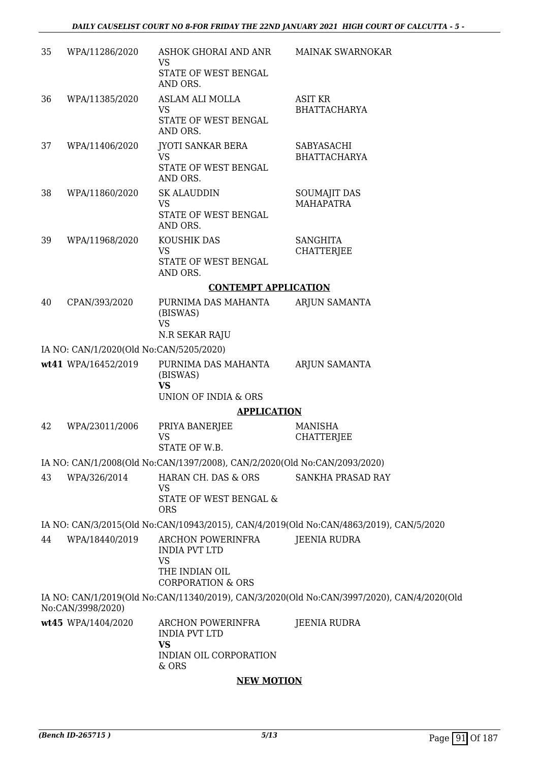| | | | |
|---|---|---|---|
| 35 | WPA/11286/2020 | ASHOK GHORAI AND ANR<br>VS<br>STATE OF WEST BENGAL AND ORS. | MAINAK SWARNOKAR |
| 36 | WPA/11385/2020 | ASLAM ALI MOLLA<br>VS<br>STATE OF WEST BENGAL AND ORS. | ASIT KR BHATTACHARYA |
| 37 | WPA/11406/2020 | JYOTI SANKAR BERA<br>VS<br>STATE OF WEST BENGAL AND ORS. | SABYASACHI BHATTACHARYA |
| 38 | WPA/11860/2020 | SK ALAUDDIN<br>VS<br>STATE OF WEST BENGAL AND ORS. | SOUMAJIT DAS MAHAPATRA |
| 39 | WPA/11968/2020 | KOUSHIK DAS<br>VS<br>STATE OF WEST BENGAL AND ORS. | SANGHITA CHATTERJEE |

**CONTEMPT APPLICATION**

| | | | |
|---|---|---|---|
| 40 | CPAN/393/2020 | PURNIMA DAS MAHANTA (BISWAS)<br>VS<br>N.R SEKAR RAJU | ARJUN SAMANTA |

IA NO: CAN/1/2020(Old No:CAN/5205/2020)

| | | | |
|---|---|---|---|
| wt41 | WPA/16452/2019 | PURNIMA DAS MAHANTA (BISWAS)<br>**VS**<br>UNION OF INDIA & ORS | ARJUN SAMANTA |

**APPLICATION**

| | | | |
|---|---|---|---|
| 42 | WPA/23011/2006 | PRIYA BANERJEE<br>VS<br>STATE OF W.B. | MANISHA CHATTERJEE |

IA NO: CAN/1/2008(Old No:CAN/1397/2008), CAN/2/2020(Old No:CAN/2093/2020)

| | | | |
|---|---|---|---|
| 43 | WPA/326/2014 | HARAN CH. DAS & ORS<br>VS<br>STATE OF WEST BENGAL & ORS | SANKHA PRASAD RAY |

IA NO: CAN/3/2015(Old No:CAN/10943/2015), CAN/4/2019(Old No:CAN/4863/2019), CAN/5/2020

| | | | |
|---|---|---|---|
| 44 | WPA/18440/2019 | ARCHON POWERINFRA INDIA PVT LTD<br>VS<br>THE INDIAN OIL CORPORATION & ORS | JEENIA RUDRA |

IA NO: CAN/1/2019(Old No:CAN/11340/2019), CAN/3/2020(Old No:CAN/3997/2020), CAN/4/2020(Old No:CAN/3998/2020)

| | | | |
|---|---|---|---|
| wt45 | WPA/1404/2020 | ARCHON POWERINFRA INDIA PVT LTD<br>**VS**<br>INDIAN OIL CORPORATION & ORS | JEENIA RUDRA |

**NEW MOTION**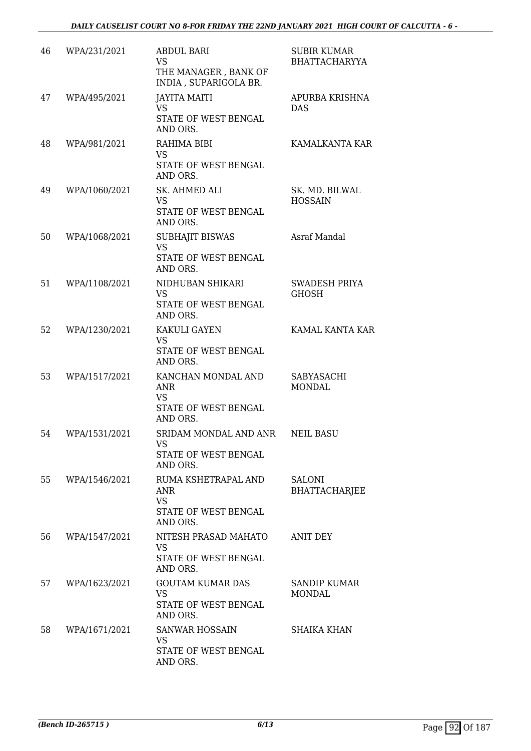| | | | |
|---|---|---|---|
| 46 | WPA/231/2021 | ABDUL BARI<br>VS<br>THE MANAGER , BANK OF INDIA , SUPARIGOLA BR. | SUBIR KUMAR BHATTACHARYYA |
| 47 | WPA/495/2021 | JAYITA MAITI<br>VS<br>STATE OF WEST BENGAL AND ORS. | APURBA KRISHNA DAS |
| 48 | WPA/981/2021 | RAHIMA BIBI<br>VS<br>STATE OF WEST BENGAL AND ORS. | KAMALKANTA KAR |
| 49 | WPA/1060/2021 | SK. AHMED ALI<br>VS<br>STATE OF WEST BENGAL AND ORS. | SK. MD. BILWAL HOSSAIN |
| 50 | WPA/1068/2021 | SUBHAJIT BISWAS<br>VS<br>STATE OF WEST BENGAL AND ORS. | Asraf Mandal |
| 51 | WPA/1108/2021 | NIDHUBAN SHIKARI<br>VS<br>STATE OF WEST BENGAL AND ORS. | SWADESH PRIYA GHOSH |
| 52 | WPA/1230/2021 | KAKULI GAYEN<br>VS<br>STATE OF WEST BENGAL AND ORS. | KAMAL KANTA KAR |
| 53 | WPA/1517/2021 | KANCHAN MONDAL AND ANR<br>VS<br>STATE OF WEST BENGAL AND ORS. | SABYASACHI MONDAL |
| 54 | WPA/1531/2021 | SRIDAM MONDAL AND ANR<br>VS<br>STATE OF WEST BENGAL AND ORS. | NEIL BASU |
| 55 | WPA/1546/2021 | RUMA KSHETRAPAL AND ANR<br>VS<br>STATE OF WEST BENGAL AND ORS. | SALONI BHATTACHARJEE |
| 56 | WPA/1547/2021 | NITESH PRASAD MAHATO<br>VS<br>STATE OF WEST BENGAL AND ORS. | ANIT DEY |
| 57 | WPA/1623/2021 | GOUTAM KUMAR DAS<br>VS<br>STATE OF WEST BENGAL AND ORS. | SANDIP KUMAR MONDAL |
| 58 | WPA/1671/2021 | SANWAR HOSSAIN<br>VS<br>STATE OF WEST BENGAL AND ORS. | SHAIKA KHAN |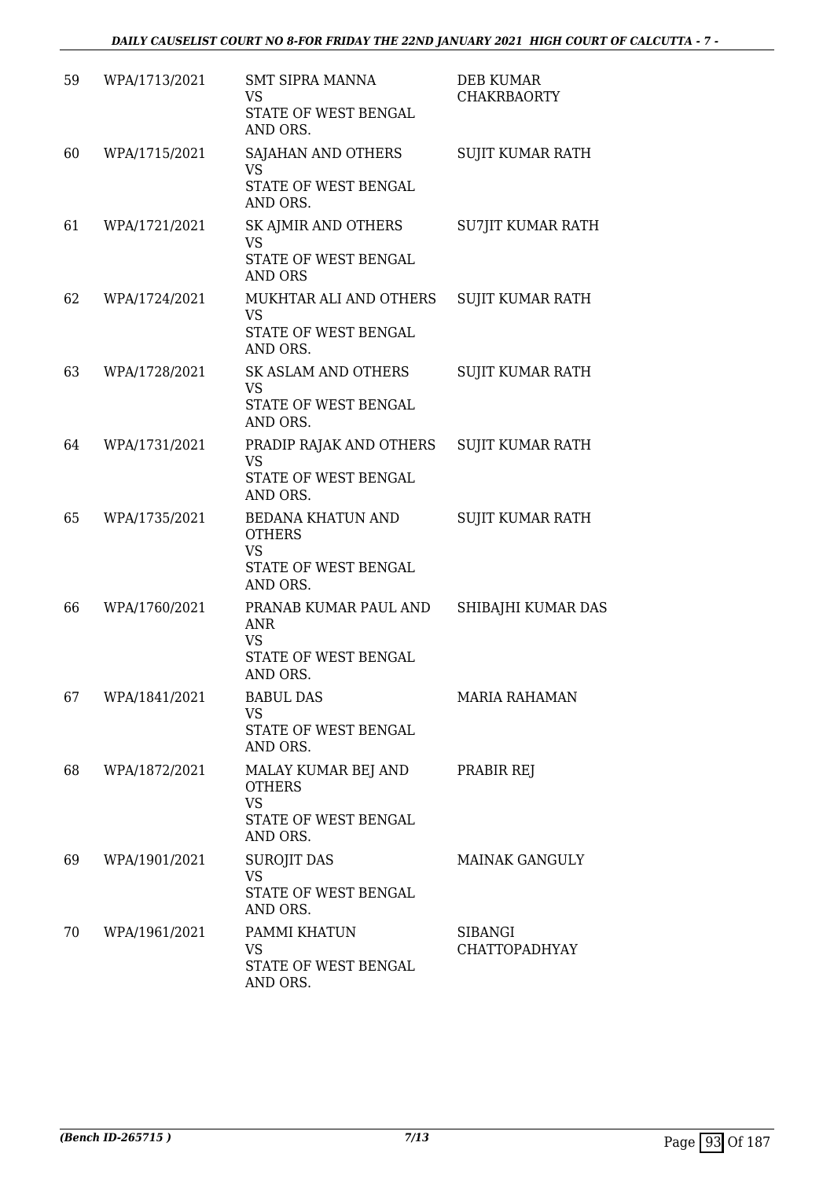| 59 | WPA/1713/2021 | SMT SIPRA MANNA<br>VS<br>STATE OF WEST BENGAL AND ORS. | DEB KUMAR CHAKRBAORTY |
|---|---|---|---|
| 60 | WPA/1715/2021 | SAJAHAN AND OTHERS<br>VS<br>STATE OF WEST BENGAL AND ORS. | SUJIT KUMAR RATH |
| 61 | WPA/1721/2021 | SK AJMIR AND OTHERS<br>VS<br>STATE OF WEST BENGAL AND ORS | SU7JIT KUMAR RATH |
| 62 | WPA/1724/2021 | MUKHTAR ALI AND OTHERS<br>VS<br>STATE OF WEST BENGAL AND ORS. | SUJIT KUMAR RATH |
| 63 | WPA/1728/2021 | SK ASLAM AND OTHERS<br>VS<br>STATE OF WEST BENGAL AND ORS. | SUJIT KUMAR RATH |
| 64 | WPA/1731/2021 | PRADIP RAJAK AND OTHERS<br>VS<br>STATE OF WEST BENGAL AND ORS. | SUJIT KUMAR RATH |
| 65 | WPA/1735/2021 | BEDANA KHATUN AND OTHERS<br>VS<br>STATE OF WEST BENGAL AND ORS. | SUJIT KUMAR RATH |
| 66 | WPA/1760/2021 | PRANAB KUMAR PAUL AND ANR<br>VS<br>STATE OF WEST BENGAL AND ORS. | SHIBAJHI KUMAR DAS |
| 67 | WPA/1841/2021 | BABUL DAS<br>VS<br>STATE OF WEST BENGAL AND ORS. | MARIA RAHAMAN |
| 68 | WPA/1872/2021 | MALAY KUMAR BEJ AND OTHERS<br>VS<br>STATE OF WEST BENGAL AND ORS. | PRABIR REJ |
| 69 | WPA/1901/2021 | SUROJIT DAS<br>VS<br>STATE OF WEST BENGAL AND ORS. | MAINAK GANGULY |
| 70 | WPA/1961/2021 | PAMMI KHATUN<br>VS<br>STATE OF WEST BENGAL AND ORS. | SIBANGI CHATTOPADHYAY |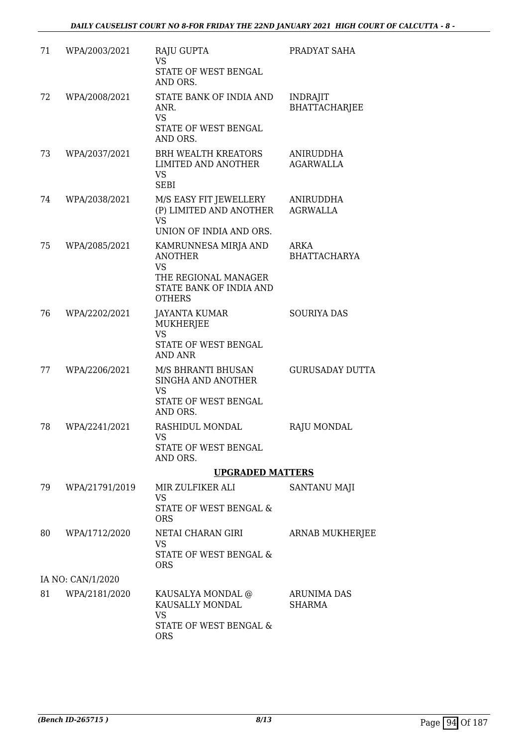| 71 | WPA/2003/2021 | RAJU GUPTA<br>VS<br>STATE OF WEST BENGAL AND ORS. | PRADYAT SAHA |
|---|---|---|---|
| 72 | WPA/2008/2021 | STATE BANK OF INDIA AND ANR.<br>VS<br>STATE OF WEST BENGAL AND ORS. | INDRAJIT BHATTACHARJEE |
| 73 | WPA/2037/2021 | BRH WEALTH KREATORS LIMITED AND ANOTHER<br>VS<br>SEBI | ANIRUDDHA AGARWALLA |
| 74 | WPA/2038/2021 | M/S EASY FIT JEWELLERY (P) LIMITED AND ANOTHER<br>VS<br>UNION OF INDIA AND ORS. | ANIRUDDHA AGRWALLA |
| 75 | WPA/2085/2021 | KAMRUNNESA MIRJA AND ANOTHER<br>VS<br>THE REGIONAL MANAGER STATE BANK OF INDIA AND OTHERS | ARKA BHATTACHARYA |
| 76 | WPA/2202/2021 | JAYANTA KUMAR MUKHERJEE<br>VS<br>STATE OF WEST BENGAL AND ANR | SOURIYA DAS |
| 77 | WPA/2206/2021 | M/S BHRANTI BHUSAN SINGHA AND ANOTHER<br>VS<br>STATE OF WEST BENGAL AND ORS. | GURUSADAY DUTTA |
| 78 | WPA/2241/2021 | RASHIDUL MONDAL<br>VS<br>STATE OF WEST BENGAL AND ORS. | RAJU MONDAL |

**UPGRADED MATTERS**

| 79 | WPA/21791/2019 | MIR ZULFIKER ALI<br>VS<br>STATE OF WEST BENGAL & ORS | SANTANU MAJI |
|---|---|---|---|
| 80 | WPA/1712/2020 | NETAI CHARAN GIRI<br>VS<br>STATE OF WEST BENGAL & ORS | ARNAB MUKHERJEE |
| | IA NO: CAN/1/2020 | | |
| 81 | WPA/2181/2020 | KAUSALYA MONDAL @ KAUSALLY MONDAL<br>VS<br>STATE OF WEST BENGAL & ORS | ARUNIMA DAS SHARMA |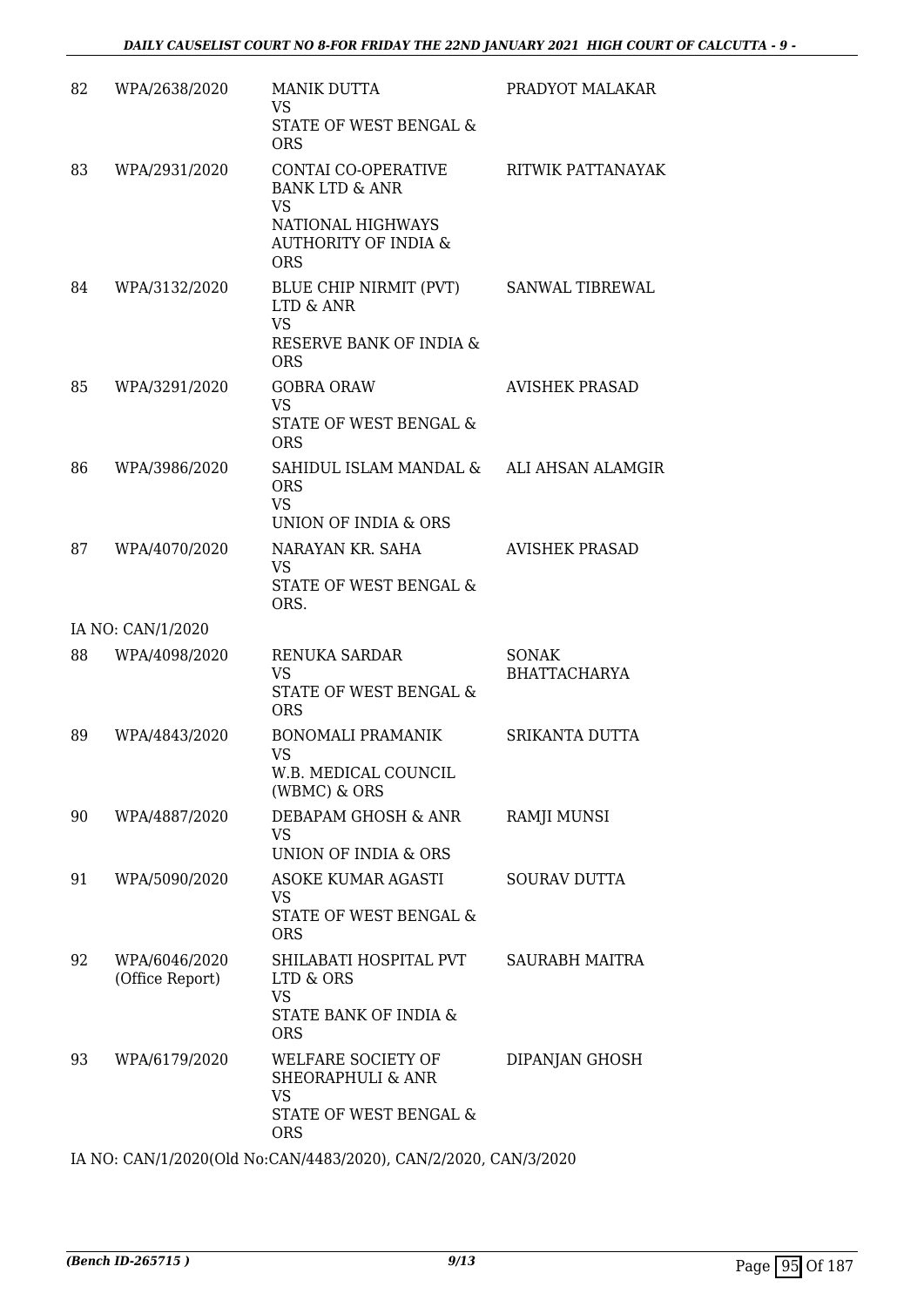| | | | |
|---|---|---|---|
| 82 | WPA/2638/2020 | MANIK DUTTA<br>VS<br>STATE OF WEST BENGAL & ORS | PRADYOT MALAKAR |
| 83 | WPA/2931/2020 | CONTAI CO-OPERATIVE BANK LTD & ANR<br>VS<br>NATIONAL HIGHWAYS AUTHORITY OF INDIA & ORS | RITWIK PATTANAYAK |
| 84 | WPA/3132/2020 | BLUE CHIP NIRMIT (PVT) LTD & ANR<br>VS<br>RESERVE BANK OF INDIA & ORS | SANWAL TIBREWAL |
| 85 | WPA/3291/2020 | GOBRA ORAW<br>VS<br>STATE OF WEST BENGAL & ORS | AVISHEK PRASAD |
| 86 | WPA/3986/2020 | SAHIDUL ISLAM MANDAL & ORS<br>VS<br>UNION OF INDIA & ORS | ALI AHSAN ALAMGIR |
| 87 | WPA/4070/2020 | NARAYAN KR. SAHA<br>VS<br>STATE OF WEST BENGAL & ORS. | AVISHEK PRASAD |
| | IA NO: CAN/1/2020 | | |
| 88 | WPA/4098/2020 | RENUKA SARDAR<br>VS<br>STATE OF WEST BENGAL & ORS | SONAK BHATTACHARYA |
| 89 | WPA/4843/2020 | BONOMALI PRAMANIK<br>VS<br>W.B. MEDICAL COUNCIL (WBMC) & ORS | SRIKANTA DUTTA |
| 90 | WPA/4887/2020 | DEBAPAM GHOSH & ANR<br>VS<br>UNION OF INDIA & ORS | RAMJI MUNSI |
| 91 | WPA/5090/2020 | ASOKE KUMAR AGASTI<br>VS<br>STATE OF WEST BENGAL & ORS | SOURAV DUTTA |
| 92 | WPA/6046/2020 (Office Report) | SHILABATI HOSPITAL PVT LTD & ORS<br>VS<br>STATE BANK OF INDIA & ORS | SAURABH MAITRA |
| 93 | WPA/6179/2020 | WELFARE SOCIETY OF SHEORAPHULI & ANR<br>VS<br>STATE OF WEST BENGAL & ORS | DIPANJAN GHOSH |

IA NO: CAN/1/2020(Old No:CAN/4483/2020), CAN/2/2020, CAN/3/2020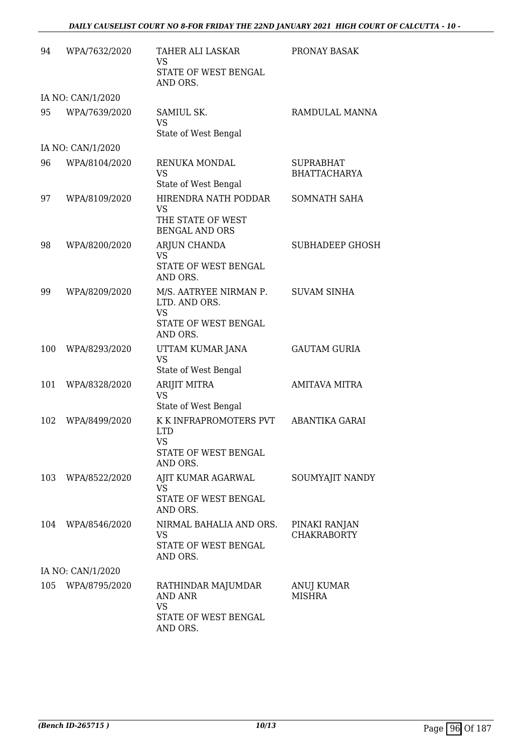| | | | |
|---|---|---|---|
| 94 | WPA/7632/2020 | TAHER ALI LASKAR<br>VS<br>STATE OF WEST BENGAL AND ORS. | PRONAY BASAK |
| IA NO: CAN/1/2020 | | | |
| 95 | WPA/7639/2020 | SAMIUL SK.<br>VS<br>State of West Bengal | RAMDULAL MANNA |
| IA NO: CAN/1/2020 | | | |
| 96 | WPA/8104/2020 | RENUKA MONDAL<br>VS<br>State of West Bengal | SUPRABHAT BHATTACHARYA |
| 97 | WPA/8109/2020 | HIRENDRA NATH PODDAR<br>VS<br>THE STATE OF WEST BENGAL AND ORS | SOMNATH SAHA |
| 98 | WPA/8200/2020 | ARJUN CHANDA<br>VS<br>STATE OF WEST BENGAL AND ORS. | SUBHADEEP GHOSH |
| 99 | WPA/8209/2020 | M/S. AATRYEE NIRMAN P. LTD. AND ORS.<br>VS<br>STATE OF WEST BENGAL AND ORS. | SUVAM SINHA |
| 100 | WPA/8293/2020 | UTTAM KUMAR JANA<br>VS<br>State of West Bengal | GAUTAM GURIA |
| 101 | WPA/8328/2020 | ARIJIT MITRA<br>VS<br>State of West Bengal | AMITAVA MITRA |
| 102 | WPA/8499/2020 | K K INFRAPROMOTERS PVT LTD<br>VS<br>STATE OF WEST BENGAL AND ORS. | ABANTIKA GARAI |
| 103 | WPA/8522/2020 | AJIT KUMAR AGARWAL<br>VS<br>STATE OF WEST BENGAL AND ORS. | SOUMYAJIT NANDY |
| 104 | WPA/8546/2020 | NIRMAL BAHALIA AND ORS.<br>VS<br>STATE OF WEST BENGAL AND ORS. | PINAKI RANJAN CHAKRABORTY |
| IA NO: CAN/1/2020 | | | |
| 105 | WPA/8795/2020 | RATHINDAR MAJUMDAR AND ANR<br>VS<br>STATE OF WEST BENGAL AND ORS. | ANUJ KUMAR MISHRA |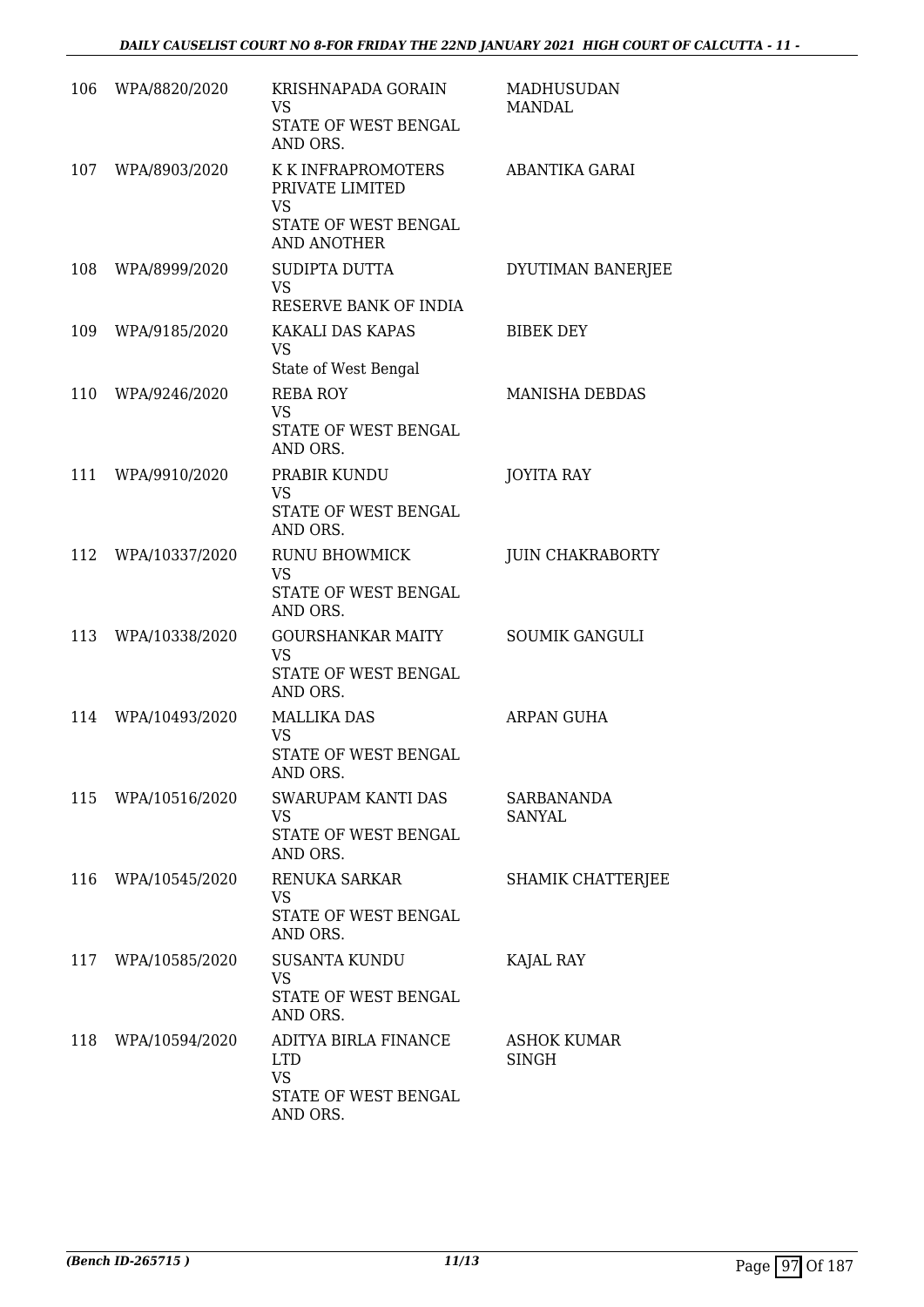| | | | |
|---|---|---|---|
| 106 | WPA/8820/2020 | KRISHNAPADA GORAIN<br>VS<br>STATE OF WEST BENGAL AND ORS. | MADHUSUDAN MANDAL |
| 107 | WPA/8903/2020 | K K INFRAPROMOTERS PRIVATE LIMITED<br>VS<br>STATE OF WEST BENGAL AND ANOTHER | ABANTIKA GARAI |
| 108 | WPA/8999/2020 | SUDIPTA DUTTA<br>VS<br>RESERVE BANK OF INDIA | DYUTIMAN BANERJEE |
| 109 | WPA/9185/2020 | KAKALI DAS KAPAS<br>VS<br>State of West Bengal | BIBEK DEY |
| 110 | WPA/9246/2020 | REBA ROY<br>VS<br>STATE OF WEST BENGAL AND ORS. | MANISHA DEBDAS |
| 111 | WPA/9910/2020 | PRABIR KUNDU<br>VS<br>STATE OF WEST BENGAL AND ORS. | JOYITA RAY |
| 112 | WPA/10337/2020 | RUNU BHOWMICK<br>VS<br>STATE OF WEST BENGAL AND ORS. | JUIN CHAKRABORTY |
| 113 | WPA/10338/2020 | GOURSHANKAR MAITY<br>VS<br>STATE OF WEST BENGAL AND ORS. | SOUMIK GANGULI |
| 114 | WPA/10493/2020 | MALLIKA DAS<br>VS<br>STATE OF WEST BENGAL AND ORS. | ARPAN GUHA |
| 115 | WPA/10516/2020 | SWARUPAM KANTI DAS<br>VS<br>STATE OF WEST BENGAL AND ORS. | SARBANANDA SANYAL |
| 116 | WPA/10545/2020 | RENUKA SARKAR<br>VS<br>STATE OF WEST BENGAL AND ORS. | SHAMIK CHATTERJEE |
| 117 | WPA/10585/2020 | SUSANTA KUNDU<br>VS<br>STATE OF WEST BENGAL AND ORS. | KAJAL RAY |
| 118 | WPA/10594/2020 | ADITYA BIRLA FINANCE LTD<br>VS<br>STATE OF WEST BENGAL AND ORS. | ASHOK KUMAR SINGH |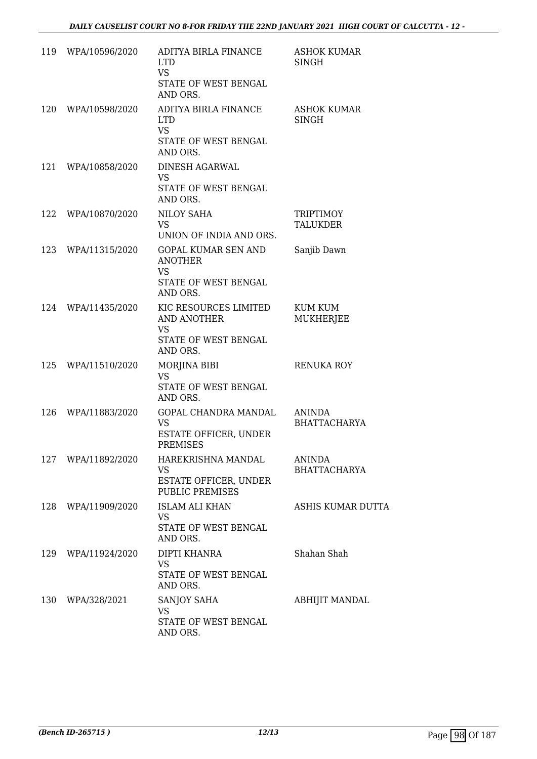| | | | |
|---|---|---|---|
| 119 | WPA/10596/2020 | ADITYA BIRLA FINANCE LTD<br>VS<br>STATE OF WEST BENGAL AND ORS. | ASHOK KUMAR SINGH |
| 120 | WPA/10598/2020 | ADITYA BIRLA FINANCE LTD<br>VS<br>STATE OF WEST BENGAL AND ORS. | ASHOK KUMAR SINGH |
| 121 | WPA/10858/2020 | DINESH AGARWAL<br>VS<br>STATE OF WEST BENGAL AND ORS. | |
| 122 | WPA/10870/2020 | NILOY SAHA<br>VS<br>UNION OF INDIA AND ORS. | TRIPTIMOY TALUKDER |
| 123 | WPA/11315/2020 | GOPAL KUMAR SEN AND ANOTHER<br>VS<br>STATE OF WEST BENGAL AND ORS. | Sanjib Dawn |
| 124 | WPA/11435/2020 | KIC RESOURCES LIMITED AND ANOTHER<br>VS<br>STATE OF WEST BENGAL AND ORS. | KUM KUM MUKHERJEE |
| 125 | WPA/11510/2020 | MORJINA BIBI<br>VS<br>STATE OF WEST BENGAL AND ORS. | RENUKA ROY |
| 126 | WPA/11883/2020 | GOPAL CHANDRA MANDAL<br>VS<br>ESTATE OFFICER, UNDER PREMISES | ANINDA BHATTACHARYA |
| 127 | WPA/11892/2020 | HAREKRISHNA MANDAL<br>VS<br>ESTATE OFFICER, UNDER PUBLIC PREMISES | ANINDA BHATTACHARYA |
| 128 | WPA/11909/2020 | ISLAM ALI KHAN<br>VS<br>STATE OF WEST BENGAL AND ORS. | ASHIS KUMAR DUTTA |
| 129 | WPA/11924/2020 | DIPTI KHANRA<br>VS<br>STATE OF WEST BENGAL AND ORS. | Shahan Shah |
| 130 | WPA/328/2021 | SANJOY SAHA<br>VS<br>STATE OF WEST BENGAL AND ORS. | ABHIJIT MANDAL |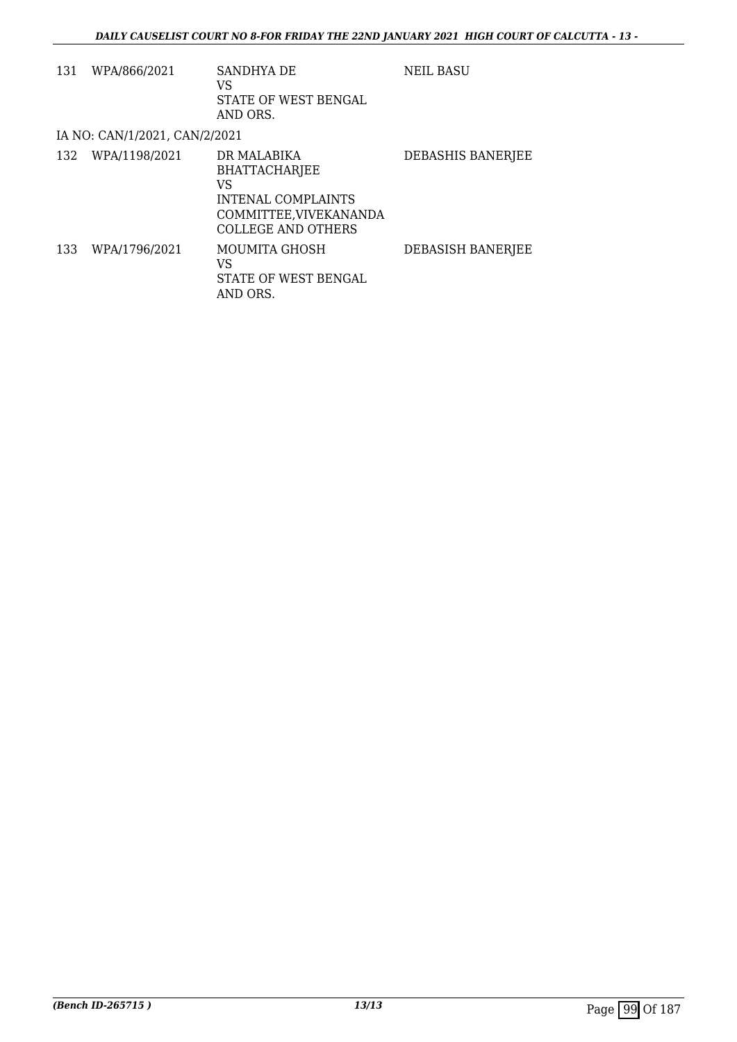| 131 | WPA/866/2021 | SANDHYA DE<br>VS<br>STATE OF WEST BENGAL<br>AND ORS. | NEIL BASU |
|---|---|---|---|
| IA NO: CAN/1/2021, CAN/2/2021 | | | |
| 132 | WPA/1198/2021 | DR MALABIKA<br>BHATTACHARJEE<br>VS<br>INTENAL COMPLAINTS<br>COMMITTEE,VIVEKANANDA<br>COLLEGE AND OTHERS | DEBASHIS BANERJEE |
| 133 | WPA/1796/2021 | MOUMITA GHOSH<br>VS<br>STATE OF WEST BENGAL<br>AND ORS. | DEBASISH BANERJEE |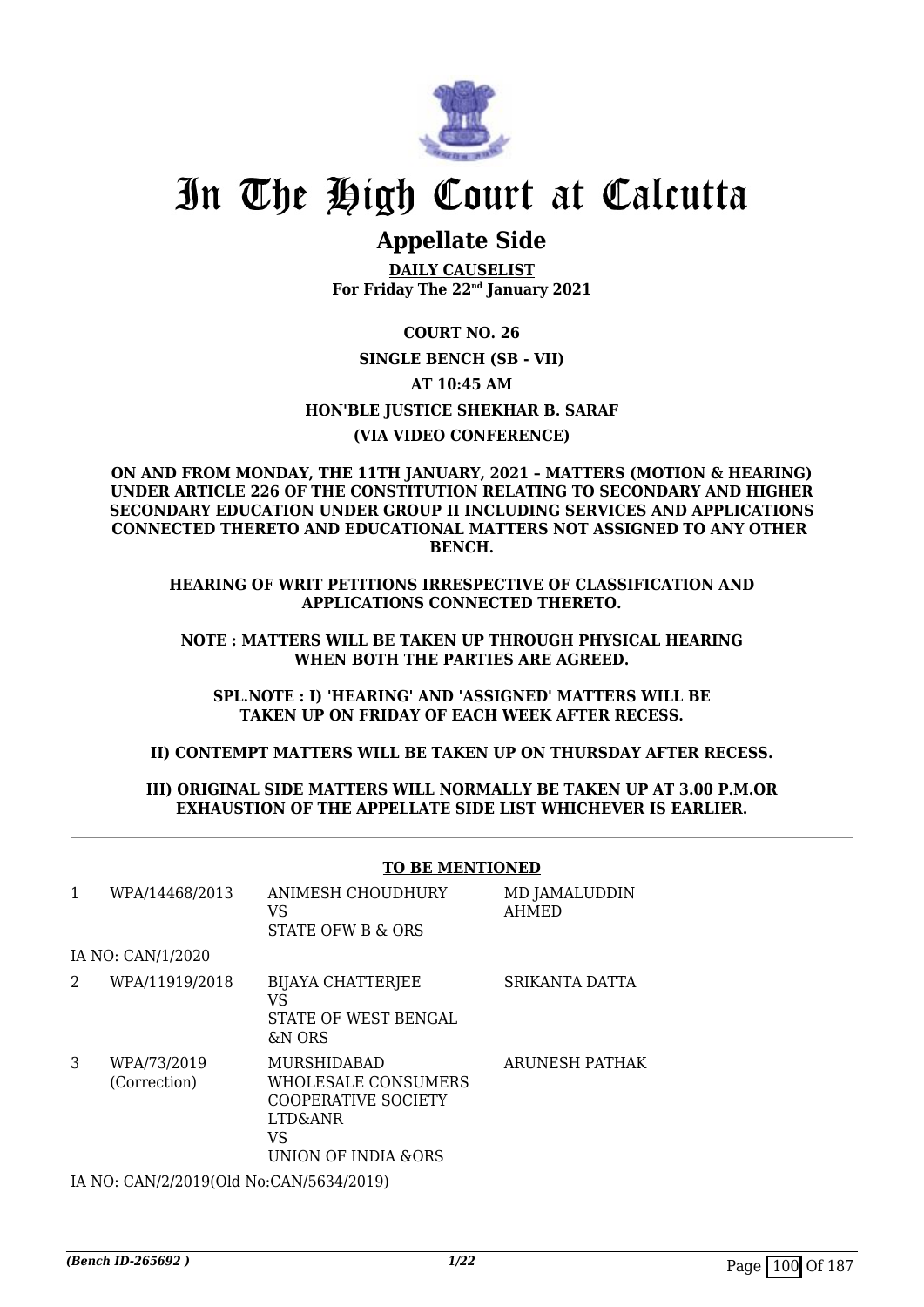# In The High Court at Calcutta

## Appellate Side

**DAILY CAUSELIST**
**For Friday The 22nd January 2021**

**COURT NO. 26**

**SINGLE BENCH (SB - VII)**

**AT 10:45 AM**

**HON'BLE JUSTICE SHEKHAR B. SARAF**

**(VIA VIDEO CONFERENCE)**

**ON AND FROM MONDAY, THE 11TH JANUARY, 2021 – MATTERS (MOTION & HEARING) UNDER ARTICLE 226 OF THE CONSTITUTION RELATING TO SECONDARY AND HIGHER SECONDARY EDUCATION UNDER GROUP II INCLUDING SERVICES AND APPLICATIONS CONNECTED THERETO AND EDUCATIONAL MATTERS NOT ASSIGNED TO ANY OTHER BENCH.**

**HEARING OF WRIT PETITIONS IRRESPECTIVE OF CLASSIFICATION AND APPLICATIONS CONNECTED THERETO.**

**NOTE : MATTERS WILL BE TAKEN UP THROUGH PHYSICAL HEARING WHEN BOTH THE PARTIES ARE AGREED.**

**SPL.NOTE : I) 'HEARING' AND 'ASSIGNED' MATTERS WILL BE TAKEN UP ON FRIDAY OF EACH WEEK AFTER RECESS.**

**II) CONTEMPT MATTERS WILL BE TAKEN UP ON THURSDAY AFTER RECESS.**

**III) ORIGINAL SIDE MATTERS WILL NORMALLY BE TAKEN UP AT 3.00 P.M.OR EXHAUSTION OF THE APPELLATE SIDE LIST WHICHEVER IS EARLIER.**

**TO BE MENTIONED**

| | | | |
|---|---|---|---|
| 1 | WPA/14468/2013 | ANIMESH CHOUDHURY<br>VS<br>STATE OFW B & ORS | MD JAMALUDDIN AHMED |
| | IA NO: CAN/1/2020 | | |
| 2 | WPA/11919/2018 | BIJAYA CHATTERJEE<br>VS<br>STATE OF WEST BENGAL &N ORS | SRIKANTA DATTA |
| 3 | WPA/73/2019 (Correction) | MURSHIDABAD WHOLESALE CONSUMERS COOPERATIVE SOCIETY LTD&ANR<br>VS<br>UNION OF INDIA &ORS | ARUNESH PATHAK |
| | IA NO: CAN/2/2019(Old No:CAN/5634/2019) | | |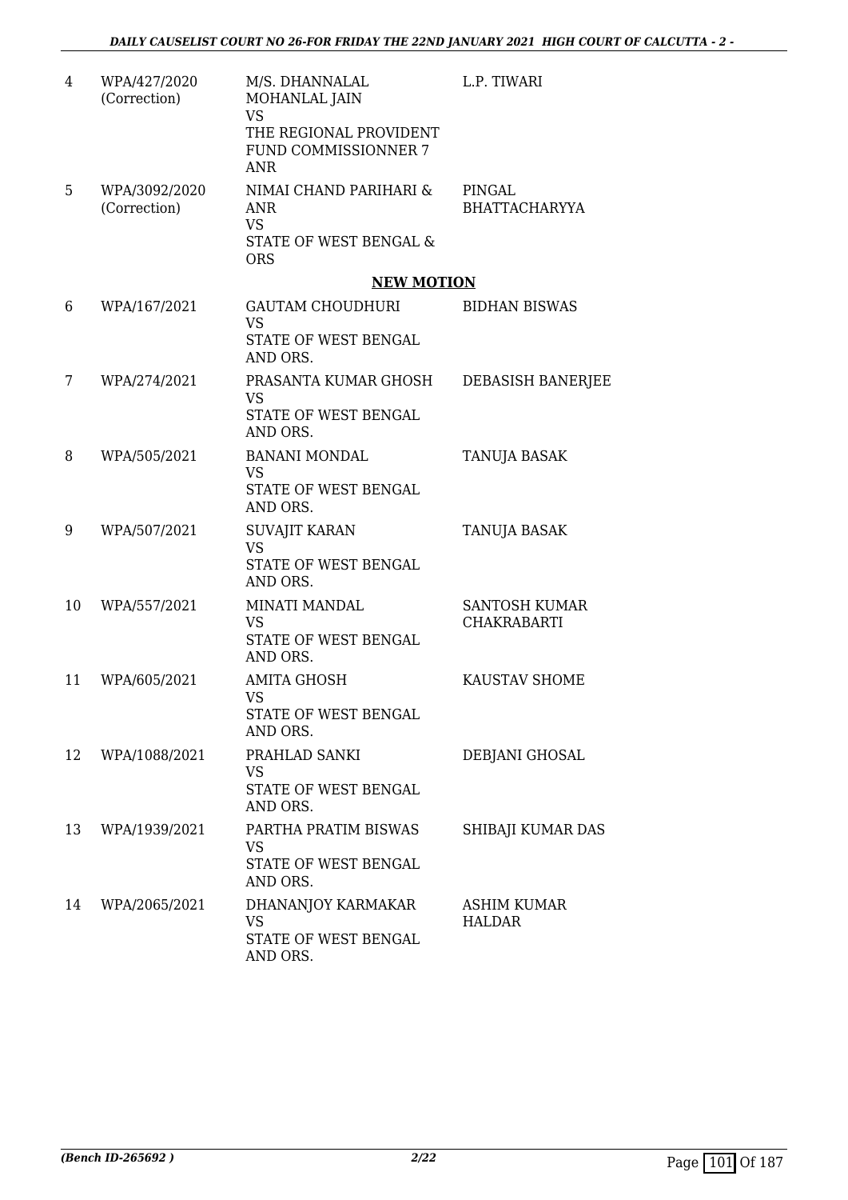| | | | |
|---|---|---|---|
| 4 | WPA/427/2020 (Correction) | M/S. DHANNALAL MOHANLAL JAIN<br>VS<br>THE REGIONAL PROVIDENT FUND COMMISSIONNER 7 ANR | L.P. TIWARI |
| 5 | WPA/3092/2020 (Correction) | NIMAI CHAND PARIHARI & ANR<br>VS<br>STATE OF WEST BENGAL & ORS | PINGAL BHATTACHARYYA |

**NEW MOTION**

| | | | |
|---|---|---|---|
| 6 | WPA/167/2021 | GAUTAM CHOUDHURI<br>VS<br>STATE OF WEST BENGAL AND ORS. | BIDHAN BISWAS |
| 7 | WPA/274/2021 | PRASANTA KUMAR GHOSH<br>VS<br>STATE OF WEST BENGAL AND ORS. | DEBASISH BANERJEE |
| 8 | WPA/505/2021 | BANANI MONDAL<br>VS<br>STATE OF WEST BENGAL AND ORS. | TANUJA BASAK |
| 9 | WPA/507/2021 | SUVAJIT KARAN<br>VS<br>STATE OF WEST BENGAL AND ORS. | TANUJA BASAK |
| 10 | WPA/557/2021 | MINATI MANDAL<br>VS<br>STATE OF WEST BENGAL AND ORS. | SANTOSH KUMAR CHAKRABARTI |
| 11 | WPA/605/2021 | AMITA GHOSH<br>VS<br>STATE OF WEST BENGAL AND ORS. | KAUSTAV SHOME |
| 12 | WPA/1088/2021 | PRAHLAD SANKI<br>VS<br>STATE OF WEST BENGAL AND ORS. | DEBJANI GHOSAL |
| 13 | WPA/1939/2021 | PARTHA PRATIM BISWAS<br>VS<br>STATE OF WEST BENGAL AND ORS. | SHIBAJI KUMAR DAS |
| 14 | WPA/2065/2021 | DHANANJOY KARMAKAR<br>VS<br>STATE OF WEST BENGAL AND ORS. | ASHIM KUMAR HALDAR |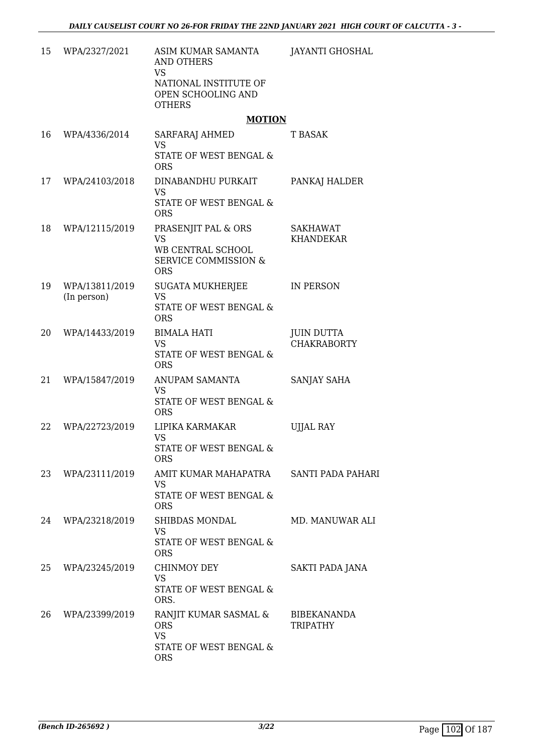| | | | |
|---|---|---|---|
| 15 | WPA/2327/2021 | ASIM KUMAR SAMANTA AND OTHERS<br>VS<br>NATIONAL INSTITUTE OF OPEN SCHOOLING AND OTHERS | JAYANTI GHOSHAL |

**MOTION**

| | | | |
|---|---|---|---|
| 16 | WPA/4336/2014 | SARFARAJ AHMED<br>VS<br>STATE OF WEST BENGAL & ORS | T BASAK |
| 17 | WPA/24103/2018 | DINABANDHU PURKAIT<br>VS<br>STATE OF WEST BENGAL & ORS | PANKAJ HALDER |
| 18 | WPA/12115/2019 | PRASENJIT PAL & ORS<br>VS<br>WB CENTRAL SCHOOL SERVICE COMMISSION & ORS | SAKHAWAT KHANDEKAR |
| 19 | WPA/13811/2019 (In person) | SUGATA MUKHERJEE<br>VS<br>STATE OF WEST BENGAL & ORS | IN PERSON |
| 20 | WPA/14433/2019 | BIMALA HATI<br>VS<br>STATE OF WEST BENGAL & ORS | JUIN DUTTA CHAKRABORTY |
| 21 | WPA/15847/2019 | ANUPAM SAMANTA<br>VS<br>STATE OF WEST BENGAL & ORS | SANJAY SAHA |
| 22 | WPA/22723/2019 | LIPIKA KARMAKAR<br>VS<br>STATE OF WEST BENGAL & ORS | UJJAL RAY |
| 23 | WPA/23111/2019 | AMIT KUMAR MAHAPATRA<br>VS<br>STATE OF WEST BENGAL & ORS | SANTI PADA PAHARI |
| 24 | WPA/23218/2019 | SHIBDAS MONDAL<br>VS<br>STATE OF WEST BENGAL & ORS | MD. MANUWAR ALI |
| 25 | WPA/23245/2019 | CHINMOY DEY<br>VS<br>STATE OF WEST BENGAL & ORS. | SAKTI PADA JANA |
| 26 | WPA/23399/2019 | RANJIT KUMAR SASMAL & ORS<br>VS<br>STATE OF WEST BENGAL & ORS | BIBEKANANDA TRIPATHY |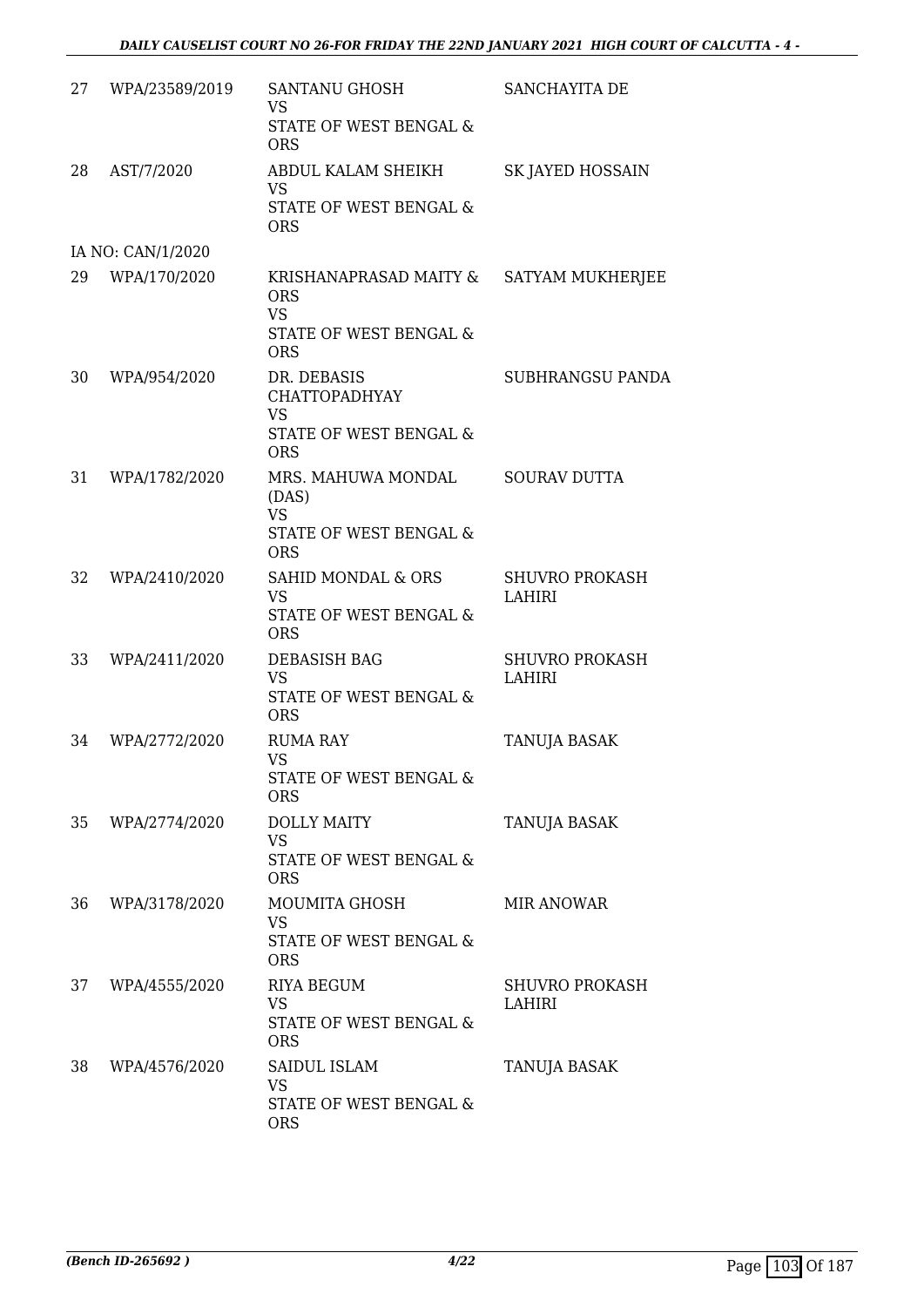| | | | |
|---|---|---|---|
| 27 | WPA/23589/2019 | SANTANU GHOSH<br>VS<br>STATE OF WEST BENGAL & ORS | SANCHAYITA DE |
| 28 | AST/7/2020 | ABDUL KALAM SHEIKH<br>VS<br>STATE OF WEST BENGAL & ORS | SK JAYED HOSSAIN |
| | IA NO: CAN/1/2020 | | |
| 29 | WPA/170/2020 | KRISHANAPRASAD MAITY & ORS<br>VS<br>STATE OF WEST BENGAL & ORS | SATYAM MUKHERJEE |
| 30 | WPA/954/2020 | DR. DEBASIS CHATTOPADHYAY<br>VS<br>STATE OF WEST BENGAL & ORS | SUBHRANGSU PANDA |
| 31 | WPA/1782/2020 | MRS. MAHUWA MONDAL (DAS)<br>VS<br>STATE OF WEST BENGAL & ORS | SOURAV DUTTA |
| 32 | WPA/2410/2020 | SAHID MONDAL & ORS<br>VS<br>STATE OF WEST BENGAL & ORS | SHUVRO PROKASH LAHIRI |
| 33 | WPA/2411/2020 | DEBASISH BAG<br>VS<br>STATE OF WEST BENGAL & ORS | SHUVRO PROKASH LAHIRI |
| 34 | WPA/2772/2020 | RUMA RAY<br>VS<br>STATE OF WEST BENGAL & ORS | TANUJA BASAK |
| 35 | WPA/2774/2020 | DOLLY MAITY<br>VS<br>STATE OF WEST BENGAL & ORS | TANUJA BASAK |
| 36 | WPA/3178/2020 | MOUMITA GHOSH<br>VS<br>STATE OF WEST BENGAL & ORS | MIR ANOWAR |
| 37 | WPA/4555/2020 | RIYA BEGUM<br>VS<br>STATE OF WEST BENGAL & ORS | SHUVRO PROKASH LAHIRI |
| 38 | WPA/4576/2020 | SAIDUL ISLAM<br>VS<br>STATE OF WEST BENGAL & ORS | TANUJA BASAK |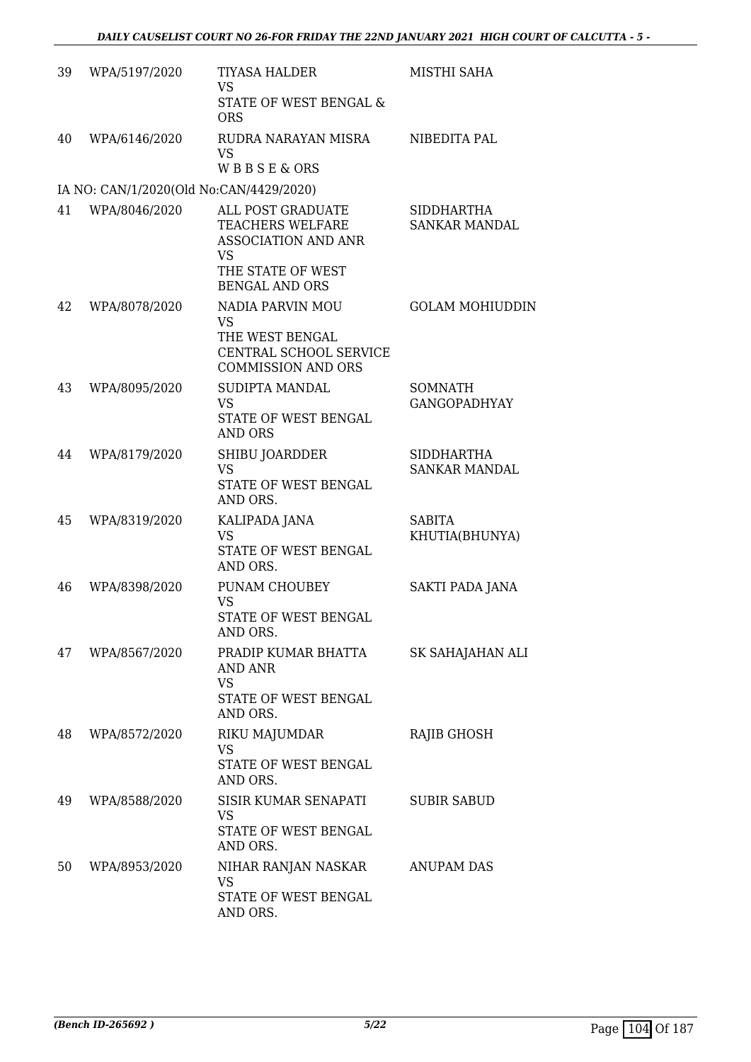| | | | |
|---|---|---|---|
| 39 | WPA/5197/2020 | TIYASA HALDER<br>VS<br>STATE OF WEST BENGAL & ORS | MISTHI SAHA |
| 40 | WPA/6146/2020 | RUDRA NARAYAN MISRA<br>VS<br>W B B S E & ORS | NIBEDITA PAL |
| | IA NO: CAN/1/2020(Old No:CAN/4429/2020) | | |
| 41 | WPA/8046/2020 | ALL POST GRADUATE TEACHERS WELFARE ASSOCIATION AND ANR<br>VS<br>THE STATE OF WEST BENGAL AND ORS | SIDDHARTHA SANKAR MANDAL |
| 42 | WPA/8078/2020 | NADIA PARVIN MOU<br>VS<br>THE WEST BENGAL CENTRAL SCHOOL SERVICE COMMISSION AND ORS | GOLAM MOHIUDDIN |
| 43 | WPA/8095/2020 | SUDIPTA MANDAL<br>VS<br>STATE OF WEST BENGAL AND ORS | SOMNATH GANGOPADHYAY |
| 44 | WPA/8179/2020 | SHIBU JOARDDER<br>VS<br>STATE OF WEST BENGAL AND ORS. | SIDDHARTHA SANKAR MANDAL |
| 45 | WPA/8319/2020 | KALIPADA JANA<br>VS<br>STATE OF WEST BENGAL AND ORS. | SABITA KHUTIA(BHUNYA) |
| 46 | WPA/8398/2020 | PUNAM CHOUBEY<br>VS<br>STATE OF WEST BENGAL AND ORS. | SAKTI PADA JANA |
| 47 | WPA/8567/2020 | PRADIP KUMAR BHATTA AND ANR<br>VS<br>STATE OF WEST BENGAL AND ORS. | SK SAHAJAHAN ALI |
| 48 | WPA/8572/2020 | RIKU MAJUMDAR<br>VS<br>STATE OF WEST BENGAL AND ORS. | RAJIB GHOSH |
| 49 | WPA/8588/2020 | SISIR KUMAR SENAPATI<br>VS<br>STATE OF WEST BENGAL AND ORS. | SUBIR SABUD |
| 50 | WPA/8953/2020 | NIHAR RANJAN NASKAR<br>VS<br>STATE OF WEST BENGAL AND ORS. | ANUPAM DAS |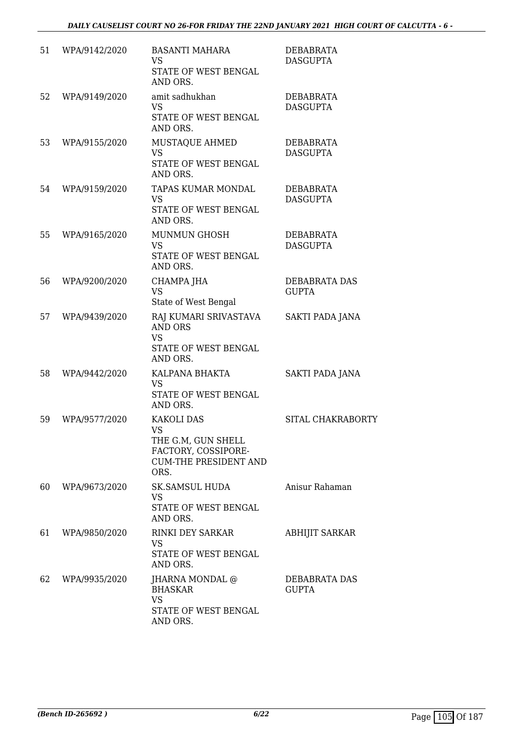| | | | |
|---|---|---|---|
| 51 | WPA/9142/2020 | BASANTI MAHARA<br>VS<br>STATE OF WEST BENGAL AND ORS. | DEBABRATA DASGUPTA |
| 52 | WPA/9149/2020 | amit sadhukhan<br>VS<br>STATE OF WEST BENGAL AND ORS. | DEBABRATA DASGUPTA |
| 53 | WPA/9155/2020 | MUSTAQUE AHMED<br>VS<br>STATE OF WEST BENGAL AND ORS. | DEBABRATA DASGUPTA |
| 54 | WPA/9159/2020 | TAPAS KUMAR MONDAL<br>VS<br>STATE OF WEST BENGAL AND ORS. | DEBABRATA DASGUPTA |
| 55 | WPA/9165/2020 | MUNMUN GHOSH<br>VS<br>STATE OF WEST BENGAL AND ORS. | DEBABRATA DASGUPTA |
| 56 | WPA/9200/2020 | CHAMPA JHA<br>VS<br>State of West Bengal | DEBABRATA DAS GUPTA |
| 57 | WPA/9439/2020 | RAJ KUMARI SRIVASTAVA AND ORS<br>VS<br>STATE OF WEST BENGAL AND ORS. | SAKTI PADA JANA |
| 58 | WPA/9442/2020 | KALPANA BHAKTA<br>VS<br>STATE OF WEST BENGAL AND ORS. | SAKTI PADA JANA |
| 59 | WPA/9577/2020 | KAKOLI DAS<br>VS<br>THE G.M, GUN SHELL FACTORY, COSSIPORE-CUM-THE PRESIDENT AND ORS. | SITAL CHAKRABORTY |
| 60 | WPA/9673/2020 | SK.SAMSUL HUDA<br>VS<br>STATE OF WEST BENGAL AND ORS. | Anisur Rahaman |
| 61 | WPA/9850/2020 | RINKI DEY SARKAR<br>VS<br>STATE OF WEST BENGAL AND ORS. | ABHIJIT SARKAR |
| 62 | WPA/9935/2020 | JHARNA MONDAL @ BHASKAR<br>VS<br>STATE OF WEST BENGAL AND ORS. | DEBABRATA DAS GUPTA |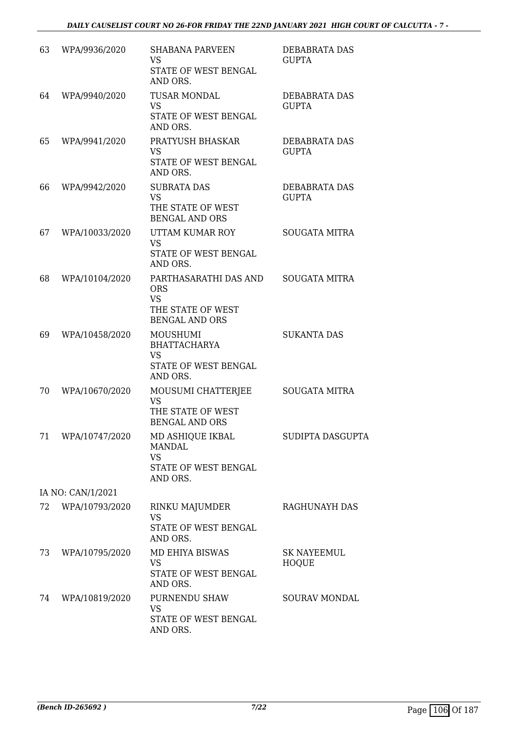| | | | |
|---|---|---|---|
| 63 | WPA/9936/2020 | SHABANA PARVEEN<br>VS<br>STATE OF WEST BENGAL AND ORS. | DEBABRATA DAS GUPTA |
| 64 | WPA/9940/2020 | TUSAR MONDAL<br>VS<br>STATE OF WEST BENGAL AND ORS. | DEBABRATA DAS GUPTA |
| 65 | WPA/9941/2020 | PRATYUSH BHASKAR<br>VS<br>STATE OF WEST BENGAL AND ORS. | DEBABRATA DAS GUPTA |
| 66 | WPA/9942/2020 | SUBRATA DAS<br>VS<br>THE STATE OF WEST BENGAL AND ORS | DEBABRATA DAS GUPTA |
| 67 | WPA/10033/2020 | UTTAM KUMAR ROY<br>VS<br>STATE OF WEST BENGAL AND ORS. | SOUGATA MITRA |
| 68 | WPA/10104/2020 | PARTHASARATHI DAS AND ORS<br>VS<br>THE STATE OF WEST BENGAL AND ORS | SOUGATA MITRA |
| 69 | WPA/10458/2020 | MOUSHUMI BHATTACHARYA<br>VS<br>STATE OF WEST BENGAL AND ORS. | SUKANTA DAS |
| 70 | WPA/10670/2020 | MOUSUMI CHATTERJEE<br>VS<br>THE STATE OF WEST BENGAL AND ORS | SOUGATA MITRA |
| 71 | WPA/10747/2020 | MD ASHIQUE IKBAL MANDAL<br>VS<br>STATE OF WEST BENGAL AND ORS. | SUDIPTA DASGUPTA |
| | IA NO: CAN/1/2021 | | |
| 72 | WPA/10793/2020 | RINKU MAJUMDER<br>VS<br>STATE OF WEST BENGAL AND ORS. | RAGHUNAYH DAS |
| 73 | WPA/10795/2020 | MD EHIYA BISWAS<br>VS<br>STATE OF WEST BENGAL AND ORS. | SK NAYEEMUL HOQUE |
| 74 | WPA/10819/2020 | PURNENDU SHAW<br>VS<br>STATE OF WEST BENGAL AND ORS. | SOURAV MONDAL |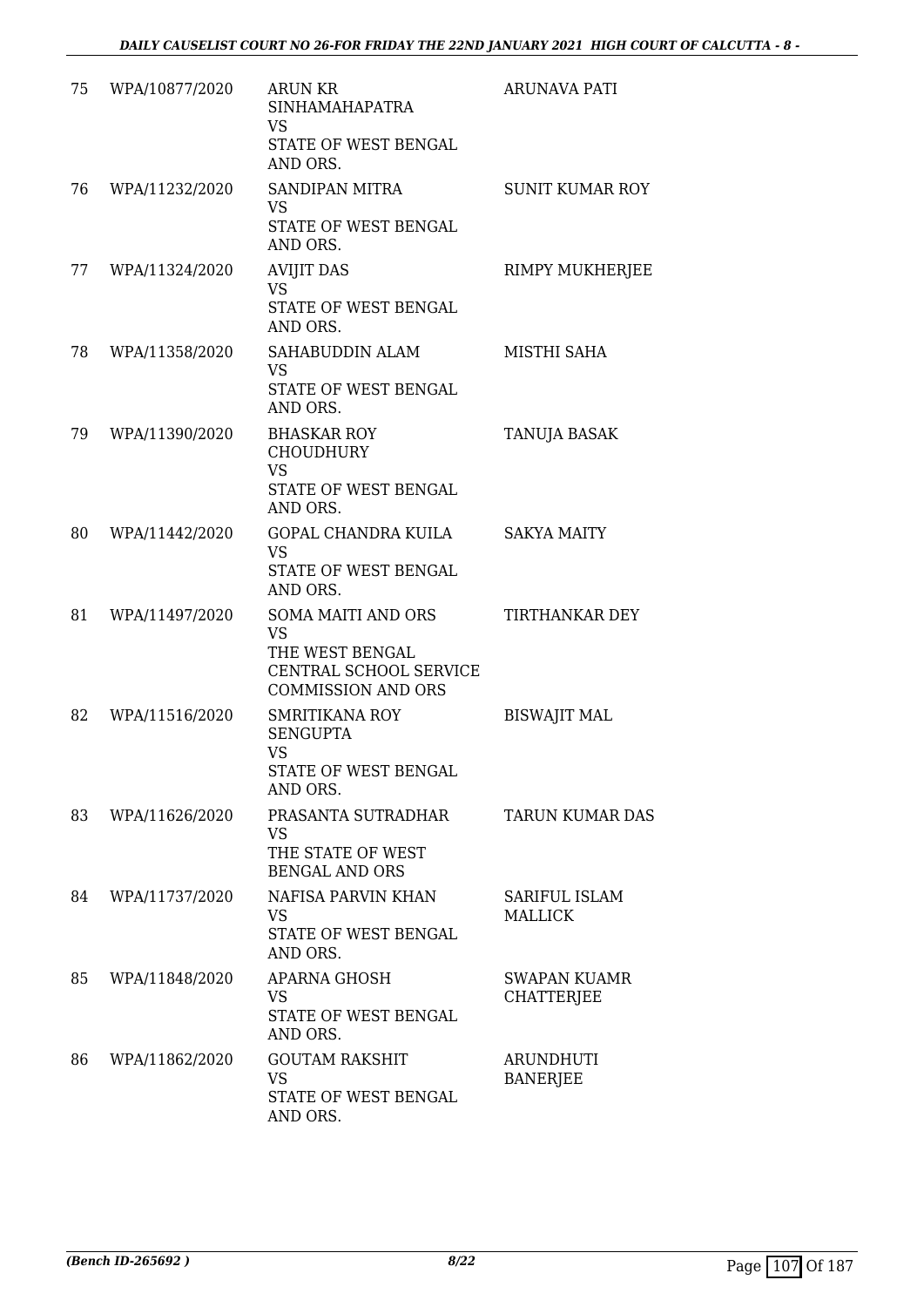| 75 | WPA/10877/2020 | ARUN KR SINHAMAHAPATRA VS STATE OF WEST BENGAL AND ORS. | ARUNAVA PATI |
|---|---|---|---|
| 76 | WPA/11232/2020 | SANDIPAN MITRA VS STATE OF WEST BENGAL AND ORS. | SUNIT KUMAR ROY |
| 77 | WPA/11324/2020 | AVIJIT DAS VS STATE OF WEST BENGAL AND ORS. | RIMPY MUKHERJEE |
| 78 | WPA/11358/2020 | SAHABUDDIN ALAM VS STATE OF WEST BENGAL AND ORS. | MISTHI SAHA |
| 79 | WPA/11390/2020 | BHASKAR ROY CHOUDHURY VS STATE OF WEST BENGAL AND ORS. | TANUJA BASAK |
| 80 | WPA/11442/2020 | GOPAL CHANDRA KUILA VS STATE OF WEST BENGAL AND ORS. | SAKYA MAITY |
| 81 | WPA/11497/2020 | SOMA MAITI AND ORS VS THE WEST BENGAL CENTRAL SCHOOL SERVICE COMMISSION AND ORS | TIRTHANKAR DEY |
| 82 | WPA/11516/2020 | SMRITIKANA ROY SENGUPTA VS STATE OF WEST BENGAL AND ORS. | BISWAJIT MAL |
| 83 | WPA/11626/2020 | PRASANTA SUTRADHAR VS THE STATE OF WEST BENGAL AND ORS | TARUN KUMAR DAS |
| 84 | WPA/11737/2020 | NAFISA PARVIN KHAN VS STATE OF WEST BENGAL AND ORS. | SARIFUL ISLAM MALLICK |
| 85 | WPA/11848/2020 | APARNA GHOSH VS STATE OF WEST BENGAL AND ORS. | SWAPAN KUAMR CHATTERJEE |
| 86 | WPA/11862/2020 | GOUTAM RAKSHIT VS STATE OF WEST BENGAL AND ORS. | ARUNDHUTI BANERJEE |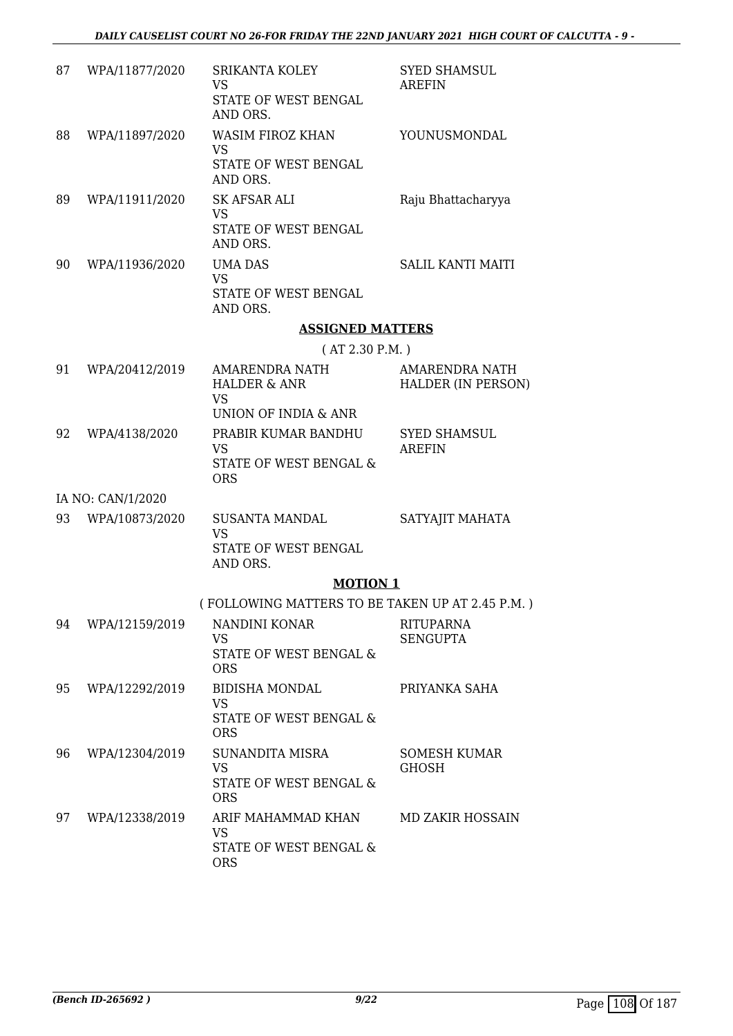| | | | |
|---|---|---|---|
| 87 | WPA/11877/2020 | SRIKANTA KOLEY<br>VS<br>STATE OF WEST BENGAL AND ORS. | SYED SHAMSUL AREFIN |
| 88 | WPA/11897/2020 | WASIM FIROZ KHAN<br>VS<br>STATE OF WEST BENGAL AND ORS. | YOUNUSMONDAL |
| 89 | WPA/11911/2020 | SK AFSAR ALI<br>VS<br>STATE OF WEST BENGAL AND ORS. | Raju Bhattacharyya |
| 90 | WPA/11936/2020 | UMA DAS<br>VS<br>STATE OF WEST BENGAL AND ORS. | SALIL KANTI MAITI |

**ASSIGNED MATTERS**

( AT 2.30 P.M. )

| | | | |
|---|---|---|---|
| 91 | WPA/20412/2019 | AMARENDRA NATH HALDER & ANR<br>VS<br>UNION OF INDIA & ANR | AMARENDRA NATH HALDER (IN PERSON) |
| 92 | WPA/4138/2020 | PRABIR KUMAR BANDHU<br>VS<br>STATE OF WEST BENGAL & ORS | SYED SHAMSUL AREFIN |
| | IA NO: CAN/1/2020 | | |
| 93 | WPA/10873/2020 | SUSANTA MANDAL<br>VS<br>STATE OF WEST BENGAL AND ORS. | SATYAJIT MAHATA |

**MOTION 1**

( FOLLOWING MATTERS TO BE TAKEN UP AT 2.45 P.M. )

| | | | |
|---|---|---|---|
| 94 | WPA/12159/2019 | NANDINI KONAR<br>VS<br>STATE OF WEST BENGAL & ORS | RITUPARNA SENGUPTA |
| 95 | WPA/12292/2019 | BIDISHA MONDAL<br>VS<br>STATE OF WEST BENGAL & ORS | PRIYANKA SAHA |
| 96 | WPA/12304/2019 | SUNANDITA MISRA<br>VS<br>STATE OF WEST BENGAL & ORS | SOMESH KUMAR GHOSH |
| 97 | WPA/12338/2019 | ARIF MAHAMMAD KHAN<br>VS<br>STATE OF WEST BENGAL & ORS | MD ZAKIR HOSSAIN |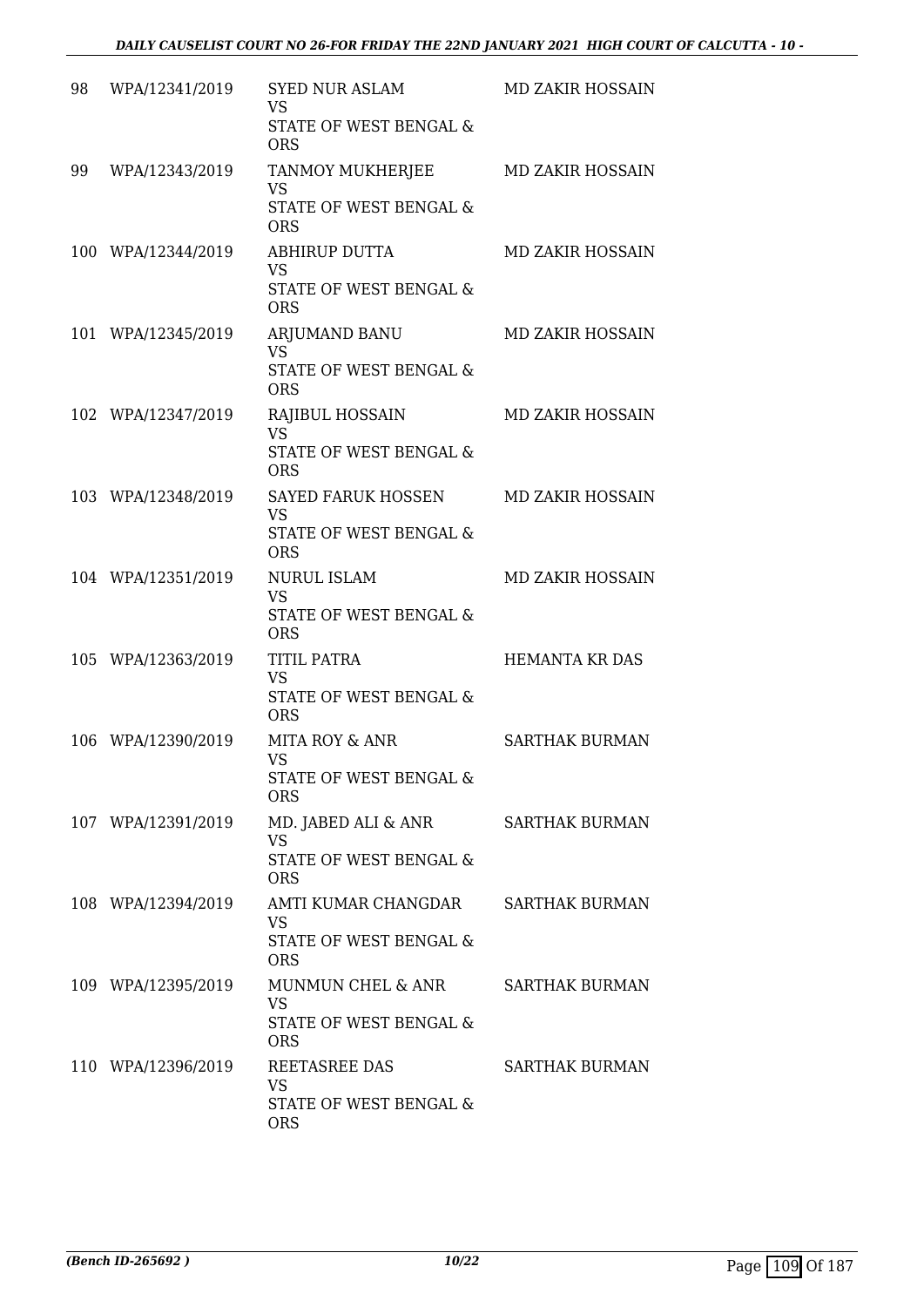| | | | |
|---|---|---|---|
| 98 | WPA/12341/2019 | SYED NUR ASLAM<br>VS<br>STATE OF WEST BENGAL & ORS | MD ZAKIR HOSSAIN |
| 99 | WPA/12343/2019 | TANMOY MUKHERJEE<br>VS<br>STATE OF WEST BENGAL & ORS | MD ZAKIR HOSSAIN |
| 100 | WPA/12344/2019 | ABHIRUP DUTTA<br>VS<br>STATE OF WEST BENGAL & ORS | MD ZAKIR HOSSAIN |
| 101 | WPA/12345/2019 | ARJUMAND BANU<br>VS<br>STATE OF WEST BENGAL & ORS | MD ZAKIR HOSSAIN |
| 102 | WPA/12347/2019 | RAJIBUL HOSSAIN<br>VS<br>STATE OF WEST BENGAL & ORS | MD ZAKIR HOSSAIN |
| 103 | WPA/12348/2019 | SAYED FARUK HOSSEN<br>VS<br>STATE OF WEST BENGAL & ORS | MD ZAKIR HOSSAIN |
| 104 | WPA/12351/2019 | NURUL ISLAM<br>VS<br>STATE OF WEST BENGAL & ORS | MD ZAKIR HOSSAIN |
| 105 | WPA/12363/2019 | TITIL PATRA<br>VS<br>STATE OF WEST BENGAL & ORS | HEMANTA KR DAS |
| 106 | WPA/12390/2019 | MITA ROY & ANR<br>VS<br>STATE OF WEST BENGAL & ORS | SARTHAK BURMAN |
| 107 | WPA/12391/2019 | MD. JABED ALI & ANR<br>VS<br>STATE OF WEST BENGAL & ORS | SARTHAK BURMAN |
| 108 | WPA/12394/2019 | AMTI KUMAR CHANGDAR<br>VS<br>STATE OF WEST BENGAL & ORS | SARTHAK BURMAN |
| 109 | WPA/12395/2019 | MUNMUN CHEL & ANR<br>VS<br>STATE OF WEST BENGAL & ORS | SARTHAK BURMAN |
| 110 | WPA/12396/2019 | REETASREE DAS<br>VS<br>STATE OF WEST BENGAL & ORS | SARTHAK BURMAN |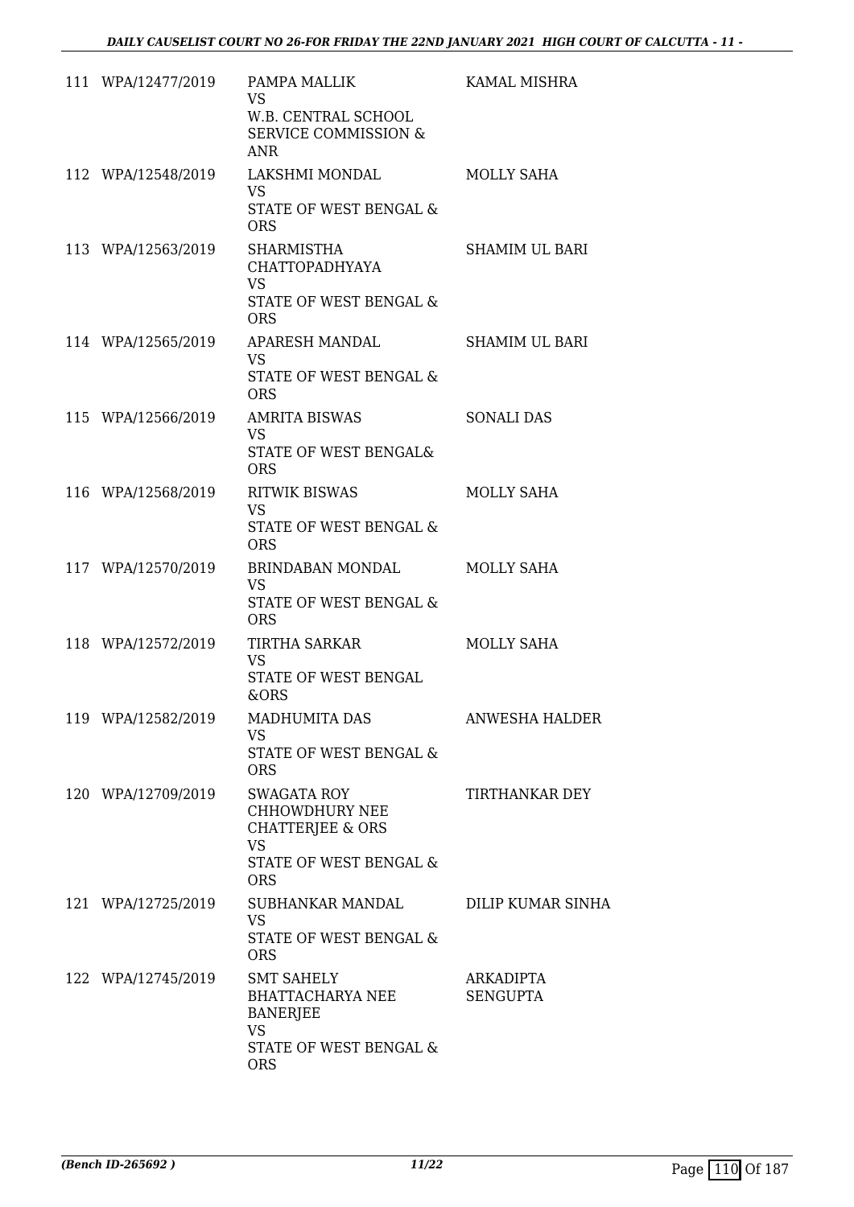| | | | |
|---|---|---|---|
| 111 | WPA/12477/2019 | PAMPA MALLIK<br>VS<br>W.B. CENTRAL SCHOOL SERVICE COMMISSION & ANR | KAMAL MISHRA |
| 112 | WPA/12548/2019 | LAKSHMI MONDAL<br>VS<br>STATE OF WEST BENGAL & ORS | MOLLY SAHA |
| 113 | WPA/12563/2019 | SHARMISTHA CHATTOPADHYAYA<br>VS<br>STATE OF WEST BENGAL & ORS | SHAMIM UL BARI |
| 114 | WPA/12565/2019 | APARESH MANDAL<br>VS<br>STATE OF WEST BENGAL & ORS | SHAMIM UL BARI |
| 115 | WPA/12566/2019 | AMRITA BISWAS<br>VS<br>STATE OF WEST BENGAL& ORS | SONALI DAS |
| 116 | WPA/12568/2019 | RITWIK BISWAS<br>VS<br>STATE OF WEST BENGAL & ORS | MOLLY SAHA |
| 117 | WPA/12570/2019 | BRINDABAN MONDAL<br>VS<br>STATE OF WEST BENGAL & ORS | MOLLY SAHA |
| 118 | WPA/12572/2019 | TIRTHA SARKAR<br>VS<br>STATE OF WEST BENGAL &ORS | MOLLY SAHA |
| 119 | WPA/12582/2019 | MADHUMITA DAS<br>VS<br>STATE OF WEST BENGAL & ORS | ANWESHA HALDER |
| 120 | WPA/12709/2019 | SWAGATA ROY CHHOWDHURY NEE CHATTERJEE & ORS<br>VS<br>STATE OF WEST BENGAL & ORS | TIRTHANKAR DEY |
| 121 | WPA/12725/2019 | SUBHANKAR MANDAL<br>VS<br>STATE OF WEST BENGAL & ORS | DILIP KUMAR SINHA |
| 122 | WPA/12745/2019 | SMT SAHELY BHATTACHARYA NEE BANERJEE<br>VS<br>STATE OF WEST BENGAL & ORS | ARKADIPTA SENGUPTA |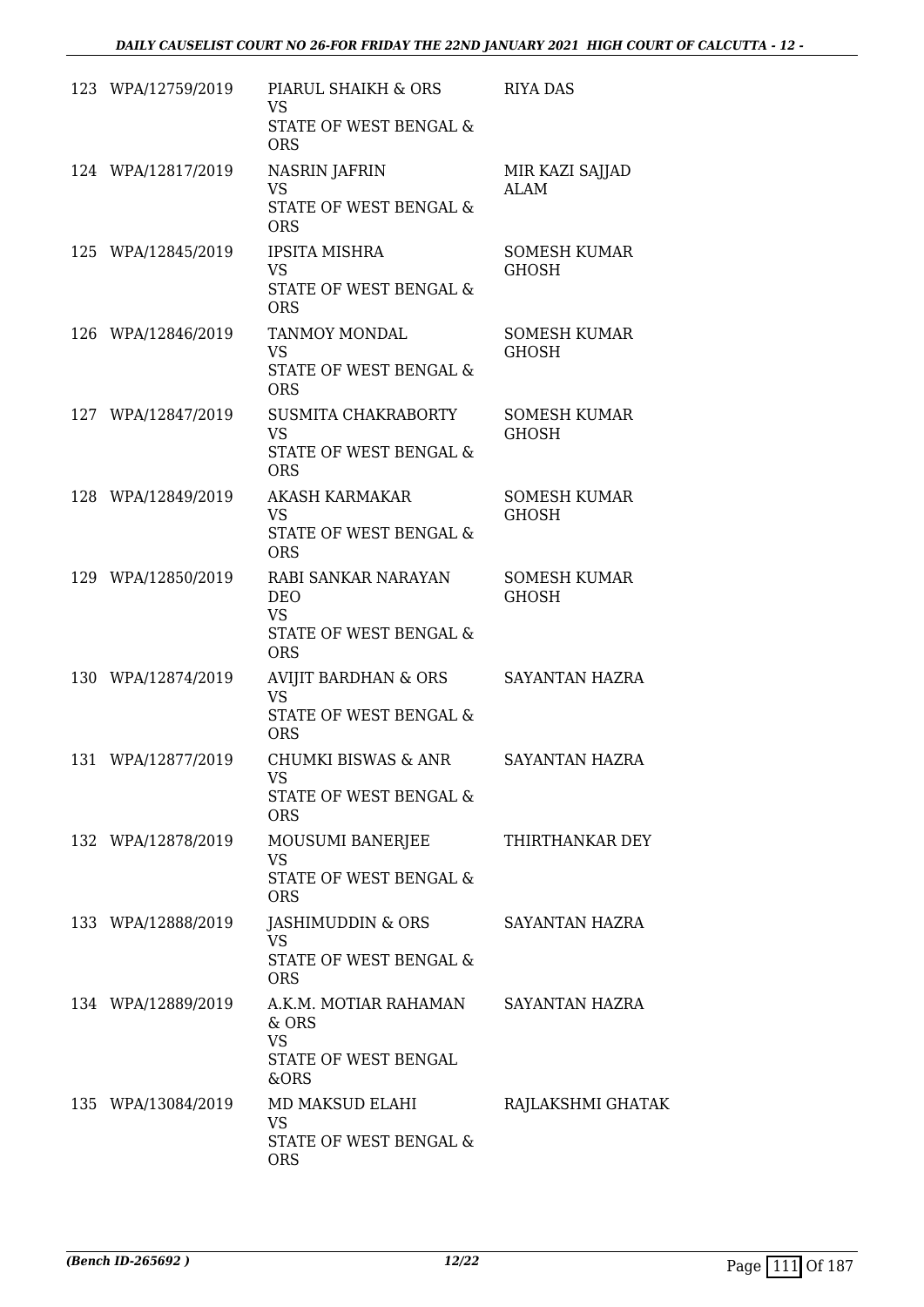| | | | |
|---|---|---|---|
| 123 | WPA/12759/2019 | PIARUL SHAIKH & ORS<br>VS<br>STATE OF WEST BENGAL & ORS | RIYA DAS |
| 124 | WPA/12817/2019 | NASRIN JAFRIN<br>VS<br>STATE OF WEST BENGAL & ORS | MIR KAZI SAJJAD ALAM |
| 125 | WPA/12845/2019 | IPSITA MISHRA<br>VS<br>STATE OF WEST BENGAL & ORS | SOMESH KUMAR GHOSH |
| 126 | WPA/12846/2019 | TANMOY MONDAL<br>VS<br>STATE OF WEST BENGAL & ORS | SOMESH KUMAR GHOSH |
| 127 | WPA/12847/2019 | SUSMITA CHAKRABORTY<br>VS<br>STATE OF WEST BENGAL & ORS | SOMESH KUMAR GHOSH |
| 128 | WPA/12849/2019 | AKASH KARMAKAR<br>VS<br>STATE OF WEST BENGAL & ORS | SOMESH KUMAR GHOSH |
| 129 | WPA/12850/2019 | RABI SANKAR NARAYAN DEO<br>VS<br>STATE OF WEST BENGAL & ORS | SOMESH KUMAR GHOSH |
| 130 | WPA/12874/2019 | AVIJIT BARDHAN & ORS<br>VS<br>STATE OF WEST BENGAL & ORS | SAYANTAN HAZRA |
| 131 | WPA/12877/2019 | CHUMKI BISWAS & ANR<br>VS<br>STATE OF WEST BENGAL & ORS | SAYANTAN HAZRA |
| 132 | WPA/12878/2019 | MOUSUMI BANERJEE<br>VS<br>STATE OF WEST BENGAL & ORS | THIRTHANKAR DEY |
| 133 | WPA/12888/2019 | JASHIMUDDIN & ORS<br>VS<br>STATE OF WEST BENGAL & ORS | SAYANTAN HAZRA |
| 134 | WPA/12889/2019 | A.K.M. MOTIAR RAHAMAN & ORS<br>VS<br>STATE OF WEST BENGAL &ORS | SAYANTAN HAZRA |
| 135 | WPA/13084/2019 | MD MAKSUD ELAHI<br>VS<br>STATE OF WEST BENGAL & ORS | RAJLAKSHMI GHATAK |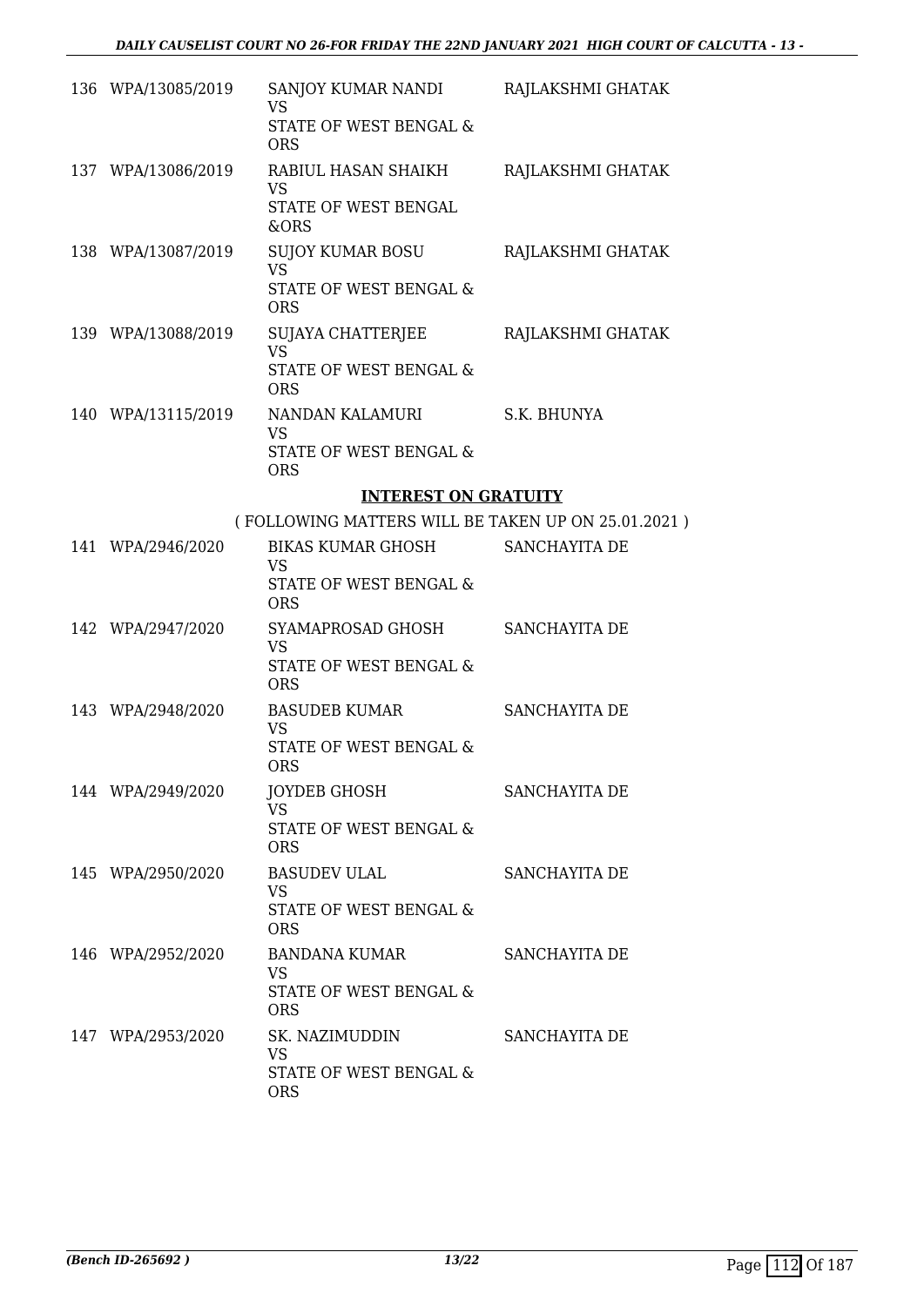| | | | |
|---|---|---|---|
| 136 | WPA/13085/2019 | SANJOY KUMAR NANDI<br>VS<br>STATE OF WEST BENGAL & ORS | RAJLAKSHMI GHATAK |
| 137 | WPA/13086/2019 | RABIUL HASAN SHAIKH<br>VS<br>STATE OF WEST BENGAL &ORS | RAJLAKSHMI GHATAK |
| 138 | WPA/13087/2019 | SUJOY KUMAR BOSU<br>VS<br>STATE OF WEST BENGAL & ORS | RAJLAKSHMI GHATAK |
| 139 | WPA/13088/2019 | SUJAYA CHATTERJEE<br>VS<br>STATE OF WEST BENGAL & ORS | RAJLAKSHMI GHATAK |
| 140 | WPA/13115/2019 | NANDAN KALAMURI<br>VS<br>STATE OF WEST BENGAL & ORS | S.K. BHUNYA |

**INTEREST ON GRATUITY**

( FOLLOWING MATTERS WILL BE TAKEN UP ON 25.01.2021 )

| | | | |
|---|---|---|---|
| 141 | WPA/2946/2020 | BIKAS KUMAR GHOSH<br>VS<br>STATE OF WEST BENGAL & ORS | SANCHAYITA DE |
| 142 | WPA/2947/2020 | SYAMAPROSAD GHOSH<br>VS<br>STATE OF WEST BENGAL & ORS | SANCHAYITA DE |
| 143 | WPA/2948/2020 | BASUDEB KUMAR<br>VS<br>STATE OF WEST BENGAL & ORS | SANCHAYITA DE |
| 144 | WPA/2949/2020 | JOYDEB GHOSH<br>VS<br>STATE OF WEST BENGAL & ORS | SANCHAYITA DE |
| 145 | WPA/2950/2020 | BASUDEV ULAL<br>VS<br>STATE OF WEST BENGAL & ORS | SANCHAYITA DE |
| 146 | WPA/2952/2020 | BANDANA KUMAR<br>VS<br>STATE OF WEST BENGAL & ORS | SANCHAYITA DE |
| 147 | WPA/2953/2020 | SK. NAZIMUDDIN<br>VS<br>STATE OF WEST BENGAL & ORS | SANCHAYITA DE |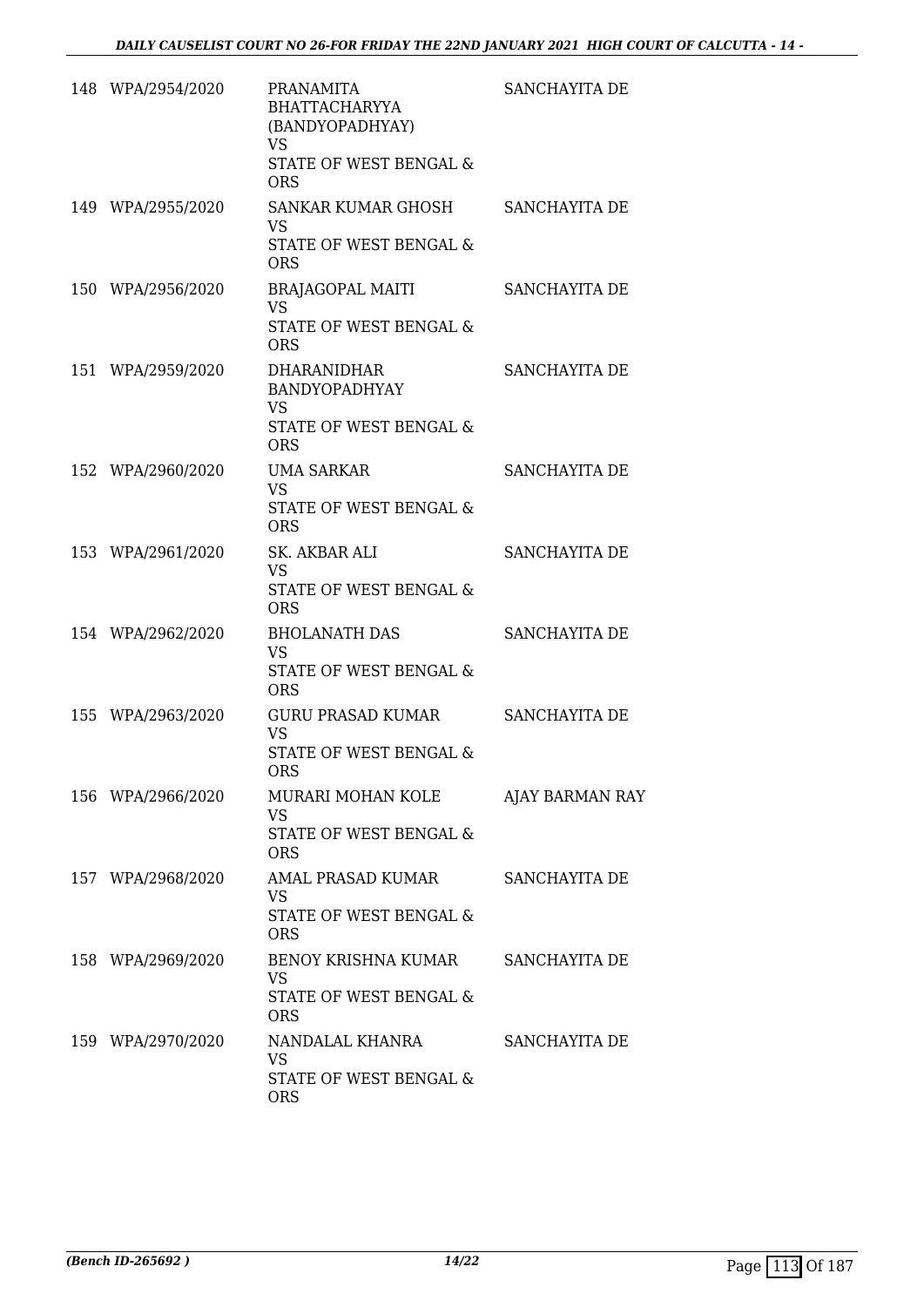| | | | |
|---|---|---|---|
| 148 | WPA/2954/2020 | PRANAMITA BHATTACHARYYA (BANDYOPADHYAY)<br>VS<br>STATE OF WEST BENGAL & ORS | SANCHAYITA DE |
| 149 | WPA/2955/2020 | SANKAR KUMAR GHOSH<br>VS<br>STATE OF WEST BENGAL & ORS | SANCHAYITA DE |
| 150 | WPA/2956/2020 | BRAJAGOPAL MAITI<br>VS<br>STATE OF WEST BENGAL & ORS | SANCHAYITA DE |
| 151 | WPA/2959/2020 | DHARANIDHAR BANDYOPADHYAY<br>VS<br>STATE OF WEST BENGAL & ORS | SANCHAYITA DE |
| 152 | WPA/2960/2020 | UMA SARKAR<br>VS<br>STATE OF WEST BENGAL & ORS | SANCHAYITA DE |
| 153 | WPA/2961/2020 | SK. AKBAR ALI<br>VS<br>STATE OF WEST BENGAL & ORS | SANCHAYITA DE |
| 154 | WPA/2962/2020 | BHOLANATH DAS<br>VS<br>STATE OF WEST BENGAL & ORS | SANCHAYITA DE |
| 155 | WPA/2963/2020 | GURU PRASAD KUMAR<br>VS<br>STATE OF WEST BENGAL & ORS | SANCHAYITA DE |
| 156 | WPA/2966/2020 | MURARI MOHAN KOLE<br>VS<br>STATE OF WEST BENGAL & ORS | AJAY BARMAN RAY |
| 157 | WPA/2968/2020 | AMAL PRASAD KUMAR<br>VS<br>STATE OF WEST BENGAL & ORS | SANCHAYITA DE |
| 158 | WPA/2969/2020 | BENOY KRISHNA KUMAR<br>VS<br>STATE OF WEST BENGAL & ORS | SANCHAYITA DE |
| 159 | WPA/2970/2020 | NANDALAL KHANRA<br>VS<br>STATE OF WEST BENGAL & ORS | SANCHAYITA DE |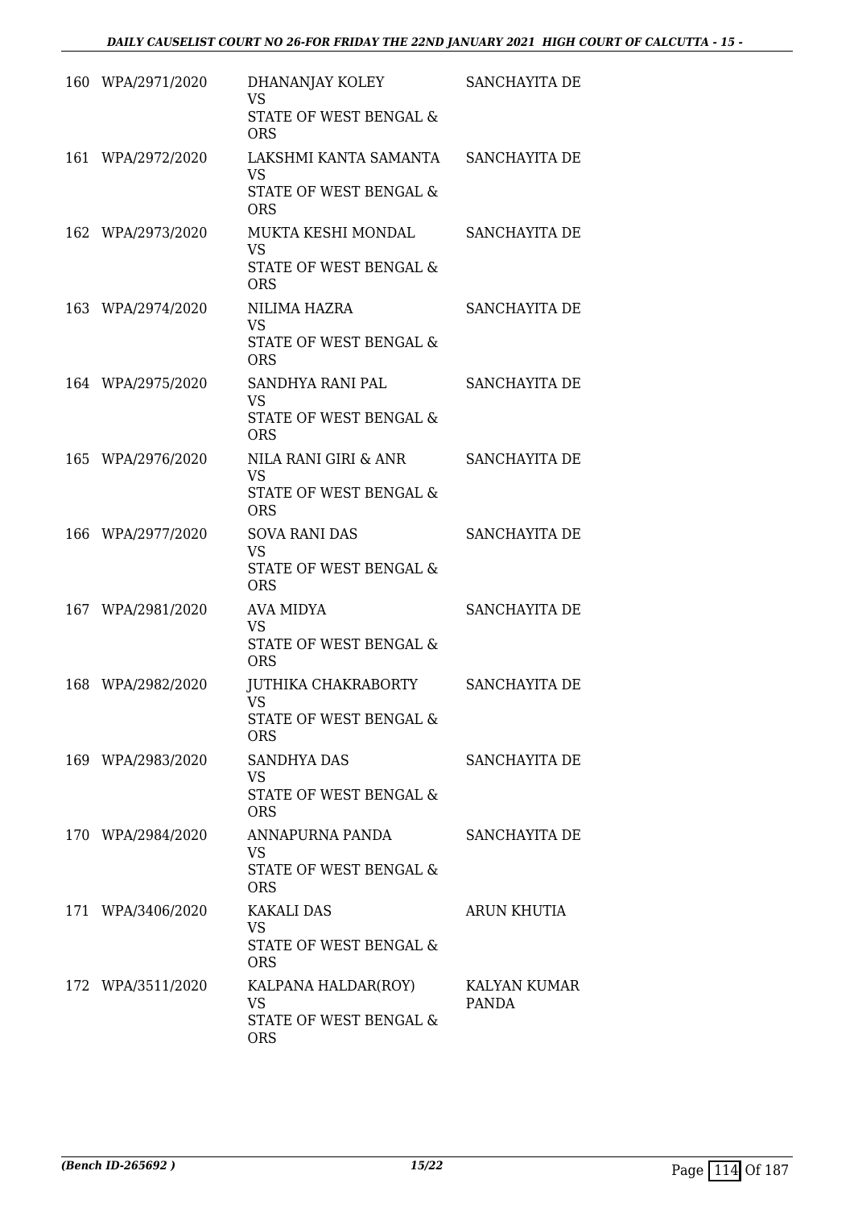| | | | |
|---|---|---|---|
| 160 | WPA/2971/2020 | DHANANJAY KOLEY<br>VS<br>STATE OF WEST BENGAL & ORS | SANCHAYITA DE |
| 161 | WPA/2972/2020 | LAKSHMI KANTA SAMANTA<br>VS<br>STATE OF WEST BENGAL & ORS | SANCHAYITA DE |
| 162 | WPA/2973/2020 | MUKTA KESHI MONDAL<br>VS<br>STATE OF WEST BENGAL & ORS | SANCHAYITA DE |
| 163 | WPA/2974/2020 | NILIMA HAZRA<br>VS<br>STATE OF WEST BENGAL & ORS | SANCHAYITA DE |
| 164 | WPA/2975/2020 | SANDHYA RANI PAL<br>VS<br>STATE OF WEST BENGAL & ORS | SANCHAYITA DE |
| 165 | WPA/2976/2020 | NILA RANI GIRI & ANR<br>VS<br>STATE OF WEST BENGAL & ORS | SANCHAYITA DE |
| 166 | WPA/2977/2020 | SOVA RANI DAS<br>VS<br>STATE OF WEST BENGAL & ORS | SANCHAYITA DE |
| 167 | WPA/2981/2020 | AVA MIDYA<br>VS<br>STATE OF WEST BENGAL & ORS | SANCHAYITA DE |
| 168 | WPA/2982/2020 | JUTHIKA CHAKRABORTY<br>VS<br>STATE OF WEST BENGAL & ORS | SANCHAYITA DE |
| 169 | WPA/2983/2020 | SANDHYA DAS<br>VS<br>STATE OF WEST BENGAL & ORS | SANCHAYITA DE |
| 170 | WPA/2984/2020 | ANNAPURNA PANDA<br>VS<br>STATE OF WEST BENGAL & ORS | SANCHAYITA DE |
| 171 | WPA/3406/2020 | KAKALI DAS<br>VS<br>STATE OF WEST BENGAL & ORS | ARUN KHUTIA |
| 172 | WPA/3511/2020 | KALPANA HALDAR(ROY)<br>VS<br>STATE OF WEST BENGAL & ORS | KALYAN KUMAR PANDA |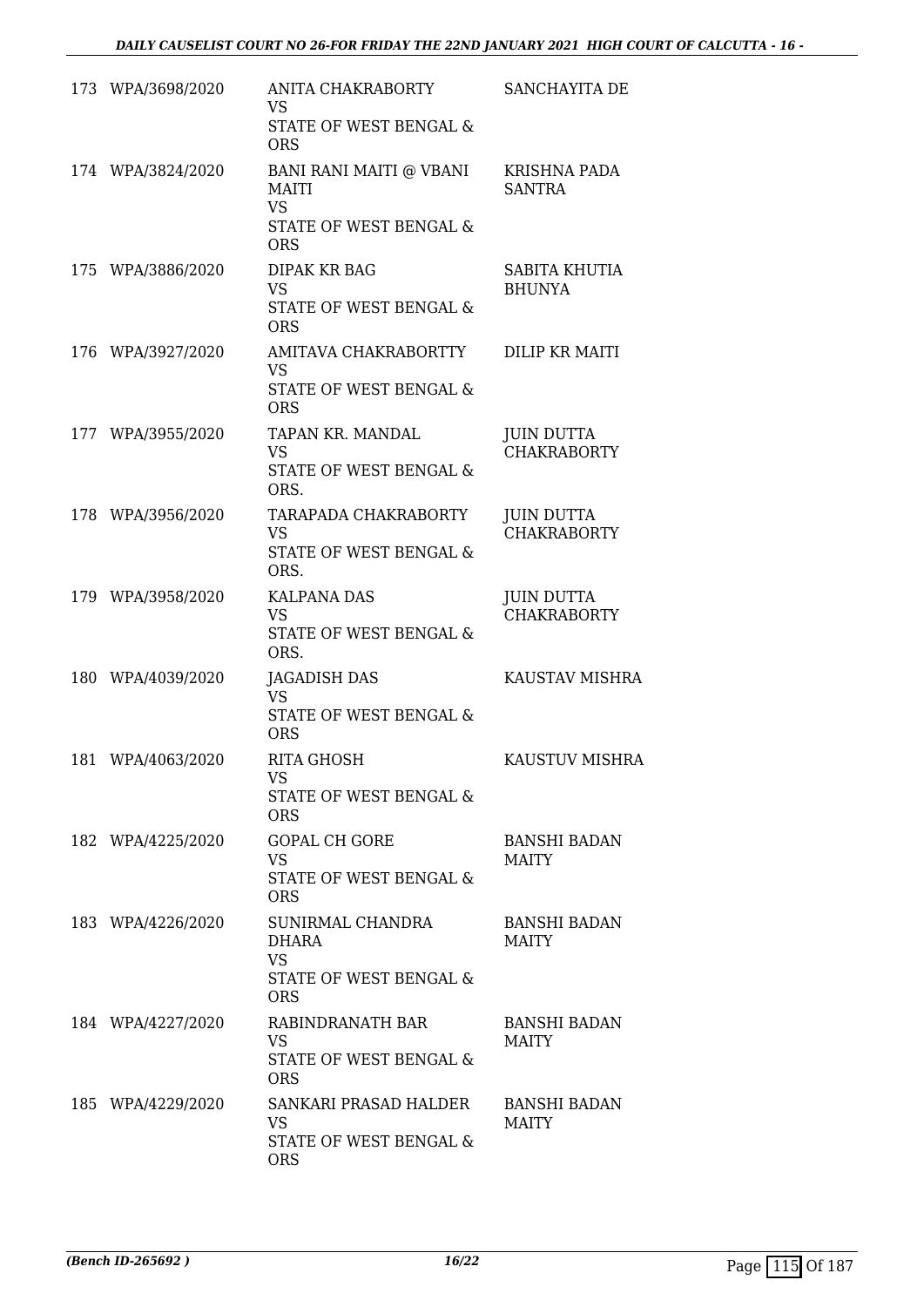| | | | |
|---|---|---|---|
| 173 | WPA/3698/2020 | ANITA CHAKRABORTY<br>VS<br>STATE OF WEST BENGAL & ORS | SANCHAYITA DE |
| 174 | WPA/3824/2020 | BANI RANI MAITI @ VBANI MAITI<br>VS<br>STATE OF WEST BENGAL & ORS | KRISHNA PADA SANTRA |
| 175 | WPA/3886/2020 | DIPAK KR BAG<br>VS<br>STATE OF WEST BENGAL & ORS | SABITA KHUTIA BHUNYA |
| 176 | WPA/3927/2020 | AMITAVA CHAKRABORTTY<br>VS<br>STATE OF WEST BENGAL & ORS | DILIP KR MAITI |
| 177 | WPA/3955/2020 | TAPAN KR. MANDAL<br>VS<br>STATE OF WEST BENGAL & ORS. | JUIN DUTTA CHAKRABORTY |
| 178 | WPA/3956/2020 | TARAPADA CHAKRABORTY<br>VS<br>STATE OF WEST BENGAL & ORS. | JUIN DUTTA CHAKRABORTY |
| 179 | WPA/3958/2020 | KALPANA DAS<br>VS<br>STATE OF WEST BENGAL & ORS. | JUIN DUTTA CHAKRABORTY |
| 180 | WPA/4039/2020 | JAGADISH DAS<br>VS<br>STATE OF WEST BENGAL & ORS | KAUSTAV MISHRA |
| 181 | WPA/4063/2020 | RITA GHOSH<br>VS<br>STATE OF WEST BENGAL & ORS | KAUSTUV MISHRA |
| 182 | WPA/4225/2020 | GOPAL CH GORE<br>VS<br>STATE OF WEST BENGAL & ORS | BANSHI BADAN MAITY |
| 183 | WPA/4226/2020 | SUNIRMAL CHANDRA DHARA<br>VS<br>STATE OF WEST BENGAL & ORS | BANSHI BADAN MAITY |
| 184 | WPA/4227/2020 | RABINDRANATH BAR<br>VS<br>STATE OF WEST BENGAL & ORS | BANSHI BADAN MAITY |
| 185 | WPA/4229/2020 | SANKARI PRASAD HALDER<br>VS<br>STATE OF WEST BENGAL & ORS | BANSHI BADAN MAITY |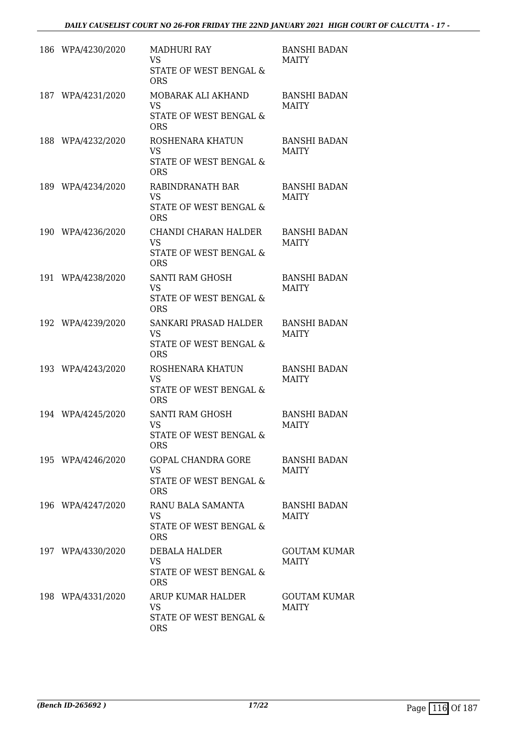| | | | |
|---|---|---|---|
| 186 | WPA/4230/2020 | MADHURI RAY<br>VS<br>STATE OF WEST BENGAL & ORS | BANSHI BADAN MAITY |
| 187 | WPA/4231/2020 | MOBARAK ALI AKHAND<br>VS<br>STATE OF WEST BENGAL & ORS | BANSHI BADAN MAITY |
| 188 | WPA/4232/2020 | ROSHENARA KHATUN<br>VS<br>STATE OF WEST BENGAL & ORS | BANSHI BADAN MAITY |
| 189 | WPA/4234/2020 | RABINDRANATH BAR<br>VS<br>STATE OF WEST BENGAL & ORS | BANSHI BADAN MAITY |
| 190 | WPA/4236/2020 | CHANDI CHARAN HALDER<br>VS<br>STATE OF WEST BENGAL & ORS | BANSHI BADAN MAITY |
| 191 | WPA/4238/2020 | SANTI RAM GHOSH<br>VS<br>STATE OF WEST BENGAL & ORS | BANSHI BADAN MAITY |
| 192 | WPA/4239/2020 | SANKARI PRASAD HALDER<br>VS<br>STATE OF WEST BENGAL & ORS | BANSHI BADAN MAITY |
| 193 | WPA/4243/2020 | ROSHENARA KHATUN<br>VS<br>STATE OF WEST BENGAL & ORS | BANSHI BADAN MAITY |
| 194 | WPA/4245/2020 | SANTI RAM GHOSH<br>VS<br>STATE OF WEST BENGAL & ORS | BANSHI BADAN MAITY |
| 195 | WPA/4246/2020 | GOPAL CHANDRA GORE<br>VS<br>STATE OF WEST BENGAL & ORS | BANSHI BADAN MAITY |
| 196 | WPA/4247/2020 | RANU BALA SAMANTA<br>VS<br>STATE OF WEST BENGAL & ORS | BANSHI BADAN MAITY |
| 197 | WPA/4330/2020 | DEBALA HALDER<br>VS<br>STATE OF WEST BENGAL & ORS | GOUTAM KUMAR MAITY |
| 198 | WPA/4331/2020 | ARUP KUMAR HALDER<br>VS<br>STATE OF WEST BENGAL & ORS | GOUTAM KUMAR MAITY |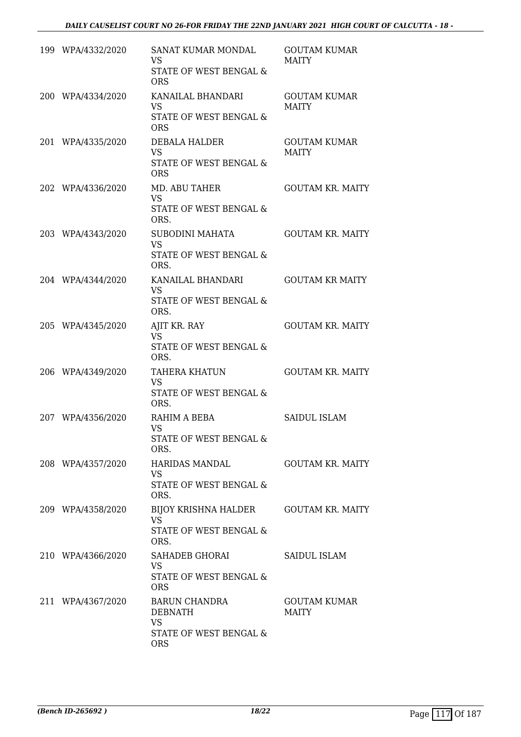| | | | |
|---|---|---|---|
| 199 | WPA/4332/2020 | SANAT KUMAR MONDAL<br>VS<br>STATE OF WEST BENGAL & ORS | GOUTAM KUMAR MAITY |
| 200 | WPA/4334/2020 | KANAILAL BHANDARI<br>VS<br>STATE OF WEST BENGAL & ORS | GOUTAM KUMAR MAITY |
| 201 | WPA/4335/2020 | DEBALA HALDER<br>VS<br>STATE OF WEST BENGAL & ORS | GOUTAM KUMAR MAITY |
| 202 | WPA/4336/2020 | MD. ABU TAHER<br>VS<br>STATE OF WEST BENGAL & ORS. | GOUTAM KR. MAITY |
| 203 | WPA/4343/2020 | SUBODINI MAHATA<br>VS<br>STATE OF WEST BENGAL & ORS. | GOUTAM KR. MAITY |
| 204 | WPA/4344/2020 | KANAILAL BHANDARI<br>VS<br>STATE OF WEST BENGAL & ORS. | GOUTAM KR MAITY |
| 205 | WPA/4345/2020 | AJIT KR. RAY<br>VS<br>STATE OF WEST BENGAL & ORS. | GOUTAM KR. MAITY |
| 206 | WPA/4349/2020 | TAHERA KHATUN<br>VS<br>STATE OF WEST BENGAL & ORS. | GOUTAM KR. MAITY |
| 207 | WPA/4356/2020 | RAHIM A BEBA<br>VS<br>STATE OF WEST BENGAL & ORS. | SAIDUL ISLAM |
| 208 | WPA/4357/2020 | HARIDAS MANDAL<br>VS<br>STATE OF WEST BENGAL & ORS. | GOUTAM KR. MAITY |
| 209 | WPA/4358/2020 | BIJOY KRISHNA HALDER<br>VS<br>STATE OF WEST BENGAL & ORS. | GOUTAM KR. MAITY |
| 210 | WPA/4366/2020 | SAHADEB GHORAI<br>VS<br>STATE OF WEST BENGAL & ORS | SAIDUL ISLAM |
| 211 | WPA/4367/2020 | BARUN CHANDRA DEBNATH<br>VS<br>STATE OF WEST BENGAL & ORS | GOUTAM KUMAR MAITY |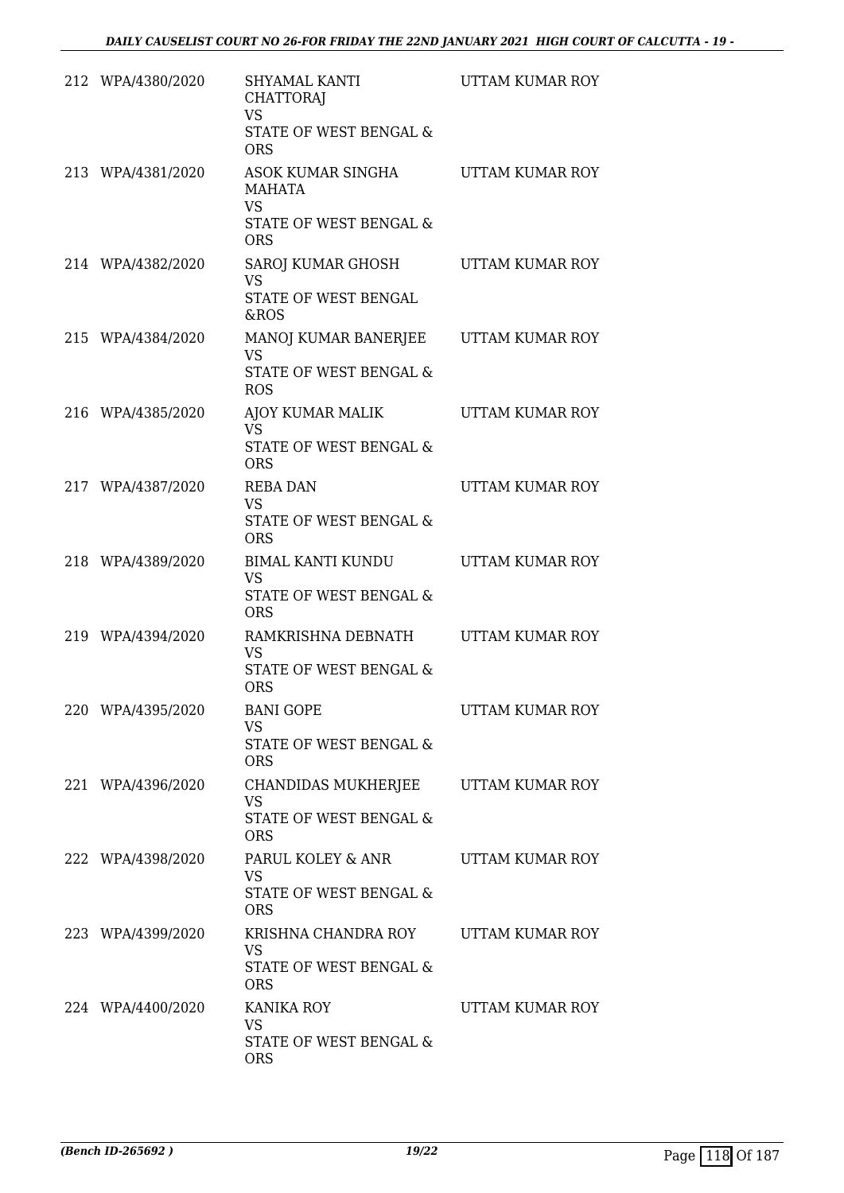| | | | |
|---|---|---|---|
| 212 | WPA/4380/2020 | SHYAMAL KANTI CHATTORAJ<br>VS<br>STATE OF WEST BENGAL & ORS | UTTAM KUMAR ROY |
| 213 | WPA/4381/2020 | ASOK KUMAR SINGHA MAHATA<br>VS<br>STATE OF WEST BENGAL & ORS | UTTAM KUMAR ROY |
| 214 | WPA/4382/2020 | SAROJ KUMAR GHOSH<br>VS<br>STATE OF WEST BENGAL &ROS | UTTAM KUMAR ROY |
| 215 | WPA/4384/2020 | MANOJ KUMAR BANERJEE<br>VS<br>STATE OF WEST BENGAL & ROS | UTTAM KUMAR ROY |
| 216 | WPA/4385/2020 | AJOY KUMAR MALIK<br>VS<br>STATE OF WEST BENGAL & ORS | UTTAM KUMAR ROY |
| 217 | WPA/4387/2020 | REBA DAN<br>VS<br>STATE OF WEST BENGAL & ORS | UTTAM KUMAR ROY |
| 218 | WPA/4389/2020 | BIMAL KANTI KUNDU<br>VS<br>STATE OF WEST BENGAL & ORS | UTTAM KUMAR ROY |
| 219 | WPA/4394/2020 | RAMKRISHNA DEBNATH<br>VS<br>STATE OF WEST BENGAL & ORS | UTTAM KUMAR ROY |
| 220 | WPA/4395/2020 | BANI GOPE<br>VS<br>STATE OF WEST BENGAL & ORS | UTTAM KUMAR ROY |
| 221 | WPA/4396/2020 | CHANDIDAS MUKHERJEE<br>VS<br>STATE OF WEST BENGAL & ORS | UTTAM KUMAR ROY |
| 222 | WPA/4398/2020 | PARUL KOLEY & ANR<br>VS<br>STATE OF WEST BENGAL & ORS | UTTAM KUMAR ROY |
| 223 | WPA/4399/2020 | KRISHNA CHANDRA ROY<br>VS<br>STATE OF WEST BENGAL & ORS | UTTAM KUMAR ROY |
| 224 | WPA/4400/2020 | KANIKA ROY<br>VS<br>STATE OF WEST BENGAL & ORS | UTTAM KUMAR ROY |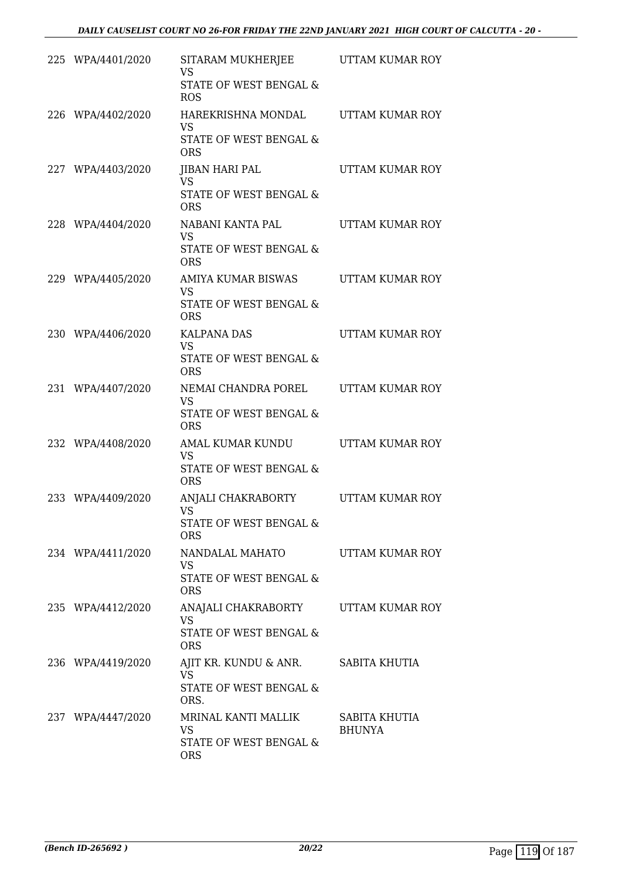| | | | |
|---|---|---|---|
| 225 | WPA/4401/2020 | SITARAM MUKHERJEE<br>VS<br>STATE OF WEST BENGAL & ROS | UTTAM KUMAR ROY |
| 226 | WPA/4402/2020 | HAREKRISHNA MONDAL<br>VS<br>STATE OF WEST BENGAL & ORS | UTTAM KUMAR ROY |
| 227 | WPA/4403/2020 | JIBAN HARI PAL<br>VS<br>STATE OF WEST BENGAL & ORS | UTTAM KUMAR ROY |
| 228 | WPA/4404/2020 | NABANI KANTA PAL<br>VS<br>STATE OF WEST BENGAL & ORS | UTTAM KUMAR ROY |
| 229 | WPA/4405/2020 | AMIYA KUMAR BISWAS<br>VS<br>STATE OF WEST BENGAL & ORS | UTTAM KUMAR ROY |
| 230 | WPA/4406/2020 | KALPANA DAS<br>VS<br>STATE OF WEST BENGAL & ORS | UTTAM KUMAR ROY |
| 231 | WPA/4407/2020 | NEMAI CHANDRA POREL<br>VS<br>STATE OF WEST BENGAL & ORS | UTTAM KUMAR ROY |
| 232 | WPA/4408/2020 | AMAL KUMAR KUNDU<br>VS<br>STATE OF WEST BENGAL & ORS | UTTAM KUMAR ROY |
| 233 | WPA/4409/2020 | ANJALI CHAKRABORTY<br>VS<br>STATE OF WEST BENGAL & ORS | UTTAM KUMAR ROY |
| 234 | WPA/4411/2020 | NANDALAL MAHATO<br>VS<br>STATE OF WEST BENGAL & ORS | UTTAM KUMAR ROY |
| 235 | WPA/4412/2020 | ANAJALI CHAKRABORTY<br>VS<br>STATE OF WEST BENGAL & ORS | UTTAM KUMAR ROY |
| 236 | WPA/4419/2020 | AJIT KR. KUNDU & ANR.<br>VS<br>STATE OF WEST BENGAL & ORS. | SABITA KHUTIA |
| 237 | WPA/4447/2020 | MRINAL KANTI MALLIK<br>VS<br>STATE OF WEST BENGAL & ORS | SABITA KHUTIA BHUNYA |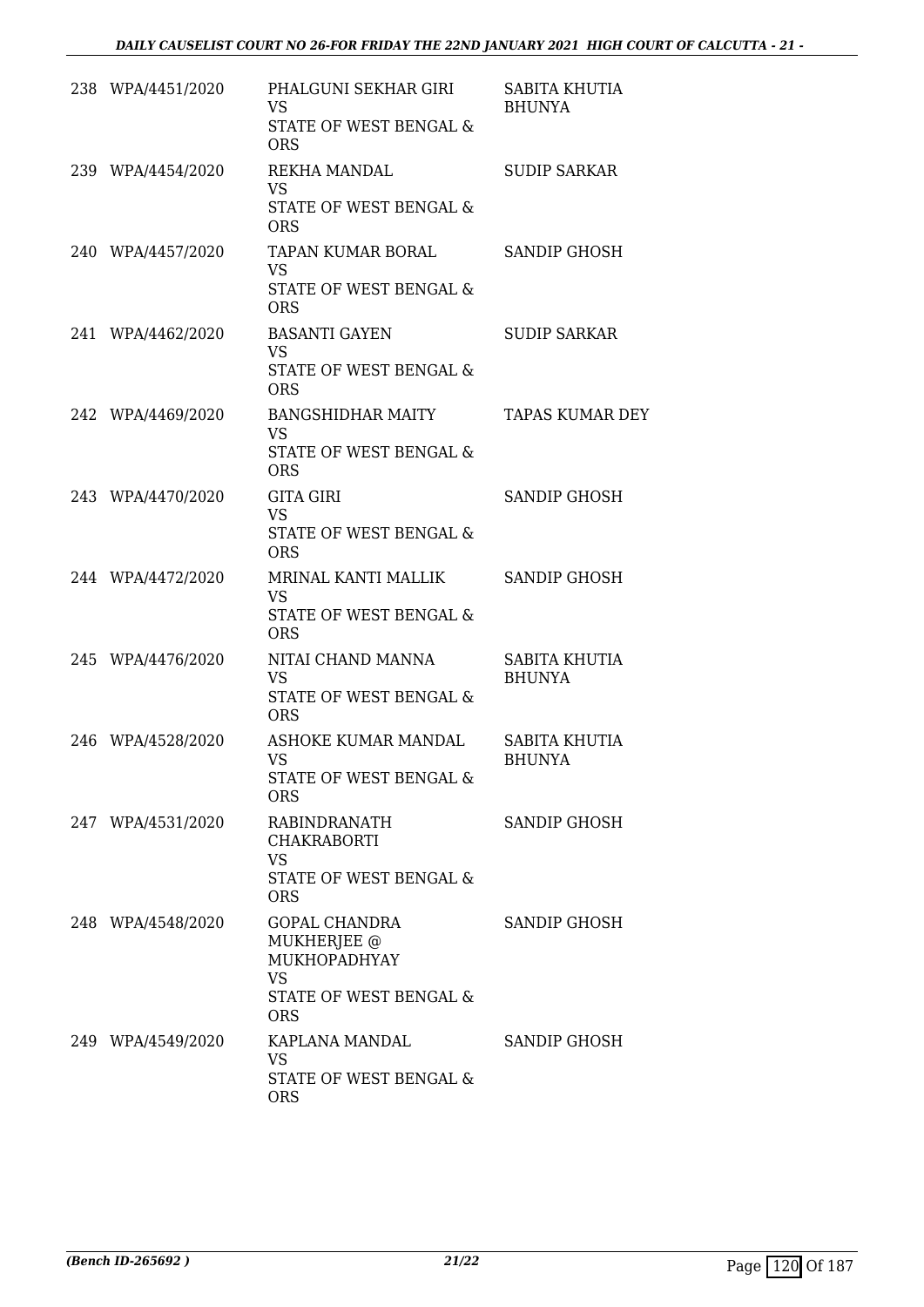| | | | |
|---|---|---|---|
| 238 | WPA/4451/2020 | PHALGUNI SEKHAR GIRI<br>VS<br>STATE OF WEST BENGAL & ORS | SABITA KHUTIA BHUNYA |
| 239 | WPA/4454/2020 | REKHA MANDAL<br>VS<br>STATE OF WEST BENGAL & ORS | SUDIP SARKAR |
| 240 | WPA/4457/2020 | TAPAN KUMAR BORAL<br>VS<br>STATE OF WEST BENGAL & ORS | SANDIP GHOSH |
| 241 | WPA/4462/2020 | BASANTI GAYEN<br>VS<br>STATE OF WEST BENGAL & ORS | SUDIP SARKAR |
| 242 | WPA/4469/2020 | BANGSHIDHAR MAITY<br>VS<br>STATE OF WEST BENGAL & ORS | TAPAS KUMAR DEY |
| 243 | WPA/4470/2020 | GITA GIRI<br>VS<br>STATE OF WEST BENGAL & ORS | SANDIP GHOSH |
| 244 | WPA/4472/2020 | MRINAL KANTI MALLIK<br>VS<br>STATE OF WEST BENGAL & ORS | SANDIP GHOSH |
| 245 | WPA/4476/2020 | NITAI CHAND MANNA<br>VS<br>STATE OF WEST BENGAL & ORS | SABITA KHUTIA BHUNYA |
| 246 | WPA/4528/2020 | ASHOKE KUMAR MANDAL<br>VS<br>STATE OF WEST BENGAL & ORS | SABITA KHUTIA BHUNYA |
| 247 | WPA/4531/2020 | RABINDRANATH CHAKRABORTI<br>VS<br>STATE OF WEST BENGAL & ORS | SANDIP GHOSH |
| 248 | WPA/4548/2020 | GOPAL CHANDRA MUKHERJEE @ MUKHOPADHYAY<br>VS<br>STATE OF WEST BENGAL & ORS | SANDIP GHOSH |
| 249 | WPA/4549/2020 | KAPLANA MANDAL<br>VS<br>STATE OF WEST BENGAL & ORS | SANDIP GHOSH |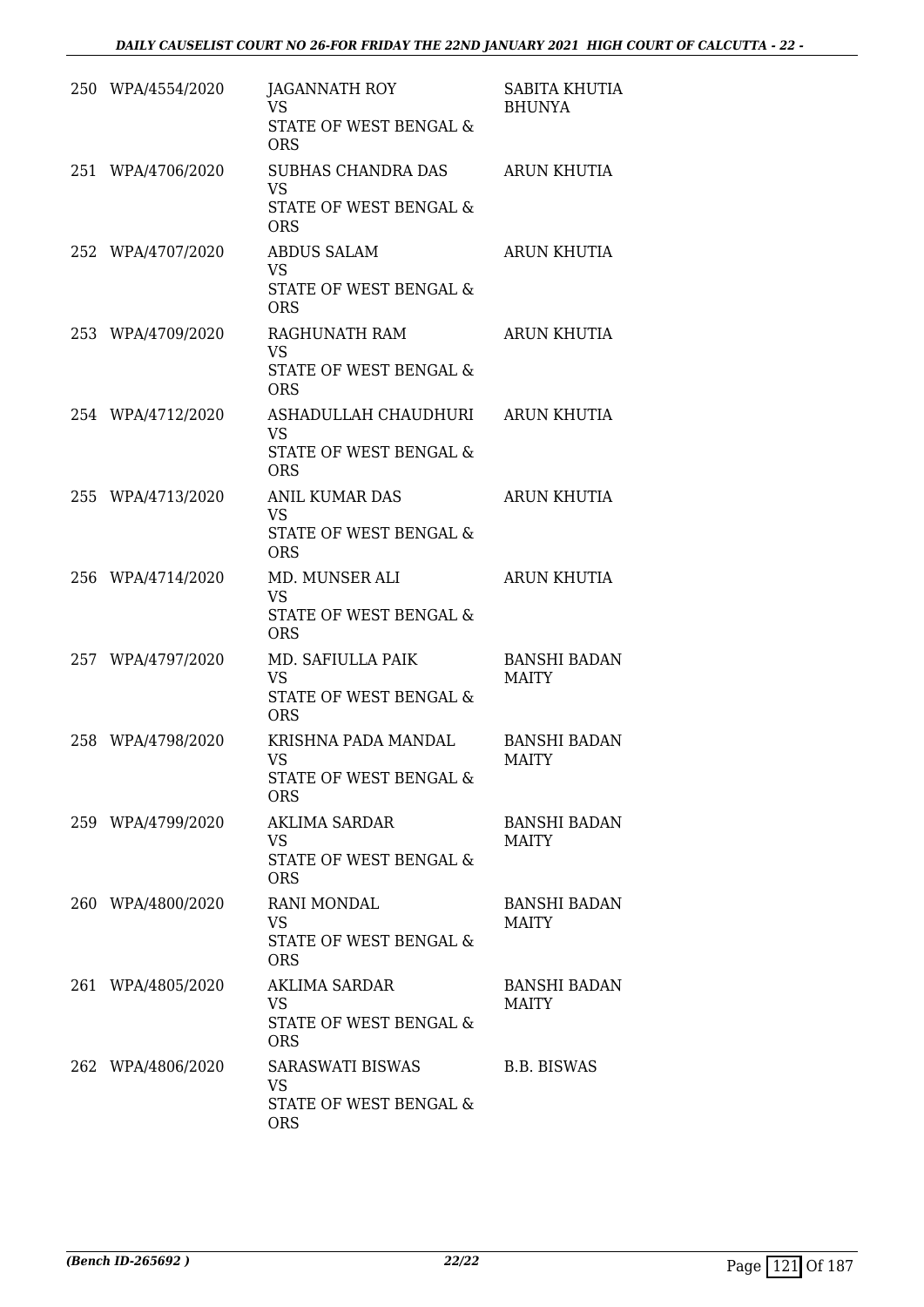| | | | |
|---|---|---|---|
| 250 | WPA/4554/2020 | JAGANNATH ROY<br>VS<br>STATE OF WEST BENGAL & ORS | SABITA KHUTIA BHUNYA |
| 251 | WPA/4706/2020 | SUBHAS CHANDRA DAS<br>VS<br>STATE OF WEST BENGAL & ORS | ARUN KHUTIA |
| 252 | WPA/4707/2020 | ABDUS SALAM<br>VS<br>STATE OF WEST BENGAL & ORS | ARUN KHUTIA |
| 253 | WPA/4709/2020 | RAGHUNATH RAM<br>VS<br>STATE OF WEST BENGAL & ORS | ARUN KHUTIA |
| 254 | WPA/4712/2020 | ASHADULLAH CHAUDHURI<br>VS<br>STATE OF WEST BENGAL & ORS | ARUN KHUTIA |
| 255 | WPA/4713/2020 | ANIL KUMAR DAS<br>VS<br>STATE OF WEST BENGAL & ORS | ARUN KHUTIA |
| 256 | WPA/4714/2020 | MD. MUNSER ALI<br>VS<br>STATE OF WEST BENGAL & ORS | ARUN KHUTIA |
| 257 | WPA/4797/2020 | MD. SAFIULLA PAIK<br>VS<br>STATE OF WEST BENGAL & ORS | BANSHI BADAN MAITY |
| 258 | WPA/4798/2020 | KRISHNA PADA MANDAL<br>VS<br>STATE OF WEST BENGAL & ORS | BANSHI BADAN MAITY |
| 259 | WPA/4799/2020 | AKLIMA SARDAR<br>VS<br>STATE OF WEST BENGAL & ORS | BANSHI BADAN MAITY |
| 260 | WPA/4800/2020 | RANI MONDAL<br>VS<br>STATE OF WEST BENGAL & ORS | BANSHI BADAN MAITY |
| 261 | WPA/4805/2020 | AKLIMA SARDAR<br>VS<br>STATE OF WEST BENGAL & ORS | BANSHI BADAN MAITY |
| 262 | WPA/4806/2020 | SARASWATI BISWAS<br>VS<br>STATE OF WEST BENGAL & ORS | B.B. BISWAS |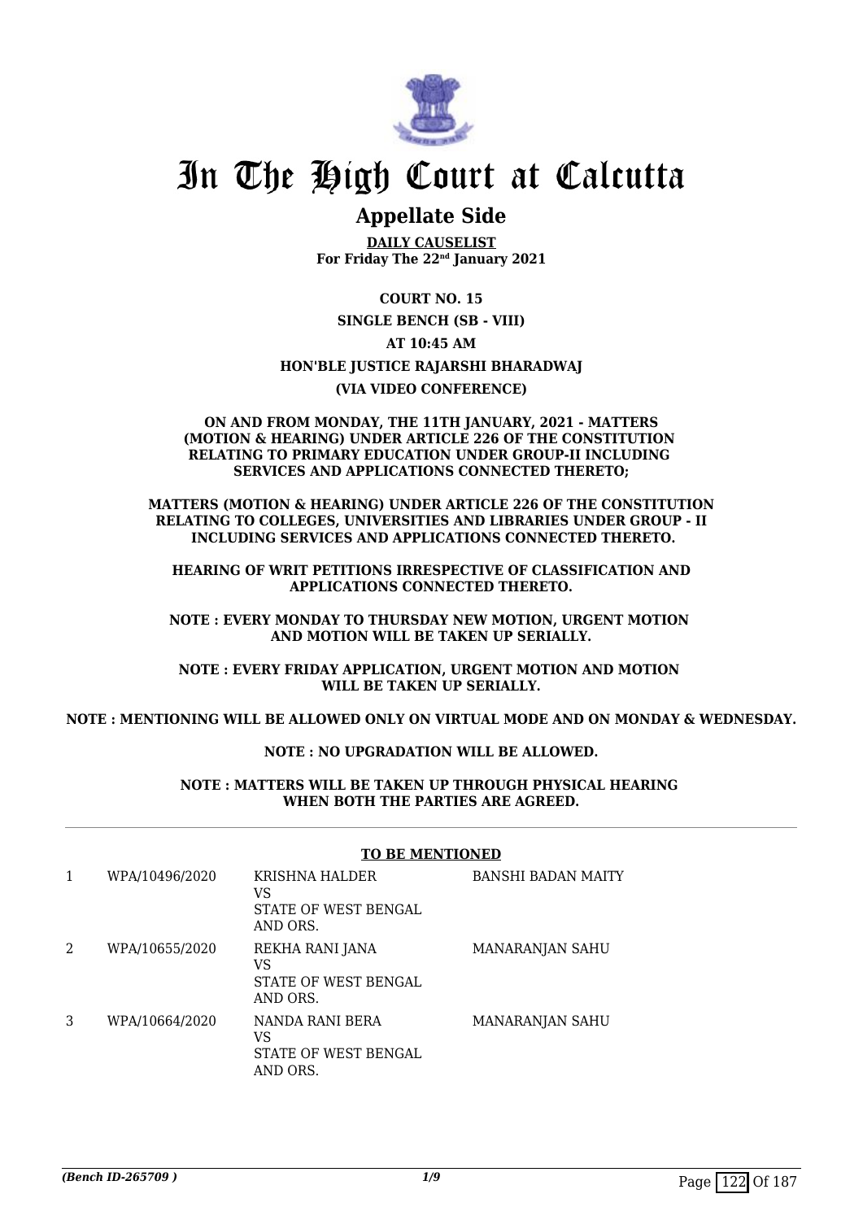# In The High Court at Calcutta

## Appellate Side

**DAILY CAUSELIST**
**For Friday The 22nd January 2021**

**COURT NO. 15**

**SINGLE BENCH (SB - VIII)**

**AT 10:45 AM**

**HON'BLE JUSTICE RAJARSHI BHARADWAJ**

**(VIA VIDEO CONFERENCE)**

**ON AND FROM MONDAY, THE 11TH JANUARY, 2021 - MATTERS (MOTION & HEARING) UNDER ARTICLE 226 OF THE CONSTITUTION RELATING TO PRIMARY EDUCATION UNDER GROUP-II INCLUDING SERVICES AND APPLICATIONS CONNECTED THERETO;**

**MATTERS (MOTION & HEARING) UNDER ARTICLE 226 OF THE CONSTITUTION RELATING TO COLLEGES, UNIVERSITIES AND LIBRARIES UNDER GROUP - II INCLUDING SERVICES AND APPLICATIONS CONNECTED THERETO.**

**HEARING OF WRIT PETITIONS IRRESPECTIVE OF CLASSIFICATION AND APPLICATIONS CONNECTED THERETO.**

**NOTE : EVERY MONDAY TO THURSDAY NEW MOTION, URGENT MOTION AND MOTION WILL BE TAKEN UP SERIALLY.**

**NOTE : EVERY FRIDAY APPLICATION, URGENT MOTION AND MOTION WILL BE TAKEN UP SERIALLY.**

**NOTE : MENTIONING WILL BE ALLOWED ONLY ON VIRTUAL MODE AND ON MONDAY & WEDNESDAY.**

**NOTE : NO UPGRADATION WILL BE ALLOWED.**

**NOTE : MATTERS WILL BE TAKEN UP THROUGH PHYSICAL HEARING WHEN BOTH THE PARTIES ARE AGREED.**

**TO BE MENTIONED**

| | | | |
|---|---|---|---|
| 1 | WPA/10496/2020 | KRISHNA HALDER<br>VS<br>STATE OF WEST BENGAL AND ORS. | BANSHI BADAN MAITY |
| 2 | WPA/10655/2020 | REKHA RANI JANA<br>VS<br>STATE OF WEST BENGAL AND ORS. | MANARANJAN SAHU |
| 3 | WPA/10664/2020 | NANDA RANI BERA<br>VS<br>STATE OF WEST BENGAL AND ORS. | MANARANJAN SAHU |

*(Bench ID-265709 )*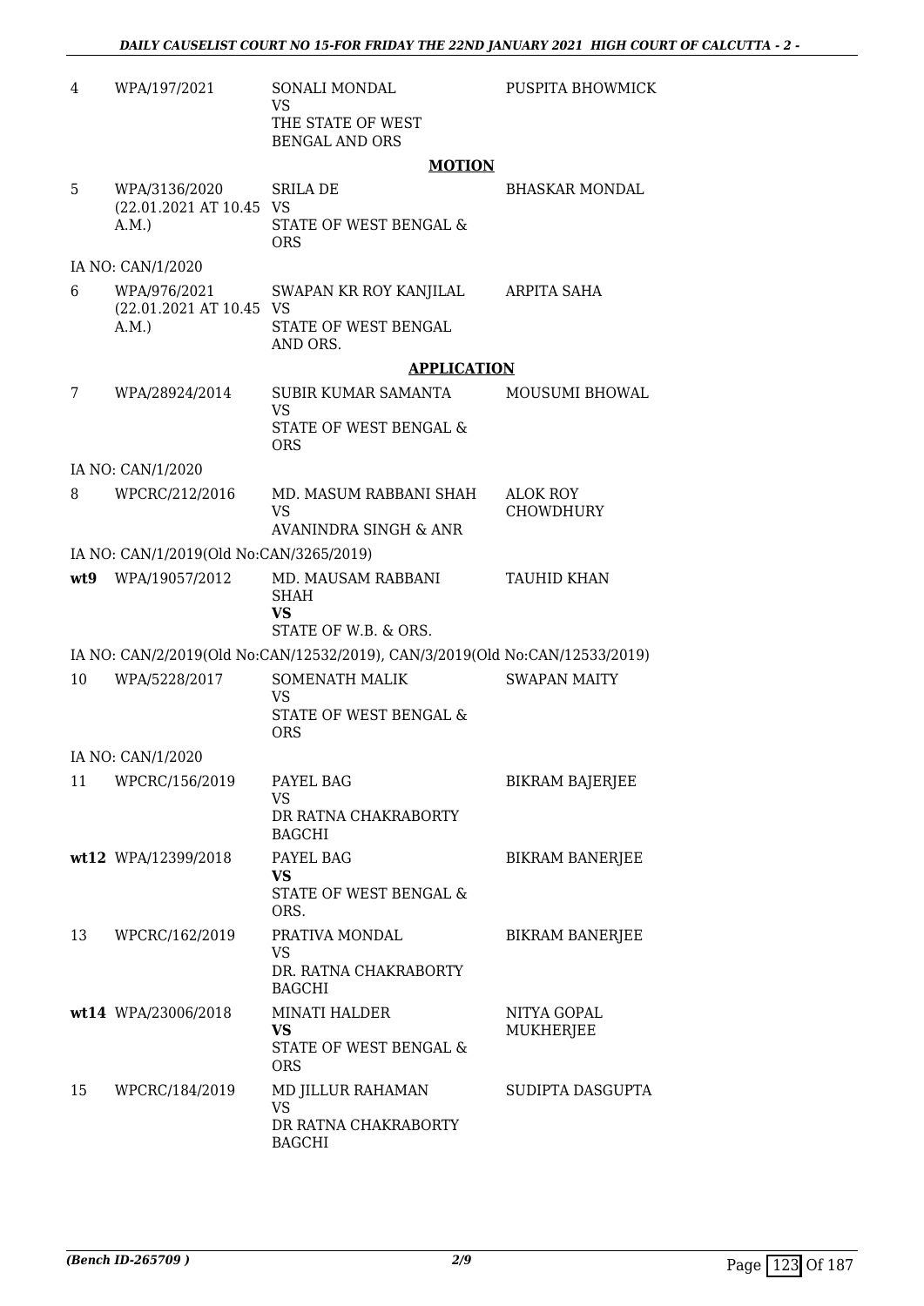| | | | |
|---|---|---|---|
| 4 | WPA/197/2021 | SONALI MONDAL<br>VS<br>THE STATE OF WEST BENGAL AND ORS | PUSPITA BHOWMICK |

**MOTION**

| | | | |
|---|---|---|---|
| 5 | WPA/3136/2020<br>(22.01.2021 AT 10.45 A.M.) | SRILA DE<br>VS<br>STATE OF WEST BENGAL & ORS | BHASKAR MONDAL |
| | IA NO: CAN/1/2020 | | |
| 6 | WPA/976/2021<br>(22.01.2021 AT 10.45 A.M.) | SWAPAN KR ROY KANJILAL<br>VS<br>STATE OF WEST BENGAL AND ORS. | ARPITA SAHA |

**APPLICATION**

| | | | |
|---|---|---|---|
| 7 | WPA/28924/2014 | SUBIR KUMAR SAMANTA<br>VS<br>STATE OF WEST BENGAL & ORS | MOUSUMI BHOWAL |
| | IA NO: CAN/1/2020 | | |
| 8 | WPCRC/212/2016 | MD. MASUM RABBANI SHAH<br>VS<br>AVANINDRA SINGH & ANR | ALOK ROY CHOWDHURY |
| | IA NO: CAN/1/2019(Old No:CAN/3265/2019) | | |
| wt9 | WPA/19057/2012 | MD. MAUSAM RABBANI SHAH<br>**VS**<br>STATE OF W.B. & ORS. | TAUHID KHAN |
| | IA NO: CAN/2/2019(Old No:CAN/12532/2019), CAN/3/2019(Old No:CAN/12533/2019) | | |
| 10 | WPA/5228/2017 | SOMENATH MALIK<br>VS<br>STATE OF WEST BENGAL & ORS | SWAPAN MAITY |
| | IA NO: CAN/1/2020 | | |
| 11 | WPCRC/156/2019 | PAYEL BAG<br>VS<br>DR RATNA CHAKRABORTY BAGCHI | BIKRAM BAJERJEE |
| wt12 | WPA/12399/2018 | PAYEL BAG<br>**VS**<br>STATE OF WEST BENGAL & ORS. | BIKRAM BANERJEE |
| 13 | WPCRC/162/2019 | PRATIVA MONDAL<br>VS<br>DR. RATNA CHAKRABORTY BAGCHI | BIKRAM BANERJEE |
| wt14 | WPA/23006/2018 | MINATI HALDER<br>**VS**<br>STATE OF WEST BENGAL & ORS | NITYA GOPAL MUKHERJEE |
| 15 | WPCRC/184/2019 | MD JILLUR RAHAMAN<br>VS<br>DR RATNA CHAKRABORTY BAGCHI | SUDIPTA DASGUPTA |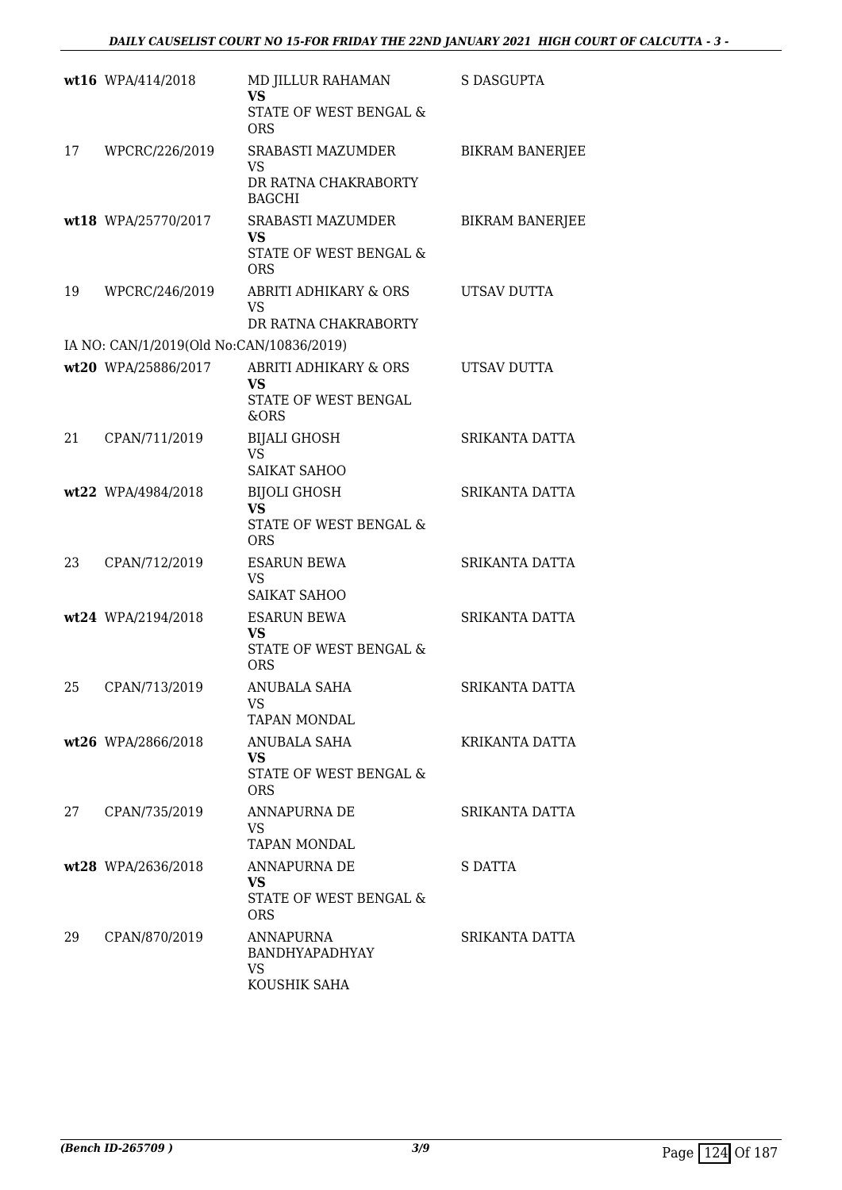| | | | |
|---|---|---|---|
| wt16 | WPA/414/2018 | MD JILLUR RAHAMAN<br>**VS**<br>STATE OF WEST BENGAL & ORS | S DASGUPTA |
| 17 | WPCRC/226/2019 | SRABASTI MAZUMDER<br>VS<br>DR RATNA CHAKRABORTY BAGCHI | BIKRAM BANERJEE |
| wt18 | WPA/25770/2017 | SRABASTI MAZUMDER<br>**VS**<br>STATE OF WEST BENGAL & ORS | BIKRAM BANERJEE |
| 19 | WPCRC/246/2019 | ABRITI ADHIKARY & ORS<br>VS<br>DR RATNA CHAKRABORTY | UTSAV DUTTA |
| | IA NO: CAN/1/2019(Old No:CAN/10836/2019) | | |
| wt20 | WPA/25886/2017 | ABRITI ADHIKARY & ORS<br>**VS**<br>STATE OF WEST BENGAL &ORS | UTSAV DUTTA |
| 21 | CPAN/711/2019 | BIJALI GHOSH<br>VS<br>SAIKAT SAHOO | SRIKANTA DATTA |
| wt22 | WPA/4984/2018 | BIJOLI GHOSH<br>**VS**<br>STATE OF WEST BENGAL & ORS | SRIKANTA DATTA |
| 23 | CPAN/712/2019 | ESARUN BEWA<br>VS<br>SAIKAT SAHOO | SRIKANTA DATTA |
| wt24 | WPA/2194/2018 | ESARUN BEWA<br>**VS**<br>STATE OF WEST BENGAL & ORS | SRIKANTA DATTA |
| 25 | CPAN/713/2019 | ANUBALA SAHA<br>VS<br>TAPAN MONDAL | SRIKANTA DATTA |
| wt26 | WPA/2866/2018 | ANUBALA SAHA<br>**VS**<br>STATE OF WEST BENGAL & ORS | KRIKANTA DATTA |
| 27 | CPAN/735/2019 | ANNAPURNA DE<br>VS<br>TAPAN MONDAL | SRIKANTA DATTA |
| wt28 | WPA/2636/2018 | ANNAPURNA DE<br>**VS**<br>STATE OF WEST BENGAL & ORS | S DATTA |
| 29 | CPAN/870/2019 | ANNAPURNA BANDHYAPADHYAY<br>VS<br>KOUSHIK SAHA | SRIKANTA DATTA |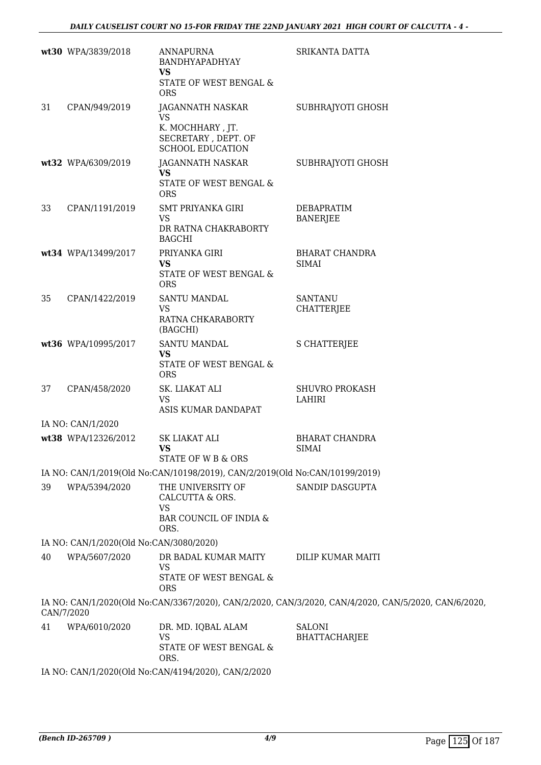| | | | |
|---|---|---|---|
| wt30 | WPA/3839/2018 | ANNAPURNA BANDHYAPADHYAY<br>**VS**<br>STATE OF WEST BENGAL & ORS | SRIKANTA DATTA |
| 31 | CPAN/949/2019 | JAGANNATH NASKAR<br>VS<br>K. MOCHHARY , JT. SECRETARY , DEPT. OF SCHOOL EDUCATION | SUBHRAJYOTI GHOSH |
| wt32 | WPA/6309/2019 | JAGANNATH NASKAR<br>**VS**<br>STATE OF WEST BENGAL & ORS | SUBHRAJYOTI GHOSH |
| 33 | CPAN/1191/2019 | SMT PRIYANKA GIRI<br>VS<br>DR RATNA CHAKRABORTY BAGCHI | DEBAPRATIM BANERJEE |
| wt34 | WPA/13499/2017 | PRIYANKA GIRI<br>**VS**<br>STATE OF WEST BENGAL & ORS | BHARAT CHANDRA SIMAI |
| 35 | CPAN/1422/2019 | SANTU MANDAL<br>VS<br>RATNA CHKARABORTY (BAGCHI) | SANTANU CHATTERJEE |
| wt36 | WPA/10995/2017 | SANTU MANDAL<br>**VS**<br>STATE OF WEST BENGAL & ORS | S CHATTERJEE |
| 37 | CPAN/458/2020 | SK. LIAKAT ALI<br>VS<br>ASIS KUMAR DANDAPAT | SHUVRO PROKASH LAHIRI |

IA NO: CAN/1/2020

| | | | |
|---|---|---|---|
| wt38 | WPA/12326/2012 | SK LIAKAT ALI<br>**VS**<br>STATE OF W B & ORS | BHARAT CHANDRA SIMAI |

IA NO: CAN/1/2019(Old No:CAN/10198/2019), CAN/2/2019(Old No:CAN/10199/2019)

| | | | |
|---|---|---|---|
| 39 | WPA/5394/2020 | THE UNIVERSITY OF CALCUTTA & ORS.<br>VS<br>BAR COUNCIL OF INDIA & ORS. | SANDIP DASGUPTA |

IA NO: CAN/1/2020(Old No:CAN/3080/2020)

| | | | |
|---|---|---|---|
| 40 | WPA/5607/2020 | DR BADAL KUMAR MAITY<br>VS<br>STATE OF WEST BENGAL & ORS | DILIP KUMAR MAITI |

IA NO: CAN/1/2020(Old No:CAN/3367/2020), CAN/2/2020, CAN/3/2020, CAN/4/2020, CAN/5/2020, CAN/6/2020, CAN/7/2020

| | | | |
|---|---|---|---|
| 41 | WPA/6010/2020 | DR. MD. IQBAL ALAM<br>VS<br>STATE OF WEST BENGAL & ORS. | SALONI BHATTACHARJEE |

IA NO: CAN/1/2020(Old No:CAN/4194/2020), CAN/2/2020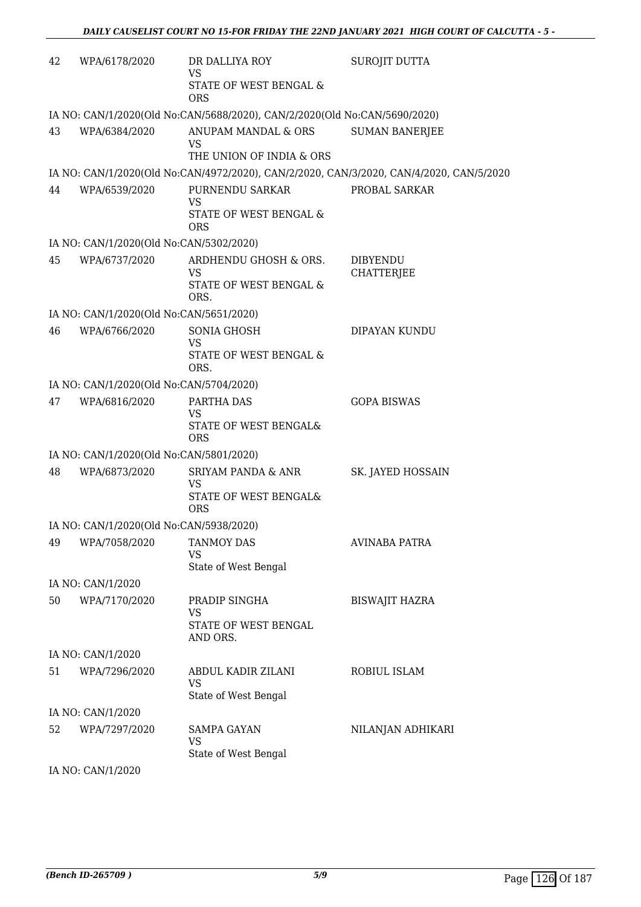| | | | |
|---|---|---|---|
| 42 | WPA/6178/2020 | DR DALLIYA ROY<br>VS<br>STATE OF WEST BENGAL & ORS | SUROJIT DUTTA |
| IA NO: CAN/1/2020(Old No:CAN/5688/2020), CAN/2/2020(Old No:CAN/5690/2020) | | | |
| 43 | WPA/6384/2020 | ANUPAM MANDAL & ORS<br>VS<br>THE UNION OF INDIA & ORS | SUMAN BANERJEE |
| IA NO: CAN/1/2020(Old No:CAN/4972/2020), CAN/2/2020, CAN/3/2020, CAN/4/2020, CAN/5/2020 | | | |
| 44 | WPA/6539/2020 | PURNENDU SARKAR<br>VS<br>STATE OF WEST BENGAL & ORS | PROBAL SARKAR |
| IA NO: CAN/1/2020(Old No:CAN/5302/2020) | | | |
| 45 | WPA/6737/2020 | ARDHENDU GHOSH & ORS.<br>VS<br>STATE OF WEST BENGAL & ORS. | DIBYENDU CHATTERJEE |
| IA NO: CAN/1/2020(Old No:CAN/5651/2020) | | | |
| 46 | WPA/6766/2020 | SONIA GHOSH<br>VS<br>STATE OF WEST BENGAL & ORS. | DIPAYAN KUNDU |
| IA NO: CAN/1/2020(Old No:CAN/5704/2020) | | | |
| 47 | WPA/6816/2020 | PARTHA DAS<br>VS<br>STATE OF WEST BENGAL& ORS | GOPA BISWAS |
| IA NO: CAN/1/2020(Old No:CAN/5801/2020) | | | |
| 48 | WPA/6873/2020 | SRIYAM PANDA & ANR<br>VS<br>STATE OF WEST BENGAL& ORS | SK. JAYED HOSSAIN |
| IA NO: CAN/1/2020(Old No:CAN/5938/2020) | | | |
| 49 | WPA/7058/2020 | TANMOY DAS<br>VS<br>State of West Bengal | AVINABA PATRA |
| IA NO: CAN/1/2020 | | | |
| 50 | WPA/7170/2020 | PRADIP SINGHA<br>VS<br>STATE OF WEST BENGAL AND ORS. | BISWAJIT HAZRA |
| IA NO: CAN/1/2020 | | | |
| 51 | WPA/7296/2020 | ABDUL KADIR ZILANI<br>VS<br>State of West Bengal | ROBIUL ISLAM |
| IA NO: CAN/1/2020 | | | |
| 52 | WPA/7297/2020 | SAMPA GAYAN<br>VS<br>State of West Bengal | NILANJAN ADHIKARI |
| IA NO: CAN/1/2020 | | | |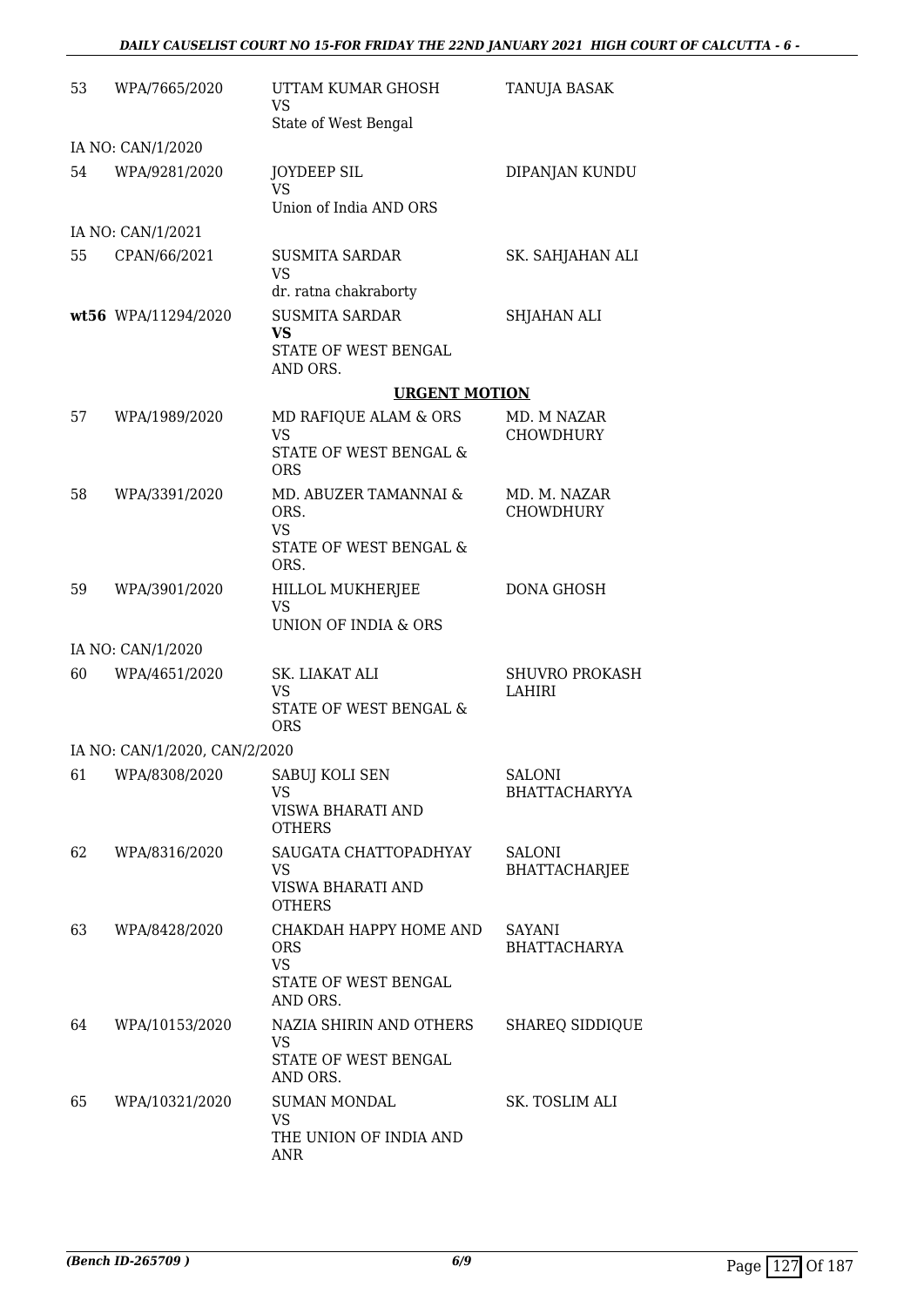| | | | |
|---|---|---|---|
| 53 | WPA/7665/2020 | UTTAM KUMAR GHOSH<br>VS<br>State of West Bengal | TANUJA BASAK |
| IA NO: CAN/1/2020 | | | |
| 54 | WPA/9281/2020 | JOYDEEP SIL<br>VS<br>Union of India AND ORS | DIPANJAN KUNDU |
| IA NO: CAN/1/2021 | | | |
| 55 | CPAN/66/2021 | SUSMITA SARDAR<br>VS<br>dr. ratna chakraborty | SK. SAHJAHAN ALI |
| **wt56** | WPA/11294/2020 | SUSMITA SARDAR<br>**VS**<br>STATE OF WEST BENGAL AND ORS. | SHJAHAN ALI |

**URGENT MOTION**

| | | | |
|---|---|---|---|
| 57 | WPA/1989/2020 | MD RAFIQUE ALAM & ORS<br>VS<br>STATE OF WEST BENGAL & ORS | MD. M NAZAR CHOWDHURY |
| 58 | WPA/3391/2020 | MD. ABUZER TAMANNAI & ORS.<br>VS<br>STATE OF WEST BENGAL & ORS. | MD. M. NAZAR CHOWDHURY |
| 59 | WPA/3901/2020 | HILLOL MUKHERJEE<br>VS<br>UNION OF INDIA & ORS | DONA GHOSH |
| IA NO: CAN/1/2020 | | | |
| 60 | WPA/4651/2020 | SK. LIAKAT ALI<br>VS<br>STATE OF WEST BENGAL & ORS | SHUVRO PROKASH LAHIRI |
| IA NO: CAN/1/2020, CAN/2/2020 | | | |
| 61 | WPA/8308/2020 | SABUJ KOLI SEN<br>VS<br>VISWA BHARATI AND OTHERS | SALONI BHATTACHARYYA |
| 62 | WPA/8316/2020 | SAUGATA CHATTOPADHYAY<br>VS<br>VISWA BHARATI AND OTHERS | SALONI BHATTACHARJEE |
| 63 | WPA/8428/2020 | CHAKDAH HAPPY HOME AND ORS<br>VS<br>STATE OF WEST BENGAL AND ORS. | SAYANI BHATTACHARYA |
| 64 | WPA/10153/2020 | NAZIA SHIRIN AND OTHERS<br>VS<br>STATE OF WEST BENGAL AND ORS. | SHAREQ SIDDIQUE |
| 65 | WPA/10321/2020 | SUMAN MONDAL<br>VS<br>THE UNION OF INDIA AND ANR | SK. TOSLIM ALI |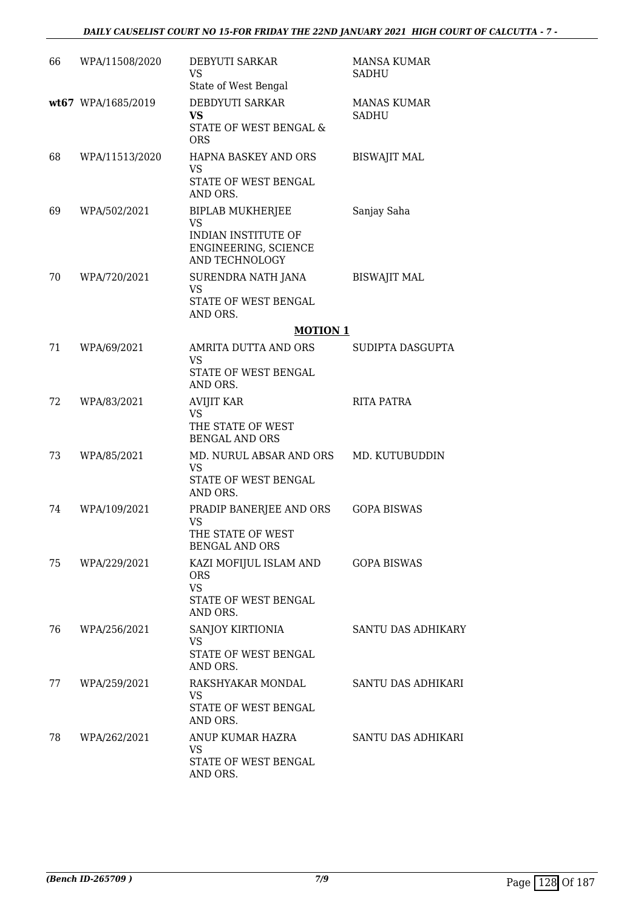| | | | |
|---|---|---|---|
| 66 | WPA/11508/2020 | DEBYUTI SARKAR<br>VS<br>State of West Bengal | MANSA KUMAR SADHU |
| wt67 | WPA/1685/2019 | DEBDYUTI SARKAR<br>**VS**<br>STATE OF WEST BENGAL & ORS | MANAS KUMAR SADHU |
| 68 | WPA/11513/2020 | HAPNA BASKEY AND ORS<br>VS<br>STATE OF WEST BENGAL AND ORS. | BISWAJIT MAL |
| 69 | WPA/502/2021 | BIPLAB MUKHERJEE<br>VS<br>INDIAN INSTITUTE OF ENGINEERING, SCIENCE AND TECHNOLOGY | Sanjay Saha |
| 70 | WPA/720/2021 | SURENDRA NATH JANA<br>VS<br>STATE OF WEST BENGAL AND ORS. | BISWAJIT MAL |

**MOTION 1**

| | | | |
|---|---|---|---|
| 71 | WPA/69/2021 | AMRITA DUTTA AND ORS<br>VS<br>STATE OF WEST BENGAL AND ORS. | SUDIPTA DASGUPTA |
| 72 | WPA/83/2021 | AVIJIT KAR<br>VS<br>THE STATE OF WEST BENGAL AND ORS | RITA PATRA |
| 73 | WPA/85/2021 | MD. NURUL ABSAR AND ORS<br>VS<br>STATE OF WEST BENGAL AND ORS. | MD. KUTUBUDDIN |
| 74 | WPA/109/2021 | PRADIP BANERJEE AND ORS<br>VS<br>THE STATE OF WEST BENGAL AND ORS | GOPA BISWAS |
| 75 | WPA/229/2021 | KAZI MOFIJUL ISLAM AND ORS<br>VS<br>STATE OF WEST BENGAL AND ORS. | GOPA BISWAS |
| 76 | WPA/256/2021 | SANJOY KIRTIONIA<br>VS<br>STATE OF WEST BENGAL AND ORS. | SANTU DAS ADHIKARY |
| 77 | WPA/259/2021 | RAKSHYAKAR MONDAL<br>VS<br>STATE OF WEST BENGAL AND ORS. | SANTU DAS ADHIKARI |
| 78 | WPA/262/2021 | ANUP KUMAR HAZRA<br>VS<br>STATE OF WEST BENGAL AND ORS. | SANTU DAS ADHIKARI |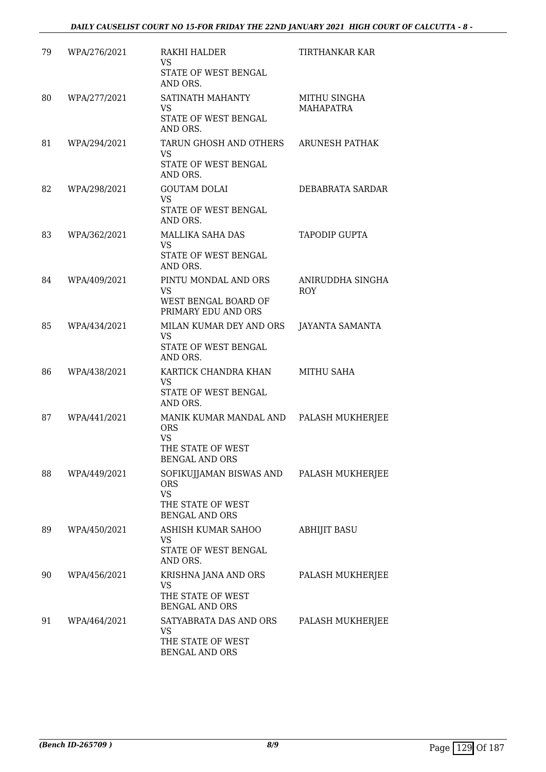| | | | |
|---|---|---|---|
| 79 | WPA/276/2021 | RAKHI HALDER<br>VS<br>STATE OF WEST BENGAL AND ORS. | TIRTHANKAR KAR |
| 80 | WPA/277/2021 | SATINATH MAHANTY<br>VS<br>STATE OF WEST BENGAL AND ORS. | MITHU SINGHA MAHAPATRA |
| 81 | WPA/294/2021 | TARUN GHOSH AND OTHERS<br>VS<br>STATE OF WEST BENGAL AND ORS. | ARUNESH PATHAK |
| 82 | WPA/298/2021 | GOUTAM DOLAI<br>VS<br>STATE OF WEST BENGAL AND ORS. | DEBABRATA SARDAR |
| 83 | WPA/362/2021 | MALLIKA SAHA DAS<br>VS<br>STATE OF WEST BENGAL AND ORS. | TAPODIP GUPTA |
| 84 | WPA/409/2021 | PINTU MONDAL AND ORS<br>VS<br>WEST BENGAL BOARD OF PRIMARY EDU AND ORS | ANIRUDDHA SINGHA ROY |
| 85 | WPA/434/2021 | MILAN KUMAR DEY AND ORS<br>VS<br>STATE OF WEST BENGAL AND ORS. | JAYANTA SAMANTA |
| 86 | WPA/438/2021 | KARTICK CHANDRA KHAN<br>VS<br>STATE OF WEST BENGAL AND ORS. | MITHU SAHA |
| 87 | WPA/441/2021 | MANIK KUMAR MANDAL AND ORS<br>VS<br>THE STATE OF WEST BENGAL AND ORS | PALASH MUKHERJEE |
| 88 | WPA/449/2021 | SOFIKUJJAMAN BISWAS AND ORS<br>VS<br>THE STATE OF WEST BENGAL AND ORS | PALASH MUKHERJEE |
| 89 | WPA/450/2021 | ASHISH KUMAR SAHOO<br>VS<br>STATE OF WEST BENGAL AND ORS. | ABHIJIT BASU |
| 90 | WPA/456/2021 | KRISHNA JANA AND ORS<br>VS<br>THE STATE OF WEST BENGAL AND ORS | PALASH MUKHERJEE |
| 91 | WPA/464/2021 | SATYABRATA DAS AND ORS<br>VS<br>THE STATE OF WEST BENGAL AND ORS | PALASH MUKHERJEE |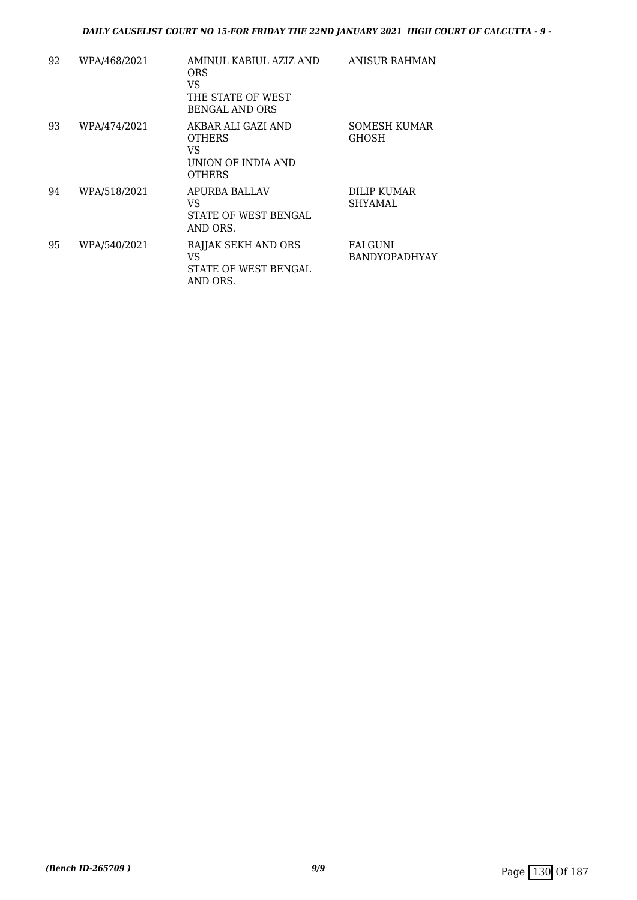| 92 | WPA/468/2021 | AMINUL KABIUL AZIZ AND ORS<br>VS<br>THE STATE OF WEST BENGAL AND ORS | ANISUR RAHMAN |
|---|---|---|---|
| 93 | WPA/474/2021 | AKBAR ALI GAZI AND OTHERS<br>VS<br>UNION OF INDIA AND OTHERS | SOMESH KUMAR GHOSH |
| 94 | WPA/518/2021 | APURBA BALLAV<br>VS<br>STATE OF WEST BENGAL AND ORS. | DILIP KUMAR SHYAMAL |
| 95 | WPA/540/2021 | RAJJAK SEKH AND ORS<br>VS<br>STATE OF WEST BENGAL AND ORS. | FALGUNI BANDYOPADHYAY |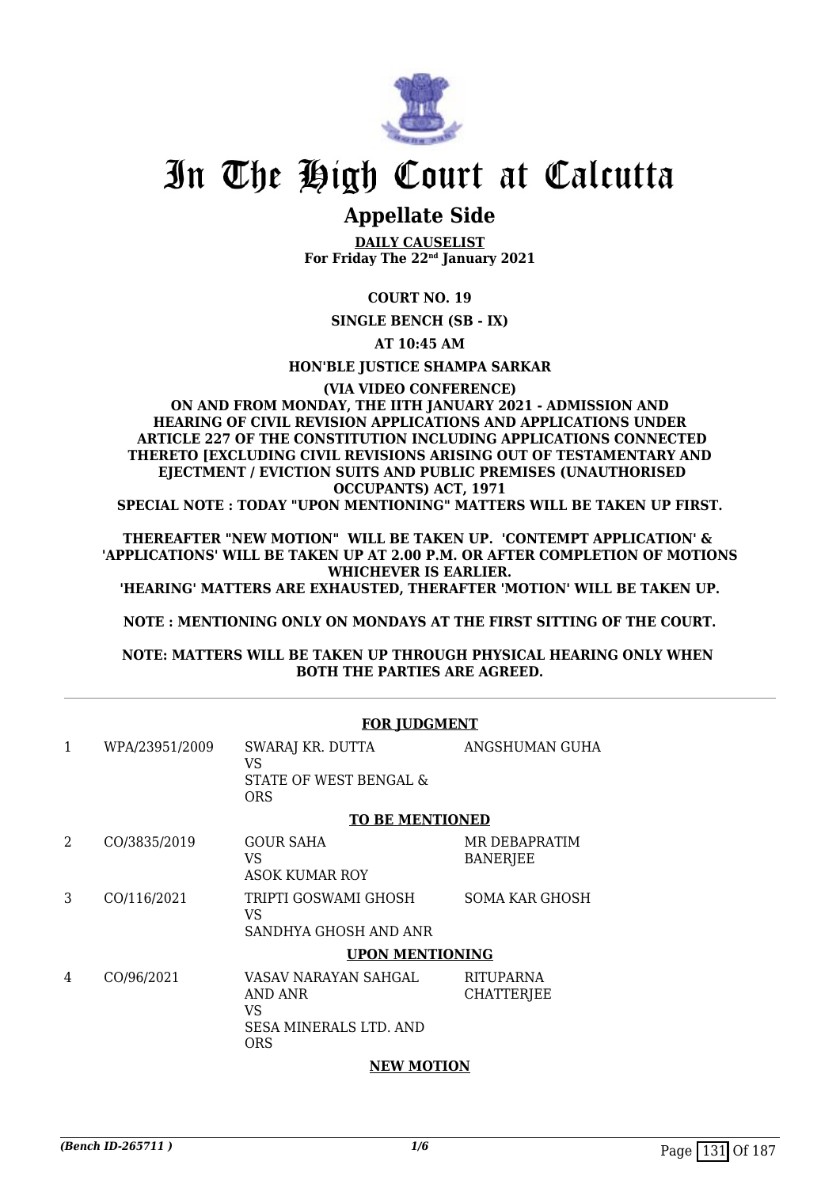# In The High Court at Calcutta

## Appellate Side

**DAILY CAUSELIST**
**For Friday The 22nd January 2021**

**COURT NO. 19**

**SINGLE BENCH (SB - IX)**

**AT 10:45 AM**

**HON'BLE JUSTICE SHAMPA SARKAR**

**(VIA VIDEO CONFERENCE)**
**ON AND FROM MONDAY, THE IITH JANUARY 2021 - ADMISSION AND HEARING OF CIVIL REVISION APPLICATIONS AND APPLICATIONS UNDER ARTICLE 227 OF THE CONSTITUTION INCLUDING APPLICATIONS CONNECTED THERETO [EXCLUDING CIVIL REVISIONS ARISING OUT OF TESTAMENTARY AND EJECTMENT / EVICTION SUITS AND PUBLIC PREMISES (UNAUTHORISED OCCUPANTS) ACT, 1971**
**SPECIAL NOTE : TODAY "UPON MENTIONING" MATTERS WILL BE TAKEN UP FIRST.**

**THEREAFTER "NEW MOTION" WILL BE TAKEN UP. 'CONTEMPT APPLICATION' & 'APPLICATIONS' WILL BE TAKEN UP AT 2.00 P.M. OR AFTER COMPLETION OF MOTIONS WHICHEVER IS EARLIER.**
**'HEARING' MATTERS ARE EXHAUSTED, THERAFTER 'MOTION' WILL BE TAKEN UP.**

**NOTE : MENTIONING ONLY ON MONDAYS AT THE FIRST SITTING OF THE COURT.**

**NOTE: MATTERS WILL BE TAKEN UP THROUGH PHYSICAL HEARING ONLY WHEN BOTH THE PARTIES ARE AGREED.**

**FOR JUDGMENT**

| | | | |
|---|---|---|---|
| 1 | WPA/23951/2009 | SWARAJ KR. DUTTA<br>VS<br>STATE OF WEST BENGAL & ORS | ANGSHUMAN GUHA |

**TO BE MENTIONED**

| | | | |
|---|---|---|---|
| 2 | CO/3835/2019 | GOUR SAHA<br>VS<br>ASOK KUMAR ROY | MR DEBAPRATIM BANERJEE |
| 3 | CO/116/2021 | TRIPTI GOSWAMI GHOSH<br>VS<br>SANDHYA GHOSH AND ANR | SOMA KAR GHOSH |

**UPON MENTIONING**

| | | | |
|---|---|---|---|
| 4 | CO/96/2021 | VASAV NARAYAN SAHGAL AND ANR<br>VS<br>SESA MINERALS LTD. AND ORS | RITUPARNA CHATTERJEE |

**NEW MOTION**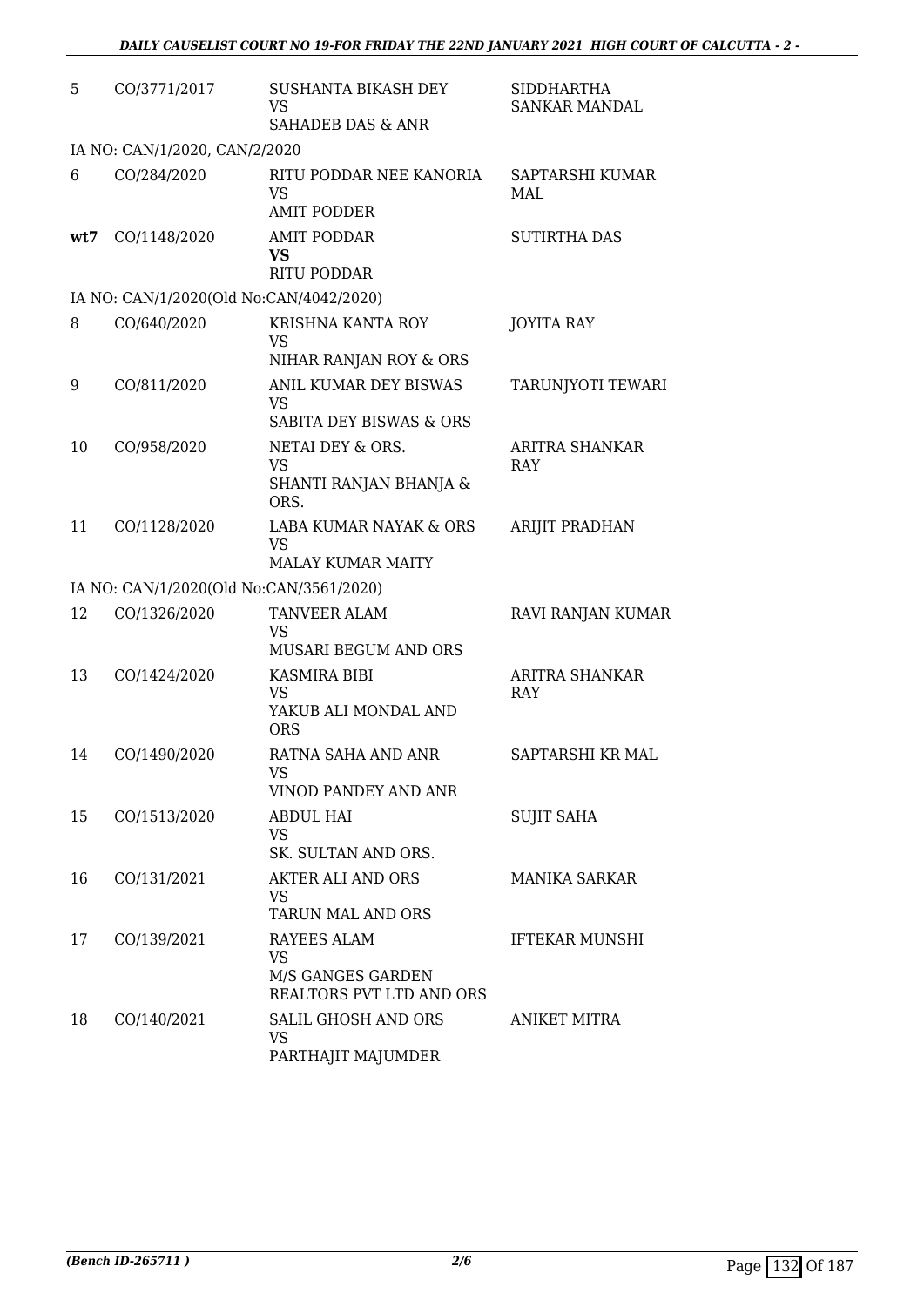| | | | |
|---|---|---|---|
| 5 | CO/3771/2017 | SUSHANTA BIKASH DEY<br>VS<br>SAHADEB DAS & ANR | SIDDHARTHA SANKAR MANDAL |
| IA NO: CAN/1/2020, CAN/2/2020 | | | |
| 6 | CO/284/2020 | RITU PODDAR NEE KANORIA<br>VS<br>AMIT PODDER | SAPTARSHI KUMAR MAL |
| **wt7** | CO/1148/2020 | AMIT PODDAR<br>**VS**<br>RITU PODDAR | SUTIRTHA DAS |
| IA NO: CAN/1/2020(Old No:CAN/4042/2020) | | | |
| 8 | CO/640/2020 | KRISHNA KANTA ROY<br>VS<br>NIHAR RANJAN ROY & ORS | JOYITA RAY |
| 9 | CO/811/2020 | ANIL KUMAR DEY BISWAS<br>VS<br>SABITA DEY BISWAS & ORS | TARUNJYOTI TEWARI |
| 10 | CO/958/2020 | NETAI DEY & ORS.<br>VS<br>SHANTI RANJAN BHANJA & ORS. | ARITRA SHANKAR RAY |
| 11 | CO/1128/2020 | LABA KUMAR NAYAK & ORS<br>VS<br>MALAY KUMAR MAITY | ARIJIT PRADHAN |
| IA NO: CAN/1/2020(Old No:CAN/3561/2020) | | | |
| 12 | CO/1326/2020 | TANVEER ALAM<br>VS<br>MUSARI BEGUM AND ORS | RAVI RANJAN KUMAR |
| 13 | CO/1424/2020 | KASMIRA BIBI<br>VS<br>YAKUB ALI MONDAL AND ORS | ARITRA SHANKAR RAY |
| 14 | CO/1490/2020 | RATNA SAHA AND ANR<br>VS<br>VINOD PANDEY AND ANR | SAPTARSHI KR MAL |
| 15 | CO/1513/2020 | ABDUL HAI<br>VS<br>SK. SULTAN AND ORS. | SUJIT SAHA |
| 16 | CO/131/2021 | AKTER ALI AND ORS<br>VS<br>TARUN MAL AND ORS | MANIKA SARKAR |
| 17 | CO/139/2021 | RAYEES ALAM<br>VS<br>M/S GANGES GARDEN REALTORS PVT LTD AND ORS | IFTEKAR MUNSHI |
| 18 | CO/140/2021 | SALIL GHOSH AND ORS<br>VS<br>PARTHAJIT MAJUMDER | ANIKET MITRA |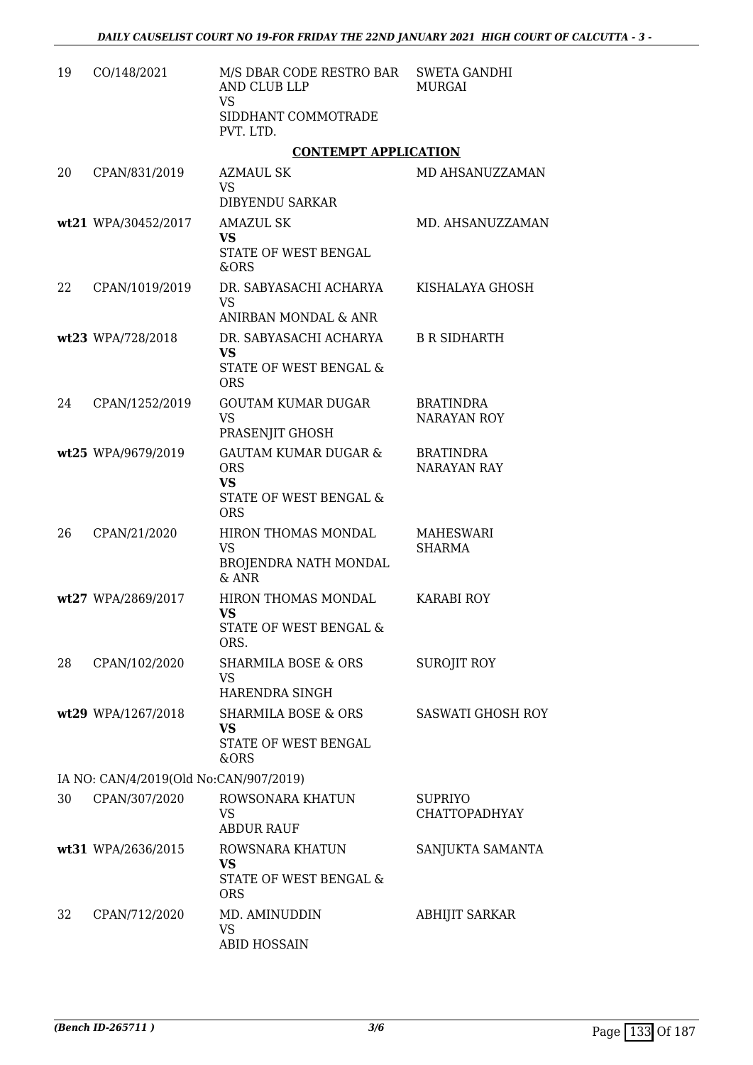| | | | |
|---|---|---|---|
| 19 | CO/148/2021 | M/S DBAR CODE RESTRO BAR AND CLUB LLP<br>VS<br>SIDDHANT COMMOTRADE PVT. LTD. | SWETA GANDHI MURGAI |

## CONTEMPT APPLICATION

| | | | |
|---|---|---|---|
| 20 | CPAN/831/2019 | AZMAUL SK<br>VS<br>DIBYENDU SARKAR | MD AHSANUZZAMAN |
| wt21 | WPA/30452/2017 | AMAZUL SK<br>**VS**<br>STATE OF WEST BENGAL &ORS | MD. AHSANUZZAMAN |
| 22 | CPAN/1019/2019 | DR. SABYASACHI ACHARYA<br>VS<br>ANIRBAN MONDAL & ANR | KISHALAYA GHOSH |
| wt23 | WPA/728/2018 | DR. SABYASACHI ACHARYA<br>**VS**<br>STATE OF WEST BENGAL & ORS | B R SIDHARTH |
| 24 | CPAN/1252/2019 | GOUTAM KUMAR DUGAR<br>VS<br>PRASENJIT GHOSH | BRATINDRA NARAYAN ROY |
| wt25 | WPA/9679/2019 | GAUTAM KUMAR DUGAR & ORS<br>**VS**<br>STATE OF WEST BENGAL & ORS | BRATINDRA NARAYAN RAY |
| 26 | CPAN/21/2020 | HIRON THOMAS MONDAL<br>VS<br>BROJENDRA NATH MONDAL & ANR | MAHESWARI SHARMA |
| wt27 | WPA/2869/2017 | HIRON THOMAS MONDAL<br>**VS**<br>STATE OF WEST BENGAL & ORS. | KARABI ROY |
| 28 | CPAN/102/2020 | SHARMILA BOSE & ORS<br>VS<br>HARENDRA SINGH | SUROJIT ROY |
| wt29 | WPA/1267/2018 | SHARMILA BOSE & ORS<br>**VS**<br>STATE OF WEST BENGAL &ORS | SASWATI GHOSH ROY |

IA NO: CAN/4/2019(Old No:CAN/907/2019)

| | | | |
|---|---|---|---|
| 30 | CPAN/307/2020 | ROWSONARA KHATUN<br>VS<br>ABDUR RAUF | SUPRIYO CHATTOPADHYAY |
| wt31 | WPA/2636/2015 | ROWSNARA KHATUN<br>**VS**<br>STATE OF WEST BENGAL & ORS | SANJUKTA SAMANTA |
| 32 | CPAN/712/2020 | MD. AMINUDDIN<br>VS<br>ABID HOSSAIN | ABHIJIT SARKAR |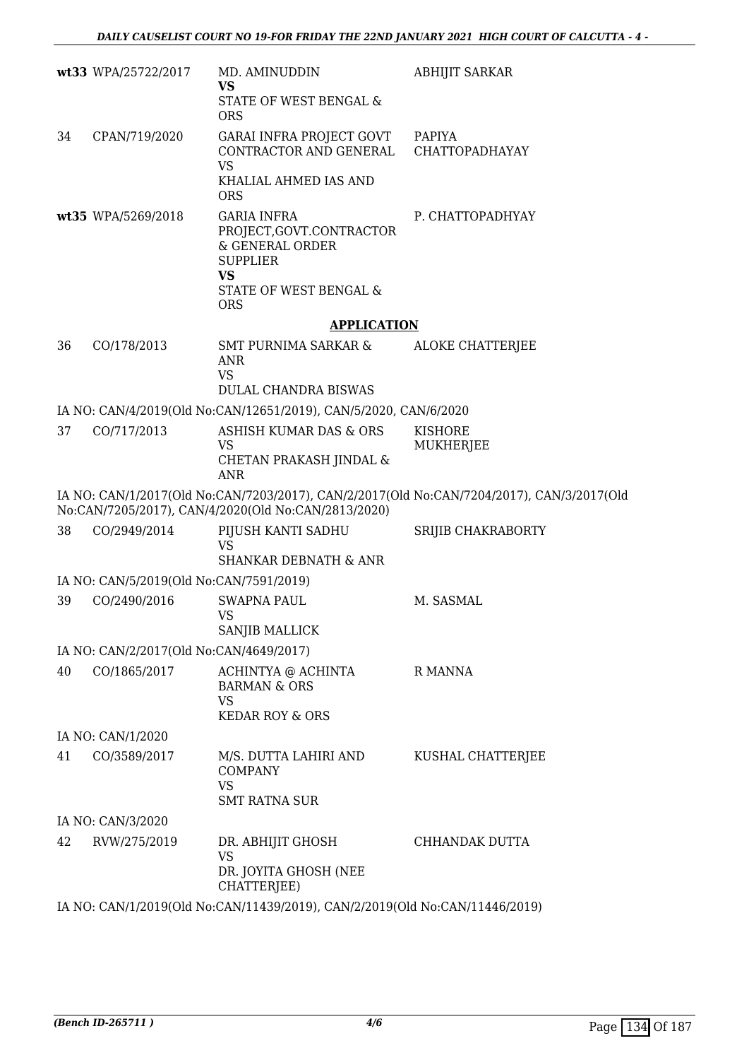| | | | |
|---|---|---|---|
| **wt33** | WPA/25722/2017 | MD. AMINUDDIN<br>**VS**<br>STATE OF WEST BENGAL & ORS | ABHIJIT SARKAR |
| 34 | CPAN/719/2020 | GARAI INFRA PROJECT GOVT CONTRACTOR AND GENERAL<br>VS<br>KHALIAL AHMED IAS AND ORS | PAPIYA CHATTOPADHAYAY |
| **wt35** | WPA/5269/2018 | GARIA INFRA PROJECT,GOVT.CONTRACTOR & GENERAL ORDER SUPPLIER<br>**VS**<br>STATE OF WEST BENGAL & ORS | P. CHATTOPADHYAY |

## APPLICATION

| | | | |
|---|---|---|---|
| 36 | CO/178/2013 | SMT PURNIMA SARKAR & ANR<br>VS<br>DULAL CHANDRA BISWAS | ALOKE CHATTERJEE |

IA NO: CAN/4/2019(Old No:CAN/12651/2019), CAN/5/2020, CAN/6/2020

| | | | |
|---|---|---|---|
| 37 | CO/717/2013 | ASHISH KUMAR DAS & ORS<br>VS<br>CHETAN PRAKASH JINDAL & ANR | KISHORE MUKHERJEE |

IA NO: CAN/1/2017(Old No:CAN/7203/2017), CAN/2/2017(Old No:CAN/7204/2017), CAN/3/2017(Old No:CAN/7205/2017), CAN/4/2020(Old No:CAN/2813/2020)

| | | | |
|---|---|---|---|
| 38 | CO/2949/2014 | PIJUSH KANTI SADHU<br>VS<br>SHANKAR DEBNATH & ANR | SRIJIB CHAKRABORTY |

IA NO: CAN/5/2019(Old No:CAN/7591/2019)

| | | | |
|---|---|---|---|
| 39 | CO/2490/2016 | SWAPNA PAUL<br>VS<br>SANJIB MALLICK | M. SASMAL |

IA NO: CAN/2/2017(Old No:CAN/4649/2017)

| | | | |
|---|---|---|---|
| 40 | CO/1865/2017 | ACHINTYA @ ACHINTA BARMAN & ORS<br>VS<br>KEDAR ROY & ORS | R MANNA |

IA NO: CAN/1/2020

| | | | |
|---|---|---|---|
| 41 | CO/3589/2017 | M/S. DUTTA LAHIRI AND COMPANY<br>VS<br>SMT RATNA SUR | KUSHAL CHATTERJEE |

IA NO: CAN/3/2020

| | | | |
|---|---|---|---|
| 42 | RVW/275/2019 | DR. ABHIJIT GHOSH<br>VS<br>DR. JOYITA GHOSH (NEE CHATTERJEE) | CHHANDAK DUTTA |

IA NO: CAN/1/2019(Old No:CAN/11439/2019), CAN/2/2019(Old No:CAN/11446/2019)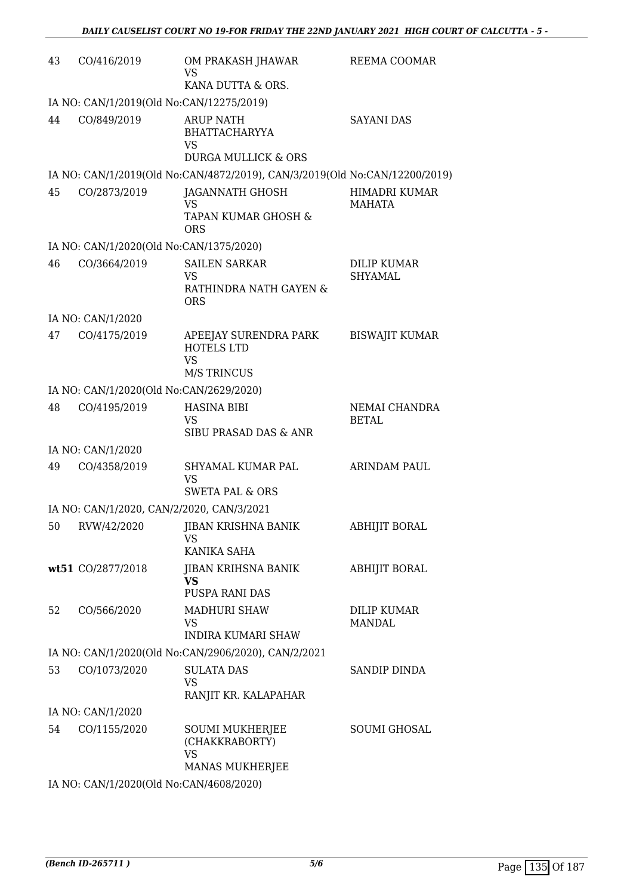| | | | |
|---|---|---|---|
| 43 | CO/416/2019 | OM PRAKASH JHAWAR<br>VS<br>KANA DUTTA & ORS. | REEMA COOMAR |
| IA NO: CAN/1/2019(Old No:CAN/12275/2019) | | | |
| 44 | CO/849/2019 | ARUP NATH BHATTACHARYYA<br>VS<br>DURGA MULLICK & ORS | SAYANI DAS |
| IA NO: CAN/1/2019(Old No:CAN/4872/2019), CAN/3/2019(Old No:CAN/12200/2019) | | | |
| 45 | CO/2873/2019 | JAGANNATH GHOSH<br>VS<br>TAPAN KUMAR GHOSH & ORS | HIMADRI KUMAR MAHATA |
| IA NO: CAN/1/2020(Old No:CAN/1375/2020) | | | |
| 46 | CO/3664/2019 | SAILEN SARKAR<br>VS<br>RATHINDRA NATH GAYEN & ORS | DILIP KUMAR SHYAMAL |
| IA NO: CAN/1/2020 | | | |
| 47 | CO/4175/2019 | APEEJAY SURENDRA PARK HOTELS LTD<br>VS<br>M/S TRINCUS | BISWAJIT KUMAR |
| IA NO: CAN/1/2020(Old No:CAN/2629/2020) | | | |
| 48 | CO/4195/2019 | HASINA BIBI<br>VS<br>SIBU PRASAD DAS & ANR | NEMAI CHANDRA BETAL |
| IA NO: CAN/1/2020 | | | |
| 49 | CO/4358/2019 | SHYAMAL KUMAR PAL<br>VS<br>SWETA PAL & ORS | ARINDAM PAUL |
| IA NO: CAN/1/2020, CAN/2/2020, CAN/3/2021 | | | |
| 50 | RVW/42/2020 | JIBAN KRISHNA BANIK<br>VS<br>KANIKA SAHA | ABHIJIT BORAL |
| wt51 | CO/2877/2018 | JIBAN KRIHSNA BANIK<br>**VS**<br>PUSPA RANI DAS | ABHIJIT BORAL |
| 52 | CO/566/2020 | MADHURI SHAW<br>VS<br>INDIRA KUMARI SHAW | DILIP KUMAR MANDAL |
| IA NO: CAN/1/2020(Old No:CAN/2906/2020), CAN/2/2021 | | | |
| 53 | CO/1073/2020 | SULATA DAS<br>VS<br>RANJIT KR. KALAPAHAR | SANDIP DINDA |
| IA NO: CAN/1/2020 | | | |
| 54 | CO/1155/2020 | SOUMI MUKHERJEE (CHAKKRABORTY)<br>VS<br>MANAS MUKHERJEE | SOUMI GHOSAL |
| IA NO: CAN/1/2020(Old No:CAN/4608/2020) | | | |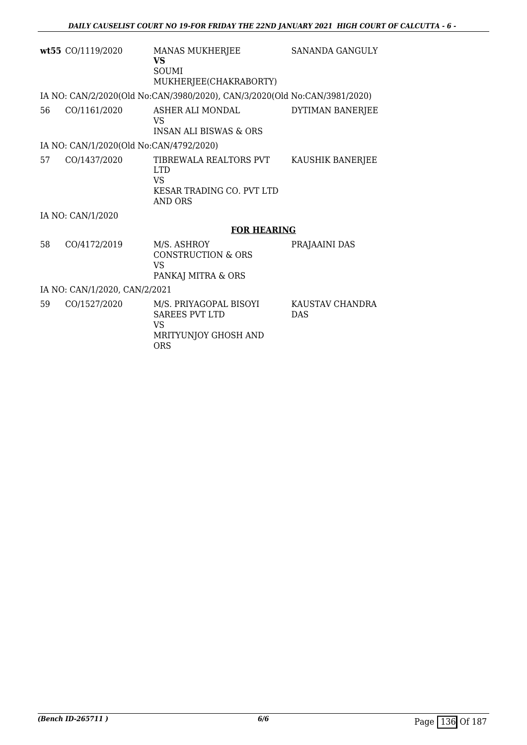| | | | |
|---|---|---|---|
| **wt55** | CO/1119/2020 | MANAS MUKHERJEE<br>**VS**<br>SOUMI MUKHERJEE(CHAKRABORTY) | SANANDA GANGULY |

IA NO: CAN/2/2020(Old No:CAN/3980/2020), CAN/3/2020(Old No:CAN/3981/2020)

| | | | |
|---|---|---|---|
| 56 | CO/1161/2020 | ASHER ALI MONDAL<br>VS<br>INSAN ALI BISWAS & ORS | DYTIMAN BANERJEE |

IA NO: CAN/1/2020(Old No:CAN/4792/2020)

| | | | |
|---|---|---|---|
| 57 | CO/1437/2020 | TIBREWALA REALTORS PVT LTD<br>VS<br>KESAR TRADING CO. PVT LTD AND ORS | KAUSHIK BANERJEE |

IA NO: CAN/1/2020

## FOR HEARING

| | | | |
|---|---|---|---|
| 58 | CO/4172/2019 | M/S. ASHROY CONSTRUCTION & ORS<br>VS<br>PANKAJ MITRA & ORS | PRAJAAINI DAS |

IA NO: CAN/1/2020, CAN/2/2021

| | | | |
|---|---|---|---|
| 59 | CO/1527/2020 | M/S. PRIYAGOPAL BISOYI SAREES PVT LTD<br>VS<br>MRITYUNJOY GHOSH AND ORS | KAUSTAV CHANDRA DAS |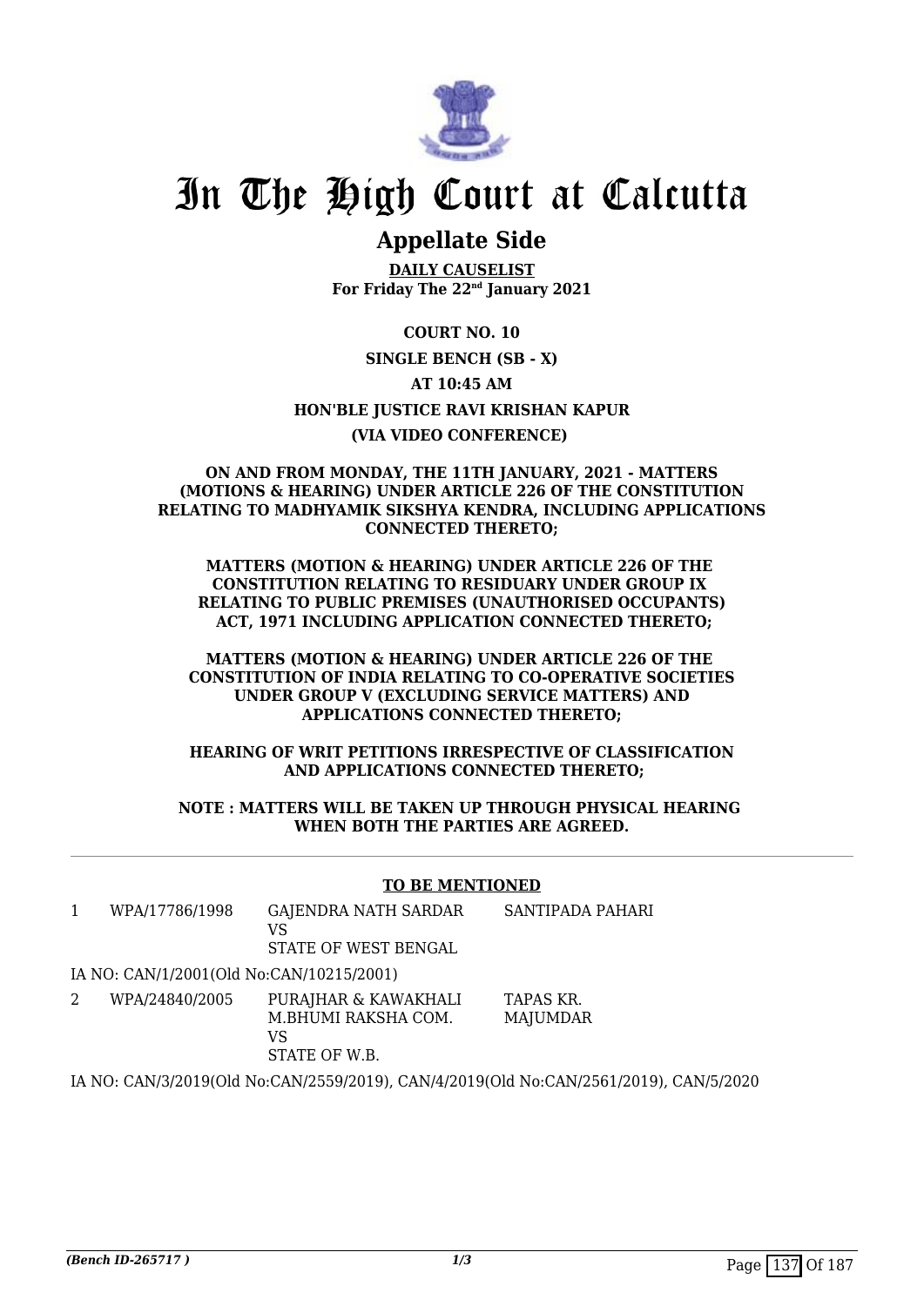# In The High Court at Calcutta

## Appellate Side

**DAILY CAUSELIST**
**For Friday The 22nd January 2021**

**COURT NO. 10**

**SINGLE BENCH (SB - X)**

**AT 10:45 AM**

**HON'BLE JUSTICE RAVI KRISHAN KAPUR**

**(VIA VIDEO CONFERENCE)**

**ON AND FROM MONDAY, THE 11TH JANUARY, 2021 - MATTERS (MOTIONS & HEARING) UNDER ARTICLE 226 OF THE CONSTITUTION RELATING TO MADHYAMIK SIKSHYA KENDRA, INCLUDING APPLICATIONS CONNECTED THERETO;**

**MATTERS (MOTION & HEARING) UNDER ARTICLE 226 OF THE CONSTITUTION RELATING TO RESIDUARY UNDER GROUP IX RELATING TO PUBLIC PREMISES (UNAUTHORISED OCCUPANTS) ACT, 1971 INCLUDING APPLICATION CONNECTED THERETO;**

**MATTERS (MOTION & HEARING) UNDER ARTICLE 226 OF THE CONSTITUTION OF INDIA RELATING TO CO-OPERATIVE SOCIETIES UNDER GROUP V (EXCLUDING SERVICE MATTERS) AND APPLICATIONS CONNECTED THERETO;**

**HEARING OF WRIT PETITIONS IRRESPECTIVE OF CLASSIFICATION AND APPLICATIONS CONNECTED THERETO;**

**NOTE : MATTERS WILL BE TAKEN UP THROUGH PHYSICAL HEARING WHEN BOTH THE PARTIES ARE AGREED.**

**TO BE MENTIONED**

| | | | |
|---|---|---|---|
| 1 | WPA/17786/1998 | GAJENDRA NATH SARDAR<br>VS<br>STATE OF WEST BENGAL | SANTIPADA PAHARI |

IA NO: CAN/1/2001(Old No:CAN/10215/2001)

| | | | |
|---|---|---|---|
| 2 | WPA/24840/2005 | PURAJHAR & KAWAKHALI M.BHUMI RAKSHA COM.<br>VS<br>STATE OF W.B. | TAPAS KR. MAJUMDAR |

IA NO: CAN/3/2019(Old No:CAN/2559/2019), CAN/4/2019(Old No:CAN/2561/2019), CAN/5/2020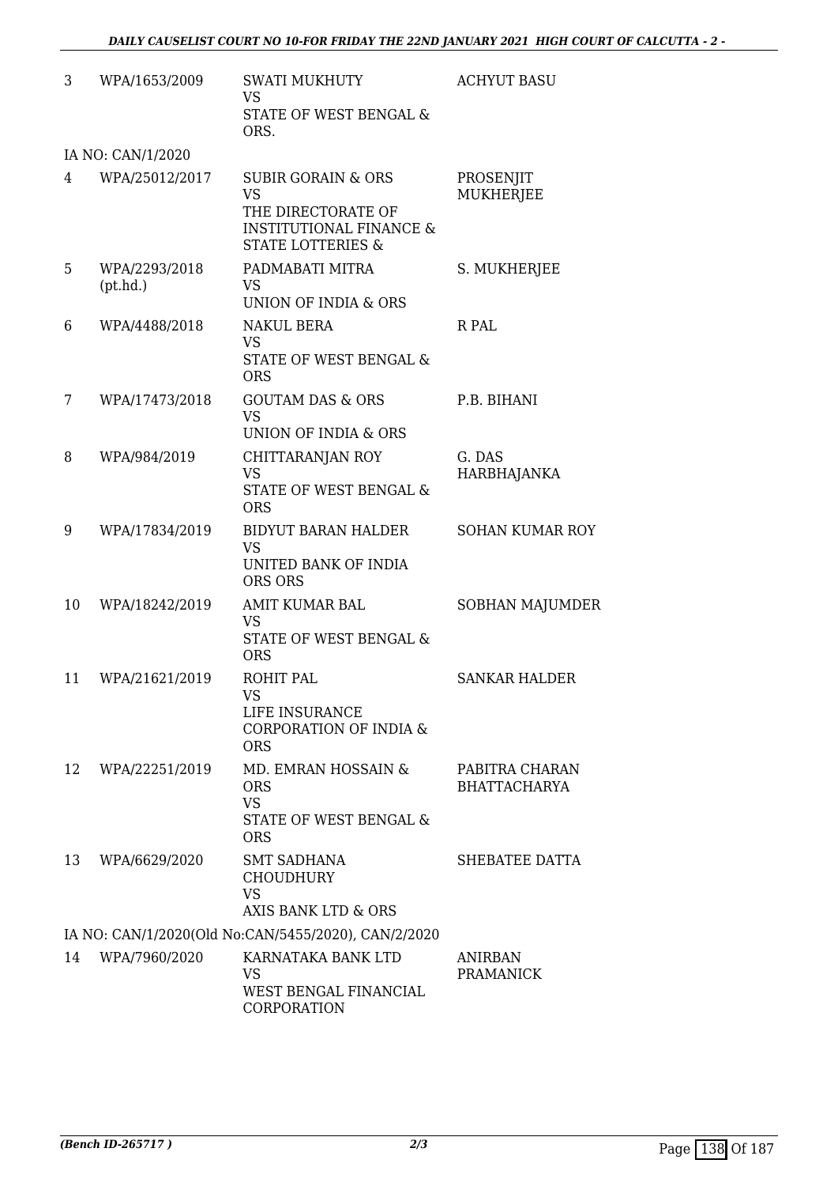| | | | |
|---|---|---|---|
| 3 | WPA/1653/2009 | SWATI MUKHUTY<br>VS<br>STATE OF WEST BENGAL & ORS. | ACHYUT BASU |
| IA NO: CAN/1/2020 | | | |
| 4 | WPA/25012/2017 | SUBIR GORAIN & ORS<br>VS<br>THE DIRECTORATE OF INSTITUTIONAL FINANCE & STATE LOTTERIES & | PROSENJIT MUKHERJEE |
| 5 | WPA/2293/2018 (pt.hd.) | PADMABATI MITRA<br>VS<br>UNION OF INDIA & ORS | S. MUKHERJEE |
| 6 | WPA/4488/2018 | NAKUL BERA<br>VS<br>STATE OF WEST BENGAL & ORS | R PAL |
| 7 | WPA/17473/2018 | GOUTAM DAS & ORS<br>VS<br>UNION OF INDIA & ORS | P.B. BIHANI |
| 8 | WPA/984/2019 | CHITTARANJAN ROY<br>VS<br>STATE OF WEST BENGAL & ORS | G. DAS HARBHAJANKA |
| 9 | WPA/17834/2019 | BIDYUT BARAN HALDER<br>VS<br>UNITED BANK OF INDIA ORS ORS | SOHAN KUMAR ROY |
| 10 | WPA/18242/2019 | AMIT KUMAR BAL<br>VS<br>STATE OF WEST BENGAL & ORS | SOBHAN MAJUMDER |
| 11 | WPA/21621/2019 | ROHIT PAL<br>VS<br>LIFE INSURANCE CORPORATION OF INDIA & ORS | SANKAR HALDER |
| 12 | WPA/22251/2019 | MD. EMRAN HOSSAIN & ORS<br>VS<br>STATE OF WEST BENGAL & ORS | PABITRA CHARAN BHATTACHARYA |
| 13 | WPA/6629/2020 | SMT SADHANA CHOUDHURY<br>VS<br>AXIS BANK LTD & ORS | SHEBATEE DATTA |
| IA NO: CAN/1/2020(Old No:CAN/5455/2020), CAN/2/2020 | | | |
| 14 | WPA/7960/2020 | KARNATAKA BANK LTD<br>VS<br>WEST BENGAL FINANCIAL CORPORATION | ANIRBAN PRAMANICK |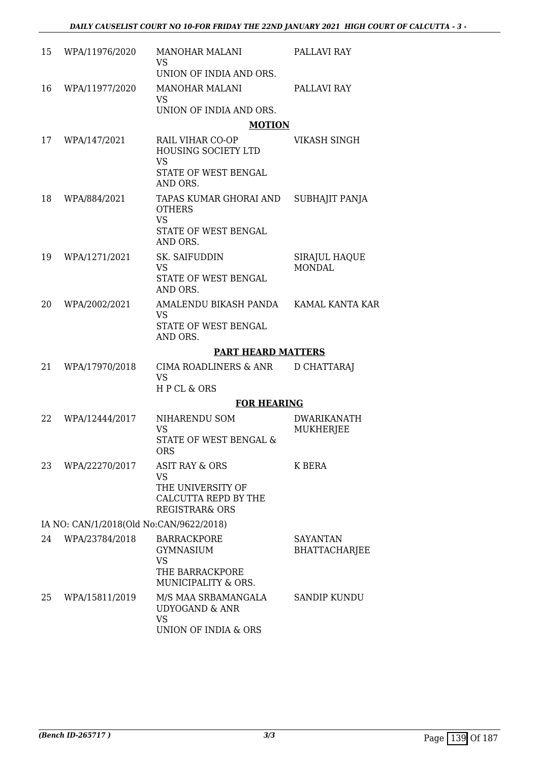| 15 | WPA/11976/2020 | MANOHAR MALANI<br>VS<br>UNION OF INDIA AND ORS. | PALLAVI RAY |
|---|---|---|---|
| 16 | WPA/11977/2020 | MANOHAR MALANI<br>VS<br>UNION OF INDIA AND ORS. | PALLAVI RAY |

**MOTION**

| 17 | WPA/147/2021 | RAIL VIHAR CO-OP HOUSING SOCIETY LTD<br>VS<br>STATE OF WEST BENGAL AND ORS. | VIKASH SINGH |
|---|---|---|---|
| 18 | WPA/884/2021 | TAPAS KUMAR GHORAI AND OTHERS<br>VS<br>STATE OF WEST BENGAL AND ORS. | SUBHAJIT PANJA |
| 19 | WPA/1271/2021 | SK. SAIFUDDIN<br>VS<br>STATE OF WEST BENGAL AND ORS. | SIRAJUL HAQUE MONDAL |
| 20 | WPA/2002/2021 | AMALENDU BIKASH PANDA<br>VS<br>STATE OF WEST BENGAL AND ORS. | KAMAL KANTA KAR |

**PART HEARD MATTERS**

| 21 | WPA/17970/2018 | CIMA ROADLINERS & ANR<br>VS<br>H P CL & ORS | D CHATTARAJ |
|---|---|---|---|

**FOR HEARING**

| 22 | WPA/12444/2017 | NIHARENDU SOM<br>VS<br>STATE OF WEST BENGAL & ORS | DWARIKANATH MUKHERJEE |
|---|---|---|---|
| 23 | WPA/22270/2017 | ASIT RAY & ORS<br>VS<br>THE UNIVERSITY OF CALCUTTA REPD BY THE REGISTRAR& ORS | K BERA |

IA NO: CAN/1/2018(Old No:CAN/9622/2018)

| 24 | WPA/23784/2018 | BARRACKPORE GYMNASIUM<br>VS<br>THE BARRACKPORE MUNICIPALITY & ORS. | SAYANTAN BHATTACHARJEE |
|---|---|---|---|
| 25 | WPA/15811/2019 | M/S MAA SRBAMANGALA UDYOGAND & ANR<br>VS<br>UNION OF INDIA & ORS | SANDIP KUNDU |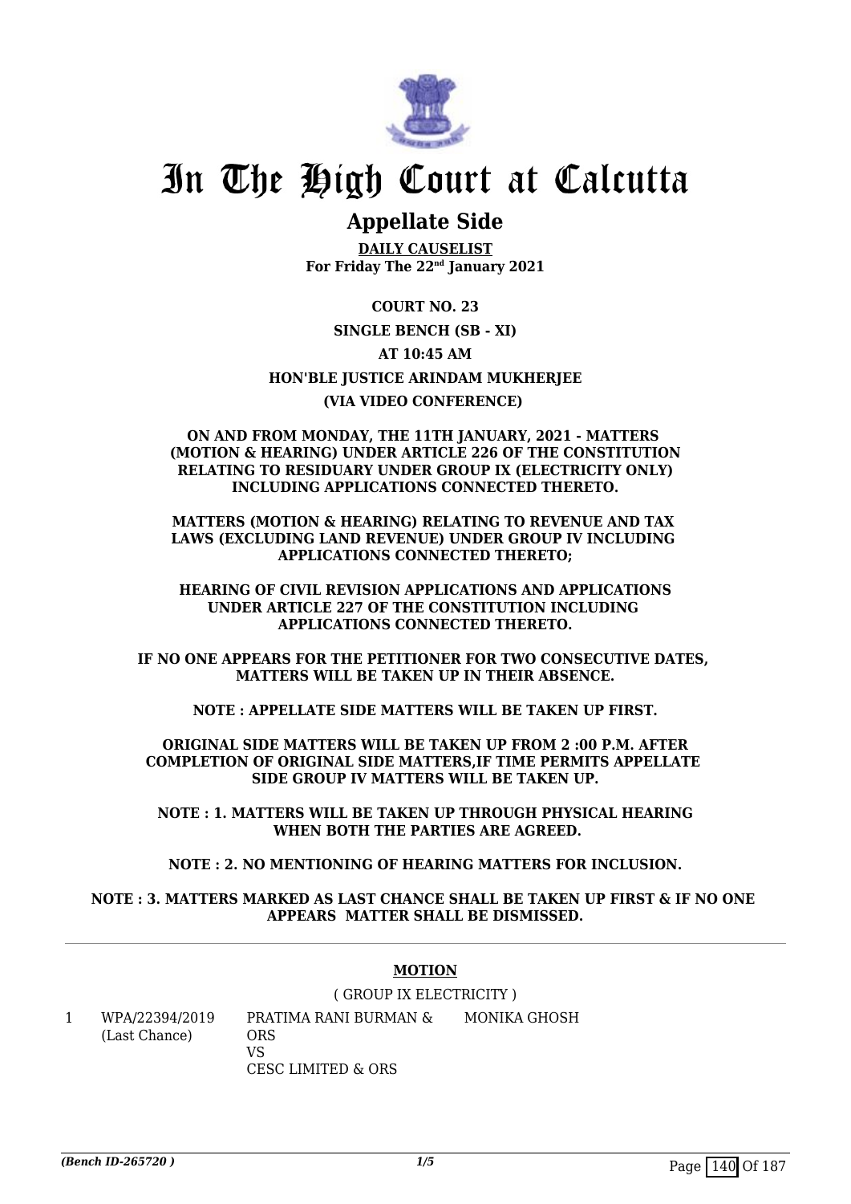# In The High Court at Calcutta

## Appellate Side

**DAILY CAUSELIST**
**For Friday The 22nd January 2021**

**COURT NO. 23**

**SINGLE BENCH (SB - XI)**

**AT 10:45 AM**

**HON'BLE JUSTICE ARINDAM MUKHERJEE**

**(VIA VIDEO CONFERENCE)**

**ON AND FROM MONDAY, THE 11TH JANUARY, 2021 - MATTERS (MOTION & HEARING) UNDER ARTICLE 226 OF THE CONSTITUTION RELATING TO RESIDUARY UNDER GROUP IX (ELECTRICITY ONLY) INCLUDING APPLICATIONS CONNECTED THERETO.**

**MATTERS (MOTION & HEARING) RELATING TO REVENUE AND TAX LAWS (EXCLUDING LAND REVENUE) UNDER GROUP IV INCLUDING APPLICATIONS CONNECTED THERETO;**

**HEARING OF CIVIL REVISION APPLICATIONS AND APPLICATIONS UNDER ARTICLE 227 OF THE CONSTITUTION INCLUDING APPLICATIONS CONNECTED THERETO.**

**IF NO ONE APPEARS FOR THE PETITIONER FOR TWO CONSECUTIVE DATES, MATTERS WILL BE TAKEN UP IN THEIR ABSENCE.**

**NOTE : APPELLATE SIDE MATTERS WILL BE TAKEN UP FIRST.**

**ORIGINAL SIDE MATTERS WILL BE TAKEN UP FROM 2 :00 P.M. AFTER COMPLETION OF ORIGINAL SIDE MATTERS,IF TIME PERMITS APPELLATE SIDE GROUP IV MATTERS WILL BE TAKEN UP.**

**NOTE : 1. MATTERS WILL BE TAKEN UP THROUGH PHYSICAL HEARING WHEN BOTH THE PARTIES ARE AGREED.**

**NOTE : 2. NO MENTIONING OF HEARING MATTERS FOR INCLUSION.**

**NOTE : 3. MATTERS MARKED AS LAST CHANCE SHALL BE TAKEN UP FIRST & IF NO ONE APPEARS MATTER SHALL BE DISMISSED.**

---

**MOTION**

( GROUP IX ELECTRICITY )

| | | | |
|---|---|---|---|
| 1 | WPA/22394/2019 (Last Chance) | PRATIMA RANI BURMAN & ORS VS CESC LIMITED & ORS | MONIKA GHOSH |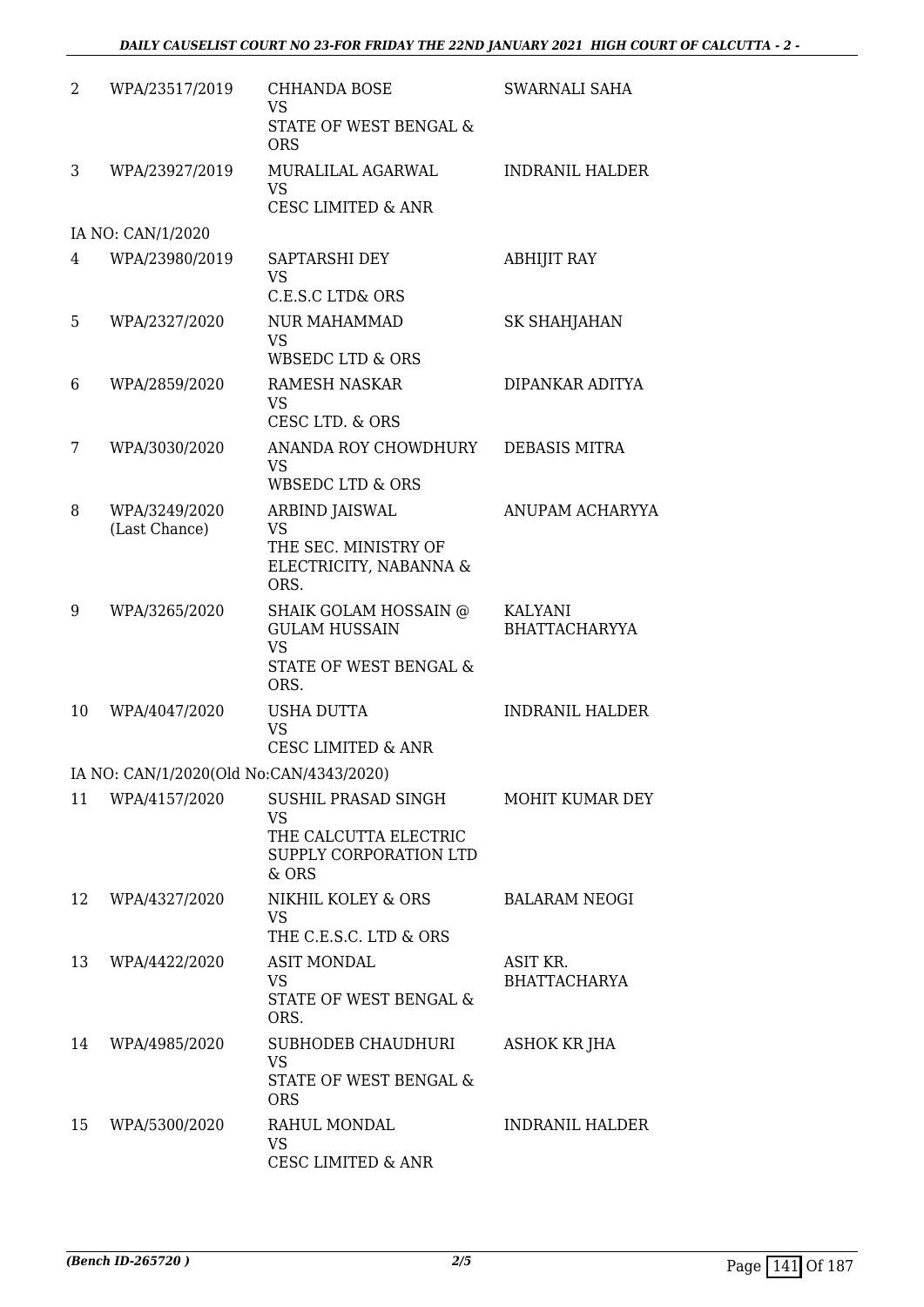| | | | |
|---|---|---|---|
| 2 | WPA/23517/2019 | CHHANDA BOSE<br>VS<br>STATE OF WEST BENGAL & ORS | SWARNALI SAHA |
| 3 | WPA/23927/2019 | MURALILAL AGARWAL<br>VS<br>CESC LIMITED & ANR | INDRANIL HALDER |
| IA NO: CAN/1/2020 | | | |
| 4 | WPA/23980/2019 | SAPTARSHI DEY<br>VS<br>C.E.S.C LTD& ORS | ABHIJIT RAY |
| 5 | WPA/2327/2020 | NUR MAHAMMAD<br>VS<br>WBSEDC LTD & ORS | SK SHAHJAHAN |
| 6 | WPA/2859/2020 | RAMESH NASKAR<br>VS<br>CESC LTD. & ORS | DIPANKAR ADITYA |
| 7 | WPA/3030/2020 | ANANDA ROY CHOWDHURY<br>VS<br>WBSEDC LTD & ORS | DEBASIS MITRA |
| 8 | WPA/3249/2020 (Last Chance) | ARBIND JAISWAL<br>VS<br>THE SEC. MINISTRY OF ELECTRICITY, NABANNA & ORS. | ANUPAM ACHARYYA |
| 9 | WPA/3265/2020 | SHAIK GOLAM HOSSAIN @ GULAM HUSSAIN<br>VS<br>STATE OF WEST BENGAL & ORS. | KALYANI BHATTACHARYYA |
| 10 | WPA/4047/2020 | USHA DUTTA<br>VS<br>CESC LIMITED & ANR | INDRANIL HALDER |
| IA NO: CAN/1/2020(Old No:CAN/4343/2020) | | | |
| 11 | WPA/4157/2020 | SUSHIL PRASAD SINGH<br>VS<br>THE CALCUTTA ELECTRIC SUPPLY CORPORATION LTD & ORS | MOHIT KUMAR DEY |
| 12 | WPA/4327/2020 | NIKHIL KOLEY & ORS<br>VS<br>THE C.E.S.C. LTD & ORS | BALARAM NEOGI |
| 13 | WPA/4422/2020 | ASIT MONDAL<br>VS<br>STATE OF WEST BENGAL & ORS. | ASIT KR. BHATTACHARYA |
| 14 | WPA/4985/2020 | SUBHODEB CHAUDHURI<br>VS<br>STATE OF WEST BENGAL & ORS | ASHOK KR JHA |
| 15 | WPA/5300/2020 | RAHUL MONDAL<br>VS<br>CESC LIMITED & ANR | INDRANIL HALDER |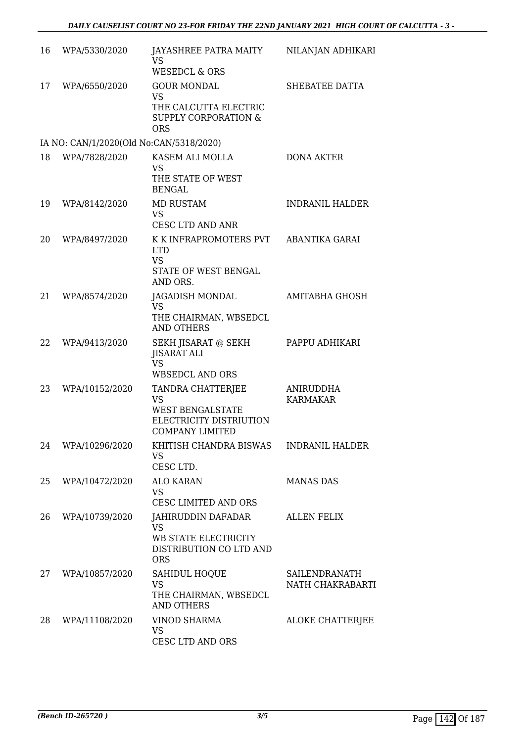| 16 | WPA/5330/2020 | JAYASHREE PATRA MAITY<br>VS<br>WESEDCL & ORS | NILANJAN ADHIKARI |
|---|---|---|---|
| 17 | WPA/6550/2020 | GOUR MONDAL<br>VS<br>THE CALCUTTA ELECTRIC SUPPLY CORPORATION & ORS | SHEBATEE DATTA |

IA NO: CAN/1/2020(Old No:CAN/5318/2020)

| 18 | WPA/7828/2020 | KASEM ALI MOLLA<br>VS<br>THE STATE OF WEST BENGAL | DONA AKTER |
|---|---|---|---|
| 19 | WPA/8142/2020 | MD RUSTAM<br>VS<br>CESC LTD AND ANR | INDRANIL HALDER |
| 20 | WPA/8497/2020 | K K INFRAPROMOTERS PVT LTD<br>VS<br>STATE OF WEST BENGAL AND ORS. | ABANTIKA GARAI |
| 21 | WPA/8574/2020 | JAGADISH MONDAL<br>VS<br>THE CHAIRMAN, WBSEDCL AND OTHERS | AMITABHA GHOSH |
| 22 | WPA/9413/2020 | SEKH JISARAT @ SEKH JISARAT ALI<br>VS<br>WBSEDCL AND ORS | PAPPU ADHIKARI |
| 23 | WPA/10152/2020 | TANDRA CHATTERJEE<br>VS<br>WEST BENGALSTATE ELECTRICITY DISTRIUTION COMPANY LIMITED | ANIRUDDHA KARMAKAR |
| 24 | WPA/10296/2020 | KHITISH CHANDRA BISWAS<br>VS<br>CESC LTD. | INDRANIL HALDER |
| 25 | WPA/10472/2020 | ALO KARAN<br>VS<br>CESC LIMITED AND ORS | MANAS DAS |
| 26 | WPA/10739/2020 | JAHIRUDDIN DAFADAR<br>VS<br>WB STATE ELECTRICITY DISTRIBUTION CO LTD AND ORS | ALLEN FELIX |
| 27 | WPA/10857/2020 | SAHIDUL HOQUE<br>VS<br>THE CHAIRMAN, WBSEDCL AND OTHERS | SAILENDRANATH NATH CHAKRABARTI |
| 28 | WPA/11108/2020 | VINOD SHARMA<br>VS<br>CESC LTD AND ORS | ALOKE CHATTERJEE |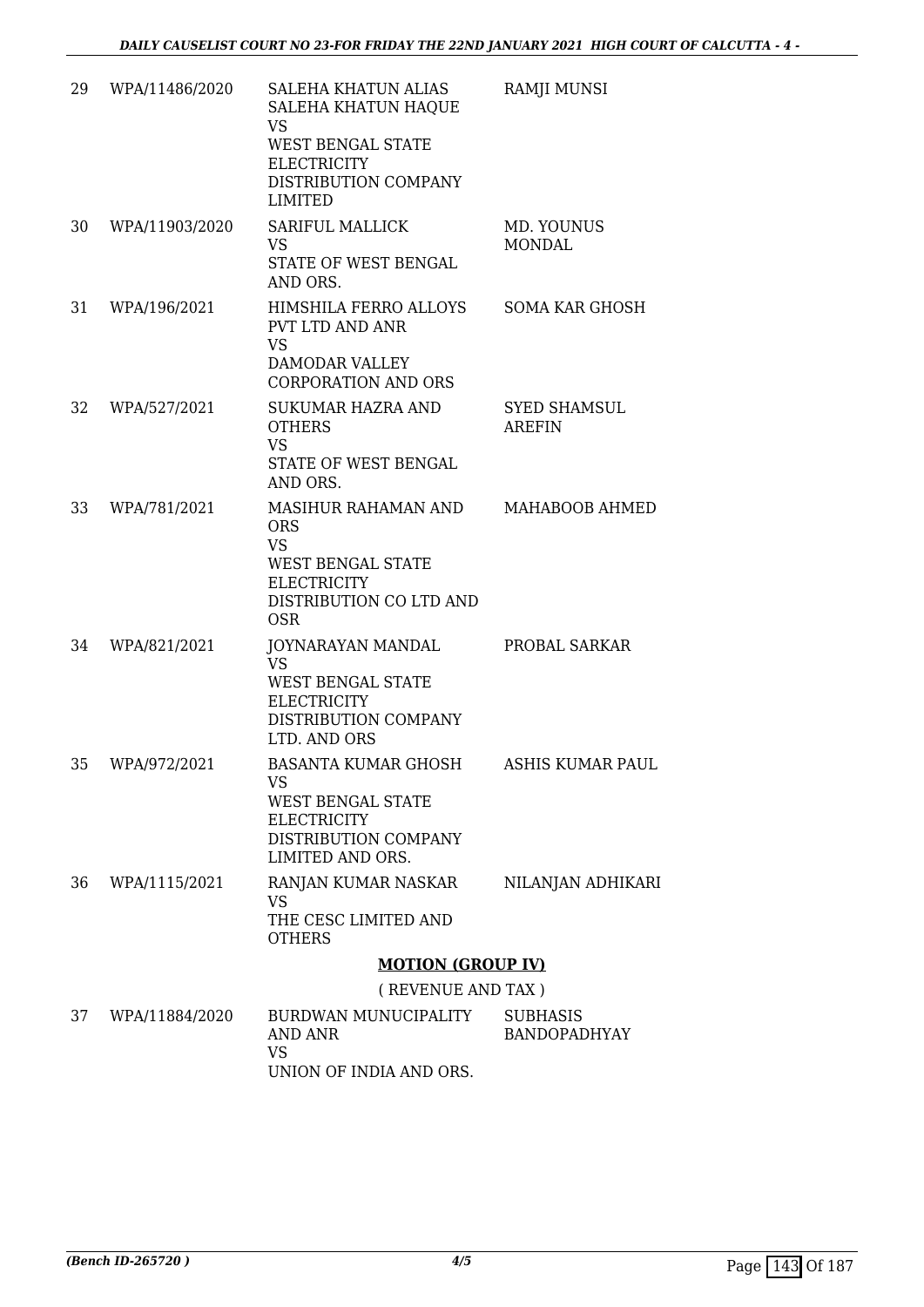| 29 | WPA/11486/2020 | SALEHA KHATUN ALIAS SALEHA KHATUN HAQUE VS WEST BENGAL STATE ELECTRICITY DISTRIBUTION COMPANY LIMITED | RAMJI MUNSI |
|---|---|---|---|
| 30 | WPA/11903/2020 | SARIFUL MALLICK VS STATE OF WEST BENGAL AND ORS. | MD. YOUNUS MONDAL |
| 31 | WPA/196/2021 | HIMSHILA FERRO ALLOYS PVT LTD AND ANR VS DAMODAR VALLEY CORPORATION AND ORS | SOMA KAR GHOSH |
| 32 | WPA/527/2021 | SUKUMAR HAZRA AND OTHERS VS STATE OF WEST BENGAL AND ORS. | SYED SHAMSUL AREFIN |
| 33 | WPA/781/2021 | MASIHUR RAHAMAN AND ORS VS WEST BENGAL STATE ELECTRICITY DISTRIBUTION CO LTD AND OSR | MAHABOOB AHMED |
| 34 | WPA/821/2021 | JOYNARAYAN MANDAL VS WEST BENGAL STATE ELECTRICITY DISTRIBUTION COMPANY LTD. AND ORS | PROBAL SARKAR |
| 35 | WPA/972/2021 | BASANTA KUMAR GHOSH VS WEST BENGAL STATE ELECTRICITY DISTRIBUTION COMPANY LIMITED AND ORS. | ASHIS KUMAR PAUL |
| 36 | WPA/1115/2021 | RANJAN KUMAR NASKAR VS THE CESC LIMITED AND OTHERS | NILANJAN ADHIKARI |

**MOTION (GROUP IV)**

( REVENUE AND TAX )

| 37 | WPA/11884/2020 | BURDWAN MUNUCIPALITY AND ANR VS UNION OF INDIA AND ORS. | SUBHASIS BANDOPADHYAY |
|---|---|---|---|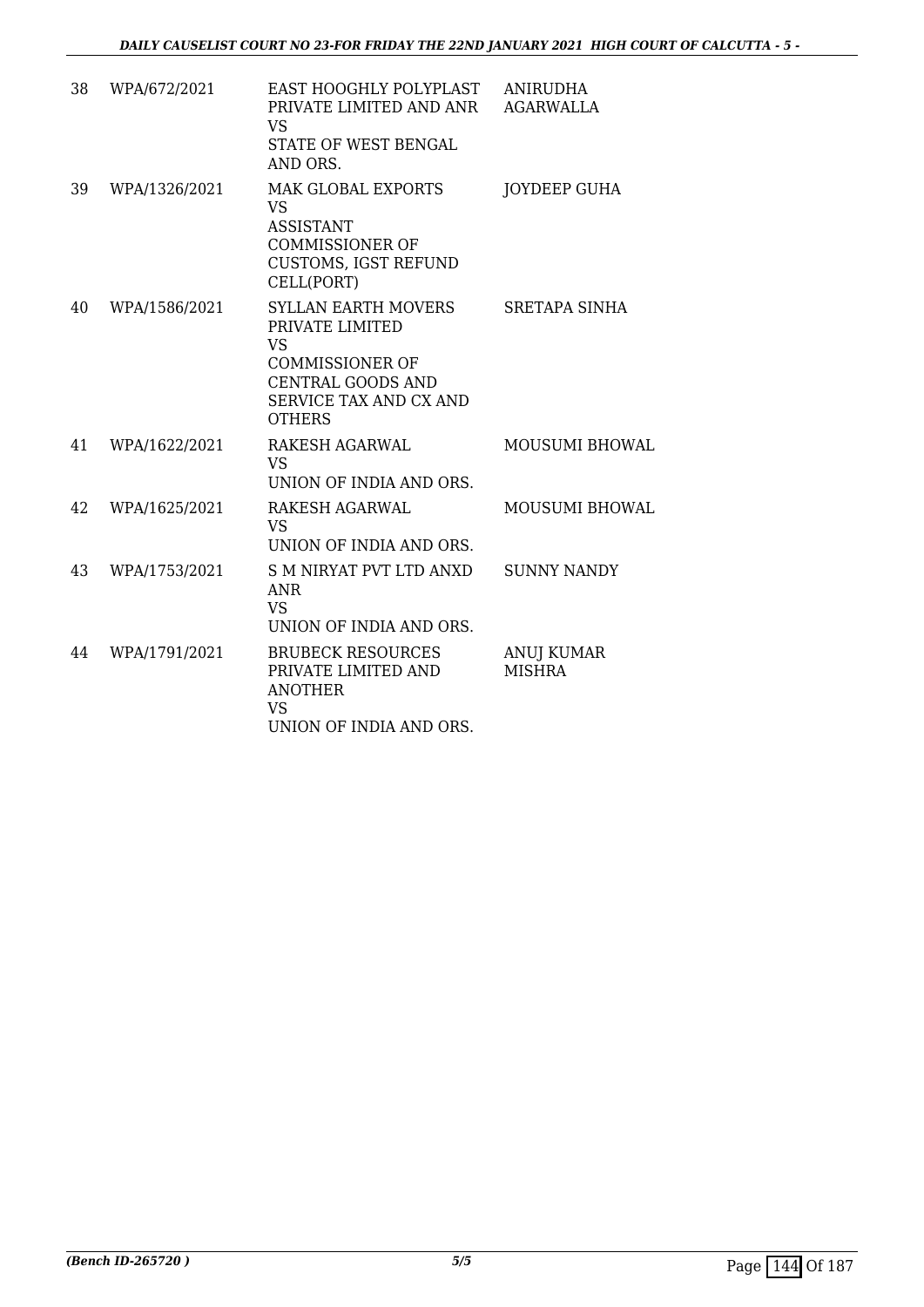| 38 | WPA/672/2021 | EAST HOOGHLY POLYPLAST PRIVATE LIMITED AND ANR<br>VS<br>STATE OF WEST BENGAL AND ORS. | ANIRUDHA AGARWALLA |
|---|---|---|---|
| 39 | WPA/1326/2021 | MAK GLOBAL EXPORTS<br>VS<br>ASSISTANT COMMISSIONER OF CUSTOMS, IGST REFUND CELL(PORT) | JOYDEEP GUHA |
| 40 | WPA/1586/2021 | SYLLAN EARTH MOVERS PRIVATE LIMITED<br>VS<br>COMMISSIONER OF CENTRAL GOODS AND SERVICE TAX AND CX AND OTHERS | SRETAPA SINHA |
| 41 | WPA/1622/2021 | RAKESH AGARWAL<br>VS<br>UNION OF INDIA AND ORS. | MOUSUMI BHOWAL |
| 42 | WPA/1625/2021 | RAKESH AGARWAL<br>VS<br>UNION OF INDIA AND ORS. | MOUSUMI BHOWAL |
| 43 | WPA/1753/2021 | S M NIRYAT PVT LTD ANXD ANR<br>VS<br>UNION OF INDIA AND ORS. | SUNNY NANDY |
| 44 | WPA/1791/2021 | BRUBECK RESOURCES PRIVATE LIMITED AND ANOTHER<br>VS<br>UNION OF INDIA AND ORS. | ANUJ KUMAR MISHRA |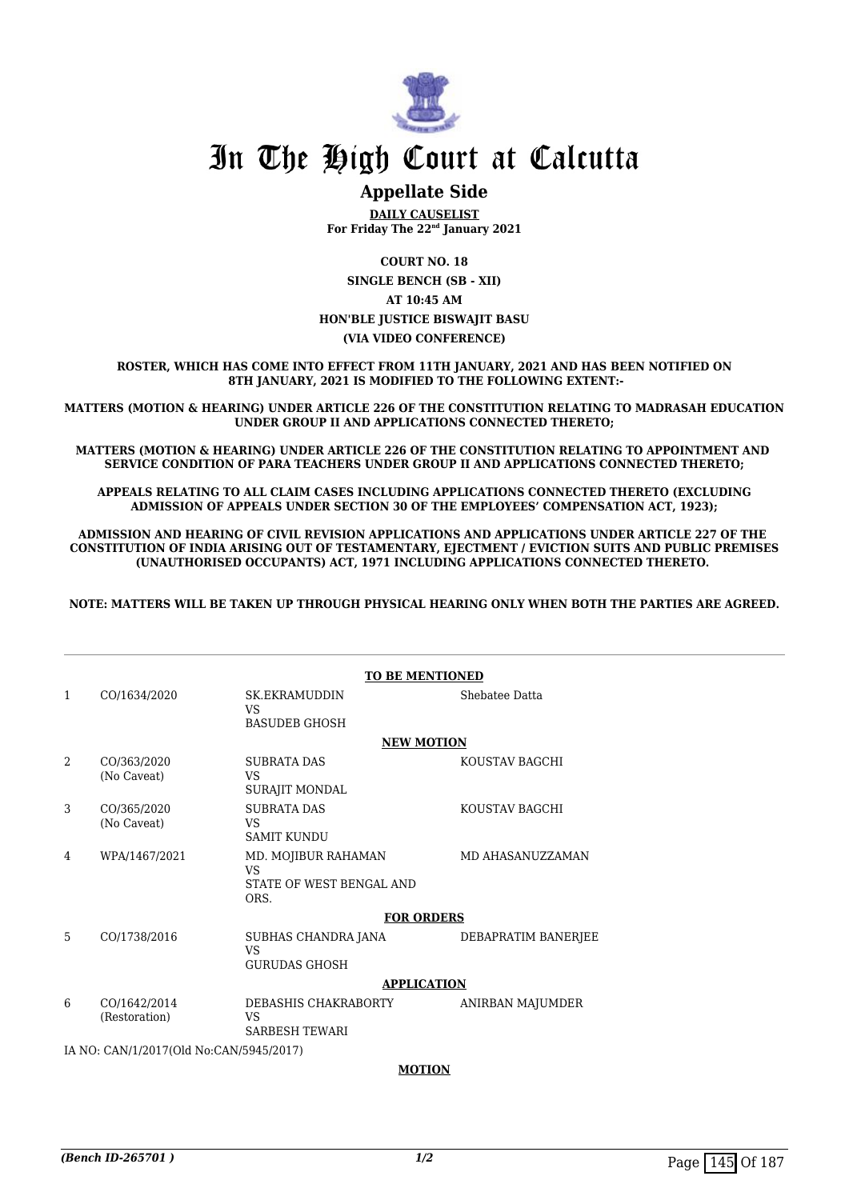# In The High Court at Calcutta

## Appellate Side

**DAILY CAUSELIST**
**For Friday The 22nd January 2021**

**COURT NO. 18**
**SINGLE BENCH (SB - XII)**
**AT 10:45 AM**
**HON'BLE JUSTICE BISWAJIT BASU**
**(VIA VIDEO CONFERENCE)**

**ROSTER, WHICH HAS COME INTO EFFECT FROM 11TH JANUARY, 2021 AND HAS BEEN NOTIFIED ON 8TH JANUARY, 2021 IS MODIFIED TO THE FOLLOWING EXTENT:-**

**MATTERS (MOTION & HEARING) UNDER ARTICLE 226 OF THE CONSTITUTION RELATING TO MADRASAH EDUCATION UNDER GROUP II AND APPLICATIONS CONNECTED THERETO;**

**MATTERS (MOTION & HEARING) UNDER ARTICLE 226 OF THE CONSTITUTION RELATING TO APPOINTMENT AND SERVICE CONDITION OF PARA TEACHERS UNDER GROUP II AND APPLICATIONS CONNECTED THERETO;**

**APPEALS RELATING TO ALL CLAIM CASES INCLUDING APPLICATIONS CONNECTED THERETO (EXCLUDING ADMISSION OF APPEALS UNDER SECTION 30 OF THE EMPLOYEES' COMPENSATION ACT, 1923);**

**ADMISSION AND HEARING OF CIVIL REVISION APPLICATIONS AND APPLICATIONS UNDER ARTICLE 227 OF THE CONSTITUTION OF INDIA ARISING OUT OF TESTAMENTARY, EJECTMENT / EVICTION SUITS AND PUBLIC PREMISES (UNAUTHORISED OCCUPANTS) ACT, 1971 INCLUDING APPLICATIONS CONNECTED THERETO.**

**NOTE: MATTERS WILL BE TAKEN UP THROUGH PHYSICAL HEARING ONLY WHEN BOTH THE PARTIES ARE AGREED.**

**TO BE MENTIONED**

| | | | |
|---|---|---|---|
| 1 | CO/1634/2020 | SK.EKRAMUDDIN<br>VS<br>BASUDEB GHOSH | Shebatee Datta |

**NEW MOTION**

| | | | |
|---|---|---|---|
| 2 | CO/363/2020<br>(No Caveat) | SUBRATA DAS<br>VS<br>SURAJIT MONDAL | KOUSTAV BAGCHI |
| 3 | CO/365/2020<br>(No Caveat) | SUBRATA DAS<br>VS<br>SAMIT KUNDU | KOUSTAV BAGCHI |
| 4 | WPA/1467/2021 | MD. MOJIBUR RAHAMAN<br>VS<br>STATE OF WEST BENGAL AND ORS. | MD AHASANUZZAMAN |

**FOR ORDERS**

| | | | |
|---|---|---|---|
| 5 | CO/1738/2016 | SUBHAS CHANDRA JANA<br>VS<br>GURUDAS GHOSH | DEBAPRATIM BANERJEE |

**APPLICATION**

| | | | |
|---|---|---|---|
| 6 | CO/1642/2014<br>(Restoration) | DEBASHIS CHAKRABORTY<br>VS<br>SARBESH TEWARI | ANIRBAN MAJUMDER |

IA NO: CAN/1/2017(Old No:CAN/5945/2017)

**MOTION**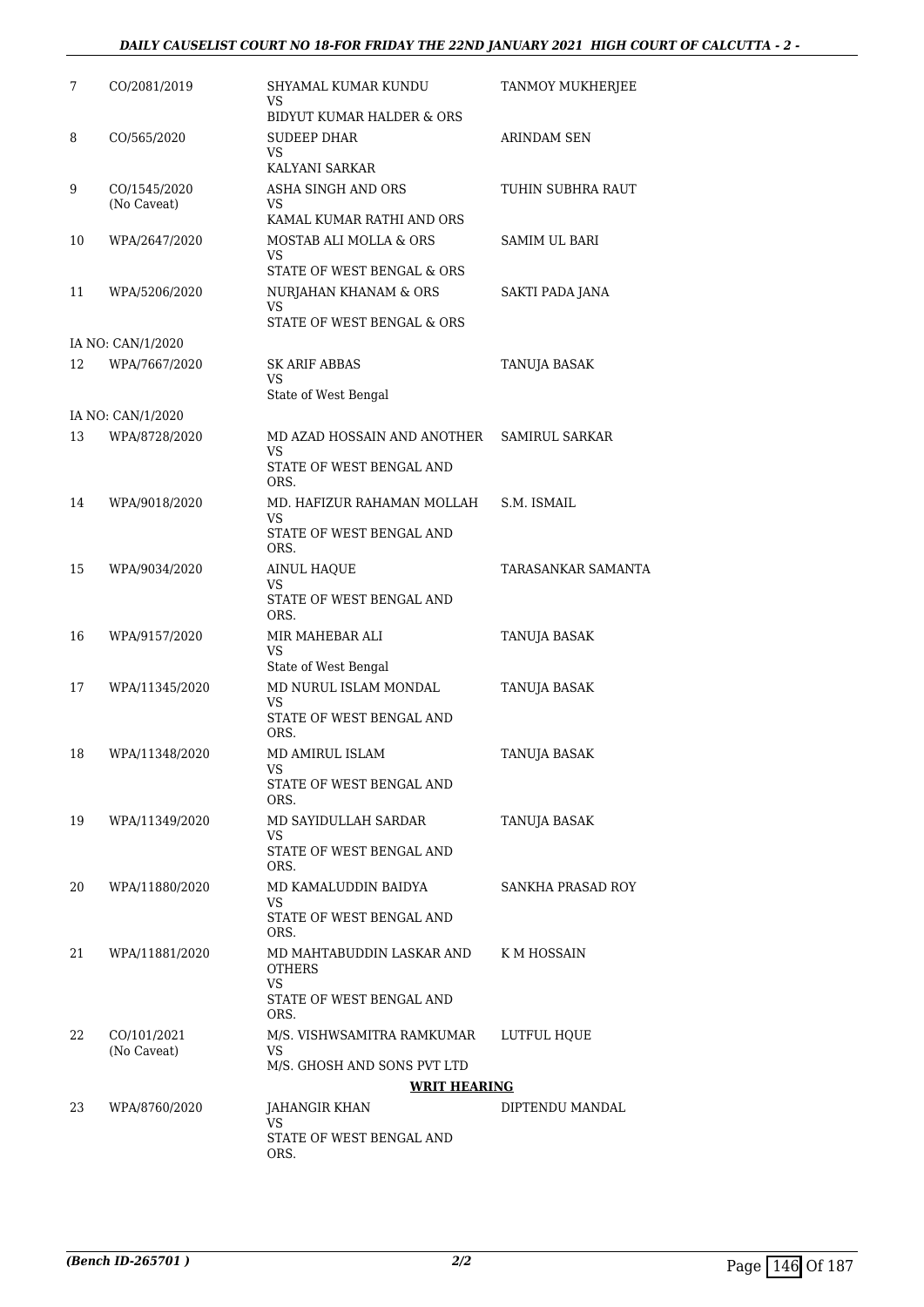| | | | |
|---|---|---|---|
| 7 | CO/2081/2019 | SHYAMAL KUMAR KUNDU<br>VS<br>BIDYUT KUMAR HALDER & ORS | TANMOY MUKHERJEE |
| 8 | CO/565/2020 | SUDEEP DHAR<br>VS<br>KALYANI SARKAR | ARINDAM SEN |
| 9 | CO/1545/2020<br>(No Caveat) | ASHA SINGH AND ORS<br>VS<br>KAMAL KUMAR RATHI AND ORS | TUHIN SUBHRA RAUT |
| 10 | WPA/2647/2020 | MOSTAB ALI MOLLA & ORS<br>VS<br>STATE OF WEST BENGAL & ORS | SAMIM UL BARI |
| 11 | WPA/5206/2020 | NURJAHAN KHANAM & ORS<br>VS<br>STATE OF WEST BENGAL & ORS | SAKTI PADA JANA |
| | IA NO: CAN/1/2020 | | |
| 12 | WPA/7667/2020 | SK ARIF ABBAS<br>VS<br>State of West Bengal | TANUJA BASAK |
| | IA NO: CAN/1/2020 | | |
| 13 | WPA/8728/2020 | MD AZAD HOSSAIN AND ANOTHER<br>VS<br>STATE OF WEST BENGAL AND ORS. | SAMIRUL SARKAR |
| 14 | WPA/9018/2020 | MD. HAFIZUR RAHAMAN MOLLAH<br>VS<br>STATE OF WEST BENGAL AND ORS. | S.M. ISMAIL |
| 15 | WPA/9034/2020 | AINUL HAQUE<br>VS<br>STATE OF WEST BENGAL AND ORS. | TARASANKAR SAMANTA |
| 16 | WPA/9157/2020 | MIR MAHEBAR ALI<br>VS<br>State of West Bengal | TANUJA BASAK |
| 17 | WPA/11345/2020 | MD NURUL ISLAM MONDAL<br>VS<br>STATE OF WEST BENGAL AND ORS. | TANUJA BASAK |
| 18 | WPA/11348/2020 | MD AMIRUL ISLAM<br>VS<br>STATE OF WEST BENGAL AND ORS. | TANUJA BASAK |
| 19 | WPA/11349/2020 | MD SAYIDULLAH SARDAR<br>VS<br>STATE OF WEST BENGAL AND ORS. | TANUJA BASAK |
| 20 | WPA/11880/2020 | MD KAMALUDDIN BAIDYA<br>VS<br>STATE OF WEST BENGAL AND ORS. | SANKHA PRASAD ROY |
| 21 | WPA/11881/2020 | MD MAHTABUDDIN LASKAR AND OTHERS<br>VS<br>STATE OF WEST BENGAL AND ORS. | K M HOSSAIN |
| 22 | CO/101/2021<br>(No Caveat) | M/S. VISHWSAMITRA RAMKUMAR<br>VS<br>M/S. GHOSH AND SONS PVT LTD | LUTFUL HQUE |

**WRIT HEARING**

| | | | |
|---|---|---|---|
| 23 | WPA/8760/2020 | JAHANGIR KHAN<br>VS<br>STATE OF WEST BENGAL AND ORS. | DIPTENDU MANDAL |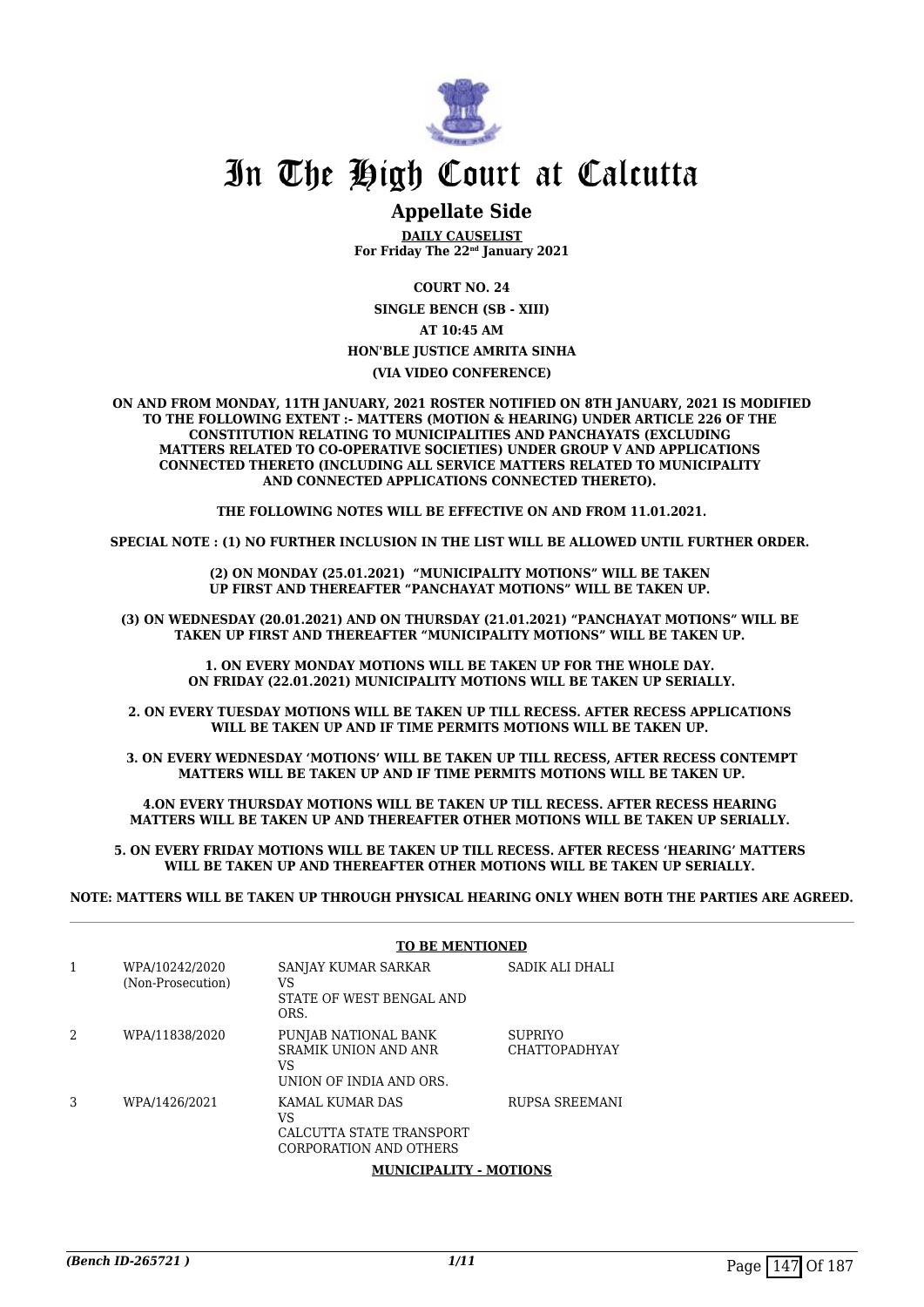# In The High Court at Calcutta

## Appellate Side

**DAILY CAUSELIST**
**For Friday The 22nd January 2021**

**COURT NO. 24**

**SINGLE BENCH (SB - XIII)**

**AT 10:45 AM**

**HON'BLE JUSTICE AMRITA SINHA**

**(VIA VIDEO CONFERENCE)**

**ON AND FROM MONDAY, 11TH JANUARY, 2021 ROSTER NOTIFIED ON 8TH JANUARY, 2021 IS MODIFIED TO THE FOLLOWING EXTENT :- MATTERS (MOTION & HEARING) UNDER ARTICLE 226 OF THE CONSTITUTION RELATING TO MUNICIPALITIES AND PANCHAYATS (EXCLUDING MATTERS RELATED TO CO-OPERATIVE SOCIETIES) UNDER GROUP V AND APPLICATIONS CONNECTED THERETO (INCLUDING ALL SERVICE MATTERS RELATED TO MUNICIPALITY AND CONNECTED APPLICATIONS CONNECTED THERETO).**

**THE FOLLOWING NOTES WILL BE EFFECTIVE ON AND FROM 11.01.2021.**

**SPECIAL NOTE : (1) NO FURTHER INCLUSION IN THE LIST WILL BE ALLOWED UNTIL FURTHER ORDER.**

**(2) ON MONDAY (25.01.2021) "MUNICIPALITY MOTIONS" WILL BE TAKEN UP FIRST AND THEREAFTER "PANCHAYAT MOTIONS" WILL BE TAKEN UP.**

**(3) ON WEDNESDAY (20.01.2021) AND ON THURSDAY (21.01.2021) "PANCHAYAT MOTIONS" WILL BE TAKEN UP FIRST AND THEREAFTER "MUNICIPALITY MOTIONS" WILL BE TAKEN UP.**

**1. ON EVERY MONDAY MOTIONS WILL BE TAKEN UP FOR THE WHOLE DAY. ON FRIDAY (22.01.2021) MUNICIPALITY MOTIONS WILL BE TAKEN UP SERIALLY.**

**2. ON EVERY TUESDAY MOTIONS WILL BE TAKEN UP TILL RECESS. AFTER RECESS APPLICATIONS WILL BE TAKEN UP AND IF TIME PERMITS MOTIONS WILL BE TAKEN UP.**

**3. ON EVERY WEDNESDAY 'MOTIONS' WILL BE TAKEN UP TILL RECESS, AFTER RECESS CONTEMPT MATTERS WILL BE TAKEN UP AND IF TIME PERMITS MOTIONS WILL BE TAKEN UP.**

**4.ON EVERY THURSDAY MOTIONS WILL BE TAKEN UP TILL RECESS. AFTER RECESS HEARING MATTERS WILL BE TAKEN UP AND THEREAFTER OTHER MOTIONS WILL BE TAKEN UP SERIALLY.**

**5. ON EVERY FRIDAY MOTIONS WILL BE TAKEN UP TILL RECESS. AFTER RECESS 'HEARING' MATTERS WILL BE TAKEN UP AND THEREAFTER OTHER MOTIONS WILL BE TAKEN UP SERIALLY.**

**NOTE: MATTERS WILL BE TAKEN UP THROUGH PHYSICAL HEARING ONLY WHEN BOTH THE PARTIES ARE AGREED.**

**TO BE MENTIONED**

| | | | |
|---|---|---|---|
| 1 | WPA/10242/2020 (Non-Prosecution) | SANJAY KUMAR SARKAR VS STATE OF WEST BENGAL AND ORS. | SADIK ALI DHALI |
| 2 | WPA/11838/2020 | PUNJAB NATIONAL BANK SRAMIK UNION AND ANR VS UNION OF INDIA AND ORS. | SUPRIYO CHATTOPADHYAY |
| 3 | WPA/1426/2021 | KAMAL KUMAR DAS VS CALCUTTA STATE TRANSPORT CORPORATION AND OTHERS | RUPSA SREEMANI |

**MUNICIPALITY - MOTIONS**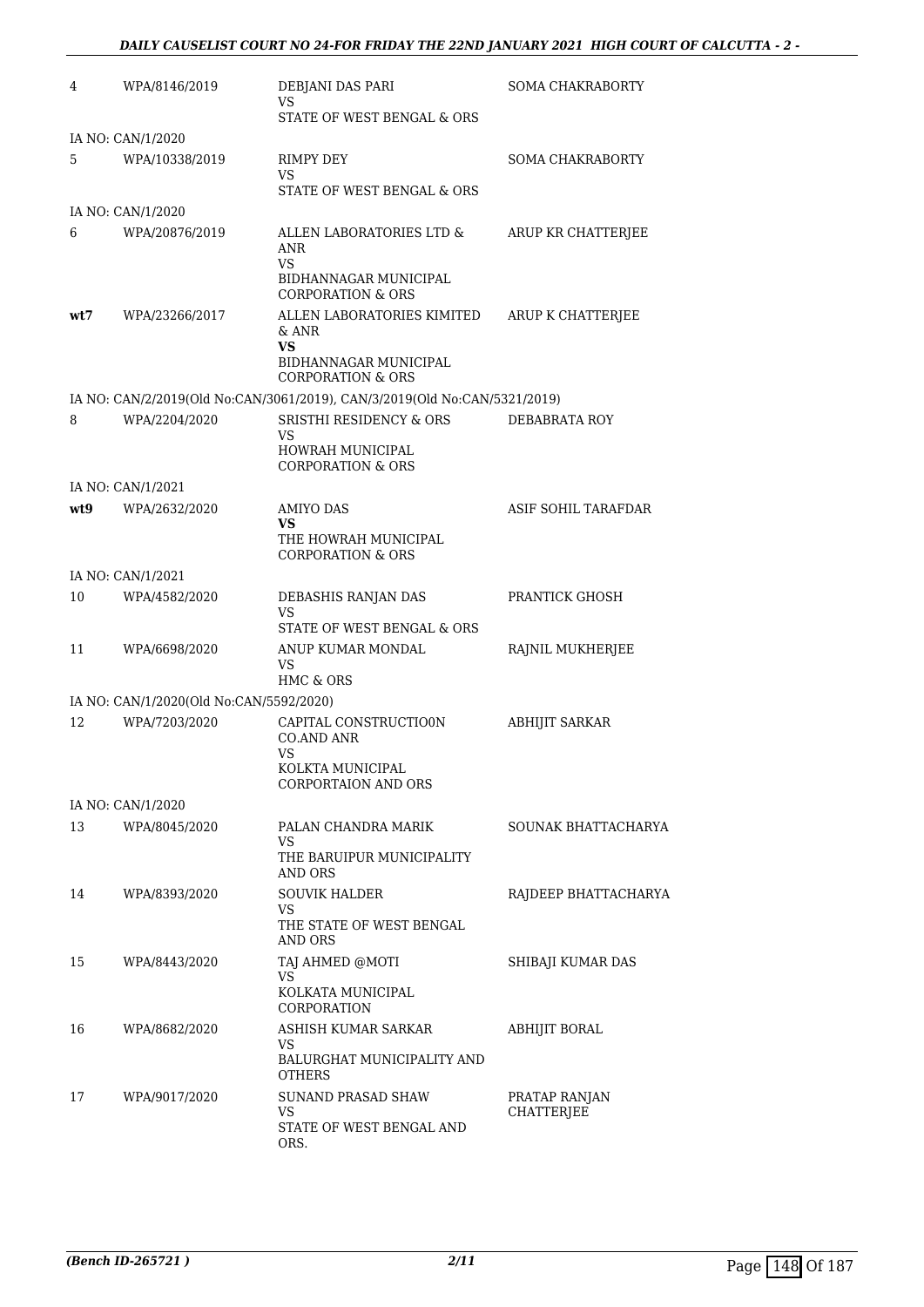| | | | |
|---|---|---|---|
| 4 | WPA/8146/2019 | DEBJANI DAS PARI<br>VS<br>STATE OF WEST BENGAL & ORS | SOMA CHAKRABORTY |
| IA NO: CAN/1/2020 | | | |
| 5 | WPA/10338/2019 | RIMPY DEY<br>VS<br>STATE OF WEST BENGAL & ORS | SOMA CHAKRABORTY |
| IA NO: CAN/1/2020 | | | |
| 6 | WPA/20876/2019 | ALLEN LABORATORIES LTD & ANR<br>VS<br>BIDHANNAGAR MUNICIPAL CORPORATION & ORS | ARUP KR CHATTERJEE |
| **wt7** | WPA/23266/2017 | ALLEN LABORATORIES KIMITED & ANR<br>**VS**<br>BIDHANNAGAR MUNICIPAL CORPORATION & ORS | ARUP K CHATTERJEE |
| IA NO: CAN/2/2019(Old No:CAN/3061/2019), CAN/3/2019(Old No:CAN/5321/2019) | | | |
| 8 | WPA/2204/2020 | SRISTHI RESIDENCY & ORS<br>VS<br>HOWRAH MUNICIPAL CORPORATION & ORS | DEBABRATA ROY |
| IA NO: CAN/1/2021 | | | |
| **wt9** | WPA/2632/2020 | AMIYO DAS<br>**VS**<br>THE HOWRAH MUNICIPAL CORPORATION & ORS | ASIF SOHIL TARAFDAR |
| IA NO: CAN/1/2021 | | | |
| 10 | WPA/4582/2020 | DEBASHIS RANJAN DAS<br>VS<br>STATE OF WEST BENGAL & ORS | PRANTICK GHOSH |
| 11 | WPA/6698/2020 | ANUP KUMAR MONDAL<br>VS<br>HMC & ORS | RAJNIL MUKHERJEE |
| IA NO: CAN/1/2020(Old No:CAN/5592/2020) | | | |
| 12 | WPA/7203/2020 | CAPITAL CONSTRUCTIO0N CO.AND ANR<br>VS<br>KOLKTA MUNICIPAL CORPORTAION AND ORS | ABHIJIT SARKAR |
| IA NO: CAN/1/2020 | | | |
| 13 | WPA/8045/2020 | PALAN CHANDRA MARIK<br>VS<br>THE BARUIPUR MUNICIPALITY AND ORS | SOUNAK BHATTACHARYA |
| 14 | WPA/8393/2020 | SOUVIK HALDER<br>VS<br>THE STATE OF WEST BENGAL AND ORS | RAJDEEP BHATTACHARYA |
| 15 | WPA/8443/2020 | TAJ AHMED @MOTI<br>VS<br>KOLKATA MUNICIPAL CORPORATION | SHIBAJI KUMAR DAS |
| 16 | WPA/8682/2020 | ASHISH KUMAR SARKAR<br>VS<br>BALURGHAT MUNICIPALITY AND OTHERS | ABHIJIT BORAL |
| 17 | WPA/9017/2020 | SUNAND PRASAD SHAW<br>VS<br>STATE OF WEST BENGAL AND ORS. | PRATAP RANJAN CHATTERJEE |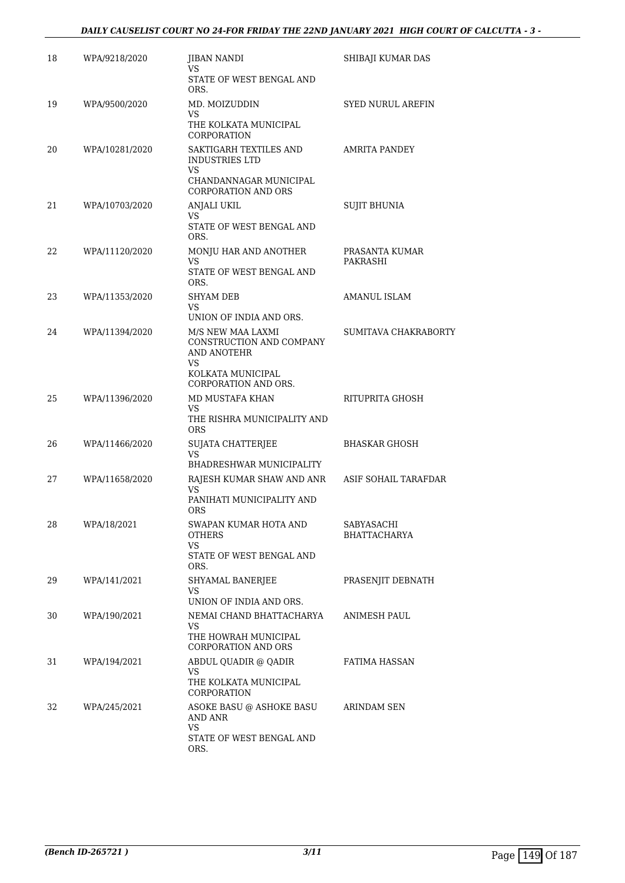| 18 | WPA/9218/2020 | JIBAN NANDI<br>VS<br>STATE OF WEST BENGAL AND ORS. | SHIBAJI KUMAR DAS |
|---|---|---|---|
| 19 | WPA/9500/2020 | MD. MOIZUDDIN<br>VS<br>THE KOLKATA MUNICIPAL CORPORATION | SYED NURUL AREFIN |
| 20 | WPA/10281/2020 | SAKTIGARH TEXTILES AND INDUSTRIES LTD<br>VS<br>CHANDANNAGAR MUNICIPAL CORPORATION AND ORS | AMRITA PANDEY |
| 21 | WPA/10703/2020 | ANJALI UKIL<br>VS<br>STATE OF WEST BENGAL AND ORS. | SUJIT BHUNIA |
| 22 | WPA/11120/2020 | MONJU HAR AND ANOTHER<br>VS<br>STATE OF WEST BENGAL AND ORS. | PRASANTA KUMAR PAKRASHI |
| 23 | WPA/11353/2020 | SHYAM DEB<br>VS<br>UNION OF INDIA AND ORS. | AMANUL ISLAM |
| 24 | WPA/11394/2020 | M/S NEW MAA LAXMI CONSTRUCTION AND COMPANY AND ANOTEHR<br>VS<br>KOLKATA MUNICIPAL CORPORATION AND ORS. | SUMITAVA CHAKRABORTY |
| 25 | WPA/11396/2020 | MD MUSTAFA KHAN<br>VS<br>THE RISHRA MUNICIPALITY AND ORS | RITUPRITA GHOSH |
| 26 | WPA/11466/2020 | SUJATA CHATTERJEE<br>VS<br>BHADRESHWAR MUNICIPALITY | BHASKAR GHOSH |
| 27 | WPA/11658/2020 | RAJESH KUMAR SHAW AND ANR<br>VS<br>PANIHATI MUNICIPALITY AND ORS | ASIF SOHAIL TARAFDAR |
| 28 | WPA/18/2021 | SWAPAN KUMAR HOTA AND OTHERS<br>VS<br>STATE OF WEST BENGAL AND ORS. | SABYASACHI BHATTACHARYA |
| 29 | WPA/141/2021 | SHYAMAL BANERJEE<br>VS<br>UNION OF INDIA AND ORS. | PRASENJIT DEBNATH |
| 30 | WPA/190/2021 | NEMAI CHAND BHATTACHARYA<br>VS<br>THE HOWRAH MUNICIPAL CORPORATION AND ORS | ANIMESH PAUL |
| 31 | WPA/194/2021 | ABDUL QUADIR @ QADIR<br>VS<br>THE KOLKATA MUNICIPAL CORPORATION | FATIMA HASSAN |
| 32 | WPA/245/2021 | ASOKE BASU @ ASHOKE BASU AND ANR<br>VS<br>STATE OF WEST BENGAL AND ORS. | ARINDAM SEN |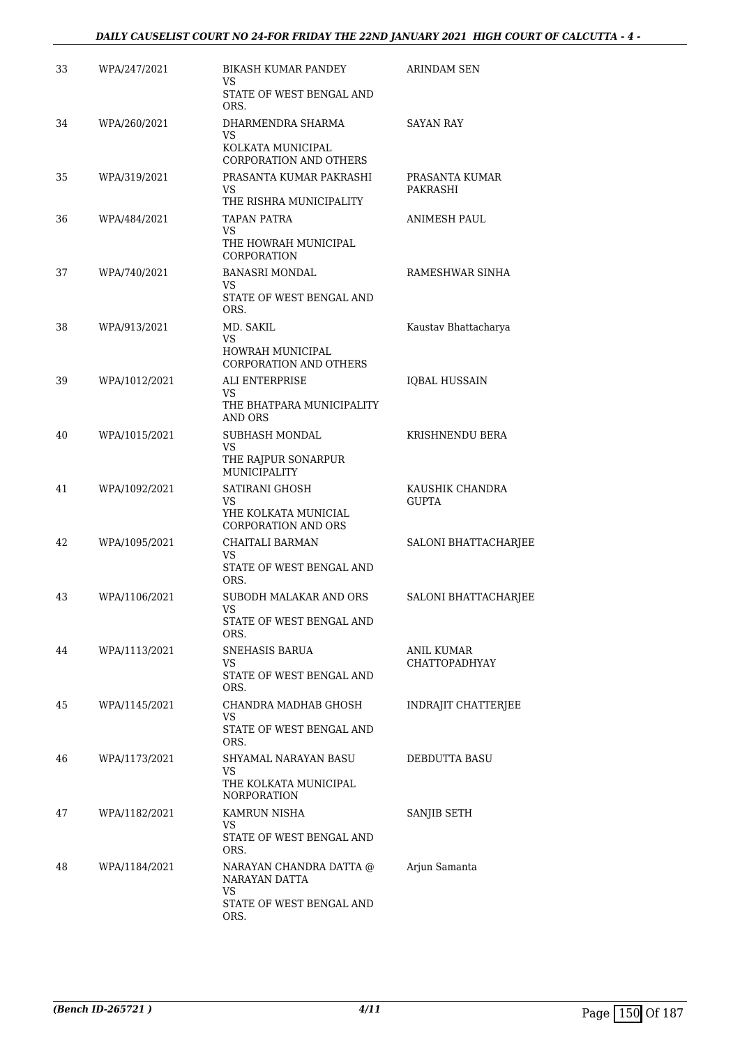| | | | |
|---|---|---|---|
| 33 | WPA/247/2021 | BIKASH KUMAR PANDEY<br>VS<br>STATE OF WEST BENGAL AND ORS. | ARINDAM SEN |
| 34 | WPA/260/2021 | DHARMENDRA SHARMA<br>VS<br>KOLKATA MUNICIPAL CORPORATION AND OTHERS | SAYAN RAY |
| 35 | WPA/319/2021 | PRASANTA KUMAR PAKRASHI<br>VS<br>THE RISHRA MUNICIPALITY | PRASANTA KUMAR PAKRASHI |
| 36 | WPA/484/2021 | TAPAN PATRA<br>VS<br>THE HOWRAH MUNICIPAL CORPORATION | ANIMESH PAUL |
| 37 | WPA/740/2021 | BANASRI MONDAL<br>VS<br>STATE OF WEST BENGAL AND ORS. | RAMESHWAR SINHA |
| 38 | WPA/913/2021 | MD. SAKIL<br>VS<br>HOWRAH MUNICIPAL CORPORATION AND OTHERS | Kaustav Bhattacharya |
| 39 | WPA/1012/2021 | ALI ENTERPRISE<br>VS<br>THE BHATPARA MUNICIPALITY AND ORS | IQBAL HUSSAIN |
| 40 | WPA/1015/2021 | SUBHASH MONDAL<br>VS<br>THE RAJPUR SONARPUR MUNICIPALITY | KRISHNENDU BERA |
| 41 | WPA/1092/2021 | SATIRANI GHOSH<br>VS<br>YHE KOLKATA MUNICIAL CORPORATION AND ORS | KAUSHIK CHANDRA GUPTA |
| 42 | WPA/1095/2021 | CHAITALI BARMAN<br>VS<br>STATE OF WEST BENGAL AND ORS. | SALONI BHATTACHARJEE |
| 43 | WPA/1106/2021 | SUBODH MALAKAR AND ORS<br>VS<br>STATE OF WEST BENGAL AND ORS. | SALONI BHATTACHARJEE |
| 44 | WPA/1113/2021 | SNEHASIS BARUA<br>VS<br>STATE OF WEST BENGAL AND ORS. | ANIL KUMAR CHATTOPADHYAY |
| 45 | WPA/1145/2021 | CHANDRA MADHAB GHOSH<br>VS<br>STATE OF WEST BENGAL AND ORS. | INDRAJIT CHATTERJEE |
| 46 | WPA/1173/2021 | SHYAMAL NARAYAN BASU<br>VS<br>THE KOLKATA MUNICIPAL NORPORATION | DEBDUTTA BASU |
| 47 | WPA/1182/2021 | KAMRUN NISHA<br>VS<br>STATE OF WEST BENGAL AND ORS. | SANJIB SETH |
| 48 | WPA/1184/2021 | NARAYAN CHANDRA DATTA @ NARAYAN DATTA<br>VS<br>STATE OF WEST BENGAL AND ORS. | Arjun Samanta |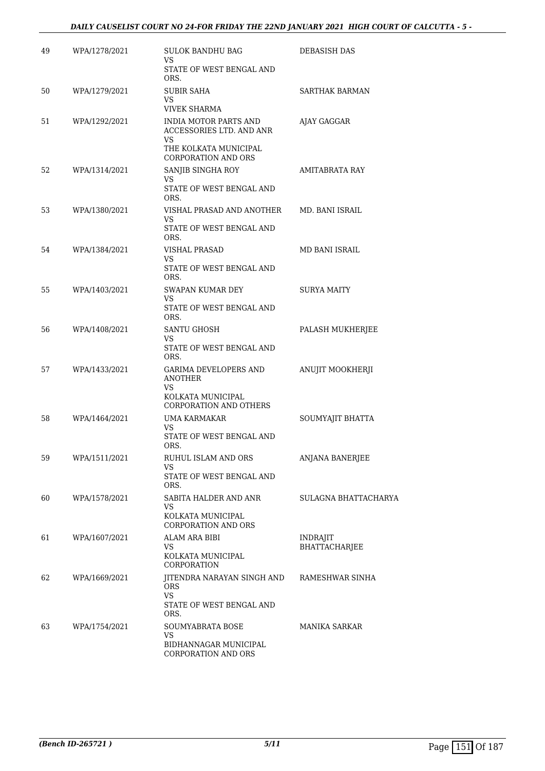| 49 | WPA/1278/2021 | SULOK BANDHU BAG<br>VS<br>STATE OF WEST BENGAL AND ORS. | DEBASISH DAS |
|---|---|---|---|
| 50 | WPA/1279/2021 | SUBIR SAHA<br>VS<br>VIVEK SHARMA | SARTHAK BARMAN |
| 51 | WPA/1292/2021 | INDIA MOTOR PARTS AND ACCESSORIES LTD. AND ANR<br>VS<br>THE KOLKATA MUNICIPAL CORPORATION AND ORS | AJAY GAGGAR |
| 52 | WPA/1314/2021 | SANJIB SINGHA ROY<br>VS<br>STATE OF WEST BENGAL AND ORS. | AMITABRATA RAY |
| 53 | WPA/1380/2021 | VISHAL PRASAD AND ANOTHER<br>VS<br>STATE OF WEST BENGAL AND ORS. | MD. BANI ISRAIL |
| 54 | WPA/1384/2021 | VISHAL PRASAD<br>VS<br>STATE OF WEST BENGAL AND ORS. | MD BANI ISRAIL |
| 55 | WPA/1403/2021 | SWAPAN KUMAR DEY<br>VS<br>STATE OF WEST BENGAL AND ORS. | SURYA MAITY |
| 56 | WPA/1408/2021 | SANTU GHOSH<br>VS<br>STATE OF WEST BENGAL AND ORS. | PALASH MUKHERJEE |
| 57 | WPA/1433/2021 | GARIMA DEVELOPERS AND ANOTHER<br>VS<br>KOLKATA MUNICIPAL CORPORATION AND OTHERS | ANUJIT MOOKHERJI |
| 58 | WPA/1464/2021 | UMA KARMAKAR<br>VS<br>STATE OF WEST BENGAL AND ORS. | SOUMYAJIT BHATTA |
| 59 | WPA/1511/2021 | RUHUL ISLAM AND ORS<br>VS<br>STATE OF WEST BENGAL AND ORS. | ANJANA BANERJEE |
| 60 | WPA/1578/2021 | SABITA HALDER AND ANR<br>VS<br>KOLKATA MUNICIPAL CORPORATION AND ORS | SULAGNA BHATTACHARYA |
| 61 | WPA/1607/2021 | ALAM ARA BIBI<br>VS<br>KOLKATA MUNICIPAL CORPORATION | INDRAJIT BHATTACHARJEE |
| 62 | WPA/1669/2021 | JITENDRA NARAYAN SINGH AND ORS<br>VS<br>STATE OF WEST BENGAL AND ORS. | RAMESHWAR SINHA |
| 63 | WPA/1754/2021 | SOUMYABRATA BOSE<br>VS<br>BIDHANNAGAR MUNICIPAL CORPORATION AND ORS | MANIKA SARKAR |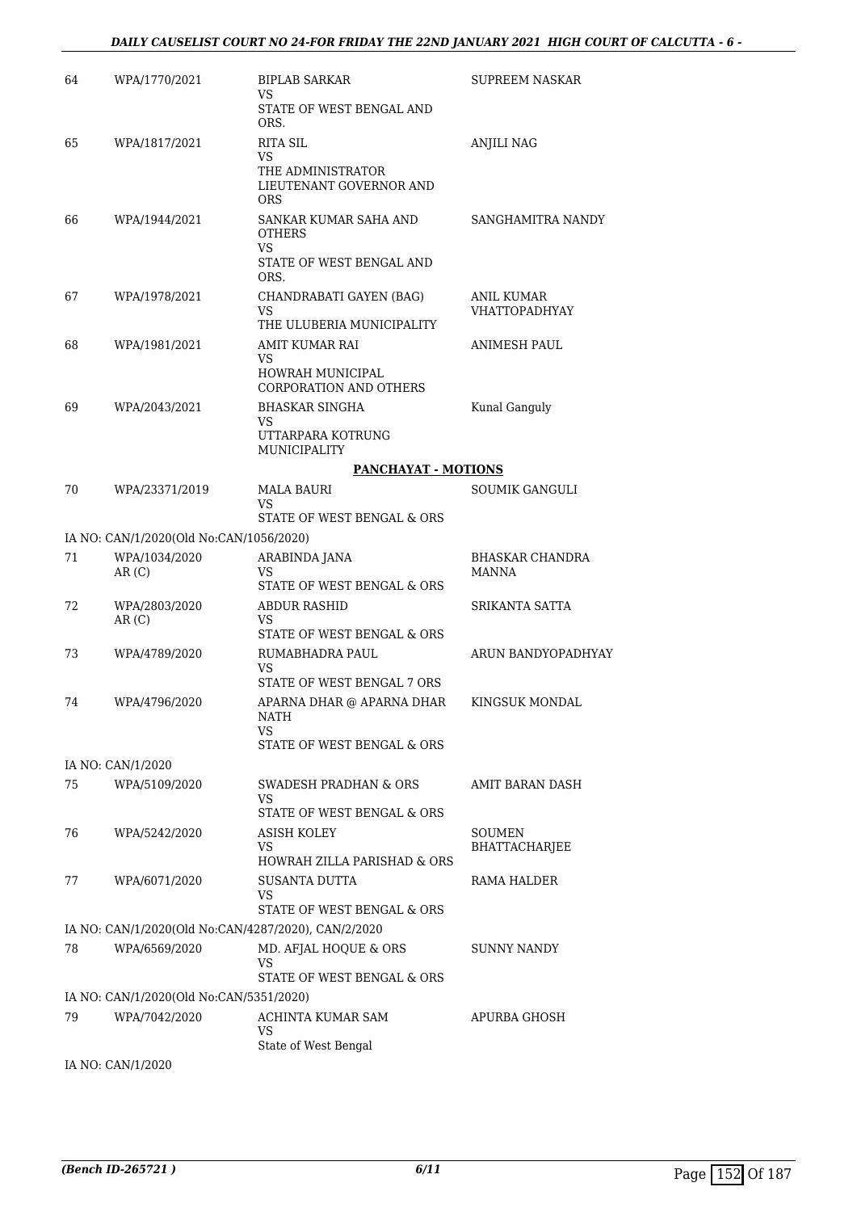| | | | |
|---|---|---|---|
| 64 | WPA/1770/2021 | BIPLAB SARKAR<br>VS<br>STATE OF WEST BENGAL AND ORS. | SUPREEM NASKAR |
| 65 | WPA/1817/2021 | RITA SIL<br>VS<br>THE ADMINISTRATOR LIEUTENANT GOVERNOR AND ORS | ANJILI NAG |
| 66 | WPA/1944/2021 | SANKAR KUMAR SAHA AND OTHERS<br>VS<br>STATE OF WEST BENGAL AND ORS. | SANGHAMITRA NANDY |
| 67 | WPA/1978/2021 | CHANDRABATI GAYEN (BAG)<br>VS<br>THE ULUBERIA MUNICIPALITY | ANIL KUMAR VHATTOPADHYAY |
| 68 | WPA/1981/2021 | AMIT KUMAR RAI<br>VS<br>HOWRAH MUNICIPAL CORPORATION AND OTHERS | ANIMESH PAUL |
| 69 | WPA/2043/2021 | BHASKAR SINGHA<br>VS<br>UTTARPARA KOTRUNG MUNICIPALITY | Kunal Ganguly |

**PANCHAYAT - MOTIONS**

| | | | |
|---|---|---|---|
| 70 | WPA/23371/2019 | MALA BAURI<br>VS<br>STATE OF WEST BENGAL & ORS | SOUMIK GANGULI |
| | IA NO: CAN/1/2020(Old No:CAN/1056/2020) | | |
| 71 | WPA/1034/2020<br>AR (C) | ARABINDA JANA<br>VS<br>STATE OF WEST BENGAL & ORS | BHASKAR CHANDRA MANNA |
| 72 | WPA/2803/2020<br>AR (C) | ABDUR RASHID<br>VS<br>STATE OF WEST BENGAL & ORS | SRIKANTA SATTA |
| 73 | WPA/4789/2020 | RUMABHADRA PAUL<br>VS<br>STATE OF WEST BENGAL 7 ORS | ARUN BANDYOPADHYAY |
| 74 | WPA/4796/2020 | APARNA DHAR @ APARNA DHAR NATH<br>VS<br>STATE OF WEST BENGAL & ORS | KINGSUK MONDAL |
| | IA NO: CAN/1/2020 | | |
| 75 | WPA/5109/2020 | SWADESH PRADHAN & ORS<br>VS<br>STATE OF WEST BENGAL & ORS | AMIT BARAN DASH |
| 76 | WPA/5242/2020 | ASISH KOLEY<br>VS<br>HOWRAH ZILLA PARISHAD & ORS | SOUMEN BHATTACHARJEE |
| 77 | WPA/6071/2020 | SUSANTA DUTTA<br>VS<br>STATE OF WEST BENGAL & ORS | RAMA HALDER |
| | IA NO: CAN/1/2020(Old No:CAN/4287/2020), CAN/2/2020 | | |
| 78 | WPA/6569/2020 | MD. AFJAL HOQUE & ORS<br>VS<br>STATE OF WEST BENGAL & ORS | SUNNY NANDY |
| | IA NO: CAN/1/2020(Old No:CAN/5351/2020) | | |
| 79 | WPA/7042/2020 | ACHINTA KUMAR SAM<br>VS<br>State of West Bengal | APURBA GHOSH |
| | IA NO: CAN/1/2020 | | |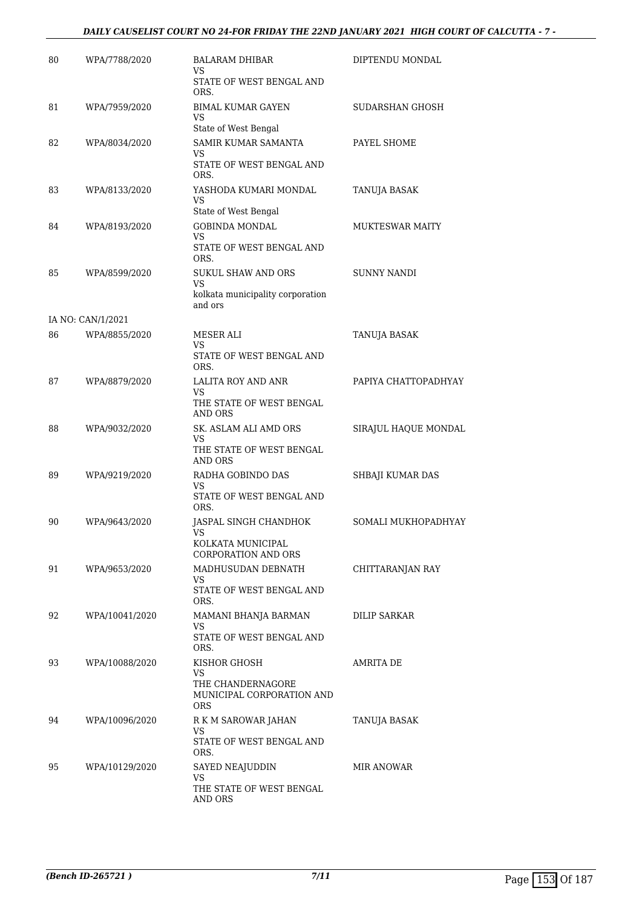| | | | |
|---|---|---|---|
| 80 | WPA/7788/2020 | BALARAM DHIBAR<br>VS<br>STATE OF WEST BENGAL AND ORS. | DIPTENDU MONDAL |
| 81 | WPA/7959/2020 | BIMAL KUMAR GAYEN<br>VS<br>State of West Bengal | SUDARSHAN GHOSH |
| 82 | WPA/8034/2020 | SAMIR KUMAR SAMANTA<br>VS<br>STATE OF WEST BENGAL AND ORS. | PAYEL SHOME |
| 83 | WPA/8133/2020 | YASHODA KUMARI MONDAL<br>VS<br>State of West Bengal | TANUJA BASAK |
| 84 | WPA/8193/2020 | GOBINDA MONDAL<br>VS<br>STATE OF WEST BENGAL AND ORS. | MUKTESWAR MAITY |
| 85 | WPA/8599/2020 | SUKUL SHAW AND ORS<br>VS<br>kolkata municipality corporation and ors | SUNNY NANDI |
| | IA NO: CAN/1/2021 | | |
| 86 | WPA/8855/2020 | MESER ALI<br>VS<br>STATE OF WEST BENGAL AND ORS. | TANUJA BASAK |
| 87 | WPA/8879/2020 | LALITA ROY AND ANR<br>VS<br>THE STATE OF WEST BENGAL AND ORS | PAPIYA CHATTOPADHYAY |
| 88 | WPA/9032/2020 | SK. ASLAM ALI AMD ORS<br>VS<br>THE STATE OF WEST BENGAL AND ORS | SIRAJUL HAQUE MONDAL |
| 89 | WPA/9219/2020 | RADHA GOBINDO DAS<br>VS<br>STATE OF WEST BENGAL AND ORS. | SHBAJI KUMAR DAS |
| 90 | WPA/9643/2020 | JASPAL SINGH CHANDHOK<br>VS<br>KOLKATA MUNICIPAL CORPORATION AND ORS | SOMALI MUKHOPADHYAY |
| 91 | WPA/9653/2020 | MADHUSUDAN DEBNATH<br>VS<br>STATE OF WEST BENGAL AND ORS. | CHITTARANJAN RAY |
| 92 | WPA/10041/2020 | MAMANI BHANJA BARMAN<br>VS<br>STATE OF WEST BENGAL AND ORS. | DILIP SARKAR |
| 93 | WPA/10088/2020 | KISHOR GHOSH<br>VS<br>THE CHANDERNAGORE MUNICIPAL CORPORATION AND ORS | AMRITA DE |
| 94 | WPA/10096/2020 | R K M SAROWAR JAHAN<br>VS<br>STATE OF WEST BENGAL AND ORS. | TANUJA BASAK |
| 95 | WPA/10129/2020 | SAYED NEAJUDDIN<br>VS<br>THE STATE OF WEST BENGAL AND ORS | MIR ANOWAR |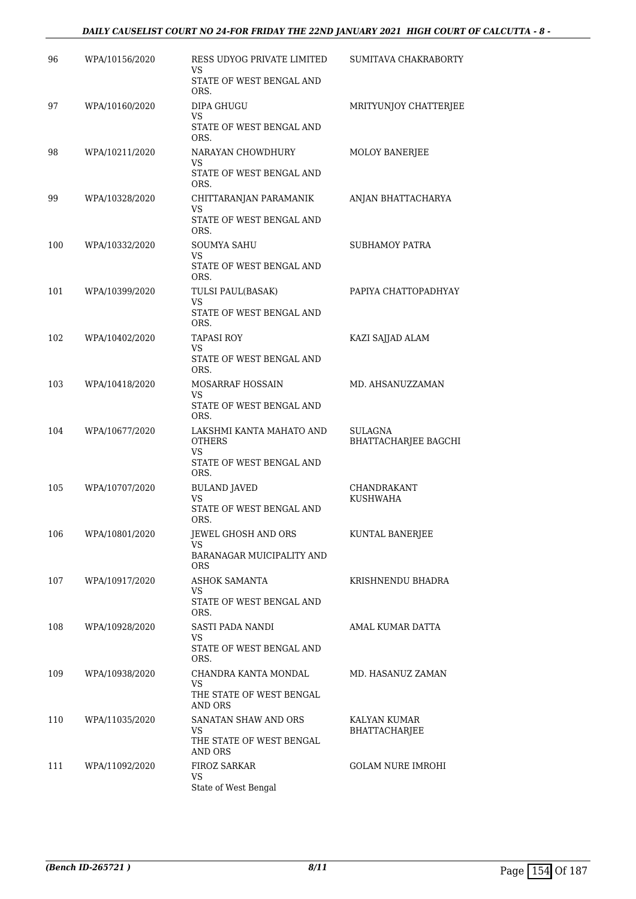| 96 | WPA/10156/2020 | RESS UDYOG PRIVATE LIMITED VS STATE OF WEST BENGAL AND ORS. | SUMITAVA CHAKRABORTY |
|---|---|---|---|
| 97 | WPA/10160/2020 | DIPA GHUGU VS STATE OF WEST BENGAL AND ORS. | MRITYUNJOY CHATTERJEE |
| 98 | WPA/10211/2020 | NARAYAN CHOWDHURY VS STATE OF WEST BENGAL AND ORS. | MOLOY BANERJEE |
| 99 | WPA/10328/2020 | CHITTARANJAN PARAMANIK VS STATE OF WEST BENGAL AND ORS. | ANJAN BHATTACHARYA |
| 100 | WPA/10332/2020 | SOUMYA SAHU VS STATE OF WEST BENGAL AND ORS. | SUBHAMOY PATRA |
| 101 | WPA/10399/2020 | TULSI PAUL(BASAK) VS STATE OF WEST BENGAL AND ORS. | PAPIYA CHATTOPADHYAY |
| 102 | WPA/10402/2020 | TAPASI ROY VS STATE OF WEST BENGAL AND ORS. | KAZI SAJJAD ALAM |
| 103 | WPA/10418/2020 | MOSARRAF HOSSAIN VS STATE OF WEST BENGAL AND ORS. | MD. AHSANUZZAMAN |
| 104 | WPA/10677/2020 | LAKSHMI KANTA MAHATO AND OTHERS VS STATE OF WEST BENGAL AND ORS. | SULAGNA BHATTACHARJEE BAGCHI |
| 105 | WPA/10707/2020 | BULAND JAVED VS STATE OF WEST BENGAL AND ORS. | CHANDRAKANT KUSHWAHA |
| 106 | WPA/10801/2020 | JEWEL GHOSH AND ORS VS BARANAGAR MUICIPALITY AND ORS | KUNTAL BANERJEE |
| 107 | WPA/10917/2020 | ASHOK SAMANTA VS STATE OF WEST BENGAL AND ORS. | KRISHNENDU BHADRA |
| 108 | WPA/10928/2020 | SASTI PADA NANDI VS STATE OF WEST BENGAL AND ORS. | AMAL KUMAR DATTA |
| 109 | WPA/10938/2020 | CHANDRA KANTA MONDAL VS THE STATE OF WEST BENGAL AND ORS | MD. HASANUZ ZAMAN |
| 110 | WPA/11035/2020 | SANATAN SHAW AND ORS VS THE STATE OF WEST BENGAL AND ORS | KALYAN KUMAR BHATTACHARJEE |
| 111 | WPA/11092/2020 | FIROZ SARKAR VS State of West Bengal | GOLAM NURE IMROHI |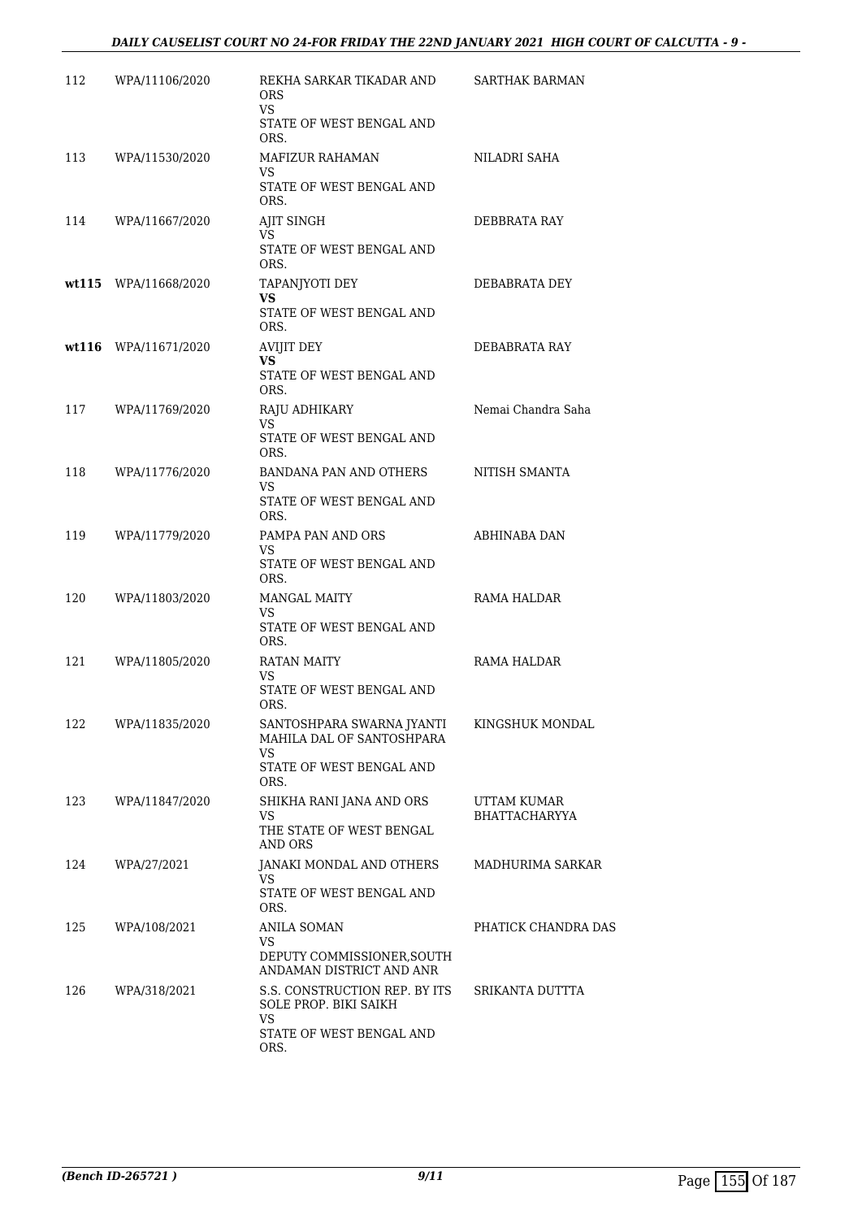| 112 | WPA/11106/2020 | REKHA SARKAR TIKADAR AND ORS<br>VS<br>STATE OF WEST BENGAL AND ORS. | SARTHAK BARMAN |
|---|---|---|---|
| 113 | WPA/11530/2020 | MAFIZUR RAHAMAN<br>VS<br>STATE OF WEST BENGAL AND ORS. | NILADRI SAHA |
| 114 | WPA/11667/2020 | AJIT SINGH<br>VS<br>STATE OF WEST BENGAL AND ORS. | DEBBRATA RAY |
| **wt115** | WPA/11668/2020 | TAPANJYOTI DEY<br>**VS**<br>STATE OF WEST BENGAL AND ORS. | DEBABRATA DEY |
| **wt116** | WPA/11671/2020 | AVIJIT DEY<br>**VS**<br>STATE OF WEST BENGAL AND ORS. | DEBABRATA RAY |
| 117 | WPA/11769/2020 | RAJU ADHIKARY<br>VS<br>STATE OF WEST BENGAL AND ORS. | Nemai Chandra Saha |
| 118 | WPA/11776/2020 | BANDANA PAN AND OTHERS<br>VS<br>STATE OF WEST BENGAL AND ORS. | NITISH SMANTA |
| 119 | WPA/11779/2020 | PAMPA PAN AND ORS<br>VS<br>STATE OF WEST BENGAL AND ORS. | ABHINABA DAN |
| 120 | WPA/11803/2020 | MANGAL MAITY<br>VS<br>STATE OF WEST BENGAL AND ORS. | RAMA HALDAR |
| 121 | WPA/11805/2020 | RATAN MAITY<br>VS<br>STATE OF WEST BENGAL AND ORS. | RAMA HALDAR |
| 122 | WPA/11835/2020 | SANTOSHPARA SWARNA JYANTI MAHILA DAL OF SANTOSHPARA<br>VS<br>STATE OF WEST BENGAL AND ORS. | KINGSHUK MONDAL |
| 123 | WPA/11847/2020 | SHIKHA RANI JANA AND ORS<br>VS<br>THE STATE OF WEST BENGAL AND ORS | UTTAM KUMAR BHATTACHARYYA |
| 124 | WPA/27/2021 | JANAKI MONDAL AND OTHERS<br>VS<br>STATE OF WEST BENGAL AND ORS. | MADHURIMA SARKAR |
| 125 | WPA/108/2021 | ANILA SOMAN<br>VS<br>DEPUTY COMMISSIONER,SOUTH ANDAMAN DISTRICT AND ANR | PHATICK CHANDRA DAS |
| 126 | WPA/318/2021 | S.S. CONSTRUCTION REP. BY ITS SOLE PROP. BIKI SAIKH<br>VS<br>STATE OF WEST BENGAL AND ORS. | SRIKANTA DUTTTA |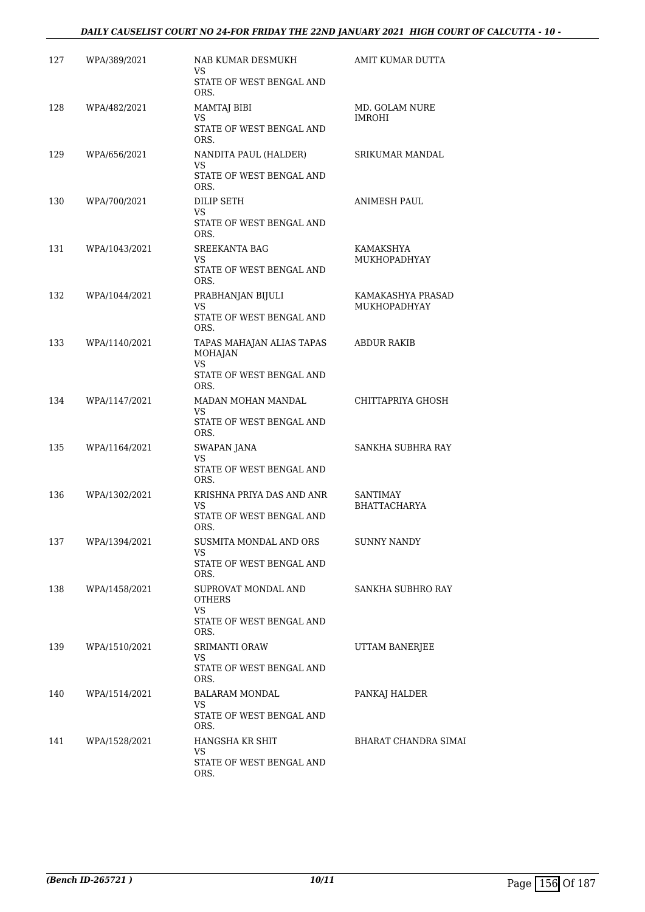| | | | |
|---|---|---|---|
| 127 | WPA/389/2021 | NAB KUMAR DESMUKH<br>VS<br>STATE OF WEST BENGAL AND ORS. | AMIT KUMAR DUTTA |
| 128 | WPA/482/2021 | MAMTAJ BIBI<br>VS<br>STATE OF WEST BENGAL AND ORS. | MD. GOLAM NURE IMROHI |
| 129 | WPA/656/2021 | NANDITA PAUL (HALDER)<br>VS<br>STATE OF WEST BENGAL AND ORS. | SRIKUMAR MANDAL |
| 130 | WPA/700/2021 | DILIP SETH<br>VS<br>STATE OF WEST BENGAL AND ORS. | ANIMESH PAUL |
| 131 | WPA/1043/2021 | SREEKANTA BAG<br>VS<br>STATE OF WEST BENGAL AND ORS. | KAMAKSHYA MUKHOPADHYAY |
| 132 | WPA/1044/2021 | PRABHANJAN BIJULI<br>VS<br>STATE OF WEST BENGAL AND ORS. | KAMAKASHYA PRASAD MUKHOPADHYAY |
| 133 | WPA/1140/2021 | TAPAS MAHAJAN ALIAS TAPAS MOHAJAN<br>VS<br>STATE OF WEST BENGAL AND ORS. | ABDUR RAKIB |
| 134 | WPA/1147/2021 | MADAN MOHAN MANDAL<br>VS<br>STATE OF WEST BENGAL AND ORS. | CHITTAPRIYA GHOSH |
| 135 | WPA/1164/2021 | SWAPAN JANA<br>VS<br>STATE OF WEST BENGAL AND ORS. | SANKHA SUBHRA RAY |
| 136 | WPA/1302/2021 | KRISHNA PRIYA DAS AND ANR<br>VS<br>STATE OF WEST BENGAL AND ORS. | SANTIMAY BHATTACHARYA |
| 137 | WPA/1394/2021 | SUSMITA MONDAL AND ORS<br>VS<br>STATE OF WEST BENGAL AND ORS. | SUNNY NANDY |
| 138 | WPA/1458/2021 | SUPROVAT MONDAL AND OTHERS<br>VS<br>STATE OF WEST BENGAL AND ORS. | SANKHA SUBHRO RAY |
| 139 | WPA/1510/2021 | SRIMANTI ORAW<br>VS<br>STATE OF WEST BENGAL AND ORS. | UTTAM BANERJEE |
| 140 | WPA/1514/2021 | BALARAM MONDAL<br>VS<br>STATE OF WEST BENGAL AND ORS. | PANKAJ HALDER |
| 141 | WPA/1528/2021 | HANGSHA KR SHIT<br>VS<br>STATE OF WEST BENGAL AND ORS. | BHARAT CHANDRA SIMAI |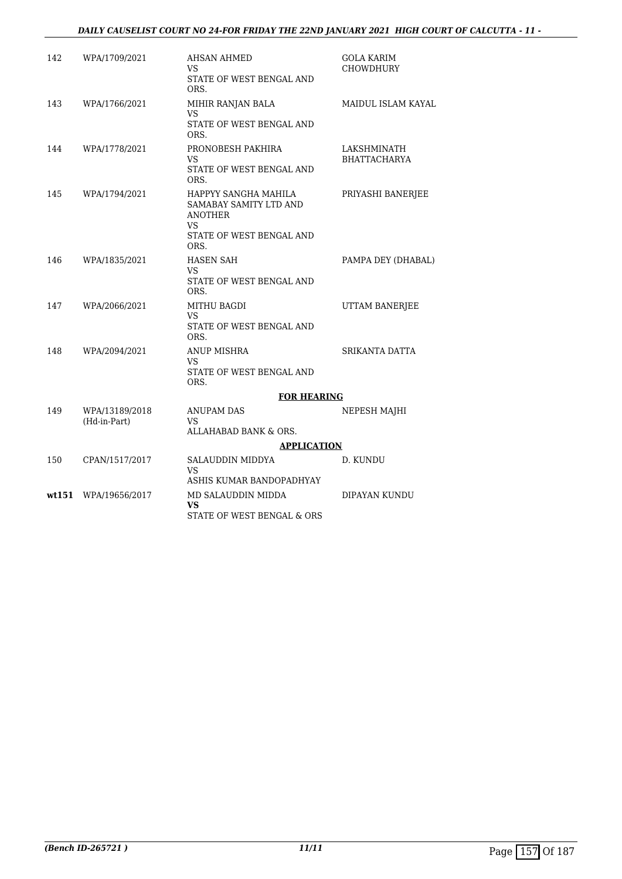| | | | |
|---|---|---|---|
| 142 | WPA/1709/2021 | AHSAN AHMED<br>VS<br>STATE OF WEST BENGAL AND ORS. | GOLA KARIM CHOWDHURY |
| 143 | WPA/1766/2021 | MIHIR RANJAN BALA<br>VS<br>STATE OF WEST BENGAL AND ORS. | MAIDUL ISLAM KAYAL |
| 144 | WPA/1778/2021 | PRONOBESH PAKHIRA<br>VS<br>STATE OF WEST BENGAL AND ORS. | LAKSHMINATH BHATTACHARYA |
| 145 | WPA/1794/2021 | HAPPYY SANGHA MAHILA SAMABAY SAMITY LTD AND ANOTHER<br>VS<br>STATE OF WEST BENGAL AND ORS. | PRIYASHI BANERJEE |
| 146 | WPA/1835/2021 | HASEN SAH<br>VS<br>STATE OF WEST BENGAL AND ORS. | PAMPA DEY (DHABAL) |
| 147 | WPA/2066/2021 | MITHU BAGDI<br>VS<br>STATE OF WEST BENGAL AND ORS. | UTTAM BANERJEE |
| 148 | WPA/2094/2021 | ANUP MISHRA<br>VS<br>STATE OF WEST BENGAL AND ORS. | SRIKANTA DATTA |

**FOR HEARING**

| | | | |
|---|---|---|---|
| 149 | WPA/13189/2018 (Hd-in-Part) | ANUPAM DAS<br>VS<br>ALLAHABAD BANK & ORS. | NEPESH MAJHI |

**APPLICATION**

| | | | |
|---|---|---|---|
| 150 | CPAN/1517/2017 | SALAUDDIN MIDDYA<br>VS<br>ASHIS KUMAR BANDOPADHYAY | D. KUNDU |
| **wt151** | WPA/19656/2017 | MD SALAUDDIN MIDDA<br>**VS**<br>STATE OF WEST BENGAL & ORS | DIPAYAN KUNDU |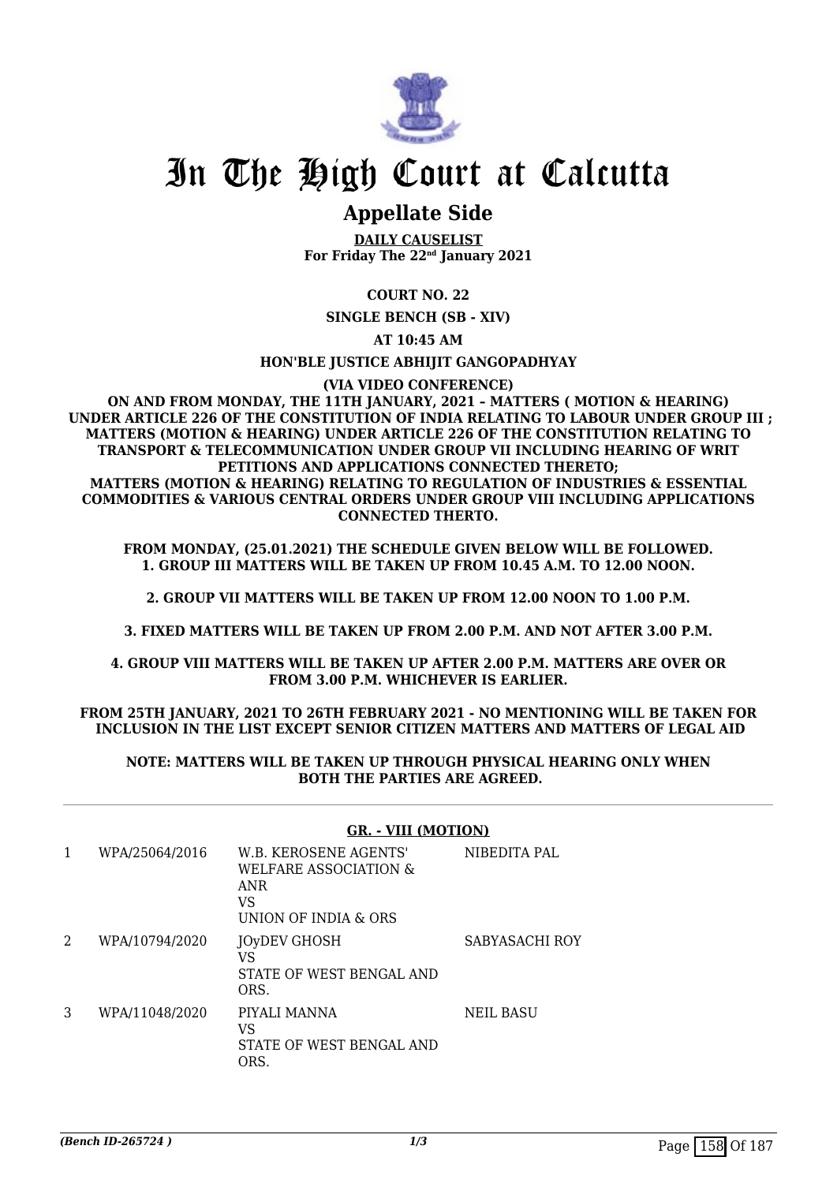# In The High Court at Calcutta

## Appellate Side

**DAILY CAUSELIST**
**For Friday The 22nd January 2021**

**COURT NO. 22**

**SINGLE BENCH (SB - XIV)**

**AT 10:45 AM**

**HON'BLE JUSTICE ABHIJIT GANGOPADHYAY**

**(VIA VIDEO CONFERENCE)**

**ON AND FROM MONDAY, THE 11TH JANUARY, 2021 – MATTERS ( MOTION & HEARING) UNDER ARTICLE 226 OF THE CONSTITUTION OF INDIA RELATING TO LABOUR UNDER GROUP III ; MATTERS (MOTION & HEARING) UNDER ARTICLE 226 OF THE CONSTITUTION RELATING TO TRANSPORT & TELECOMMUNICATION UNDER GROUP VII INCLUDING HEARING OF WRIT PETITIONS AND APPLICATIONS CONNECTED THERETO;
MATTERS (MOTION & HEARING) RELATING TO REGULATION OF INDUSTRIES & ESSENTIAL COMMODITIES & VARIOUS CENTRAL ORDERS UNDER GROUP VIII INCLUDING APPLICATIONS CONNECTED THERTO.**

**FROM MONDAY, (25.01.2021) THE SCHEDULE GIVEN BELOW WILL BE FOLLOWED.
1. GROUP III MATTERS WILL BE TAKEN UP FROM 10.45 A.M. TO 12.00 NOON.**

**2. GROUP VII MATTERS WILL BE TAKEN UP FROM 12.00 NOON TO 1.00 P.M.**

**3. FIXED MATTERS WILL BE TAKEN UP FROM 2.00 P.M. AND NOT AFTER 3.00 P.M.**

**4. GROUP VIII MATTERS WILL BE TAKEN UP AFTER 2.00 P.M. MATTERS ARE OVER OR FROM 3.00 P.M. WHICHEVER IS EARLIER.**

**FROM 25TH JANUARY, 2021 TO 26TH FEBRUARY 2021 - NO MENTIONING WILL BE TAKEN FOR INCLUSION IN THE LIST EXCEPT SENIOR CITIZEN MATTERS AND MATTERS OF LEGAL AID**

**NOTE: MATTERS WILL BE TAKEN UP THROUGH PHYSICAL HEARING ONLY WHEN BOTH THE PARTIES ARE AGREED.**

**GR. - VIII (MOTION)**

| | | | |
|---|---|---|---|
| 1 | WPA/25064/2016 | W.B. KEROSENE AGENTS' WELFARE ASSOCIATION & ANR<br>VS<br>UNION OF INDIA & ORS | NIBEDITA PAL |
| 2 | WPA/10794/2020 | JOyDEV GHOSH<br>VS<br>STATE OF WEST BENGAL AND ORS. | SABYASACHI ROY |
| 3 | WPA/11048/2020 | PIYALI MANNA<br>VS<br>STATE OF WEST BENGAL AND ORS. | NEIL BASU |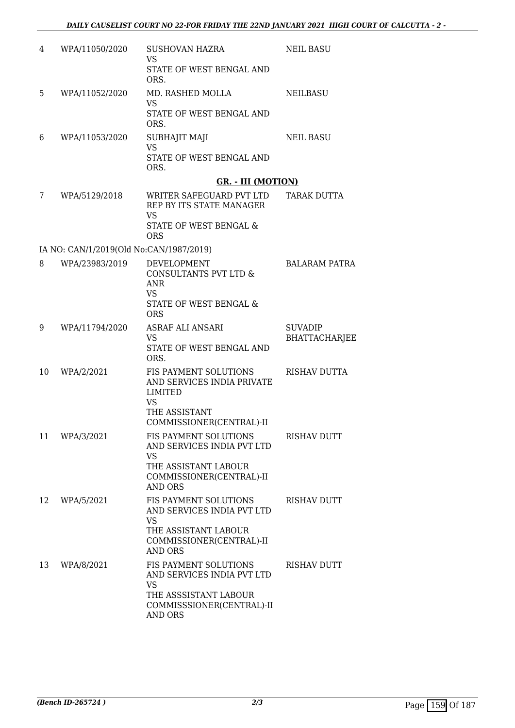| | | | |
|---|---|---|---|
| 4 | WPA/11050/2020 | SUSHOVAN HAZRA<br>VS<br>STATE OF WEST BENGAL AND ORS. | NEIL BASU |
| 5 | WPA/11052/2020 | MD. RASHED MOLLA<br>VS<br>STATE OF WEST BENGAL AND ORS. | NEILBASU |
| 6 | WPA/11053/2020 | SUBHAJIT MAJI<br>VS<br>STATE OF WEST BENGAL AND ORS. | NEIL BASU |

**GR. - III (MOTION)**

| | | | |
|---|---|---|---|
| 7 | WPA/5129/2018 | WRITER SAFEGUARD PVT LTD REP BY ITS STATE MANAGER<br>VS<br>STATE OF WEST BENGAL & ORS | TARAK DUTTA |
| | IA NO: CAN/1/2019(Old No:CAN/1987/2019) | | |
| 8 | WPA/23983/2019 | DEVELOPMENT CONSULTANTS PVT LTD & ANR<br>VS<br>STATE OF WEST BENGAL & ORS | BALARAM PATRA |
| 9 | WPA/11794/2020 | ASRAF ALI ANSARI<br>VS<br>STATE OF WEST BENGAL AND ORS. | SUVADIP BHATTACHARJEE |
| 10 | WPA/2/2021 | FIS PAYMENT SOLUTIONS AND SERVICES INDIA PRIVATE LIMITED<br>VS<br>THE ASSISTANT COMMISSIONER(CENTRAL)-II | RISHAV DUTTA |
| 11 | WPA/3/2021 | FIS PAYMENT SOLUTIONS AND SERVICES INDIA PVT LTD<br>VS<br>THE ASSISTANT LABOUR COMMISSIONER(CENTRAL)-II AND ORS | RISHAV DUTT |
| 12 | WPA/5/2021 | FIS PAYMENT SOLUTIONS AND SERVICES INDIA PVT LTD<br>VS<br>THE ASSISTANT LABOUR COMMISSIONER(CENTRAL)-II AND ORS | RISHAV DUTT |
| 13 | WPA/8/2021 | FIS PAYMENT SOLUTIONS AND SERVICES INDIA PVT LTD<br>VS<br>THE ASSSISTANT LABOUR COMMISSSIONER(CENTRAL)-II AND ORS | RISHAV DUTT |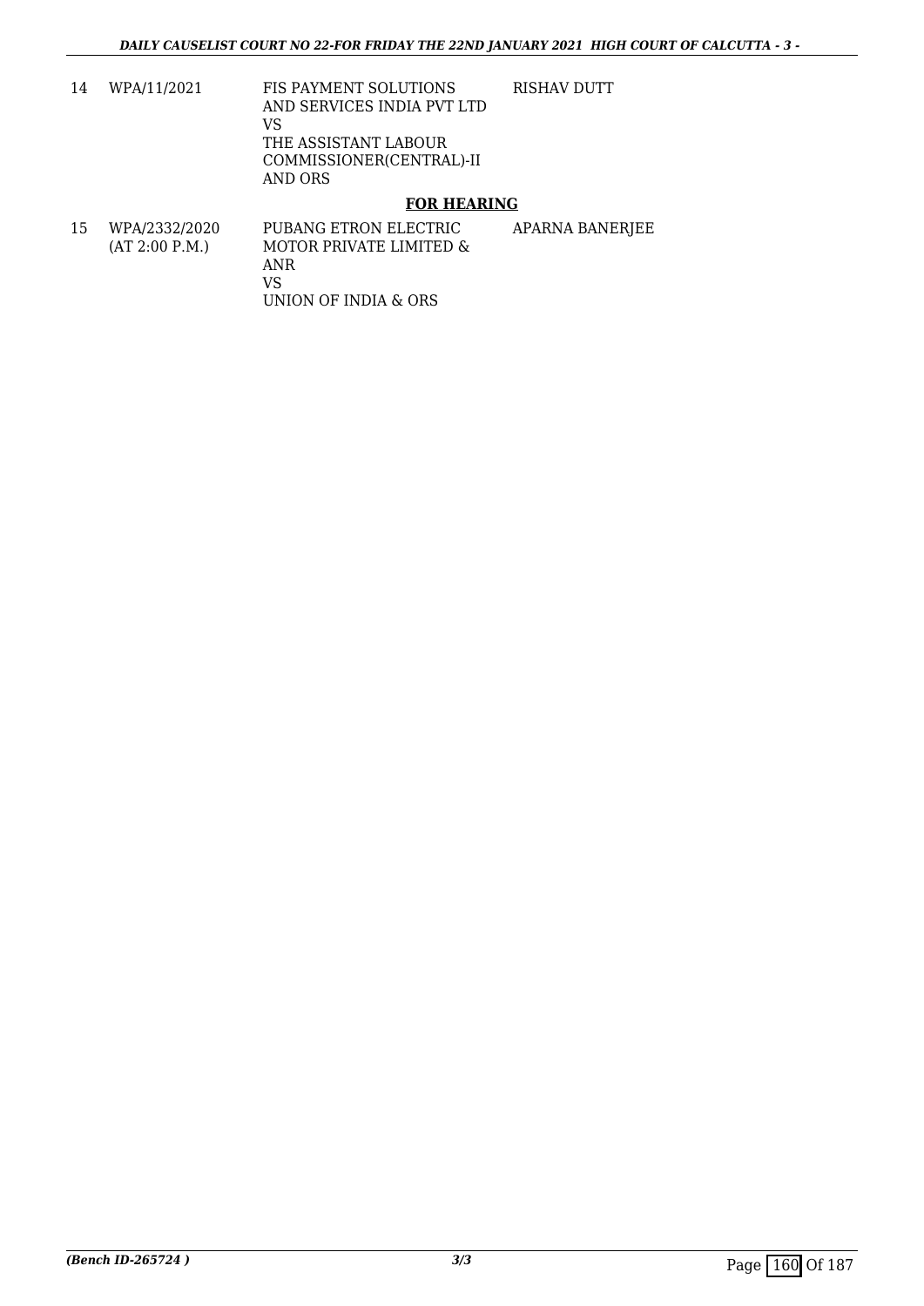| | | | |
|---|---|---|---|
| 14 | WPA/11/2021 | FIS PAYMENT SOLUTIONS AND SERVICES INDIA PVT LTD<br>VS<br>THE ASSISTANT LABOUR COMMISSIONER(CENTRAL)-II AND ORS | RISHAV DUTT |

**FOR HEARING**

| | | | |
|---|---|---|---|
| 15 | WPA/2332/2020<br>(AT 2:00 P.M.) | PUBANG ETRON ELECTRIC MOTOR PRIVATE LIMITED & ANR<br>VS<br>UNION OF INDIA & ORS | APARNA BANERJEE |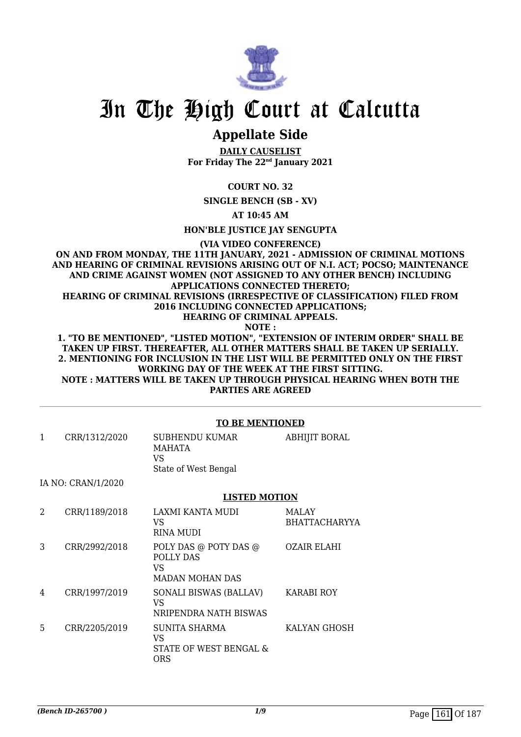# In The High Court at Calcutta

## Appellate Side

**DAILY CAUSELIST**
**For Friday The 22nd January 2021**

**COURT NO. 32**

**SINGLE BENCH (SB - XV)**

**AT 10:45 AM**

**HON'BLE JUSTICE JAY SENGUPTA**

**(VIA VIDEO CONFERENCE)**

**ON AND FROM MONDAY, THE 11TH JANUARY, 2021 - ADMISSION OF CRIMINAL MOTIONS AND HEARING OF CRIMINAL REVISIONS ARISING OUT OF N.I. ACT; POCSO; MAINTENANCE AND CRIME AGAINST WOMEN (NOT ASSIGNED TO ANY OTHER BENCH) INCLUDING APPLICATIONS CONNECTED THERETO;**
**HEARING OF CRIMINAL REVISIONS (IRRESPECTIVE OF CLASSIFICATION) FILED FROM 2016 INCLUDING CONNECTED APPLICATIONS;**
**HEARING OF CRIMINAL APPEALS.**
**NOTE :**
**1. "TO BE MENTIONED", "LISTED MOTION", "EXTENSION OF INTERIM ORDER" SHALL BE TAKEN UP FIRST. THEREAFTER, ALL OTHER MATTERS SHALL BE TAKEN UP SERIALLY.**
**2. MENTIONING FOR INCLUSION IN THE LIST WILL BE PERMITTED ONLY ON THE FIRST WORKING DAY OF THE WEEK AT THE FIRST SITTING.**
**NOTE : MATTERS WILL BE TAKEN UP THROUGH PHYSICAL HEARING WHEN BOTH THE PARTIES ARE AGREED**

**TO BE MENTIONED**

| | | | |
|---|---|---|---|
| 1 | CRR/1312/2020 | SUBHENDU KUMAR MAHATA<br>VS<br>State of West Bengal | ABHIJIT BORAL |

IA NO: CRAN/1/2020

**LISTED MOTION**

| | | | |
|---|---|---|---|
| 2 | CRR/1189/2018 | LAXMI KANTA MUDI<br>VS<br>RINA MUDI | MALAY BHATTACHARYYA |
| 3 | CRR/2992/2018 | POLY DAS @ POTY DAS @ POLLY DAS<br>VS<br>MADAN MOHAN DAS | OZAIR ELAHI |
| 4 | CRR/1997/2019 | SONALI BISWAS (BALLAV)<br>VS<br>NRIPENDRA NATH BISWAS | KARABI ROY |
| 5 | CRR/2205/2019 | SUNITA SHARMA<br>VS<br>STATE OF WEST BENGAL & ORS | KALYAN GHOSH |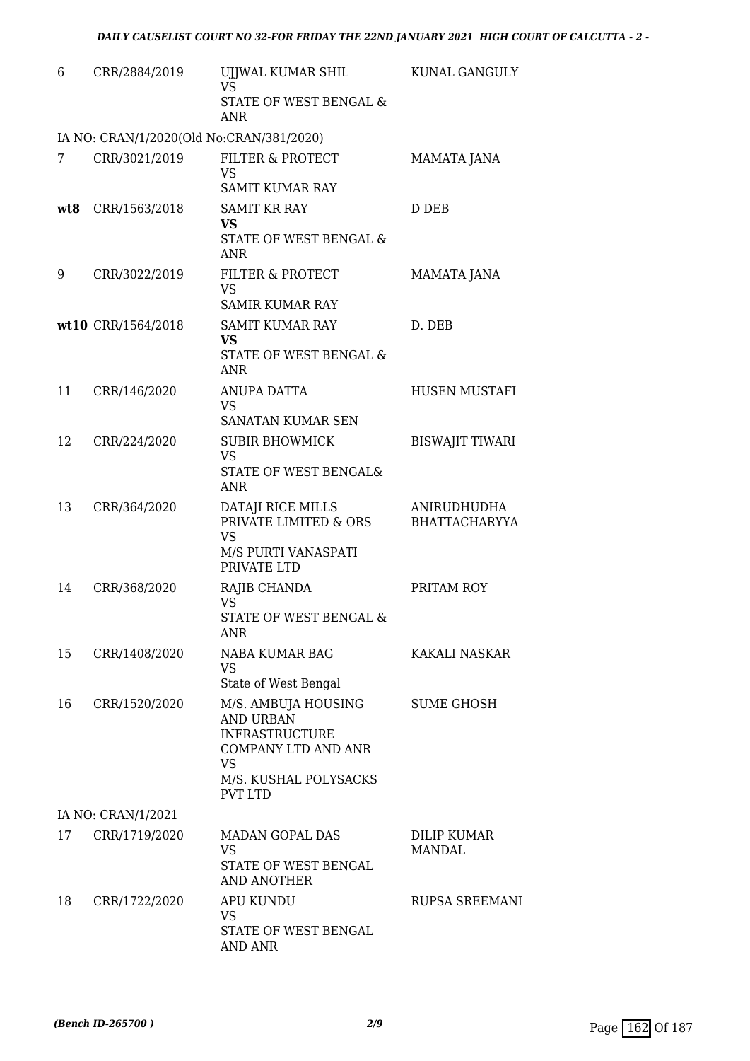| | | | |
|---|---|---|---|
| 6 | CRR/2884/2019 | UJJWAL KUMAR SHIL<br>VS<br>STATE OF WEST BENGAL & ANR | KUNAL GANGULY |
| IA NO: CRAN/1/2020(Old No:CRAN/381/2020) | | | |
| 7 | CRR/3021/2019 | FILTER & PROTECT<br>VS<br>SAMIT KUMAR RAY | MAMATA JANA |
| **wt8** | CRR/1563/2018 | SAMIT KR RAY<br>**VS**<br>STATE OF WEST BENGAL & ANR | D DEB |
| 9 | CRR/3022/2019 | FILTER & PROTECT<br>VS<br>SAMIR KUMAR RAY | MAMATA JANA |
| **wt10** | CRR/1564/2018 | SAMIT KUMAR RAY<br>**VS**<br>STATE OF WEST BENGAL & ANR | D. DEB |
| 11 | CRR/146/2020 | ANUPA DATTA<br>VS<br>SANATAN KUMAR SEN | HUSEN MUSTAFI |
| 12 | CRR/224/2020 | SUBIR BHOWMICK<br>VS<br>STATE OF WEST BENGAL& ANR | BISWAJIT TIWARI |
| 13 | CRR/364/2020 | DATAJI RICE MILLS PRIVATE LIMITED & ORS<br>VS<br>M/S PURTI VANASPATI PRIVATE LTD | ANIRUDHUDHA BHATTACHARYYA |
| 14 | CRR/368/2020 | RAJIB CHANDA<br>VS<br>STATE OF WEST BENGAL & ANR | PRITAM ROY |
| 15 | CRR/1408/2020 | NABA KUMAR BAG<br>VS<br>State of West Bengal | KAKALI NASKAR |
| 16 | CRR/1520/2020 | M/S. AMBUJA HOUSING AND URBAN INFRASTRUCTURE COMPANY LTD AND ANR<br>VS<br>M/S. KUSHAL POLYSACKS PVT LTD | SUME GHOSH |
| IA NO: CRAN/1/2021 | | | |
| 17 | CRR/1719/2020 | MADAN GOPAL DAS<br>VS<br>STATE OF WEST BENGAL AND ANOTHER | DILIP KUMAR MANDAL |
| 18 | CRR/1722/2020 | APU KUNDU<br>VS<br>STATE OF WEST BENGAL AND ANR | RUPSA SREEMANI |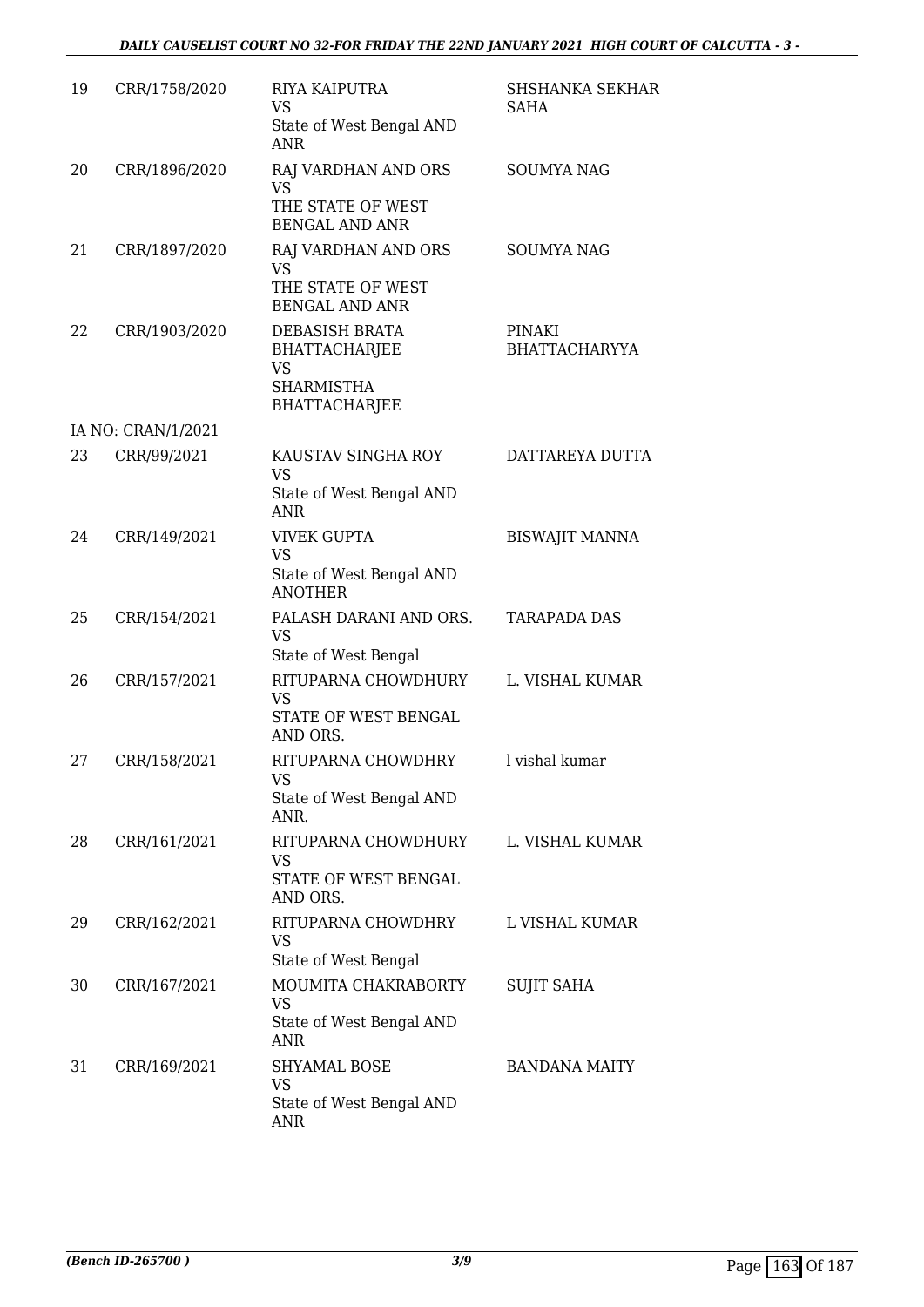| 19 | CRR/1758/2020 | RIYA KAIPUTRA<br>VS<br>State of West Bengal AND ANR | SHSHANKA SEKHAR SAHA |
|---|---|---|---|
| 20 | CRR/1896/2020 | RAJ VARDHAN AND ORS<br>VS<br>THE STATE OF WEST BENGAL AND ANR | SOUMYA NAG |
| 21 | CRR/1897/2020 | RAJ VARDHAN AND ORS<br>VS<br>THE STATE OF WEST BENGAL AND ANR | SOUMYA NAG |
| 22 | CRR/1903/2020 | DEBASISH BRATA BHATTACHARJEE<br>VS<br>SHARMISTHA BHATTACHARJEE | PINAKI BHATTACHARYYA |
| | IA NO: CRAN/1/2021 | | |
| 23 | CRR/99/2021 | KAUSTAV SINGHA ROY<br>VS<br>State of West Bengal AND ANR | DATTAREYA DUTTA |
| 24 | CRR/149/2021 | VIVEK GUPTA<br>VS<br>State of West Bengal AND ANOTHER | BISWAJIT MANNA |
| 25 | CRR/154/2021 | PALASH DARANI AND ORS.<br>VS<br>State of West Bengal | TARAPADA DAS |
| 26 | CRR/157/2021 | RITUPARNA CHOWDHURY<br>VS<br>STATE OF WEST BENGAL AND ORS. | L. VISHAL KUMAR |
| 27 | CRR/158/2021 | RITUPARNA CHOWDHRY<br>VS<br>State of West Bengal AND ANR. | l vishal kumar |
| 28 | CRR/161/2021 | RITUPARNA CHOWDHURY<br>VS<br>STATE OF WEST BENGAL AND ORS. | L. VISHAL KUMAR |
| 29 | CRR/162/2021 | RITUPARNA CHOWDHRY<br>VS<br>State of West Bengal | L VISHAL KUMAR |
| 30 | CRR/167/2021 | MOUMITA CHAKRABORTY<br>VS<br>State of West Bengal AND ANR | SUJIT SAHA |
| 31 | CRR/169/2021 | SHYAMAL BOSE<br>VS<br>State of West Bengal AND ANR | BANDANA MAITY |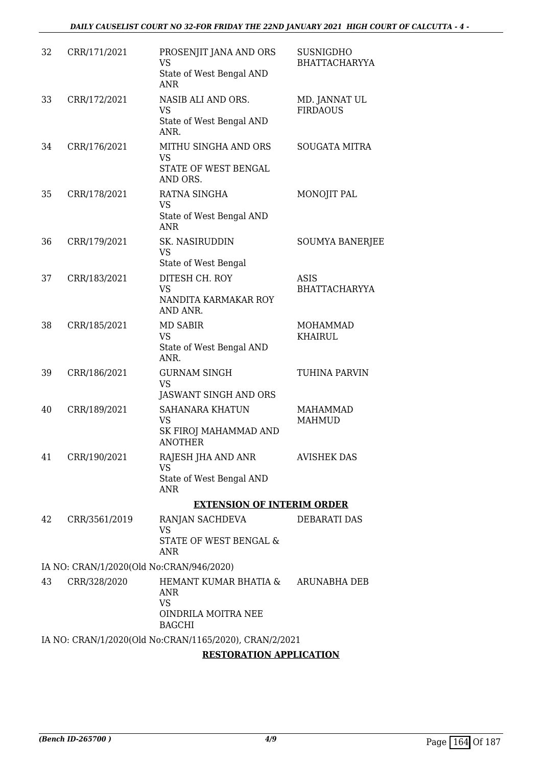| | | | |
|---|---|---|---|
| 32 | CRR/171/2021 | PROSENJIT JANA AND ORS<br>VS<br>State of West Bengal AND ANR | SUSNIGDHO BHATTACHARYYA |
| 33 | CRR/172/2021 | NASIB ALI AND ORS.<br>VS<br>State of West Bengal AND ANR. | MD. JANNAT UL FIRDAOUS |
| 34 | CRR/176/2021 | MITHU SINGHA AND ORS<br>VS<br>STATE OF WEST BENGAL AND ORS. | SOUGATA MITRA |
| 35 | CRR/178/2021 | RATNA SINGHA<br>VS<br>State of West Bengal AND ANR | MONOJIT PAL |
| 36 | CRR/179/2021 | SK. NASIRUDDIN<br>VS<br>State of West Bengal | SOUMYA BANERJEE |
| 37 | CRR/183/2021 | DITESH CH. ROY<br>VS<br>NANDITA KARMAKAR ROY AND ANR. | ASIS BHATTACHARYYA |
| 38 | CRR/185/2021 | MD SABIR<br>VS<br>State of West Bengal AND ANR. | MOHAMMAD KHAIRUL |
| 39 | CRR/186/2021 | GURNAM SINGH<br>VS<br>JASWANT SINGH AND ORS | TUHINA PARVIN |
| 40 | CRR/189/2021 | SAHANARA KHATUN<br>VS<br>SK FIROJ MAHAMMAD AND ANOTHER | MAHAMMAD MAHMUD |
| 41 | CRR/190/2021 | RAJESH JHA AND ANR<br>VS<br>State of West Bengal AND ANR | AVISHEK DAS |

**EXTENSION OF INTERIM ORDER**

| | | | |
|---|---|---|---|
| 42 | CRR/3561/2019 | RANJAN SACHDEVA<br>VS<br>STATE OF WEST BENGAL & ANR | DEBARATI DAS |

IA NO: CRAN/1/2020(Old No:CRAN/946/2020)

| | | | |
|---|---|---|---|
| 43 | CRR/328/2020 | HEMANT KUMAR BHATIA & ANR<br>VS<br>OINDRILA MOITRA NEE BAGCHI | ARUNABHA DEB |

IA NO: CRAN/1/2020(Old No:CRAN/1165/2020), CRAN/2/2021

**RESTORATION APPLICATION**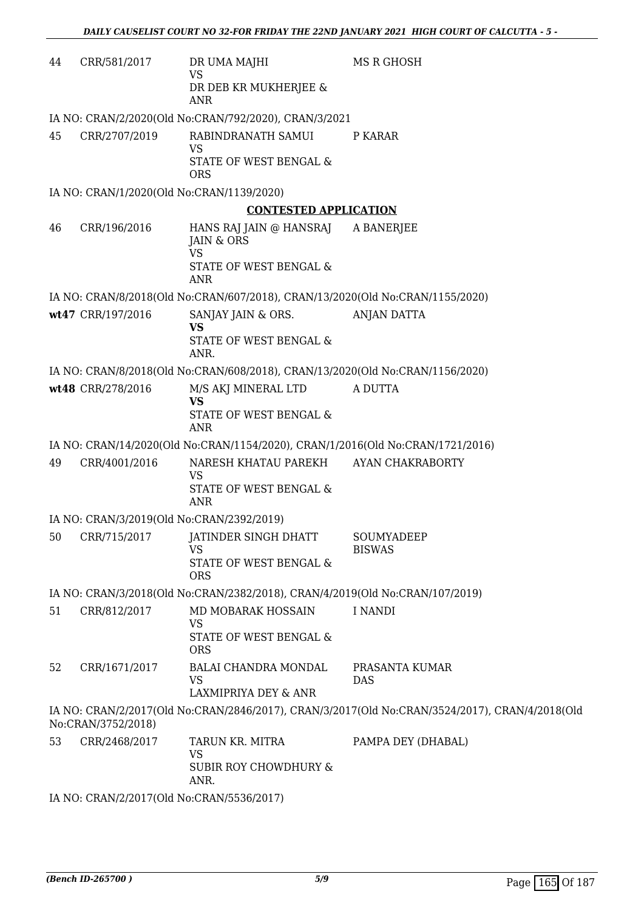| | | | |
|---|---|---|---|
| 44 | CRR/581/2017 | DR UMA MAJHI<br>VS<br>DR DEB KR MUKHERJEE & ANR | MS R GHOSH |

IA NO: CRAN/2/2020(Old No:CRAN/792/2020), CRAN/3/2021

| | | | |
|---|---|---|---|
| 45 | CRR/2707/2019 | RABINDRANATH SAMUI<br>VS<br>STATE OF WEST BENGAL & ORS | P KARAR |

IA NO: CRAN/1/2020(Old No:CRAN/1139/2020)

## CONTESTED APPLICATION

| | | | |
|---|---|---|---|
| 46 | CRR/196/2016 | HANS RAJ JAIN @ HANSRAJ JAIN & ORS<br>VS<br>STATE OF WEST BENGAL & ANR | A BANERJEE |

IA NO: CRAN/8/2018(Old No:CRAN/607/2018), CRAN/13/2020(Old No:CRAN/1155/2020)

| | | | |
|---|---|---|---|
| **wt47** | CRR/197/2016 | SANJAY JAIN & ORS.<br>**VS**<br>STATE OF WEST BENGAL & ANR. | ANJAN DATTA |

IA NO: CRAN/8/2018(Old No:CRAN/608/2018), CRAN/13/2020(Old No:CRAN/1156/2020)

| | | | |
|---|---|---|---|
| **wt48** | CRR/278/2016 | M/S AKJ MINERAL LTD<br>**VS**<br>STATE OF WEST BENGAL & ANR | A DUTTA |

IA NO: CRAN/14/2020(Old No:CRAN/1154/2020), CRAN/1/2016(Old No:CRAN/1721/2016)

| | | | |
|---|---|---|---|
| 49 | CRR/4001/2016 | NARESH KHATAU PAREKH<br>VS<br>STATE OF WEST BENGAL & ANR | AYAN CHAKRABORTY |

IA NO: CRAN/3/2019(Old No:CRAN/2392/2019)

| | | | |
|---|---|---|---|
| 50 | CRR/715/2017 | JATINDER SINGH DHATT<br>VS<br>STATE OF WEST BENGAL & ORS | SOUMYADEEP BISWAS |

IA NO: CRAN/3/2018(Old No:CRAN/2382/2018), CRAN/4/2019(Old No:CRAN/107/2019)

| | | | |
|---|---|---|---|
| 51 | CRR/812/2017 | MD MOBARAK HOSSAIN<br>VS<br>STATE OF WEST BENGAL & ORS | I NANDI |
| 52 | CRR/1671/2017 | BALAI CHANDRA MONDAL<br>VS<br>LAXMIPRIYA DEY & ANR | PRASANTA KUMAR DAS |

IA NO: CRAN/2/2017(Old No:CRAN/2846/2017), CRAN/3/2017(Old No:CRAN/3524/2017), CRAN/4/2018(Old No:CRAN/3752/2018)

| | | | |
|---|---|---|---|
| 53 | CRR/2468/2017 | TARUN KR. MITRA<br>VS<br>SUBIR ROY CHOWDHURY & ANR. | PAMPA DEY (DHABAL) |

IA NO: CRAN/2/2017(Old No:CRAN/5536/2017)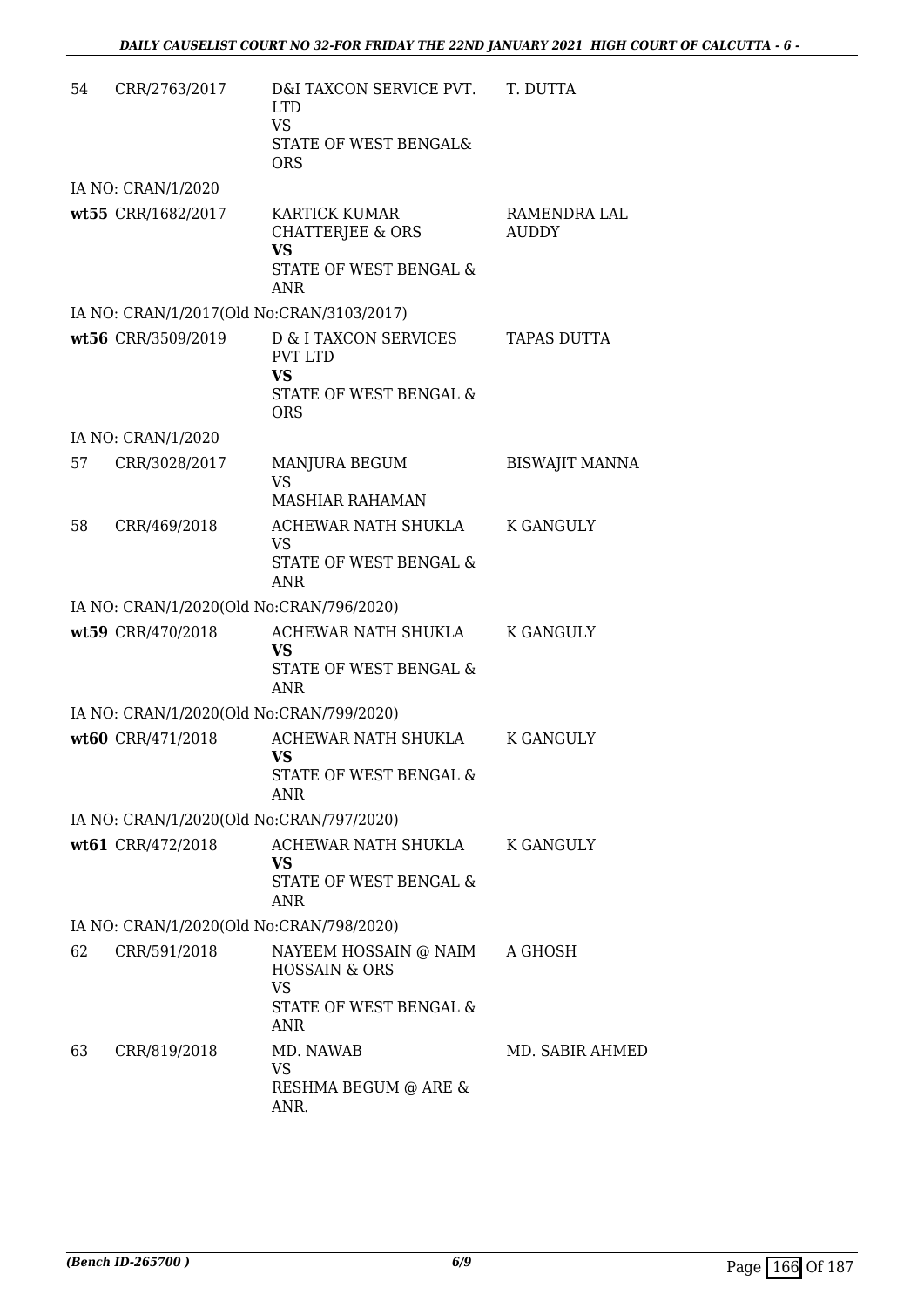| | | | |
|---|---|---|---|
| 54 | CRR/2763/2017 | D&I TAXCON SERVICE PVT. LTD<br>VS<br>STATE OF WEST BENGAL& ORS | T. DUTTA |
| | IA NO: CRAN/1/2020 | | |
| **wt55** | CRR/1682/2017 | KARTICK KUMAR CHATTERJEE & ORS<br>**VS**<br>STATE OF WEST BENGAL & ANR | RAMENDRA LAL AUDDY |
| | IA NO: CRAN/1/2017(Old No:CRAN/3103/2017) | | |
| **wt56** | CRR/3509/2019 | D & I TAXCON SERVICES PVT LTD<br>**VS**<br>STATE OF WEST BENGAL & ORS | TAPAS DUTTA |
| | IA NO: CRAN/1/2020 | | |
| 57 | CRR/3028/2017 | MANJURA BEGUM<br>VS<br>MASHIAR RAHAMAN | BISWAJIT MANNA |
| 58 | CRR/469/2018 | ACHEWAR NATH SHUKLA<br>VS<br>STATE OF WEST BENGAL & ANR | K GANGULY |
| | IA NO: CRAN/1/2020(Old No:CRAN/796/2020) | | |
| **wt59** | CRR/470/2018 | ACHEWAR NATH SHUKLA<br>**VS**<br>STATE OF WEST BENGAL & ANR | K GANGULY |
| | IA NO: CRAN/1/2020(Old No:CRAN/799/2020) | | |
| **wt60** | CRR/471/2018 | ACHEWAR NATH SHUKLA<br>**VS**<br>STATE OF WEST BENGAL & ANR | K GANGULY |
| | IA NO: CRAN/1/2020(Old No:CRAN/797/2020) | | |
| **wt61** | CRR/472/2018 | ACHEWAR NATH SHUKLA<br>**VS**<br>STATE OF WEST BENGAL & ANR | K GANGULY |
| | IA NO: CRAN/1/2020(Old No:CRAN/798/2020) | | |
| 62 | CRR/591/2018 | NAYEEM HOSSAIN @ NAIM HOSSAIN & ORS<br>VS<br>STATE OF WEST BENGAL & ANR | A GHOSH |
| 63 | CRR/819/2018 | MD. NAWAB<br>VS<br>RESHMA BEGUM @ ARE & ANR. | MD. SABIR AHMED |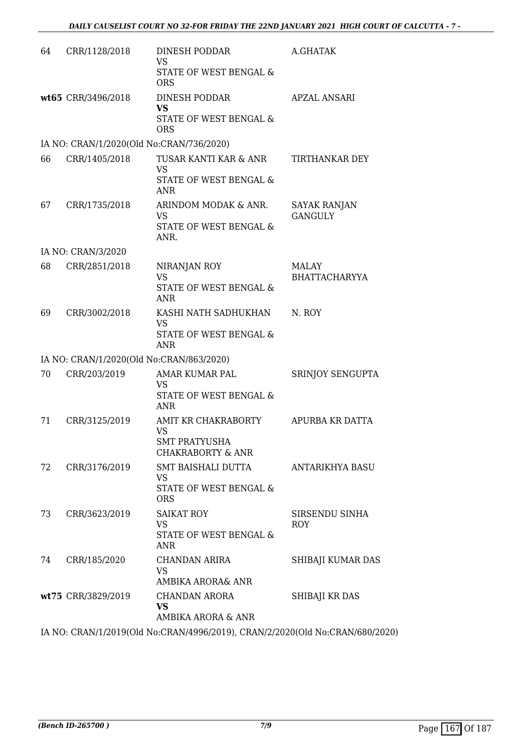| | | | |
|---|---|---|---|
| 64 | CRR/1128/2018 | DINESH PODDAR<br>VS<br>STATE OF WEST BENGAL & ORS | A.GHATAK |
| **wt65** | CRR/3496/2018 | DINESH PODDAR<br>**VS**<br>STATE OF WEST BENGAL & ORS | APZAL ANSARI |

IA NO: CRAN/1/2020(Old No:CRAN/736/2020)

| | | | |
|---|---|---|---|
| 66 | CRR/1405/2018 | TUSAR KANTI KAR & ANR<br>VS<br>STATE OF WEST BENGAL & ANR | TIRTHANKAR DEY |
| 67 | CRR/1735/2018 | ARINDOM MODAK & ANR.<br>VS<br>STATE OF WEST BENGAL & ANR. | SAYAK RANJAN GANGULY |

IA NO: CRAN/3/2020

| | | | |
|---|---|---|---|
| 68 | CRR/2851/2018 | NIRANJAN ROY<br>VS<br>STATE OF WEST BENGAL & ANR | MALAY BHATTACHARYYA |
| 69 | CRR/3002/2018 | KASHI NATH SADHUKHAN<br>VS<br>STATE OF WEST BENGAL & ANR | N. ROY |

IA NO: CRAN/1/2020(Old No:CRAN/863/2020)

| | | | |
|---|---|---|---|
| 70 | CRR/203/2019 | AMAR KUMAR PAL<br>VS<br>STATE OF WEST BENGAL & ANR | SRINJOY SENGUPTA |
| 71 | CRR/3125/2019 | AMIT KR CHAKRABORTY<br>VS<br>SMT PRATYUSHA CHAKRABORTY & ANR | APURBA KR DATTA |
| 72 | CRR/3176/2019 | SMT BAISHALI DUTTA<br>VS<br>STATE OF WEST BENGAL & ORS | ANTARIKHYA BASU |
| 73 | CRR/3623/2019 | SAIKAT ROY<br>VS<br>STATE OF WEST BENGAL & ANR | SIRSENDU SINHA ROY |
| 74 | CRR/185/2020 | CHANDAN ARIRA<br>VS<br>AMBIKA ARORA& ANR | SHIBAJI KUMAR DAS |
| **wt75** | CRR/3829/2019 | CHANDAN ARORA<br>**VS**<br>AMBIKA ARORA & ANR | SHIBAJI KR DAS |

IA NO: CRAN/1/2019(Old No:CRAN/4996/2019), CRAN/2/2020(Old No:CRAN/680/2020)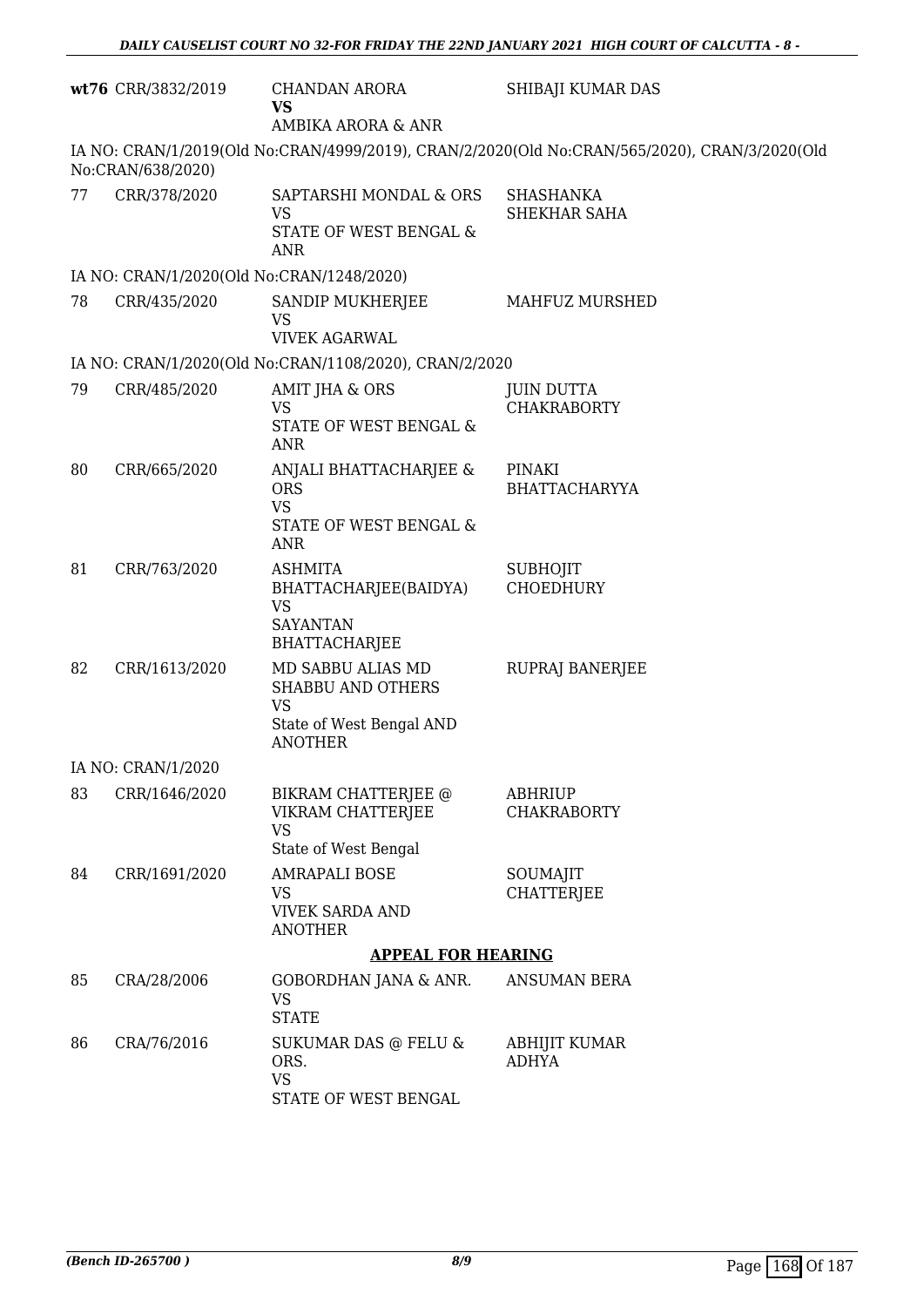| | | | |
|---|---|---|---|
| **wt76** | CRR/3832/2019 | CHANDAN ARORA<br>**VS**<br>AMBIKA ARORA & ANR | SHIBAJI KUMAR DAS |

IA NO: CRAN/1/2019(Old No:CRAN/4999/2019), CRAN/2/2020(Old No:CRAN/565/2020), CRAN/3/2020(Old No:CRAN/638/2020)

| | | | |
|---|---|---|---|
| 77 | CRR/378/2020 | SAPTARSHI MONDAL & ORS<br>VS<br>STATE OF WEST BENGAL & ANR | SHASHANKA SHEKHAR SAHA |

IA NO: CRAN/1/2020(Old No:CRAN/1248/2020)

| | | | |
|---|---|---|---|
| 78 | CRR/435/2020 | SANDIP MUKHERJEE<br>VS<br>VIVEK AGARWAL | MAHFUZ MURSHED |

IA NO: CRAN/1/2020(Old No:CRAN/1108/2020), CRAN/2/2020

| | | | |
|---|---|---|---|
| 79 | CRR/485/2020 | AMIT JHA & ORS<br>VS<br>STATE OF WEST BENGAL & ANR | JUIN DUTTA CHAKRABORTY |
| 80 | CRR/665/2020 | ANJALI BHATTACHARJEE & ORS<br>VS<br>STATE OF WEST BENGAL & ANR | PINAKI BHATTACHARYYA |
| 81 | CRR/763/2020 | ASHMITA BHATTACHARJEE(BAIDYA)<br>VS<br>SAYANTAN BHATTACHARJEE | SUBHOJIT CHOEDHURY |
| 82 | CRR/1613/2020 | MD SABBU ALIAS MD SHABBU AND OTHERS<br>VS<br>State of West Bengal AND ANOTHER | RUPRAJ BANERJEE |

IA NO: CRAN/1/2020

| | | | |
|---|---|---|---|
| 83 | CRR/1646/2020 | BIKRAM CHATTERJEE @ VIKRAM CHATTERJEE<br>VS<br>State of West Bengal | ABHRIUP CHAKRABORTY |
| 84 | CRR/1691/2020 | AMRAPALI BOSE<br>VS<br>VIVEK SARDA AND ANOTHER | SOUMAJIT CHATTERJEE |

## APPEAL FOR HEARING

| | | | |
|---|---|---|---|
| 85 | CRA/28/2006 | GOBORDHAN JANA & ANR.<br>VS<br>STATE | ANSUMAN BERA |
| 86 | CRA/76/2016 | SUKUMAR DAS @ FELU & ORS.<br>VS<br>STATE OF WEST BENGAL | ABHIJIT KUMAR ADHYA |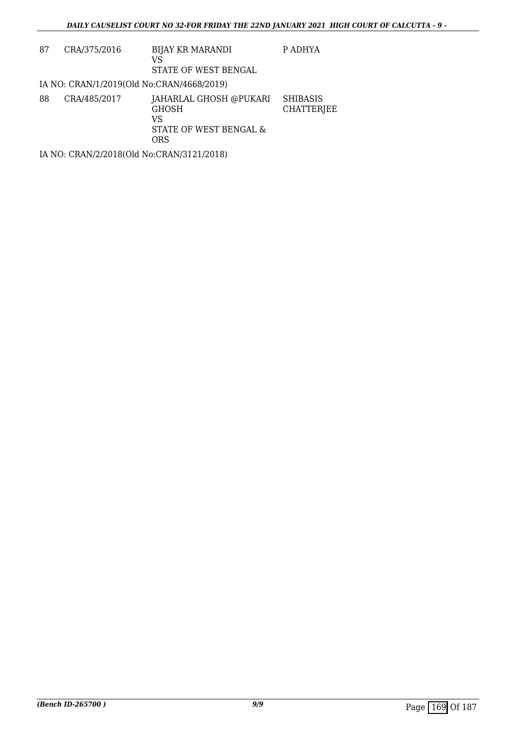| 87 | CRA/375/2016 | BIJAY KR MARANDI<br>VS<br>STATE OF WEST BENGAL | P ADHYA |
|---|---|---|---|

IA NO: CRAN/1/2019(Old No:CRAN/4668/2019)

| 88 | CRA/485/2017 | JAHARLAL GHOSH @PUKARI GHOSH<br>VS<br>STATE OF WEST BENGAL & ORS | SHIBASIS CHATTERJEE |
|---|---|---|---|

IA NO: CRAN/2/2018(Old No:CRAN/3121/2018)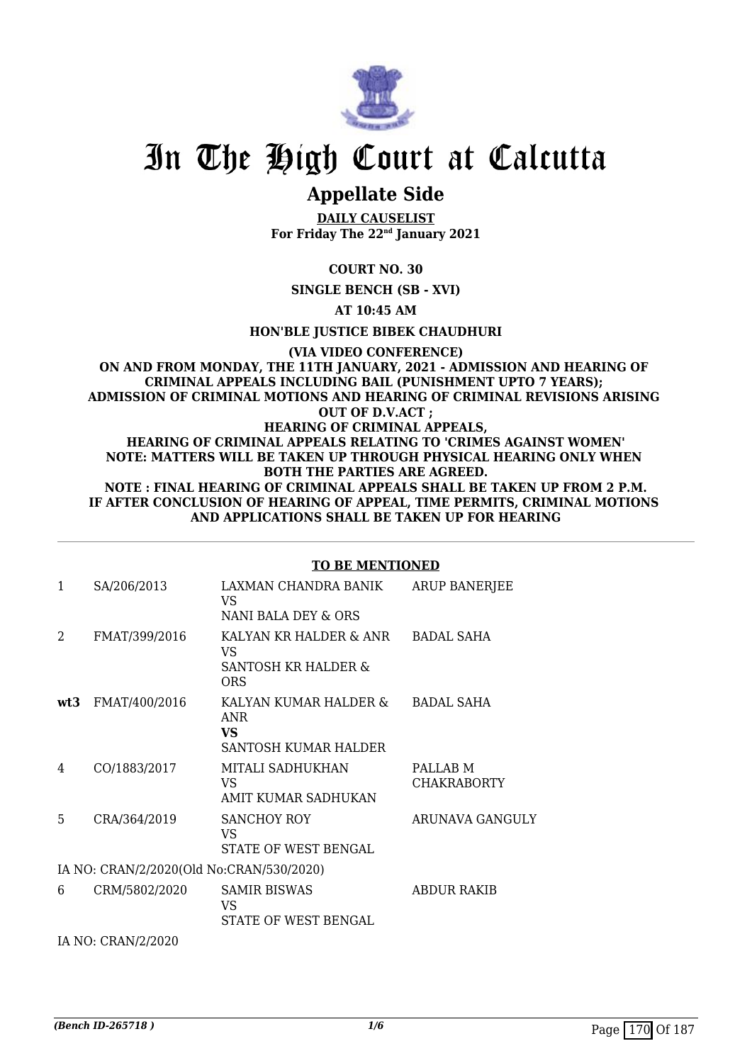# In The High Court at Calcutta

## Appellate Side

**DAILY CAUSELIST**
**For Friday The 22nd January 2021**

**COURT NO. 30**

**SINGLE BENCH (SB - XVI)**

**AT 10:45 AM**

**HON'BLE JUSTICE BIBEK CHAUDHURI**

**(VIA VIDEO CONFERENCE)**
**ON AND FROM MONDAY, THE 11TH JANUARY, 2021 - ADMISSION AND HEARING OF CRIMINAL APPEALS INCLUDING BAIL (PUNISHMENT UPTO 7 YEARS); ADMISSION OF CRIMINAL MOTIONS AND HEARING OF CRIMINAL REVISIONS ARISING OUT OF D.V.ACT ;**
**HEARING OF CRIMINAL APPEALS,**
**HEARING OF CRIMINAL APPEALS RELATING TO 'CRIMES AGAINST WOMEN'**
**NOTE: MATTERS WILL BE TAKEN UP THROUGH PHYSICAL HEARING ONLY WHEN BOTH THE PARTIES ARE AGREED.**
**NOTE : FINAL HEARING OF CRIMINAL APPEALS SHALL BE TAKEN UP FROM 2 P.M. IF AFTER CONCLUSION OF HEARING OF APPEAL, TIME PERMITS, CRIMINAL MOTIONS AND APPLICATIONS SHALL BE TAKEN UP FOR HEARING**

**TO BE MENTIONED**

| | | | |
|---|---|---|---|
| 1 | SA/206/2013 | LAXMAN CHANDRA BANIK<br>VS<br>NANI BALA DEY & ORS | ARUP BANERJEE |
| 2 | FMAT/399/2016 | KALYAN KR HALDER & ANR<br>VS<br>SANTOSH KR HALDER & ORS | BADAL SAHA |
| **wt3** | FMAT/400/2016 | KALYAN KUMAR HALDER & ANR<br>**VS**<br>SANTOSH KUMAR HALDER | BADAL SAHA |
| 4 | CO/1883/2017 | MITALI SADHUKHAN<br>VS<br>AMIT KUMAR SADHUKAN | PALLAB M CHAKRABORTY |
| 5 | CRA/364/2019 | SANCHOY ROY<br>VS<br>STATE OF WEST BENGAL | ARUNAVA GANGULY |
| | IA NO: CRAN/2/2020(Old No:CRAN/530/2020) | | |
| 6 | CRM/5802/2020 | SAMIR BISWAS<br>VS<br>STATE OF WEST BENGAL | ABDUR RAKIB |
| | IA NO: CRAN/2/2020 | | |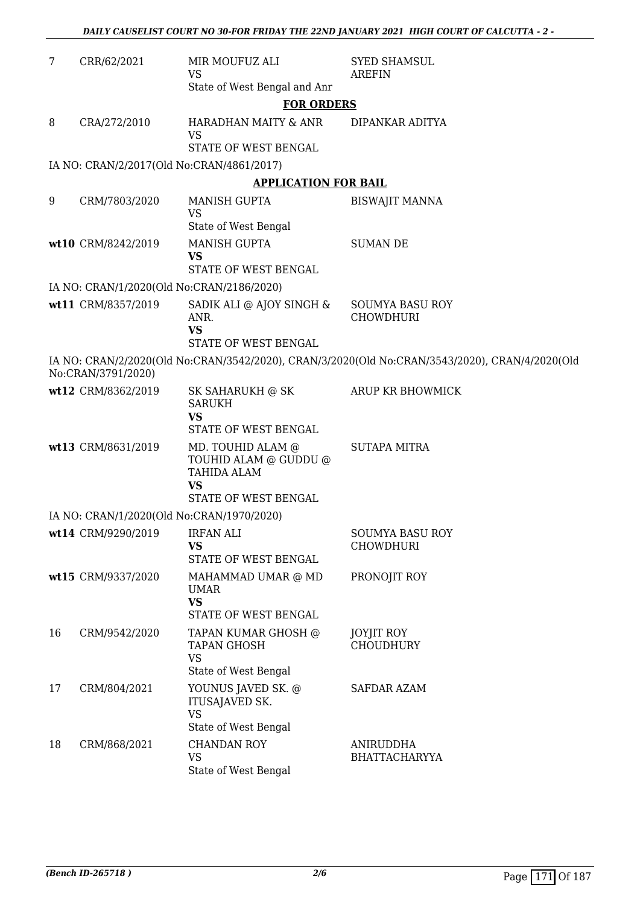| | | | |
|---|---|---|---|
| 7 | CRR/62/2021 | MIR MOUFUZ ALI<br>VS<br>State of West Bengal and Anr | SYED SHAMSUL AREFIN |

**FOR ORDERS**

| | | | |
|---|---|---|---|
| 8 | CRA/272/2010 | HARADHAN MAITY & ANR<br>VS<br>STATE OF WEST BENGAL | DIPANKAR ADITYA |

IA NO: CRAN/2/2017(Old No:CRAN/4861/2017)

**APPLICATION FOR BAIL**

| | | | |
|---|---|---|---|
| 9 | CRM/7803/2020 | MANISH GUPTA<br>VS<br>State of West Bengal | BISWAJIT MANNA |
| **wt10** | CRM/8242/2019 | MANISH GUPTA<br>**VS**<br>STATE OF WEST BENGAL | SUMAN DE |

IA NO: CRAN/1/2020(Old No:CRAN/2186/2020)

| | | | |
|---|---|---|---|
| **wt11** | CRM/8357/2019 | SADIK ALI @ AJOY SINGH & ANR.<br>**VS**<br>STATE OF WEST BENGAL | SOUMYA BASU ROY CHOWDHURI |

IA NO: CRAN/2/2020(Old No:CRAN/3542/2020), CRAN/3/2020(Old No:CRAN/3543/2020), CRAN/4/2020(Old No:CRAN/3791/2020)

| | | | |
|---|---|---|---|
| **wt12** | CRM/8362/2019 | SK SAHARUKH @ SK SARUKH<br>**VS**<br>STATE OF WEST BENGAL | ARUP KR BHOWMICK |
| **wt13** | CRM/8631/2019 | MD. TOUHID ALAM @ TOUHID ALAM @ GUDDU @ TAHIDA ALAM<br>**VS**<br>STATE OF WEST BENGAL | SUTAPA MITRA |

IA NO: CRAN/1/2020(Old No:CRAN/1970/2020)

| | | | |
|---|---|---|---|
| **wt14** | CRM/9290/2019 | IRFAN ALI<br>**VS**<br>STATE OF WEST BENGAL | SOUMYA BASU ROY CHOWDHURI |
| **wt15** | CRM/9337/2020 | MAHAMMAD UMAR @ MD UMAR<br>**VS**<br>STATE OF WEST BENGAL | PRONOJIT ROY |
| 16 | CRM/9542/2020 | TAPAN KUMAR GHOSH @ TAPAN GHOSH<br>VS<br>State of West Bengal | JOYJIT ROY CHOUDHURY |
| 17 | CRM/804/2021 | YOUNUS JAVED SK. @ ITUSAJAVED SK.<br>VS<br>State of West Bengal | SAFDAR AZAM |
| 18 | CRM/868/2021 | CHANDAN ROY<br>VS<br>State of West Bengal | ANIRUDDHA BHATTACHARYYA |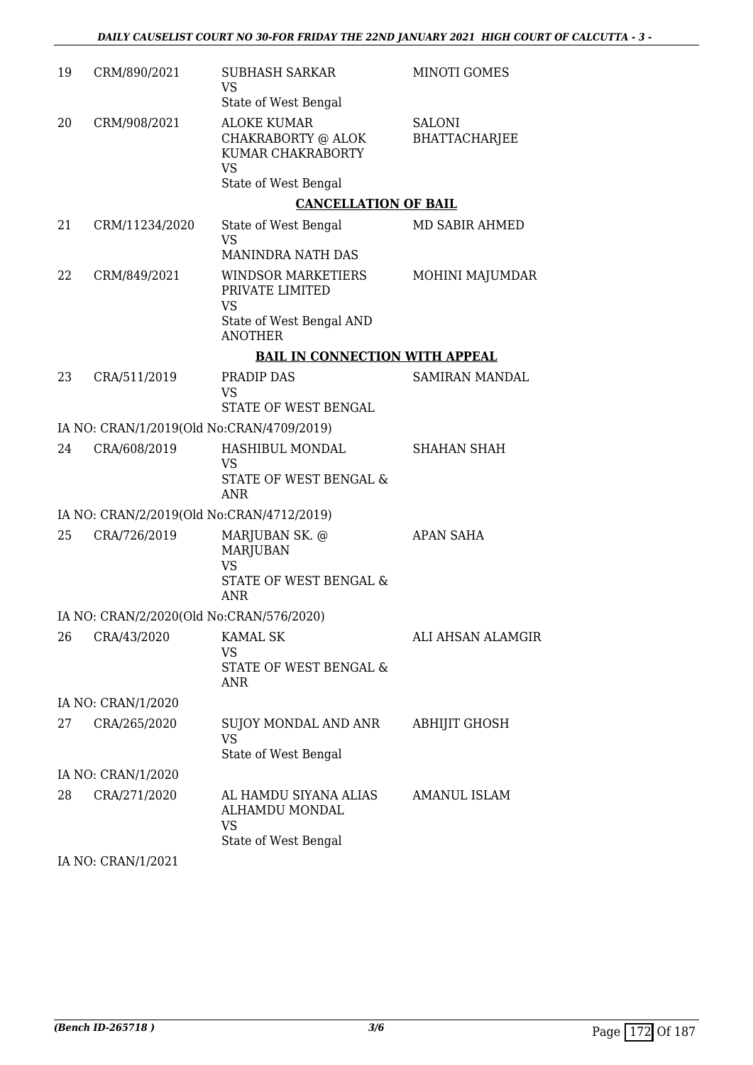| 19 | CRM/890/2021 | SUBHASH SARKAR<br>VS<br>State of West Bengal | MINOTI GOMES |
|---|---|---|---|
| 20 | CRM/908/2021 | ALOKE KUMAR CHAKRABORTY @ ALOK KUMAR CHAKRABORTY<br>VS<br>State of West Bengal | SALONI BHATTACHARJEE |

**CANCELLATION OF BAIL**

| 21 | CRM/11234/2020 | State of West Bengal<br>VS<br>MANINDRA NATH DAS | MD SABIR AHMED |
|---|---|---|---|
| 22 | CRM/849/2021 | WINDSOR MARKETIERS PRIVATE LIMITED<br>VS<br>State of West Bengal AND ANOTHER | MOHINI MAJUMDAR |

**BAIL IN CONNECTION WITH APPEAL**

| 23 | CRA/511/2019 | PRADIP DAS<br>VS<br>STATE OF WEST BENGAL | SAMIRAN MANDAL |
|---|---|---|---|
| | IA NO: CRAN/1/2019(Old No:CRAN/4709/2019) | | |
| 24 | CRA/608/2019 | HASHIBUL MONDAL<br>VS<br>STATE OF WEST BENGAL & ANR | SHAHAN SHAH |
| | IA NO: CRAN/2/2019(Old No:CRAN/4712/2019) | | |
| 25 | CRA/726/2019 | MARJUBAN SK. @ MARJUBAN<br>VS<br>STATE OF WEST BENGAL & ANR | APAN SAHA |
| | IA NO: CRAN/2/2020(Old No:CRAN/576/2020) | | |
| 26 | CRA/43/2020 | KAMAL SK<br>VS<br>STATE OF WEST BENGAL & ANR | ALI AHSAN ALAMGIR |
| | IA NO: CRAN/1/2020 | | |
| 27 | CRA/265/2020 | SUJOY MONDAL AND ANR<br>VS<br>State of West Bengal | ABHIJIT GHOSH |
| | IA NO: CRAN/1/2020 | | |
| 28 | CRA/271/2020 | AL HAMDU SIYANA ALIAS ALHAMDU MONDAL<br>VS<br>State of West Bengal | AMANUL ISLAM |
| | IA NO: CRAN/1/2021 | | |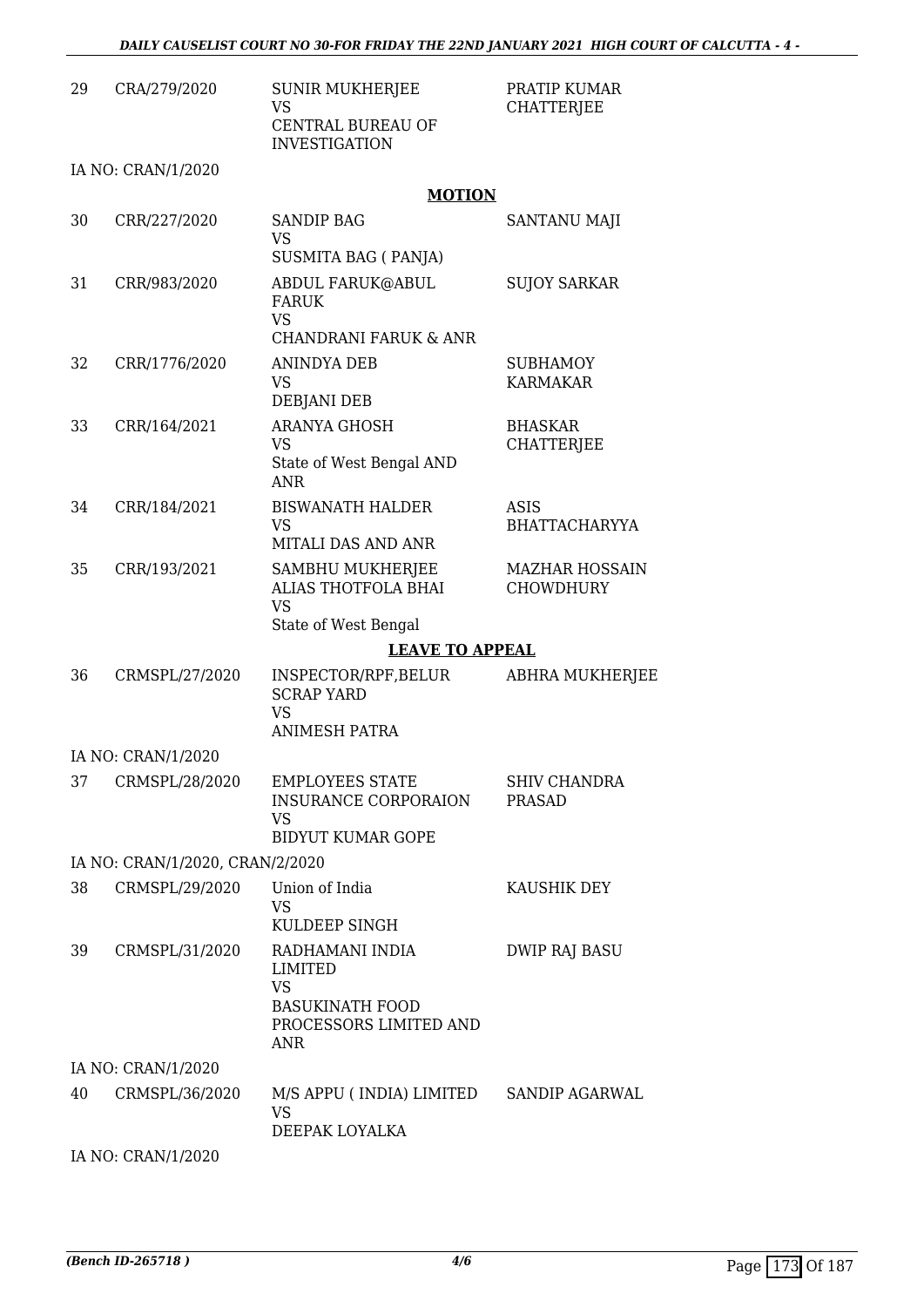| | | | |
|---|---|---|---|
| 29 | CRA/279/2020 | SUNIR MUKHERJEE<br>VS<br>CENTRAL BUREAU OF INVESTIGATION | PRATIP KUMAR CHATTERJEE |
| | IA NO: CRAN/1/2020 | | |

**MOTION**

| | | | |
|---|---|---|---|
| 30 | CRR/227/2020 | SANDIP BAG<br>VS<br>SUSMITA BAG ( PANJA) | SANTANU MAJI |
| 31 | CRR/983/2020 | ABDUL FARUK@ABUL FARUK<br>VS<br>CHANDRANI FARUK & ANR | SUJOY SARKAR |
| 32 | CRR/1776/2020 | ANINDYA DEB<br>VS<br>DEBJANI DEB | SUBHAMOY KARMAKAR |
| 33 | CRR/164/2021 | ARANYA GHOSH<br>VS<br>State of West Bengal AND ANR | BHASKAR CHATTERJEE |
| 34 | CRR/184/2021 | BISWANATH HALDER<br>VS<br>MITALI DAS AND ANR | ASIS BHATTACHARYYA |
| 35 | CRR/193/2021 | SAMBHU MUKHERJEE ALIAS THOTFOLA BHAI<br>VS<br>State of West Bengal | MAZHAR HOSSAIN CHOWDHURY |

**LEAVE TO APPEAL**

| | | | |
|---|---|---|---|
| 36 | CRMSPL/27/2020 | INSPECTOR/RPF,BELUR SCRAP YARD<br>VS<br>ANIMESH PATRA | ABHRA MUKHERJEE |
| | IA NO: CRAN/1/2020 | | |
| 37 | CRMSPL/28/2020 | EMPLOYEES STATE INSURANCE CORPORAION<br>VS<br>BIDYUT KUMAR GOPE | SHIV CHANDRA PRASAD |
| | IA NO: CRAN/1/2020, CRAN/2/2020 | | |
| 38 | CRMSPL/29/2020 | Union of India<br>VS<br>KULDEEP SINGH | KAUSHIK DEY |
| 39 | CRMSPL/31/2020 | RADHAMANI INDIA LIMITED<br>VS<br>BASUKINATH FOOD PROCESSORS LIMITED AND ANR | DWIP RAJ BASU |
| | IA NO: CRAN/1/2020 | | |
| 40 | CRMSPL/36/2020 | M/S APPU ( INDIA) LIMITED<br>VS<br>DEEPAK LOYALKA | SANDIP AGARWAL |
| | IA NO: CRAN/1/2020 | | |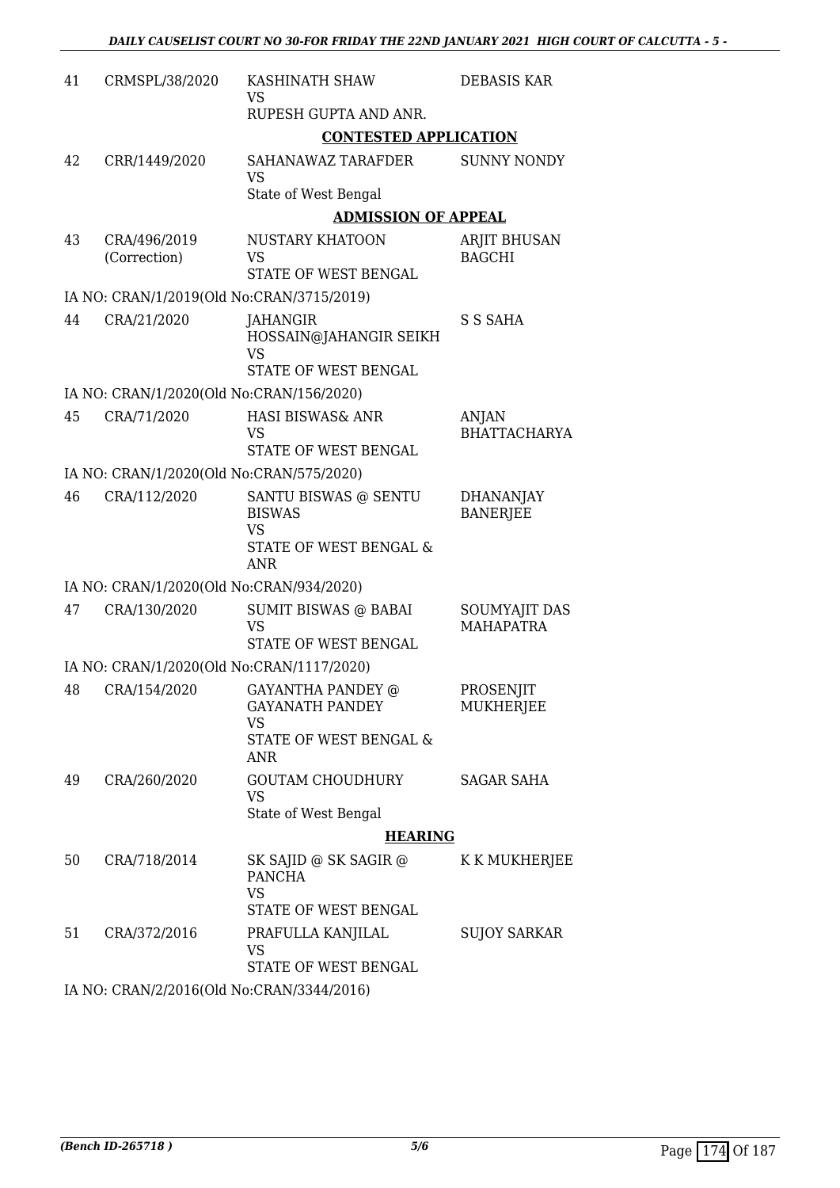| | | | |
|---|---|---|---|
| 41 | CRMSPL/38/2020 | KASHINATH SHAW<br>VS<br>RUPESH GUPTA AND ANR. | DEBASIS KAR |

**CONTESTED APPLICATION**

| | | | |
|---|---|---|---|
| 42 | CRR/1449/2020 | SAHANAWAZ TARAFDER<br>VS<br>State of West Bengal | SUNNY NONDY |

**ADMISSION OF APPEAL**

| | | | |
|---|---|---|---|
| 43 | CRA/496/2019 (Correction) | NUSTARY KHATOON<br>VS<br>STATE OF WEST BENGAL | ARJIT BHUSAN BAGCHI |

IA NO: CRAN/1/2019(Old No:CRAN/3715/2019)

| | | | |
|---|---|---|---|
| 44 | CRA/21/2020 | JAHANGIR HOSSAIN@JAHANGIR SEIKH<br>VS<br>STATE OF WEST BENGAL | S S SAHA |

IA NO: CRAN/1/2020(Old No:CRAN/156/2020)

| | | | |
|---|---|---|---|
| 45 | CRA/71/2020 | HASI BISWAS& ANR<br>VS<br>STATE OF WEST BENGAL | ANJAN BHATTACHARYA |

IA NO: CRAN/1/2020(Old No:CRAN/575/2020)

| | | | |
|---|---|---|---|
| 46 | CRA/112/2020 | SANTU BISWAS @ SENTU BISWAS<br>VS<br>STATE OF WEST BENGAL & ANR | DHANANJAY BANERJEE |

IA NO: CRAN/1/2020(Old No:CRAN/934/2020)

| | | | |
|---|---|---|---|
| 47 | CRA/130/2020 | SUMIT BISWAS @ BABAI<br>VS<br>STATE OF WEST BENGAL | SOUMYAJIT DAS MAHAPATRA |

IA NO: CRAN/1/2020(Old No:CRAN/1117/2020)

| | | | |
|---|---|---|---|
| 48 | CRA/154/2020 | GAYANTHA PANDEY @ GAYANATH PANDEY<br>VS<br>STATE OF WEST BENGAL & ANR | PROSENJIT MUKHERJEE |
| 49 | CRA/260/2020 | GOUTAM CHOUDHURY<br>VS<br>State of West Bengal | SAGAR SAHA |

**HEARING**

| | | | |
|---|---|---|---|
| 50 | CRA/718/2014 | SK SAJID @ SK SAGIR @ PANCHA<br>VS<br>STATE OF WEST BENGAL | K K MUKHERJEE |
| 51 | CRA/372/2016 | PRAFULLA KANJILAL<br>VS<br>STATE OF WEST BENGAL | SUJOY SARKAR |

IA NO: CRAN/2/2016(Old No:CRAN/3344/2016)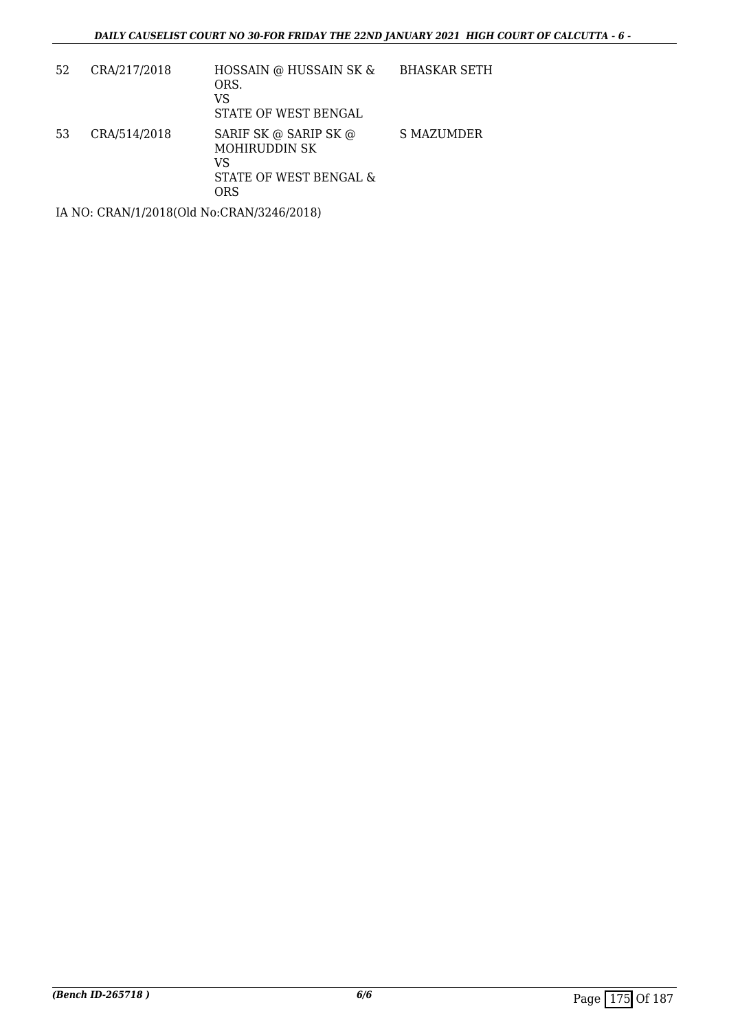| 52 | CRA/217/2018 | HOSSAIN @ HUSSAIN SK & ORS.<br>VS<br>STATE OF WEST BENGAL | BHASKAR SETH |
|---|---|---|---|
| 53 | CRA/514/2018 | SARIF SK @ SARIP SK @ MOHIRUDDIN SK<br>VS<br>STATE OF WEST BENGAL & ORS | S MAZUMDER |

IA NO: CRAN/1/2018(Old No:CRAN/3246/2018)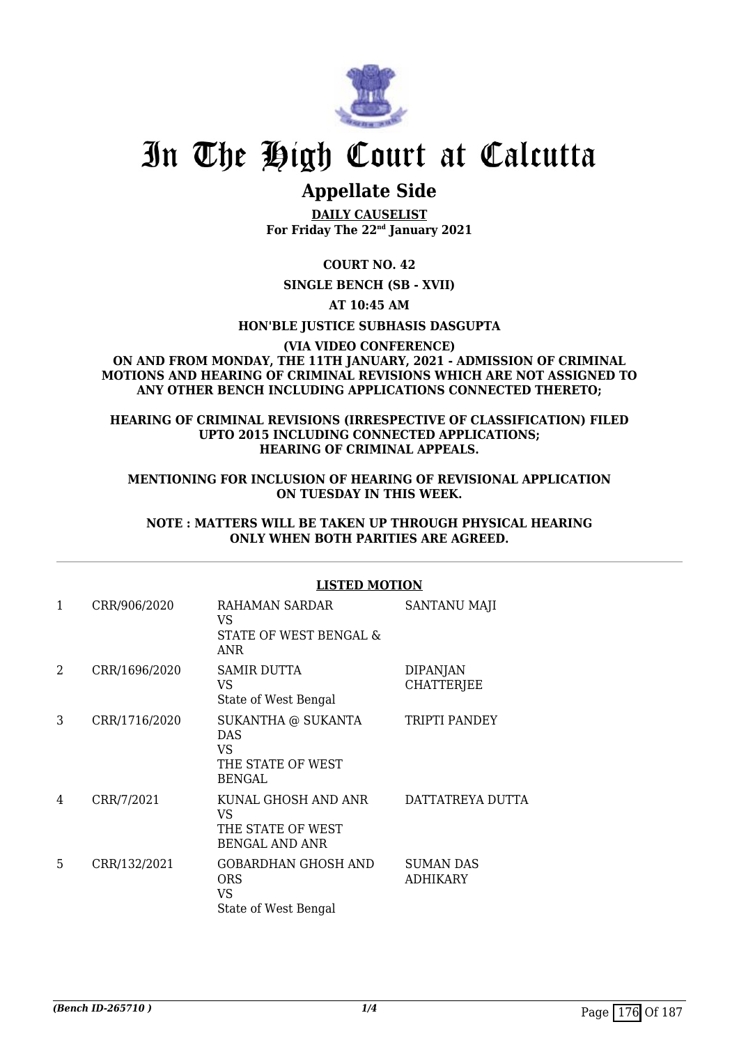# In The High Court at Calcutta

## Appellate Side

**DAILY CAUSELIST**
**For Friday The 22nd January 2021**

**COURT NO. 42**

**SINGLE BENCH (SB - XVII)**

**AT 10:45 AM**

**HON'BLE JUSTICE SUBHASIS DASGUPTA**

**(VIA VIDEO CONFERENCE)**
**ON AND FROM MONDAY, THE 11TH JANUARY, 2021 - ADMISSION OF CRIMINAL MOTIONS AND HEARING OF CRIMINAL REVISIONS WHICH ARE NOT ASSIGNED TO ANY OTHER BENCH INCLUDING APPLICATIONS CONNECTED THERETO;**

**HEARING OF CRIMINAL REVISIONS (IRRESPECTIVE OF CLASSIFICATION) FILED UPTO 2015 INCLUDING CONNECTED APPLICATIONS;**
**HEARING OF CRIMINAL APPEALS.**

**MENTIONING FOR INCLUSION OF HEARING OF REVISIONAL APPLICATION ON TUESDAY IN THIS WEEK.**

**NOTE : MATTERS WILL BE TAKEN UP THROUGH PHYSICAL HEARING ONLY WHEN BOTH PARITIES ARE AGREED.**

**LISTED MOTION**

| | | | |
|---|---|---|---|
| 1 | CRR/906/2020 | RAHAMAN SARDAR<br>VS<br>STATE OF WEST BENGAL & ANR | SANTANU MAJI |
| 2 | CRR/1696/2020 | SAMIR DUTTA<br>VS<br>State of West Bengal | DIPANJAN CHATTERJEE |
| 3 | CRR/1716/2020 | SUKANTHA @ SUKANTA DAS<br>VS<br>THE STATE OF WEST BENGAL | TRIPTI PANDEY |
| 4 | CRR/7/2021 | KUNAL GHOSH AND ANR<br>VS<br>THE STATE OF WEST BENGAL AND ANR | DATTATREYA DUTTA |
| 5 | CRR/132/2021 | GOBARDHAN GHOSH AND ORS<br>VS<br>State of West Bengal | SUMAN DAS ADHIKARY |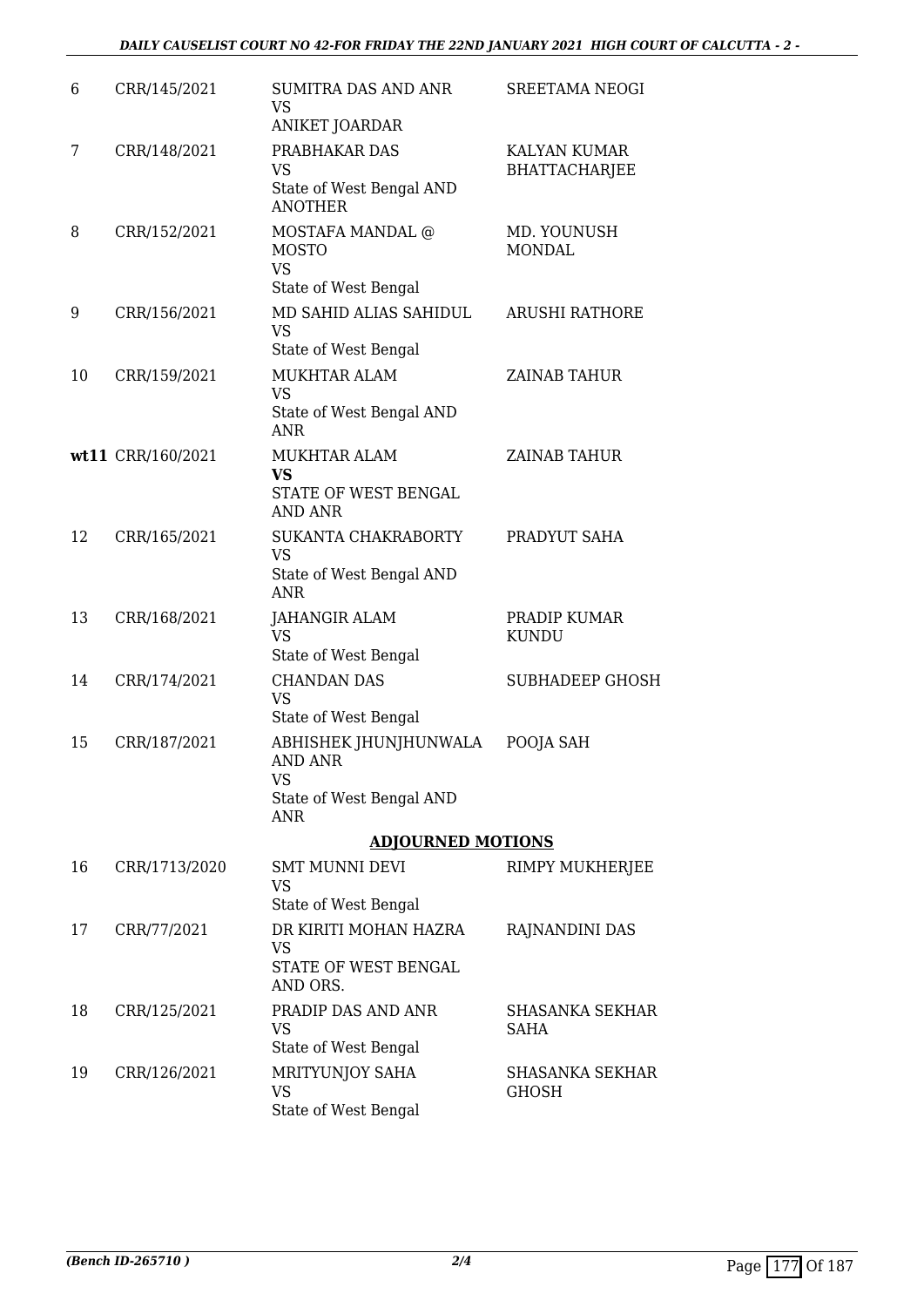| | | | |
|---|---|---|---|
| 6 | CRR/145/2021 | SUMITRA DAS AND ANR<br>VS<br>ANIKET JOARDAR | SREETAMA NEOGI |
| 7 | CRR/148/2021 | PRABHAKAR DAS<br>VS<br>State of West Bengal AND ANOTHER | KALYAN KUMAR BHATTACHARJEE |
| 8 | CRR/152/2021 | MOSTAFA MANDAL @ MOSTO<br>VS<br>State of West Bengal | MD. YOUNUSH MONDAL |
| 9 | CRR/156/2021 | MD SAHID ALIAS SAHIDUL<br>VS<br>State of West Bengal | ARUSHI RATHORE |
| 10 | CRR/159/2021 | MUKHTAR ALAM<br>VS<br>State of West Bengal AND ANR | ZAINAB TAHUR |
| **wt11** | CRR/160/2021 | MUKHTAR ALAM<br>**VS**<br>STATE OF WEST BENGAL AND ANR | ZAINAB TAHUR |
| 12 | CRR/165/2021 | SUKANTA CHAKRABORTY<br>VS<br>State of West Bengal AND ANR | PRADYUT SAHA |
| 13 | CRR/168/2021 | JAHANGIR ALAM<br>VS<br>State of West Bengal | PRADIP KUMAR KUNDU |
| 14 | CRR/174/2021 | CHANDAN DAS<br>VS<br>State of West Bengal | SUBHADEEP GHOSH |
| 15 | CRR/187/2021 | ABHISHEK JHUNJHUNWALA AND ANR<br>VS<br>State of West Bengal AND ANR | POOJA SAH |

## ADJOURNED MOTIONS

| | | | |
|---|---|---|---|
| 16 | CRR/1713/2020 | SMT MUNNI DEVI<br>VS<br>State of West Bengal | RIMPY MUKHERJEE |
| 17 | CRR/77/2021 | DR KIRITI MOHAN HAZRA<br>VS<br>STATE OF WEST BENGAL AND ORS. | RAJNANDINI DAS |
| 18 | CRR/125/2021 | PRADIP DAS AND ANR<br>VS<br>State of West Bengal | SHASANKA SEKHAR SAHA |
| 19 | CRR/126/2021 | MRITYUNJOY SAHA<br>VS<br>State of West Bengal | SHASANKA SEKHAR GHOSH |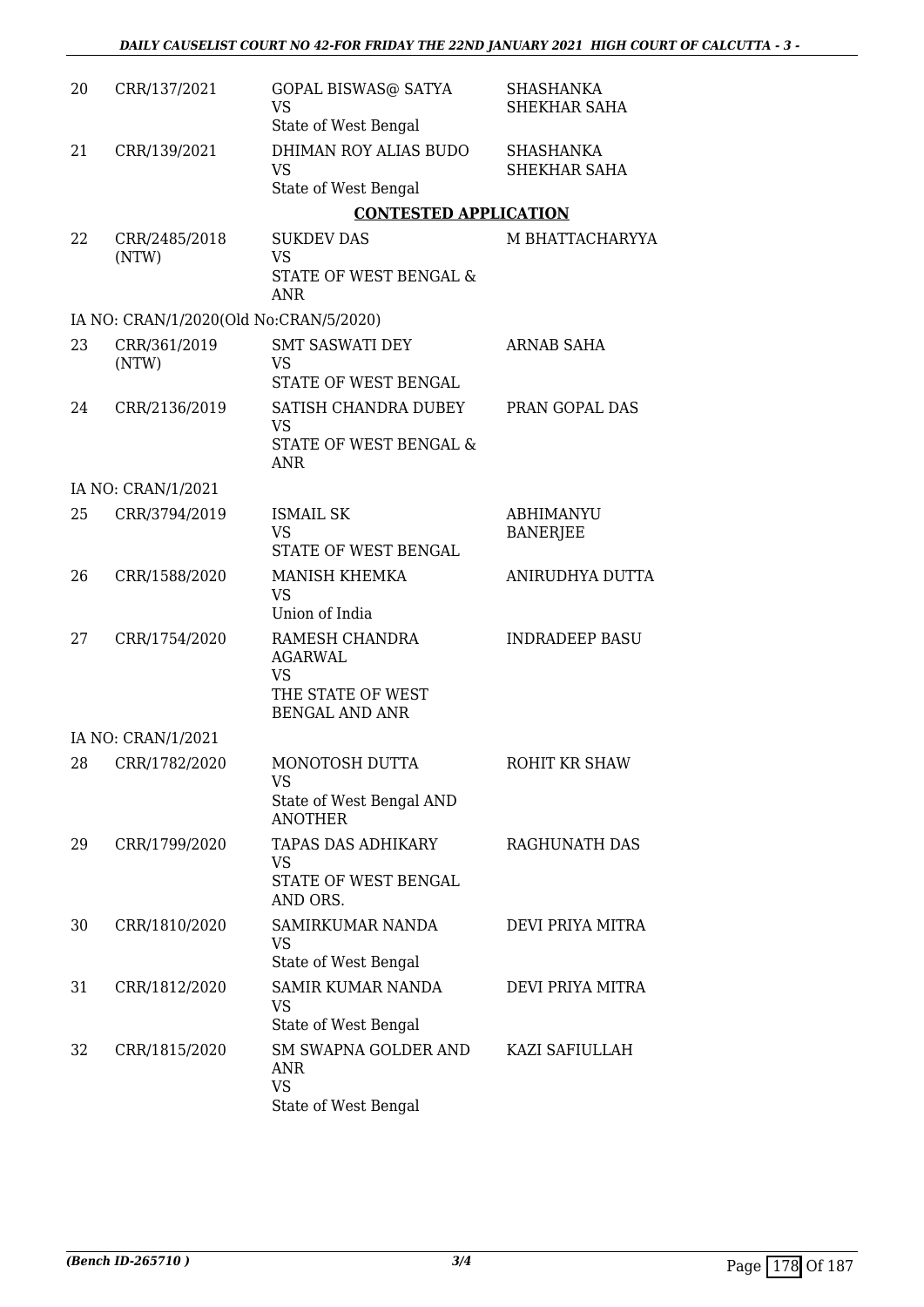| | | | |
|---|---|---|---|
| 20 | CRR/137/2021 | GOPAL BISWAS@ SATYA<br>VS<br>State of West Bengal | SHASHANKA SHEKHAR SAHA |
| 21 | CRR/139/2021 | DHIMAN ROY ALIAS BUDO<br>VS<br>State of West Bengal | SHASHANKA SHEKHAR SAHA |

**CONTESTED APPLICATION**

| | | | |
|---|---|---|---|
| 22 | CRR/2485/2018 (NTW) | SUKDEV DAS<br>VS<br>STATE OF WEST BENGAL & ANR | M BHATTACHARYYA |
| | IA NO: CRAN/1/2020(Old No:CRAN/5/2020) | | |
| 23 | CRR/361/2019 (NTW) | SMT SASWATI DEY<br>VS<br>STATE OF WEST BENGAL | ARNAB SAHA |
| 24 | CRR/2136/2019 | SATISH CHANDRA DUBEY<br>VS<br>STATE OF WEST BENGAL & ANR | PRAN GOPAL DAS |
| | IA NO: CRAN/1/2021 | | |
| 25 | CRR/3794/2019 | ISMAIL SK<br>VS<br>STATE OF WEST BENGAL | ABHIMANYU BANERJEE |
| 26 | CRR/1588/2020 | MANISH KHEMKA<br>VS<br>Union of India | ANIRUDHYA DUTTA |
| 27 | CRR/1754/2020 | RAMESH CHANDRA AGARWAL<br>VS<br>THE STATE OF WEST BENGAL AND ANR | INDRADEEP BASU |
| | IA NO: CRAN/1/2021 | | |
| 28 | CRR/1782/2020 | MONOTOSH DUTTA<br>VS<br>State of West Bengal AND ANOTHER | ROHIT KR SHAW |
| 29 | CRR/1799/2020 | TAPAS DAS ADHIKARY<br>VS<br>STATE OF WEST BENGAL AND ORS. | RAGHUNATH DAS |
| 30 | CRR/1810/2020 | SAMIRKUMAR NANDA<br>VS<br>State of West Bengal | DEVI PRIYA MITRA |
| 31 | CRR/1812/2020 | SAMIR KUMAR NANDA<br>VS<br>State of West Bengal | DEVI PRIYA MITRA |
| 32 | CRR/1815/2020 | SM SWAPNA GOLDER AND ANR<br>VS<br>State of West Bengal | KAZI SAFIULLAH |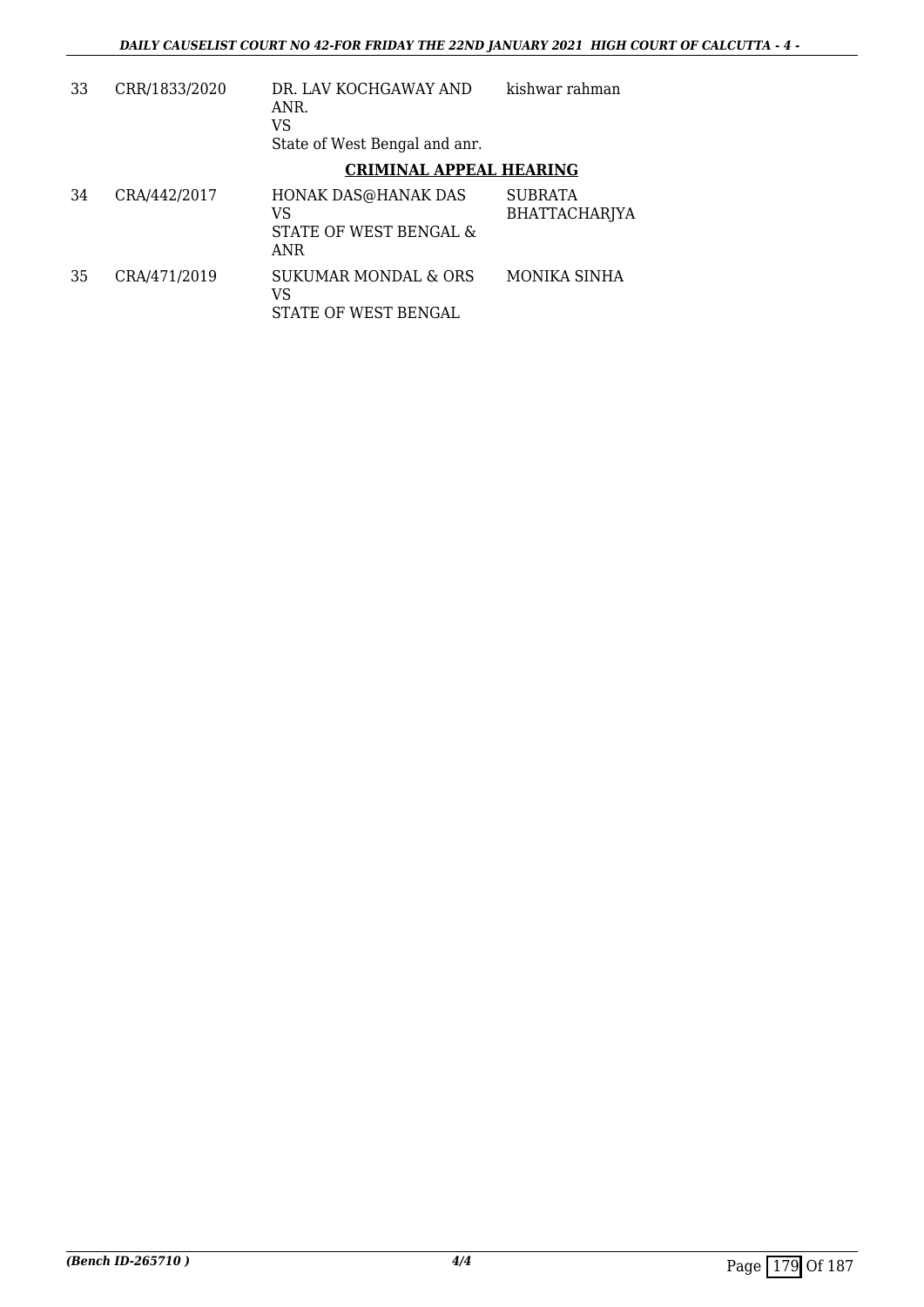| 33 | CRR/1833/2020 | DR. LAV KOCHGAWAY AND ANR.<br>VS<br>State of West Bengal and anr. | kishwar rahman |
|---|---|---|---|

**CRIMINAL APPEAL HEARING**

| 34 | CRA/442/2017 | HONAK DAS@HANAK DAS<br>VS<br>STATE OF WEST BENGAL & ANR | SUBRATA BHATTACHARJYA |
|---|---|---|---|
| 35 | CRA/471/2019 | SUKUMAR MONDAL & ORS<br>VS<br>STATE OF WEST BENGAL | MONIKA SINHA |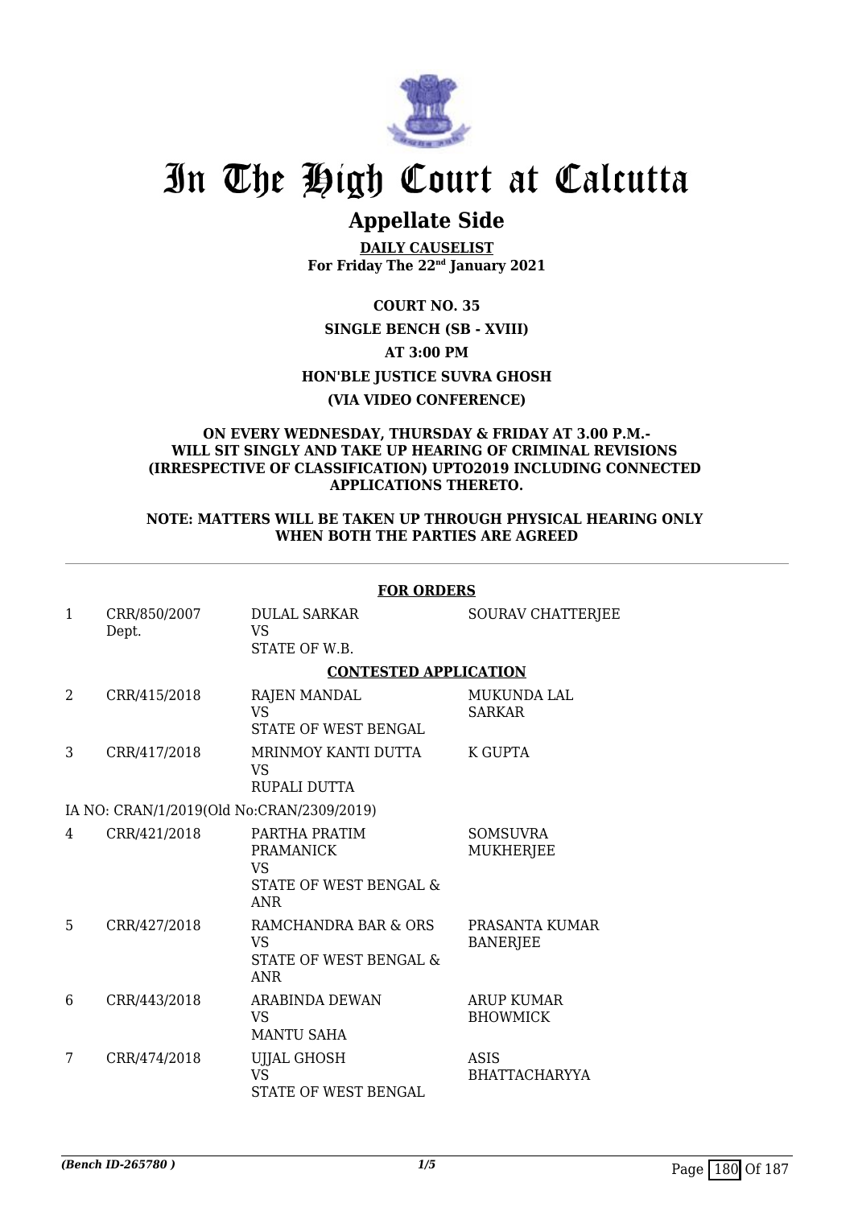# In The High Court at Calcutta

## Appellate Side

**DAILY CAUSELIST**
**For Friday The 22nd January 2021**

**COURT NO. 35**

**SINGLE BENCH (SB - XVIII)**

**AT 3:00 PM**

**HON'BLE JUSTICE SUVRA GHOSH**

**(VIA VIDEO CONFERENCE)**

**ON EVERY WEDNESDAY, THURSDAY & FRIDAY AT 3.00 P.M.- WILL SIT SINGLY AND TAKE UP HEARING OF CRIMINAL REVISIONS (IRRESPECTIVE OF CLASSIFICATION) UPTO2019 INCLUDING CONNECTED APPLICATIONS THERETO.**

**NOTE: MATTERS WILL BE TAKEN UP THROUGH PHYSICAL HEARING ONLY WHEN BOTH THE PARTIES ARE AGREED**

**FOR ORDERS**

| | | | |
|---|---|---|---|
| 1 | CRR/850/2007 Dept. | DULAL SARKAR VS STATE OF W.B. | SOURAV CHATTERJEE |

**CONTESTED APPLICATION**

| | | | |
|---|---|---|---|
| 2 | CRR/415/2018 | RAJEN MANDAL VS STATE OF WEST BENGAL | MUKUNDA LAL SARKAR |
| 3 | CRR/417/2018 | MRINMOY KANTI DUTTA VS RUPALI DUTTA | K GUPTA |
| | IA NO: CRAN/1/2019(Old No:CRAN/2309/2019) | | |
| 4 | CRR/421/2018 | PARTHA PRATIM PRAMANICK VS STATE OF WEST BENGAL & ANR | SOMSUVRA MUKHERJEE |
| 5 | CRR/427/2018 | RAMCHANDRA BAR & ORS VS STATE OF WEST BENGAL & ANR | PRASANTA KUMAR BANERJEE |
| 6 | CRR/443/2018 | ARABINDA DEWAN VS MANTU SAHA | ARUP KUMAR BHOWMICK |
| 7 | CRR/474/2018 | UJJAL GHOSH VS STATE OF WEST BENGAL | ASIS BHATTACHARYYA |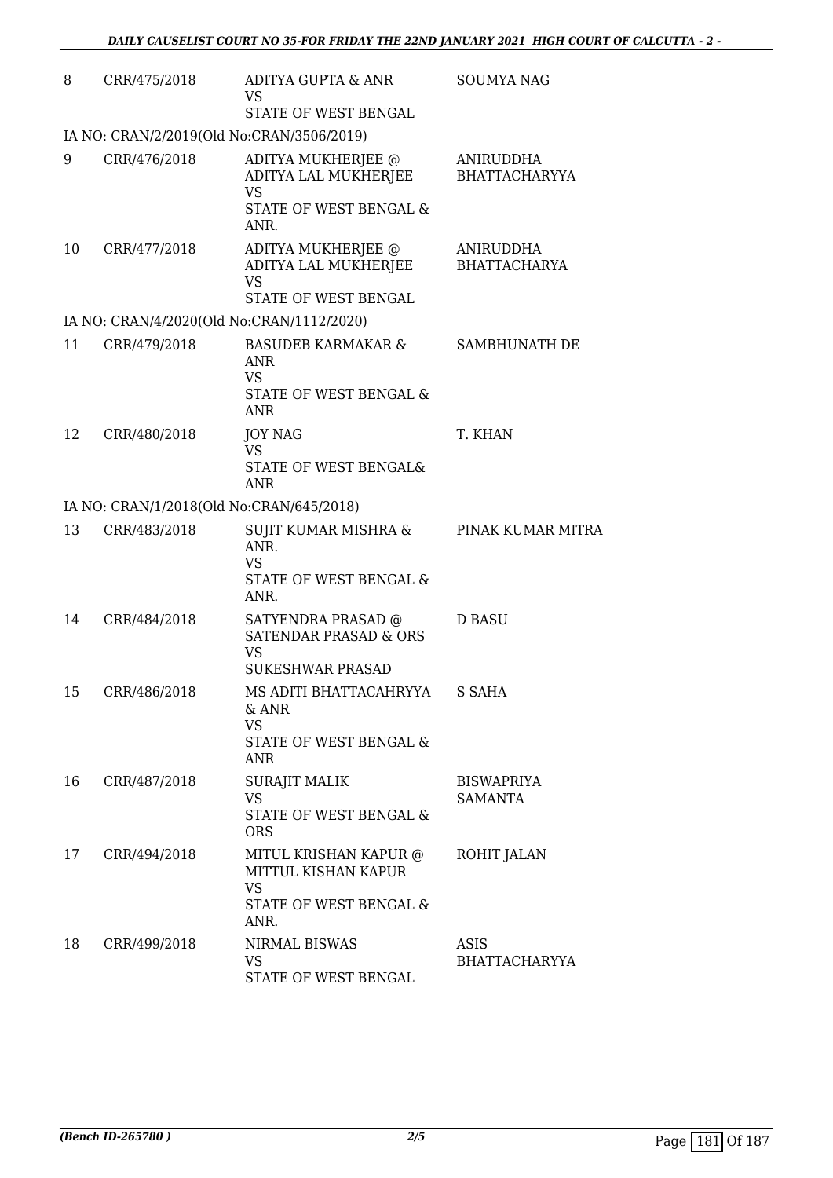| | | | |
|---|---|---|---|
| 8 | CRR/475/2018 | ADITYA GUPTA & ANR<br>VS<br>STATE OF WEST BENGAL | SOUMYA NAG |
| IA NO: CRAN/2/2019(Old No:CRAN/3506/2019) | | | |
| 9 | CRR/476/2018 | ADITYA MUKHERJEE @ ADITYA LAL MUKHERJEE<br>VS<br>STATE OF WEST BENGAL & ANR. | ANIRUDDHA BHATTACHARYYA |
| 10 | CRR/477/2018 | ADITYA MUKHERJEE @ ADITYA LAL MUKHERJEE<br>VS<br>STATE OF WEST BENGAL | ANIRUDDHA BHATTACHARYA |
| IA NO: CRAN/4/2020(Old No:CRAN/1112/2020) | | | |
| 11 | CRR/479/2018 | BASUDEB KARMAKAR & ANR<br>VS<br>STATE OF WEST BENGAL & ANR | SAMBHUNATH DE |
| 12 | CRR/480/2018 | JOY NAG<br>VS<br>STATE OF WEST BENGAL& ANR | T. KHAN |
| IA NO: CRAN/1/2018(Old No:CRAN/645/2018) | | | |
| 13 | CRR/483/2018 | SUJIT KUMAR MISHRA & ANR.<br>VS<br>STATE OF WEST BENGAL & ANR. | PINAK KUMAR MITRA |
| 14 | CRR/484/2018 | SATYENDRA PRASAD @ SATENDAR PRASAD & ORS<br>VS<br>SUKESHWAR PRASAD | D BASU |
| 15 | CRR/486/2018 | MS ADITI BHATTACAHRYYA & ANR<br>VS<br>STATE OF WEST BENGAL & ANR | S SAHA |
| 16 | CRR/487/2018 | SURAJIT MALIK<br>VS<br>STATE OF WEST BENGAL & ORS | BISWAPRIYA SAMANTA |
| 17 | CRR/494/2018 | MITUL KRISHAN KAPUR @ MITTUL KISHAN KAPUR<br>VS<br>STATE OF WEST BENGAL & ANR. | ROHIT JALAN |
| 18 | CRR/499/2018 | NIRMAL BISWAS<br>VS<br>STATE OF WEST BENGAL | ASIS BHATTACHARYYA |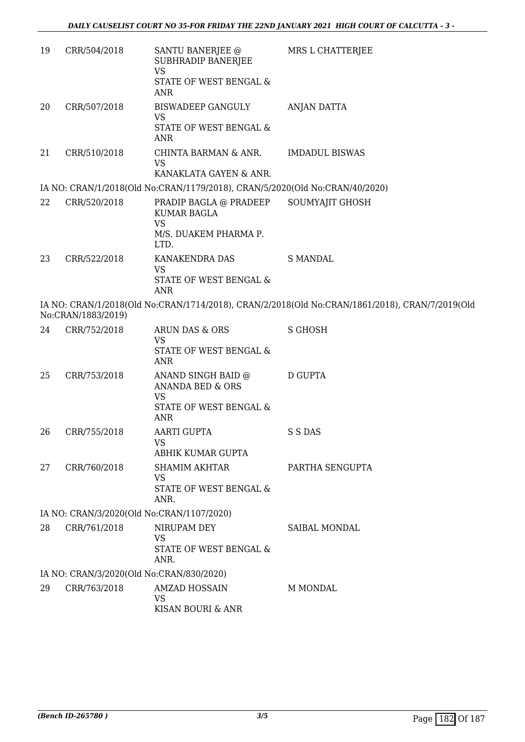| | | | |
|---|---|---|---|
| 19 | CRR/504/2018 | SANTU BANERJEE @ SUBHRADIP BANERJEE<br>VS<br>STATE OF WEST BENGAL & ANR | MRS L CHATTERJEE |
| 20 | CRR/507/2018 | BISWADEEP GANGULY<br>VS<br>STATE OF WEST BENGAL & ANR | ANJAN DATTA |
| 21 | CRR/510/2018 | CHINTA BARMAN & ANR.<br>VS<br>KANAKLATA GAYEN & ANR. | IMDADUL BISWAS |

IA NO: CRAN/1/2018(Old No:CRAN/1179/2018), CRAN/5/2020(Old No:CRAN/40/2020)

| | | | |
|---|---|---|---|
| 22 | CRR/520/2018 | PRADIP BAGLA @ PRADEEP KUMAR BAGLA<br>VS<br>M/S. DUAKEM PHARMA P. LTD. | SOUMYAJIT GHOSH |
| 23 | CRR/522/2018 | KANAKENDRA DAS<br>VS<br>STATE OF WEST BENGAL & ANR | S MANDAL |

IA NO: CRAN/1/2018(Old No:CRAN/1714/2018), CRAN/2/2018(Old No:CRAN/1861/2018), CRAN/7/2019(Old No:CRAN/1883/2019)

| | | | |
|---|---|---|---|
| 24 | CRR/752/2018 | ARUN DAS & ORS<br>VS<br>STATE OF WEST BENGAL & ANR | S GHOSH |
| 25 | CRR/753/2018 | ANAND SINGH BAID @ ANANDA BED & ORS<br>VS<br>STATE OF WEST BENGAL & ANR | D GUPTA |
| 26 | CRR/755/2018 | AARTI GUPTA<br>VS<br>ABHIK KUMAR GUPTA | S S DAS |
| 27 | CRR/760/2018 | SHAMIM AKHTAR<br>VS<br>STATE OF WEST BENGAL & ANR. | PARTHA SENGUPTA |

IA NO: CRAN/3/2020(Old No:CRAN/1107/2020)

| | | | |
|---|---|---|---|
| 28 | CRR/761/2018 | NIRUPAM DEY<br>VS<br>STATE OF WEST BENGAL & ANR. | SAIBAL MONDAL |

IA NO: CRAN/3/2020(Old No:CRAN/830/2020)

| | | | |
|---|---|---|---|
| 29 | CRR/763/2018 | AMZAD HOSSAIN<br>VS<br>KISAN BOURI & ANR | M MONDAL |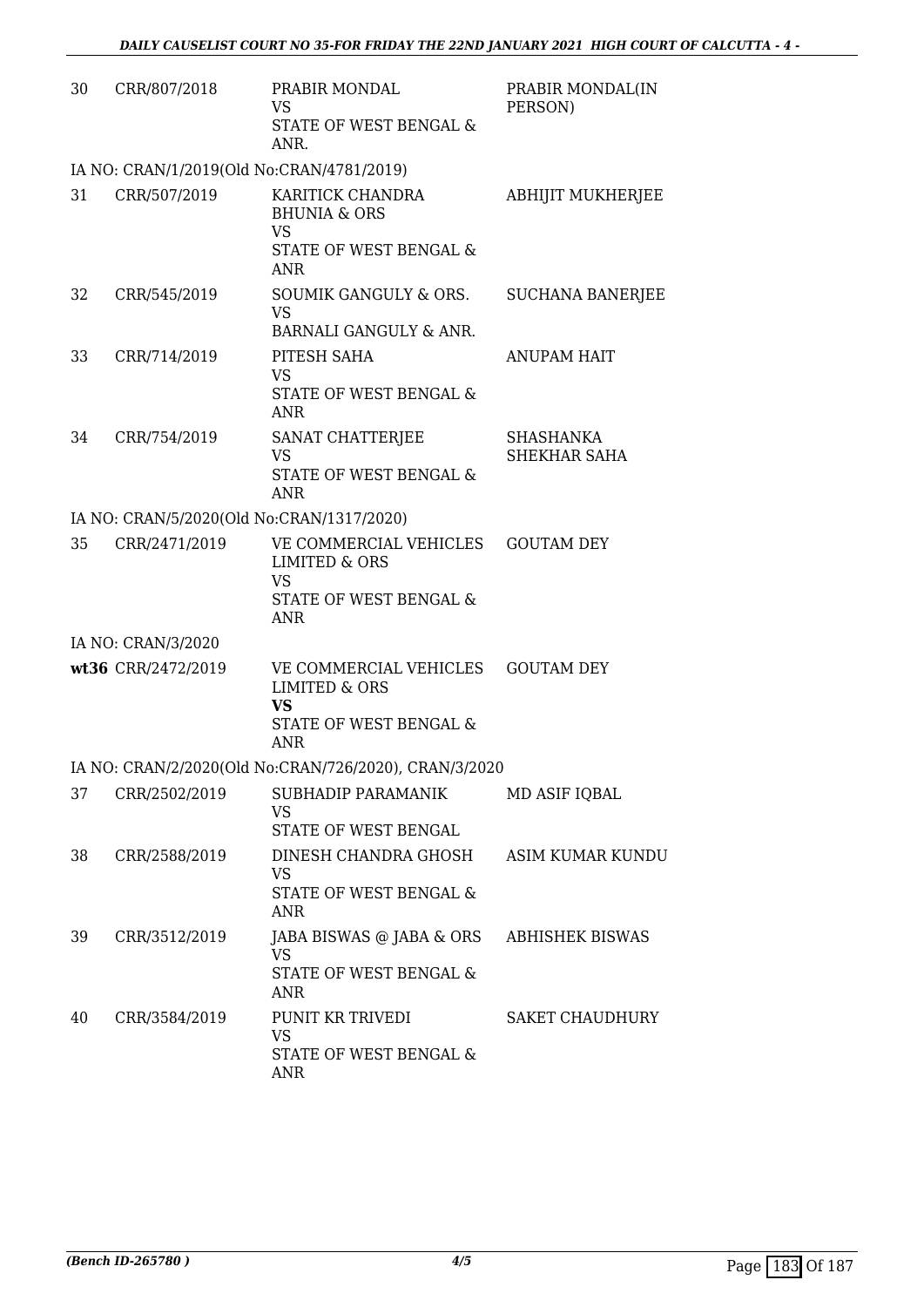| | | | |
|---|---|---|---|
| 30 | CRR/807/2018 | PRABIR MONDAL<br>VS<br>STATE OF WEST BENGAL & ANR. | PRABIR MONDAL(IN PERSON) |
| | IA NO: CRAN/1/2019(Old No:CRAN/4781/2019) | | |
| 31 | CRR/507/2019 | KARITICK CHANDRA BHUNIA & ORS<br>VS<br>STATE OF WEST BENGAL & ANR | ABHIJIT MUKHERJEE |
| 32 | CRR/545/2019 | SOUMIK GANGULY & ORS.<br>VS<br>BARNALI GANGULY & ANR. | SUCHANA BANERJEE |
| 33 | CRR/714/2019 | PITESH SAHA<br>VS<br>STATE OF WEST BENGAL & ANR | ANUPAM HAIT |
| 34 | CRR/754/2019 | SANAT CHATTERJEE<br>VS<br>STATE OF WEST BENGAL & ANR | SHASHANKA SHEKHAR SAHA |
| | IA NO: CRAN/5/2020(Old No:CRAN/1317/2020) | | |
| 35 | CRR/2471/2019 | VE COMMERCIAL VEHICLES LIMITED & ORS<br>VS<br>STATE OF WEST BENGAL & ANR | GOUTAM DEY |
| | IA NO: CRAN/3/2020 | | |
| **wt36** | CRR/2472/2019 | VE COMMERCIAL VEHICLES LIMITED & ORS<br>**VS**<br>STATE OF WEST BENGAL & ANR | GOUTAM DEY |
| | IA NO: CRAN/2/2020(Old No:CRAN/726/2020), CRAN/3/2020 | | |
| 37 | CRR/2502/2019 | SUBHADIP PARAMANIK<br>VS<br>STATE OF WEST BENGAL | MD ASIF IQBAL |
| 38 | CRR/2588/2019 | DINESH CHANDRA GHOSH<br>VS<br>STATE OF WEST BENGAL & ANR | ASIM KUMAR KUNDU |
| 39 | CRR/3512/2019 | JABA BISWAS @ JABA & ORS<br>VS<br>STATE OF WEST BENGAL & ANR | ABHISHEK BISWAS |
| 40 | CRR/3584/2019 | PUNIT KR TRIVEDI<br>VS<br>STATE OF WEST BENGAL & ANR | SAKET CHAUDHURY |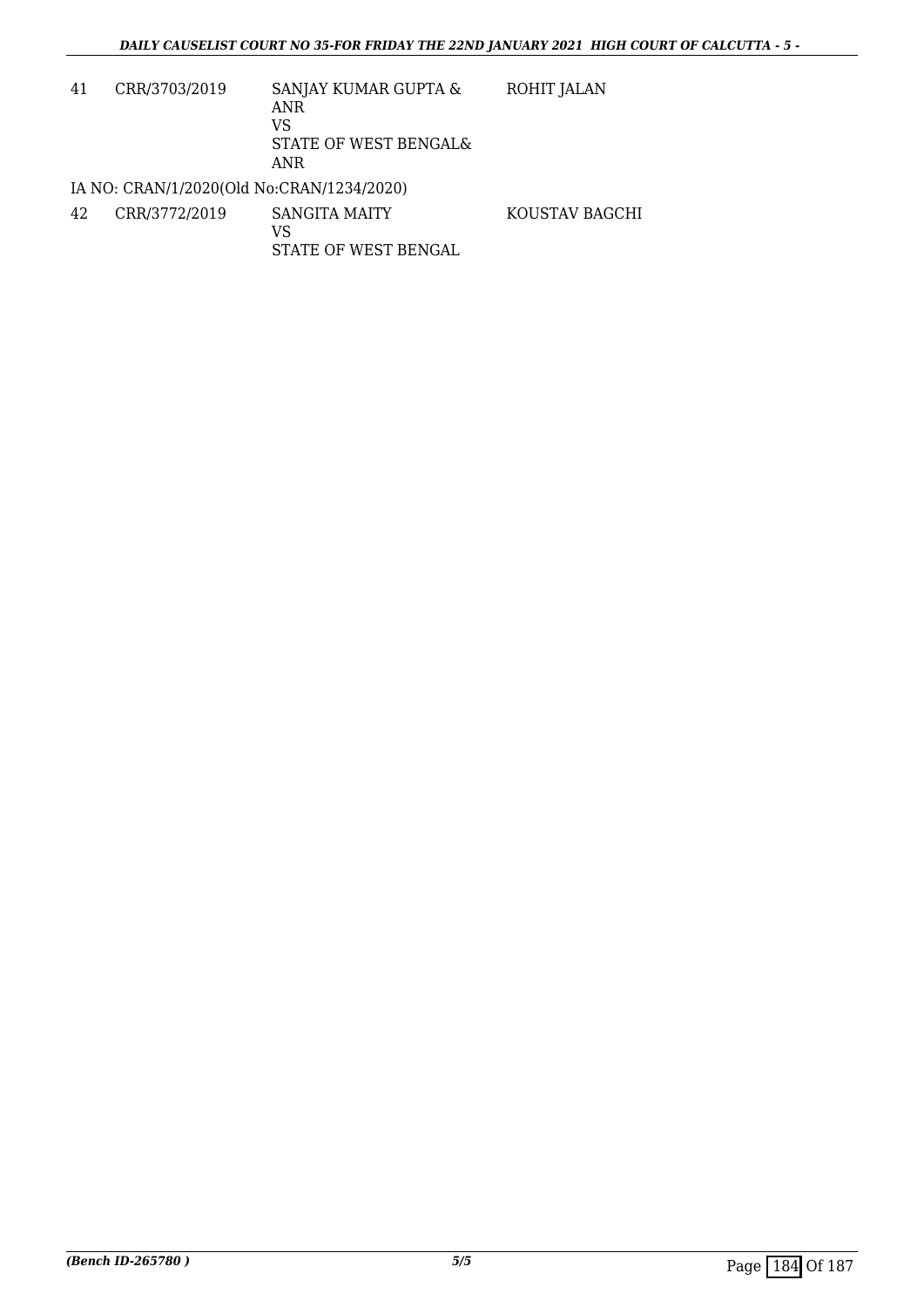| 41 | CRR/3703/2019 | SANJAY KUMAR GUPTA & ANR VS STATE OF WEST BENGAL& ANR | ROHIT JALAN |
|---|---|---|---|
| IA NO: CRAN/1/2020(Old No:CRAN/1234/2020) | | | |
| 42 | CRR/3772/2019 | SANGITA MAITY VS STATE OF WEST BENGAL | KOUSTAV BAGCHI |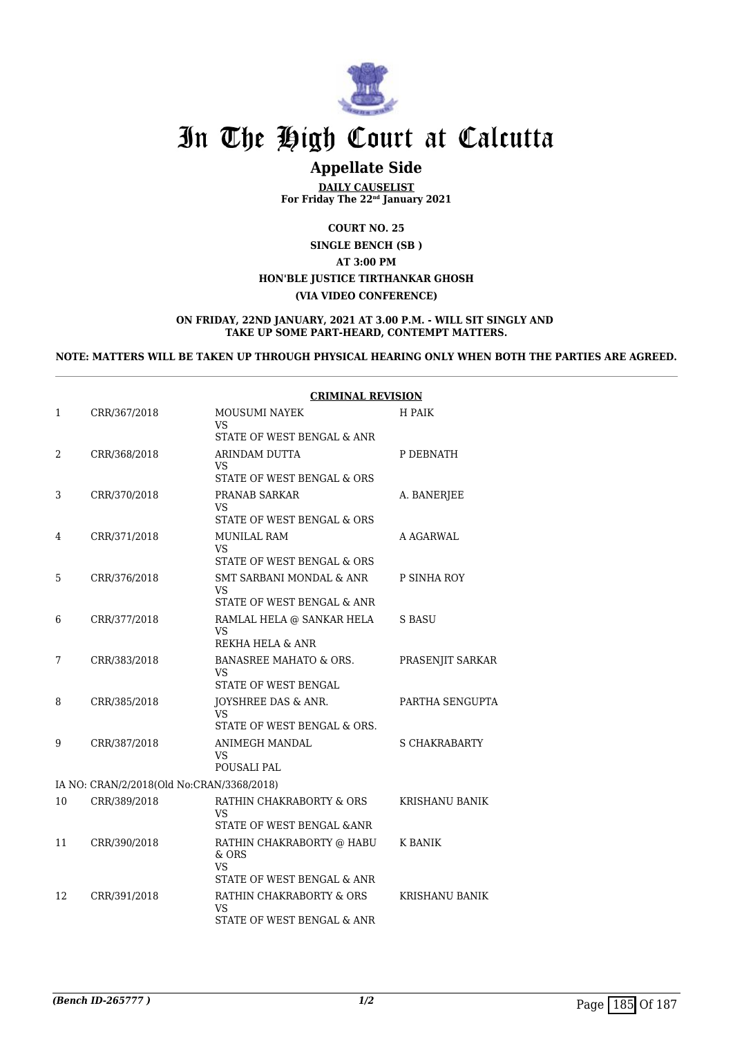# In The High Court at Calcutta

## Appellate Side

**DAILY CAUSELIST**
**For Friday The 22nd January 2021**

**COURT NO. 25**

**SINGLE BENCH (SB )**

**AT 3:00 PM**

**HON'BLE JUSTICE TIRTHANKAR GHOSH**

**(VIA VIDEO CONFERENCE)**

**ON FRIDAY, 22ND JANUARY, 2021 AT 3.00 P.M. - WILL SIT SINGLY AND TAKE UP SOME PART-HEARD, CONTEMPT MATTERS.**

**NOTE: MATTERS WILL BE TAKEN UP THROUGH PHYSICAL HEARING ONLY WHEN BOTH THE PARTIES ARE AGREED.**

**CRIMINAL REVISION**

| | | | |
|---|---|---|---|
| 1 | CRR/367/2018 | MOUSUMI NAYEK<br>VS<br>STATE OF WEST BENGAL & ANR | H PAIK |
| 2 | CRR/368/2018 | ARINDAM DUTTA<br>VS<br>STATE OF WEST BENGAL & ORS | P DEBNATH |
| 3 | CRR/370/2018 | PRANAB SARKAR<br>VS<br>STATE OF WEST BENGAL & ORS | A. BANERJEE |
| 4 | CRR/371/2018 | MUNILAL RAM<br>VS<br>STATE OF WEST BENGAL & ORS | A AGARWAL |
| 5 | CRR/376/2018 | SMT SARBANI MONDAL & ANR<br>VS<br>STATE OF WEST BENGAL & ANR | P SINHA ROY |
| 6 | CRR/377/2018 | RAMLAL HELA @ SANKAR HELA<br>VS<br>REKHA HELA & ANR | S BASU |
| 7 | CRR/383/2018 | BANASREE MAHATO & ORS.<br>VS<br>STATE OF WEST BENGAL | PRASENJIT SARKAR |
| 8 | CRR/385/2018 | JOYSHREE DAS & ANR.<br>VS<br>STATE OF WEST BENGAL & ORS. | PARTHA SENGUPTA |
| 9 | CRR/387/2018 | ANIMEGH MANDAL<br>VS<br>POUSALI PAL | S CHAKRABARTY |
| | IA NO: CRAN/2/2018(Old No:CRAN/3368/2018) | | |
| 10 | CRR/389/2018 | RATHIN CHAKRABORTY & ORS<br>VS<br>STATE OF WEST BENGAL &ANR | KRISHANU BANIK |
| 11 | CRR/390/2018 | RATHIN CHAKRABORTY @ HABU & ORS<br>VS<br>STATE OF WEST BENGAL & ANR | K BANIK |
| 12 | CRR/391/2018 | RATHIN CHAKRABORTY & ORS<br>VS<br>STATE OF WEST BENGAL & ANR | KRISHANU BANIK |

*(Bench ID-265777 )*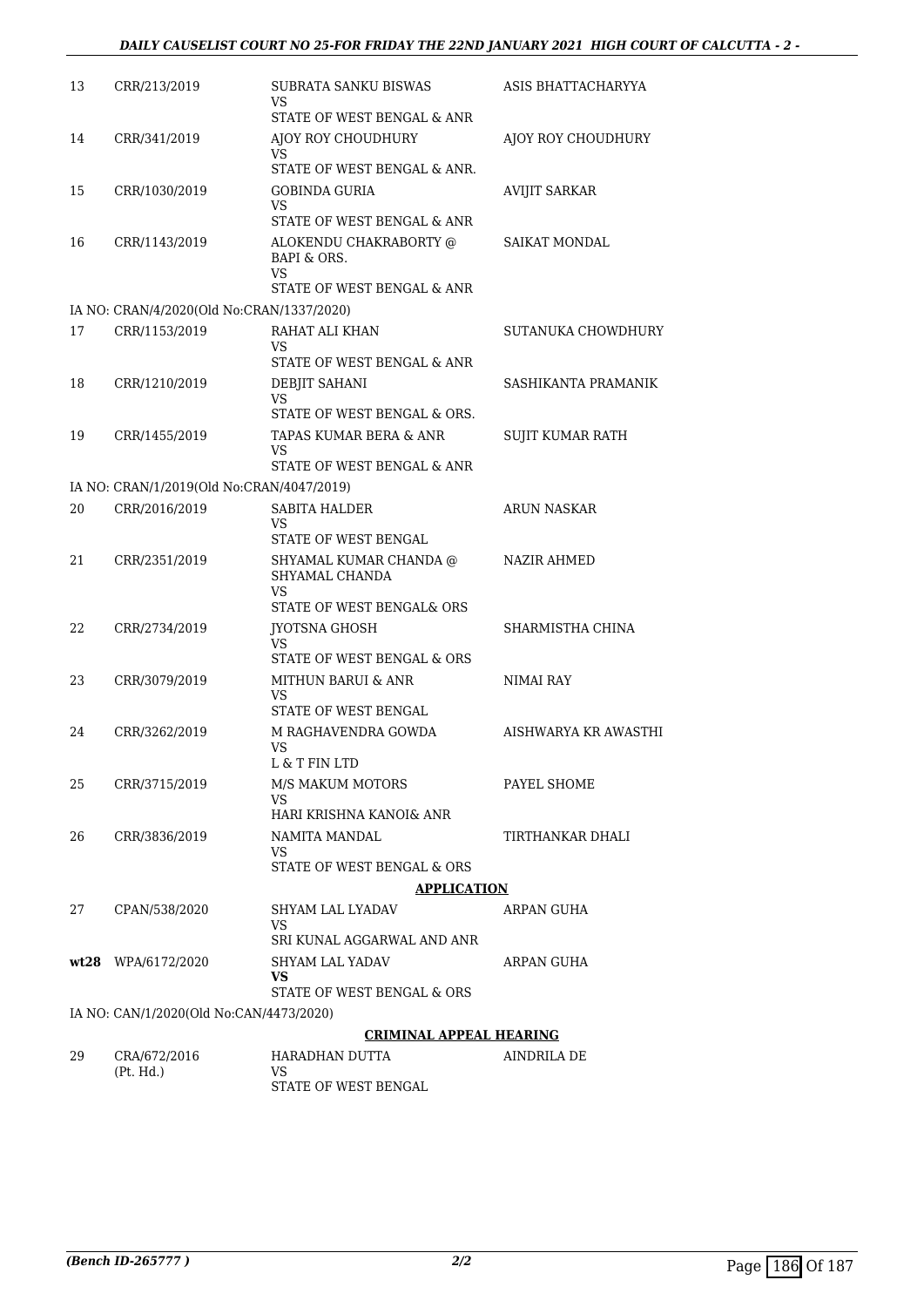| | | | |
|---|---|---|---|
| 13 | CRR/213/2019 | SUBRATA SANKU BISWAS<br>VS<br>STATE OF WEST BENGAL & ANR | ASIS BHATTACHARYYA |
| 14 | CRR/341/2019 | AJOY ROY CHOUDHURY<br>VS<br>STATE OF WEST BENGAL & ANR. | AJOY ROY CHOUDHURY |
| 15 | CRR/1030/2019 | GOBINDA GURIA<br>VS<br>STATE OF WEST BENGAL & ANR | AVIJIT SARKAR |
| 16 | CRR/1143/2019 | ALOKENDU CHAKRABORTY @ BAPI & ORS.<br>VS<br>STATE OF WEST BENGAL & ANR | SAIKAT MONDAL |
| | IA NO: CRAN/4/2020(Old No:CRAN/1337/2020) | | |
| 17 | CRR/1153/2019 | RAHAT ALI KHAN<br>VS<br>STATE OF WEST BENGAL & ANR | SUTANUKA CHOWDHURY |
| 18 | CRR/1210/2019 | DEBJIT SAHANI<br>VS<br>STATE OF WEST BENGAL & ORS. | SASHIKANTA PRAMANIK |
| 19 | CRR/1455/2019 | TAPAS KUMAR BERA & ANR<br>VS<br>STATE OF WEST BENGAL & ANR | SUJIT KUMAR RATH |
| | IA NO: CRAN/1/2019(Old No:CRAN/4047/2019) | | |
| 20 | CRR/2016/2019 | SABITA HALDER<br>VS<br>STATE OF WEST BENGAL | ARUN NASKAR |
| 21 | CRR/2351/2019 | SHYAMAL KUMAR CHANDA @ SHYAMAL CHANDA<br>VS<br>STATE OF WEST BENGAL& ORS | NAZIR AHMED |
| 22 | CRR/2734/2019 | JYOTSNA GHOSH<br>VS<br>STATE OF WEST BENGAL & ORS | SHARMISTHA CHINA |
| 23 | CRR/3079/2019 | MITHUN BARUI & ANR<br>VS<br>STATE OF WEST BENGAL | NIMAI RAY |
| 24 | CRR/3262/2019 | M RAGHAVENDRA GOWDA<br>VS<br>L & T FIN LTD | AISHWARYA KR AWASTHI |
| 25 | CRR/3715/2019 | M/S MAKUM MOTORS<br>VS<br>HARI KRISHNA KANOI& ANR | PAYEL SHOME |
| 26 | CRR/3836/2019 | NAMITA MANDAL<br>VS<br>STATE OF WEST BENGAL & ORS | TIRTHANKAR DHALI |
| | | **APPLICATION** | |
| 27 | CPAN/538/2020 | SHYAM LAL LYADAV<br>VS<br>SRI KUNAL AGGARWAL AND ANR | ARPAN GUHA |
| **wt28** | WPA/6172/2020 | SHYAM LAL YADAV<br>**VS**<br>STATE OF WEST BENGAL & ORS | ARPAN GUHA |
| | IA NO: CAN/1/2020(Old No:CAN/4473/2020) | | |
| | | **CRIMINAL APPEAL HEARING** | |
| 29 | CRA/672/2016<br>(Pt. Hd.) | HARADHAN DUTTA<br>VS<br>STATE OF WEST BENGAL | AINDRILA DE |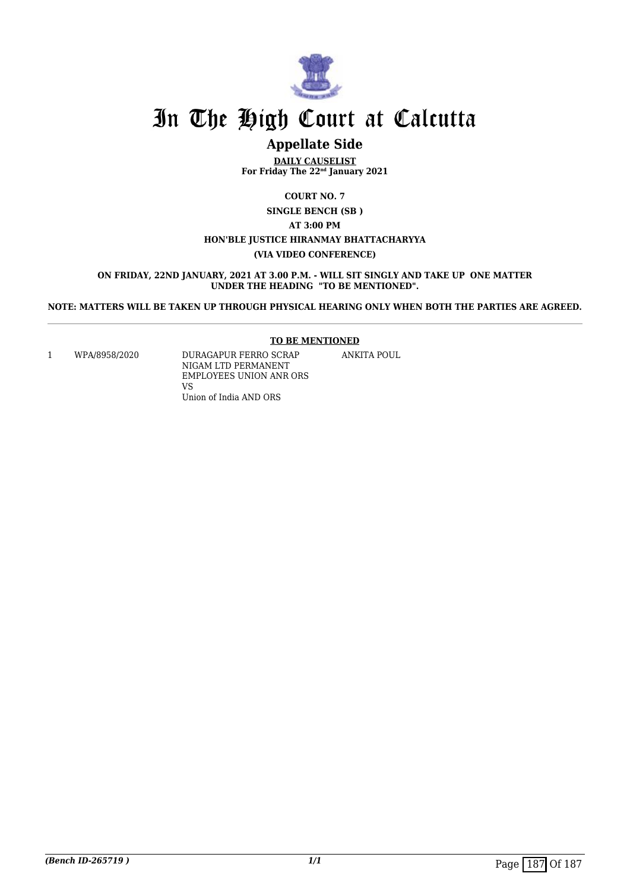# In The High Court at Calcutta

## Appellate Side

**DAILY CAUSELIST**
**For Friday The 22nd January 2021**

**COURT NO. 7**

**SINGLE BENCH (SB )**

**AT 3:00 PM**

**HON'BLE JUSTICE HIRANMAY BHATTACHARYYA**

**(VIA VIDEO CONFERENCE)**

**ON FRIDAY, 22ND JANUARY, 2021 AT 3.00 P.M. - WILL SIT SINGLY AND TAKE UP ONE MATTER UNDER THE HEADING "TO BE MENTIONED".**

**NOTE: MATTERS WILL BE TAKEN UP THROUGH PHYSICAL HEARING ONLY WHEN BOTH THE PARTIES ARE AGREED.**

**TO BE MENTIONED**

| | | | |
|---|---|---|---|
| 1 | WPA/8958/2020 | DURAGAPUR FERRO SCRAP NIGAM LTD PERMANENT EMPLOYEES UNION ANR ORS VS Union of India AND ORS | ANKITA POUL |

*(Bench ID-265719 )*